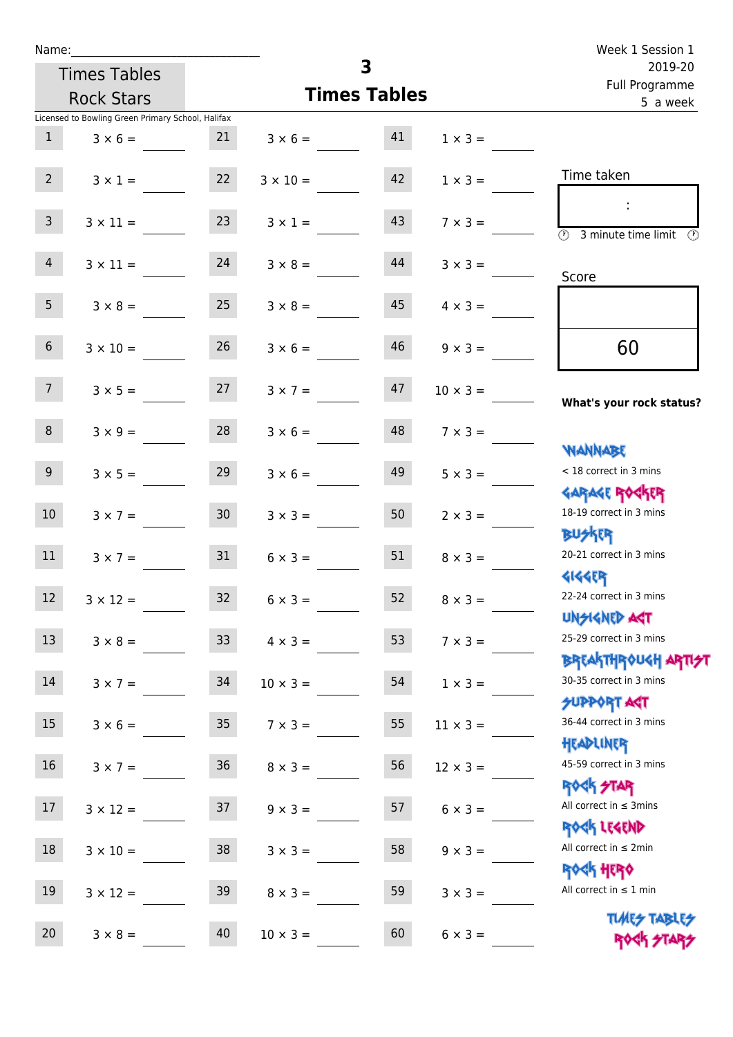Name:

Times Tables Rock Stars

# 3

## Times Tables

Week 1 Session 1
2019-20
Full Programme
5 a week

Licensed to Bowling Green Primary School, Halifax

| # | Question | # | Question | # | Question |
|---|---|---|---|---|---|
| 1 | 3 × 6 = | 21 | 3 × 6 = | 41 | 1 × 3 = |
| 2 | 3 × 1 = | 22 | 3 × 10 = | 42 | 1 × 3 = |
| 3 | 3 × 11 = | 23 | 3 × 1 = | 43 | 7 × 3 = |
| 4 | 3 × 11 = | 24 | 3 × 8 = | 44 | 3 × 3 = |
| 5 | 3 × 8 = | 25 | 3 × 8 = | 45 | 4 × 3 = |
| 6 | 3 × 10 = | 26 | 3 × 6 = | 46 | 9 × 3 = |
| 7 | 3 × 5 = | 27 | 3 × 7 = | 47 | 10 × 3 = |
| 8 | 3 × 9 = | 28 | 3 × 6 = | 48 | 7 × 3 = |
| 9 | 3 × 5 = | 29 | 3 × 6 = | 49 | 5 × 3 = |
| 10 | 3 × 7 = | 30 | 3 × 3 = | 50 | 2 × 3 = |
| 11 | 3 × 7 = | 31 | 6 × 3 = | 51 | 8 × 3 = |
| 12 | 3 × 12 = | 32 | 6 × 3 = | 52 | 8 × 3 = |
| 13 | 3 × 8 = | 33 | 4 × 3 = | 53 | 7 × 3 = |
| 14 | 3 × 7 = | 34 | 10 × 3 = | 54 | 1 × 3 = |
| 15 | 3 × 6 = | 35 | 7 × 3 = | 55 | 11 × 3 = |
| 16 | 3 × 7 = | 36 | 8 × 3 = | 56 | 12 × 3 = |
| 17 | 3 × 12 = | 37 | 9 × 3 = | 57 | 6 × 3 = |
| 18 | 3 × 10 = | 38 | 3 × 3 = | 58 | 9 × 3 = |
| 19 | 3 × 12 = | 39 | 8 × 3 = | 59 | 3 × 3 = |
| 20 | 3 × 8 = | 40 | 10 × 3 = | 60 | 6 × 3 = |

Time taken

:

3 minute time limit

Score

60

**What's your rock status?**

WANNABE
< 18 correct in 3 mins

GARAGE ROCKER
18-19 correct in 3 mins

BUSKER
20-21 correct in 3 mins

GIGGER
22-24 correct in 3 mins

UNSIGNED ACT
25-29 correct in 3 mins

BREAKTHROUGH ARTIST
30-35 correct in 3 mins

SUPPORT ACT
36-44 correct in 3 mins

HEADLINER
45-59 correct in 3 mins

ROCK STAR
All correct in ≤ 3mins

ROCK LEGEND
All correct in ≤ 2min

ROCK HERO
All correct in ≤ 1 min

TIMES TABLES ROCK STARS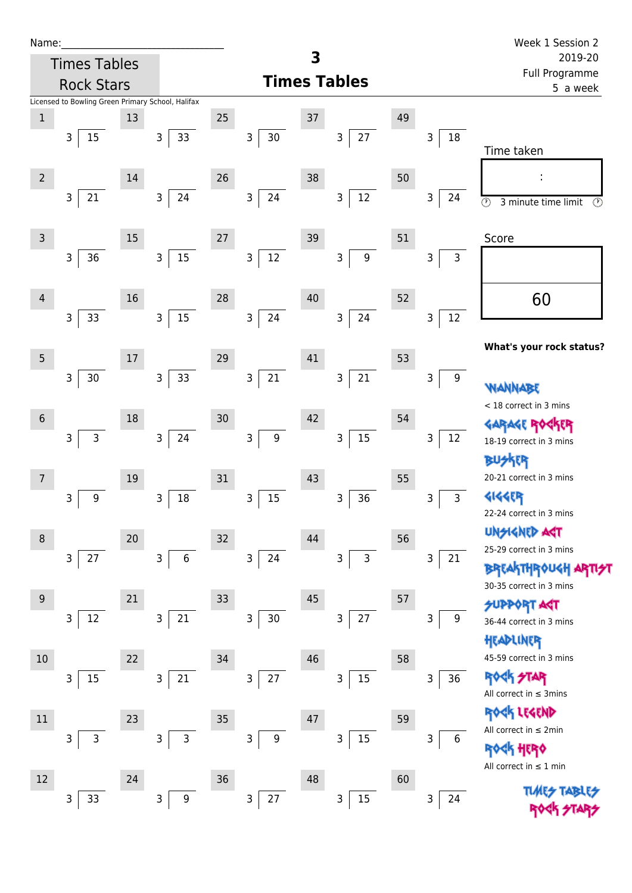Name:\_\_\_\_\_\_\_\_\_\_\_\_\_\_\_\_\_\_\_\_\_\_\_\_\_\_\_\_\_\_

Times Tables Rock Stars

Licensed to Bowling Green Primary School, Halifax

# 3 Times Tables

Week 1 Session 2
2019-20
Full Programme
5 a week

| # | | # | | # | | # | | # | |
|---|---|---|---|---|---|---|---|---|---|
| 1 | 3 ) 15 | 13 | 3 ) 33 | 25 | 3 ) 30 | 37 | 3 ) 27 | 49 | 3 ) 18 |
| 2 | 3 ) 21 | 14 | 3 ) 24 | 26 | 3 ) 24 | 38 | 3 ) 12 | 50 | 3 ) 24 |
| 3 | 3 ) 36 | 15 | 3 ) 15 | 27 | 3 ) 12 | 39 | 3 ) 9 | 51 | 3 ) 3 |
| 4 | 3 ) 33 | 16 | 3 ) 15 | 28 | 3 ) 24 | 40 | 3 ) 24 | 52 | 3 ) 12 |
| 5 | 3 ) 30 | 17 | 3 ) 33 | 29 | 3 ) 21 | 41 | 3 ) 21 | 53 | 3 ) 9 |
| 6 | 3 ) 3 | 18 | 3 ) 24 | 30 | 3 ) 9 | 42 | 3 ) 15 | 54 | 3 ) 12 |
| 7 | 3 ) 9 | 19 | 3 ) 18 | 31 | 3 ) 15 | 43 | 3 ) 36 | 55 | 3 ) 3 |
| 8 | 3 ) 27 | 20 | 3 ) 6 | 32 | 3 ) 24 | 44 | 3 ) 3 | 56 | 3 ) 21 |
| 9 | 3 ) 12 | 21 | 3 ) 21 | 33 | 3 ) 30 | 45 | 3 ) 27 | 57 | 3 ) 9 |
| 10 | 3 ) 15 | 22 | 3 ) 21 | 34 | 3 ) 27 | 46 | 3 ) 15 | 58 | 3 ) 36 |
| 11 | 3 ) 3 | 23 | 3 ) 3 | 35 | 3 ) 9 | 47 | 3 ) 15 | 59 | 3 ) 6 |
| 12 | 3 ) 33 | 24 | 3 ) 9 | 36 | 3 ) 27 | 48 | 3 ) 15 | 60 | 3 ) 24 |

Time taken

:

3 minute time limit

Score

60

**What's your rock status?**

WANNABE
< 18 correct in 3 mins

GARAGE ROCKER
18-19 correct in 3 mins

BUSKER
20-21 correct in 3 mins

GIGGER
22-24 correct in 3 mins

UNSIGNED ACT
25-29 correct in 3 mins

BREAKTHROUGH ARTIST
30-35 correct in 3 mins

SUPPORT ACT
36-44 correct in 3 mins

HEADLINER
45-59 correct in 3 mins

ROCK STAR
All correct in ≤ 3mins

ROCK LEGEND
All correct in ≤ 2min

ROCK HERO
All correct in ≤ 1 min

TIMES TABLES ROCK STARS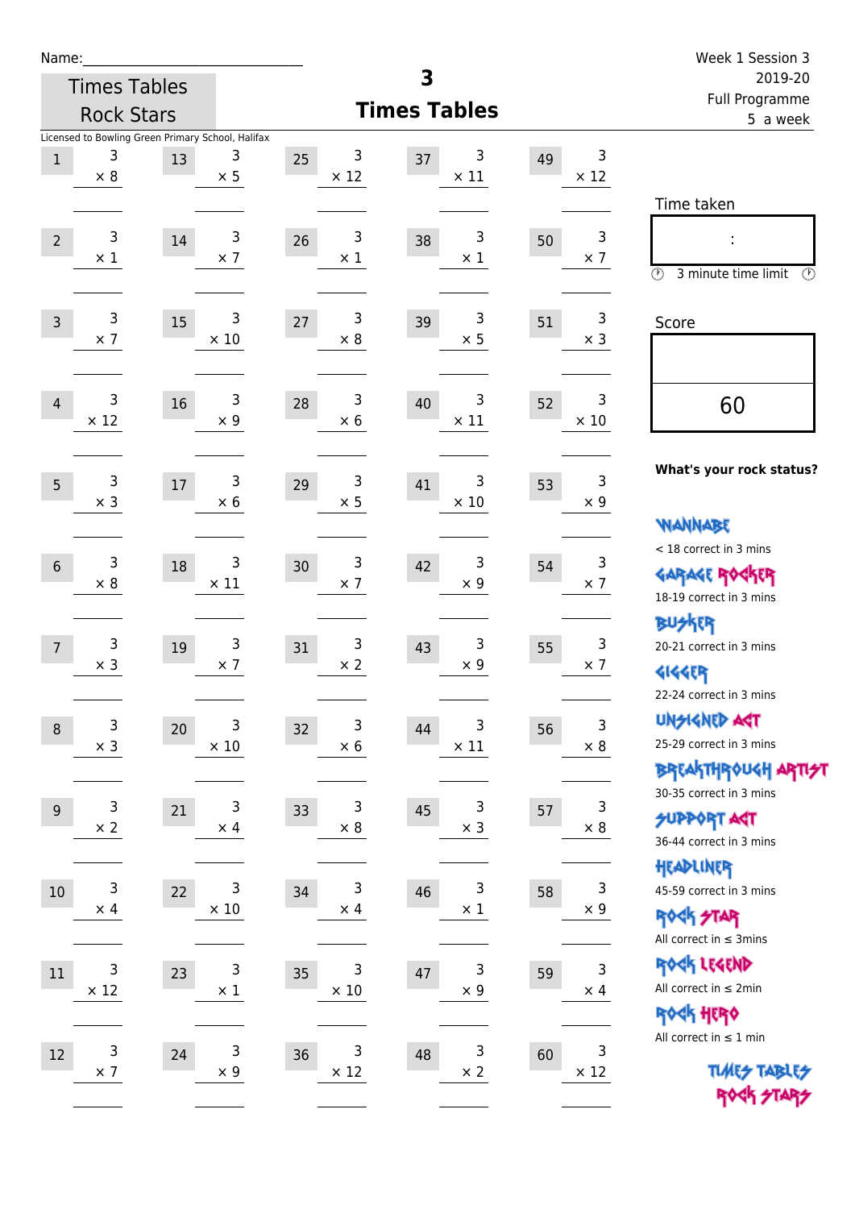Name:\_\_\_\_\_\_\_\_\_\_\_\_\_\_\_\_\_\_\_\_\_\_\_\_\_\_\_\_

Times Tables Rock Stars

Licensed to Bowling Green Primary School, Halifax

# 3
## Times Tables

Week 1 Session 3
2019-20
Full Programme
5 a week

| # | Question | # | Question | # | Question | # | Question | # | Question |
|---|---|---|---|---|---|---|---|---|---|
| 1 | 3 × 8 | 13 | 3 × 5 | 25 | 3 × 12 | 37 | 3 × 11 | 49 | 3 × 12 |
| 2 | 3 × 1 | 14 | 3 × 7 | 26 | 3 × 1 | 38 | 3 × 1 | 50 | 3 × 7 |
| 3 | 3 × 7 | 15 | 3 × 10 | 27 | 3 × 8 | 39 | 3 × 5 | 51 | 3 × 3 |
| 4 | 3 × 12 | 16 | 3 × 9 | 28 | 3 × 6 | 40 | 3 × 11 | 52 | 3 × 10 |
| 5 | 3 × 3 | 17 | 3 × 6 | 29 | 3 × 5 | 41 | 3 × 10 | 53 | 3 × 9 |
| 6 | 3 × 8 | 18 | 3 × 11 | 30 | 3 × 7 | 42 | 3 × 9 | 54 | 3 × 7 |
| 7 | 3 × 3 | 19 | 3 × 7 | 31 | 3 × 2 | 43 | 3 × 9 | 55 | 3 × 7 |
| 8 | 3 × 3 | 20 | 3 × 10 | 32 | 3 × 6 | 44 | 3 × 11 | 56 | 3 × 8 |
| 9 | 3 × 2 | 21 | 3 × 4 | 33 | 3 × 8 | 45 | 3 × 3 | 57 | 3 × 8 |
| 10 | 3 × 4 | 22 | 3 × 10 | 34 | 3 × 4 | 46 | 3 × 1 | 58 | 3 × 9 |
| 11 | 3 × 12 | 23 | 3 × 1 | 35 | 3 × 10 | 47 | 3 × 9 | 59 | 3 × 4 |
| 12 | 3 × 7 | 24 | 3 × 9 | 36 | 3 × 12 | 48 | 3 × 2 | 60 | 3 × 12 |

Time taken

:

3 minute time limit

Score

60

**What's your rock status?**

WANNABE
< 18 correct in 3 mins

GARAGE ROCKER
18-19 correct in 3 mins

BUSKER
20-21 correct in 3 mins

GIGGER
22-24 correct in 3 mins

UNSIGNED ACT
25-29 correct in 3 mins

BREAKTHROUGH ARTIST
30-35 correct in 3 mins

SUPPORT ACT
36-44 correct in 3 mins

HEADLINER
45-59 correct in 3 mins

ROCK STAR
All correct in ≤ 3mins

ROCK LEGEND
All correct in ≤ 2min

ROCK HERO
All correct in ≤ 1 min

TIMES TABLES ROCK STARS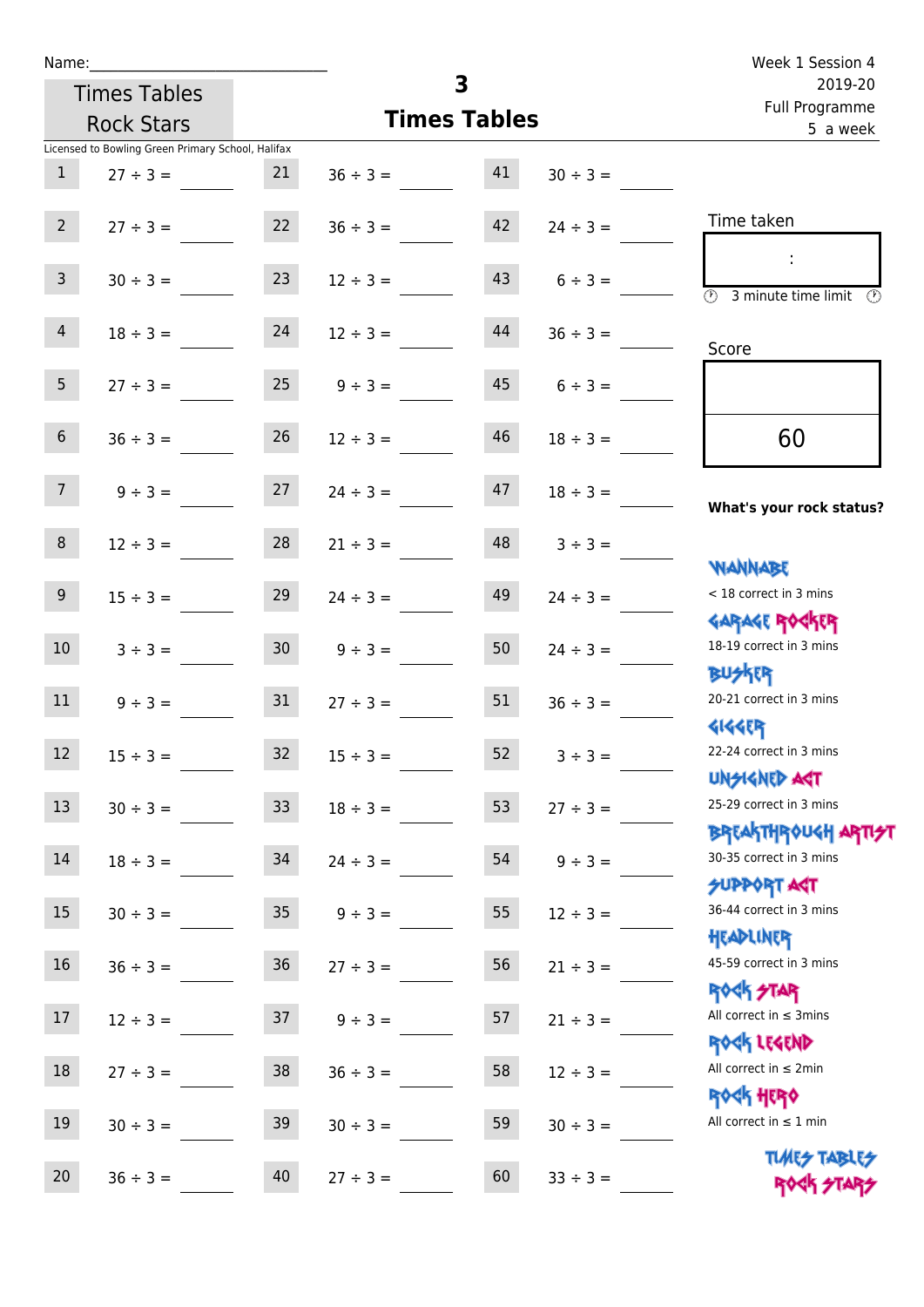Name:______________________________

Times Tables Rock Stars

# 3 Times Tables

Week 1 Session 4
2019-20
Full Programme
5 a week

Licensed to Bowling Green Primary School, Halifax

| # | Question | # | Question | # | Question |
|---|---|---|---|---|---|
| 1 | 27 ÷ 3 = | 21 | 36 ÷ 3 = | 41 | 30 ÷ 3 = |
| 2 | 27 ÷ 3 = | 22 | 36 ÷ 3 = | 42 | 24 ÷ 3 = |
| 3 | 30 ÷ 3 = | 23 | 12 ÷ 3 = | 43 | 6 ÷ 3 = |
| 4 | 18 ÷ 3 = | 24 | 12 ÷ 3 = | 44 | 36 ÷ 3 = |
| 5 | 27 ÷ 3 = | 25 | 9 ÷ 3 = | 45 | 6 ÷ 3 = |
| 6 | 36 ÷ 3 = | 26 | 12 ÷ 3 = | 46 | 18 ÷ 3 = |
| 7 | 9 ÷ 3 = | 27 | 24 ÷ 3 = | 47 | 18 ÷ 3 = |
| 8 | 12 ÷ 3 = | 28 | 21 ÷ 3 = | 48 | 3 ÷ 3 = |
| 9 | 15 ÷ 3 = | 29 | 24 ÷ 3 = | 49 | 24 ÷ 3 = |
| 10 | 3 ÷ 3 = | 30 | 9 ÷ 3 = | 50 | 24 ÷ 3 = |
| 11 | 9 ÷ 3 = | 31 | 27 ÷ 3 = | 51 | 36 ÷ 3 = |
| 12 | 15 ÷ 3 = | 32 | 15 ÷ 3 = | 52 | 3 ÷ 3 = |
| 13 | 30 ÷ 3 = | 33 | 18 ÷ 3 = | 53 | 27 ÷ 3 = |
| 14 | 18 ÷ 3 = | 34 | 24 ÷ 3 = | 54 | 9 ÷ 3 = |
| 15 | 30 ÷ 3 = | 35 | 9 ÷ 3 = | 55 | 12 ÷ 3 = |
| 16 | 36 ÷ 3 = | 36 | 27 ÷ 3 = | 56 | 21 ÷ 3 = |
| 17 | 12 ÷ 3 = | 37 | 9 ÷ 3 = | 57 | 21 ÷ 3 = |
| 18 | 27 ÷ 3 = | 38 | 36 ÷ 3 = | 58 | 12 ÷ 3 = |
| 19 | 30 ÷ 3 = | 39 | 30 ÷ 3 = | 59 | 30 ÷ 3 = |
| 20 | 36 ÷ 3 = | 40 | 27 ÷ 3 = | 60 | 33 ÷ 3 = |

Time taken

:

3 minute time limit

Score

60

**What's your rock status?**

WANNABE
< 18 correct in 3 mins

GARAGE ROCKER
18-19 correct in 3 mins

BUSKER
20-21 correct in 3 mins

GIGGER
22-24 correct in 3 mins

UNSIGNED ACT
25-29 correct in 3 mins

BREAKTHROUGH ARTIST
30-35 correct in 3 mins

SUPPORT ACT
36-44 correct in 3 mins

HEADLINER
45-59 correct in 3 mins

ROCK STAR
All correct in ≤ 3mins

ROCK LEGEND
All correct in ≤ 2min

ROCK HERO
All correct in ≤ 1 min

TIMES TABLES ROCK STARS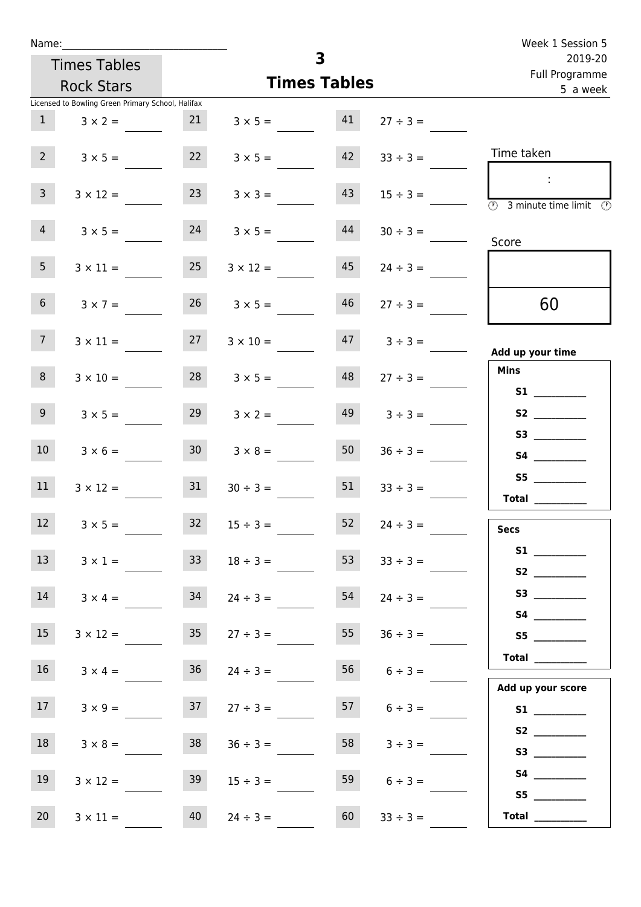Name:

Times Tables Rock Stars

Licensed to Bowling Green Primary School, Halifax

# 3
## Times Tables

Week 1 Session 5
2019-20
Full Programme
5 a week

| | | | | | |
|---|---|---|---|---|---|
| 1 | $3 \times 2 =$ | 21 | $3 \times 5 =$ | 41 | $27 \div 3 =$ |
| 2 | $3 \times 5 =$ | 22 | $3 \times 5 =$ | 42 | $33 \div 3 =$ |
| 3 | $3 \times 12 =$ | 23 | $3 \times 3 =$ | 43 | $15 \div 3 =$ |
| 4 | $3 \times 5 =$ | 24 | $3 \times 5 =$ | 44 | $30 \div 3 =$ |
| 5 | $3 \times 11 =$ | 25 | $3 \times 12 =$ | 45 | $24 \div 3 =$ |
| 6 | $3 \times 7 =$ | 26 | $3 \times 5 =$ | 46 | $27 \div 3 =$ |
| 7 | $3 \times 11 =$ | 27 | $3 \times 10 =$ | 47 | $3 \div 3 =$ |
| 8 | $3 \times 10 =$ | 28 | $3 \times 5 =$ | 48 | $27 \div 3 =$ |
| 9 | $3 \times 5 =$ | 29 | $3 \times 2 =$ | 49 | $3 \div 3 =$ |
| 10 | $3 \times 6 =$ | 30 | $3 \times 8 =$ | 50 | $36 \div 3 =$ |
| 11 | $3 \times 12 =$ | 31 | $30 \div 3 =$ | 51 | $33 \div 3 =$ |
| 12 | $3 \times 5 =$ | 32 | $15 \div 3 =$ | 52 | $24 \div 3 =$ |
| 13 | $3 \times 1 =$ | 33 | $18 \div 3 =$ | 53 | $33 \div 3 =$ |
| 14 | $3 \times 4 =$ | 34 | $24 \div 3 =$ | 54 | $24 \div 3 =$ |
| 15 | $3 \times 12 =$ | 35 | $27 \div 3 =$ | 55 | $36 \div 3 =$ |
| 16 | $3 \times 4 =$ | 36 | $24 \div 3 =$ | 56 | $6 \div 3 =$ |
| 17 | $3 \times 9 =$ | 37 | $27 \div 3 =$ | 57 | $6 \div 3 =$ |
| 18 | $3 \times 8 =$ | 38 | $36 \div 3 =$ | 58 | $3 \div 3 =$ |
| 19 | $3 \times 12 =$ | 39 | $15 \div 3 =$ | 59 | $6 \div 3 =$ |
| 20 | $3 \times 11 =$ | 40 | $24 \div 3 =$ | 60 | $33 \div 3 =$ |

Time taken

:

3 minute time limit

Score

60

**Add up your time**

**Mins**

**S1**
**S2**
**S3**
**S4**
**S5**
**Total**

**Secs**

**S1**
**S2**
**S3**
**S4**
**S5**
**Total**

**Add up your score**

**S1**
**S2**
**S3**
**S4**
**S5**
**Total**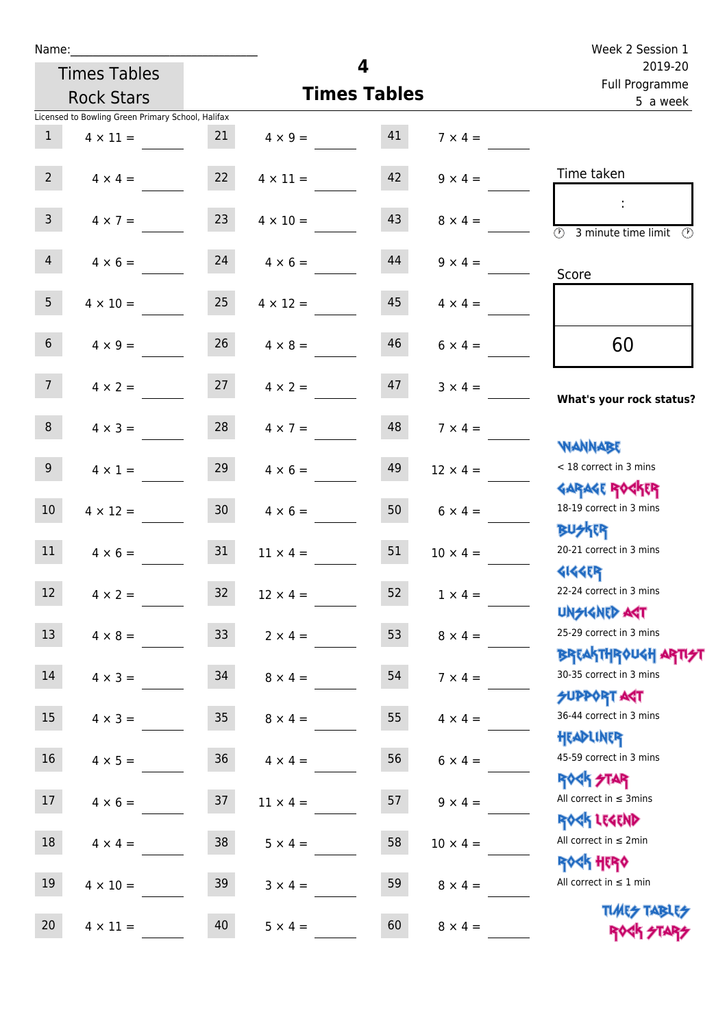Name:\_\_\_\_\_\_\_\_\_\_\_\_\_\_\_\_\_\_\_\_\_\_\_\_\_\_\_\_

Times Tables Rock Stars

# 4
## Times Tables

Week 2 Session 1
2019-20
Full Programme
5 a week

Licensed to Bowling Green Primary School, Halifax

| | | | | | |
|---|---|---|---|---|---|
| 1 | 4 × 11 = | 21 | 4 × 9 = | 41 | 7 × 4 = |
| 2 | 4 × 4 = | 22 | 4 × 11 = | 42 | 9 × 4 = |
| 3 | 4 × 7 = | 23 | 4 × 10 = | 43 | 8 × 4 = |
| 4 | 4 × 6 = | 24 | 4 × 6 = | 44 | 9 × 4 = |
| 5 | 4 × 10 = | 25 | 4 × 12 = | 45 | 4 × 4 = |
| 6 | 4 × 9 = | 26 | 4 × 8 = | 46 | 6 × 4 = |
| 7 | 4 × 2 = | 27 | 4 × 2 = | 47 | 3 × 4 = |
| 8 | 4 × 3 = | 28 | 4 × 7 = | 48 | 7 × 4 = |
| 9 | 4 × 1 = | 29 | 4 × 6 = | 49 | 12 × 4 = |
| 10 | 4 × 12 = | 30 | 4 × 6 = | 50 | 6 × 4 = |
| 11 | 4 × 6 = | 31 | 11 × 4 = | 51 | 10 × 4 = |
| 12 | 4 × 2 = | 32 | 12 × 4 = | 52 | 1 × 4 = |
| 13 | 4 × 8 = | 33 | 2 × 4 = | 53 | 8 × 4 = |
| 14 | 4 × 3 = | 34 | 8 × 4 = | 54 | 7 × 4 = |
| 15 | 4 × 3 = | 35 | 8 × 4 = | 55 | 4 × 4 = |
| 16 | 4 × 5 = | 36 | 4 × 4 = | 56 | 6 × 4 = |
| 17 | 4 × 6 = | 37 | 11 × 4 = | 57 | 9 × 4 = |
| 18 | 4 × 4 = | 38 | 5 × 4 = | 58 | 10 × 4 = |
| 19 | 4 × 10 = | 39 | 3 × 4 = | 59 | 8 × 4 = |
| 20 | 4 × 11 = | 40 | 5 × 4 = | 60 | 8 × 4 = |

Time taken

:

3 minute time limit

Score

60

**What's your rock status?**

WANNABE
< 18 correct in 3 mins

GARAGE ROCKER
18-19 correct in 3 mins

BUSKER
20-21 correct in 3 mins

GIGGER
22-24 correct in 3 mins

UNSIGNED ACT
25-29 correct in 3 mins

BREAKTHROUGH ARTIST
30-35 correct in 3 mins

SUPPORT ACT
36-44 correct in 3 mins

HEADLINER
45-59 correct in 3 mins

ROCK STAR
All correct in ≤ 3mins

ROCK LEGEND
All correct in ≤ 2min

ROCK HERO
All correct in ≤ 1 min

TIMES TABLES ROCK STARS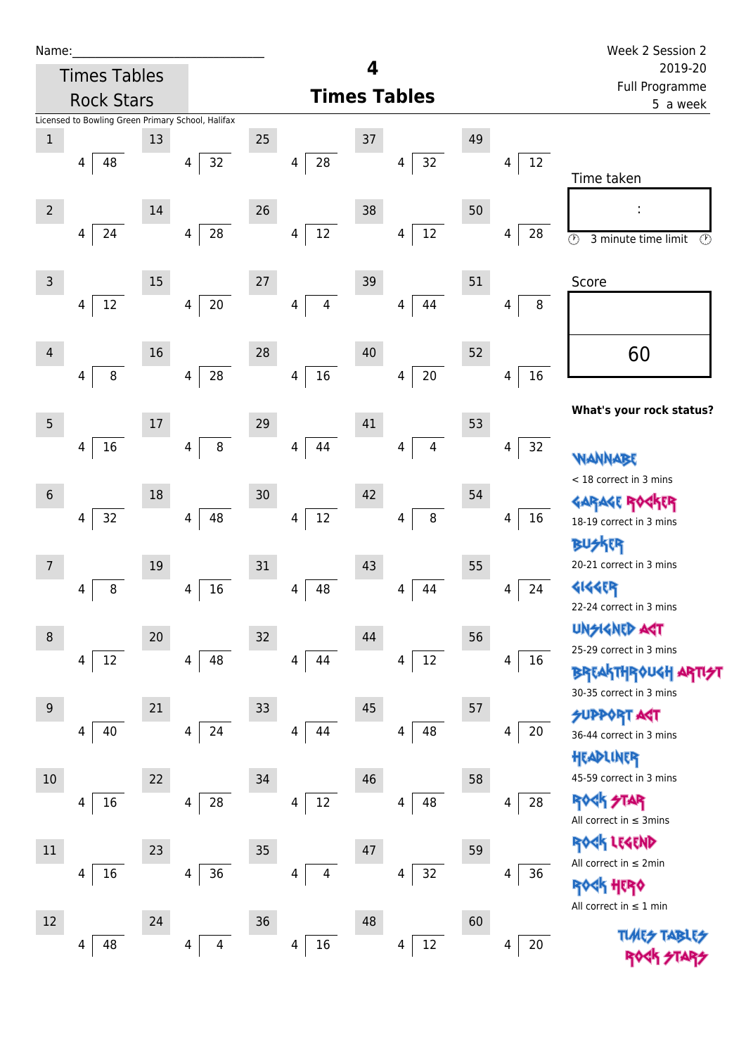Name:\_\_\_\_\_\_\_\_\_\_\_\_\_\_\_\_\_\_\_\_\_\_\_\_\_\_\_\_\_\_

Times Tables Rock Stars

# 4 Times Tables

Week 2 Session 2
2019-20
Full Programme
5 a week

Licensed to Bowling Green Primary School, Halifax

| | | | | | | | | | |
|---|---|---|---|---|---|---|---|---|---|
| 1 | 4 ) 48 | 13 | 4 ) 32 | 25 | 4 ) 28 | 37 | 4 ) 32 | 49 | 4 ) 12 |
| 2 | 4 ) 24 | 14 | 4 ) 28 | 26 | 4 ) 12 | 38 | 4 ) 12 | 50 | 4 ) 28 |
| 3 | 4 ) 12 | 15 | 4 ) 20 | 27 | 4 ) 4 | 39 | 4 ) 44 | 51 | 4 ) 8 |
| 4 | 4 ) 8 | 16 | 4 ) 28 | 28 | 4 ) 16 | 40 | 4 ) 20 | 52 | 4 ) 16 |
| 5 | 4 ) 16 | 17 | 4 ) 8 | 29 | 4 ) 44 | 41 | 4 ) 4 | 53 | 4 ) 32 |
| 6 | 4 ) 32 | 18 | 4 ) 48 | 30 | 4 ) 12 | 42 | 4 ) 8 | 54 | 4 ) 16 |
| 7 | 4 ) 8 | 19 | 4 ) 16 | 31 | 4 ) 48 | 43 | 4 ) 44 | 55 | 4 ) 24 |
| 8 | 4 ) 12 | 20 | 4 ) 48 | 32 | 4 ) 44 | 44 | 4 ) 12 | 56 | 4 ) 16 |
| 9 | 4 ) 40 | 21 | 4 ) 24 | 33 | 4 ) 44 | 45 | 4 ) 48 | 57 | 4 ) 20 |
| 10 | 4 ) 16 | 22 | 4 ) 28 | 34 | 4 ) 12 | 46 | 4 ) 48 | 58 | 4 ) 28 |
| 11 | 4 ) 16 | 23 | 4 ) 36 | 35 | 4 ) 4 | 47 | 4 ) 32 | 59 | 4 ) 36 |
| 12 | 4 ) 48 | 24 | 4 ) 4 | 36 | 4 ) 16 | 48 | 4 ) 12 | 60 | 4 ) 20 |

Time taken

:

3 minute time limit

Score

60

**What's your rock status?**

WANNABE
< 18 correct in 3 mins

GARAGE ROCKER
18-19 correct in 3 mins

BUSKER
20-21 correct in 3 mins

GIGGER
22-24 correct in 3 mins

UNSIGNED ACT
25-29 correct in 3 mins

BREAKTHROUGH ARTIST
30-35 correct in 3 mins

SUPPORT ACT
36-44 correct in 3 mins

HEADLINER
45-59 correct in 3 mins

ROCK STAR
All correct in ≤ 3mins

ROCK LEGEND
All correct in ≤ 2min

ROCK HERO
All correct in ≤ 1 min

TIMES TABLES ROCK STARS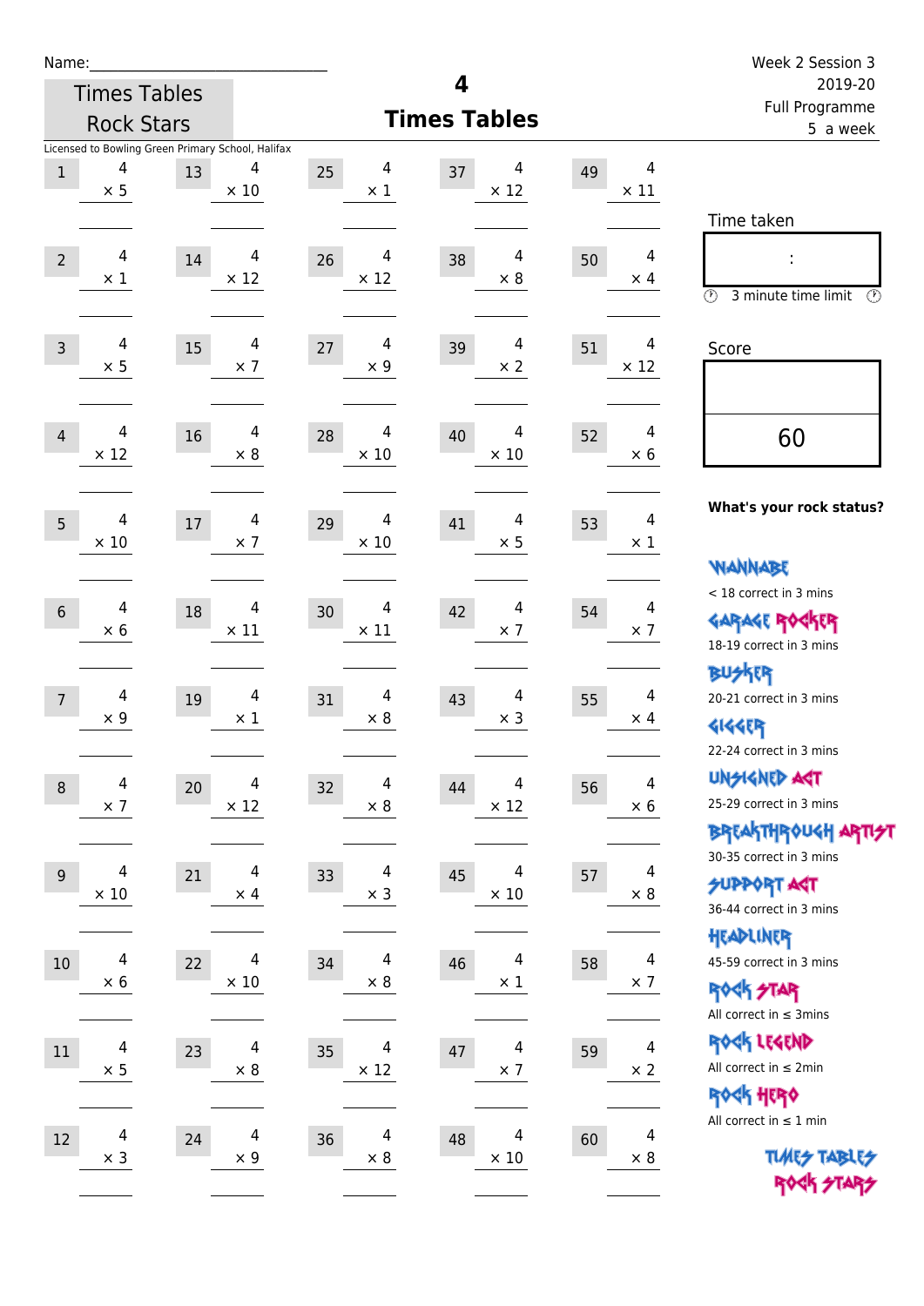Name:\_\_\_\_\_\_\_\_\_\_\_\_\_\_\_\_\_\_\_\_\_\_\_\_\_\_\_\_

Times Tables Rock Stars

# 4 Times Tables

Week 2 Session 3
2019-20
Full Programme
5 a week

Licensed to Bowling Green Primary School, Halifax

| # | Question | # | Question | # | Question | # | Question | # | Question |
|---|---|---|---|---|---|---|---|---|---|
| 1 | 4 × 5 | 13 | 4 × 10 | 25 | 4 × 1 | 37 | 4 × 12 | 49 | 4 × 11 |
| 2 | 4 × 1 | 14 | 4 × 12 | 26 | 4 × 12 | 38 | 4 × 8 | 50 | 4 × 4 |
| 3 | 4 × 5 | 15 | 4 × 7 | 27 | 4 × 9 | 39 | 4 × 2 | 51 | 4 × 12 |
| 4 | 4 × 12 | 16 | 4 × 8 | 28 | 4 × 10 | 40 | 4 × 10 | 52 | 4 × 6 |
| 5 | 4 × 10 | 17 | 4 × 7 | 29 | 4 × 10 | 41 | 4 × 5 | 53 | 4 × 1 |
| 6 | 4 × 6 | 18 | 4 × 11 | 30 | 4 × 11 | 42 | 4 × 7 | 54 | 4 × 7 |
| 7 | 4 × 9 | 19 | 4 × 1 | 31 | 4 × 8 | 43 | 4 × 3 | 55 | 4 × 4 |
| 8 | 4 × 7 | 20 | 4 × 12 | 32 | 4 × 8 | 44 | 4 × 12 | 56 | 4 × 6 |
| 9 | 4 × 10 | 21 | 4 × 4 | 33 | 4 × 3 | 45 | 4 × 10 | 57 | 4 × 8 |
| 10 | 4 × 6 | 22 | 4 × 10 | 34 | 4 × 8 | 46 | 4 × 1 | 58 | 4 × 7 |
| 11 | 4 × 5 | 23 | 4 × 8 | 35 | 4 × 12 | 47 | 4 × 7 | 59 | 4 × 2 |
| 12 | 4 × 3 | 24 | 4 × 9 | 36 | 4 × 8 | 48 | 4 × 10 | 60 | 4 × 8 |

Time taken

:

3 minute time limit

Score

60

**What's your rock status?**

WANNABE
< 18 correct in 3 mins

GARAGE ROCKER
18-19 correct in 3 mins

BUSKER
20-21 correct in 3 mins

GIGGER
22-24 correct in 3 mins

UNSIGNED ACT
25-29 correct in 3 mins

BREAKTHROUGH ARTIST
30-35 correct in 3 mins

SUPPORT ACT
36-44 correct in 3 mins

HEADLINER
45-59 correct in 3 mins

ROCK STAR
All correct in ≤ 3mins

ROCK LEGEND
All correct in ≤ 2min

ROCK HERO
All correct in ≤ 1 min

TIMES TABLES ROCK STARS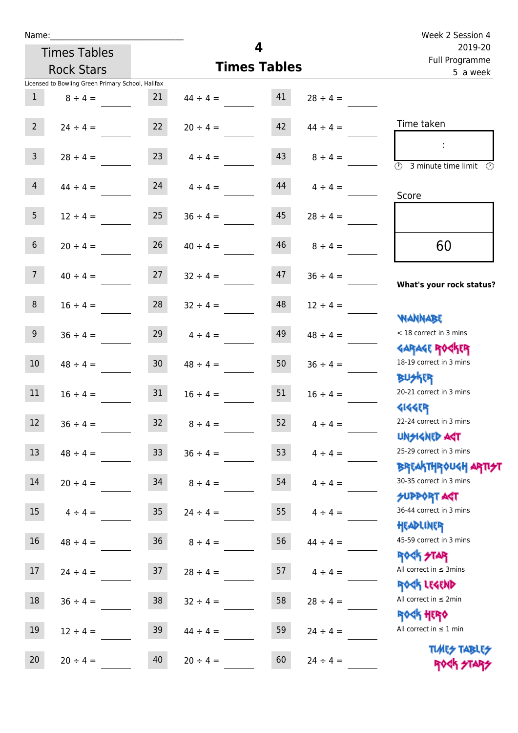Name:

Times Tables Rock Stars

# 4 Times Tables

Week 2 Session 4
2019-20
Full Programme
5 a week

Licensed to Bowling Green Primary School, Halifax

| | | | | | |
|---|---|---|---|---|---|
| 1 | 8 ÷ 4 = | 21 | 44 ÷ 4 = | 41 | 28 ÷ 4 = |
| 2 | 24 ÷ 4 = | 22 | 20 ÷ 4 = | 42 | 44 ÷ 4 = |
| 3 | 28 ÷ 4 = | 23 | 4 ÷ 4 = | 43 | 8 ÷ 4 = |
| 4 | 44 ÷ 4 = | 24 | 4 ÷ 4 = | 44 | 4 ÷ 4 = |
| 5 | 12 ÷ 4 = | 25 | 36 ÷ 4 = | 45 | 28 ÷ 4 = |
| 6 | 20 ÷ 4 = | 26 | 40 ÷ 4 = | 46 | 8 ÷ 4 = |
| 7 | 40 ÷ 4 = | 27 | 32 ÷ 4 = | 47 | 36 ÷ 4 = |
| 8 | 16 ÷ 4 = | 28 | 32 ÷ 4 = | 48 | 12 ÷ 4 = |
| 9 | 36 ÷ 4 = | 29 | 4 ÷ 4 = | 49 | 48 ÷ 4 = |
| 10 | 48 ÷ 4 = | 30 | 48 ÷ 4 = | 50 | 36 ÷ 4 = |
| 11 | 16 ÷ 4 = | 31 | 16 ÷ 4 = | 51 | 16 ÷ 4 = |
| 12 | 36 ÷ 4 = | 32 | 8 ÷ 4 = | 52 | 4 ÷ 4 = |
| 13 | 48 ÷ 4 = | 33 | 36 ÷ 4 = | 53 | 4 ÷ 4 = |
| 14 | 20 ÷ 4 = | 34 | 8 ÷ 4 = | 54 | 4 ÷ 4 = |
| 15 | 4 ÷ 4 = | 35 | 24 ÷ 4 = | 55 | 4 ÷ 4 = |
| 16 | 48 ÷ 4 = | 36 | 8 ÷ 4 = | 56 | 44 ÷ 4 = |
| 17 | 24 ÷ 4 = | 37 | 28 ÷ 4 = | 57 | 4 ÷ 4 = |
| 18 | 36 ÷ 4 = | 38 | 32 ÷ 4 = | 58 | 28 ÷ 4 = |
| 19 | 12 ÷ 4 = | 39 | 44 ÷ 4 = | 59 | 24 ÷ 4 = |
| 20 | 20 ÷ 4 = | 40 | 20 ÷ 4 = | 60 | 24 ÷ 4 = |

Time taken

:

3 minute time limit

Score

60

**What's your rock status?**

WANNABE
< 18 correct in 3 mins

GARAGE ROCKER
18-19 correct in 3 mins

BUSKER
20-21 correct in 3 mins

GIGGER
22-24 correct in 3 mins

UNSIGNED ACT
25-29 correct in 3 mins

BREAKTHROUGH ARTIST
30-35 correct in 3 mins

SUPPORT ACT
36-44 correct in 3 mins

HEADLINER
45-59 correct in 3 mins

ROCK STAR
All correct in ≤ 3mins

ROCK LEGEND
All correct in ≤ 2min

ROCK HERO
All correct in ≤ 1 min

TIMES TABLES ROCK STARS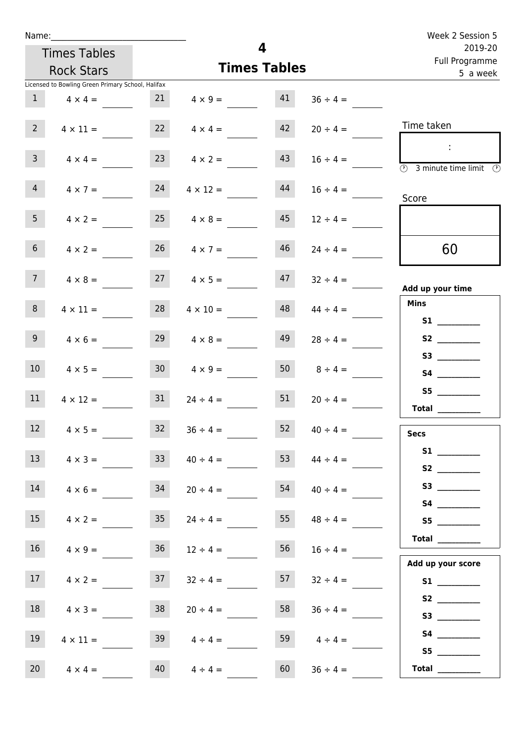Name:_______________________________

Times Tables Rock Stars

Licensed to Bowling Green Primary School, Halifax

# 4
## Times Tables

Week 2 Session 5
2019-20
Full Programme
5 a week

| | | | | | |
|---|---|---|---|---|---|
| 1 | 4 × 4 = | 21 | 4 × 9 = | 41 | 36 ÷ 4 = |
| 2 | 4 × 11 = | 22 | 4 × 4 = | 42 | 20 ÷ 4 = |
| 3 | 4 × 4 = | 23 | 4 × 2 = | 43 | 16 ÷ 4 = |
| 4 | 4 × 7 = | 24 | 4 × 12 = | 44 | 16 ÷ 4 = |
| 5 | 4 × 2 = | 25 | 4 × 8 = | 45 | 12 ÷ 4 = |
| 6 | 4 × 2 = | 26 | 4 × 7 = | 46 | 24 ÷ 4 = |
| 7 | 4 × 8 = | 27 | 4 × 5 = | 47 | 32 ÷ 4 = |
| 8 | 4 × 11 = | 28 | 4 × 10 = | 48 | 44 ÷ 4 = |
| 9 | 4 × 6 = | 29 | 4 × 8 = | 49 | 28 ÷ 4 = |
| 10 | 4 × 5 = | 30 | 4 × 9 = | 50 | 8 ÷ 4 = |
| 11 | 4 × 12 = | 31 | 24 ÷ 4 = | 51 | 20 ÷ 4 = |
| 12 | 4 × 5 = | 32 | 36 ÷ 4 = | 52 | 40 ÷ 4 = |
| 13 | 4 × 3 = | 33 | 40 ÷ 4 = | 53 | 44 ÷ 4 = |
| 14 | 4 × 6 = | 34 | 20 ÷ 4 = | 54 | 40 ÷ 4 = |
| 15 | 4 × 2 = | 35 | 24 ÷ 4 = | 55 | 48 ÷ 4 = |
| 16 | 4 × 9 = | 36 | 12 ÷ 4 = | 56 | 16 ÷ 4 = |
| 17 | 4 × 2 = | 37 | 32 ÷ 4 = | 57 | 32 ÷ 4 = |
| 18 | 4 × 3 = | 38 | 20 ÷ 4 = | 58 | 36 ÷ 4 = |
| 19 | 4 × 11 = | 39 | 4 ÷ 4 = | 59 | 4 ÷ 4 = |
| 20 | 4 × 4 = | 40 | 4 ÷ 4 = | 60 | 36 ÷ 4 = |

Time taken

:

3 minute time limit

Score

60

**Add up your time**

**Mins**

**S1** __________
**S2** __________
**S3** __________
**S4** __________
**S5** __________
**Total** __________

**Secs**

**S1** __________
**S2** __________
**S3** __________
**S4** __________
**S5** __________
**Total** __________

**Add up your score**

**S1** __________
**S2** __________
**S3** __________
**S4** __________
**S5** __________
**Total** __________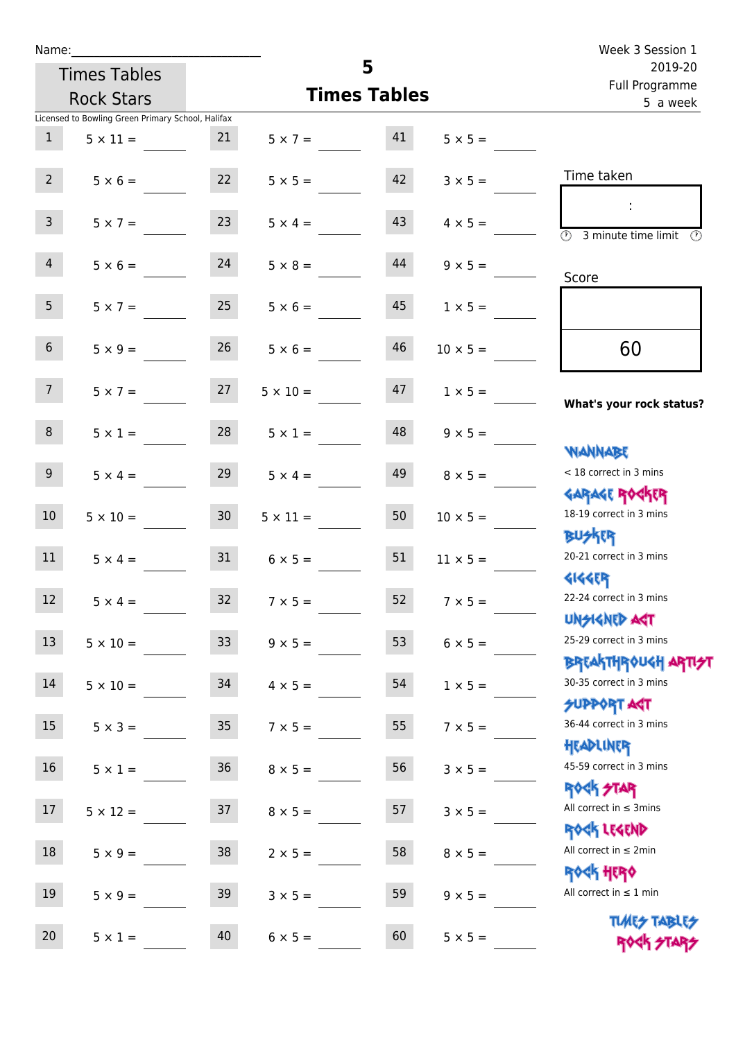Name:\_\_\_\_\_\_\_\_\_\_\_\_\_\_\_\_\_\_\_\_\_\_\_\_\_\_\_\_\_\_

Times Tables Rock Stars

# 5 Times Tables

Week 3 Session 1
2019-20
Full Programme
5 a week

Licensed to Bowling Green Primary School, Halifax

| | | | | | |
|---|---|---|---|---|---|
| 1 | 5 × 11 = | 21 | 5 × 7 = | 41 | 5 × 5 = |
| 2 | 5 × 6 = | 22 | 5 × 5 = | 42 | 3 × 5 = |
| 3 | 5 × 7 = | 23 | 5 × 4 = | 43 | 4 × 5 = |
| 4 | 5 × 6 = | 24 | 5 × 8 = | 44 | 9 × 5 = |
| 5 | 5 × 7 = | 25 | 5 × 6 = | 45 | 1 × 5 = |
| 6 | 5 × 9 = | 26 | 5 × 6 = | 46 | 10 × 5 = |
| 7 | 5 × 7 = | 27 | 5 × 10 = | 47 | 1 × 5 = |
| 8 | 5 × 1 = | 28 | 5 × 1 = | 48 | 9 × 5 = |
| 9 | 5 × 4 = | 29 | 5 × 4 = | 49 | 8 × 5 = |
| 10 | 5 × 10 = | 30 | 5 × 11 = | 50 | 10 × 5 = |
| 11 | 5 × 4 = | 31 | 6 × 5 = | 51 | 11 × 5 = |
| 12 | 5 × 4 = | 32 | 7 × 5 = | 52 | 7 × 5 = |
| 13 | 5 × 10 = | 33 | 9 × 5 = | 53 | 6 × 5 = |
| 14 | 5 × 10 = | 34 | 4 × 5 = | 54 | 1 × 5 = |
| 15 | 5 × 3 = | 35 | 7 × 5 = | 55 | 7 × 5 = |
| 16 | 5 × 1 = | 36 | 8 × 5 = | 56 | 3 × 5 = |
| 17 | 5 × 12 = | 37 | 8 × 5 = | 57 | 3 × 5 = |
| 18 | 5 × 9 = | 38 | 2 × 5 = | 58 | 8 × 5 = |
| 19 | 5 × 9 = | 39 | 3 × 5 = | 59 | 9 × 5 = |
| 20 | 5 × 1 = | 40 | 6 × 5 = | 60 | 5 × 5 = |

Time taken

:

3 minute time limit

Score

60

**What's your rock status?**

WANNABE
< 18 correct in 3 mins

GARAGE ROCKER
18-19 correct in 3 mins

BUSKER
20-21 correct in 3 mins

GIGGER
22-24 correct in 3 mins

UNSIGNED ACT
25-29 correct in 3 mins

BREAKTHROUGH ARTIST
30-35 correct in 3 mins

SUPPORT ACT
36-44 correct in 3 mins

HEADLINER
45-59 correct in 3 mins

ROCK STAR
All correct in ≤ 3mins

ROCK LEGEND
All correct in ≤ 2min

ROCK HERO
All correct in ≤ 1 min

TIMES TABLES ROCK STARS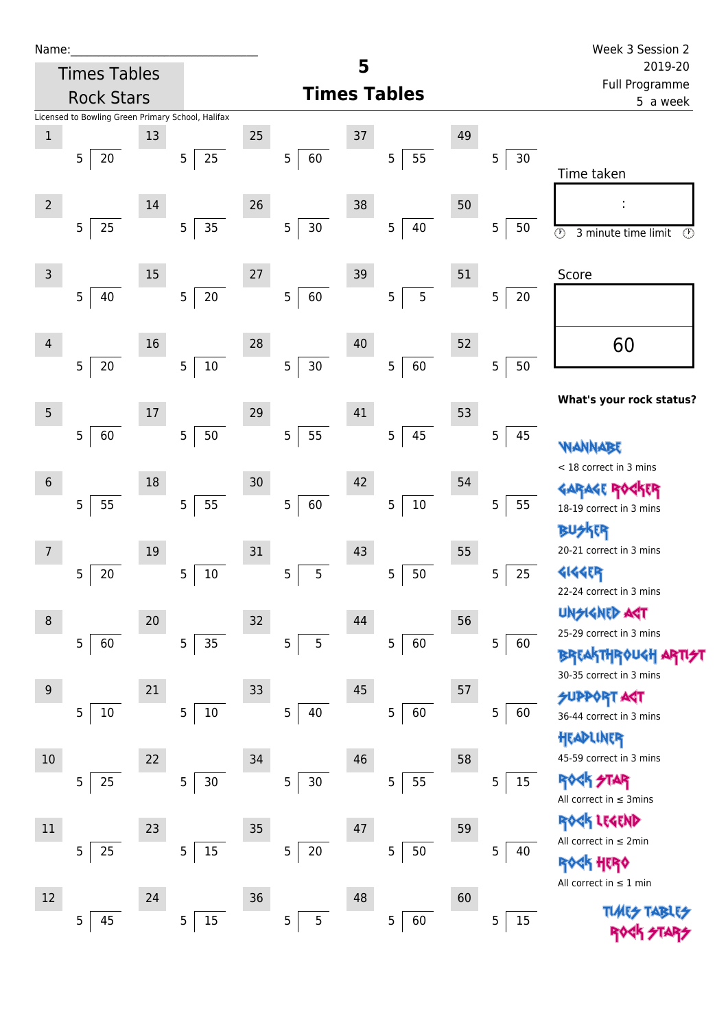Name:_____________________________

Times Tables Rock Stars

# 5
## Times Tables

Week 3 Session 2
2019-20
Full Programme
5 a week

Licensed to Bowling Green Primary School, Halifax

| # | Question | # | Question | # | Question | # | Question | # | Question |
|---|---|---|---|---|---|---|---|---|---|
| 1 | 5 ⟌ 20 | 13 | 5 ⟌ 25 | 25 | 5 ⟌ 60 | 37 | 5 ⟌ 55 | 49 | 5 ⟌ 30 |
| 2 | 5 ⟌ 25 | 14 | 5 ⟌ 35 | 26 | 5 ⟌ 30 | 38 | 5 ⟌ 40 | 50 | 5 ⟌ 50 |
| 3 | 5 ⟌ 40 | 15 | 5 ⟌ 20 | 27 | 5 ⟌ 60 | 39 | 5 ⟌ 5 | 51 | 5 ⟌ 20 |
| 4 | 5 ⟌ 20 | 16 | 5 ⟌ 10 | 28 | 5 ⟌ 30 | 40 | 5 ⟌ 60 | 52 | 5 ⟌ 50 |
| 5 | 5 ⟌ 60 | 17 | 5 ⟌ 50 | 29 | 5 ⟌ 55 | 41 | 5 ⟌ 45 | 53 | 5 ⟌ 45 |
| 6 | 5 ⟌ 55 | 18 | 5 ⟌ 55 | 30 | 5 ⟌ 60 | 42 | 5 ⟌ 10 | 54 | 5 ⟌ 55 |
| 7 | 5 ⟌ 20 | 19 | 5 ⟌ 10 | 31 | 5 ⟌ 5 | 43 | 5 ⟌ 50 | 55 | 5 ⟌ 25 |
| 8 | 5 ⟌ 60 | 20 | 5 ⟌ 35 | 32 | 5 ⟌ 5 | 44 | 5 ⟌ 60 | 56 | 5 ⟌ 60 |
| 9 | 5 ⟌ 10 | 21 | 5 ⟌ 10 | 33 | 5 ⟌ 40 | 45 | 5 ⟌ 60 | 57 | 5 ⟌ 60 |
| 10 | 5 ⟌ 25 | 22 | 5 ⟌ 30 | 34 | 5 ⟌ 30 | 46 | 5 ⟌ 55 | 58 | 5 ⟌ 15 |
| 11 | 5 ⟌ 25 | 23 | 5 ⟌ 15 | 35 | 5 ⟌ 20 | 47 | 5 ⟌ 50 | 59 | 5 ⟌ 40 |
| 12 | 5 ⟌ 45 | 24 | 5 ⟌ 15 | 36 | 5 ⟌ 5 | 48 | 5 ⟌ 60 | 60 | 5 ⟌ 15 |

Time taken

:

3 minute time limit

Score

60

**What's your rock status?**

WANNABE
< 18 correct in 3 mins

GARAGE ROCKER
18-19 correct in 3 mins

BUSKER
20-21 correct in 3 mins

GIGGER
22-24 correct in 3 mins

UNSIGNED ACT
25-29 correct in 3 mins

BREAKTHROUGH ARTIST
30-35 correct in 3 mins

SUPPORT ACT
36-44 correct in 3 mins

HEADLINER
45-59 correct in 3 mins

ROCK STAR
All correct in ≤ 3mins

ROCK LEGEND
All correct in ≤ 2min

ROCK HERO
All correct in ≤ 1 min

TIMES TABLES ROCK STARS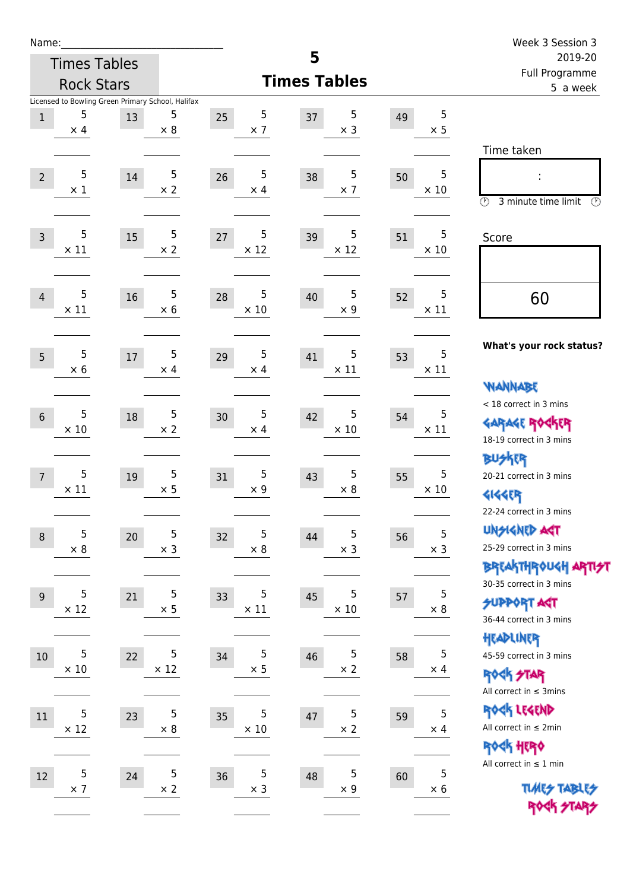Name:\_\_\_\_\_\_\_\_\_\_\_\_\_\_\_\_\_\_\_\_\_\_\_\_\_\_\_\_

Times Tables Rock Stars

# 5 Times Tables

Week 3 Session 3
2019-20
Full Programme
5 a week

Licensed to Bowling Green Primary School, Halifax

| # | Question | # | Question | # | Question | # | Question | # | Question |
|---|---|---|---|---|---|---|---|---|---|
| 1 | 5 × 4 | 13 | 5 × 8 | 25 | 5 × 7 | 37 | 5 × 3 | 49 | 5 × 5 |
| 2 | 5 × 1 | 14 | 5 × 2 | 26 | 5 × 4 | 38 | 5 × 7 | 50 | 5 × 10 |
| 3 | 5 × 11 | 15 | 5 × 2 | 27 | 5 × 12 | 39 | 5 × 12 | 51 | 5 × 10 |
| 4 | 5 × 11 | 16 | 5 × 6 | 28 | 5 × 10 | 40 | 5 × 9 | 52 | 5 × 11 |
| 5 | 5 × 6 | 17 | 5 × 4 | 29 | 5 × 4 | 41 | 5 × 11 | 53 | 5 × 11 |
| 6 | 5 × 10 | 18 | 5 × 2 | 30 | 5 × 4 | 42 | 5 × 10 | 54 | 5 × 11 |
| 7 | 5 × 11 | 19 | 5 × 5 | 31 | 5 × 9 | 43 | 5 × 8 | 55 | 5 × 10 |
| 8 | 5 × 8 | 20 | 5 × 3 | 32 | 5 × 8 | 44 | 5 × 3 | 56 | 5 × 3 |
| 9 | 5 × 12 | 21 | 5 × 5 | 33 | 5 × 11 | 45 | 5 × 10 | 57 | 5 × 8 |
| 10 | 5 × 10 | 22 | 5 × 12 | 34 | 5 × 5 | 46 | 5 × 2 | 58 | 5 × 4 |
| 11 | 5 × 12 | 23 | 5 × 8 | 35 | 5 × 10 | 47 | 5 × 2 | 59 | 5 × 4 |
| 12 | 5 × 7 | 24 | 5 × 2 | 36 | 5 × 3 | 48 | 5 × 9 | 60 | 5 × 6 |

Time taken

:

3 minute time limit

Score

60

**What's your rock status?**

WANNABE
< 18 correct in 3 mins

GARAGE ROCKER
18-19 correct in 3 mins

BUSKER
20-21 correct in 3 mins

GIGGER
22-24 correct in 3 mins

UNSIGNED ACT
25-29 correct in 3 mins

BREAKTHROUGH ARTIST
30-35 correct in 3 mins

SUPPORT ACT
36-44 correct in 3 mins

HEADLINER
45-59 correct in 3 mins

ROCK STAR
All correct in ≤ 3mins

ROCK LEGEND
All correct in ≤ 2min

ROCK HERO
All correct in ≤ 1 min

TIMES TABLES ROCK STARS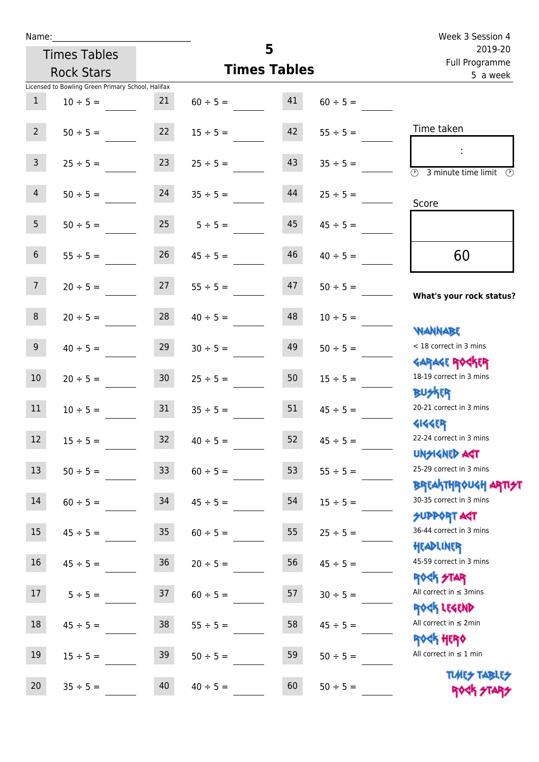Name:______________________________

Times Tables Rock Stars

# 5 Times Tables

Week 3 Session 4
2019-20
Full Programme
5 a week

Licensed to Bowling Green Primary School, Halifax

| # | Question | # | Question | # | Question |
|---|---|---|---|---|---|
| 1 | 10 ÷ 5 = | 21 | 60 ÷ 5 = | 41 | 60 ÷ 5 = |
| 2 | 50 ÷ 5 = | 22 | 15 ÷ 5 = | 42 | 55 ÷ 5 = |
| 3 | 25 ÷ 5 = | 23 | 25 ÷ 5 = | 43 | 35 ÷ 5 = |
| 4 | 50 ÷ 5 = | 24 | 35 ÷ 5 = | 44 | 25 ÷ 5 = |
| 5 | 50 ÷ 5 = | 25 | 5 ÷ 5 = | 45 | 45 ÷ 5 = |
| 6 | 55 ÷ 5 = | 26 | 45 ÷ 5 = | 46 | 40 ÷ 5 = |
| 7 | 20 ÷ 5 = | 27 | 55 ÷ 5 = | 47 | 50 ÷ 5 = |
| 8 | 20 ÷ 5 = | 28 | 40 ÷ 5 = | 48 | 10 ÷ 5 = |
| 9 | 40 ÷ 5 = | 29 | 30 ÷ 5 = | 49 | 50 ÷ 5 = |
| 10 | 20 ÷ 5 = | 30 | 25 ÷ 5 = | 50 | 15 ÷ 5 = |
| 11 | 10 ÷ 5 = | 31 | 35 ÷ 5 = | 51 | 45 ÷ 5 = |
| 12 | 15 ÷ 5 = | 32 | 40 ÷ 5 = | 52 | 45 ÷ 5 = |
| 13 | 50 ÷ 5 = | 33 | 60 ÷ 5 = | 53 | 55 ÷ 5 = |
| 14 | 60 ÷ 5 = | 34 | 45 ÷ 5 = | 54 | 15 ÷ 5 = |
| 15 | 45 ÷ 5 = | 35 | 60 ÷ 5 = | 55 | 25 ÷ 5 = |
| 16 | 45 ÷ 5 = | 36 | 20 ÷ 5 = | 56 | 45 ÷ 5 = |
| 17 | 5 ÷ 5 = | 37 | 60 ÷ 5 = | 57 | 30 ÷ 5 = |
| 18 | 45 ÷ 5 = | 38 | 55 ÷ 5 = | 58 | 45 ÷ 5 = |
| 19 | 15 ÷ 5 = | 39 | 50 ÷ 5 = | 59 | 50 ÷ 5 = |
| 20 | 35 ÷ 5 = | 40 | 40 ÷ 5 = | 60 | 50 ÷ 5 = |

Time taken

:

3 minute time limit

Score

60

**What's your rock status?**

WANNABE
< 18 correct in 3 mins

GARAGE ROCKER
18-19 correct in 3 mins

BUSKER
20-21 correct in 3 mins

GIGGER
22-24 correct in 3 mins

UNSIGNED ACT
25-29 correct in 3 mins

BREAKTHROUGH ARTIST
30-35 correct in 3 mins

SUPPORT ACT
36-44 correct in 3 mins

HEADLINER
45-59 correct in 3 mins

ROCK STAR
All correct in ≤ 3mins

ROCK LEGEND
All correct in ≤ 2min

ROCK HERO
All correct in ≤ 1 min

TIMES TABLES ROCK STARS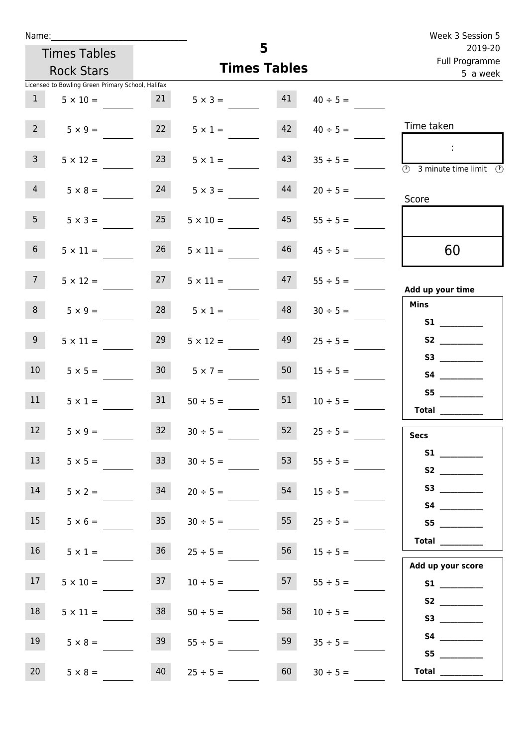Name:_______________________________

Times Tables Rock Stars

# 5
## Times Tables

Week 3 Session 5
2019-20
Full Programme
5 a week

Licensed to Bowling Green Primary School, Halifax

| | | | | | |
|---|---|---|---|---|---|
| 1 | 5 × 10 = | 21 | 5 × 3 = | 41 | 40 ÷ 5 = |
| 2 | 5 × 9 = | 22 | 5 × 1 = | 42 | 40 ÷ 5 = |
| 3 | 5 × 12 = | 23 | 5 × 1 = | 43 | 35 ÷ 5 = |
| 4 | 5 × 8 = | 24 | 5 × 3 = | 44 | 20 ÷ 5 = |
| 5 | 5 × 3 = | 25 | 5 × 10 = | 45 | 55 ÷ 5 = |
| 6 | 5 × 11 = | 26 | 5 × 11 = | 46 | 45 ÷ 5 = |
| 7 | 5 × 12 = | 27 | 5 × 11 = | 47 | 55 ÷ 5 = |
| 8 | 5 × 9 = | 28 | 5 × 1 = | 48 | 30 ÷ 5 = |
| 9 | 5 × 11 = | 29 | 5 × 12 = | 49 | 25 ÷ 5 = |
| 10 | 5 × 5 = | 30 | 5 × 7 = | 50 | 15 ÷ 5 = |
| 11 | 5 × 1 = | 31 | 50 ÷ 5 = | 51 | 10 ÷ 5 = |
| 12 | 5 × 9 = | 32 | 30 ÷ 5 = | 52 | 25 ÷ 5 = |
| 13 | 5 × 5 = | 33 | 30 ÷ 5 = | 53 | 55 ÷ 5 = |
| 14 | 5 × 2 = | 34 | 20 ÷ 5 = | 54 | 15 ÷ 5 = |
| 15 | 5 × 6 = | 35 | 30 ÷ 5 = | 55 | 25 ÷ 5 = |
| 16 | 5 × 1 = | 36 | 25 ÷ 5 = | 56 | 15 ÷ 5 = |
| 17 | 5 × 10 = | 37 | 10 ÷ 5 = | 57 | 55 ÷ 5 = |
| 18 | 5 × 11 = | 38 | 50 ÷ 5 = | 58 | 10 ÷ 5 = |
| 19 | 5 × 8 = | 39 | 55 ÷ 5 = | 59 | 35 ÷ 5 = |
| 20 | 5 × 8 = | 40 | 25 ÷ 5 = | 60 | 30 ÷ 5 = |

Time taken

:

3 minute time limit

Score

60

**Add up your time**

**Mins**

**S1** __________
**S2** __________
**S3** __________
**S4** __________
**S5** __________
**Total** __________

**Secs**

**S1** __________
**S2** __________
**S3** __________
**S4** __________
**S5** __________
**Total** __________

**Add up your score**

**S1** __________
**S2** __________
**S3** __________
**S4** __________
**S5** __________
**Total** __________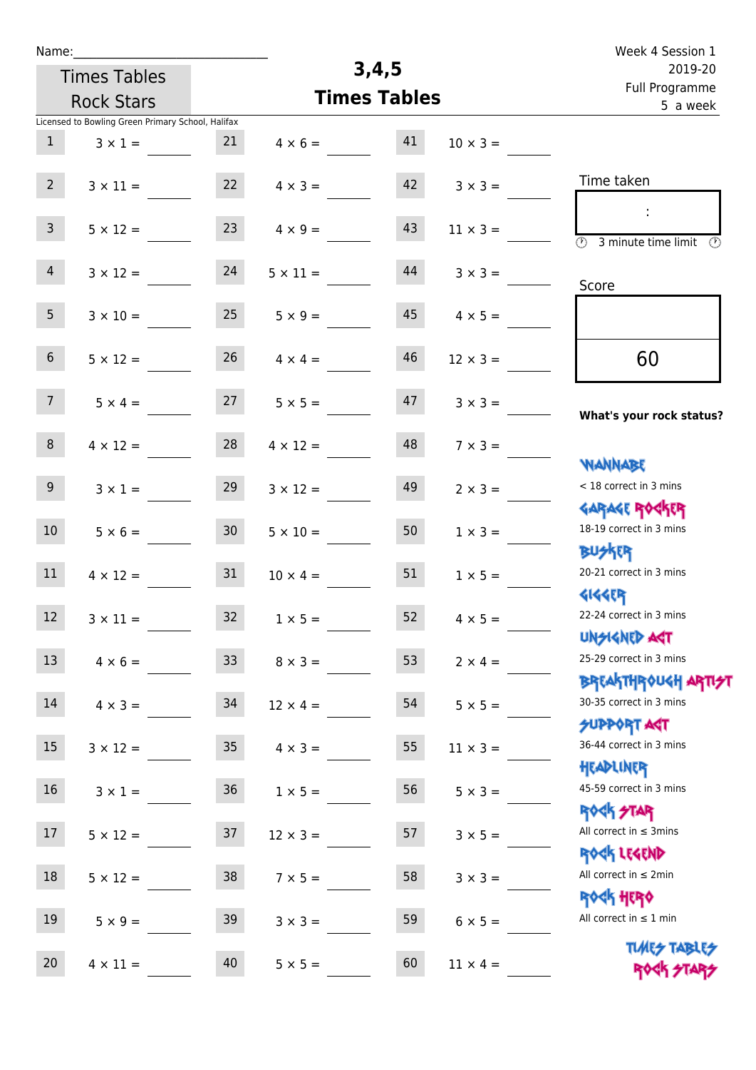Name:

# 3,4,5 Times Tables

Times Tables Rock Stars

Week 4 Session 1
2019-20
Full Programme
5 a week

Licensed to Bowling Green Primary School, Halifax

| # | Question | # | Question | # | Question |
|---|---|---|---|---|---|
| 1 | 3 × 1 = | 21 | 4 × 6 = | 41 | 10 × 3 = |
| 2 | 3 × 11 = | 22 | 4 × 3 = | 42 | 3 × 3 = |
| 3 | 5 × 12 = | 23 | 4 × 9 = | 43 | 11 × 3 = |
| 4 | 3 × 12 = | 24 | 5 × 11 = | 44 | 3 × 3 = |
| 5 | 3 × 10 = | 25 | 5 × 9 = | 45 | 4 × 5 = |
| 6 | 5 × 12 = | 26 | 4 × 4 = | 46 | 12 × 3 = |
| 7 | 5 × 4 = | 27 | 5 × 5 = | 47 | 3 × 3 = |
| 8 | 4 × 12 = | 28 | 4 × 12 = | 48 | 7 × 3 = |
| 9 | 3 × 1 = | 29 | 3 × 12 = | 49 | 2 × 3 = |
| 10 | 5 × 6 = | 30 | 5 × 10 = | 50 | 1 × 3 = |
| 11 | 4 × 12 = | 31 | 10 × 4 = | 51 | 1 × 5 = |
| 12 | 3 × 11 = | 32 | 1 × 5 = | 52 | 4 × 5 = |
| 13 | 4 × 6 = | 33 | 8 × 3 = | 53 | 2 × 4 = |
| 14 | 4 × 3 = | 34 | 12 × 4 = | 54 | 5 × 5 = |
| 15 | 3 × 12 = | 35 | 4 × 3 = | 55 | 11 × 3 = |
| 16 | 3 × 1 = | 36 | 1 × 5 = | 56 | 5 × 3 = |
| 17 | 5 × 12 = | 37 | 12 × 3 = | 57 | 3 × 5 = |
| 18 | 5 × 12 = | 38 | 7 × 5 = | 58 | 3 × 3 = |
| 19 | 5 × 9 = | 39 | 3 × 3 = | 59 | 6 × 5 = |
| 20 | 4 × 11 = | 40 | 5 × 5 = | 60 | 11 × 4 = |

Time taken

:

3 minute time limit

Score

60

**What's your rock status?**

WANNABE
< 18 correct in 3 mins

GARAGE ROCKER
18-19 correct in 3 mins

BUSKER
20-21 correct in 3 mins

GIGGER
22-24 correct in 3 mins

UNSIGNED ACT
25-29 correct in 3 mins

BREAKTHROUGH ARTIST
30-35 correct in 3 mins

SUPPORT ACT
36-44 correct in 3 mins

HEADLINER
45-59 correct in 3 mins

ROCK STAR
All correct in ≤ 3mins

ROCK LEGEND
All correct in ≤ 2min

ROCK HERO
All correct in ≤ 1 min

TIMES TABLES ROCK STARS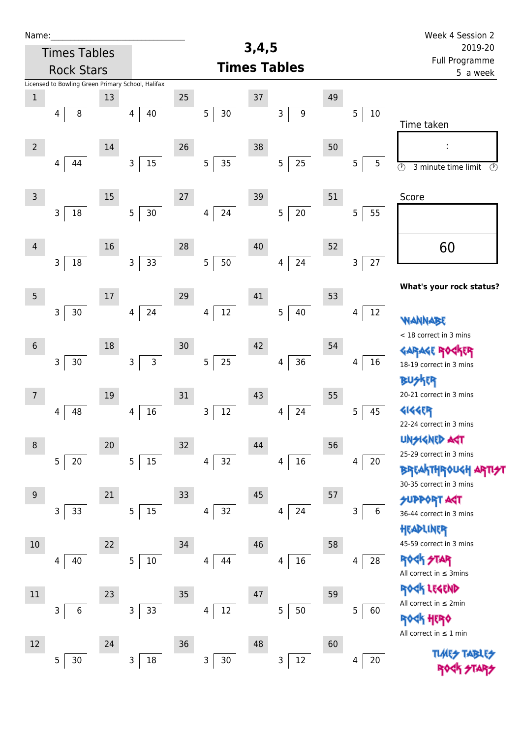Name:_____________________________

Times Tables Rock Stars

# 3,4,5 Times Tables

Week 4 Session 2
2019-20
Full Programme
5 a week

Licensed to Bowling Green Primary School, Halifax

| # | Question | # | Question | # | Question | # | Question | # | Question |
|---|---|---|---|---|---|---|---|---|---|
| 1 | 4 ⟌ 8 | 13 | 4 ⟌ 40 | 25 | 5 ⟌ 30 | 37 | 3 ⟌ 9 | 49 | 5 ⟌ 10 |
| 2 | 4 ⟌ 44 | 14 | 3 ⟌ 15 | 26 | 5 ⟌ 35 | 38 | 5 ⟌ 25 | 50 | 5 ⟌ 5 |
| 3 | 3 ⟌ 18 | 15 | 5 ⟌ 30 | 27 | 4 ⟌ 24 | 39 | 5 ⟌ 20 | 51 | 5 ⟌ 55 |
| 4 | 3 ⟌ 18 | 16 | 3 ⟌ 33 | 28 | 5 ⟌ 50 | 40 | 4 ⟌ 24 | 52 | 3 ⟌ 27 |
| 5 | 3 ⟌ 30 | 17 | 4 ⟌ 24 | 29 | 4 ⟌ 12 | 41 | 5 ⟌ 40 | 53 | 4 ⟌ 12 |
| 6 | 3 ⟌ 30 | 18 | 3 ⟌ 3 | 30 | 5 ⟌ 25 | 42 | 4 ⟌ 36 | 54 | 4 ⟌ 16 |
| 7 | 4 ⟌ 48 | 19 | 4 ⟌ 16 | 31 | 3 ⟌ 12 | 43 | 4 ⟌ 24 | 55 | 5 ⟌ 45 |
| 8 | 5 ⟌ 20 | 20 | 5 ⟌ 15 | 32 | 4 ⟌ 32 | 44 | 4 ⟌ 16 | 56 | 4 ⟌ 20 |
| 9 | 3 ⟌ 33 | 21 | 5 ⟌ 15 | 33 | 4 ⟌ 32 | 45 | 4 ⟌ 24 | 57 | 3 ⟌ 6 |
| 10 | 4 ⟌ 40 | 22 | 5 ⟌ 10 | 34 | 4 ⟌ 44 | 46 | 4 ⟌ 16 | 58 | 4 ⟌ 28 |
| 11 | 3 ⟌ 6 | 23 | 3 ⟌ 33 | 35 | 4 ⟌ 12 | 47 | 5 ⟌ 50 | 59 | 5 ⟌ 60 |
| 12 | 5 ⟌ 30 | 24 | 3 ⟌ 18 | 36 | 3 ⟌ 30 | 48 | 3 ⟌ 12 | 60 | 4 ⟌ 20 |

Time taken

:

3 minute time limit

Score

60

**What's your rock status?**

WANNABE
< 18 correct in 3 mins

GARAGE ROCKER
18-19 correct in 3 mins

BUSKER
20-21 correct in 3 mins

GIGGER
22-24 correct in 3 mins

UNSIGNED ACT
25-29 correct in 3 mins

BREAKTHROUGH ARTIST
30-35 correct in 3 mins

SUPPORT ACT
36-44 correct in 3 mins

HEADLINER
45-59 correct in 3 mins

ROCK STAR
All correct in ≤ 3mins

ROCK LEGEND
All correct in ≤ 2min

ROCK HERO
All correct in ≤ 1 min

TIMES TABLES ROCK STARS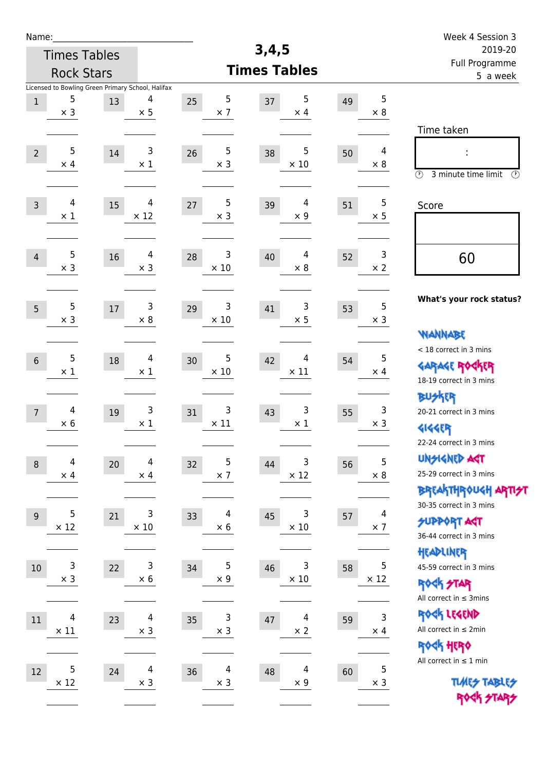Name:\_\_\_\_\_\_\_\_\_\_\_\_\_\_\_\_\_\_\_\_\_\_\_\_\_\_\_\_\_\_

Times Tables Rock Stars

# 3,4,5 Times Tables

Week 4 Session 3
2019-20
Full Programme
5 a week

Licensed to Bowling Green Primary School, Halifax

| | | | | | | | | | |
|---|---|---|---|---|---|---|---|---|---|
| 1 | 5 × 3 | 13 | 4 × 5 | 25 | 5 × 7 | 37 | 5 × 4 | 49 | 5 × 8 |
| 2 | 5 × 4 | 14 | 3 × 1 | 26 | 5 × 3 | 38 | 5 × 10 | 50 | 4 × 8 |
| 3 | 4 × 1 | 15 | 4 × 12 | 27 | 5 × 3 | 39 | 4 × 9 | 51 | 5 × 5 |
| 4 | 5 × 3 | 16 | 4 × 3 | 28 | 3 × 10 | 40 | 4 × 8 | 52 | 3 × 2 |
| 5 | 5 × 3 | 17 | 3 × 8 | 29 | 3 × 10 | 41 | 3 × 5 | 53 | 5 × 3 |
| 6 | 5 × 1 | 18 | 4 × 1 | 30 | 5 × 10 | 42 | 4 × 11 | 54 | 5 × 4 |
| 7 | 4 × 6 | 19 | 3 × 1 | 31 | 3 × 11 | 43 | 3 × 1 | 55 | 3 × 3 |
| 8 | 4 × 4 | 20 | 4 × 4 | 32 | 5 × 7 | 44 | 3 × 12 | 56 | 5 × 8 |
| 9 | 5 × 12 | 21 | 3 × 10 | 33 | 4 × 6 | 45 | 3 × 10 | 57 | 4 × 7 |
| 10 | 3 × 3 | 22 | 3 × 6 | 34 | 5 × 9 | 46 | 3 × 10 | 58 | 5 × 12 |
| 11 | 4 × 11 | 23 | 4 × 3 | 35 | 3 × 3 | 47 | 4 × 2 | 59 | 3 × 4 |
| 12 | 5 × 12 | 24 | 4 × 3 | 36 | 4 × 3 | 48 | 4 × 9 | 60 | 5 × 3 |

Time taken

:

3 minute time limit

Score

60

**What's your rock status?**

WANNABE
< 18 correct in 3 mins

GARAGE ROCKER
18-19 correct in 3 mins

BUSKER
20-21 correct in 3 mins

GIGGER
22-24 correct in 3 mins

UNSIGNED ACT
25-29 correct in 3 mins

BREAKTHROUGH ARTIST
30-35 correct in 3 mins

SUPPORT ACT
36-44 correct in 3 mins

HEADLINER
45-59 correct in 3 mins

ROCK STAR
All correct in ≤ 3mins

ROCK LEGEND
All correct in ≤ 2min

ROCK HERO
All correct in ≤ 1 min

TIMES TABLES ROCK STARS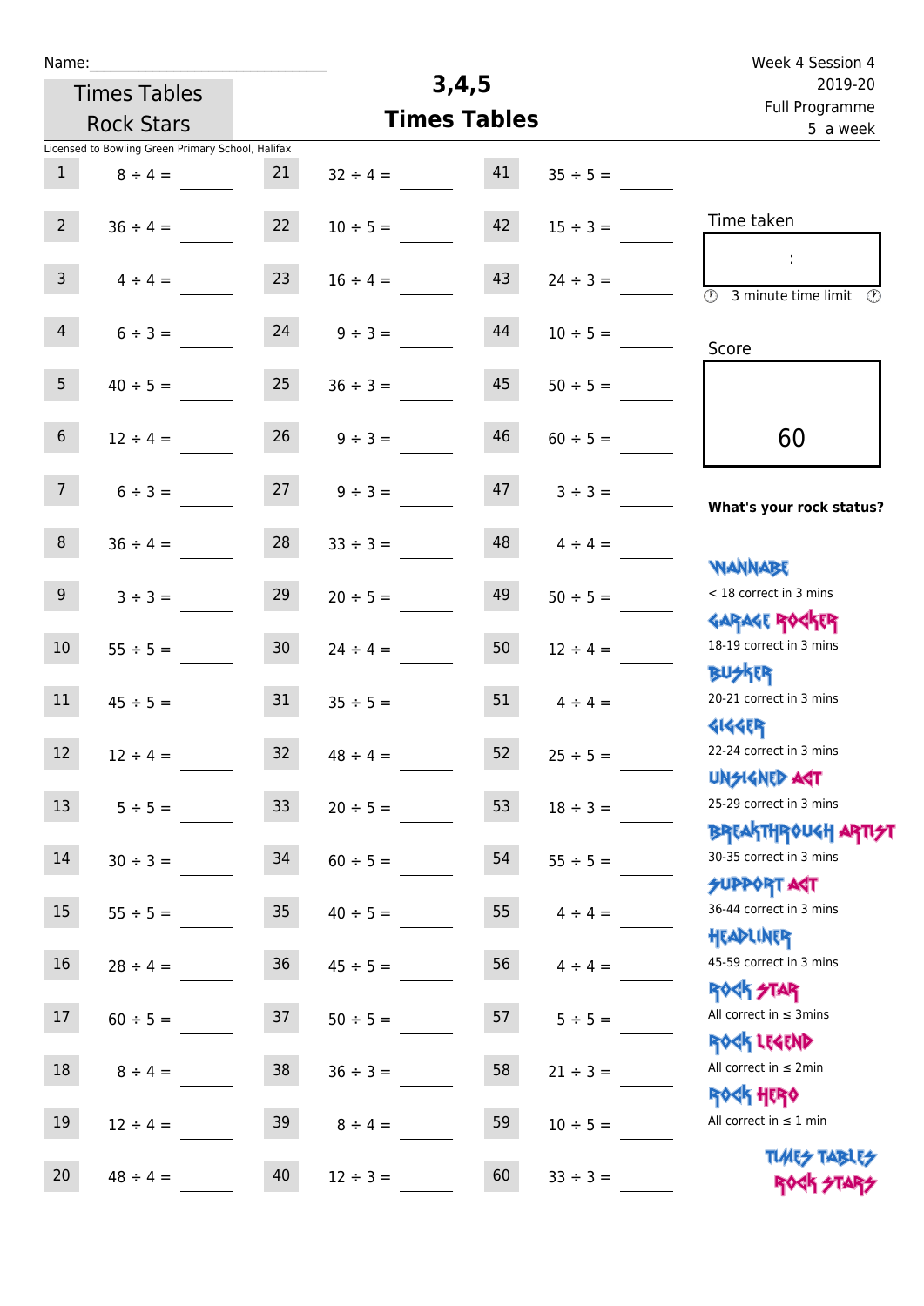Name:______________________________

Times Tables Rock Stars

# 3,4,5
# Times Tables

Week 4 Session 4
2019-20
Full Programme
5 a week

Licensed to Bowling Green Primary School, Halifax

| | | | | | |
|---|---|---|---|---|---|
| 1 | 8 ÷ 4 = | 21 | 32 ÷ 4 = | 41 | 35 ÷ 5 = |
| 2 | 36 ÷ 4 = | 22 | 10 ÷ 5 = | 42 | 15 ÷ 3 = |
| 3 | 4 ÷ 4 = | 23 | 16 ÷ 4 = | 43 | 24 ÷ 3 = |
| 4 | 6 ÷ 3 = | 24 | 9 ÷ 3 = | 44 | 10 ÷ 5 = |
| 5 | 40 ÷ 5 = | 25 | 36 ÷ 3 = | 45 | 50 ÷ 5 = |
| 6 | 12 ÷ 4 = | 26 | 9 ÷ 3 = | 46 | 60 ÷ 5 = |
| 7 | 6 ÷ 3 = | 27 | 9 ÷ 3 = | 47 | 3 ÷ 3 = |
| 8 | 36 ÷ 4 = | 28 | 33 ÷ 3 = | 48 | 4 ÷ 4 = |
| 9 | 3 ÷ 3 = | 29 | 20 ÷ 5 = | 49 | 50 ÷ 5 = |
| 10 | 55 ÷ 5 = | 30 | 24 ÷ 4 = | 50 | 12 ÷ 4 = |
| 11 | 45 ÷ 5 = | 31 | 35 ÷ 5 = | 51 | 4 ÷ 4 = |
| 12 | 12 ÷ 4 = | 32 | 48 ÷ 4 = | 52 | 25 ÷ 5 = |
| 13 | 5 ÷ 5 = | 33 | 20 ÷ 5 = | 53 | 18 ÷ 3 = |
| 14 | 30 ÷ 3 = | 34 | 60 ÷ 5 = | 54 | 55 ÷ 5 = |
| 15 | 55 ÷ 5 = | 35 | 40 ÷ 5 = | 55 | 4 ÷ 4 = |
| 16 | 28 ÷ 4 = | 36 | 45 ÷ 5 = | 56 | 4 ÷ 4 = |
| 17 | 60 ÷ 5 = | 37 | 50 ÷ 5 = | 57 | 5 ÷ 5 = |
| 18 | 8 ÷ 4 = | 38 | 36 ÷ 3 = | 58 | 21 ÷ 3 = |
| 19 | 12 ÷ 4 = | 39 | 8 ÷ 4 = | 59 | 10 ÷ 5 = |
| 20 | 48 ÷ 4 = | 40 | 12 ÷ 3 = | 60 | 33 ÷ 3 = |

Time taken

:

3 minute time limit

Score

60

**What's your rock status?**

WANNABE
< 18 correct in 3 mins

GARAGE ROCKER
18-19 correct in 3 mins

BUSKER
20-21 correct in 3 mins

GIGGER
22-24 correct in 3 mins

UNSIGNED ACT
25-29 correct in 3 mins

BREAKTHROUGH ARTIST
30-35 correct in 3 mins

SUPPORT ACT
36-44 correct in 3 mins

HEADLINER
45-59 correct in 3 mins

ROCK STAR
All correct in ≤ 3mins

ROCK LEGEND
All correct in ≤ 2min

ROCK HERO
All correct in ≤ 1 min

TIMES TABLES ROCK STARS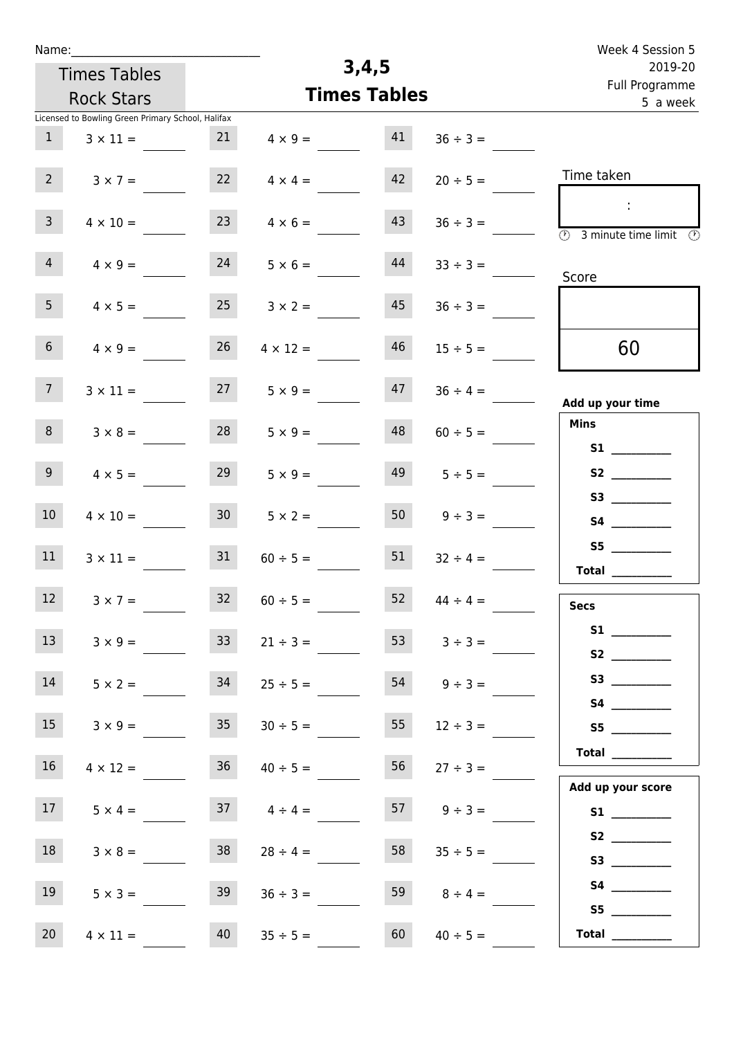Name:\_\_\_\_\_\_\_\_\_\_\_\_\_\_\_\_\_\_\_\_\_\_\_\_\_\_\_\_\_\_

Times Tables Rock Stars

Licensed to Bowling Green Primary School, Halifax

# 3,4,5 Times Tables

Week 4 Session 5
2019-20
Full Programme
5 a week

| # | Question | # | Question | # | Question |
|---|---|---|---|---|---|
| 1 | $3 \times 11 =$ | 21 | $4 \times 9 =$ | 41 | $36 \div 3 =$ |
| 2 | $3 \times 7 =$ | 22 | $4 \times 4 =$ | 42 | $20 \div 5 =$ |
| 3 | $4 \times 10 =$ | 23 | $4 \times 6 =$ | 43 | $36 \div 3 =$ |
| 4 | $4 \times 9 =$ | 24 | $5 \times 6 =$ | 44 | $33 \div 3 =$ |
| 5 | $4 \times 5 =$ | 25 | $3 \times 2 =$ | 45 | $36 \div 3 =$ |
| 6 | $4 \times 9 =$ | 26 | $4 \times 12 =$ | 46 | $15 \div 5 =$ |
| 7 | $3 \times 11 =$ | 27 | $5 \times 9 =$ | 47 | $36 \div 4 =$ |
| 8 | $3 \times 8 =$ | 28 | $5 \times 9 =$ | 48 | $60 \div 5 =$ |
| 9 | $4 \times 5 =$ | 29 | $5 \times 9 =$ | 49 | $5 \div 5 =$ |
| 10 | $4 \times 10 =$ | 30 | $5 \times 2 =$ | 50 | $9 \div 3 =$ |
| 11 | $3 \times 11 =$ | 31 | $60 \div 5 =$ | 51 | $32 \div 4 =$ |
| 12 | $3 \times 7 =$ | 32 | $60 \div 5 =$ | 52 | $44 \div 4 =$ |
| 13 | $3 \times 9 =$ | 33 | $21 \div 3 =$ | 53 | $3 \div 3 =$ |
| 14 | $5 \times 2 =$ | 34 | $25 \div 5 =$ | 54 | $9 \div 3 =$ |
| 15 | $3 \times 9 =$ | 35 | $30 \div 5 =$ | 55 | $12 \div 3 =$ |
| 16 | $4 \times 12 =$ | 36 | $40 \div 5 =$ | 56 | $27 \div 3 =$ |
| 17 | $5 \times 4 =$ | 37 | $4 \div 4 =$ | 57 | $9 \div 3 =$ |
| 18 | $3 \times 8 =$ | 38 | $28 \div 4 =$ | 58 | $35 \div 5 =$ |
| 19 | $5 \times 3 =$ | 39 | $36 \div 3 =$ | 59 | $8 \div 4 =$ |
| 20 | $4 \times 11 =$ | 40 | $35 \div 5 =$ | 60 | $40 \div 5 =$ |

Time taken

:

3 minute time limit

Score

60

**Add up your time**

**Mins**

**S1** \_\_\_\_\_\_\_\_\_\_
**S2** \_\_\_\_\_\_\_\_\_\_
**S3** \_\_\_\_\_\_\_\_\_\_
**S4** \_\_\_\_\_\_\_\_\_\_
**S5** \_\_\_\_\_\_\_\_\_\_
**Total** \_\_\_\_\_\_\_\_\_\_

**Secs**

**S1** \_\_\_\_\_\_\_\_\_\_
**S2** \_\_\_\_\_\_\_\_\_\_
**S3** \_\_\_\_\_\_\_\_\_\_
**S4** \_\_\_\_\_\_\_\_\_\_
**S5** \_\_\_\_\_\_\_\_\_\_
**Total** \_\_\_\_\_\_\_\_\_\_

**Add up your score**

**S1** \_\_\_\_\_\_\_\_\_\_
**S2** \_\_\_\_\_\_\_\_\_\_
**S3** \_\_\_\_\_\_\_\_\_\_
**S4** \_\_\_\_\_\_\_\_\_\_
**S5** \_\_\_\_\_\_\_\_\_\_
**Total** \_\_\_\_\_\_\_\_\_\_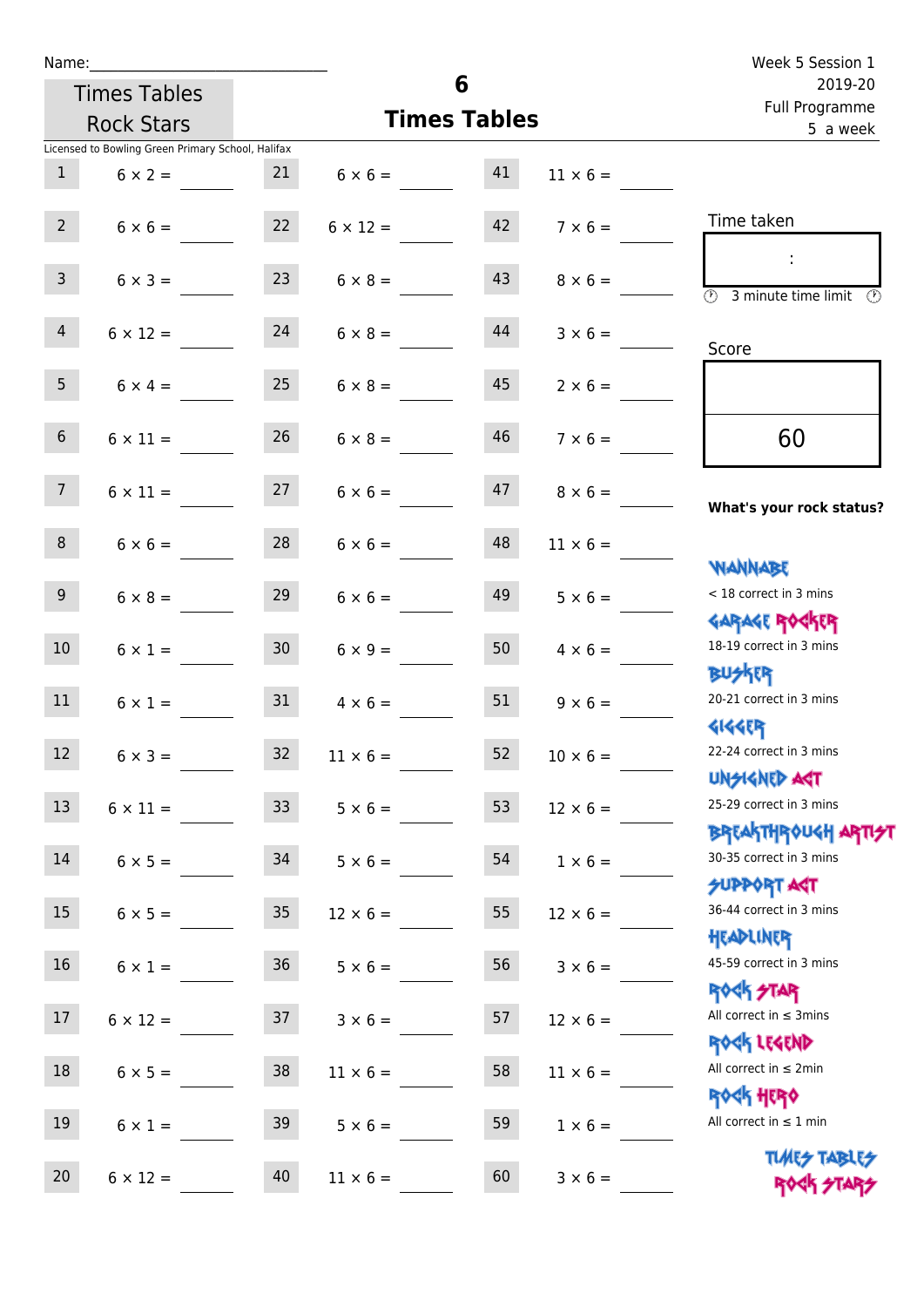Name:\_\_\_\_\_\_\_\_\_\_\_\_\_\_\_\_\_\_\_\_\_\_\_\_\_\_\_\_

Times Tables Rock Stars

# 6 Times Tables

Week 5 Session 1
2019-20
Full Programme
5 a week

Licensed to Bowling Green Primary School, Halifax

| | | | | | |
|---|---|---|---|---|---|
| 1 | $6 \times 2 =$ \_\_\_\_ | 21 | $6 \times 6 =$ \_\_\_\_ | 41 | $11 \times 6 =$ \_\_\_\_ |
| 2 | $6 \times 6 =$ \_\_\_\_ | 22 | $6 \times 12 =$ \_\_\_\_ | 42 | $7 \times 6 =$ \_\_\_\_ |
| 3 | $6 \times 3 =$ \_\_\_\_ | 23 | $6 \times 8 =$ \_\_\_\_ | 43 | $8 \times 6 =$ \_\_\_\_ |
| 4 | $6 \times 12 =$ \_\_\_\_ | 24 | $6 \times 8 =$ \_\_\_\_ | 44 | $3 \times 6 =$ \_\_\_\_ |
| 5 | $6 \times 4 =$ \_\_\_\_ | 25 | $6 \times 8 =$ \_\_\_\_ | 45 | $2 \times 6 =$ \_\_\_\_ |
| 6 | $6 \times 11 =$ \_\_\_\_ | 26 | $6 \times 8 =$ \_\_\_\_ | 46 | $7 \times 6 =$ \_\_\_\_ |
| 7 | $6 \times 11 =$ \_\_\_\_ | 27 | $6 \times 6 =$ \_\_\_\_ | 47 | $8 \times 6 =$ \_\_\_\_ |
| 8 | $6 \times 6 =$ \_\_\_\_ | 28 | $6 \times 6 =$ \_\_\_\_ | 48 | $11 \times 6 =$ \_\_\_\_ |
| 9 | $6 \times 8 =$ \_\_\_\_ | 29 | $6 \times 6 =$ \_\_\_\_ | 49 | $5 \times 6 =$ \_\_\_\_ |
| 10 | $6 \times 1 =$ \_\_\_\_ | 30 | $6 \times 9 =$ \_\_\_\_ | 50 | $4 \times 6 =$ \_\_\_\_ |
| 11 | $6 \times 1 =$ \_\_\_\_ | 31 | $4 \times 6 =$ \_\_\_\_ | 51 | $9 \times 6 =$ \_\_\_\_ |
| 12 | $6 \times 3 =$ \_\_\_\_ | 32 | $11 \times 6 =$ \_\_\_\_ | 52 | $10 \times 6 =$ \_\_\_\_ |
| 13 | $6 \times 11 =$ \_\_\_\_ | 33 | $5 \times 6 =$ \_\_\_\_ | 53 | $12 \times 6 =$ \_\_\_\_ |
| 14 | $6 \times 5 =$ \_\_\_\_ | 34 | $5 \times 6 =$ \_\_\_\_ | 54 | $1 \times 6 =$ \_\_\_\_ |
| 15 | $6 \times 5 =$ \_\_\_\_ | 35 | $12 \times 6 =$ \_\_\_\_ | 55 | $12 \times 6 =$ \_\_\_\_ |
| 16 | $6 \times 1 =$ \_\_\_\_ | 36 | $5 \times 6 =$ \_\_\_\_ | 56 | $3 \times 6 =$ \_\_\_\_ |
| 17 | $6 \times 12 =$ \_\_\_\_ | 37 | $3 \times 6 =$ \_\_\_\_ | 57 | $12 \times 6 =$ \_\_\_\_ |
| 18 | $6 \times 5 =$ \_\_\_\_ | 38 | $11 \times 6 =$ \_\_\_\_ | 58 | $11 \times 6 =$ \_\_\_\_ |
| 19 | $6 \times 1 =$ \_\_\_\_ | 39 | $5 \times 6 =$ \_\_\_\_ | 59 | $1 \times 6 =$ \_\_\_\_ |
| 20 | $6 \times 12 =$ \_\_\_\_ | 40 | $11 \times 6 =$ \_\_\_\_ | 60 | $3 \times 6 =$ \_\_\_\_ |

Time taken

:

3 minute time limit

Score

60

**What's your rock status?**

- WANNABE: < 18 correct in 3 mins
- GARAGE ROCKER: 18-19 correct in 3 mins
- BUSKER: 20-21 correct in 3 mins
- GIGGER: 22-24 correct in 3 mins
- UNSIGNED ACT: 25-29 correct in 3 mins
- BREAKTHROUGH ARTIST: 30-35 correct in 3 mins
- SUPPORT ACT: 36-44 correct in 3 mins
- HEADLINER: 45-59 correct in 3 mins
- ROCK STAR: All correct in ≤ 3mins
- ROCK LEGEND: All correct in ≤ 2min
- ROCK HERO: All correct in ≤ 1 min

TIMES TABLES ROCK STARS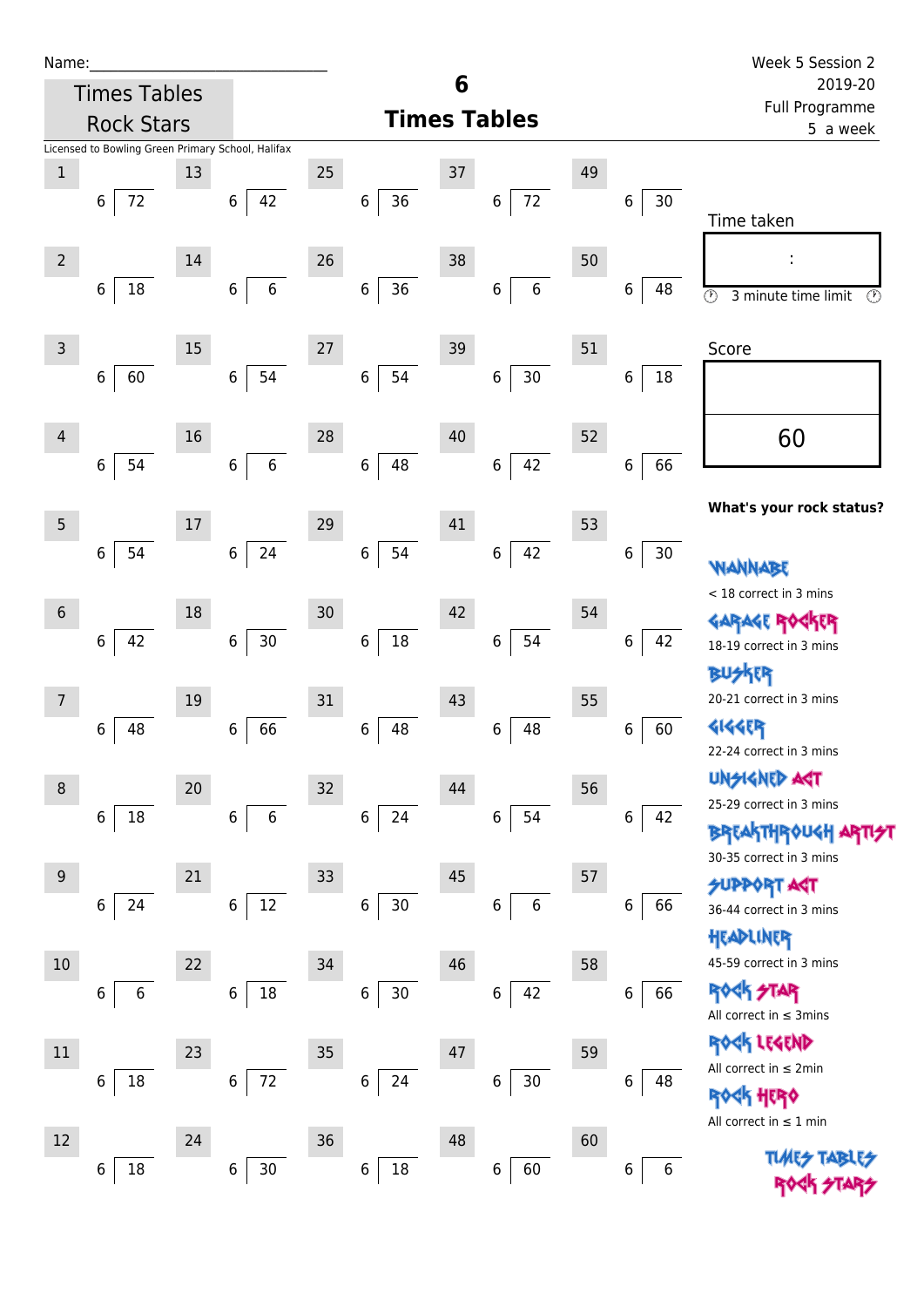Name:\_\_\_\_\_\_\_\_\_\_\_\_\_\_\_\_\_\_\_\_\_\_\_\_\_\_\_\_\_\_

Times Tables Rock Stars

# 6 Times Tables

Week 5 Session 2
2019-20
Full Programme
5 a week

Licensed to Bowling Green Primary School, Halifax

| # | Question | # | Question | # | Question | # | Question | # | Question |
|---|---|---|---|---|---|---|---|---|---|
| 1 | 6 ⟌ 72 | 13 | 6 ⟌ 42 | 25 | 6 ⟌ 36 | 37 | 6 ⟌ 72 | 49 | 6 ⟌ 30 |
| 2 | 6 ⟌ 18 | 14 | 6 ⟌ 6 | 26 | 6 ⟌ 36 | 38 | 6 ⟌ 6 | 50 | 6 ⟌ 48 |
| 3 | 6 ⟌ 60 | 15 | 6 ⟌ 54 | 27 | 6 ⟌ 54 | 39 | 6 ⟌ 30 | 51 | 6 ⟌ 18 |
| 4 | 6 ⟌ 54 | 16 | 6 ⟌ 6 | 28 | 6 ⟌ 48 | 40 | 6 ⟌ 42 | 52 | 6 ⟌ 66 |
| 5 | 6 ⟌ 54 | 17 | 6 ⟌ 24 | 29 | 6 ⟌ 54 | 41 | 6 ⟌ 42 | 53 | 6 ⟌ 30 |
| 6 | 6 ⟌ 42 | 18 | 6 ⟌ 30 | 30 | 6 ⟌ 18 | 42 | 6 ⟌ 54 | 54 | 6 ⟌ 42 |
| 7 | 6 ⟌ 48 | 19 | 6 ⟌ 66 | 31 | 6 ⟌ 48 | 43 | 6 ⟌ 48 | 55 | 6 ⟌ 60 |
| 8 | 6 ⟌ 18 | 20 | 6 ⟌ 6 | 32 | 6 ⟌ 24 | 44 | 6 ⟌ 54 | 56 | 6 ⟌ 42 |
| 9 | 6 ⟌ 24 | 21 | 6 ⟌ 12 | 33 | 6 ⟌ 30 | 45 | 6 ⟌ 6 | 57 | 6 ⟌ 66 |
| 10 | 6 ⟌ 6 | 22 | 6 ⟌ 18 | 34 | 6 ⟌ 30 | 46 | 6 ⟌ 42 | 58 | 6 ⟌ 66 |
| 11 | 6 ⟌ 18 | 23 | 6 ⟌ 72 | 35 | 6 ⟌ 24 | 47 | 6 ⟌ 30 | 59 | 6 ⟌ 48 |
| 12 | 6 ⟌ 18 | 24 | 6 ⟌ 30 | 36 | 6 ⟌ 18 | 48 | 6 ⟌ 60 | 60 | 6 ⟌ 6 |

Time taken

:

3 minute time limit

Score

60

**What's your rock status?**

WANNABE
< 18 correct in 3 mins

GARAGE ROCKER
18-19 correct in 3 mins

BUSKER
20-21 correct in 3 mins

GIGGER
22-24 correct in 3 mins

UNSIGNED ACT
25-29 correct in 3 mins

BREAKTHROUGH ARTIST
30-35 correct in 3 mins

SUPPORT ACT
36-44 correct in 3 mins

HEADLINER
45-59 correct in 3 mins

ROCK STAR
All correct in ≤ 3mins

ROCK LEGEND
All correct in ≤ 2min

ROCK HERO
All correct in ≤ 1 min

TIMES TABLES ROCK STARS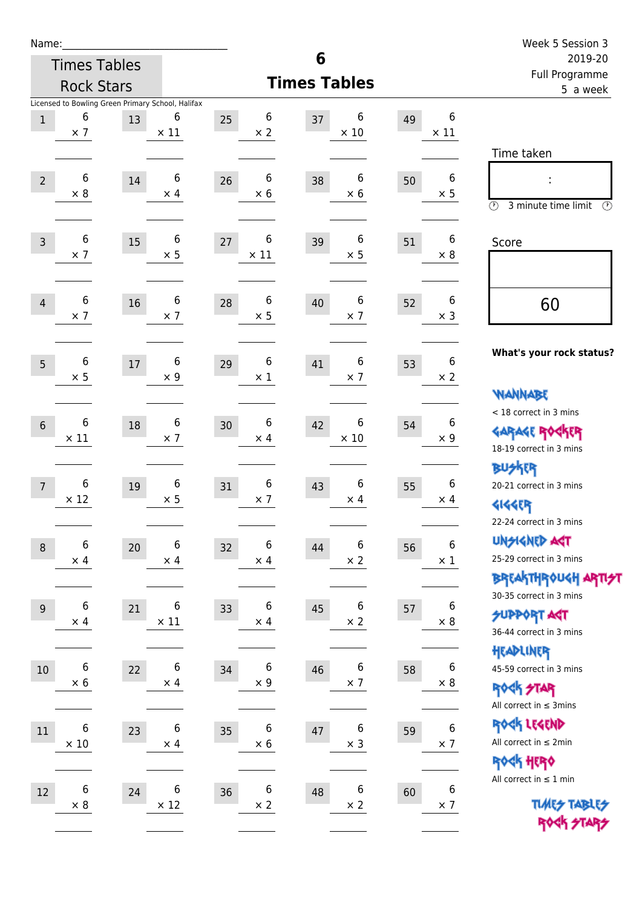Name:\_\_\_\_\_\_\_\_\_\_\_\_\_\_\_\_\_\_\_\_\_\_\_\_\_\_\_\_

Times Tables Rock Stars

# 6 Times Tables

Week 5 Session 3
2019-20
Full Programme
5 a week

Licensed to Bowling Green Primary School, Halifax

| # | Question | # | Question | # | Question | # | Question | # | Question |
|---|---|---|---|---|---|---|---|---|---|
| 1 | 6 × 7 | 13 | 6 × 11 | 25 | 6 × 2 | 37 | 6 × 10 | 49 | 6 × 11 |
| 2 | 6 × 8 | 14 | 6 × 4 | 26 | 6 × 6 | 38 | 6 × 6 | 50 | 6 × 5 |
| 3 | 6 × 7 | 15 | 6 × 5 | 27 | 6 × 11 | 39 | 6 × 5 | 51 | 6 × 8 |
| 4 | 6 × 7 | 16 | 6 × 7 | 28 | 6 × 5 | 40 | 6 × 7 | 52 | 6 × 3 |
| 5 | 6 × 5 | 17 | 6 × 9 | 29 | 6 × 1 | 41 | 6 × 7 | 53 | 6 × 2 |
| 6 | 6 × 11 | 18 | 6 × 7 | 30 | 6 × 4 | 42 | 6 × 10 | 54 | 6 × 9 |
| 7 | 6 × 12 | 19 | 6 × 5 | 31 | 6 × 7 | 43 | 6 × 4 | 55 | 6 × 4 |
| 8 | 6 × 4 | 20 | 6 × 4 | 32 | 6 × 4 | 44 | 6 × 2 | 56 | 6 × 1 |
| 9 | 6 × 4 | 21 | 6 × 11 | 33 | 6 × 4 | 45 | 6 × 2 | 57 | 6 × 8 |
| 10 | 6 × 6 | 22 | 6 × 4 | 34 | 6 × 9 | 46 | 6 × 7 | 58 | 6 × 8 |
| 11 | 6 × 10 | 23 | 6 × 4 | 35 | 6 × 6 | 47 | 6 × 3 | 59 | 6 × 7 |
| 12 | 6 × 8 | 24 | 6 × 12 | 36 | 6 × 2 | 48 | 6 × 2 | 60 | 6 × 7 |

Time taken

:

3 minute time limit

Score

60

**What's your rock status?**

WANNABE
< 18 correct in 3 mins

GARAGE ROCKER
18-19 correct in 3 mins

BUSKER
20-21 correct in 3 mins

GIGGER
22-24 correct in 3 mins

UNSIGNED ACT
25-29 correct in 3 mins

BREAKTHROUGH ARTIST
30-35 correct in 3 mins

SUPPORT ACT
36-44 correct in 3 mins

HEADLINER
45-59 correct in 3 mins

ROCK STAR
All correct in ≤ 3mins

ROCK LEGEND
All correct in ≤ 2min

ROCK HERO
All correct in ≤ 1 min

TIMES TABLES ROCK STARS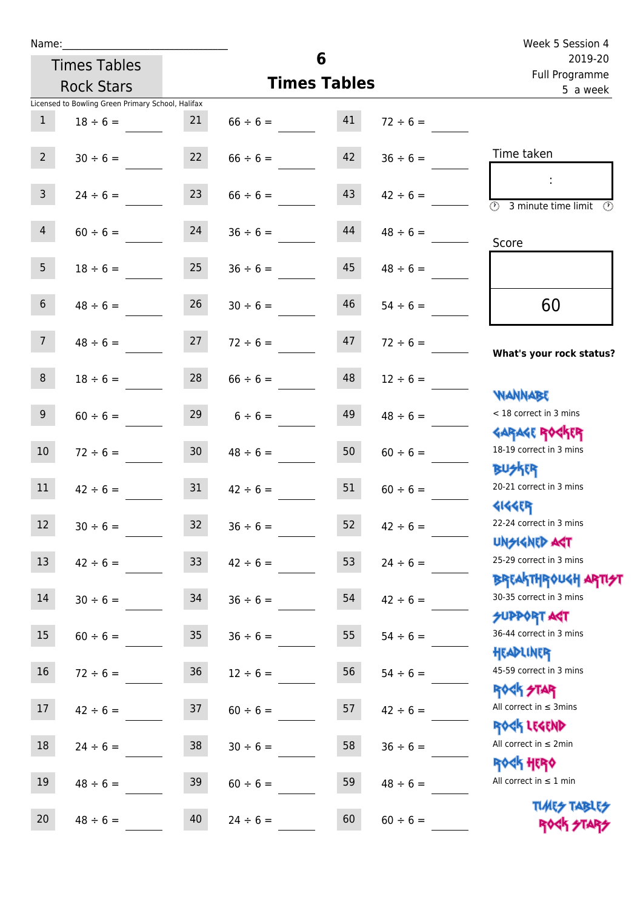Name:\_\_\_\_\_\_\_\_\_\_\_\_\_\_\_\_\_\_\_\_\_\_\_\_\_\_\_\_

Times Tables Rock Stars

# 6 Times Tables

Week 5 Session 4
2019-20
Full Programme
5 a week

Licensed to Bowling Green Primary School, Halifax

| | | | | | |
|---|---|---|---|---|---|
| 1 | 18 ÷ 6 = | 21 | 66 ÷ 6 = | 41 | 72 ÷ 6 = |
| 2 | 30 ÷ 6 = | 22 | 66 ÷ 6 = | 42 | 36 ÷ 6 = |
| 3 | 24 ÷ 6 = | 23 | 66 ÷ 6 = | 43 | 42 ÷ 6 = |
| 4 | 60 ÷ 6 = | 24 | 36 ÷ 6 = | 44 | 48 ÷ 6 = |
| 5 | 18 ÷ 6 = | 25 | 36 ÷ 6 = | 45 | 48 ÷ 6 = |
| 6 | 48 ÷ 6 = | 26 | 30 ÷ 6 = | 46 | 54 ÷ 6 = |
| 7 | 48 ÷ 6 = | 27 | 72 ÷ 6 = | 47 | 72 ÷ 6 = |
| 8 | 18 ÷ 6 = | 28 | 66 ÷ 6 = | 48 | 12 ÷ 6 = |
| 9 | 60 ÷ 6 = | 29 | 6 ÷ 6 = | 49 | 48 ÷ 6 = |
| 10 | 72 ÷ 6 = | 30 | 48 ÷ 6 = | 50 | 60 ÷ 6 = |
| 11 | 42 ÷ 6 = | 31 | 42 ÷ 6 = | 51 | 60 ÷ 6 = |
| 12 | 30 ÷ 6 = | 32 | 36 ÷ 6 = | 52 | 42 ÷ 6 = |
| 13 | 42 ÷ 6 = | 33 | 42 ÷ 6 = | 53 | 24 ÷ 6 = |
| 14 | 30 ÷ 6 = | 34 | 36 ÷ 6 = | 54 | 42 ÷ 6 = |
| 15 | 60 ÷ 6 = | 35 | 36 ÷ 6 = | 55 | 54 ÷ 6 = |
| 16 | 72 ÷ 6 = | 36 | 12 ÷ 6 = | 56 | 54 ÷ 6 = |
| 17 | 42 ÷ 6 = | 37 | 60 ÷ 6 = | 57 | 42 ÷ 6 = |
| 18 | 24 ÷ 6 = | 38 | 30 ÷ 6 = | 58 | 36 ÷ 6 = |
| 19 | 48 ÷ 6 = | 39 | 60 ÷ 6 = | 59 | 48 ÷ 6 = |
| 20 | 48 ÷ 6 = | 40 | 24 ÷ 6 = | 60 | 60 ÷ 6 = |

Time taken

:

3 minute time limit

Score

60

**What's your rock status?**

WANNABE
< 18 correct in 3 mins

GARAGE ROCKER
18-19 correct in 3 mins

BUSKER
20-21 correct in 3 mins

GIGGER
22-24 correct in 3 mins

UNSIGNED ACT
25-29 correct in 3 mins

BREAKTHROUGH ARTIST
30-35 correct in 3 mins

SUPPORT ACT
36-44 correct in 3 mins

HEADLINER
45-59 correct in 3 mins

ROCK STAR
All correct in ≤ 3mins

ROCK LEGEND
All correct in ≤ 2min

ROCK HERO
All correct in ≤ 1 min

TIMES TABLES ROCK STARS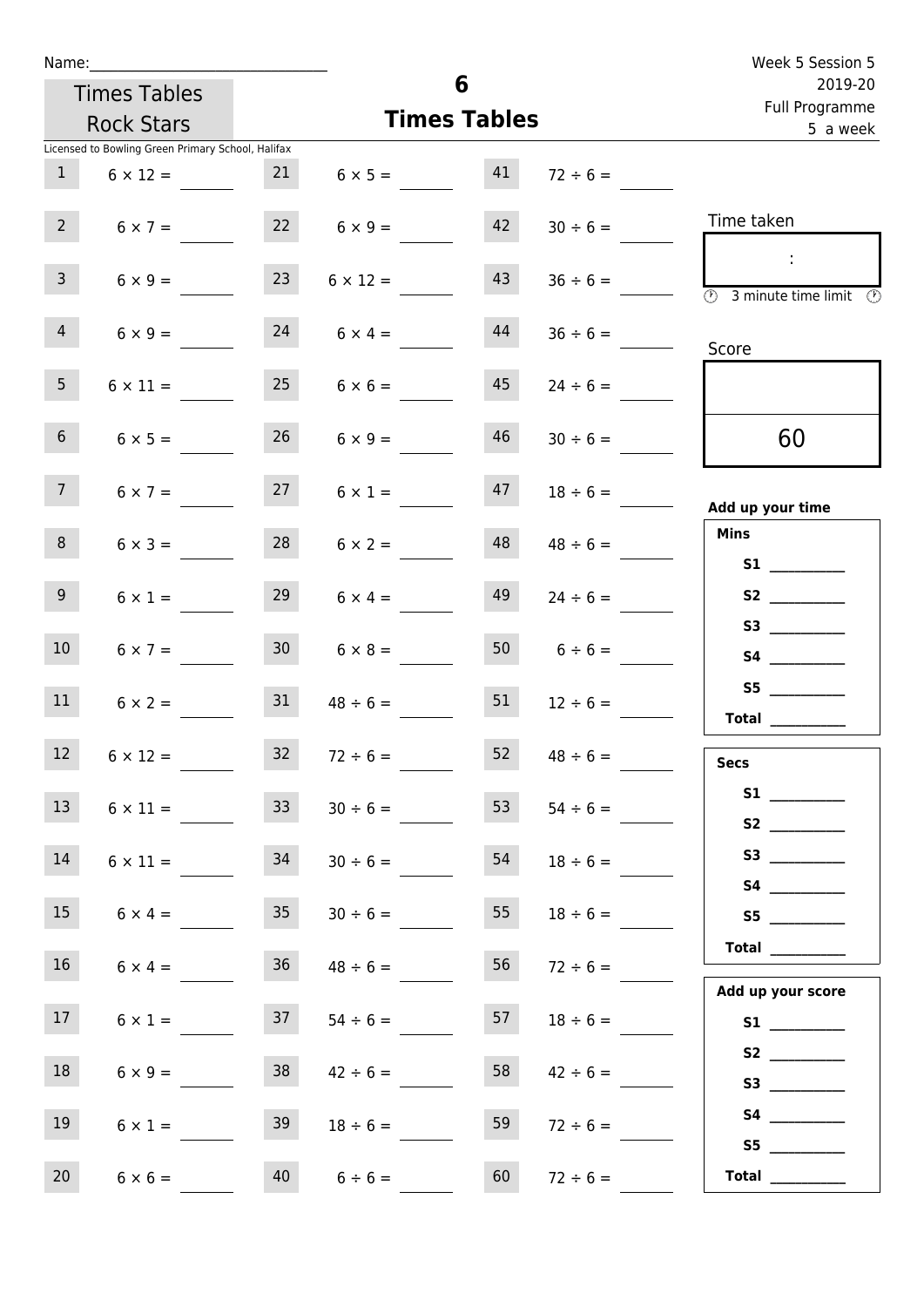Name:______________________________

Times Tables Rock Stars

# 6
## Times Tables

Week 5 Session 5
2019-20
Full Programme
5 a week

Licensed to Bowling Green Primary School, Halifax

| | | | | | |
|---|---|---|---|---|---|
| 1 | $6 \times 12 =$ | 21 | $6 \times 5 =$ | 41 | $72 \div 6 =$ |
| 2 | $6 \times 7 =$ | 22 | $6 \times 9 =$ | 42 | $30 \div 6 =$ |
| 3 | $6 \times 9 =$ | 23 | $6 \times 12 =$ | 43 | $36 \div 6 =$ |
| 4 | $6 \times 9 =$ | 24 | $6 \times 4 =$ | 44 | $36 \div 6 =$ |
| 5 | $6 \times 11 =$ | 25 | $6 \times 6 =$ | 45 | $24 \div 6 =$ |
| 6 | $6 \times 5 =$ | 26 | $6 \times 9 =$ | 46 | $30 \div 6 =$ |
| 7 | $6 \times 7 =$ | 27 | $6 \times 1 =$ | 47 | $18 \div 6 =$ |
| 8 | $6 \times 3 =$ | 28 | $6 \times 2 =$ | 48 | $48 \div 6 =$ |
| 9 | $6 \times 1 =$ | 29 | $6 \times 4 =$ | 49 | $24 \div 6 =$ |
| 10 | $6 \times 7 =$ | 30 | $6 \times 8 =$ | 50 | $6 \div 6 =$ |
| 11 | $6 \times 2 =$ | 31 | $48 \div 6 =$ | 51 | $12 \div 6 =$ |
| 12 | $6 \times 12 =$ | 32 | $72 \div 6 =$ | 52 | $48 \div 6 =$ |
| 13 | $6 \times 11 =$ | 33 | $30 \div 6 =$ | 53 | $54 \div 6 =$ |
| 14 | $6 \times 11 =$ | 34 | $30 \div 6 =$ | 54 | $18 \div 6 =$ |
| 15 | $6 \times 4 =$ | 35 | $30 \div 6 =$ | 55 | $18 \div 6 =$ |
| 16 | $6 \times 4 =$ | 36 | $48 \div 6 =$ | 56 | $72 \div 6 =$ |
| 17 | $6 \times 1 =$ | 37 | $54 \div 6 =$ | 57 | $18 \div 6 =$ |
| 18 | $6 \times 9 =$ | 38 | $42 \div 6 =$ | 58 | $42 \div 6 =$ |
| 19 | $6 \times 1 =$ | 39 | $18 \div 6 =$ | 59 | $72 \div 6 =$ |
| 20 | $6 \times 6 =$ | 40 | $6 \div 6 =$ | 60 | $72 \div 6 =$ |

Time taken

:

3 minute time limit

Score

60

**Add up your time**

**Mins**

**S1** __________
**S2** __________
**S3** __________
**S4** __________
**S5** __________
**Total** __________

**Secs**

**S1** __________
**S2** __________
**S3** __________
**S4** __________
**S5** __________
**Total** __________

**Add up your score**

**S1** __________
**S2** __________
**S3** __________
**S4** __________
**S5** __________
**Total** __________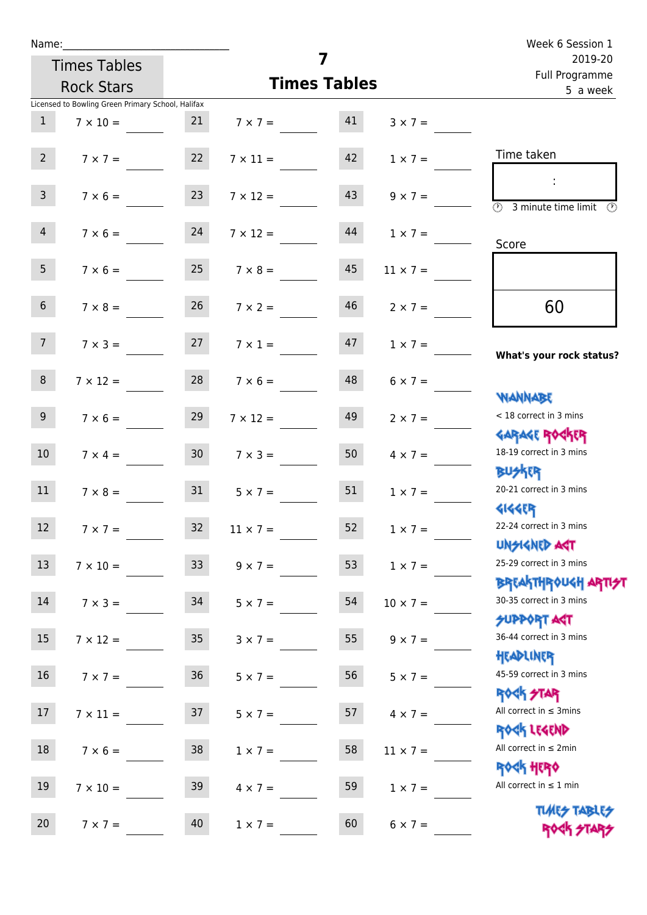Name:______________________________

Times Tables Rock Stars

# 7 Times Tables

Week 6 Session 1
2019-20
Full Programme
5 a week

Licensed to Bowling Green Primary School, Halifax

| | | | | | |
|---|---|---|---|---|---|
| 1 | 7 × 10 = ____ | 21 | 7 × 7 = ____ | 41 | 3 × 7 = ____ |
| 2 | 7 × 7 = ____ | 22 | 7 × 11 = ____ | 42 | 1 × 7 = ____ |
| 3 | 7 × 6 = ____ | 23 | 7 × 12 = ____ | 43 | 9 × 7 = ____ |
| 4 | 7 × 6 = ____ | 24 | 7 × 12 = ____ | 44 | 1 × 7 = ____ |
| 5 | 7 × 6 = ____ | 25 | 7 × 8 = ____ | 45 | 11 × 7 = ____ |
| 6 | 7 × 8 = ____ | 26 | 7 × 2 = ____ | 46 | 2 × 7 = ____ |
| 7 | 7 × 3 = ____ | 27 | 7 × 1 = ____ | 47 | 1 × 7 = ____ |
| 8 | 7 × 12 = ____ | 28 | 7 × 6 = ____ | 48 | 6 × 7 = ____ |
| 9 | 7 × 6 = ____ | 29 | 7 × 12 = ____ | 49 | 2 × 7 = ____ |
| 10 | 7 × 4 = ____ | 30 | 7 × 3 = ____ | 50 | 4 × 7 = ____ |
| 11 | 7 × 8 = ____ | 31 | 5 × 7 = ____ | 51 | 1 × 7 = ____ |
| 12 | 7 × 7 = ____ | 32 | 11 × 7 = ____ | 52 | 1 × 7 = ____ |
| 13 | 7 × 10 = ____ | 33 | 9 × 7 = ____ | 53 | 1 × 7 = ____ |
| 14 | 7 × 3 = ____ | 34 | 5 × 7 = ____ | 54 | 10 × 7 = ____ |
| 15 | 7 × 12 = ____ | 35 | 3 × 7 = ____ | 55 | 9 × 7 = ____ |
| 16 | 7 × 7 = ____ | 36 | 5 × 7 = ____ | 56 | 5 × 7 = ____ |
| 17 | 7 × 11 = ____ | 37 | 5 × 7 = ____ | 57 | 4 × 7 = ____ |
| 18 | 7 × 6 = ____ | 38 | 1 × 7 = ____ | 58 | 11 × 7 = ____ |
| 19 | 7 × 10 = ____ | 39 | 4 × 7 = ____ | 59 | 1 × 7 = ____ |
| 20 | 7 × 7 = ____ | 40 | 1 × 7 = ____ | 60 | 6 × 7 = ____ |

Time taken

:

3 minute time limit

Score

60

**What's your rock status?**

WANNABE
< 18 correct in 3 mins

GARAGE ROCKER
18-19 correct in 3 mins

BUSKER
20-21 correct in 3 mins

GIGGER
22-24 correct in 3 mins

UNSIGNED ACT
25-29 correct in 3 mins

BREAKTHROUGH ARTIST
30-35 correct in 3 mins

SUPPORT ACT
36-44 correct in 3 mins

HEADLINER
45-59 correct in 3 mins

ROCK STAR
All correct in ≤ 3mins

ROCK LEGEND
All correct in ≤ 2min

ROCK HERO
All correct in ≤ 1 min

TIMES TABLES ROCK STARS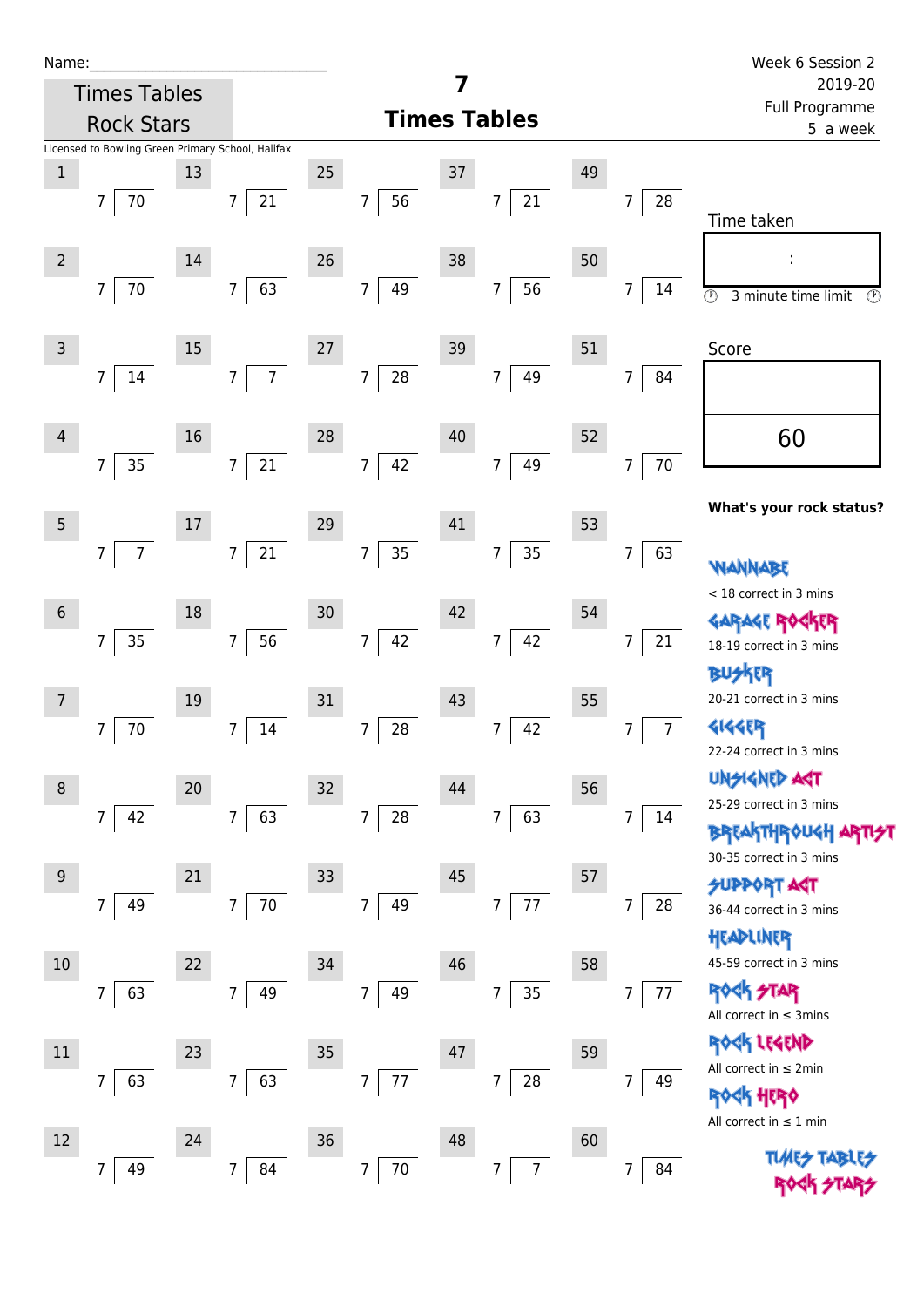Name:\_\_\_\_\_\_\_\_\_\_\_\_\_\_\_\_\_\_\_\_\_\_\_\_\_\_\_\_

Times Tables Rock Stars

# 7 Times Tables

Week 6 Session 2
2019-20
Full Programme
5 a week

Licensed to Bowling Green Primary School, Halifax

| # | | # | | # | | # | | # | |
|---|---|---|---|---|---|---|---|---|---|
| 1 | 7 ⟌ 70 | 13 | 7 ⟌ 21 | 25 | 7 ⟌ 56 | 37 | 7 ⟌ 21 | 49 | 7 ⟌ 28 |
| 2 | 7 ⟌ 70 | 14 | 7 ⟌ 63 | 26 | 7 ⟌ 49 | 38 | 7 ⟌ 56 | 50 | 7 ⟌ 14 |
| 3 | 7 ⟌ 14 | 15 | 7 ⟌ 7 | 27 | 7 ⟌ 28 | 39 | 7 ⟌ 49 | 51 | 7 ⟌ 84 |
| 4 | 7 ⟌ 35 | 16 | 7 ⟌ 21 | 28 | 7 ⟌ 42 | 40 | 7 ⟌ 49 | 52 | 7 ⟌ 70 |
| 5 | 7 ⟌ 7 | 17 | 7 ⟌ 21 | 29 | 7 ⟌ 35 | 41 | 7 ⟌ 35 | 53 | 7 ⟌ 63 |
| 6 | 7 ⟌ 35 | 18 | 7 ⟌ 56 | 30 | 7 ⟌ 42 | 42 | 7 ⟌ 42 | 54 | 7 ⟌ 21 |
| 7 | 7 ⟌ 70 | 19 | 7 ⟌ 14 | 31 | 7 ⟌ 28 | 43 | 7 ⟌ 42 | 55 | 7 ⟌ 7 |
| 8 | 7 ⟌ 42 | 20 | 7 ⟌ 63 | 32 | 7 ⟌ 28 | 44 | 7 ⟌ 63 | 56 | 7 ⟌ 14 |
| 9 | 7 ⟌ 49 | 21 | 7 ⟌ 70 | 33 | 7 ⟌ 49 | 45 | 7 ⟌ 77 | 57 | 7 ⟌ 28 |
| 10 | 7 ⟌ 63 | 22 | 7 ⟌ 49 | 34 | 7 ⟌ 49 | 46 | 7 ⟌ 35 | 58 | 7 ⟌ 77 |
| 11 | 7 ⟌ 63 | 23 | 7 ⟌ 63 | 35 | 7 ⟌ 77 | 47 | 7 ⟌ 28 | 59 | 7 ⟌ 49 |
| 12 | 7 ⟌ 49 | 24 | 7 ⟌ 84 | 36 | 7 ⟌ 70 | 48 | 7 ⟌ 7 | 60 | 7 ⟌ 84 |

Time taken

:

3 minute time limit

Score

60

**What's your rock status?**

WANNABE
< 18 correct in 3 mins

GARAGE ROCKER
18-19 correct in 3 mins

BUSKER
20-21 correct in 3 mins

GIGGER
22-24 correct in 3 mins

UNSIGNED ACT
25-29 correct in 3 mins

BREAKTHROUGH ARTIST
30-35 correct in 3 mins

SUPPORT ACT
36-44 correct in 3 mins

HEADLINER
45-59 correct in 3 mins

ROCK STAR
All correct in ≤ 3mins

ROCK LEGEND
All correct in ≤ 2min

ROCK HERO
All correct in ≤ 1 min

TIMES TABLES ROCK STARS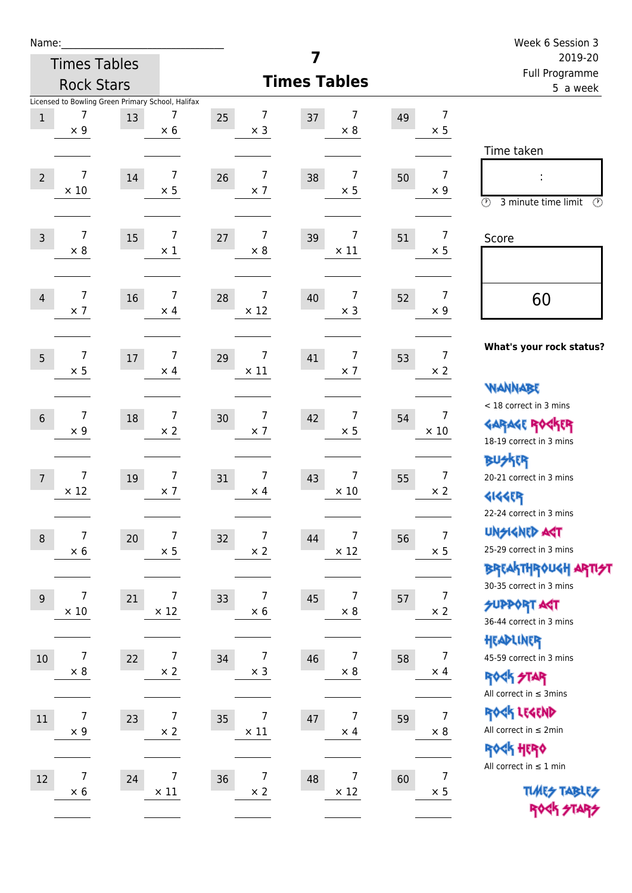Name:\_\_\_\_\_\_\_\_\_\_\_\_\_\_\_\_\_\_\_\_\_\_\_\_\_\_\_\_\_\_

Times Tables Rock Stars

# 7
## Times Tables

Week 6 Session 3
2019-20
Full Programme
5 a week

Licensed to Bowling Green Primary School, Halifax

| | | | | | | | | | |
|---|---|---|---|---|---|---|---|---|---|
| 1 | 7 × 9 | 13 | 7 × 6 | 25 | 7 × 3 | 37 | 7 × 8 | 49 | 7 × 5 |
| 2 | 7 × 10 | 14 | 7 × 5 | 26 | 7 × 7 | 38 | 7 × 5 | 50 | 7 × 9 |
| 3 | 7 × 8 | 15 | 7 × 1 | 27 | 7 × 8 | 39 | 7 × 11 | 51 | 7 × 5 |
| 4 | 7 × 7 | 16 | 7 × 4 | 28 | 7 × 12 | 40 | 7 × 3 | 52 | 7 × 9 |
| 5 | 7 × 5 | 17 | 7 × 4 | 29 | 7 × 11 | 41 | 7 × 7 | 53 | 7 × 2 |
| 6 | 7 × 9 | 18 | 7 × 2 | 30 | 7 × 7 | 42 | 7 × 5 | 54 | 7 × 10 |
| 7 | 7 × 12 | 19 | 7 × 7 | 31 | 7 × 4 | 43 | 7 × 10 | 55 | 7 × 2 |
| 8 | 7 × 6 | 20 | 7 × 5 | 32 | 7 × 2 | 44 | 7 × 12 | 56 | 7 × 5 |
| 9 | 7 × 10 | 21 | 7 × 12 | 33 | 7 × 6 | 45 | 7 × 8 | 57 | 7 × 2 |
| 10 | 7 × 8 | 22 | 7 × 2 | 34 | 7 × 3 | 46 | 7 × 8 | 58 | 7 × 4 |
| 11 | 7 × 9 | 23 | 7 × 2 | 35 | 7 × 11 | 47 | 7 × 4 | 59 | 7 × 8 |
| 12 | 7 × 6 | 24 | 7 × 11 | 36 | 7 × 2 | 48 | 7 × 12 | 60 | 7 × 5 |

Time taken

:

3 minute time limit

Score

60

**What's your rock status?**

WANNABE
< 18 correct in 3 mins

GARAGE ROCKER
18-19 correct in 3 mins

BUSKER
20-21 correct in 3 mins

GIGGER
22-24 correct in 3 mins

UNSIGNED ACT
25-29 correct in 3 mins

BREAKTHROUGH ARTIST
30-35 correct in 3 mins

SUPPORT ACT
36-44 correct in 3 mins

HEADLINER
45-59 correct in 3 mins

ROCK STAR
All correct in ≤ 3mins

ROCK LEGEND
All correct in ≤ 2min

ROCK HERO
All correct in ≤ 1 min

TIMES TABLES ROCK STARS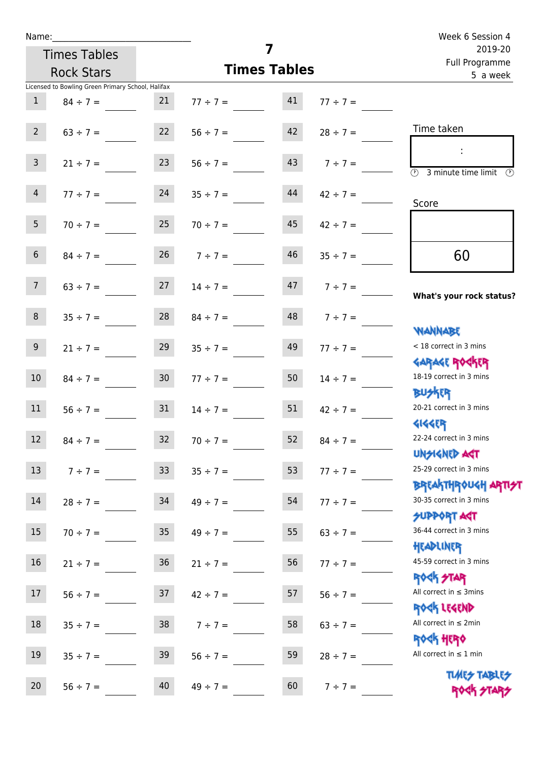Name:\_\_\_\_\_\_\_\_\_\_\_\_\_\_\_\_\_\_\_\_\_\_\_\_\_\_\_\_

Times Tables Rock Stars

# 7 Times Tables

Week 6 Session 4
2019-20
Full Programme
5 a week

Licensed to Bowling Green Primary School, Halifax

| | | | | | |
|---|---|---|---|---|---|
| 1 | 84 ÷ 7 = | 21 | 77 ÷ 7 = | 41 | 77 ÷ 7 = |
| 2 | 63 ÷ 7 = | 22 | 56 ÷ 7 = | 42 | 28 ÷ 7 = |
| 3 | 21 ÷ 7 = | 23 | 56 ÷ 7 = | 43 | 7 ÷ 7 = |
| 4 | 77 ÷ 7 = | 24 | 35 ÷ 7 = | 44 | 42 ÷ 7 = |
| 5 | 70 ÷ 7 = | 25 | 70 ÷ 7 = | 45 | 42 ÷ 7 = |
| 6 | 84 ÷ 7 = | 26 | 7 ÷ 7 = | 46 | 35 ÷ 7 = |
| 7 | 63 ÷ 7 = | 27 | 14 ÷ 7 = | 47 | 7 ÷ 7 = |
| 8 | 35 ÷ 7 = | 28 | 84 ÷ 7 = | 48 | 7 ÷ 7 = |
| 9 | 21 ÷ 7 = | 29 | 35 ÷ 7 = | 49 | 77 ÷ 7 = |
| 10 | 84 ÷ 7 = | 30 | 77 ÷ 7 = | 50 | 14 ÷ 7 = |
| 11 | 56 ÷ 7 = | 31 | 14 ÷ 7 = | 51 | 42 ÷ 7 = |
| 12 | 84 ÷ 7 = | 32 | 70 ÷ 7 = | 52 | 84 ÷ 7 = |
| 13 | 7 ÷ 7 = | 33 | 35 ÷ 7 = | 53 | 77 ÷ 7 = |
| 14 | 28 ÷ 7 = | 34 | 49 ÷ 7 = | 54 | 77 ÷ 7 = |
| 15 | 70 ÷ 7 = | 35 | 49 ÷ 7 = | 55 | 63 ÷ 7 = |
| 16 | 21 ÷ 7 = | 36 | 21 ÷ 7 = | 56 | 77 ÷ 7 = |
| 17 | 56 ÷ 7 = | 37 | 42 ÷ 7 = | 57 | 56 ÷ 7 = |
| 18 | 35 ÷ 7 = | 38 | 7 ÷ 7 = | 58 | 63 ÷ 7 = |
| 19 | 35 ÷ 7 = | 39 | 56 ÷ 7 = | 59 | 28 ÷ 7 = |
| 20 | 56 ÷ 7 = | 40 | 49 ÷ 7 = | 60 | 7 ÷ 7 = |

Time taken

:

3 minute time limit

Score

60

**What's your rock status?**

WANNABE
< 18 correct in 3 mins

GARAGE ROCKER
18-19 correct in 3 mins

BUSKER
20-21 correct in 3 mins

GIGGER
22-24 correct in 3 mins

UNSIGNED ACT
25-29 correct in 3 mins

BREAKTHROUGH ARTIST
30-35 correct in 3 mins

SUPPORT ACT
36-44 correct in 3 mins

HEADLINER
45-59 correct in 3 mins

ROCK STAR
All correct in ≤ 3mins

ROCK LEGEND
All correct in ≤ 2min

ROCK HERO
All correct in ≤ 1 min

TIMES TABLES ROCK STARS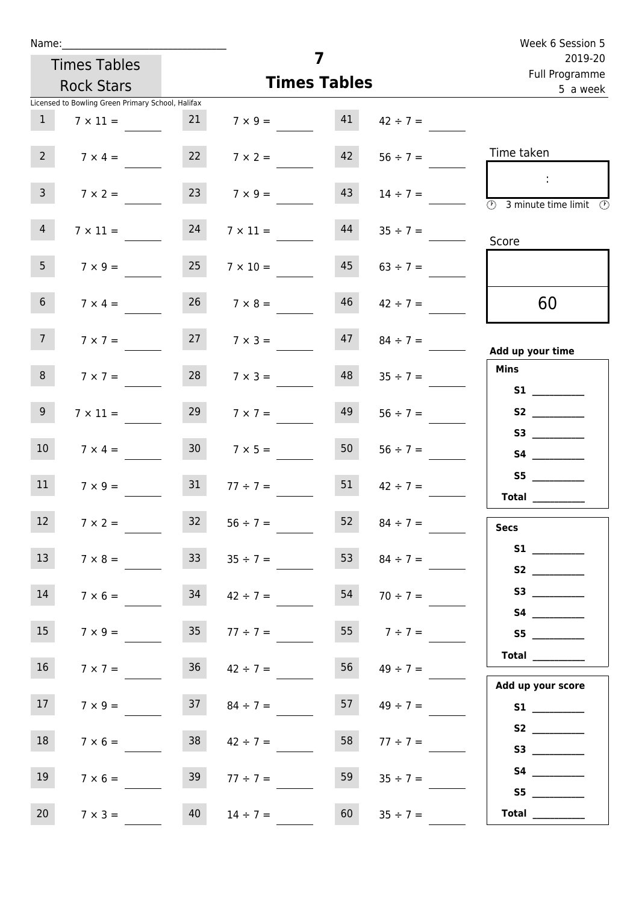Name:______________________________

Times Tables Rock Stars

# 7
## Times Tables

Week 6 Session 5
2019-20
Full Programme
5 a week

Licensed to Bowling Green Primary School, Halifax

| | | | | | |
|---|---|---|---|---|---|
| 1 | 7 × 11 = ____ | 21 | 7 × 9 = ____ | 41 | 42 ÷ 7 = ____ |
| 2 | 7 × 4 = ____ | 22 | 7 × 2 = ____ | 42 | 56 ÷ 7 = ____ |
| 3 | 7 × 2 = ____ | 23 | 7 × 9 = ____ | 43 | 14 ÷ 7 = ____ |
| 4 | 7 × 11 = ____ | 24 | 7 × 11 = ____ | 44 | 35 ÷ 7 = ____ |
| 5 | 7 × 9 = ____ | 25 | 7 × 10 = ____ | 45 | 63 ÷ 7 = ____ |
| 6 | 7 × 4 = ____ | 26 | 7 × 8 = ____ | 46 | 42 ÷ 7 = ____ |
| 7 | 7 × 7 = ____ | 27 | 7 × 3 = ____ | 47 | 84 ÷ 7 = ____ |
| 8 | 7 × 7 = ____ | 28 | 7 × 3 = ____ | 48 | 35 ÷ 7 = ____ |
| 9 | 7 × 11 = ____ | 29 | 7 × 7 = ____ | 49 | 56 ÷ 7 = ____ |
| 10 | 7 × 4 = ____ | 30 | 7 × 5 = ____ | 50 | 56 ÷ 7 = ____ |
| 11 | 7 × 9 = ____ | 31 | 77 ÷ 7 = ____ | 51 | 42 ÷ 7 = ____ |
| 12 | 7 × 2 = ____ | 32 | 56 ÷ 7 = ____ | 52 | 84 ÷ 7 = ____ |
| 13 | 7 × 8 = ____ | 33 | 35 ÷ 7 = ____ | 53 | 84 ÷ 7 = ____ |
| 14 | 7 × 6 = ____ | 34 | 42 ÷ 7 = ____ | 54 | 70 ÷ 7 = ____ |
| 15 | 7 × 9 = ____ | 35 | 77 ÷ 7 = ____ | 55 | 7 ÷ 7 = ____ |
| 16 | 7 × 7 = ____ | 36 | 42 ÷ 7 = ____ | 56 | 49 ÷ 7 = ____ |
| 17 | 7 × 9 = ____ | 37 | 84 ÷ 7 = ____ | 57 | 49 ÷ 7 = ____ |
| 18 | 7 × 6 = ____ | 38 | 42 ÷ 7 = ____ | 58 | 77 ÷ 7 = ____ |
| 19 | 7 × 6 = ____ | 39 | 77 ÷ 7 = ____ | 59 | 35 ÷ 7 = ____ |
| 20 | 7 × 3 = ____ | 40 | 14 ÷ 7 = ____ | 60 | 35 ÷ 7 = ____ |

Time taken

:

3 minute time limit

Score

60

**Add up your time**

**Mins**

**S1** __________
**S2** __________
**S3** __________
**S4** __________
**S5** __________
**Total** __________

**Secs**

**S1** __________
**S2** __________
**S3** __________
**S4** __________
**S5** __________
**Total** __________

**Add up your score**

**S1** __________
**S2** __________
**S3** __________
**S4** __________
**S5** __________
**Total** __________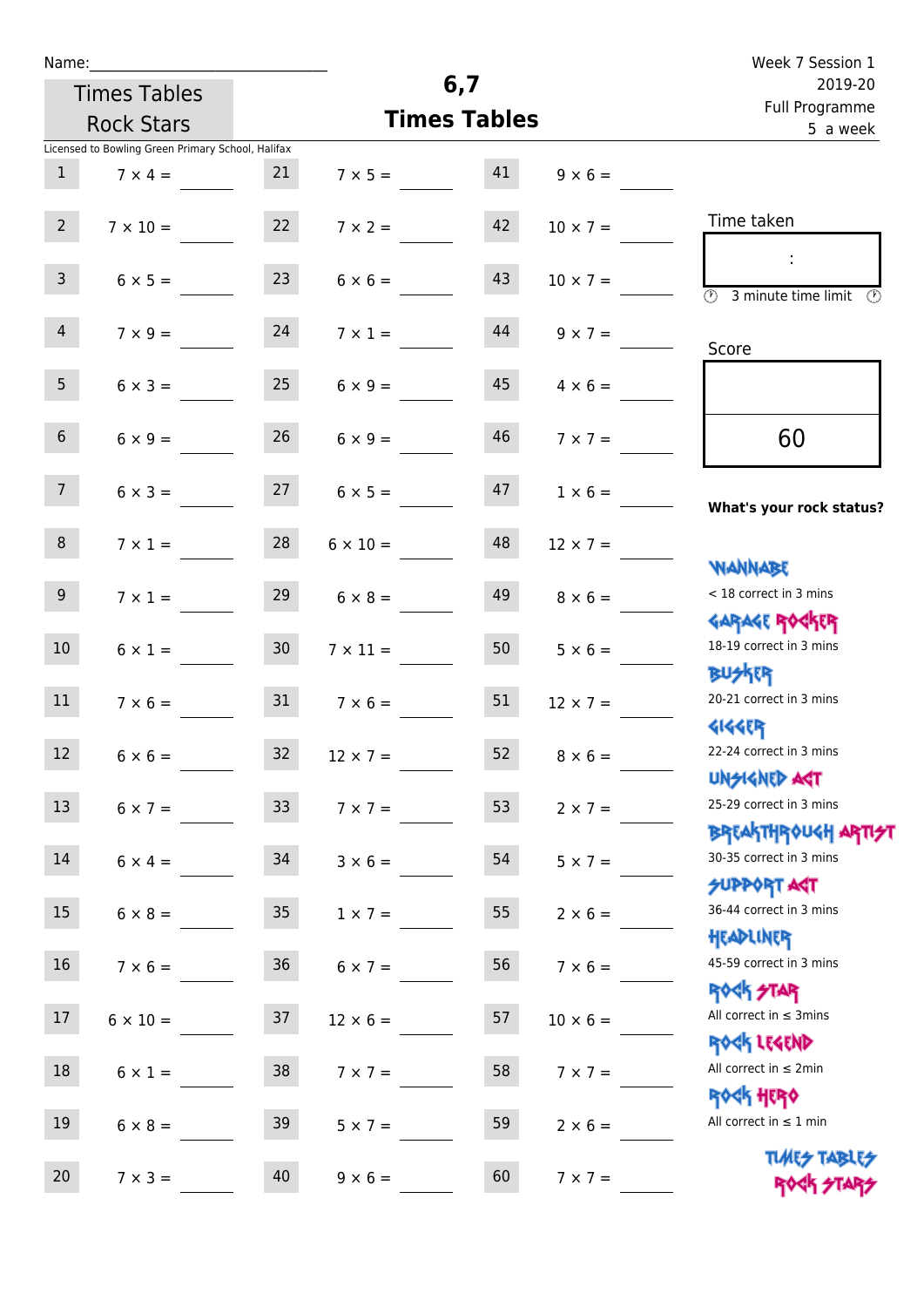Name:\_\_\_\_\_\_\_\_\_\_\_\_\_\_\_\_\_\_\_\_\_\_\_\_\_\_\_\_

Times Tables Rock Stars

# 6,7 Times Tables

Week 7 Session 1
2019-20
Full Programme
5 a week

Licensed to Bowling Green Primary School, Halifax

| | | | | | |
|---|---|---|---|---|---|
| 1 | 7 × 4 = | 21 | 7 × 5 = | 41 | 9 × 6 = |
| 2 | 7 × 10 = | 22 | 7 × 2 = | 42 | 10 × 7 = |
| 3 | 6 × 5 = | 23 | 6 × 6 = | 43 | 10 × 7 = |
| 4 | 7 × 9 = | 24 | 7 × 1 = | 44 | 9 × 7 = |
| 5 | 6 × 3 = | 25 | 6 × 9 = | 45 | 4 × 6 = |
| 6 | 6 × 9 = | 26 | 6 × 9 = | 46 | 7 × 7 = |
| 7 | 6 × 3 = | 27 | 6 × 5 = | 47 | 1 × 6 = |
| 8 | 7 × 1 = | 28 | 6 × 10 = | 48 | 12 × 7 = |
| 9 | 7 × 1 = | 29 | 6 × 8 = | 49 | 8 × 6 = |
| 10 | 6 × 1 = | 30 | 7 × 11 = | 50 | 5 × 6 = |
| 11 | 7 × 6 = | 31 | 7 × 6 = | 51 | 12 × 7 = |
| 12 | 6 × 6 = | 32 | 12 × 7 = | 52 | 8 × 6 = |
| 13 | 6 × 7 = | 33 | 7 × 7 = | 53 | 2 × 7 = |
| 14 | 6 × 4 = | 34 | 3 × 6 = | 54 | 5 × 7 = |
| 15 | 6 × 8 = | 35 | 1 × 7 = | 55 | 2 × 6 = |
| 16 | 7 × 6 = | 36 | 6 × 7 = | 56 | 7 × 6 = |
| 17 | 6 × 10 = | 37 | 12 × 6 = | 57 | 10 × 6 = |
| 18 | 6 × 1 = | 38 | 7 × 7 = | 58 | 7 × 7 = |
| 19 | 6 × 8 = | 39 | 5 × 7 = | 59 | 2 × 6 = |
| 20 | 7 × 3 = | 40 | 9 × 6 = | 60 | 7 × 7 = |

Time taken

:

3 minute time limit

Score

60

**What's your rock status?**

WANNABE
< 18 correct in 3 mins

GARAGE ROCKER
18-19 correct in 3 mins

BUSKER
20-21 correct in 3 mins

GIGGER
22-24 correct in 3 mins

UNSIGNED ACT
25-29 correct in 3 mins

BREAKTHROUGH ARTIST
30-35 correct in 3 mins

SUPPORT ACT
36-44 correct in 3 mins

HEADLINER
45-59 correct in 3 mins

ROCK STAR
All correct in ≤ 3mins

ROCK LEGEND
All correct in ≤ 2min

ROCK HERO
All correct in ≤ 1 min

TIMES TABLES ROCK STARS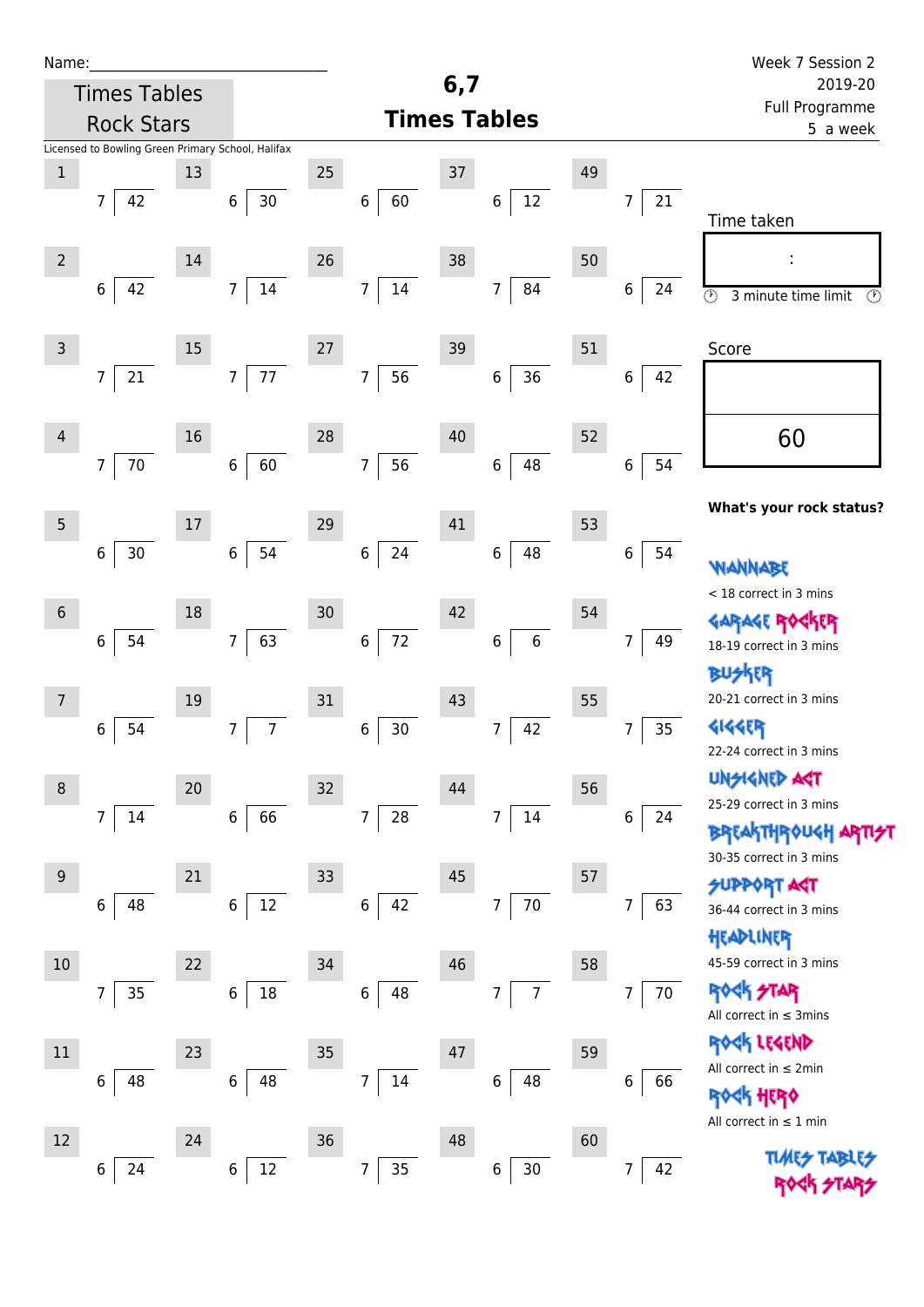Name:\_\_\_\_\_\_\_\_\_\_\_\_\_\_\_\_\_\_\_\_\_\_\_\_\_\_\_\_\_\_

Times Tables Rock Stars

# 6,7 Times Tables

Week 7 Session 2
2019-20
Full Programme
5 a week

Licensed to Bowling Green Primary School, Halifax

| No. | Question | No. | Question | No. | Question | No. | Question | No. | Question |
|---|---|---|---|---|---|---|---|---|---|
| 1 | 7 ) 42 | 13 | 6 ) 30 | 25 | 6 ) 60 | 37 | 6 ) 12 | 49 | 7 ) 21 |
| 2 | 6 ) 42 | 14 | 7 ) 14 | 26 | 7 ) 14 | 38 | 7 ) 84 | 50 | 6 ) 24 |
| 3 | 7 ) 21 | 15 | 7 ) 77 | 27 | 7 ) 56 | 39 | 6 ) 36 | 51 | 6 ) 42 |
| 4 | 7 ) 70 | 16 | 6 ) 60 | 28 | 7 ) 56 | 40 | 6 ) 48 | 52 | 6 ) 54 |
| 5 | 6 ) 30 | 17 | 6 ) 54 | 29 | 6 ) 24 | 41 | 6 ) 48 | 53 | 6 ) 54 |
| 6 | 6 ) 54 | 18 | 7 ) 63 | 30 | 6 ) 72 | 42 | 6 ) 6 | 54 | 7 ) 49 |
| 7 | 6 ) 54 | 19 | 7 ) 7 | 31 | 6 ) 30 | 43 | 7 ) 42 | 55 | 7 ) 35 |
| 8 | 7 ) 14 | 20 | 6 ) 66 | 32 | 7 ) 28 | 44 | 7 ) 14 | 56 | 6 ) 24 |
| 9 | 6 ) 48 | 21 | 6 ) 12 | 33 | 6 ) 42 | 45 | 7 ) 70 | 57 | 7 ) 63 |
| 10 | 7 ) 35 | 22 | 6 ) 18 | 34 | 6 ) 48 | 46 | 7 ) 7 | 58 | 7 ) 70 |
| 11 | 6 ) 48 | 23 | 6 ) 48 | 35 | 7 ) 14 | 47 | 6 ) 48 | 59 | 6 ) 66 |
| 12 | 6 ) 24 | 24 | 6 ) 12 | 36 | 7 ) 35 | 48 | 6 ) 30 | 60 | 7 ) 42 |

Time taken

:

3 minute time limit

Score

60

**What's your rock status?**

WANNABE
< 18 correct in 3 mins

GARAGE ROCKER
18-19 correct in 3 mins

BUSKER
20-21 correct in 3 mins

GIGGER
22-24 correct in 3 mins

UNSIGNED ACT
25-29 correct in 3 mins

BREAKTHROUGH ARTIST
30-35 correct in 3 mins

SUPPORT ACT
36-44 correct in 3 mins

HEADLINER
45-59 correct in 3 mins

ROCK STAR
All correct in ≤ 3mins

ROCK LEGEND
All correct in ≤ 2min

ROCK HERO
All correct in ≤ 1 min

TIMES TABLES ROCK STARS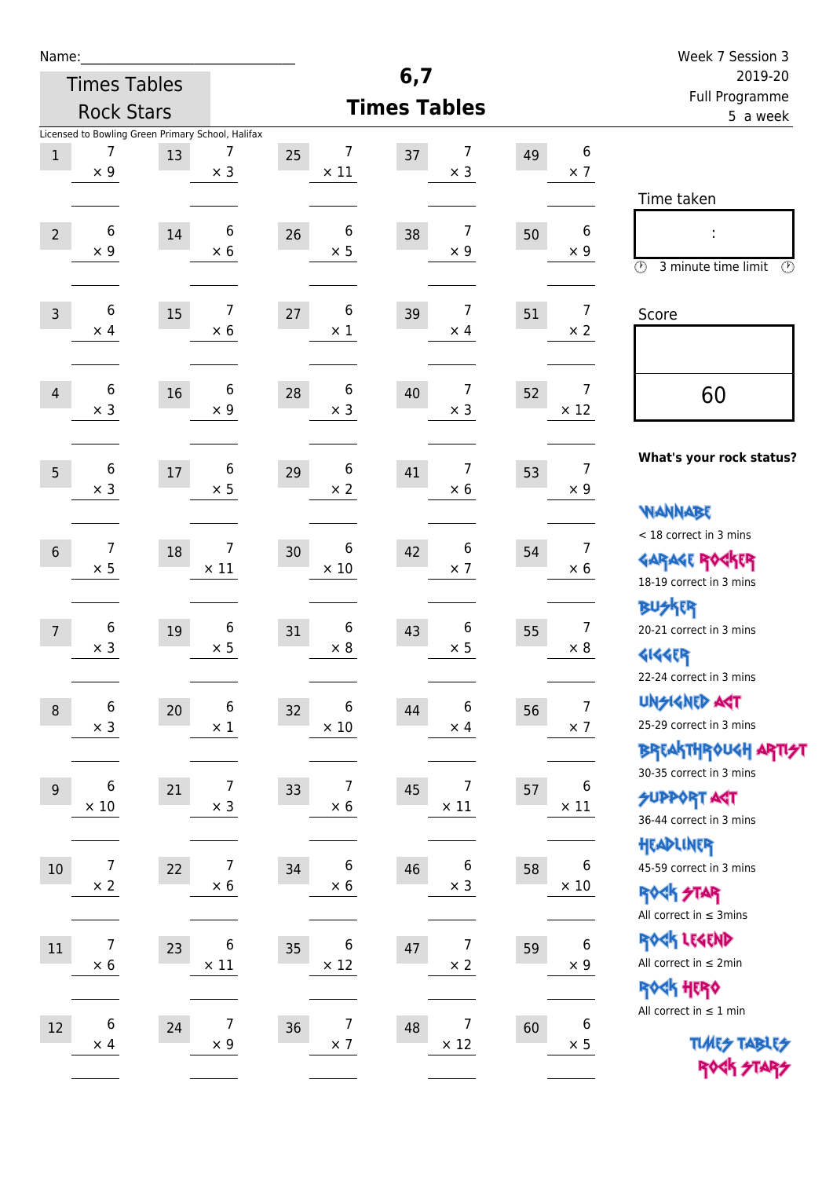Name:\_\_\_\_\_\_\_\_\_\_\_\_\_\_\_\_\_\_\_\_\_\_\_\_\_\_

Times Tables Rock Stars

# 6,7 Times Tables

Week 7 Session 3
2019-20
Full Programme
5 a week

Licensed to Bowling Green Primary School, Halifax

| # | Question | # | Question | # | Question | # | Question | # | Question |
|---|---|---|---|---|---|---|---|---|---|
| 1 | 7 × 9 | 13 | 7 × 3 | 25 | 7 × 11 | 37 | 7 × 3 | 49 | 6 × 7 |
| 2 | 6 × 9 | 14 | 6 × 6 | 26 | 6 × 5 | 38 | 7 × 9 | 50 | 6 × 9 |
| 3 | 6 × 4 | 15 | 7 × 6 | 27 | 6 × 1 | 39 | 7 × 4 | 51 | 7 × 2 |
| 4 | 6 × 3 | 16 | 6 × 9 | 28 | 6 × 3 | 40 | 7 × 3 | 52 | 7 × 12 |
| 5 | 6 × 3 | 17 | 6 × 5 | 29 | 6 × 2 | 41 | 7 × 6 | 53 | 7 × 9 |
| 6 | 7 × 5 | 18 | 7 × 11 | 30 | 6 × 10 | 42 | 6 × 7 | 54 | 7 × 6 |
| 7 | 6 × 3 | 19 | 6 × 5 | 31 | 6 × 8 | 43 | 6 × 5 | 55 | 7 × 8 |
| 8 | 6 × 3 | 20 | 6 × 1 | 32 | 6 × 10 | 44 | 6 × 4 | 56 | 7 × 7 |
| 9 | 6 × 10 | 21 | 7 × 3 | 33 | 7 × 6 | 45 | 7 × 11 | 57 | 6 × 11 |
| 10 | 7 × 2 | 22 | 7 × 6 | 34 | 6 × 6 | 46 | 6 × 3 | 58 | 6 × 10 |
| 11 | 7 × 6 | 23 | 6 × 11 | 35 | 6 × 12 | 47 | 7 × 2 | 59 | 6 × 9 |
| 12 | 6 × 4 | 24 | 7 × 9 | 36 | 7 × 7 | 48 | 7 × 12 | 60 | 6 × 5 |

Time taken

:

3 minute time limit

Score

60

**What's your rock status?**

WANNABE
< 18 correct in 3 mins

GARAGE ROCKER
18-19 correct in 3 mins

BUSKER
20-21 correct in 3 mins

GIGGER
22-24 correct in 3 mins

UNSIGNED ACT
25-29 correct in 3 mins

BREAKTHROUGH ARTIST
30-35 correct in 3 mins

SUPPORT ACT
36-44 correct in 3 mins

HEADLINER
45-59 correct in 3 mins

ROCK STAR
All correct in ≤ 3mins

ROCK LEGEND
All correct in ≤ 2min

ROCK HERO
All correct in ≤ 1 min

TIMES TABLES ROCK STARS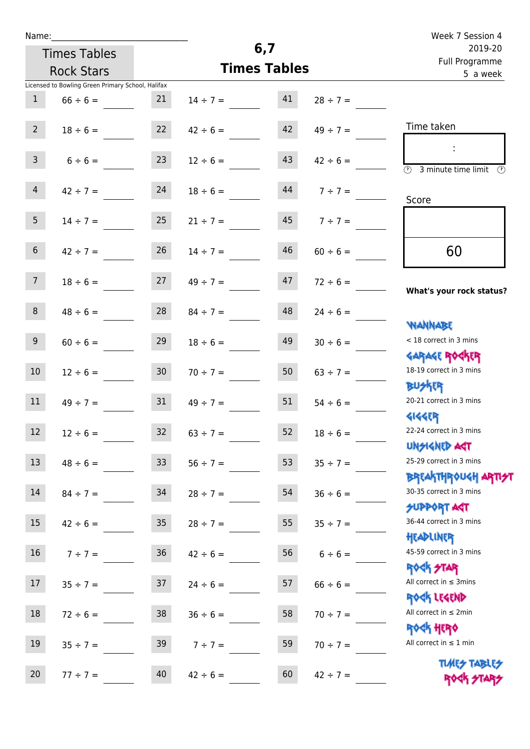Name:\_\_\_\_\_\_\_\_\_\_\_\_\_\_\_\_\_\_\_\_\_\_\_\_\_\_\_\_

Times Tables Rock Stars

# 6,7 Times Tables

Week 7 Session 4
2019-20
Full Programme
5 a week

Licensed to Bowling Green Primary School, Halifax

| | | | | | |
|---|---|---|---|---|---|
| 1 | 66 ÷ 6 = | 21 | 14 ÷ 7 = | 41 | 28 ÷ 7 = |
| 2 | 18 ÷ 6 = | 22 | 42 ÷ 6 = | 42 | 49 ÷ 7 = |
| 3 | 6 ÷ 6 = | 23 | 12 ÷ 6 = | 43 | 42 ÷ 6 = |
| 4 | 42 ÷ 7 = | 24 | 18 ÷ 6 = | 44 | 7 ÷ 7 = |
| 5 | 14 ÷ 7 = | 25 | 21 ÷ 7 = | 45 | 7 ÷ 7 = |
| 6 | 42 ÷ 7 = | 26 | 14 ÷ 7 = | 46 | 60 ÷ 6 = |
| 7 | 18 ÷ 6 = | 27 | 49 ÷ 7 = | 47 | 72 ÷ 6 = |
| 8 | 48 ÷ 6 = | 28 | 84 ÷ 7 = | 48 | 24 ÷ 6 = |
| 9 | 60 ÷ 6 = | 29 | 18 ÷ 6 = | 49 | 30 ÷ 6 = |
| 10 | 12 ÷ 6 = | 30 | 70 ÷ 7 = | 50 | 63 ÷ 7 = |
| 11 | 49 ÷ 7 = | 31 | 49 ÷ 7 = | 51 | 54 ÷ 6 = |
| 12 | 12 ÷ 6 = | 32 | 63 ÷ 7 = | 52 | 18 ÷ 6 = |
| 13 | 48 ÷ 6 = | 33 | 56 ÷ 7 = | 53 | 35 ÷ 7 = |
| 14 | 84 ÷ 7 = | 34 | 28 ÷ 7 = | 54 | 36 ÷ 6 = |
| 15 | 42 ÷ 6 = | 35 | 28 ÷ 7 = | 55 | 35 ÷ 7 = |
| 16 | 7 ÷ 7 = | 36 | 42 ÷ 6 = | 56 | 6 ÷ 6 = |
| 17 | 35 ÷ 7 = | 37 | 24 ÷ 6 = | 57 | 66 ÷ 6 = |
| 18 | 72 ÷ 6 = | 38 | 36 ÷ 6 = | 58 | 70 ÷ 7 = |
| 19 | 35 ÷ 7 = | 39 | 7 ÷ 7 = | 59 | 70 ÷ 7 = |
| 20 | 77 ÷ 7 = | 40 | 42 ÷ 6 = | 60 | 42 ÷ 7 = |

Time taken

:

3 minute time limit

Score

60

**What's your rock status?**

WANNABE
< 18 correct in 3 mins

GARAGE ROCKER
18-19 correct in 3 mins

BUSKER
20-21 correct in 3 mins

GIGGER
22-24 correct in 3 mins

UNSIGNED ACT
25-29 correct in 3 mins

BREAKTHROUGH ARTIST
30-35 correct in 3 mins

SUPPORT ACT
36-44 correct in 3 mins

HEADLINER
45-59 correct in 3 mins

ROCK STAR
All correct in ≤ 3mins

ROCK LEGEND
All correct in ≤ 2min

ROCK HERO
All correct in ≤ 1 min

TIMES TABLES ROCK STARS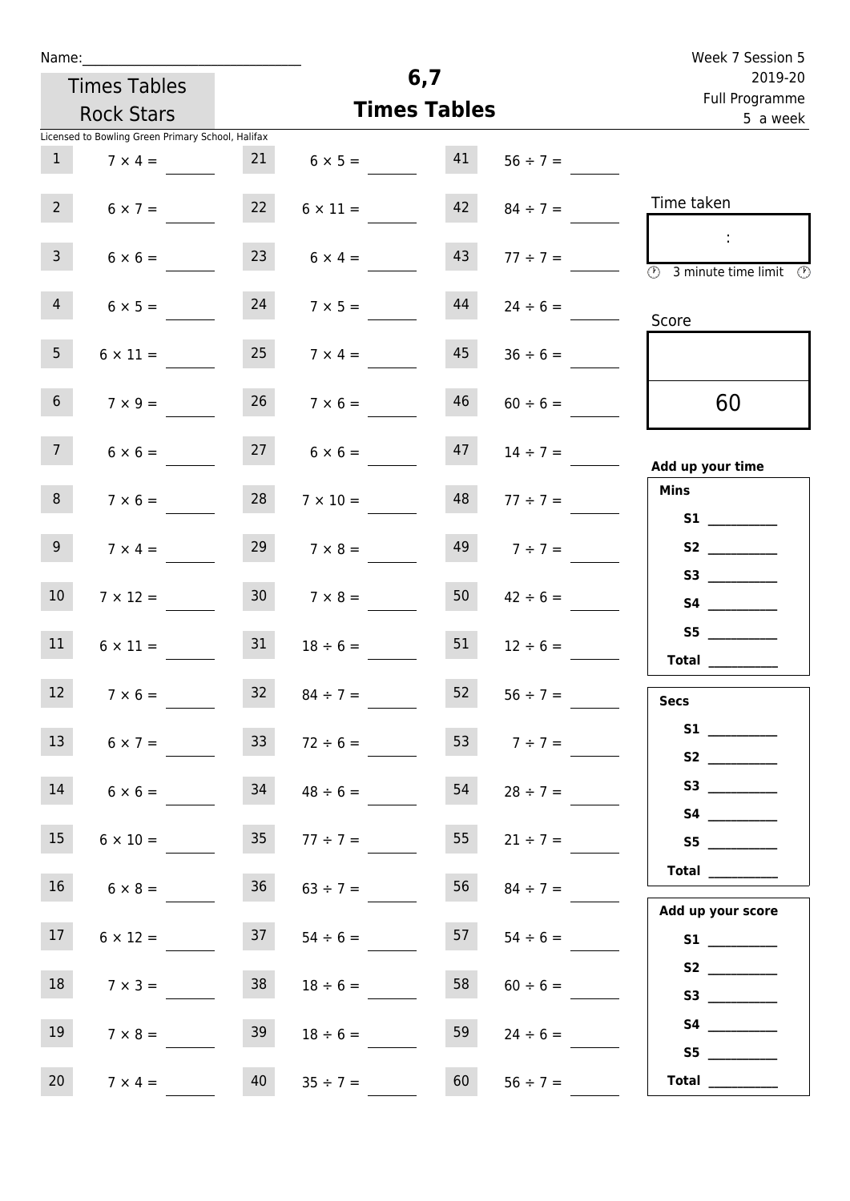Name:

Times Tables Rock Stars

Licensed to Bowling Green Primary School, Halifax

# 6,7 Times Tables

Week 7 Session 5
2019-20
Full Programme
5 a week

| | | | | | |
|---|---|---|---|---|---|
| 1 | $7 \times 4 =$ | 21 | $6 \times 5 =$ | 41 | $56 \div 7 =$ |
| 2 | $6 \times 7 =$ | 22 | $6 \times 11 =$ | 42 | $84 \div 7 =$ |
| 3 | $6 \times 6 =$ | 23 | $6 \times 4 =$ | 43 | $77 \div 7 =$ |
| 4 | $6 \times 5 =$ | 24 | $7 \times 5 =$ | 44 | $24 \div 6 =$ |
| 5 | $6 \times 11 =$ | 25 | $7 \times 4 =$ | 45 | $36 \div 6 =$ |
| 6 | $7 \times 9 =$ | 26 | $7 \times 6 =$ | 46 | $60 \div 6 =$ |
| 7 | $6 \times 6 =$ | 27 | $6 \times 6 =$ | 47 | $14 \div 7 =$ |
| 8 | $7 \times 6 =$ | 28 | $7 \times 10 =$ | 48 | $77 \div 7 =$ |
| 9 | $7 \times 4 =$ | 29 | $7 \times 8 =$ | 49 | $7 \div 7 =$ |
| 10 | $7 \times 12 =$ | 30 | $7 \times 8 =$ | 50 | $42 \div 6 =$ |
| 11 | $6 \times 11 =$ | 31 | $18 \div 6 =$ | 51 | $12 \div 6 =$ |
| 12 | $7 \times 6 =$ | 32 | $84 \div 7 =$ | 52 | $56 \div 7 =$ |
| 13 | $6 \times 7 =$ | 33 | $72 \div 6 =$ | 53 | $7 \div 7 =$ |
| 14 | $6 \times 6 =$ | 34 | $48 \div 6 =$ | 54 | $28 \div 7 =$ |
| 15 | $6 \times 10 =$ | 35 | $77 \div 7 =$ | 55 | $21 \div 7 =$ |
| 16 | $6 \times 8 =$ | 36 | $63 \div 7 =$ | 56 | $84 \div 7 =$ |
| 17 | $6 \times 12 =$ | 37 | $54 \div 6 =$ | 57 | $54 \div 6 =$ |
| 18 | $7 \times 3 =$ | 38 | $18 \div 6 =$ | 58 | $60 \div 6 =$ |
| 19 | $7 \times 8 =$ | 39 | $18 \div 6 =$ | 59 | $24 \div 6 =$ |
| 20 | $7 \times 4 =$ | 40 | $35 \div 7 =$ | 60 | $56 \div 7 =$ |

Time taken

:

3 minute time limit

Score

60

**Add up your time**

**Mins**

**S1** ______
**S2** ______
**S3** ______
**S4** ______
**S5** ______
**Total** ______

**Secs**

**S1** ______
**S2** ______
**S3** ______
**S4** ______
**S5** ______
**Total** ______

**Add up your score**

**S1** ______
**S2** ______
**S3** ______
**S4** ______
**S5** ______
**Total** ______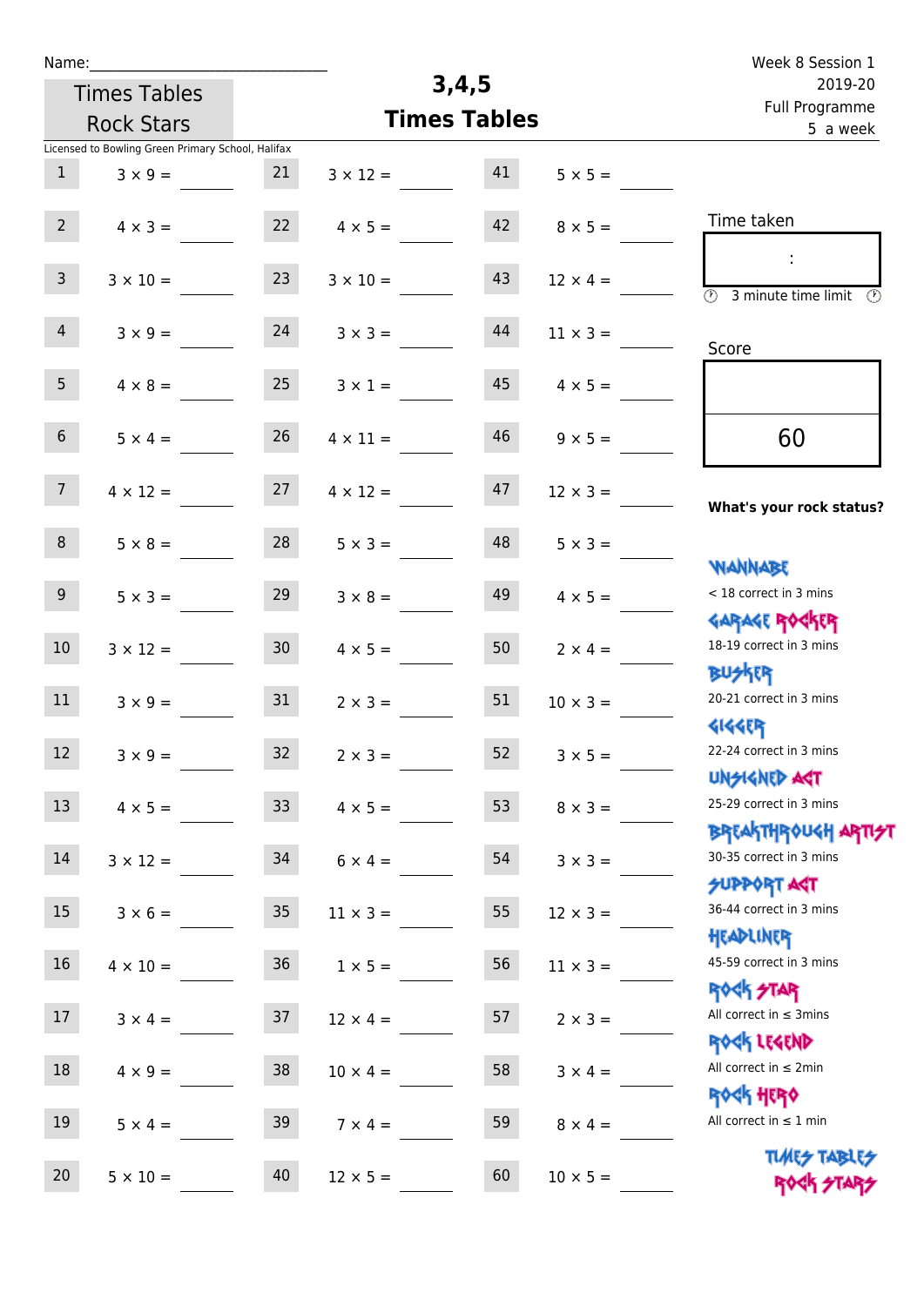Name:______________________________

| Times Tables Rock Stars | **3,4,5 Times Tables** | Week 8 Session 1 2019-20 Full Programme 5 a week |
|---|---|---|

Licensed to Bowling Green Primary School, Halifax

| # | Question | # | Question | # | Question |
|---|---|---|---|---|---|
| 1 | $3 \times 9 =$ ____ | 21 | $3 \times 12 =$ ____ | 41 | $5 \times 5 =$ ____ |
| 2 | $4 \times 3 =$ ____ | 22 | $4 \times 5 =$ ____ | 42 | $8 \times 5 =$ ____ |
| 3 | $3 \times 10 =$ ____ | 23 | $3 \times 10 =$ ____ | 43 | $12 \times 4 =$ ____ |
| 4 | $3 \times 9 =$ ____ | 24 | $3 \times 3 =$ ____ | 44 | $11 \times 3 =$ ____ |
| 5 | $4 \times 8 =$ ____ | 25 | $3 \times 1 =$ ____ | 45 | $4 \times 5 =$ ____ |
| 6 | $5 \times 4 =$ ____ | 26 | $4 \times 11 =$ ____ | 46 | $9 \times 5 =$ ____ |
| 7 | $4 \times 12 =$ ____ | 27 | $4 \times 12 =$ ____ | 47 | $12 \times 3 =$ ____ |
| 8 | $5 \times 8 =$ ____ | 28 | $5 \times 3 =$ ____ | 48 | $5 \times 3 =$ ____ |
| 9 | $5 \times 3 =$ ____ | 29 | $3 \times 8 =$ ____ | 49 | $4 \times 5 =$ ____ |
| 10 | $3 \times 12 =$ ____ | 30 | $4 \times 5 =$ ____ | 50 | $2 \times 4 =$ ____ |
| 11 | $3 \times 9 =$ ____ | 31 | $2 \times 3 =$ ____ | 51 | $10 \times 3 =$ ____ |
| 12 | $3 \times 9 =$ ____ | 32 | $2 \times 3 =$ ____ | 52 | $3 \times 5 =$ ____ |
| 13 | $4 \times 5 =$ ____ | 33 | $4 \times 5 =$ ____ | 53 | $8 \times 3 =$ ____ |
| 14 | $3 \times 12 =$ ____ | 34 | $6 \times 4 =$ ____ | 54 | $3 \times 3 =$ ____ |
| 15 | $3 \times 6 =$ ____ | 35 | $11 \times 3 =$ ____ | 55 | $12 \times 3 =$ ____ |
| 16 | $4 \times 10 =$ ____ | 36 | $1 \times 5 =$ ____ | 56 | $11 \times 3 =$ ____ |
| 17 | $3 \times 4 =$ ____ | 37 | $12 \times 4 =$ ____ | 57 | $2 \times 3 =$ ____ |
| 18 | $4 \times 9 =$ ____ | 38 | $10 \times 4 =$ ____ | 58 | $3 \times 4 =$ ____ |
| 19 | $5 \times 4 =$ ____ | 39 | $7 \times 4 =$ ____ | 59 | $8 \times 4 =$ ____ |
| 20 | $5 \times 10 =$ ____ | 40 | $12 \times 5 =$ ____ | 60 | $10 \times 5 =$ ____ |

Time taken

:

3 minute time limit

Score

60

**What's your rock status?**

- WANNABE: < 18 correct in 3 mins
- GARAGE ROCKER: 18-19 correct in 3 mins
- BUSKER: 20-21 correct in 3 mins
- GIGGER: 22-24 correct in 3 mins
- UNSIGNED ACT: 25-29 correct in 3 mins
- BREAKTHROUGH ARTIST: 30-35 correct in 3 mins
- SUPPORT ACT: 36-44 correct in 3 mins
- HEADLINER: 45-59 correct in 3 mins
- ROCK STAR: All correct in ≤ 3mins
- ROCK LEGEND: All correct in ≤ 2min
- ROCK HERO: All correct in ≤ 1 min

TIMES TABLES ROCK STARS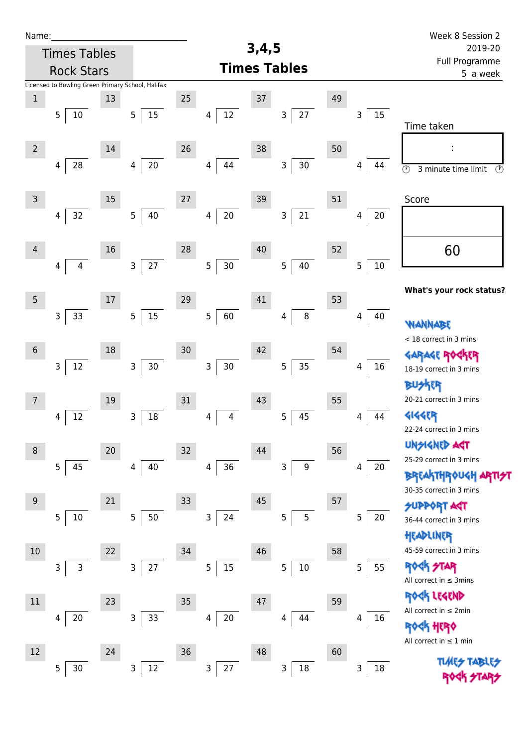Name:\_\_\_\_\_\_\_\_\_\_\_\_\_\_\_\_\_\_\_\_\_\_\_\_\_\_\_\_

Times Tables Rock Stars

# 3,4,5 Times Tables

Week 8 Session 2
2019-20
Full Programme
5 a week

Licensed to Bowling Green Primary School, Halifax

| # | Question | # | Question | # | Question | # | Question | # | Question |
|---|---|---|---|---|---|---|---|---|---|
| 1 | 5 ⟌ 10 | 13 | 5 ⟌ 15 | 25 | 4 ⟌ 12 | 37 | 3 ⟌ 27 | 49 | 3 ⟌ 15 |
| 2 | 4 ⟌ 28 | 14 | 4 ⟌ 20 | 26 | 4 ⟌ 44 | 38 | 3 ⟌ 30 | 50 | 4 ⟌ 44 |
| 3 | 4 ⟌ 32 | 15 | 5 ⟌ 40 | 27 | 4 ⟌ 20 | 39 | 3 ⟌ 21 | 51 | 4 ⟌ 20 |
| 4 | 4 ⟌ 4 | 16 | 3 ⟌ 27 | 28 | 5 ⟌ 30 | 40 | 5 ⟌ 40 | 52 | 5 ⟌ 10 |
| 5 | 3 ⟌ 33 | 17 | 5 ⟌ 15 | 29 | 5 ⟌ 60 | 41 | 4 ⟌ 8 | 53 | 4 ⟌ 40 |
| 6 | 3 ⟌ 12 | 18 | 3 ⟌ 30 | 30 | 3 ⟌ 30 | 42 | 5 ⟌ 35 | 54 | 4 ⟌ 16 |
| 7 | 4 ⟌ 12 | 19 | 3 ⟌ 18 | 31 | 4 ⟌ 4 | 43 | 5 ⟌ 45 | 55 | 4 ⟌ 44 |
| 8 | 5 ⟌ 45 | 20 | 4 ⟌ 40 | 32 | 4 ⟌ 36 | 44 | 3 ⟌ 9 | 56 | 4 ⟌ 20 |
| 9 | 5 ⟌ 10 | 21 | 5 ⟌ 50 | 33 | 3 ⟌ 24 | 45 | 5 ⟌ 5 | 57 | 5 ⟌ 20 |
| 10 | 3 ⟌ 3 | 22 | 3 ⟌ 27 | 34 | 5 ⟌ 15 | 46 | 5 ⟌ 10 | 58 | 5 ⟌ 55 |
| 11 | 4 ⟌ 20 | 23 | 3 ⟌ 33 | 35 | 4 ⟌ 20 | 47 | 4 ⟌ 44 | 59 | 4 ⟌ 16 |
| 12 | 5 ⟌ 30 | 24 | 3 ⟌ 12 | 36 | 3 ⟌ 27 | 48 | 3 ⟌ 18 | 60 | 3 ⟌ 18 |

Time taken

:

3 minute time limit

Score

60

**What's your rock status?**

WANNABE
< 18 correct in 3 mins

GARAGE ROCKER
18-19 correct in 3 mins

BUSKER
20-21 correct in 3 mins

GIGGER
22-24 correct in 3 mins

UNSIGNED ACT
25-29 correct in 3 mins

BREAKTHROUGH ARTIST
30-35 correct in 3 mins

SUPPORT ACT
36-44 correct in 3 mins

HEADLINER
45-59 correct in 3 mins

ROCK STAR
All correct in ≤ 3mins

ROCK LEGEND
All correct in ≤ 2min

ROCK HERO
All correct in ≤ 1 min

TIMES TABLES ROCK STARS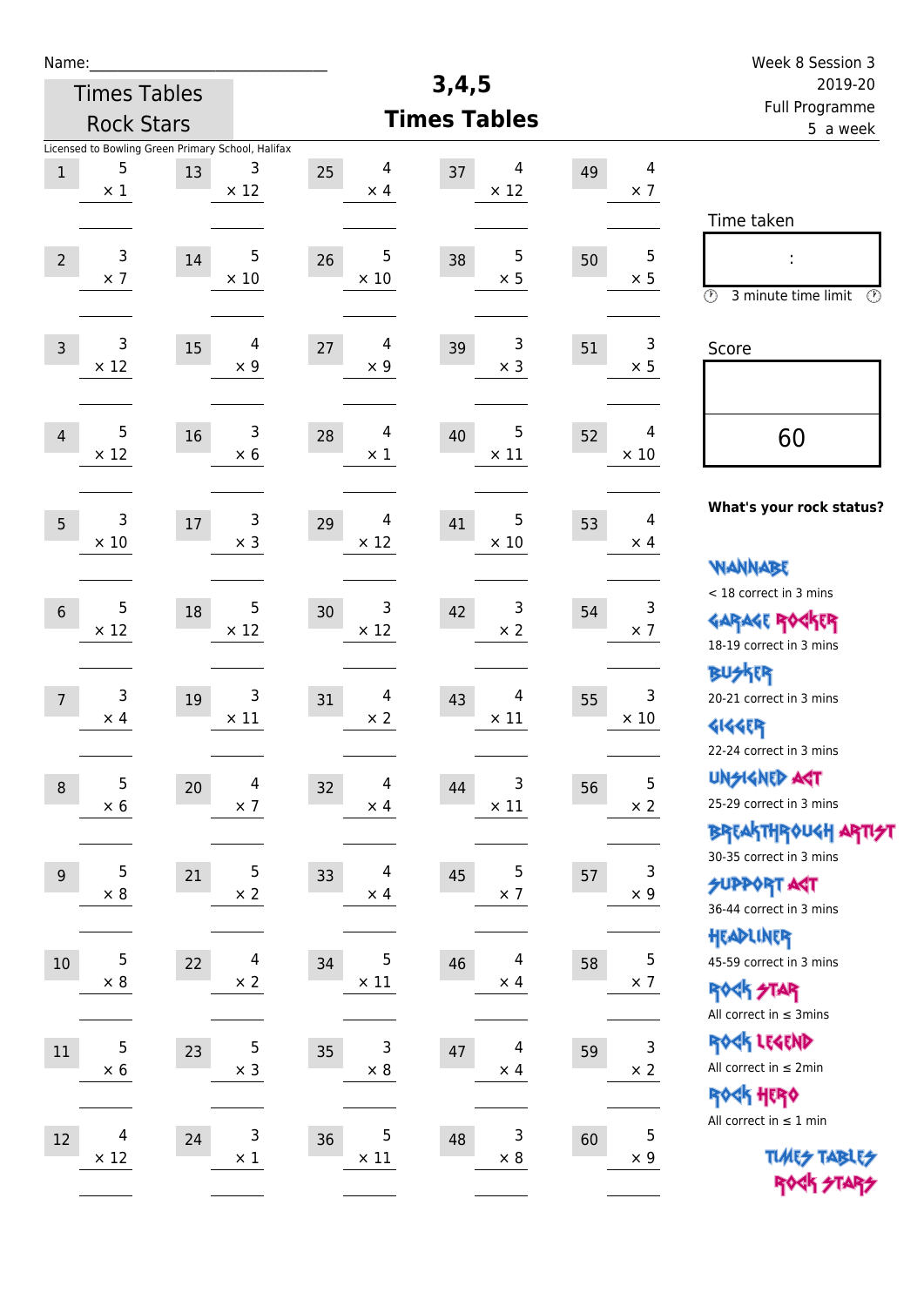Name:

Times Tables Rock Stars

# 3,4,5 Times Tables

Week 8 Session 3
2019-20
Full Programme
5 a week

Licensed to Bowling Green Primary School, Halifax

| # | Question | # | Question | # | Question | # | Question | # | Question |
|---|---|---|---|---|---|---|---|---|---|
| 1 | 5 × 1 | 13 | 3 × 12 | 25 | 4 × 4 | 37 | 4 × 12 | 49 | 4 × 7 |
| 2 | 3 × 7 | 14 | 5 × 10 | 26 | 5 × 10 | 38 | 5 × 5 | 50 | 5 × 5 |
| 3 | 3 × 12 | 15 | 4 × 9 | 27 | 4 × 9 | 39 | 3 × 3 | 51 | 3 × 5 |
| 4 | 5 × 12 | 16 | 3 × 6 | 28 | 4 × 1 | 40 | 5 × 11 | 52 | 4 × 10 |
| 5 | 3 × 10 | 17 | 3 × 3 | 29 | 4 × 12 | 41 | 5 × 10 | 53 | 4 × 4 |
| 6 | 5 × 12 | 18 | 5 × 12 | 30 | 3 × 12 | 42 | 3 × 2 | 54 | 3 × 7 |
| 7 | 3 × 4 | 19 | 3 × 11 | 31 | 4 × 2 | 43 | 4 × 11 | 55 | 3 × 10 |
| 8 | 5 × 6 | 20 | 4 × 7 | 32 | 4 × 4 | 44 | 3 × 11 | 56 | 5 × 2 |
| 9 | 5 × 8 | 21 | 5 × 2 | 33 | 4 × 4 | 45 | 5 × 7 | 57 | 3 × 9 |
| 10 | 5 × 8 | 22 | 4 × 2 | 34 | 5 × 11 | 46 | 4 × 4 | 58 | 5 × 7 |
| 11 | 5 × 6 | 23 | 5 × 3 | 35 | 3 × 8 | 47 | 4 × 4 | 59 | 3 × 2 |
| 12 | 4 × 12 | 24 | 3 × 1 | 36 | 5 × 11 | 48 | 3 × 8 | 60 | 5 × 9 |

Time taken

:

3 minute time limit

Score

60

**What's your rock status?**

WANNABE
< 18 correct in 3 mins

GARAGE ROCKER
18-19 correct in 3 mins

BUSKER
20-21 correct in 3 mins

GIGGER
22-24 correct in 3 mins

UNSIGNED ACT
25-29 correct in 3 mins

BREAKTHROUGH ARTIST
30-35 correct in 3 mins

SUPPORT ACT
36-44 correct in 3 mins

HEADLINER
45-59 correct in 3 mins

ROCK STAR
All correct in ≤ 3mins

ROCK LEGEND
All correct in ≤ 2min

ROCK HERO
All correct in ≤ 1 min

TIMES TABLES ROCK STARS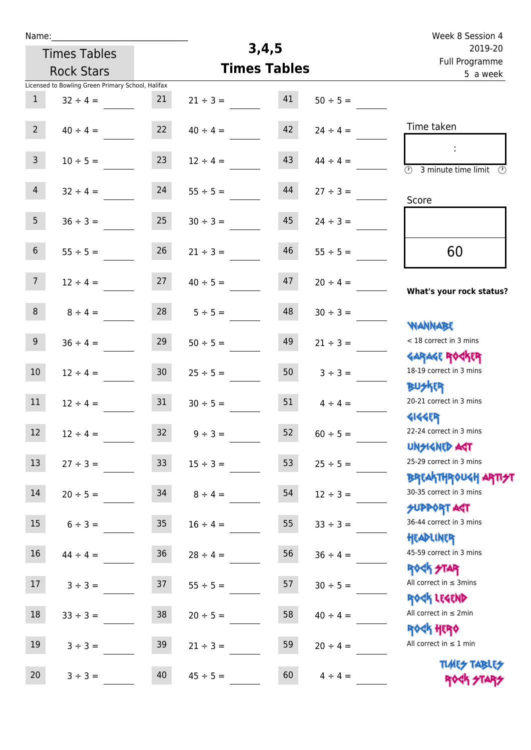Name:\_\_\_\_\_\_\_\_\_\_\_\_\_\_\_\_\_\_\_\_\_\_\_\_\_\_\_\_

Times Tables Rock Stars

# 3,4,5 Times Tables

Week 8 Session 4
2019-20
Full Programme
5 a week

Licensed to Bowling Green Primary School, Halifax

| | | | | | |
|---|---|---|---|---|---|
| 1 | 32 ÷ 4 = | 21 | 21 ÷ 3 = | 41 | 50 ÷ 5 = |
| 2 | 40 ÷ 4 = | 22 | 40 ÷ 4 = | 42 | 24 ÷ 4 = |
| 3 | 10 ÷ 5 = | 23 | 12 ÷ 4 = | 43 | 44 ÷ 4 = |
| 4 | 32 ÷ 4 = | 24 | 55 ÷ 5 = | 44 | 27 ÷ 3 = |
| 5 | 36 ÷ 3 = | 25 | 30 ÷ 3 = | 45 | 24 ÷ 3 = |
| 6 | 55 ÷ 5 = | 26 | 21 ÷ 3 = | 46 | 55 ÷ 5 = |
| 7 | 12 ÷ 4 = | 27 | 40 ÷ 5 = | 47 | 20 ÷ 4 = |
| 8 | 8 ÷ 4 = | 28 | 5 ÷ 5 = | 48 | 30 ÷ 3 = |
| 9 | 36 ÷ 4 = | 29 | 50 ÷ 5 = | 49 | 21 ÷ 3 = |
| 10 | 12 ÷ 4 = | 30 | 25 ÷ 5 = | 50 | 3 ÷ 3 = |
| 11 | 12 ÷ 4 = | 31 | 30 ÷ 5 = | 51 | 4 ÷ 4 = |
| 12 | 12 ÷ 4 = | 32 | 9 ÷ 3 = | 52 | 60 ÷ 5 = |
| 13 | 27 ÷ 3 = | 33 | 15 ÷ 3 = | 53 | 25 ÷ 5 = |
| 14 | 20 ÷ 5 = | 34 | 8 ÷ 4 = | 54 | 12 ÷ 3 = |
| 15 | 6 ÷ 3 = | 35 | 16 ÷ 4 = | 55 | 33 ÷ 3 = |
| 16 | 44 ÷ 4 = | 36 | 28 ÷ 4 = | 56 | 36 ÷ 4 = |
| 17 | 3 ÷ 3 = | 37 | 55 ÷ 5 = | 57 | 30 ÷ 5 = |
| 18 | 33 ÷ 3 = | 38 | 20 ÷ 5 = | 58 | 40 ÷ 4 = |
| 19 | 3 ÷ 3 = | 39 | 21 ÷ 3 = | 59 | 20 ÷ 4 = |
| 20 | 3 ÷ 3 = | 40 | 45 ÷ 5 = | 60 | 4 ÷ 4 = |

Time taken

:

3 minute time limit

Score

60

**What's your rock status?**

Wannabe
< 18 correct in 3 mins

Garage Rocker
18-19 correct in 3 mins

Busker
20-21 correct in 3 mins

Gigger
22-24 correct in 3 mins

Unsigned Act
25-29 correct in 3 mins

Breakthrough Artist
30-35 correct in 3 mins

Support Act
36-44 correct in 3 mins

Headliner
45-59 correct in 3 mins

Rock Star
All correct in ≤ 3mins

Rock Legend
All correct in ≤ 2min

Rock Hero
All correct in ≤ 1 min

Times Tables Rock Stars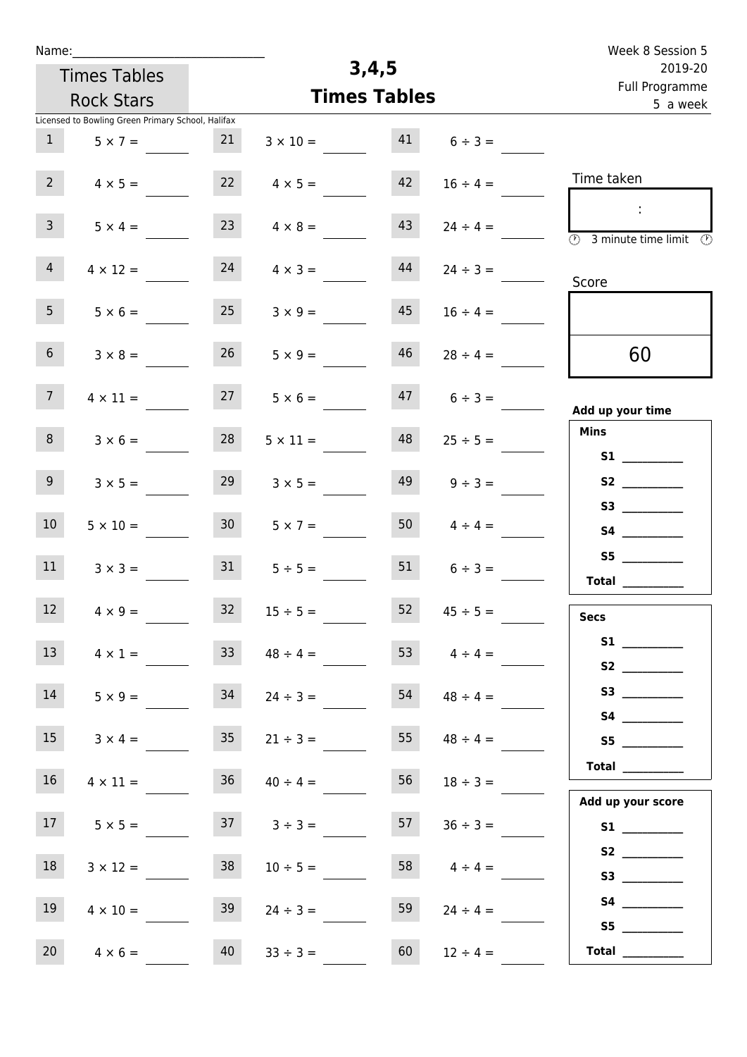Name:_______________________________

Times Tables Rock Stars

# 3,4,5 Times Tables

Week 8 Session 5
2019-20
Full Programme
5 a week

Licensed to Bowling Green Primary School, Halifax

| | | | | | |
|---|---|---|---|---|---|
| 1 | $5 \times 7 =$ | 21 | $3 \times 10 =$ | 41 | $6 \div 3 =$ |
| 2 | $4 \times 5 =$ | 22 | $4 \times 5 =$ | 42 | $16 \div 4 =$ |
| 3 | $5 \times 4 =$ | 23 | $4 \times 8 =$ | 43 | $24 \div 4 =$ |
| 4 | $4 \times 12 =$ | 24 | $4 \times 3 =$ | 44 | $24 \div 3 =$ |
| 5 | $5 \times 6 =$ | 25 | $3 \times 9 =$ | 45 | $16 \div 4 =$ |
| 6 | $3 \times 8 =$ | 26 | $5 \times 9 =$ | 46 | $28 \div 4 =$ |
| 7 | $4 \times 11 =$ | 27 | $5 \times 6 =$ | 47 | $6 \div 3 =$ |
| 8 | $3 \times 6 =$ | 28 | $5 \times 11 =$ | 48 | $25 \div 5 =$ |
| 9 | $3 \times 5 =$ | 29 | $3 \times 5 =$ | 49 | $9 \div 3 =$ |
| 10 | $5 \times 10 =$ | 30 | $5 \times 7 =$ | 50 | $4 \div 4 =$ |
| 11 | $3 \times 3 =$ | 31 | $5 \div 5 =$ | 51 | $6 \div 3 =$ |
| 12 | $4 \times 9 =$ | 32 | $15 \div 5 =$ | 52 | $45 \div 5 =$ |
| 13 | $4 \times 1 =$ | 33 | $48 \div 4 =$ | 53 | $4 \div 4 =$ |
| 14 | $5 \times 9 =$ | 34 | $24 \div 3 =$ | 54 | $48 \div 4 =$ |
| 15 | $3 \times 4 =$ | 35 | $21 \div 3 =$ | 55 | $48 \div 4 =$ |
| 16 | $4 \times 11 =$ | 36 | $40 \div 4 =$ | 56 | $18 \div 3 =$ |
| 17 | $5 \times 5 =$ | 37 | $3 \div 3 =$ | 57 | $36 \div 3 =$ |
| 18 | $3 \times 12 =$ | 38 | $10 \div 5 =$ | 58 | $4 \div 4 =$ |
| 19 | $4 \times 10 =$ | 39 | $24 \div 3 =$ | 59 | $24 \div 4 =$ |
| 20 | $4 \times 6 =$ | 40 | $33 \div 3 =$ | 60 | $12 \div 4 =$ |

Time taken

:

3 minute time limit

Score

60

**Add up your time**

**Mins**

**S1** __________
**S2** __________
**S3** __________
**S4** __________
**S5** __________
**Total** __________

**Secs**

**S1** __________
**S2** __________
**S3** __________
**S4** __________
**S5** __________
**Total** __________

**Add up your score**

**S1** __________
**S2** __________
**S3** __________
**S4** __________
**S5** __________
**Total** __________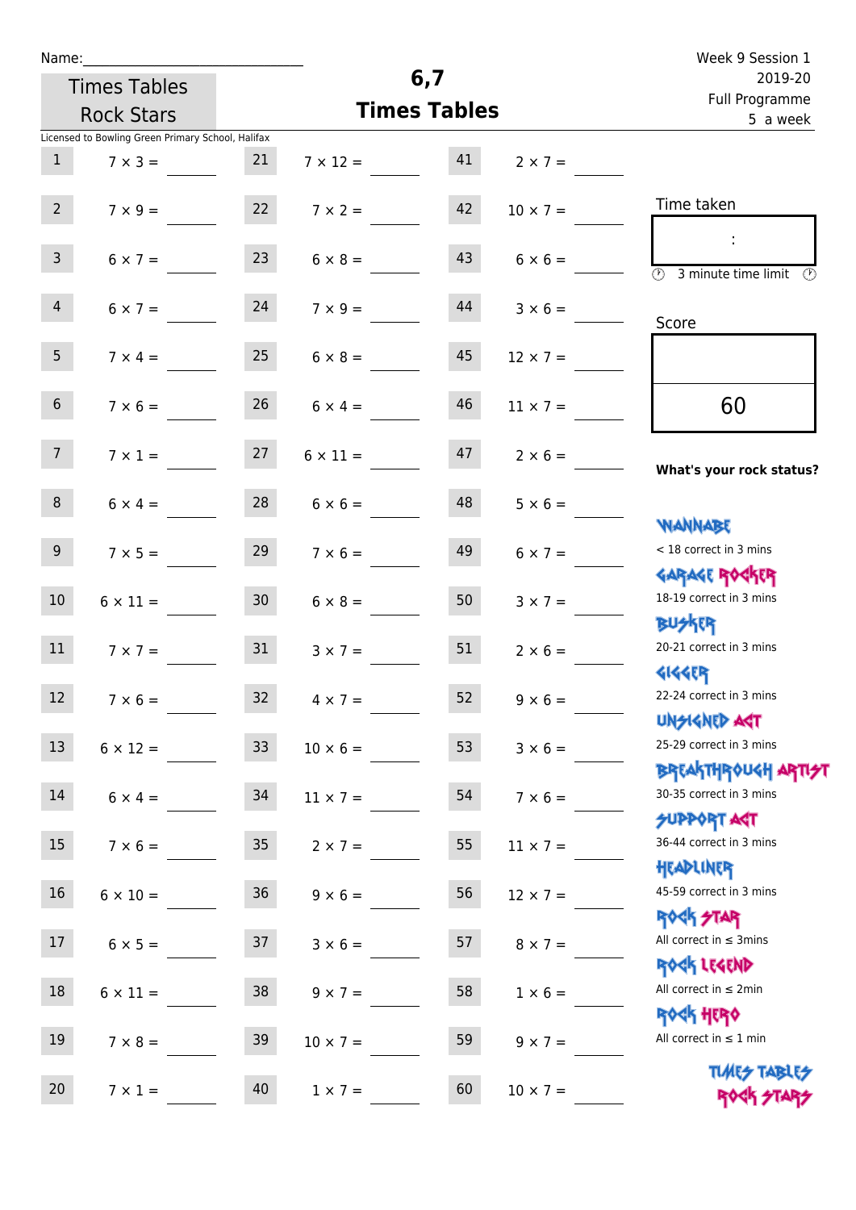Name:______________________________

Times Tables Rock Stars

# 6,7 Times Tables

Week 9 Session 1
2019-20
Full Programme
5 a week

Licensed to Bowling Green Primary School, Halifax

| | | | | | |
|---|---|---|---|---|---|
| 1 | $7 \times 3 =$ | 21 | $7 \times 12 =$ | 41 | $2 \times 7 =$ |
| 2 | $7 \times 9 =$ | 22 | $7 \times 2 =$ | 42 | $10 \times 7 =$ |
| 3 | $6 \times 7 =$ | 23 | $6 \times 8 =$ | 43 | $6 \times 6 =$ |
| 4 | $6 \times 7 =$ | 24 | $7 \times 9 =$ | 44 | $3 \times 6 =$ |
| 5 | $7 \times 4 =$ | 25 | $6 \times 8 =$ | 45 | $12 \times 7 =$ |
| 6 | $7 \times 6 =$ | 26 | $6 \times 4 =$ | 46 | $11 \times 7 =$ |
| 7 | $7 \times 1 =$ | 27 | $6 \times 11 =$ | 47 | $2 \times 6 =$ |
| 8 | $6 \times 4 =$ | 28 | $6 \times 6 =$ | 48 | $5 \times 6 =$ |
| 9 | $7 \times 5 =$ | 29 | $7 \times 6 =$ | 49 | $6 \times 7 =$ |
| 10 | $6 \times 11 =$ | 30 | $6 \times 8 =$ | 50 | $3 \times 7 =$ |
| 11 | $7 \times 7 =$ | 31 | $3 \times 7 =$ | 51 | $2 \times 6 =$ |
| 12 | $7 \times 6 =$ | 32 | $4 \times 7 =$ | 52 | $9 \times 6 =$ |
| 13 | $6 \times 12 =$ | 33 | $10 \times 6 =$ | 53 | $3 \times 6 =$ |
| 14 | $6 \times 4 =$ | 34 | $11 \times 7 =$ | 54 | $7 \times 6 =$ |
| 15 | $7 \times 6 =$ | 35 | $2 \times 7 =$ | 55 | $11 \times 7 =$ |
| 16 | $6 \times 10 =$ | 36 | $9 \times 6 =$ | 56 | $12 \times 7 =$ |
| 17 | $6 \times 5 =$ | 37 | $3 \times 6 =$ | 57 | $8 \times 7 =$ |
| 18 | $6 \times 11 =$ | 38 | $9 \times 7 =$ | 58 | $1 \times 6 =$ |
| 19 | $7 \times 8 =$ | 39 | $10 \times 7 =$ | 59 | $9 \times 7 =$ |
| 20 | $7 \times 1 =$ | 40 | $1 \times 7 =$ | 60 | $10 \times 7 =$ |

Time taken

:

3 minute time limit

Score

60

**What's your rock status?**

WANNABE
< 18 correct in 3 mins

GARAGE ROCKER
18-19 correct in 3 mins

BUSKER
20-21 correct in 3 mins

GIGGER
22-24 correct in 3 mins

UNSIGNED ACT
25-29 correct in 3 mins

BREAKTHROUGH ARTIST
30-35 correct in 3 mins

SUPPORT ACT
36-44 correct in 3 mins

HEADLINER
45-59 correct in 3 mins

ROCK STAR
All correct in ≤ 3mins

ROCK LEGEND
All correct in ≤ 2min

ROCK HERO
All correct in ≤ 1 min

TIMES TABLES ROCK STARS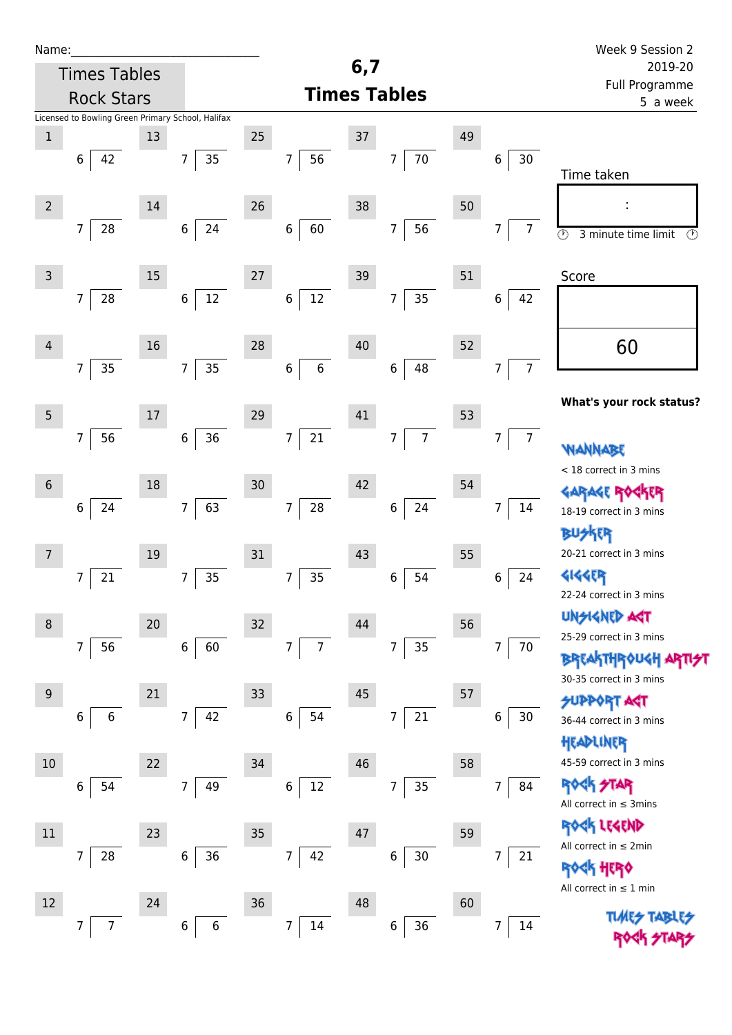Name:_____________________________

Times Tables Rock Stars

# 6,7 Times Tables

Week 9 Session 2
2019-20
Full Programme
5 a week

Licensed to Bowling Green Primary School, Halifax

| # | Question | # | Question | # | Question | # | Question | # | Question |
|---|---|---|---|---|---|---|---|---|---|
| 1 | 6 ⟌ 42 | 13 | 7 ⟌ 35 | 25 | 7 ⟌ 56 | 37 | 7 ⟌ 70 | 49 | 6 ⟌ 30 |
| 2 | 7 ⟌ 28 | 14 | 6 ⟌ 24 | 26 | 6 ⟌ 60 | 38 | 7 ⟌ 56 | 50 | 7 ⟌ 7 |
| 3 | 7 ⟌ 28 | 15 | 6 ⟌ 12 | 27 | 6 ⟌ 12 | 39 | 7 ⟌ 35 | 51 | 6 ⟌ 42 |
| 4 | 7 ⟌ 35 | 16 | 7 ⟌ 35 | 28 | 6 ⟌ 6 | 40 | 6 ⟌ 48 | 52 | 7 ⟌ 7 |
| 5 | 7 ⟌ 56 | 17 | 6 ⟌ 36 | 29 | 7 ⟌ 21 | 41 | 7 ⟌ 7 | 53 | 7 ⟌ 7 |
| 6 | 6 ⟌ 24 | 18 | 7 ⟌ 63 | 30 | 7 ⟌ 28 | 42 | 6 ⟌ 24 | 54 | 7 ⟌ 14 |
| 7 | 7 ⟌ 21 | 19 | 7 ⟌ 35 | 31 | 7 ⟌ 35 | 43 | 6 ⟌ 54 | 55 | 6 ⟌ 24 |
| 8 | 7 ⟌ 56 | 20 | 6 ⟌ 60 | 32 | 7 ⟌ 7 | 44 | 7 ⟌ 35 | 56 | 7 ⟌ 70 |
| 9 | 6 ⟌ 6 | 21 | 7 ⟌ 42 | 33 | 6 ⟌ 54 | 45 | 7 ⟌ 21 | 57 | 6 ⟌ 30 |
| 10 | 6 ⟌ 54 | 22 | 7 ⟌ 49 | 34 | 6 ⟌ 12 | 46 | 7 ⟌ 35 | 58 | 7 ⟌ 84 |
| 11 | 7 ⟌ 28 | 23 | 6 ⟌ 36 | 35 | 7 ⟌ 42 | 47 | 6 ⟌ 30 | 59 | 7 ⟌ 21 |
| 12 | 7 ⟌ 7 | 24 | 6 ⟌ 6 | 36 | 7 ⟌ 14 | 48 | 6 ⟌ 36 | 60 | 7 ⟌ 14 |

Time taken

:

3 minute time limit

Score

60

**What's your rock status?**

WANNABE
< 18 correct in 3 mins

GARAGE ROCKER
18-19 correct in 3 mins

BUSKER
20-21 correct in 3 mins

GIGGER
22-24 correct in 3 mins

UNSIGNED ACT
25-29 correct in 3 mins

BREAKTHROUGH ARTIST
30-35 correct in 3 mins

SUPPORT ACT
36-44 correct in 3 mins

HEADLINER
45-59 correct in 3 mins

ROCK STAR
All correct in ≤ 3mins

ROCK LEGEND
All correct in ≤ 2min

ROCK HERO
All correct in ≤ 1 min

TIMES TABLES ROCK STARS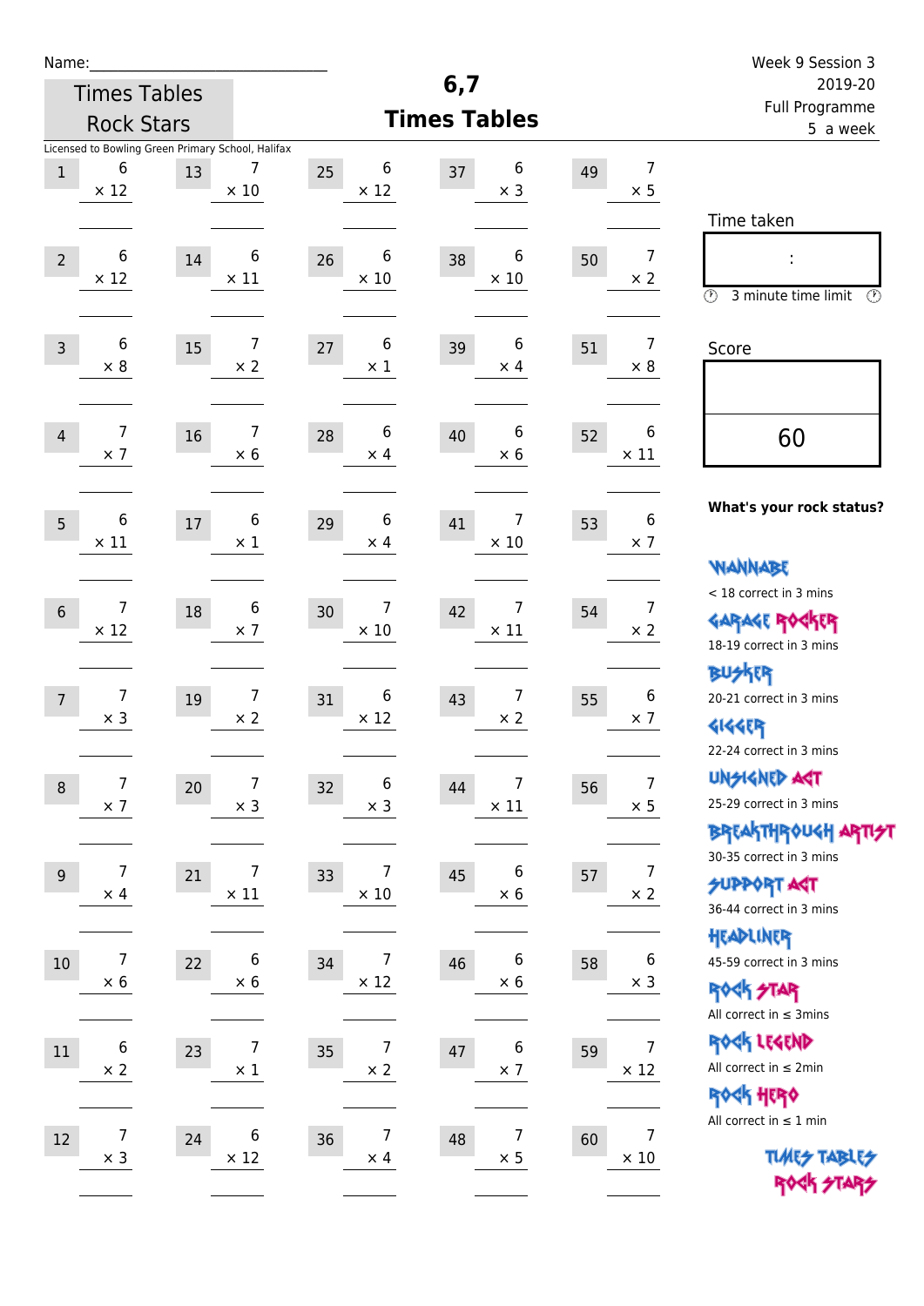Name:\_\_\_\_\_\_\_\_\_\_\_\_\_\_\_\_\_\_\_\_\_\_\_\_\_\_\_\_

Times Tables Rock Stars

# 6,7 Times Tables

Week 9 Session 3
2019-20
Full Programme
5 a week

Licensed to Bowling Green Primary School, Halifax

| # | Question | # | Question | # | Question | # | Question | # | Question |
|---|---|---|---|---|---|---|---|---|---|
| 1 | 6 × 12 | 13 | 7 × 10 | 25 | 6 × 12 | 37 | 6 × 3 | 49 | 7 × 5 |
| 2 | 6 × 12 | 14 | 6 × 11 | 26 | 6 × 10 | 38 | 6 × 10 | 50 | 7 × 2 |
| 3 | 6 × 8 | 15 | 7 × 2 | 27 | 6 × 1 | 39 | 6 × 4 | 51 | 7 × 8 |
| 4 | 7 × 7 | 16 | 7 × 6 | 28 | 6 × 4 | 40 | 6 × 6 | 52 | 6 × 11 |
| 5 | 6 × 11 | 17 | 6 × 1 | 29 | 6 × 4 | 41 | 7 × 10 | 53 | 6 × 7 |
| 6 | 7 × 12 | 18 | 6 × 7 | 30 | 7 × 10 | 42 | 7 × 11 | 54 | 7 × 2 |
| 7 | 7 × 3 | 19 | 7 × 2 | 31 | 6 × 12 | 43 | 7 × 2 | 55 | 6 × 7 |
| 8 | 7 × 7 | 20 | 7 × 3 | 32 | 6 × 3 | 44 | 7 × 11 | 56 | 7 × 5 |
| 9 | 7 × 4 | 21 | 7 × 11 | 33 | 7 × 10 | 45 | 6 × 6 | 57 | 7 × 2 |
| 10 | 7 × 6 | 22 | 6 × 6 | 34 | 7 × 12 | 46 | 6 × 6 | 58 | 6 × 3 |
| 11 | 6 × 2 | 23 | 7 × 1 | 35 | 7 × 2 | 47 | 6 × 7 | 59 | 7 × 12 |
| 12 | 7 × 3 | 24 | 6 × 12 | 36 | 7 × 4 | 48 | 7 × 5 | 60 | 7 × 10 |

Time taken

:

3 minute time limit

Score

60

**What's your rock status?**

WANNABE
< 18 correct in 3 mins

GARAGE ROCKER
18-19 correct in 3 mins

BUSKER
20-21 correct in 3 mins

GIGGER
22-24 correct in 3 mins

UNSIGNED ACT
25-29 correct in 3 mins

BREAKTHROUGH ARTIST
30-35 correct in 3 mins

SUPPORT ACT
36-44 correct in 3 mins

HEADLINER
45-59 correct in 3 mins

ROCK STAR
All correct in ≤ 3mins

ROCK LEGEND
All correct in ≤ 2min

ROCK HERO
All correct in ≤ 1 min

TIMES TABLES ROCK STARS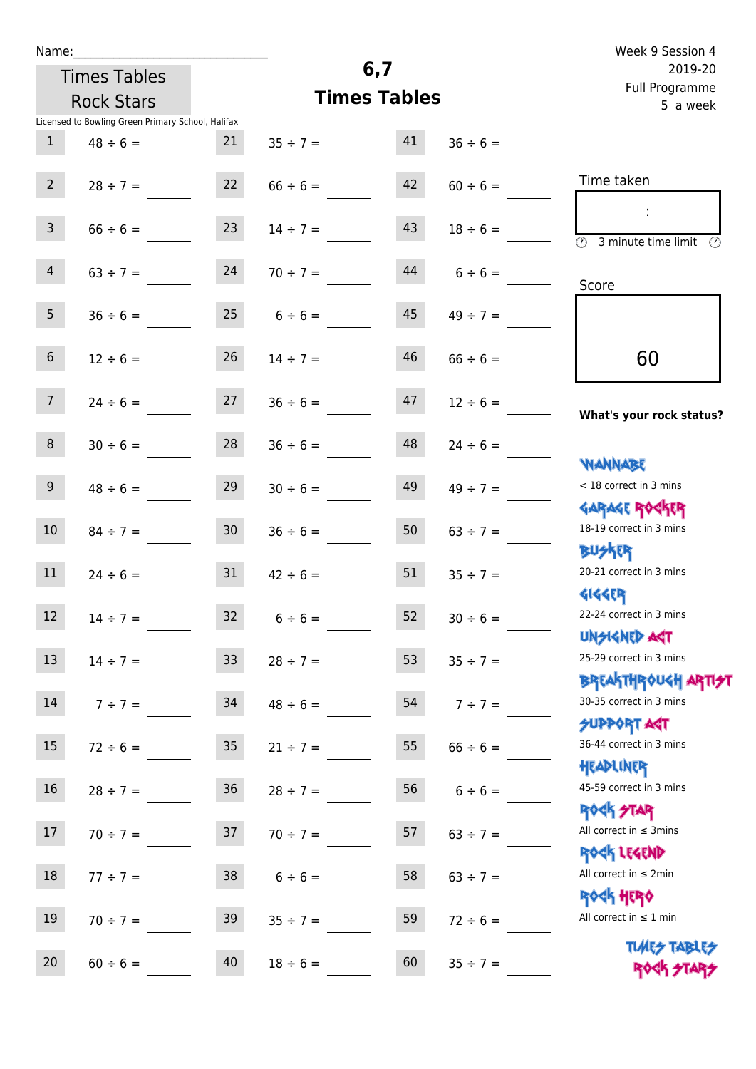Name:\_\_\_\_\_\_\_\_\_\_\_\_\_\_\_\_\_\_\_\_\_\_\_\_\_\_\_\_

Times Tables Rock Stars

# 6,7 Times Tables

Week 9 Session 4
2019-20
Full Programme
5 a week

Licensed to Bowling Green Primary School, Halifax

| | | | | | |
|---|---|---|---|---|---|
| 1 | 48 ÷ 6 = | 21 | 35 ÷ 7 = | 41 | 36 ÷ 6 = |
| 2 | 28 ÷ 7 = | 22 | 66 ÷ 6 = | 42 | 60 ÷ 6 = |
| 3 | 66 ÷ 6 = | 23 | 14 ÷ 7 = | 43 | 18 ÷ 6 = |
| 4 | 63 ÷ 7 = | 24 | 70 ÷ 7 = | 44 | 6 ÷ 6 = |
| 5 | 36 ÷ 6 = | 25 | 6 ÷ 6 = | 45 | 49 ÷ 7 = |
| 6 | 12 ÷ 6 = | 26 | 14 ÷ 7 = | 46 | 66 ÷ 6 = |
| 7 | 24 ÷ 6 = | 27 | 36 ÷ 6 = | 47 | 12 ÷ 6 = |
| 8 | 30 ÷ 6 = | 28 | 36 ÷ 6 = | 48 | 24 ÷ 6 = |
| 9 | 48 ÷ 6 = | 29 | 30 ÷ 6 = | 49 | 49 ÷ 7 = |
| 10 | 84 ÷ 7 = | 30 | 36 ÷ 6 = | 50 | 63 ÷ 7 = |
| 11 | 24 ÷ 6 = | 31 | 42 ÷ 6 = | 51 | 35 ÷ 7 = |
| 12 | 14 ÷ 7 = | 32 | 6 ÷ 6 = | 52 | 30 ÷ 6 = |
| 13 | 14 ÷ 7 = | 33 | 28 ÷ 7 = | 53 | 35 ÷ 7 = |
| 14 | 7 ÷ 7 = | 34 | 48 ÷ 6 = | 54 | 7 ÷ 7 = |
| 15 | 72 ÷ 6 = | 35 | 21 ÷ 7 = | 55 | 66 ÷ 6 = |
| 16 | 28 ÷ 7 = | 36 | 28 ÷ 7 = | 56 | 6 ÷ 6 = |
| 17 | 70 ÷ 7 = | 37 | 70 ÷ 7 = | 57 | 63 ÷ 7 = |
| 18 | 77 ÷ 7 = | 38 | 6 ÷ 6 = | 58 | 63 ÷ 7 = |
| 19 | 70 ÷ 7 = | 39 | 35 ÷ 7 = | 59 | 72 ÷ 6 = |
| 20 | 60 ÷ 6 = | 40 | 18 ÷ 6 = | 60 | 35 ÷ 7 = |

Time taken

:

3 minute time limit

Score

60

**What's your rock status?**

WANNABE
< 18 correct in 3 mins

GARAGE ROCKER
18-19 correct in 3 mins

BUSKER
20-21 correct in 3 mins

GIGGER
22-24 correct in 3 mins

UNSIGNED ACT
25-29 correct in 3 mins

BREAKTHROUGH ARTIST
30-35 correct in 3 mins

SUPPORT ACT
36-44 correct in 3 mins

HEADLINER
45-59 correct in 3 mins

ROCK STAR
All correct in ≤ 3mins

ROCK LEGEND
All correct in ≤ 2min

ROCK HERO
All correct in ≤ 1 min

TIMES TABLES ROCK STARS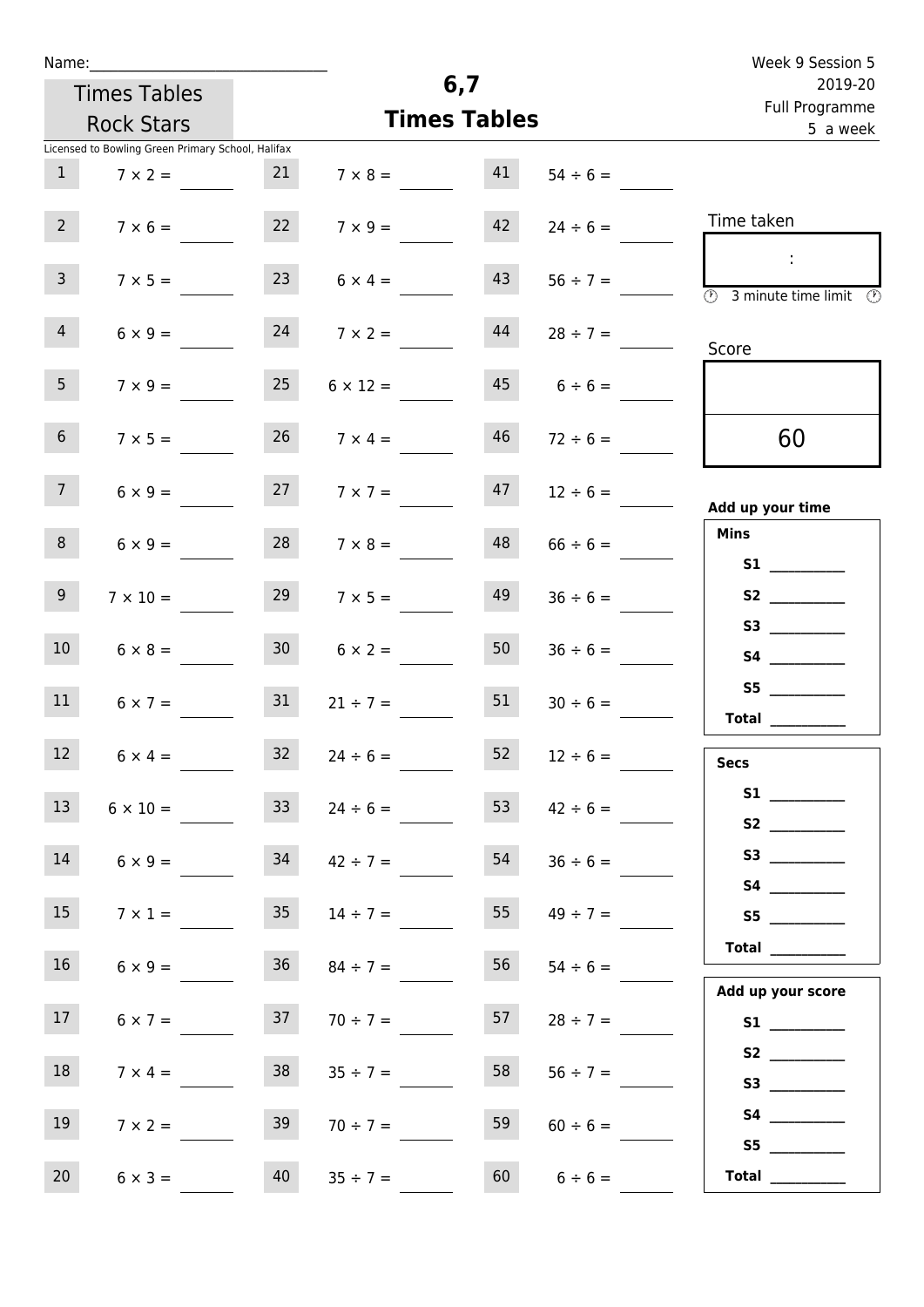Name:\_\_\_\_\_\_\_\_\_\_\_\_\_\_\_\_\_\_\_\_\_\_\_\_\_\_\_\_\_\_

Times Tables Rock Stars

Licensed to Bowling Green Primary School, Halifax

# 6,7 Times Tables

Week 9 Session 5
2019-20
Full Programme
5 a week

| | | | | | |
|---|---|---|---|---|---|
| 1 | $7 \times 2 =$ | 21 | $7 \times 8 =$ | 41 | $54 \div 6 =$ |
| 2 | $7 \times 6 =$ | 22 | $7 \times 9 =$ | 42 | $24 \div 6 =$ |
| 3 | $7 \times 5 =$ | 23 | $6 \times 4 =$ | 43 | $56 \div 7 =$ |
| 4 | $6 \times 9 =$ | 24 | $7 \times 2 =$ | 44 | $28 \div 7 =$ |
| 5 | $7 \times 9 =$ | 25 | $6 \times 12 =$ | 45 | $6 \div 6 =$ |
| 6 | $7 \times 5 =$ | 26 | $7 \times 4 =$ | 46 | $72 \div 6 =$ |
| 7 | $6 \times 9 =$ | 27 | $7 \times 7 =$ | 47 | $12 \div 6 =$ |
| 8 | $6 \times 9 =$ | 28 | $7 \times 8 =$ | 48 | $66 \div 6 =$ |
| 9 | $7 \times 10 =$ | 29 | $7 \times 5 =$ | 49 | $36 \div 6 =$ |
| 10 | $6 \times 8 =$ | 30 | $6 \times 2 =$ | 50 | $36 \div 6 =$ |
| 11 | $6 \times 7 =$ | 31 | $21 \div 7 =$ | 51 | $30 \div 6 =$ |
| 12 | $6 \times 4 =$ | 32 | $24 \div 6 =$ | 52 | $12 \div 6 =$ |
| 13 | $6 \times 10 =$ | 33 | $24 \div 6 =$ | 53 | $42 \div 6 =$ |
| 14 | $6 \times 9 =$ | 34 | $42 \div 7 =$ | 54 | $36 \div 6 =$ |
| 15 | $7 \times 1 =$ | 35 | $14 \div 7 =$ | 55 | $49 \div 7 =$ |
| 16 | $6 \times 9 =$ | 36 | $84 \div 7 =$ | 56 | $54 \div 6 =$ |
| 17 | $6 \times 7 =$ | 37 | $70 \div 7 =$ | 57 | $28 \div 7 =$ |
| 18 | $7 \times 4 =$ | 38 | $35 \div 7 =$ | 58 | $56 \div 7 =$ |
| 19 | $7 \times 2 =$ | 39 | $70 \div 7 =$ | 59 | $60 \div 6 =$ |
| 20 | $6 \times 3 =$ | 40 | $35 \div 7 =$ | 60 | $6 \div 6 =$ |

Time taken

:

3 minute time limit

Score

60

**Add up your time**

**Mins**

**S1** \_\_\_\_\_\_\_\_\_\_
**S2** \_\_\_\_\_\_\_\_\_\_
**S3** \_\_\_\_\_\_\_\_\_\_
**S4** \_\_\_\_\_\_\_\_\_\_
**S5** \_\_\_\_\_\_\_\_\_\_
**Total** \_\_\_\_\_\_\_\_\_\_

**Secs**

**S1** \_\_\_\_\_\_\_\_\_\_
**S2** \_\_\_\_\_\_\_\_\_\_
**S3** \_\_\_\_\_\_\_\_\_\_
**S4** \_\_\_\_\_\_\_\_\_\_
**S5** \_\_\_\_\_\_\_\_\_\_
**Total** \_\_\_\_\_\_\_\_\_\_

**Add up your score**

**S1** \_\_\_\_\_\_\_\_\_\_
**S2** \_\_\_\_\_\_\_\_\_\_
**S3** \_\_\_\_\_\_\_\_\_\_
**S4** \_\_\_\_\_\_\_\_\_\_
**S5** \_\_\_\_\_\_\_\_\_\_
**Total** \_\_\_\_\_\_\_\_\_\_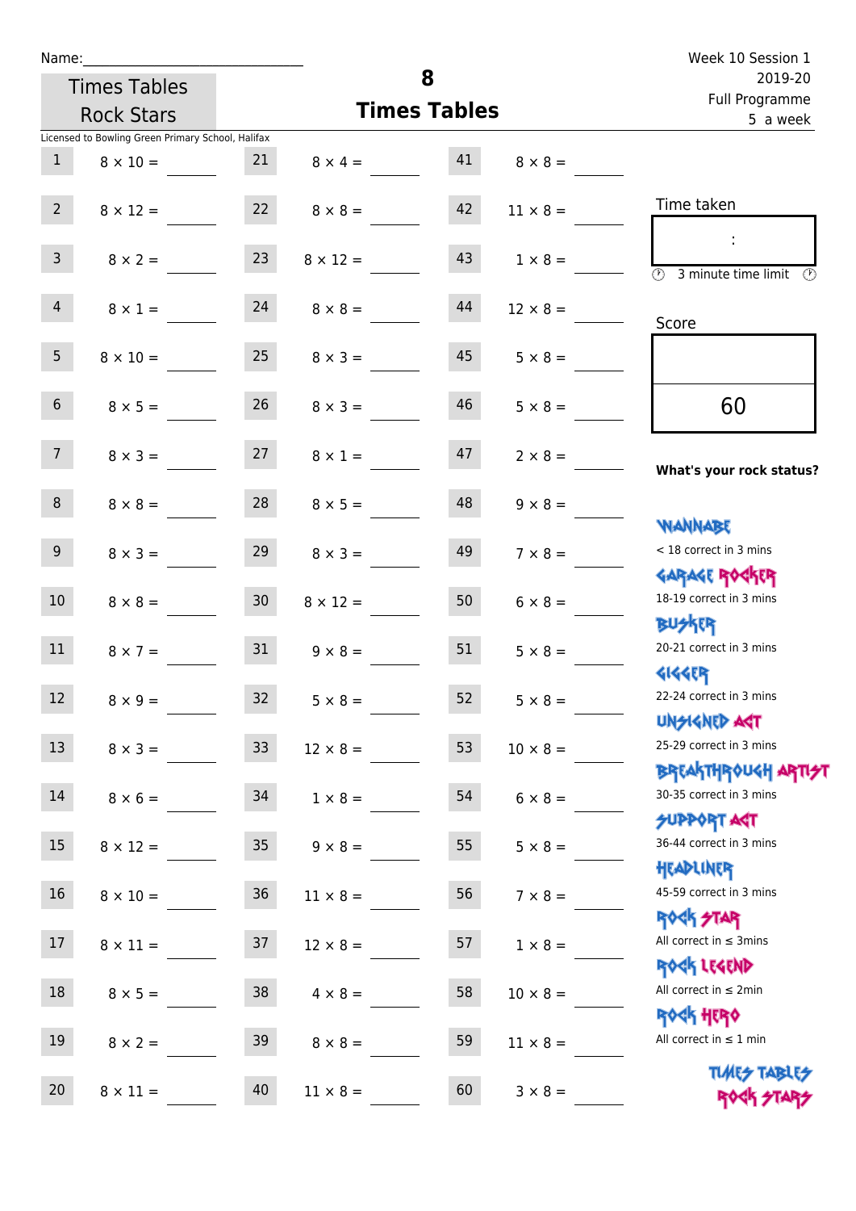Name:

Times Tables Rock Stars

# 8 Times Tables

Week 10 Session 1
2019-20
Full Programme
5 a week

Licensed to Bowling Green Primary School, Halifax

| # | Question | # | Question | # | Question |
|---|---|---|---|---|---|
| 1 | 8 × 10 = | 21 | 8 × 4 = | 41 | 8 × 8 = |
| 2 | 8 × 12 = | 22 | 8 × 8 = | 42 | 11 × 8 = |
| 3 | 8 × 2 = | 23 | 8 × 12 = | 43 | 1 × 8 = |
| 4 | 8 × 1 = | 24 | 8 × 8 = | 44 | 12 × 8 = |
| 5 | 8 × 10 = | 25 | 8 × 3 = | 45 | 5 × 8 = |
| 6 | 8 × 5 = | 26 | 8 × 3 = | 46 | 5 × 8 = |
| 7 | 8 × 3 = | 27 | 8 × 1 = | 47 | 2 × 8 = |
| 8 | 8 × 8 = | 28 | 8 × 5 = | 48 | 9 × 8 = |
| 9 | 8 × 3 = | 29 | 8 × 3 = | 49 | 7 × 8 = |
| 10 | 8 × 8 = | 30 | 8 × 12 = | 50 | 6 × 8 = |
| 11 | 8 × 7 = | 31 | 9 × 8 = | 51 | 5 × 8 = |
| 12 | 8 × 9 = | 32 | 5 × 8 = | 52 | 5 × 8 = |
| 13 | 8 × 3 = | 33 | 12 × 8 = | 53 | 10 × 8 = |
| 14 | 8 × 6 = | 34 | 1 × 8 = | 54 | 6 × 8 = |
| 15 | 8 × 12 = | 35 | 9 × 8 = | 55 | 5 × 8 = |
| 16 | 8 × 10 = | 36 | 11 × 8 = | 56 | 7 × 8 = |
| 17 | 8 × 11 = | 37 | 12 × 8 = | 57 | 1 × 8 = |
| 18 | 8 × 5 = | 38 | 4 × 8 = | 58 | 10 × 8 = |
| 19 | 8 × 2 = | 39 | 8 × 8 = | 59 | 11 × 8 = |
| 20 | 8 × 11 = | 40 | 11 × 8 = | 60 | 3 × 8 = |

Time taken

:

3 minute time limit

Score

60

**What's your rock status?**

WANNABE
< 18 correct in 3 mins

GARAGE ROCKER
18-19 correct in 3 mins

BUSKER
20-21 correct in 3 mins

GIGGER
22-24 correct in 3 mins

UNSIGNED ACT
25-29 correct in 3 mins

BREAKTHROUGH ARTIST
30-35 correct in 3 mins

SUPPORT ACT
36-44 correct in 3 mins

HEADLINER
45-59 correct in 3 mins

ROCK STAR
All correct in ≤ 3mins

ROCK LEGEND
All correct in ≤ 2min

ROCK HERO
All correct in ≤ 1 min

TIMES TABLES ROCK STARS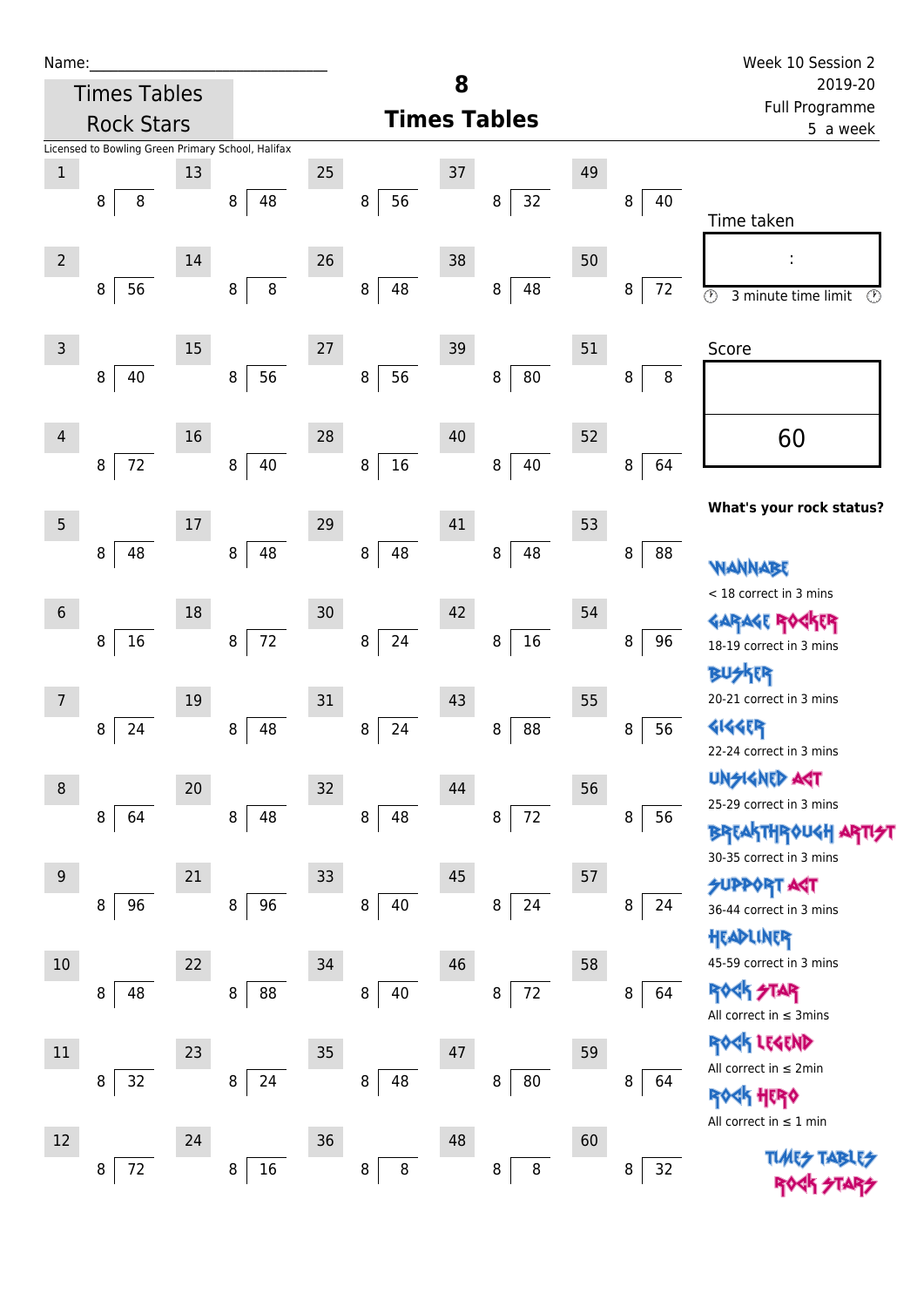Name:\_\_\_\_\_\_\_\_\_\_\_\_\_\_\_\_\_\_\_\_\_\_\_\_\_\_\_\_\_\_

Times Tables Rock Stars

# 8 Times Tables

Week 10 Session 2
2019-20
Full Programme
5 a week

Licensed to Bowling Green Primary School, Halifax

| # | Question | # | Question | # | Question | # | Question | # | Question |
|---|---|---|---|---|---|---|---|---|---|
| 1 | 8 ) 8 | 13 | 8 ) 48 | 25 | 8 ) 56 | 37 | 8 ) 32 | 49 | 8 ) 40 |
| 2 | 8 ) 56 | 14 | 8 ) 8 | 26 | 8 ) 48 | 38 | 8 ) 48 | 50 | 8 ) 72 |
| 3 | 8 ) 40 | 15 | 8 ) 56 | 27 | 8 ) 56 | 39 | 8 ) 80 | 51 | 8 ) 8 |
| 4 | 8 ) 72 | 16 | 8 ) 40 | 28 | 8 ) 16 | 40 | 8 ) 40 | 52 | 8 ) 64 |
| 5 | 8 ) 48 | 17 | 8 ) 48 | 29 | 8 ) 48 | 41 | 8 ) 48 | 53 | 8 ) 88 |
| 6 | 8 ) 16 | 18 | 8 ) 72 | 30 | 8 ) 24 | 42 | 8 ) 16 | 54 | 8 ) 96 |
| 7 | 8 ) 24 | 19 | 8 ) 48 | 31 | 8 ) 24 | 43 | 8 ) 88 | 55 | 8 ) 56 |
| 8 | 8 ) 64 | 20 | 8 ) 48 | 32 | 8 ) 48 | 44 | 8 ) 72 | 56 | 8 ) 56 |
| 9 | 8 ) 96 | 21 | 8 ) 96 | 33 | 8 ) 40 | 45 | 8 ) 24 | 57 | 8 ) 24 |
| 10 | 8 ) 48 | 22 | 8 ) 88 | 34 | 8 ) 40 | 46 | 8 ) 72 | 58 | 8 ) 64 |
| 11 | 8 ) 32 | 23 | 8 ) 24 | 35 | 8 ) 48 | 47 | 8 ) 80 | 59 | 8 ) 64 |
| 12 | 8 ) 72 | 24 | 8 ) 16 | 36 | 8 ) 8 | 48 | 8 ) 8 | 60 | 8 ) 32 |

Time taken

:

3 minute time limit

Score

60

**What's your rock status?**

WANNABE
< 18 correct in 3 mins

GARAGE ROCKER
18-19 correct in 3 mins

BUSKER
20-21 correct in 3 mins

GIGGER
22-24 correct in 3 mins

UNSIGNED ACT
25-29 correct in 3 mins

BREAKTHROUGH ARTIST
30-35 correct in 3 mins

SUPPORT ACT
36-44 correct in 3 mins

HEADLINER
45-59 correct in 3 mins

ROCK STAR
All correct in ≤ 3mins

ROCK LEGEND
All correct in ≤ 2min

ROCK HERO
All correct in ≤ 1 min

TIMES TABLES ROCK STARS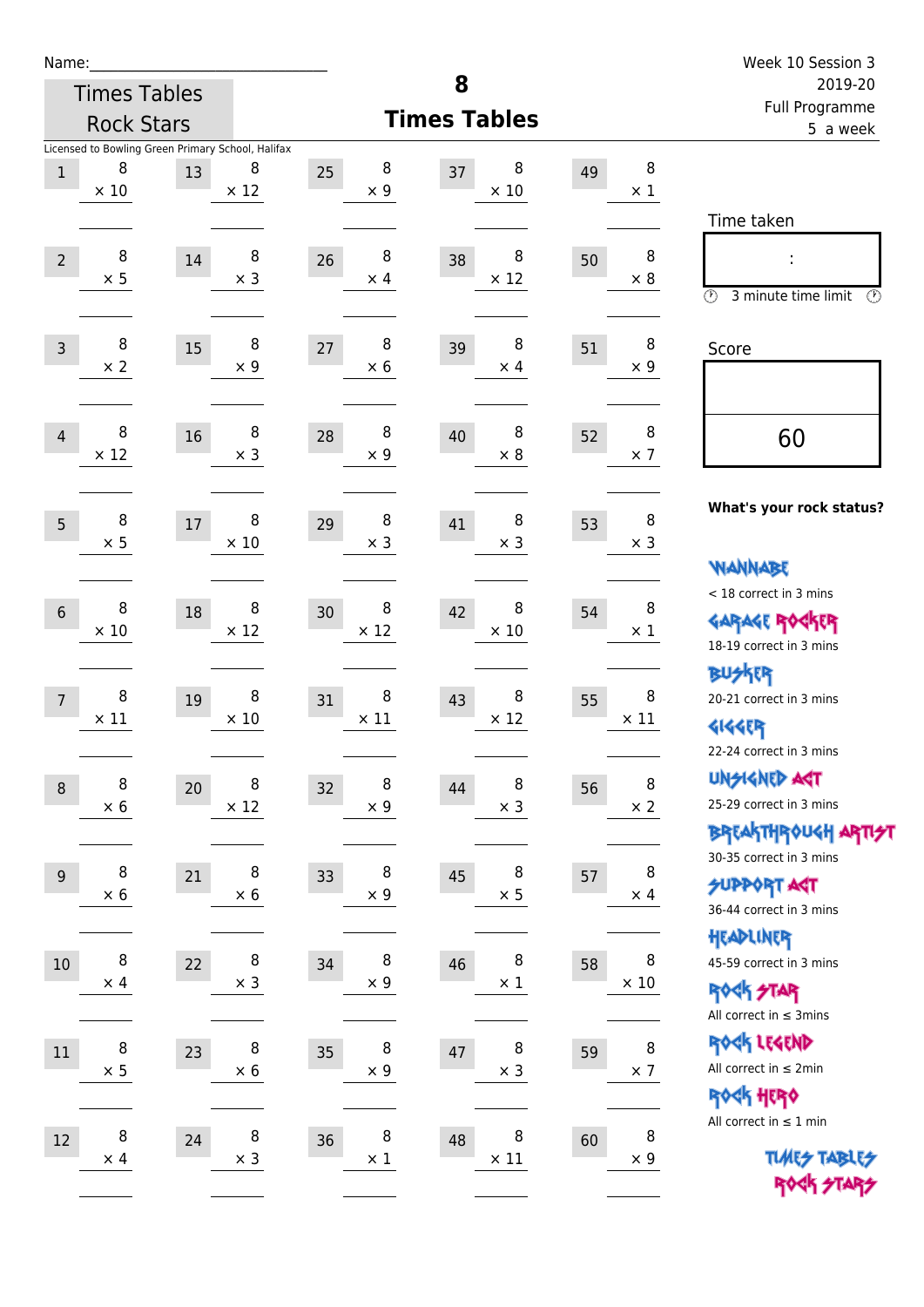Name:\_\_\_\_\_\_\_\_\_\_\_\_\_\_\_\_\_\_\_\_\_\_\_\_\_\_\_\_\_\_

Times Tables Rock Stars

Licensed to Bowling Green Primary School, Halifax

# 8
## Times Tables

Week 10 Session 3
2019-20
Full Programme
5 a week

| | | | | | | | | | |
|---|---|---|---|---|---|---|---|---|---|
| 1 | $8 \times 10$ | 13 | $8 \times 12$ | 25 | $8 \times 9$ | 37 | $8 \times 10$ | 49 | $8 \times 1$ |
| 2 | $8 \times 5$ | 14 | $8 \times 3$ | 26 | $8 \times 4$ | 38 | $8 \times 12$ | 50 | $8 \times 8$ |
| 3 | $8 \times 2$ | 15 | $8 \times 9$ | 27 | $8 \times 6$ | 39 | $8 \times 4$ | 51 | $8 \times 9$ |
| 4 | $8 \times 12$ | 16 | $8 \times 3$ | 28 | $8 \times 9$ | 40 | $8 \times 8$ | 52 | $8 \times 7$ |
| 5 | $8 \times 5$ | 17 | $8 \times 10$ | 29 | $8 \times 3$ | 41 | $8 \times 3$ | 53 | $8 \times 3$ |
| 6 | $8 \times 10$ | 18 | $8 \times 12$ | 30 | $8 \times 12$ | 42 | $8 \times 10$ | 54 | $8 \times 1$ |
| 7 | $8 \times 11$ | 19 | $8 \times 10$ | 31 | $8 \times 11$ | 43 | $8 \times 12$ | 55 | $8 \times 11$ |
| 8 | $8 \times 6$ | 20 | $8 \times 12$ | 32 | $8 \times 9$ | 44 | $8 \times 3$ | 56 | $8 \times 2$ |
| 9 | $8 \times 6$ | 21 | $8 \times 6$ | 33 | $8 \times 9$ | 45 | $8 \times 5$ | 57 | $8 \times 4$ |
| 10 | $8 \times 4$ | 22 | $8 \times 3$ | 34 | $8 \times 9$ | 46 | $8 \times 1$ | 58 | $8 \times 10$ |
| 11 | $8 \times 5$ | 23 | $8 \times 6$ | 35 | $8 \times 9$ | 47 | $8 \times 3$ | 59 | $8 \times 7$ |
| 12 | $8 \times 4$ | 24 | $8 \times 3$ | 36 | $8 \times 1$ | 48 | $8 \times 11$ | 60 | $8 \times 9$ |

Time taken

:

3 minute time limit

Score

60

**What's your rock status?**

WANNABE
< 18 correct in 3 mins

GARAGE ROCKER
18-19 correct in 3 mins

BUSKER
20-21 correct in 3 mins

GIGGER
22-24 correct in 3 mins

UNSIGNED ACT
25-29 correct in 3 mins

BREAKTHROUGH ARTIST
30-35 correct in 3 mins

SUPPORT ACT
36-44 correct in 3 mins

HEADLINER
45-59 correct in 3 mins

ROCK STAR
All correct in ≤ 3mins

ROCK LEGEND
All correct in ≤ 2min

ROCK HERO
All correct in ≤ 1 min

TIMES TABLES ROCK STARS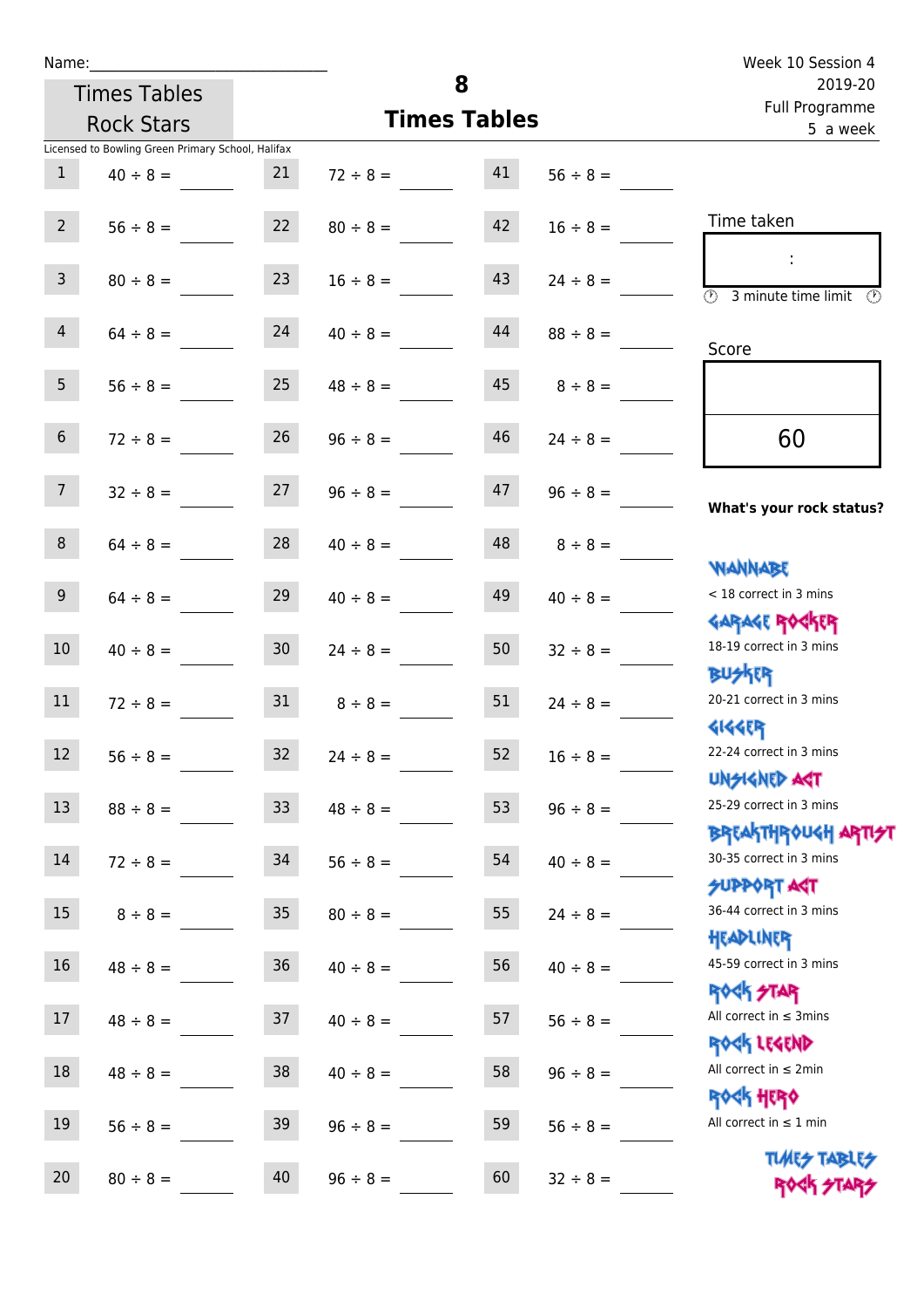Name:\_\_\_\_\_\_\_\_\_\_\_\_\_\_\_\_\_\_\_\_\_\_\_\_\_\_\_\_

Times Tables Rock Stars

# 8 Times Tables

Week 10 Session 4
2019-20
Full Programme
5 a week

Licensed to Bowling Green Primary School, Halifax

| # | Question | # | Question | # | Question |
|---|---|---|---|---|---|
| 1 | 40 ÷ 8 = | 21 | 72 ÷ 8 = | 41 | 56 ÷ 8 = |
| 2 | 56 ÷ 8 = | 22 | 80 ÷ 8 = | 42 | 16 ÷ 8 = |
| 3 | 80 ÷ 8 = | 23 | 16 ÷ 8 = | 43 | 24 ÷ 8 = |
| 4 | 64 ÷ 8 = | 24 | 40 ÷ 8 = | 44 | 88 ÷ 8 = |
| 5 | 56 ÷ 8 = | 25 | 48 ÷ 8 = | 45 | 8 ÷ 8 = |
| 6 | 72 ÷ 8 = | 26 | 96 ÷ 8 = | 46 | 24 ÷ 8 = |
| 7 | 32 ÷ 8 = | 27 | 96 ÷ 8 = | 47 | 96 ÷ 8 = |
| 8 | 64 ÷ 8 = | 28 | 40 ÷ 8 = | 48 | 8 ÷ 8 = |
| 9 | 64 ÷ 8 = | 29 | 40 ÷ 8 = | 49 | 40 ÷ 8 = |
| 10 | 40 ÷ 8 = | 30 | 24 ÷ 8 = | 50 | 32 ÷ 8 = |
| 11 | 72 ÷ 8 = | 31 | 8 ÷ 8 = | 51 | 24 ÷ 8 = |
| 12 | 56 ÷ 8 = | 32 | 24 ÷ 8 = | 52 | 16 ÷ 8 = |
| 13 | 88 ÷ 8 = | 33 | 48 ÷ 8 = | 53 | 96 ÷ 8 = |
| 14 | 72 ÷ 8 = | 34 | 56 ÷ 8 = | 54 | 40 ÷ 8 = |
| 15 | 8 ÷ 8 = | 35 | 80 ÷ 8 = | 55 | 24 ÷ 8 = |
| 16 | 48 ÷ 8 = | 36 | 40 ÷ 8 = | 56 | 40 ÷ 8 = |
| 17 | 48 ÷ 8 = | 37 | 40 ÷ 8 = | 57 | 56 ÷ 8 = |
| 18 | 48 ÷ 8 = | 38 | 40 ÷ 8 = | 58 | 96 ÷ 8 = |
| 19 | 56 ÷ 8 = | 39 | 96 ÷ 8 = | 59 | 56 ÷ 8 = |
| 20 | 80 ÷ 8 = | 40 | 96 ÷ 8 = | 60 | 32 ÷ 8 = |

Time taken

:

3 minute time limit

Score

60

**What's your rock status?**

WANNABE
< 18 correct in 3 mins

GARAGE ROCKER
18-19 correct in 3 mins

BUSKER
20-21 correct in 3 mins

GIGGER
22-24 correct in 3 mins

UNSIGNED ACT
25-29 correct in 3 mins

BREAKTHROUGH ARTIST
30-35 correct in 3 mins

SUPPORT ACT
36-44 correct in 3 mins

HEADLINER
45-59 correct in 3 mins

ROCK STAR
All correct in ≤ 3mins

ROCK LEGEND
All correct in ≤ 2min

ROCK HERO
All correct in ≤ 1 min

TIMES TABLES ROCK STARS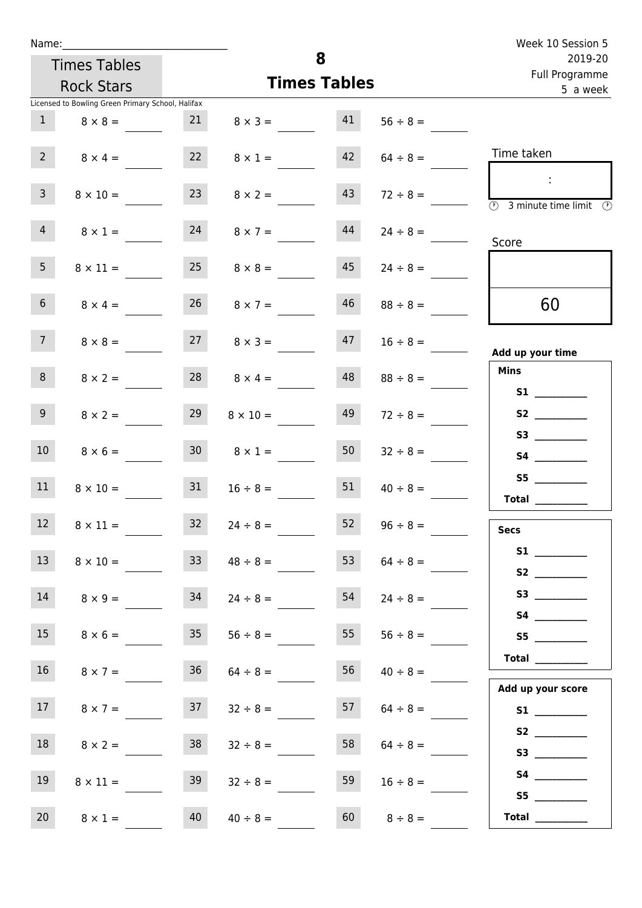Name:______________________________

Times Tables Rock Stars

# 8 Times Tables

Week 10 Session 5
2019-20
Full Programme
5 a week

Licensed to Bowling Green Primary School, Halifax

| | | | | | |
|---|---|---|---|---|---|
| 1 | $8 \times 8 =$ | 21 | $8 \times 3 =$ | 41 | $56 \div 8 =$ |
| 2 | $8 \times 4 =$ | 22 | $8 \times 1 =$ | 42 | $64 \div 8 =$ |
| 3 | $8 \times 10 =$ | 23 | $8 \times 2 =$ | 43 | $72 \div 8 =$ |
| 4 | $8 \times 1 =$ | 24 | $8 \times 7 =$ | 44 | $24 \div 8 =$ |
| 5 | $8 \times 11 =$ | 25 | $8 \times 8 =$ | 45 | $24 \div 8 =$ |
| 6 | $8 \times 4 =$ | 26 | $8 \times 7 =$ | 46 | $88 \div 8 =$ |
| 7 | $8 \times 8 =$ | 27 | $8 \times 3 =$ | 47 | $16 \div 8 =$ |
| 8 | $8 \times 2 =$ | 28 | $8 \times 4 =$ | 48 | $88 \div 8 =$ |
| 9 | $8 \times 2 =$ | 29 | $8 \times 10 =$ | 49 | $72 \div 8 =$ |
| 10 | $8 \times 6 =$ | 30 | $8 \times 1 =$ | 50 | $32 \div 8 =$ |
| 11 | $8 \times 10 =$ | 31 | $16 \div 8 =$ | 51 | $40 \div 8 =$ |
| 12 | $8 \times 11 =$ | 32 | $24 \div 8 =$ | 52 | $96 \div 8 =$ |
| 13 | $8 \times 10 =$ | 33 | $48 \div 8 =$ | 53 | $64 \div 8 =$ |
| 14 | $8 \times 9 =$ | 34 | $24 \div 8 =$ | 54 | $24 \div 8 =$ |
| 15 | $8 \times 6 =$ | 35 | $56 \div 8 =$ | 55 | $56 \div 8 =$ |
| 16 | $8 \times 7 =$ | 36 | $64 \div 8 =$ | 56 | $40 \div 8 =$ |
| 17 | $8 \times 7 =$ | 37 | $32 \div 8 =$ | 57 | $64 \div 8 =$ |
| 18 | $8 \times 2 =$ | 38 | $32 \div 8 =$ | 58 | $64 \div 8 =$ |
| 19 | $8 \times 11 =$ | 39 | $32 \div 8 =$ | 59 | $16 \div 8 =$ |
| 20 | $8 \times 1 =$ | 40 | $40 \div 8 =$ | 60 | $8 \div 8 =$ |

Time taken

:

3 minute time limit

Score

60

**Add up your time**

**Mins**

**S1** __________
**S2** __________
**S3** __________
**S4** __________
**S5** __________
**Total** __________

**Secs**

**S1** __________
**S2** __________
**S3** __________
**S4** __________
**S5** __________
**Total** __________

**Add up your score**

**S1** __________
**S2** __________
**S3** __________
**S4** __________
**S5** __________
**Total** __________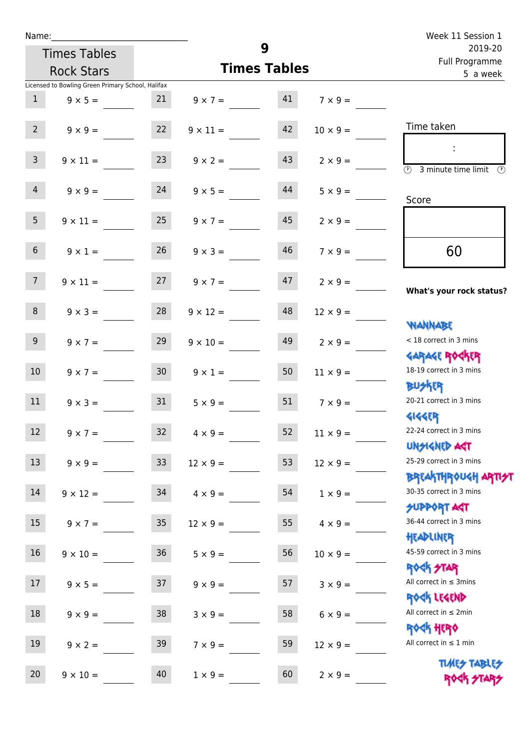Name:\_\_\_\_\_\_\_\_\_\_\_\_\_\_\_\_\_\_\_\_\_\_\_\_\_\_\_\_\_\_

Times Tables Rock Stars

# 9 Times Tables

Week 11 Session 1
2019-20
Full Programme
5 a week

Licensed to Bowling Green Primary School, Halifax

| # | Question | # | Question | # | Question |
|---|---|---|---|---|---|
| 1 | 9 × 5 = ____ | 21 | 9 × 7 = ____ | 41 | 7 × 9 = ____ |
| 2 | 9 × 9 = ____ | 22 | 9 × 11 = ____ | 42 | 10 × 9 = ____ |
| 3 | 9 × 11 = ____ | 23 | 9 × 2 = ____ | 43 | 2 × 9 = ____ |
| 4 | 9 × 9 = ____ | 24 | 9 × 5 = ____ | 44 | 5 × 9 = ____ |
| 5 | 9 × 11 = ____ | 25 | 9 × 7 = ____ | 45 | 2 × 9 = ____ |
| 6 | 9 × 1 = ____ | 26 | 9 × 3 = ____ | 46 | 7 × 9 = ____ |
| 7 | 9 × 11 = ____ | 27 | 9 × 7 = ____ | 47 | 2 × 9 = ____ |
| 8 | 9 × 3 = ____ | 28 | 9 × 12 = ____ | 48 | 12 × 9 = ____ |
| 9 | 9 × 7 = ____ | 29 | 9 × 10 = ____ | 49 | 2 × 9 = ____ |
| 10 | 9 × 7 = ____ | 30 | 9 × 1 = ____ | 50 | 11 × 9 = ____ |
| 11 | 9 × 3 = ____ | 31 | 5 × 9 = ____ | 51 | 7 × 9 = ____ |
| 12 | 9 × 7 = ____ | 32 | 4 × 9 = ____ | 52 | 11 × 9 = ____ |
| 13 | 9 × 9 = ____ | 33 | 12 × 9 = ____ | 53 | 12 × 9 = ____ |
| 14 | 9 × 12 = ____ | 34 | 4 × 9 = ____ | 54 | 1 × 9 = ____ |
| 15 | 9 × 7 = ____ | 35 | 12 × 9 = ____ | 55 | 4 × 9 = ____ |
| 16 | 9 × 10 = ____ | 36 | 5 × 9 = ____ | 56 | 10 × 9 = ____ |
| 17 | 9 × 5 = ____ | 37 | 9 × 9 = ____ | 57 | 3 × 9 = ____ |
| 18 | 9 × 9 = ____ | 38 | 3 × 9 = ____ | 58 | 6 × 9 = ____ |
| 19 | 9 × 2 = ____ | 39 | 7 × 9 = ____ | 59 | 12 × 9 = ____ |
| 20 | 9 × 10 = ____ | 40 | 1 × 9 = ____ | 60 | 2 × 9 = ____ |

Time taken

:

3 minute time limit

Score

60

**What's your rock status?**

WANNABE
< 18 correct in 3 mins

GARAGE ROCKER
18-19 correct in 3 mins

BUSKER
20-21 correct in 3 mins

GIGGER
22-24 correct in 3 mins

UNSIGNED ACT
25-29 correct in 3 mins

BREAKTHROUGH ARTIST
30-35 correct in 3 mins

SUPPORT ACT
36-44 correct in 3 mins

HEADLINER
45-59 correct in 3 mins

ROCK STAR
All correct in ≤ 3mins

ROCK LEGEND
All correct in ≤ 2min

ROCK HERO
All correct in ≤ 1 min

TIMES TABLES ROCK STARS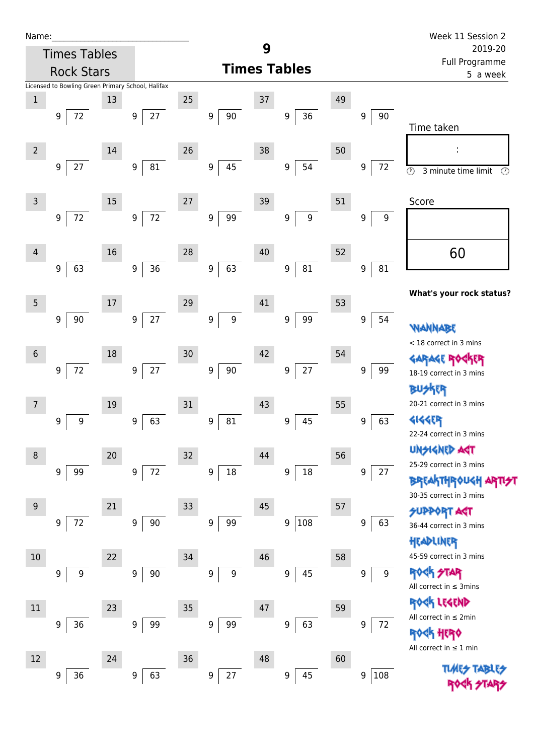Name:_______________________________

Times Tables Rock Stars

# 9 Times Tables

Week 11 Session 2
2019-20
Full Programme
5 a week

Licensed to Bowling Green Primary School, Halifax

| # | Question | # | Question | # | Question | # | Question | # | Question |
|---|---|---|---|---|---|---|---|---|---|
| 1 | 9 ⟌ 72 | 13 | 9 ⟌ 27 | 25 | 9 ⟌ 90 | 37 | 9 ⟌ 36 | 49 | 9 ⟌ 90 |
| 2 | 9 ⟌ 27 | 14 | 9 ⟌ 81 | 26 | 9 ⟌ 45 | 38 | 9 ⟌ 54 | 50 | 9 ⟌ 72 |
| 3 | 9 ⟌ 72 | 15 | 9 ⟌ 72 | 27 | 9 ⟌ 99 | 39 | 9 ⟌ 9 | 51 | 9 ⟌ 9 |
| 4 | 9 ⟌ 63 | 16 | 9 ⟌ 36 | 28 | 9 ⟌ 63 | 40 | 9 ⟌ 81 | 52 | 9 ⟌ 81 |
| 5 | 9 ⟌ 90 | 17 | 9 ⟌ 27 | 29 | 9 ⟌ 9 | 41 | 9 ⟌ 99 | 53 | 9 ⟌ 54 |
| 6 | 9 ⟌ 72 | 18 | 9 ⟌ 27 | 30 | 9 ⟌ 90 | 42 | 9 ⟌ 27 | 54 | 9 ⟌ 99 |
| 7 | 9 ⟌ 9 | 19 | 9 ⟌ 63 | 31 | 9 ⟌ 81 | 43 | 9 ⟌ 45 | 55 | 9 ⟌ 63 |
| 8 | 9 ⟌ 99 | 20 | 9 ⟌ 72 | 32 | 9 ⟌ 18 | 44 | 9 ⟌ 18 | 56 | 9 ⟌ 27 |
| 9 | 9 ⟌ 72 | 21 | 9 ⟌ 90 | 33 | 9 ⟌ 99 | 45 | 9 ⟌ 108 | 57 | 9 ⟌ 63 |
| 10 | 9 ⟌ 9 | 22 | 9 ⟌ 90 | 34 | 9 ⟌ 9 | 46 | 9 ⟌ 45 | 58 | 9 ⟌ 9 |
| 11 | 9 ⟌ 36 | 23 | 9 ⟌ 99 | 35 | 9 ⟌ 99 | 47 | 9 ⟌ 63 | 59 | 9 ⟌ 72 |
| 12 | 9 ⟌ 36 | 24 | 9 ⟌ 63 | 36 | 9 ⟌ 27 | 48 | 9 ⟌ 45 | 60 | 9 ⟌ 108 |

Time taken

:

3 minute time limit

Score

60

**What's your rock status?**

WANNABE
< 18 correct in 3 mins

GARAGE ROCKER
18-19 correct in 3 mins

BUSKER
20-21 correct in 3 mins

GIGGER
22-24 correct in 3 mins

UNSIGNED ACT
25-29 correct in 3 mins

BREAKTHROUGH ARTIST
30-35 correct in 3 mins

SUPPORT ACT
36-44 correct in 3 mins

HEADLINER
45-59 correct in 3 mins

ROCK STAR
All correct in ≤ 3mins

ROCK LEGEND
All correct in ≤ 2min

ROCK HERO
All correct in ≤ 1 min

TIMES TABLES ROCK STARS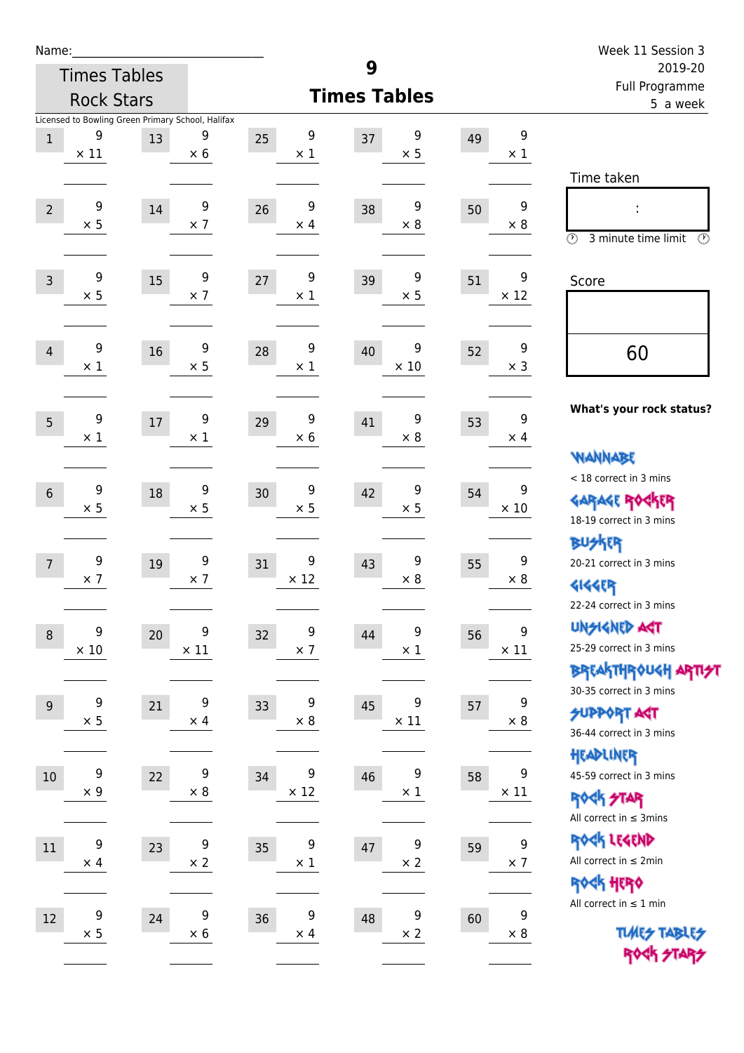Name:\_\_\_\_\_\_\_\_\_\_\_\_\_\_\_\_\_\_\_\_\_\_\_\_\_\_\_\_

Times Tables Rock Stars

Licensed to Bowling Green Primary School, Halifax

# 9 Times Tables

Week 11 Session 3
2019-20
Full Programme
5 a week

| | | | | | | | | | |
|---|---|---|---|---|---|---|---|---|---|
| 1 | 9 × 11 | 13 | 9 × 6 | 25 | 9 × 1 | 37 | 9 × 5 | 49 | 9 × 1 |
| 2 | 9 × 5 | 14 | 9 × 7 | 26 | 9 × 4 | 38 | 9 × 8 | 50 | 9 × 8 |
| 3 | 9 × 5 | 15 | 9 × 7 | 27 | 9 × 1 | 39 | 9 × 5 | 51 | 9 × 12 |
| 4 | 9 × 1 | 16 | 9 × 5 | 28 | 9 × 1 | 40 | 9 × 10 | 52 | 9 × 3 |
| 5 | 9 × 1 | 17 | 9 × 1 | 29 | 9 × 6 | 41 | 9 × 8 | 53 | 9 × 4 |
| 6 | 9 × 5 | 18 | 9 × 5 | 30 | 9 × 5 | 42 | 9 × 5 | 54 | 9 × 10 |
| 7 | 9 × 7 | 19 | 9 × 7 | 31 | 9 × 12 | 43 | 9 × 8 | 55 | 9 × 8 |
| 8 | 9 × 10 | 20 | 9 × 11 | 32 | 9 × 7 | 44 | 9 × 1 | 56 | 9 × 11 |
| 9 | 9 × 5 | 21 | 9 × 4 | 33 | 9 × 8 | 45 | 9 × 11 | 57 | 9 × 8 |
| 10 | 9 × 9 | 22 | 9 × 8 | 34 | 9 × 12 | 46 | 9 × 1 | 58 | 9 × 11 |
| 11 | 9 × 4 | 23 | 9 × 2 | 35 | 9 × 1 | 47 | 9 × 2 | 59 | 9 × 7 |
| 12 | 9 × 5 | 24 | 9 × 6 | 36 | 9 × 4 | 48 | 9 × 2 | 60 | 9 × 8 |

Time taken

:

3 minute time limit

Score

60

**What's your rock status?**

WANNABE
< 18 correct in 3 mins

GARAGE ROCKER
18-19 correct in 3 mins

BUSKER
20-21 correct in 3 mins

GIGGER
22-24 correct in 3 mins

UNSIGNED ACT
25-29 correct in 3 mins

BREAKTHROUGH ARTIST
30-35 correct in 3 mins

SUPPORT ACT
36-44 correct in 3 mins

HEADLINER
45-59 correct in 3 mins

ROCK STAR
All correct in ≤ 3mins

ROCK LEGEND
All correct in ≤ 2min

ROCK HERO
All correct in ≤ 1 min

TIMES TABLES ROCK STARS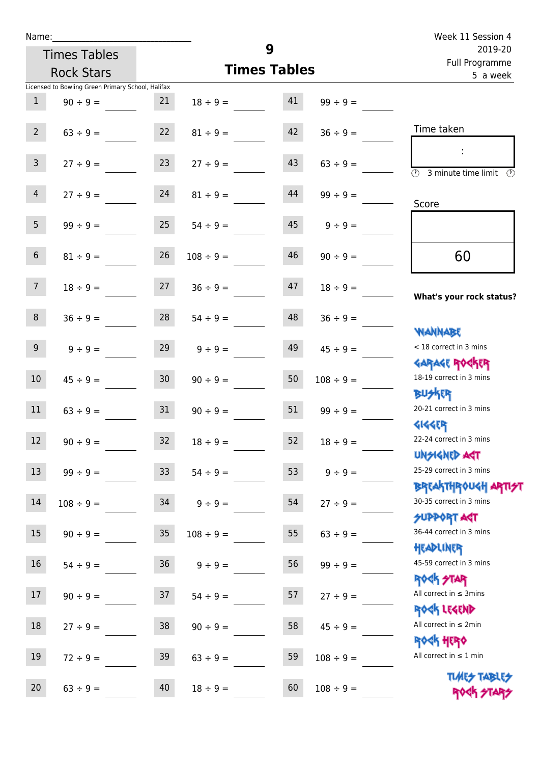Name:\_\_\_\_\_\_\_\_\_\_\_\_\_\_\_\_\_\_\_\_\_\_\_\_\_\_\_\_

Times Tables Rock Stars

# 9 Times Tables

Week 11 Session 4
2019-20
Full Programme
5 a week

Licensed to Bowling Green Primary School, Halifax

| | | | | | |
|---|---|---|---|---|---|
| 1 | 90 ÷ 9 = ___ | 21 | 18 ÷ 9 = ___ | 41 | 99 ÷ 9 = ___ |
| 2 | 63 ÷ 9 = ___ | 22 | 81 ÷ 9 = ___ | 42 | 36 ÷ 9 = ___ |
| 3 | 27 ÷ 9 = ___ | 23 | 27 ÷ 9 = ___ | 43 | 63 ÷ 9 = ___ |
| 4 | 27 ÷ 9 = ___ | 24 | 81 ÷ 9 = ___ | 44 | 99 ÷ 9 = ___ |
| 5 | 99 ÷ 9 = ___ | 25 | 54 ÷ 9 = ___ | 45 | 9 ÷ 9 = ___ |
| 6 | 81 ÷ 9 = ___ | 26 | 108 ÷ 9 = ___ | 46 | 90 ÷ 9 = ___ |
| 7 | 18 ÷ 9 = ___ | 27 | 36 ÷ 9 = ___ | 47 | 18 ÷ 9 = ___ |
| 8 | 36 ÷ 9 = ___ | 28 | 54 ÷ 9 = ___ | 48 | 36 ÷ 9 = ___ |
| 9 | 9 ÷ 9 = ___ | 29 | 9 ÷ 9 = ___ | 49 | 45 ÷ 9 = ___ |
| 10 | 45 ÷ 9 = ___ | 30 | 90 ÷ 9 = ___ | 50 | 108 ÷ 9 = ___ |
| 11 | 63 ÷ 9 = ___ | 31 | 90 ÷ 9 = ___ | 51 | 99 ÷ 9 = ___ |
| 12 | 90 ÷ 9 = ___ | 32 | 18 ÷ 9 = ___ | 52 | 18 ÷ 9 = ___ |
| 13 | 99 ÷ 9 = ___ | 33 | 54 ÷ 9 = ___ | 53 | 9 ÷ 9 = ___ |
| 14 | 108 ÷ 9 = ___ | 34 | 9 ÷ 9 = ___ | 54 | 27 ÷ 9 = ___ |
| 15 | 90 ÷ 9 = ___ | 35 | 108 ÷ 9 = ___ | 55 | 63 ÷ 9 = ___ |
| 16 | 54 ÷ 9 = ___ | 36 | 9 ÷ 9 = ___ | 56 | 99 ÷ 9 = ___ |
| 17 | 90 ÷ 9 = ___ | 37 | 54 ÷ 9 = ___ | 57 | 27 ÷ 9 = ___ |
| 18 | 27 ÷ 9 = ___ | 38 | 90 ÷ 9 = ___ | 58 | 45 ÷ 9 = ___ |
| 19 | 72 ÷ 9 = ___ | 39 | 63 ÷ 9 = ___ | 59 | 108 ÷ 9 = ___ |
| 20 | 63 ÷ 9 = ___ | 40 | 18 ÷ 9 = ___ | 60 | 108 ÷ 9 = ___ |

Time taken

:

3 minute time limit

Score

60

**What's your rock status?**

WANNABE
< 18 correct in 3 mins

GARAGE ROCKER
18-19 correct in 3 mins

BUSKER
20-21 correct in 3 mins

GIGGER
22-24 correct in 3 mins

UNSIGNED ACT
25-29 correct in 3 mins

BREAKTHROUGH ARTIST
30-35 correct in 3 mins

SUPPORT ACT
36-44 correct in 3 mins

HEADLINER
45-59 correct in 3 mins

ROCK STAR
All correct in ≤ 3mins

ROCK LEGEND
All correct in ≤ 2min

ROCK HERO
All correct in ≤ 1 min

TIMES TABLES ROCK STARS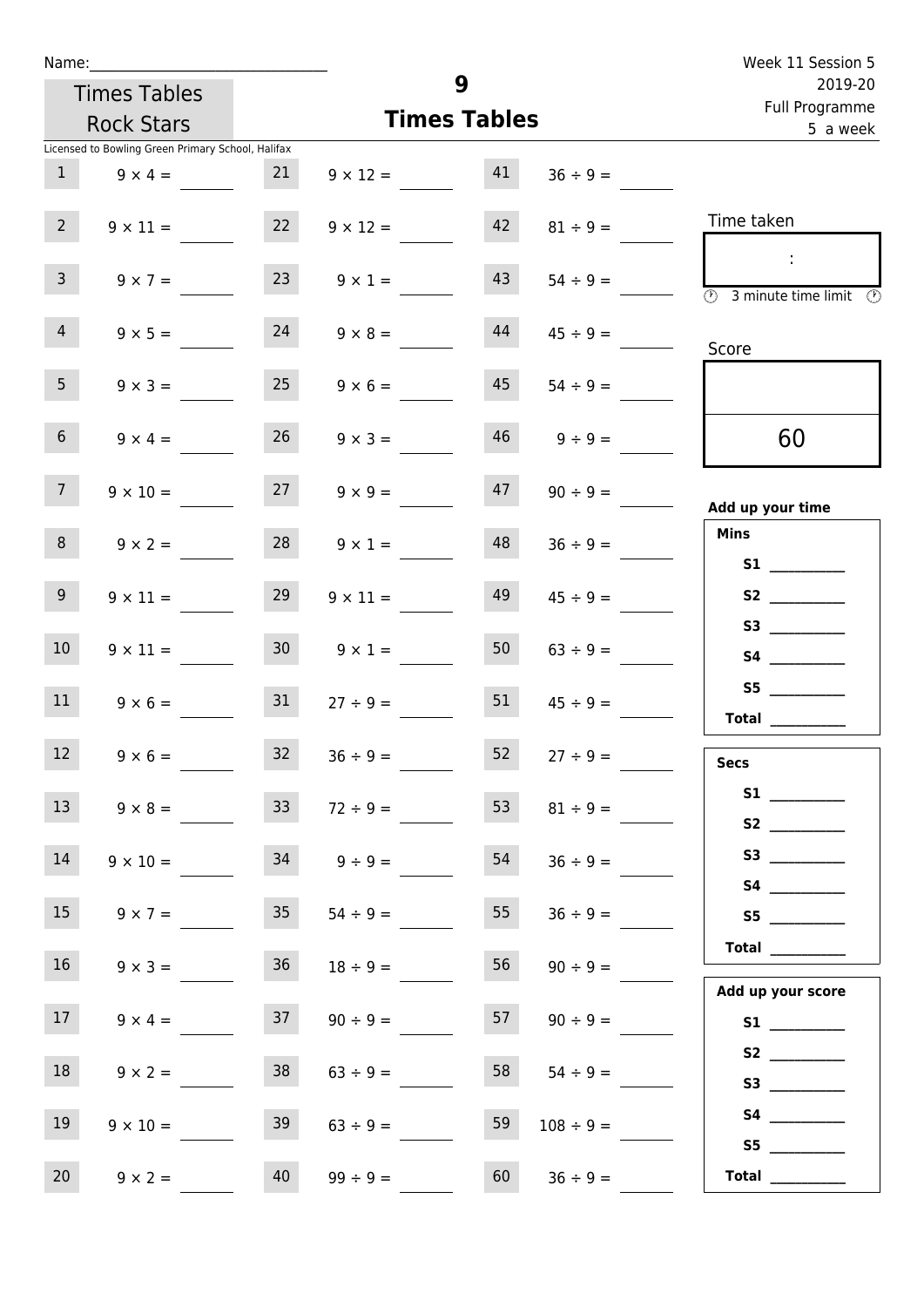Name:______________________________

Times Tables Rock Stars

Licensed to Bowling Green Primary School, Halifax

# 9
# Times Tables

Week 11 Session 5
2019-20
Full Programme
5 a week

| | | | | | |
|---|---|---|---|---|---|
| 1 | $9 \times 4 =$ | 21 | $9 \times 12 =$ | 41 | $36 \div 9 =$ |
| 2 | $9 \times 11 =$ | 22 | $9 \times 12 =$ | 42 | $81 \div 9 =$ |
| 3 | $9 \times 7 =$ | 23 | $9 \times 1 =$ | 43 | $54 \div 9 =$ |
| 4 | $9 \times 5 =$ | 24 | $9 \times 8 =$ | 44 | $45 \div 9 =$ |
| 5 | $9 \times 3 =$ | 25 | $9 \times 6 =$ | 45 | $54 \div 9 =$ |
| 6 | $9 \times 4 =$ | 26 | $9 \times 3 =$ | 46 | $9 \div 9 =$ |
| 7 | $9 \times 10 =$ | 27 | $9 \times 9 =$ | 47 | $90 \div 9 =$ |
| 8 | $9 \times 2 =$ | 28 | $9 \times 1 =$ | 48 | $36 \div 9 =$ |
| 9 | $9 \times 11 =$ | 29 | $9 \times 11 =$ | 49 | $45 \div 9 =$ |
| 10 | $9 \times 11 =$ | 30 | $9 \times 1 =$ | 50 | $63 \div 9 =$ |
| 11 | $9 \times 6 =$ | 31 | $27 \div 9 =$ | 51 | $45 \div 9 =$ |
| 12 | $9 \times 6 =$ | 32 | $36 \div 9 =$ | 52 | $27 \div 9 =$ |
| 13 | $9 \times 8 =$ | 33 | $72 \div 9 =$ | 53 | $81 \div 9 =$ |
| 14 | $9 \times 10 =$ | 34 | $9 \div 9 =$ | 54 | $36 \div 9 =$ |
| 15 | $9 \times 7 =$ | 35 | $54 \div 9 =$ | 55 | $36 \div 9 =$ |
| 16 | $9 \times 3 =$ | 36 | $18 \div 9 =$ | 56 | $90 \div 9 =$ |
| 17 | $9 \times 4 =$ | 37 | $90 \div 9 =$ | 57 | $90 \div 9 =$ |
| 18 | $9 \times 2 =$ | 38 | $63 \div 9 =$ | 58 | $54 \div 9 =$ |
| 19 | $9 \times 10 =$ | 39 | $63 \div 9 =$ | 59 | $108 \div 9 =$ |
| 20 | $9 \times 2 =$ | 40 | $99 \div 9 =$ | 60 | $36 \div 9 =$ |

Time taken

:

3 minute time limit

Score

60

**Add up your time**

**Mins**

**S1** __________
**S2** __________
**S3** __________
**S4** __________
**S5** __________
**Total** __________

**Secs**

**S1** __________
**S2** __________
**S3** __________
**S4** __________
**S5** __________
**Total** __________

**Add up your score**

**S1** __________
**S2** __________
**S3** __________
**S4** __________
**S5** __________
**Total** __________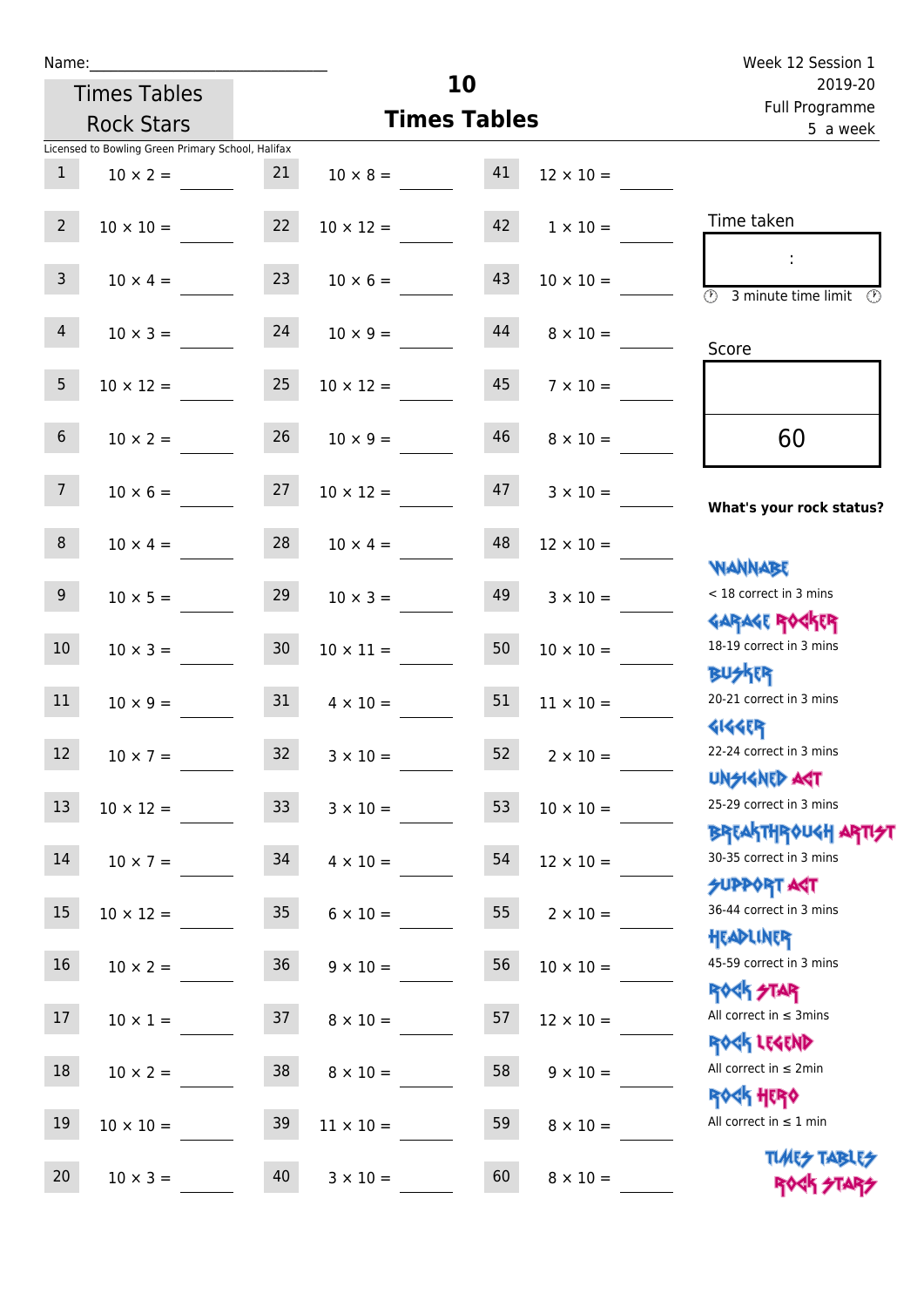Name:\_\_\_\_\_\_\_\_\_\_\_\_\_\_\_\_\_\_\_\_\_\_\_\_\_\_\_\_

Times Tables Rock Stars

# 10 Times Tables

Week 12 Session 1
2019-20
Full Programme
5 a week

Licensed to Bowling Green Primary School, Halifax

| | | | | | |
|---|---|---|---|---|---|
| 1 | 10 × 2 = \_\_\_\_ | 21 | 10 × 8 = \_\_\_\_ | 41 | 12 × 10 = \_\_\_\_ |
| 2 | 10 × 10 = \_\_\_\_ | 22 | 10 × 12 = \_\_\_\_ | 42 | 1 × 10 = \_\_\_\_ |
| 3 | 10 × 4 = \_\_\_\_ | 23 | 10 × 6 = \_\_\_\_ | 43 | 10 × 10 = \_\_\_\_ |
| 4 | 10 × 3 = \_\_\_\_ | 24 | 10 × 9 = \_\_\_\_ | 44 | 8 × 10 = \_\_\_\_ |
| 5 | 10 × 12 = \_\_\_\_ | 25 | 10 × 12 = \_\_\_\_ | 45 | 7 × 10 = \_\_\_\_ |
| 6 | 10 × 2 = \_\_\_\_ | 26 | 10 × 9 = \_\_\_\_ | 46 | 8 × 10 = \_\_\_\_ |
| 7 | 10 × 6 = \_\_\_\_ | 27 | 10 × 12 = \_\_\_\_ | 47 | 3 × 10 = \_\_\_\_ |
| 8 | 10 × 4 = \_\_\_\_ | 28 | 10 × 4 = \_\_\_\_ | 48 | 12 × 10 = \_\_\_\_ |
| 9 | 10 × 5 = \_\_\_\_ | 29 | 10 × 3 = \_\_\_\_ | 49 | 3 × 10 = \_\_\_\_ |
| 10 | 10 × 3 = \_\_\_\_ | 30 | 10 × 11 = \_\_\_\_ | 50 | 10 × 10 = \_\_\_\_ |
| 11 | 10 × 9 = \_\_\_\_ | 31 | 4 × 10 = \_\_\_\_ | 51 | 11 × 10 = \_\_\_\_ |
| 12 | 10 × 7 = \_\_\_\_ | 32 | 3 × 10 = \_\_\_\_ | 52 | 2 × 10 = \_\_\_\_ |
| 13 | 10 × 12 = \_\_\_\_ | 33 | 3 × 10 = \_\_\_\_ | 53 | 10 × 10 = \_\_\_\_ |
| 14 | 10 × 7 = \_\_\_\_ | 34 | 4 × 10 = \_\_\_\_ | 54 | 12 × 10 = \_\_\_\_ |
| 15 | 10 × 12 = \_\_\_\_ | 35 | 6 × 10 = \_\_\_\_ | 55 | 2 × 10 = \_\_\_\_ |
| 16 | 10 × 2 = \_\_\_\_ | 36 | 9 × 10 = \_\_\_\_ | 56 | 10 × 10 = \_\_\_\_ |
| 17 | 10 × 1 = \_\_\_\_ | 37 | 8 × 10 = \_\_\_\_ | 57 | 12 × 10 = \_\_\_\_ |
| 18 | 10 × 2 = \_\_\_\_ | 38 | 8 × 10 = \_\_\_\_ | 58 | 9 × 10 = \_\_\_\_ |
| 19 | 10 × 10 = \_\_\_\_ | 39 | 11 × 10 = \_\_\_\_ | 59 | 8 × 10 = \_\_\_\_ |
| 20 | 10 × 3 = \_\_\_\_ | 40 | 3 × 10 = \_\_\_\_ | 60 | 8 × 10 = \_\_\_\_ |

Time taken

:

3 minute time limit

Score

60

**What's your rock status?**

WANNABE
< 18 correct in 3 mins

GARAGE ROCKER
18-19 correct in 3 mins

BUSKER
20-21 correct in 3 mins

GIGGER
22-24 correct in 3 mins

UNSIGNED ACT
25-29 correct in 3 mins

BREAKTHROUGH ARTIST
30-35 correct in 3 mins

SUPPORT ACT
36-44 correct in 3 mins

HEADLINER
45-59 correct in 3 mins

ROCK STAR
All correct in ≤ 3mins

ROCK LEGEND
All correct in ≤ 2min

ROCK HERO
All correct in ≤ 1 min

TIMES TABLES ROCK STARS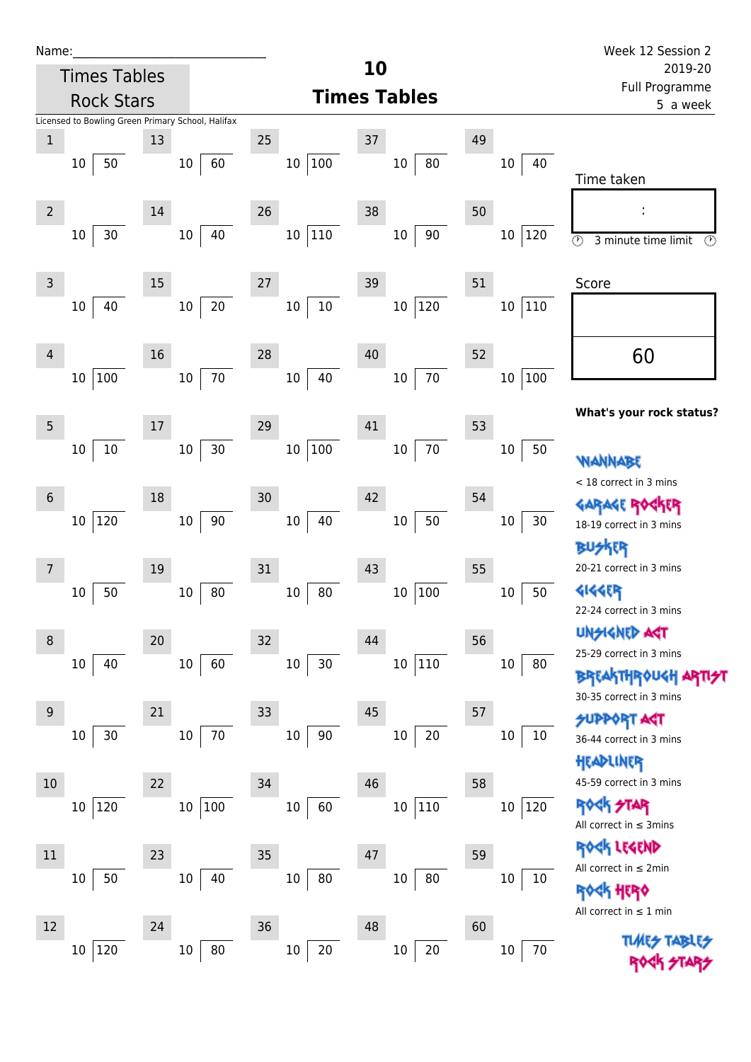Name:\_\_\_\_\_\_\_\_\_\_\_\_\_\_\_\_\_\_\_\_\_\_\_\_\_\_\_\_

Times Tables Rock Stars

# 10 Times Tables

Week 12 Session 2
2019-20
Full Programme
5 a week

Licensed to Bowling Green Primary School, Halifax

| # | Question | # | Question | # | Question | # | Question | # | Question |
|---|---|---|---|---|---|---|---|---|---|
| 1 | 10 ) 50 | 13 | 10 ) 60 | 25 | 10 ) 100 | 37 | 10 ) 80 | 49 | 10 ) 40 |
| 2 | 10 ) 30 | 14 | 10 ) 40 | 26 | 10 ) 110 | 38 | 10 ) 90 | 50 | 10 ) 120 |
| 3 | 10 ) 40 | 15 | 10 ) 20 | 27 | 10 ) 10 | 39 | 10 ) 120 | 51 | 10 ) 110 |
| 4 | 10 ) 100 | 16 | 10 ) 70 | 28 | 10 ) 40 | 40 | 10 ) 70 | 52 | 10 ) 100 |
| 5 | 10 ) 10 | 17 | 10 ) 30 | 29 | 10 ) 100 | 41 | 10 ) 70 | 53 | 10 ) 50 |
| 6 | 10 ) 120 | 18 | 10 ) 90 | 30 | 10 ) 40 | 42 | 10 ) 50 | 54 | 10 ) 30 |
| 7 | 10 ) 50 | 19 | 10 ) 80 | 31 | 10 ) 80 | 43 | 10 ) 100 | 55 | 10 ) 50 |
| 8 | 10 ) 40 | 20 | 10 ) 60 | 32 | 10 ) 30 | 44 | 10 ) 110 | 56 | 10 ) 80 |
| 9 | 10 ) 30 | 21 | 10 ) 70 | 33 | 10 ) 90 | 45 | 10 ) 20 | 57 | 10 ) 10 |
| 10 | 10 ) 120 | 22 | 10 ) 100 | 34 | 10 ) 60 | 46 | 10 ) 110 | 58 | 10 ) 120 |
| 11 | 10 ) 50 | 23 | 10 ) 40 | 35 | 10 ) 80 | 47 | 10 ) 80 | 59 | 10 ) 10 |
| 12 | 10 ) 120 | 24 | 10 ) 80 | 36 | 10 ) 20 | 48 | 10 ) 20 | 60 | 10 ) 70 |

Time taken

:

3 minute time limit

Score

60

**What's your rock status?**

WANNABE
< 18 correct in 3 mins

GARAGE ROCKER
18-19 correct in 3 mins

BUSKER
20-21 correct in 3 mins

GIGGER
22-24 correct in 3 mins

UNSIGNED ACT
25-29 correct in 3 mins

BREAKTHROUGH ARTIST
30-35 correct in 3 mins

SUPPORT ACT
36-44 correct in 3 mins

HEADLINER
45-59 correct in 3 mins

ROCK STAR
All correct in ≤ 3mins

ROCK LEGEND
All correct in ≤ 2min

ROCK HERO
All correct in ≤ 1 min

TIMES TABLES ROCK STARS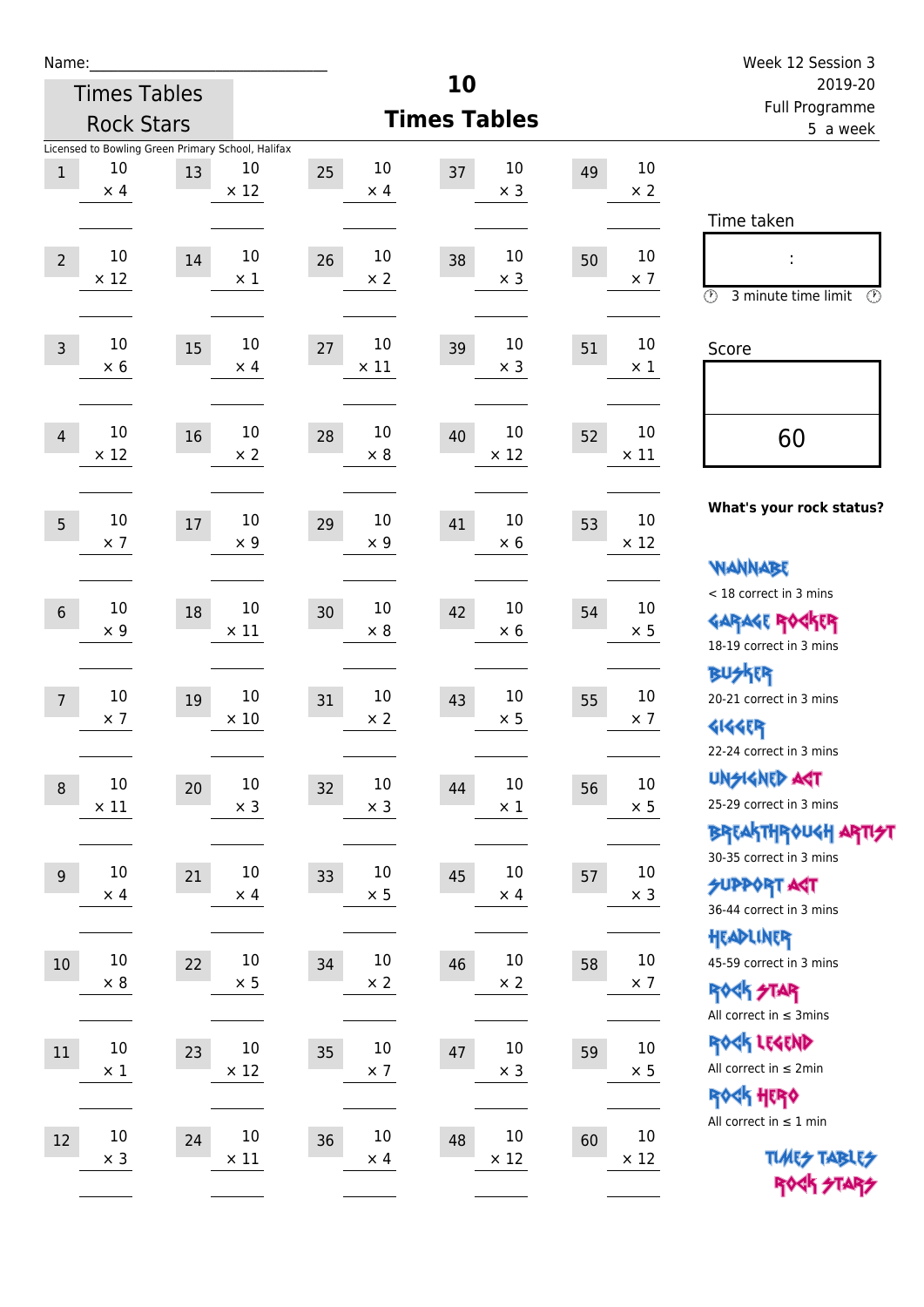Name:\_\_\_\_\_\_\_\_\_\_\_\_\_\_\_\_\_\_\_\_\_\_\_\_\_\_\_\_

Times Tables Rock Stars

Licensed to Bowling Green Primary School, Halifax

# 10 Times Tables

Week 12 Session 3
2019-20
Full Programme
5 a week

| | | | | | | | | | |
|---|---|---|---|---|---|---|---|---|---|
| 1 | 10 × 4 | 13 | 10 × 12 | 25 | 10 × 4 | 37 | 10 × 3 | 49 | 10 × 2 |
| 2 | 10 × 12 | 14 | 10 × 1 | 26 | 10 × 2 | 38 | 10 × 3 | 50 | 10 × 7 |
| 3 | 10 × 6 | 15 | 10 × 4 | 27 | 10 × 11 | 39 | 10 × 3 | 51 | 10 × 1 |
| 4 | 10 × 12 | 16 | 10 × 2 | 28 | 10 × 8 | 40 | 10 × 12 | 52 | 10 × 11 |
| 5 | 10 × 7 | 17 | 10 × 9 | 29 | 10 × 9 | 41 | 10 × 6 | 53 | 10 × 12 |
| 6 | 10 × 9 | 18 | 10 × 11 | 30 | 10 × 8 | 42 | 10 × 6 | 54 | 10 × 5 |
| 7 | 10 × 7 | 19 | 10 × 10 | 31 | 10 × 2 | 43 | 10 × 5 | 55 | 10 × 7 |
| 8 | 10 × 11 | 20 | 10 × 3 | 32 | 10 × 3 | 44 | 10 × 1 | 56 | 10 × 5 |
| 9 | 10 × 4 | 21 | 10 × 4 | 33 | 10 × 5 | 45 | 10 × 4 | 57 | 10 × 3 |
| 10 | 10 × 8 | 22 | 10 × 5 | 34 | 10 × 2 | 46 | 10 × 2 | 58 | 10 × 7 |
| 11 | 10 × 1 | 23 | 10 × 12 | 35 | 10 × 7 | 47 | 10 × 3 | 59 | 10 × 5 |
| 12 | 10 × 3 | 24 | 10 × 11 | 36 | 10 × 4 | 48 | 10 × 12 | 60 | 10 × 12 |

Time taken

:

3 minute time limit

Score

60

**What's your rock status?**

WANNABE
< 18 correct in 3 mins

GARAGE ROCKER
18-19 correct in 3 mins

BUSKER
20-21 correct in 3 mins

GIGGER
22-24 correct in 3 mins

UNSIGNED ACT
25-29 correct in 3 mins

BREAKTHROUGH ARTIST
30-35 correct in 3 mins

SUPPORT ACT
36-44 correct in 3 mins

HEADLINER
45-59 correct in 3 mins

ROCK STAR
All correct in ≤ 3mins

ROCK LEGEND
All correct in ≤ 2min

ROCK HERO
All correct in ≤ 1 min

TIMES TABLES ROCK STARS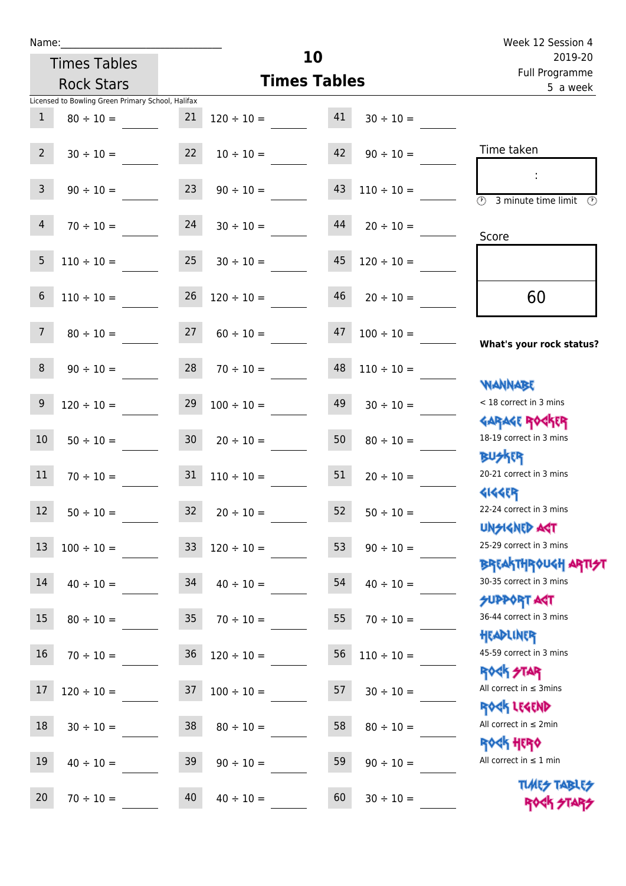Name:\_\_\_\_\_\_\_\_\_\_\_\_\_\_\_\_\_\_\_\_\_\_\_\_\_\_\_\_

Times Tables Rock Stars

# 10 Times Tables

Week 12 Session 4
2019-20
Full Programme
5 a week

Licensed to Bowling Green Primary School, Halifax

| | | | | | |
|---|---|---|---|---|---|
| 1 | 80 ÷ 10 = | 21 | 120 ÷ 10 = | 41 | 30 ÷ 10 = |
| 2 | 30 ÷ 10 = | 22 | 10 ÷ 10 = | 42 | 90 ÷ 10 = |
| 3 | 90 ÷ 10 = | 23 | 90 ÷ 10 = | 43 | 110 ÷ 10 = |
| 4 | 70 ÷ 10 = | 24 | 30 ÷ 10 = | 44 | 20 ÷ 10 = |
| 5 | 110 ÷ 10 = | 25 | 30 ÷ 10 = | 45 | 120 ÷ 10 = |
| 6 | 110 ÷ 10 = | 26 | 120 ÷ 10 = | 46 | 20 ÷ 10 = |
| 7 | 80 ÷ 10 = | 27 | 60 ÷ 10 = | 47 | 100 ÷ 10 = |
| 8 | 90 ÷ 10 = | 28 | 70 ÷ 10 = | 48 | 110 ÷ 10 = |
| 9 | 120 ÷ 10 = | 29 | 100 ÷ 10 = | 49 | 30 ÷ 10 = |
| 10 | 50 ÷ 10 = | 30 | 20 ÷ 10 = | 50 | 80 ÷ 10 = |
| 11 | 70 ÷ 10 = | 31 | 110 ÷ 10 = | 51 | 20 ÷ 10 = |
| 12 | 50 ÷ 10 = | 32 | 20 ÷ 10 = | 52 | 50 ÷ 10 = |
| 13 | 100 ÷ 10 = | 33 | 120 ÷ 10 = | 53 | 90 ÷ 10 = |
| 14 | 40 ÷ 10 = | 34 | 40 ÷ 10 = | 54 | 40 ÷ 10 = |
| 15 | 80 ÷ 10 = | 35 | 70 ÷ 10 = | 55 | 70 ÷ 10 = |
| 16 | 70 ÷ 10 = | 36 | 120 ÷ 10 = | 56 | 110 ÷ 10 = |
| 17 | 120 ÷ 10 = | 37 | 100 ÷ 10 = | 57 | 30 ÷ 10 = |
| 18 | 30 ÷ 10 = | 38 | 80 ÷ 10 = | 58 | 80 ÷ 10 = |
| 19 | 40 ÷ 10 = | 39 | 90 ÷ 10 = | 59 | 90 ÷ 10 = |
| 20 | 70 ÷ 10 = | 40 | 40 ÷ 10 = | 60 | 30 ÷ 10 = |

Time taken

:

3 minute time limit

Score

60

**What's your rock status?**

WANNABE
< 18 correct in 3 mins

GARAGE ROCKER
18-19 correct in 3 mins

BUSKER
20-21 correct in 3 mins

GIGGER
22-24 correct in 3 mins

UNSIGNED ACT
25-29 correct in 3 mins

BREAKTHROUGH ARTIST
30-35 correct in 3 mins

SUPPORT ACT
36-44 correct in 3 mins

HEADLINER
45-59 correct in 3 mins

ROCK STAR
All correct in ≤ 3mins

ROCK LEGEND
All correct in ≤ 2min

ROCK HERO
All correct in ≤ 1 min

TIMES TABLES ROCK STARS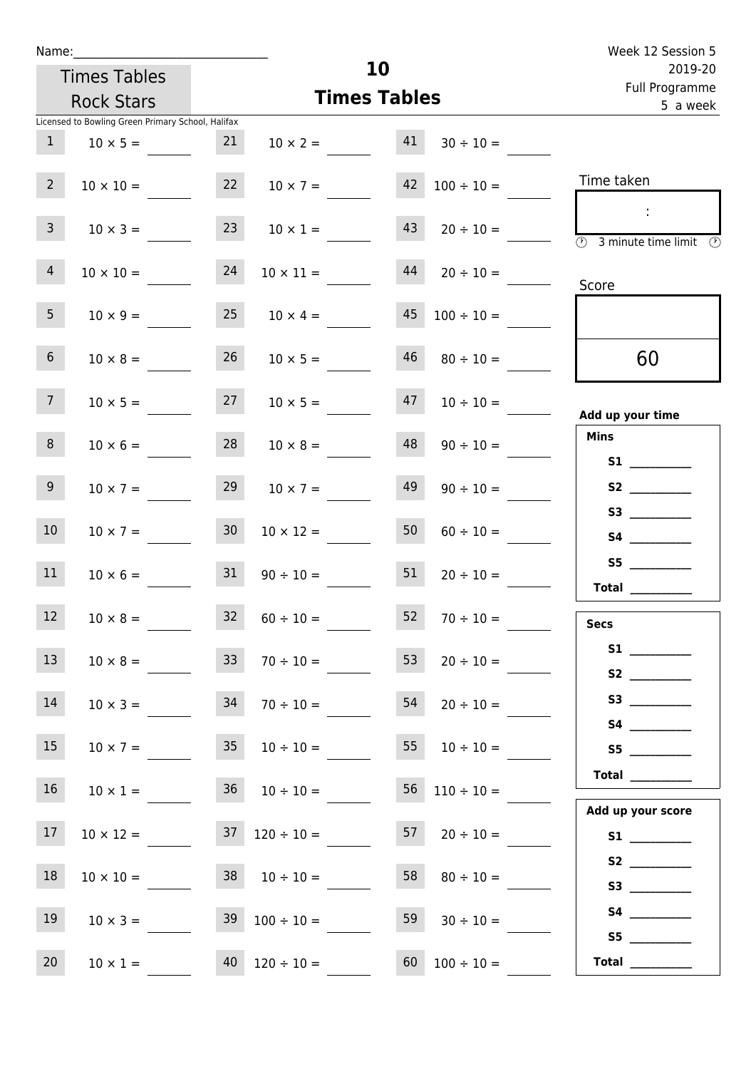Name:\_\_\_\_\_\_\_\_\_\_\_\_\_\_\_\_\_\_\_\_\_\_\_\_\_\_\_\_\_\_

Times Tables Rock Stars

# 10
## Times Tables

Week 12 Session 5
2019-20
Full Programme
5 a week

Licensed to Bowling Green Primary School, Halifax

| | | | | | |
|---|---|---|---|---|---|
| 1 | 10 × 5 = | 21 | 10 × 2 = | 41 | 30 ÷ 10 = |
| 2 | 10 × 10 = | 22 | 10 × 7 = | 42 | 100 ÷ 10 = |
| 3 | 10 × 3 = | 23 | 10 × 1 = | 43 | 20 ÷ 10 = |
| 4 | 10 × 10 = | 24 | 10 × 11 = | 44 | 20 ÷ 10 = |
| 5 | 10 × 9 = | 25 | 10 × 4 = | 45 | 100 ÷ 10 = |
| 6 | 10 × 8 = | 26 | 10 × 5 = | 46 | 80 ÷ 10 = |
| 7 | 10 × 5 = | 27 | 10 × 5 = | 47 | 10 ÷ 10 = |
| 8 | 10 × 6 = | 28 | 10 × 8 = | 48 | 90 ÷ 10 = |
| 9 | 10 × 7 = | 29 | 10 × 7 = | 49 | 90 ÷ 10 = |
| 10 | 10 × 7 = | 30 | 10 × 12 = | 50 | 60 ÷ 10 = |
| 11 | 10 × 6 = | 31 | 90 ÷ 10 = | 51 | 20 ÷ 10 = |
| 12 | 10 × 8 = | 32 | 60 ÷ 10 = | 52 | 70 ÷ 10 = |
| 13 | 10 × 8 = | 33 | 70 ÷ 10 = | 53 | 20 ÷ 10 = |
| 14 | 10 × 3 = | 34 | 70 ÷ 10 = | 54 | 20 ÷ 10 = |
| 15 | 10 × 7 = | 35 | 10 ÷ 10 = | 55 | 10 ÷ 10 = |
| 16 | 10 × 1 = | 36 | 10 ÷ 10 = | 56 | 110 ÷ 10 = |
| 17 | 10 × 12 = | 37 | 120 ÷ 10 = | 57 | 20 ÷ 10 = |
| 18 | 10 × 10 = | 38 | 10 ÷ 10 = | 58 | 80 ÷ 10 = |
| 19 | 10 × 3 = | 39 | 100 ÷ 10 = | 59 | 30 ÷ 10 = |
| 20 | 10 × 1 = | 40 | 120 ÷ 10 = | 60 | 100 ÷ 10 = |

Time taken

:

3 minute time limit

Score

60

**Add up your time**

**Mins**
- **S1** \_\_\_\_\_\_\_\_\_\_
- **S2** \_\_\_\_\_\_\_\_\_\_
- **S3** \_\_\_\_\_\_\_\_\_\_
- **S4** \_\_\_\_\_\_\_\_\_\_
- **S5** \_\_\_\_\_\_\_\_\_\_
- **Total** \_\_\_\_\_\_\_\_\_\_

**Secs**
- **S1** \_\_\_\_\_\_\_\_\_\_
- **S2** \_\_\_\_\_\_\_\_\_\_
- **S3** \_\_\_\_\_\_\_\_\_\_
- **S4** \_\_\_\_\_\_\_\_\_\_
- **S5** \_\_\_\_\_\_\_\_\_\_
- **Total** \_\_\_\_\_\_\_\_\_\_

**Add up your score**
- **S1** \_\_\_\_\_\_\_\_\_\_
- **S2** \_\_\_\_\_\_\_\_\_\_
- **S3** \_\_\_\_\_\_\_\_\_\_
- **S4** \_\_\_\_\_\_\_\_\_\_
- **S5** \_\_\_\_\_\_\_\_\_\_
- **Total** \_\_\_\_\_\_\_\_\_\_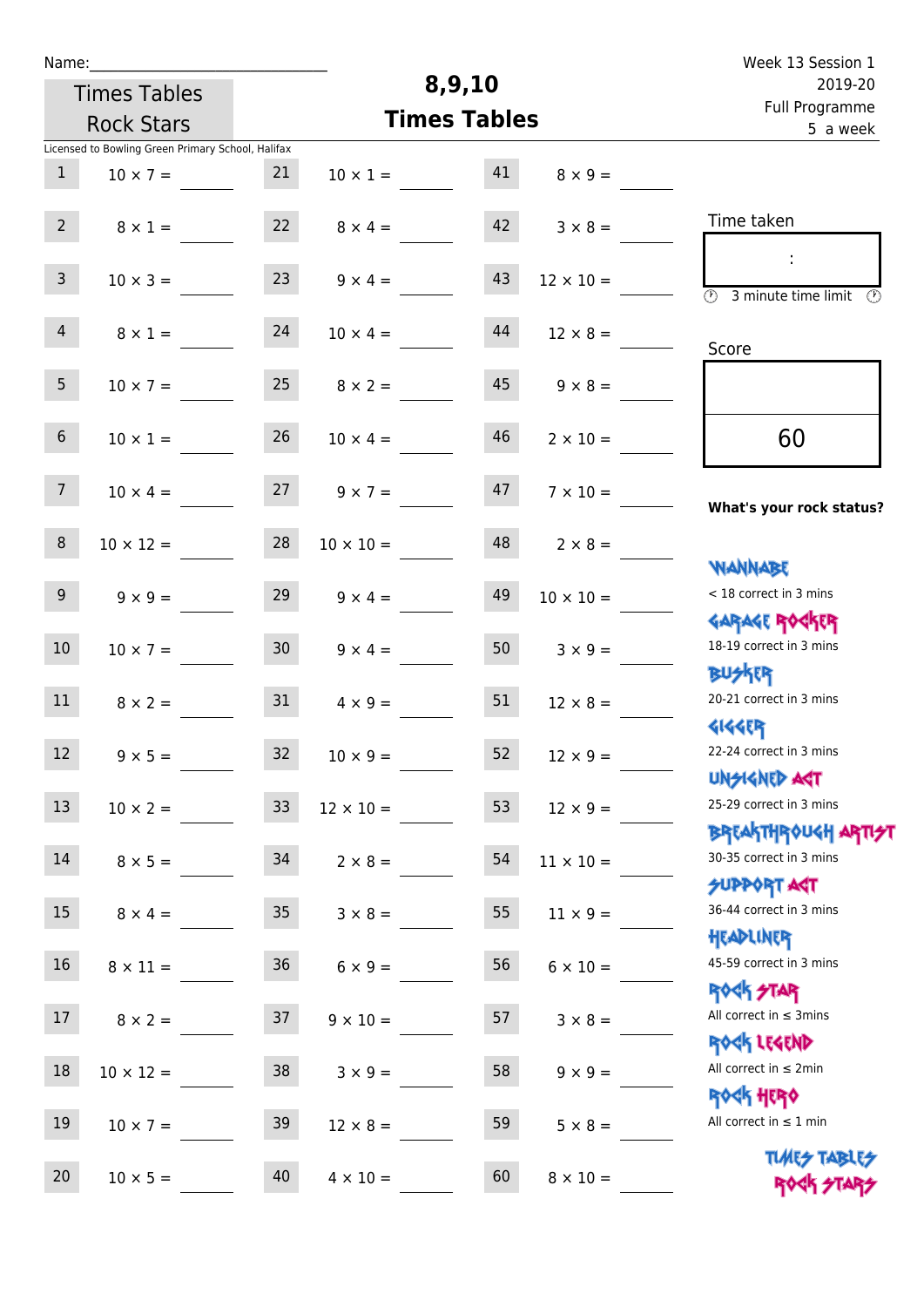Name:\_\_\_\_\_\_\_\_\_\_\_\_\_\_\_\_\_\_\_\_\_\_\_\_\_\_\_\_

Times Tables Rock Stars

# 8,9,10 Times Tables

Week 13 Session 1
2019-20
Full Programme
5 a week

Licensed to Bowling Green Primary School, Halifax

| | | | | | |
|---|---|---|---|---|---|
| 1 | 10 × 7 = | 21 | 10 × 1 = | 41 | 8 × 9 = |
| 2 | 8 × 1 = | 22 | 8 × 4 = | 42 | 3 × 8 = |
| 3 | 10 × 3 = | 23 | 9 × 4 = | 43 | 12 × 10 = |
| 4 | 8 × 1 = | 24 | 10 × 4 = | 44 | 12 × 8 = |
| 5 | 10 × 7 = | 25 | 8 × 2 = | 45 | 9 × 8 = |
| 6 | 10 × 1 = | 26 | 10 × 4 = | 46 | 2 × 10 = |
| 7 | 10 × 4 = | 27 | 9 × 7 = | 47 | 7 × 10 = |
| 8 | 10 × 12 = | 28 | 10 × 10 = | 48 | 2 × 8 = |
| 9 | 9 × 9 = | 29 | 9 × 4 = | 49 | 10 × 10 = |
| 10 | 10 × 7 = | 30 | 9 × 4 = | 50 | 3 × 9 = |
| 11 | 8 × 2 = | 31 | 4 × 9 = | 51 | 12 × 8 = |
| 12 | 9 × 5 = | 32 | 10 × 9 = | 52 | 12 × 9 = |
| 13 | 10 × 2 = | 33 | 12 × 10 = | 53 | 12 × 9 = |
| 14 | 8 × 5 = | 34 | 2 × 8 = | 54 | 11 × 10 = |
| 15 | 8 × 4 = | 35 | 3 × 8 = | 55 | 11 × 9 = |
| 16 | 8 × 11 = | 36 | 6 × 9 = | 56 | 6 × 10 = |
| 17 | 8 × 2 = | 37 | 9 × 10 = | 57 | 3 × 8 = |
| 18 | 10 × 12 = | 38 | 3 × 9 = | 58 | 9 × 9 = |
| 19 | 10 × 7 = | 39 | 12 × 8 = | 59 | 5 × 8 = |
| 20 | 10 × 5 = | 40 | 4 × 10 = | 60 | 8 × 10 = |

Time taken

:

3 minute time limit

Score

60

**What's your rock status?**

WANNABE
< 18 correct in 3 mins

GARAGE ROCKER
18-19 correct in 3 mins

BUSKER
20-21 correct in 3 mins

GIGGER
22-24 correct in 3 mins

UNSIGNED ACT
25-29 correct in 3 mins

BREAKTHROUGH ARTIST
30-35 correct in 3 mins

SUPPORT ACT
36-44 correct in 3 mins

HEADLINER
45-59 correct in 3 mins

ROCK STAR
All correct in ≤ 3mins

ROCK LEGEND
All correct in ≤ 2min

ROCK HERO
All correct in ≤ 1 min

TIMES TABLES ROCK STARS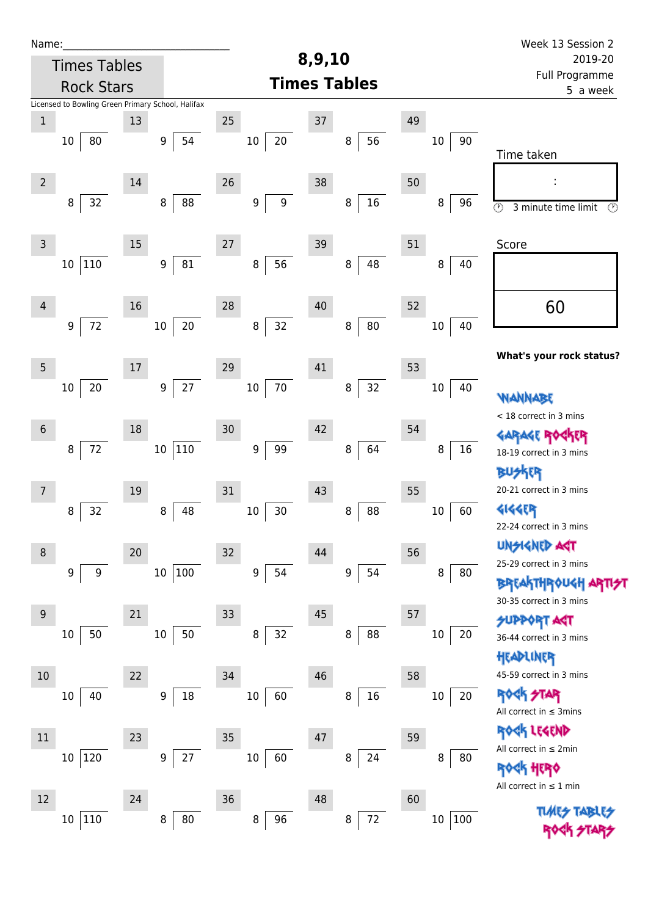Name:\_\_\_\_\_\_\_\_\_\_\_\_\_\_\_\_\_\_\_\_\_\_\_\_\_\_\_\_

Times Tables Rock Stars

Licensed to Bowling Green Primary School, Halifax

# 8,9,10 Times Tables

Week 13 Session 2
2019-20
Full Programme
5 a week

| # | Question | # | Question | # | Question | # | Question | # | Question |
|---|---|---|---|---|---|---|---|---|---|
| 1 | 10 ⟌ 80 | 13 | 9 ⟌ 54 | 25 | 10 ⟌ 20 | 37 | 8 ⟌ 56 | 49 | 10 ⟌ 90 |
| 2 | 8 ⟌ 32 | 14 | 8 ⟌ 88 | 26 | 9 ⟌ 9 | 38 | 8 ⟌ 16 | 50 | 8 ⟌ 96 |
| 3 | 10 ⟌ 110 | 15 | 9 ⟌ 81 | 27 | 8 ⟌ 56 | 39 | 8 ⟌ 48 | 51 | 8 ⟌ 40 |
| 4 | 9 ⟌ 72 | 16 | 10 ⟌ 20 | 28 | 8 ⟌ 32 | 40 | 8 ⟌ 80 | 52 | 10 ⟌ 40 |
| 5 | 10 ⟌ 20 | 17 | 9 ⟌ 27 | 29 | 10 ⟌ 70 | 41 | 8 ⟌ 32 | 53 | 10 ⟌ 40 |
| 6 | 8 ⟌ 72 | 18 | 10 ⟌ 110 | 30 | 9 ⟌ 99 | 42 | 8 ⟌ 64 | 54 | 8 ⟌ 16 |
| 7 | 8 ⟌ 32 | 19 | 8 ⟌ 48 | 31 | 10 ⟌ 30 | 43 | 8 ⟌ 88 | 55 | 10 ⟌ 60 |
| 8 | 9 ⟌ 9 | 20 | 10 ⟌ 100 | 32 | 9 ⟌ 54 | 44 | 9 ⟌ 54 | 56 | 8 ⟌ 80 |
| 9 | 10 ⟌ 50 | 21 | 10 ⟌ 50 | 33 | 8 ⟌ 32 | 45 | 8 ⟌ 88 | 57 | 10 ⟌ 20 |
| 10 | 10 ⟌ 40 | 22 | 9 ⟌ 18 | 34 | 10 ⟌ 60 | 46 | 8 ⟌ 16 | 58 | 10 ⟌ 20 |
| 11 | 10 ⟌ 120 | 23 | 9 ⟌ 27 | 35 | 10 ⟌ 60 | 47 | 8 ⟌ 24 | 59 | 8 ⟌ 80 |
| 12 | 10 ⟌ 110 | 24 | 8 ⟌ 80 | 36 | 8 ⟌ 96 | 48 | 8 ⟌ 72 | 60 | 10 ⟌ 100 |

Time taken

:

3 minute time limit

Score

60

**What's your rock status?**

WANNABE
< 18 correct in 3 mins

GARAGE ROCKER
18-19 correct in 3 mins

BUSKER
20-21 correct in 3 mins

GIGGER
22-24 correct in 3 mins

UNSIGNED ACT
25-29 correct in 3 mins

BREAKTHROUGH ARTIST
30-35 correct in 3 mins

SUPPORT ACT
36-44 correct in 3 mins

HEADLINER
45-59 correct in 3 mins

ROCK STAR
All correct in ≤ 3mins

ROCK LEGEND
All correct in ≤ 2min

ROCK HERO
All correct in ≤ 1 min

TIMES TABLES ROCK STARS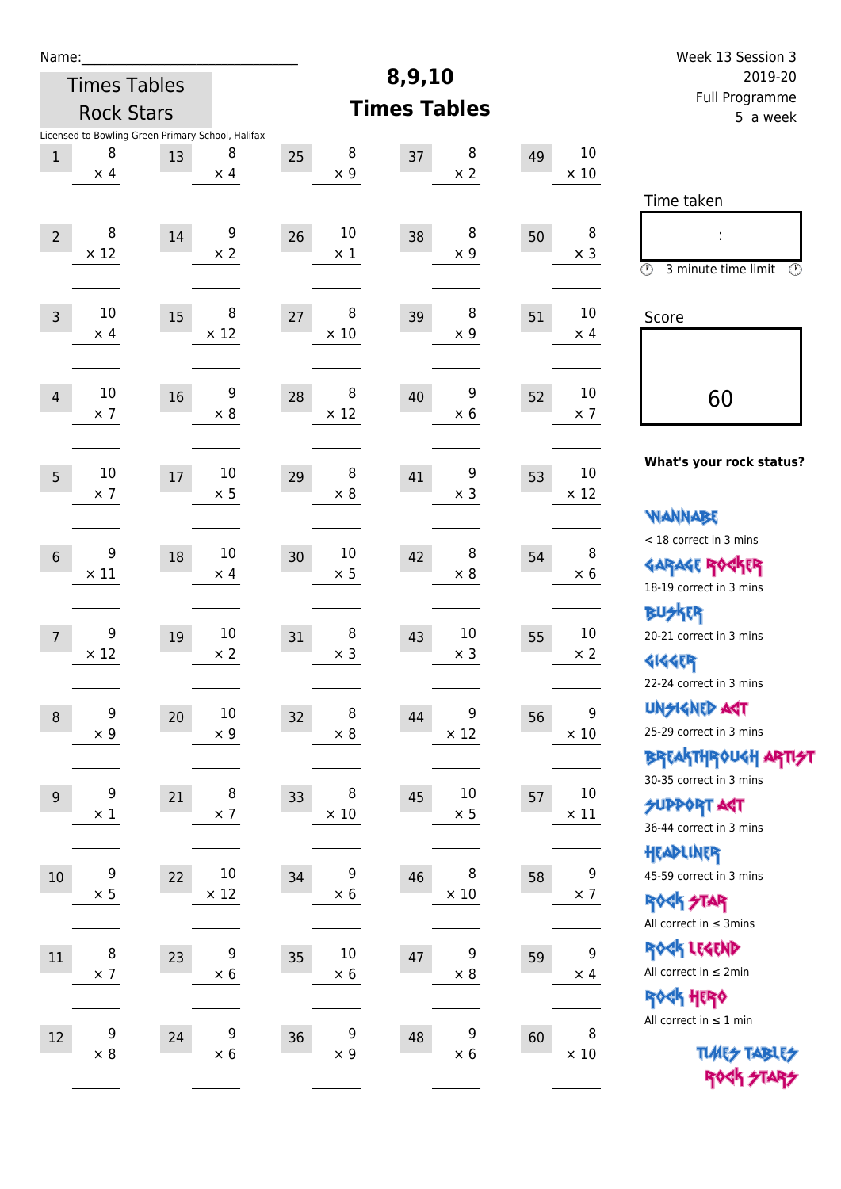Name:______________________________

Times Tables Rock Stars

# 8,9,10 Times Tables

Week 13 Session 3
2019-20
Full Programme
5 a week

Licensed to Bowling Green Primary School, Halifax

| # | Question | # | Question | # | Question | # | Question | # | Question |
|---|---|---|---|---|---|---|---|---|---|
| 1 | 8 × 4 | 13 | 8 × 4 | 25 | 8 × 9 | 37 | 8 × 2 | 49 | 10 × 10 |
| 2 | 8 × 12 | 14 | 9 × 2 | 26 | 10 × 1 | 38 | 8 × 9 | 50 | 8 × 3 |
| 3 | 10 × 4 | 15 | 8 × 12 | 27 | 8 × 10 | 39 | 8 × 9 | 51 | 10 × 4 |
| 4 | 10 × 7 | 16 | 9 × 8 | 28 | 8 × 12 | 40 | 9 × 6 | 52 | 10 × 7 |
| 5 | 10 × 7 | 17 | 10 × 5 | 29 | 8 × 8 | 41 | 9 × 3 | 53 | 10 × 12 |
| 6 | 9 × 11 | 18 | 10 × 4 | 30 | 10 × 5 | 42 | 8 × 8 | 54 | 8 × 6 |
| 7 | 9 × 12 | 19 | 10 × 2 | 31 | 8 × 3 | 43 | 10 × 3 | 55 | 10 × 2 |
| 8 | 9 × 9 | 20 | 10 × 9 | 32 | 8 × 8 | 44 | 9 × 12 | 56 | 9 × 10 |
| 9 | 9 × 1 | 21 | 8 × 7 | 33 | 8 × 10 | 45 | 10 × 5 | 57 | 10 × 11 |
| 10 | 9 × 5 | 22 | 10 × 12 | 34 | 9 × 6 | 46 | 8 × 10 | 58 | 9 × 7 |
| 11 | 8 × 7 | 23 | 9 × 6 | 35 | 10 × 6 | 47 | 9 × 8 | 59 | 9 × 4 |
| 12 | 9 × 8 | 24 | 9 × 6 | 36 | 9 × 9 | 48 | 9 × 6 | 60 | 8 × 10 |

Time taken

:

3 minute time limit

Score

60

**What's your rock status?**

WANNABE
< 18 correct in 3 mins

GARAGE ROCKER
18-19 correct in 3 mins

BUSKER
20-21 correct in 3 mins

GIGGER
22-24 correct in 3 mins

UNSIGNED ACT
25-29 correct in 3 mins

BREAKTHROUGH ARTIST
30-35 correct in 3 mins

SUPPORT ACT
36-44 correct in 3 mins

HEADLINER
45-59 correct in 3 mins

ROCK STAR
All correct in ≤ 3mins

ROCK LEGEND
All correct in ≤ 2min

ROCK HERO
All correct in ≤ 1 min

TIMES TABLES ROCK STARS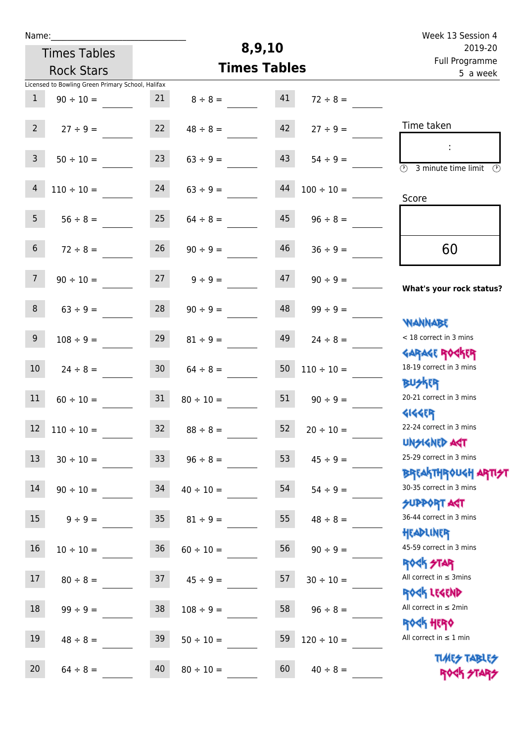Name:_______________________________

Times Tables Rock Stars

# 8,9,10 Times Tables

Week 13 Session 4
2019-20
Full Programme
5 a week

Licensed to Bowling Green Primary School, Halifax

| | | | | | |
|---|---|---|---|---|---|
| 1 | $90 \div 10 =$ ____ | 21 | $8 \div 8 =$ ____ | 41 | $72 \div 8 =$ ____ |
| 2 | $27 \div 9 =$ ____ | 22 | $48 \div 8 =$ ____ | 42 | $27 \div 9 =$ ____ |
| 3 | $50 \div 10 =$ ____ | 23 | $63 \div 9 =$ ____ | 43 | $54 \div 9 =$ ____ |
| 4 | $110 \div 10 =$ ____ | 24 | $63 \div 9 =$ ____ | 44 | $100 \div 10 =$ ____ |
| 5 | $56 \div 8 =$ ____ | 25 | $64 \div 8 =$ ____ | 45 | $96 \div 8 =$ ____ |
| 6 | $72 \div 8 =$ ____ | 26 | $90 \div 9 =$ ____ | 46 | $36 \div 9 =$ ____ |
| 7 | $90 \div 10 =$ ____ | 27 | $9 \div 9 =$ ____ | 47 | $90 \div 9 =$ ____ |
| 8 | $63 \div 9 =$ ____ | 28 | $90 \div 9 =$ ____ | 48 | $99 \div 9 =$ ____ |
| 9 | $108 \div 9 =$ ____ | 29 | $81 \div 9 =$ ____ | 49 | $24 \div 8 =$ ____ |
| 10 | $24 \div 8 =$ ____ | 30 | $64 \div 8 =$ ____ | 50 | $110 \div 10 =$ ____ |
| 11 | $60 \div 10 =$ ____ | 31 | $80 \div 10 =$ ____ | 51 | $90 \div 9 =$ ____ |
| 12 | $110 \div 10 =$ ____ | 32 | $88 \div 8 =$ ____ | 52 | $20 \div 10 =$ ____ |
| 13 | $30 \div 10 =$ ____ | 33 | $96 \div 8 =$ ____ | 53 | $45 \div 9 =$ ____ |
| 14 | $90 \div 10 =$ ____ | 34 | $40 \div 10 =$ ____ | 54 | $54 \div 9 =$ ____ |
| 15 | $9 \div 9 =$ ____ | 35 | $81 \div 9 =$ ____ | 55 | $48 \div 8 =$ ____ |
| 16 | $10 \div 10 =$ ____ | 36 | $60 \div 10 =$ ____ | 56 | $90 \div 9 =$ ____ |
| 17 | $80 \div 8 =$ ____ | 37 | $45 \div 9 =$ ____ | 57 | $30 \div 10 =$ ____ |
| 18 | $99 \div 9 =$ ____ | 38 | $108 \div 9 =$ ____ | 58 | $96 \div 8 =$ ____ |
| 19 | $48 \div 8 =$ ____ | 39 | $50 \div 10 =$ ____ | 59 | $120 \div 10 =$ ____ |
| 20 | $64 \div 8 =$ ____ | 40 | $80 \div 10 =$ ____ | 60 | $40 \div 8 =$ ____ |

Time taken

:

3 minute time limit

Score

60

**What's your rock status?**

WANNABE
< 18 correct in 3 mins

GARAGE ROCKER
18-19 correct in 3 mins

BUSKER
20-21 correct in 3 mins

GIGGER
22-24 correct in 3 mins

UNSIGNED ACT
25-29 correct in 3 mins

BREAKTHROUGH ARTIST
30-35 correct in 3 mins

SUPPORT ACT
36-44 correct in 3 mins

HEADLINER
45-59 correct in 3 mins

ROCK STAR
All correct in ≤ 3mins

ROCK LEGEND
All correct in ≤ 2min

ROCK HERO
All correct in ≤ 1 min

TIMES TABLES ROCK STARS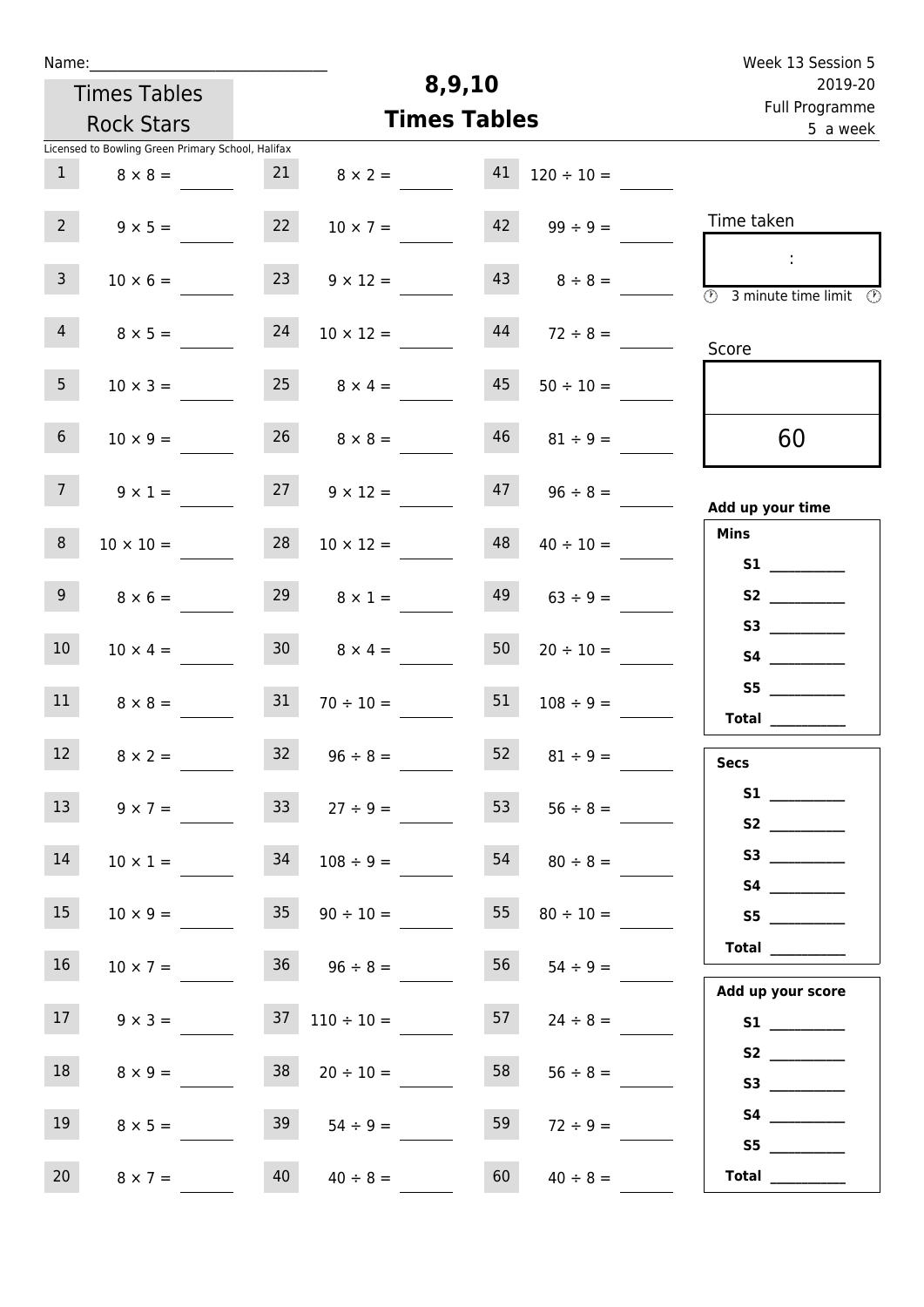Name:______________________________

Times Tables Rock Stars

# 8,9,10 Times Tables

Week 13 Session 5
2019-20
Full Programme
5 a week

Licensed to Bowling Green Primary School, Halifax

| | | | | | |
|---|---|---|---|---|---|
| 1 | 8 × 8 = | 21 | 8 × 2 = | 41 | 120 ÷ 10 = |
| 2 | 9 × 5 = | 22 | 10 × 7 = | 42 | 99 ÷ 9 = |
| 3 | 10 × 6 = | 23 | 9 × 12 = | 43 | 8 ÷ 8 = |
| 4 | 8 × 5 = | 24 | 10 × 12 = | 44 | 72 ÷ 8 = |
| 5 | 10 × 3 = | 25 | 8 × 4 = | 45 | 50 ÷ 10 = |
| 6 | 10 × 9 = | 26 | 8 × 8 = | 46 | 81 ÷ 9 = |
| 7 | 9 × 1 = | 27 | 9 × 12 = | 47 | 96 ÷ 8 = |
| 8 | 10 × 10 = | 28 | 10 × 12 = | 48 | 40 ÷ 10 = |
| 9 | 8 × 6 = | 29 | 8 × 1 = | 49 | 63 ÷ 9 = |
| 10 | 10 × 4 = | 30 | 8 × 4 = | 50 | 20 ÷ 10 = |
| 11 | 8 × 8 = | 31 | 70 ÷ 10 = | 51 | 108 ÷ 9 = |
| 12 | 8 × 2 = | 32 | 96 ÷ 8 = | 52 | 81 ÷ 9 = |
| 13 | 9 × 7 = | 33 | 27 ÷ 9 = | 53 | 56 ÷ 8 = |
| 14 | 10 × 1 = | 34 | 108 ÷ 9 = | 54 | 80 ÷ 8 = |
| 15 | 10 × 9 = | 35 | 90 ÷ 10 = | 55 | 80 ÷ 10 = |
| 16 | 10 × 7 = | 36 | 96 ÷ 8 = | 56 | 54 ÷ 9 = |
| 17 | 9 × 3 = | 37 | 110 ÷ 10 = | 57 | 24 ÷ 8 = |
| 18 | 8 × 9 = | 38 | 20 ÷ 10 = | 58 | 56 ÷ 8 = |
| 19 | 8 × 5 = | 39 | 54 ÷ 9 = | 59 | 72 ÷ 9 = |
| 20 | 8 × 7 = | 40 | 40 ÷ 8 = | 60 | 40 ÷ 8 = |

Time taken

:

3 minute time limit

Score

60

**Add up your time**

**Mins**

**S1** __________
**S2** __________
**S3** __________
**S4** __________
**S5** __________
**Total** __________

**Secs**

**S1** __________
**S2** __________
**S3** __________
**S4** __________
**S5** __________
**Total** __________

**Add up your score**

**S1** __________
**S2** __________
**S3** __________
**S4** __________
**S5** __________
**Total** __________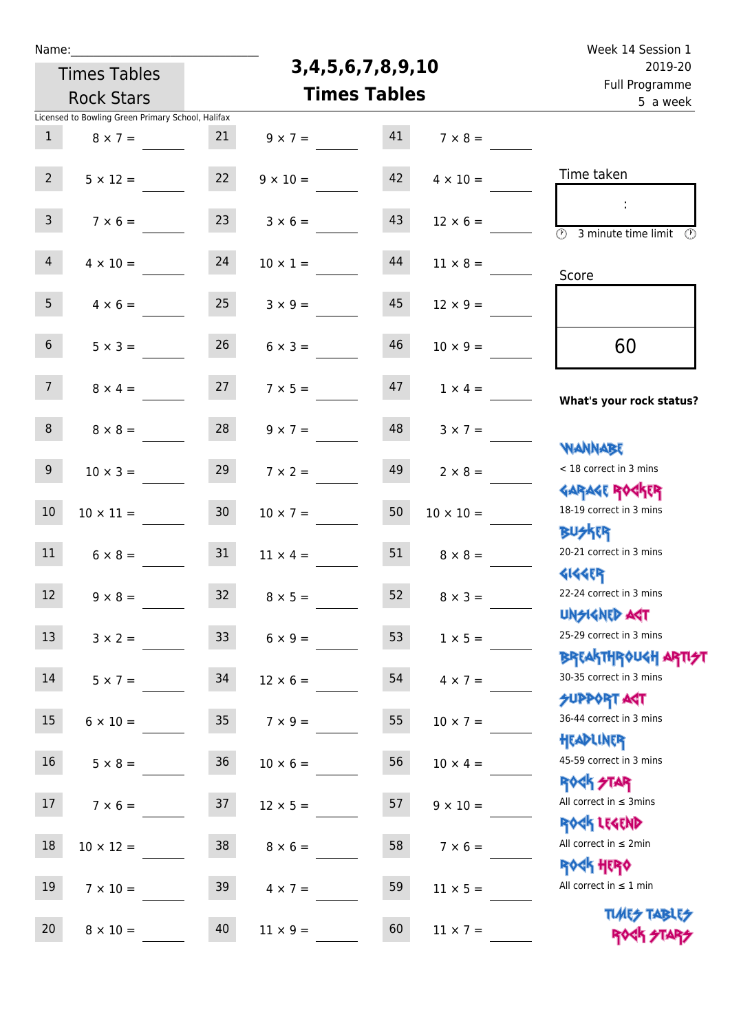Name:______________________________

Times Tables Rock Stars

# 3,4,5,6,7,8,9,10 Times Tables

Week 14 Session 1
2019-20
Full Programme
5 a week

Licensed to Bowling Green Primary School, Halifax

| | | | | | |
|---|---|---|---|---|---|
| 1 | 8 × 7 = | 21 | 9 × 7 = | 41 | 7 × 8 = |
| 2 | 5 × 12 = | 22 | 9 × 10 = | 42 | 4 × 10 = |
| 3 | 7 × 6 = | 23 | 3 × 6 = | 43 | 12 × 6 = |
| 4 | 4 × 10 = | 24 | 10 × 1 = | 44 | 11 × 8 = |
| 5 | 4 × 6 = | 25 | 3 × 9 = | 45 | 12 × 9 = |
| 6 | 5 × 3 = | 26 | 6 × 3 = | 46 | 10 × 9 = |
| 7 | 8 × 4 = | 27 | 7 × 5 = | 47 | 1 × 4 = |
| 8 | 8 × 8 = | 28 | 9 × 7 = | 48 | 3 × 7 = |
| 9 | 10 × 3 = | 29 | 7 × 2 = | 49 | 2 × 8 = |
| 10 | 10 × 11 = | 30 | 10 × 7 = | 50 | 10 × 10 = |
| 11 | 6 × 8 = | 31 | 11 × 4 = | 51 | 8 × 8 = |
| 12 | 9 × 8 = | 32 | 8 × 5 = | 52 | 8 × 3 = |
| 13 | 3 × 2 = | 33 | 6 × 9 = | 53 | 1 × 5 = |
| 14 | 5 × 7 = | 34 | 12 × 6 = | 54 | 4 × 7 = |
| 15 | 6 × 10 = | 35 | 7 × 9 = | 55 | 10 × 7 = |
| 16 | 5 × 8 = | 36 | 10 × 6 = | 56 | 10 × 4 = |
| 17 | 7 × 6 = | 37 | 12 × 5 = | 57 | 9 × 10 = |
| 18 | 10 × 12 = | 38 | 8 × 6 = | 58 | 7 × 6 = |
| 19 | 7 × 10 = | 39 | 4 × 7 = | 59 | 11 × 5 = |
| 20 | 8 × 10 = | 40 | 11 × 9 = | 60 | 11 × 7 = |

Time taken

:

3 minute time limit

Score

60

**What's your rock status?**

WANNABE
< 18 correct in 3 mins

GARAGE ROCKER
18-19 correct in 3 mins

BUSKER
20-21 correct in 3 mins

GIGGER
22-24 correct in 3 mins

UNSIGNED ACT
25-29 correct in 3 mins

BREAKTHROUGH ARTIST
30-35 correct in 3 mins

SUPPORT ACT
36-44 correct in 3 mins

HEADLINER
45-59 correct in 3 mins

ROCK STAR
All correct in ≤ 3mins

ROCK LEGEND
All correct in ≤ 2min

ROCK HERO
All correct in ≤ 1 min

TIMES TABLES ROCK STARS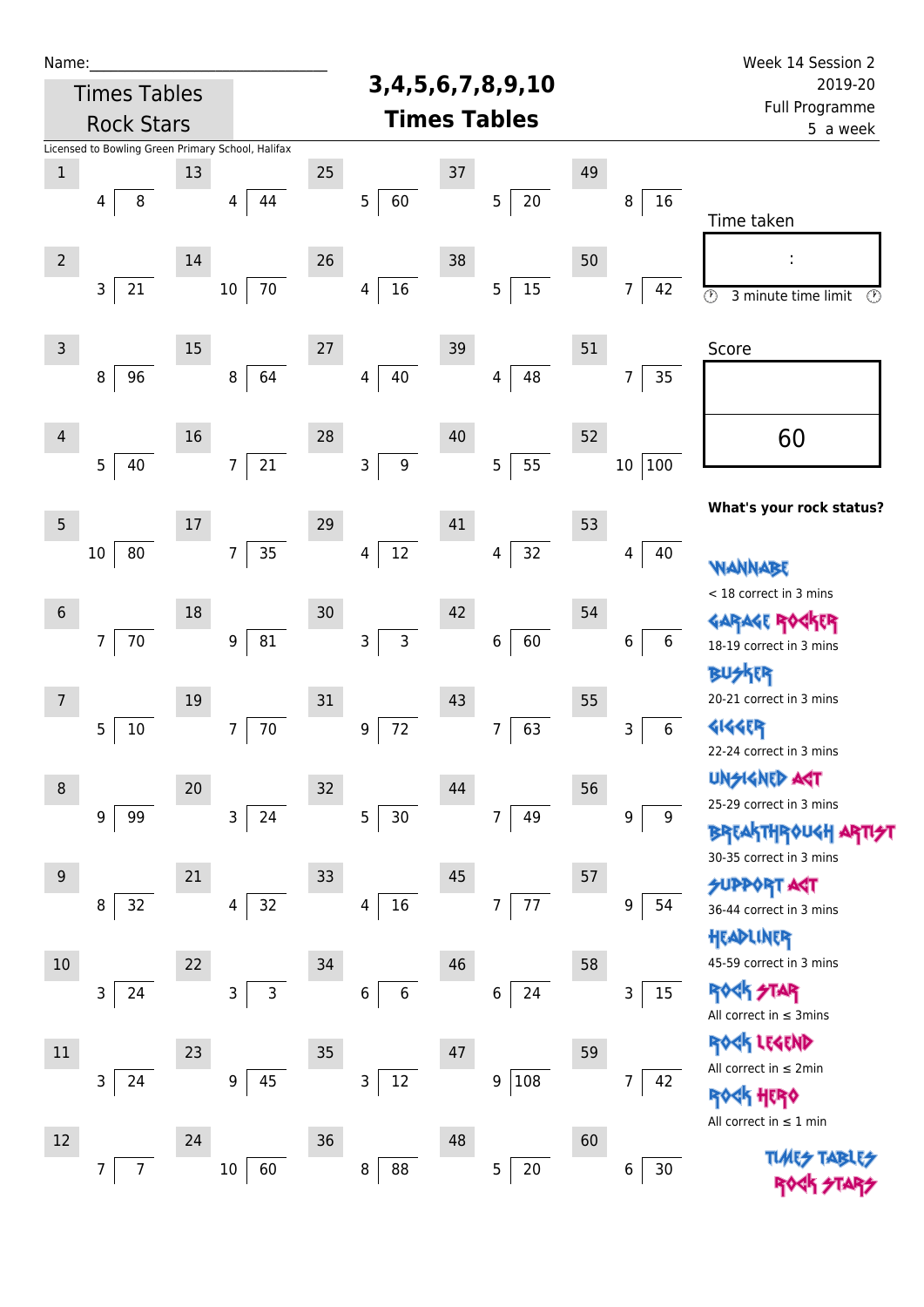Name:_______________________________

Times Tables Rock Stars

# 3,4,5,6,7,8,9,10 Times Tables

Week 14 Session 2
2019-20
Full Programme
5 a week

Licensed to Bowling Green Primary School, Halifax

| # | Question | # | Question | # | Question | # | Question | # | Question |
|---|---|---|---|---|---|---|---|---|---|
| 1 | 4 ⟌ 8 | 13 | 4 ⟌ 44 | 25 | 5 ⟌ 60 | 37 | 5 ⟌ 20 | 49 | 8 ⟌ 16 |
| 2 | 3 ⟌ 21 | 14 | 10 ⟌ 70 | 26 | 4 ⟌ 16 | 38 | 5 ⟌ 15 | 50 | 7 ⟌ 42 |
| 3 | 8 ⟌ 96 | 15 | 8 ⟌ 64 | 27 | 4 ⟌ 40 | 39 | 4 ⟌ 48 | 51 | 7 ⟌ 35 |
| 4 | 5 ⟌ 40 | 16 | 7 ⟌ 21 | 28 | 3 ⟌ 9 | 40 | 5 ⟌ 55 | 52 | 10 ⟌ 100 |
| 5 | 10 ⟌ 80 | 17 | 7 ⟌ 35 | 29 | 4 ⟌ 12 | 41 | 4 ⟌ 32 | 53 | 4 ⟌ 40 |
| 6 | 7 ⟌ 70 | 18 | 9 ⟌ 81 | 30 | 3 ⟌ 3 | 42 | 6 ⟌ 60 | 54 | 6 ⟌ 6 |
| 7 | 5 ⟌ 10 | 19 | 7 ⟌ 70 | 31 | 9 ⟌ 72 | 43 | 7 ⟌ 63 | 55 | 3 ⟌ 6 |
| 8 | 9 ⟌ 99 | 20 | 3 ⟌ 24 | 32 | 5 ⟌ 30 | 44 | 7 ⟌ 49 | 56 | 9 ⟌ 9 |
| 9 | 8 ⟌ 32 | 21 | 4 ⟌ 32 | 33 | 4 ⟌ 16 | 45 | 7 ⟌ 77 | 57 | 9 ⟌ 54 |
| 10 | 3 ⟌ 24 | 22 | 3 ⟌ 3 | 34 | 6 ⟌ 6 | 46 | 6 ⟌ 24 | 58 | 3 ⟌ 15 |
| 11 | 3 ⟌ 24 | 23 | 9 ⟌ 45 | 35 | 3 ⟌ 12 | 47 | 9 ⟌ 108 | 59 | 7 ⟌ 42 |
| 12 | 7 ⟌ 7 | 24 | 10 ⟌ 60 | 36 | 8 ⟌ 88 | 48 | 5 ⟌ 20 | 60 | 6 ⟌ 30 |

Time taken

:

3 minute time limit

Score

60

**What's your rock status?**

WANNABE
< 18 correct in 3 mins

GARAGE ROCKER
18-19 correct in 3 mins

BUSKER
20-21 correct in 3 mins

GIGGER
22-24 correct in 3 mins

UNSIGNED ACT
25-29 correct in 3 mins

BREAKTHROUGH ARTIST
30-35 correct in 3 mins

SUPPORT ACT
36-44 correct in 3 mins

HEADLINER
45-59 correct in 3 mins

ROCK STAR
All correct in ≤ 3mins

ROCK LEGEND
All correct in ≤ 2min

ROCK HERO
All correct in ≤ 1 min

TIMES TABLES ROCK STARS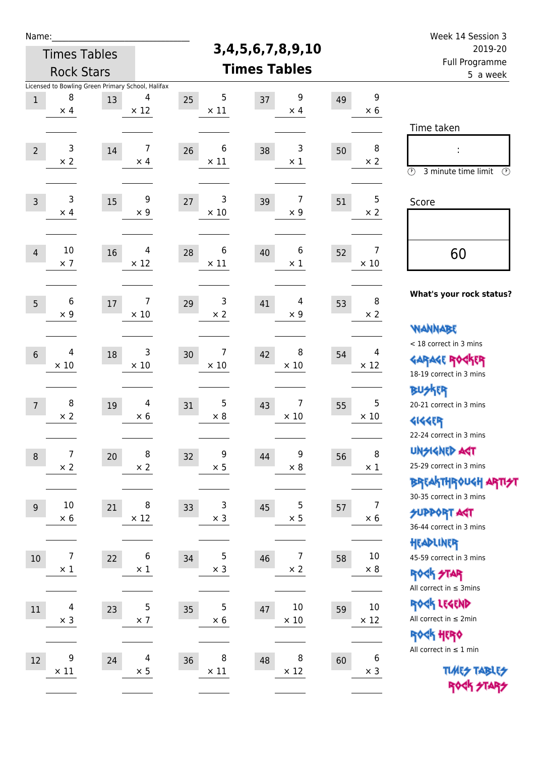Name:\_\_\_\_\_\_\_\_\_\_\_\_\_\_\_\_\_\_\_\_\_\_\_\_\_\_\_\_

Times Tables Rock Stars

# 3,4,5,6,7,8,9,10 Times Tables

Week 14 Session 3
2019-20
Full Programme
5 a week

Licensed to Bowling Green Primary School, Halifax

| # | Question | # | Question | # | Question | # | Question | # | Question |
|---|---|---|---|---|---|---|---|---|---|
| 1 | 8 × 4 | 13 | 4 × 12 | 25 | 5 × 11 | 37 | 9 × 4 | 49 | 9 × 6 |
| 2 | 3 × 2 | 14 | 7 × 4 | 26 | 6 × 11 | 38 | 3 × 1 | 50 | 8 × 2 |
| 3 | 3 × 4 | 15 | 9 × 9 | 27 | 3 × 10 | 39 | 7 × 9 | 51 | 5 × 2 |
| 4 | 10 × 7 | 16 | 4 × 12 | 28 | 6 × 11 | 40 | 6 × 1 | 52 | 7 × 10 |
| 5 | 6 × 9 | 17 | 7 × 10 | 29 | 3 × 2 | 41 | 4 × 9 | 53 | 8 × 2 |
| 6 | 4 × 10 | 18 | 3 × 10 | 30 | 7 × 10 | 42 | 8 × 10 | 54 | 4 × 12 |
| 7 | 8 × 2 | 19 | 4 × 6 | 31 | 5 × 8 | 43 | 7 × 10 | 55 | 5 × 10 |
| 8 | 7 × 2 | 20 | 8 × 2 | 32 | 9 × 5 | 44 | 9 × 8 | 56 | 8 × 1 |
| 9 | 10 × 6 | 21 | 8 × 12 | 33 | 3 × 3 | 45 | 5 × 5 | 57 | 7 × 6 |
| 10 | 7 × 1 | 22 | 6 × 1 | 34 | 5 × 3 | 46 | 7 × 2 | 58 | 10 × 8 |
| 11 | 4 × 3 | 23 | 5 × 7 | 35 | 5 × 6 | 47 | 10 × 10 | 59 | 10 × 12 |
| 12 | 9 × 11 | 24 | 4 × 5 | 36 | 8 × 11 | 48 | 8 × 12 | 60 | 6 × 3 |

Time taken

:

3 minute time limit

Score

60

**What's your rock status?**

WANNABE
< 18 correct in 3 mins

GARAGE ROCKER
18-19 correct in 3 mins

BUSKER
20-21 correct in 3 mins

GIGGER
22-24 correct in 3 mins

UNSIGNED ACT
25-29 correct in 3 mins

BREAKTHROUGH ARTIST
30-35 correct in 3 mins

SUPPORT ACT
36-44 correct in 3 mins

HEADLINER
45-59 correct in 3 mins

ROCK STAR
All correct in ≤ 3mins

ROCK LEGEND
All correct in ≤ 2min

ROCK HERO
All correct in ≤ 1 min

TIMES TABLES ROCK STARS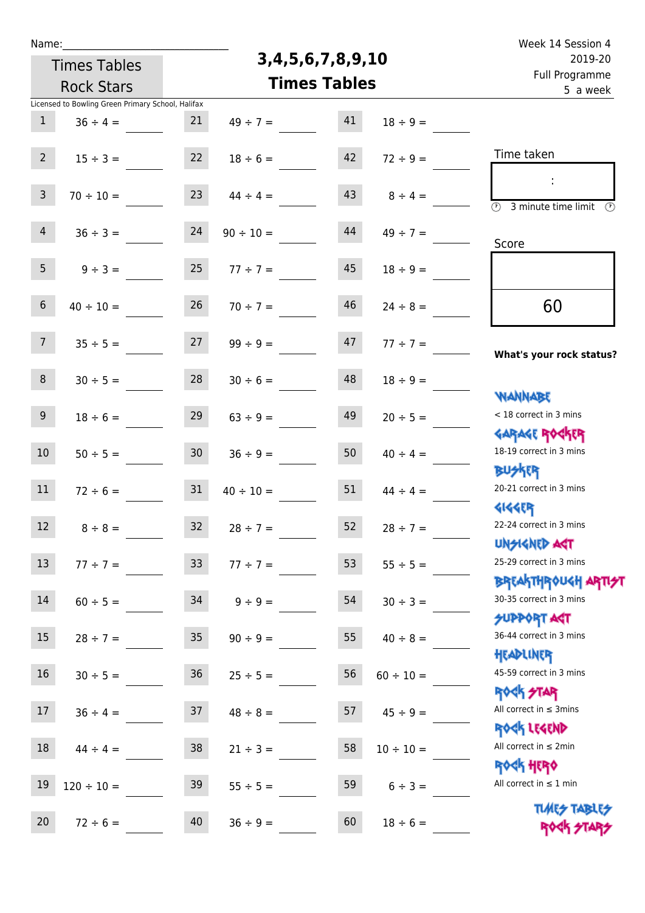Name:______________________________

Times Tables Rock Stars

# 3,4,5,6,7,8,9,10 Times Tables

Week 14 Session 4
2019-20
Full Programme
5 a week

Licensed to Bowling Green Primary School, Halifax

| | | | | | |
|---|---|---|---|---|---|
| 1 | 36 ÷ 4 = ____ | 21 | 49 ÷ 7 = ____ | 41 | 18 ÷ 9 = ____ |
| 2 | 15 ÷ 3 = ____ | 22 | 18 ÷ 6 = ____ | 42 | 72 ÷ 9 = ____ |
| 3 | 70 ÷ 10 = ____ | 23 | 44 ÷ 4 = ____ | 43 | 8 ÷ 4 = ____ |
| 4 | 36 ÷ 3 = ____ | 24 | 90 ÷ 10 = ____ | 44 | 49 ÷ 7 = ____ |
| 5 | 9 ÷ 3 = ____ | 25 | 77 ÷ 7 = ____ | 45 | 18 ÷ 9 = ____ |
| 6 | 40 ÷ 10 = ____ | 26 | 70 ÷ 7 = ____ | 46 | 24 ÷ 8 = ____ |
| 7 | 35 ÷ 5 = ____ | 27 | 99 ÷ 9 = ____ | 47 | 77 ÷ 7 = ____ |
| 8 | 30 ÷ 5 = ____ | 28 | 30 ÷ 6 = ____ | 48 | 18 ÷ 9 = ____ |
| 9 | 18 ÷ 6 = ____ | 29 | 63 ÷ 9 = ____ | 49 | 20 ÷ 5 = ____ |
| 10 | 50 ÷ 5 = ____ | 30 | 36 ÷ 9 = ____ | 50 | 40 ÷ 4 = ____ |
| 11 | 72 ÷ 6 = ____ | 31 | 40 ÷ 10 = ____ | 51 | 44 ÷ 4 = ____ |
| 12 | 8 ÷ 8 = ____ | 32 | 28 ÷ 7 = ____ | 52 | 28 ÷ 7 = ____ |
| 13 | 77 ÷ 7 = ____ | 33 | 77 ÷ 7 = ____ | 53 | 55 ÷ 5 = ____ |
| 14 | 60 ÷ 5 = ____ | 34 | 9 ÷ 9 = ____ | 54 | 30 ÷ 3 = ____ |
| 15 | 28 ÷ 7 = ____ | 35 | 90 ÷ 9 = ____ | 55 | 40 ÷ 8 = ____ |
| 16 | 30 ÷ 5 = ____ | 36 | 25 ÷ 5 = ____ | 56 | 60 ÷ 10 = ____ |
| 17 | 36 ÷ 4 = ____ | 37 | 48 ÷ 8 = ____ | 57 | 45 ÷ 9 = ____ |
| 18 | 44 ÷ 4 = ____ | 38 | 21 ÷ 3 = ____ | 58 | 10 ÷ 10 = ____ |
| 19 | 120 ÷ 10 = ____ | 39 | 55 ÷ 5 = ____ | 59 | 6 ÷ 3 = ____ |
| 20 | 72 ÷ 6 = ____ | 40 | 36 ÷ 9 = ____ | 60 | 18 ÷ 6 = ____ |

Time taken

:

3 minute time limit

Score

60

**What's your rock status?**

WANNABE
< 18 correct in 3 mins

GARAGE ROCKER
18-19 correct in 3 mins

BUSKER
20-21 correct in 3 mins

GIGGER
22-24 correct in 3 mins

UNSIGNED ACT
25-29 correct in 3 mins

BREAKTHROUGH ARTIST
30-35 correct in 3 mins

SUPPORT ACT
36-44 correct in 3 mins

HEADLINER
45-59 correct in 3 mins

ROCK STAR
All correct in ≤ 3mins

ROCK LEGEND
All correct in ≤ 2min

ROCK HERO
All correct in ≤ 1 min

TIMES TABLES ROCK STARS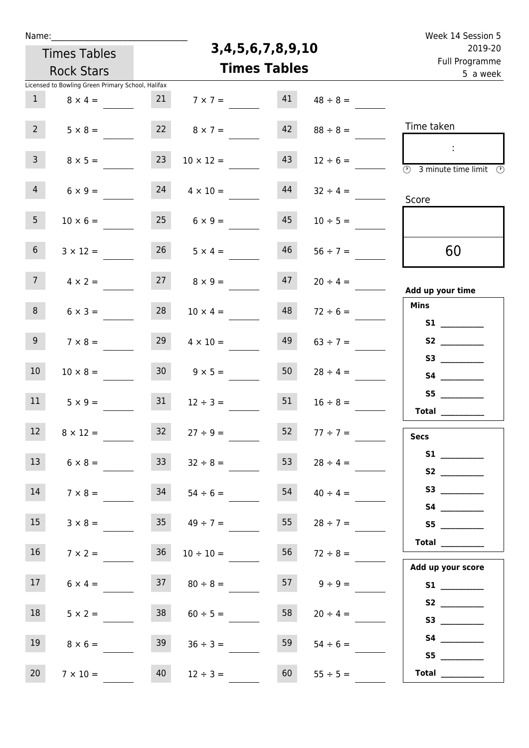Name:______________________________

Times Tables Rock Stars

# 3,4,5,6,7,8,9,10 Times Tables

Week 14 Session 5
2019-20
Full Programme
5 a week

Licensed to Bowling Green Primary School, Halifax

| | | | | | |
|---|---|---|---|---|---|
| 1 | $8 \times 4 =$ | 21 | $7 \times 7 =$ | 41 | $48 \div 8 =$ |
| 2 | $5 \times 8 =$ | 22 | $8 \times 7 =$ | 42 | $88 \div 8 =$ |
| 3 | $8 \times 5 =$ | 23 | $10 \times 12 =$ | 43 | $12 \div 6 =$ |
| 4 | $6 \times 9 =$ | 24 | $4 \times 10 =$ | 44 | $32 \div 4 =$ |
| 5 | $10 \times 6 =$ | 25 | $6 \times 9 =$ | 45 | $10 \div 5 =$ |
| 6 | $3 \times 12 =$ | 26 | $5 \times 4 =$ | 46 | $56 \div 7 =$ |
| 7 | $4 \times 2 =$ | 27 | $8 \times 9 =$ | 47 | $20 \div 4 =$ |
| 8 | $6 \times 3 =$ | 28 | $10 \times 4 =$ | 48 | $72 \div 6 =$ |
| 9 | $7 \times 8 =$ | 29 | $4 \times 10 =$ | 49 | $63 \div 7 =$ |
| 10 | $10 \times 8 =$ | 30 | $9 \times 5 =$ | 50 | $28 \div 4 =$ |
| 11 | $5 \times 9 =$ | 31 | $12 \div 3 =$ | 51 | $16 \div 8 =$ |
| 12 | $8 \times 12 =$ | 32 | $27 \div 9 =$ | 52 | $77 \div 7 =$ |
| 13 | $6 \times 8 =$ | 33 | $32 \div 8 =$ | 53 | $28 \div 4 =$ |
| 14 | $7 \times 8 =$ | 34 | $54 \div 6 =$ | 54 | $40 \div 4 =$ |
| 15 | $3 \times 8 =$ | 35 | $49 \div 7 =$ | 55 | $28 \div 7 =$ |
| 16 | $7 \times 2 =$ | 36 | $10 \div 10 =$ | 56 | $72 \div 8 =$ |
| 17 | $6 \times 4 =$ | 37 | $80 \div 8 =$ | 57 | $9 \div 9 =$ |
| 18 | $5 \times 2 =$ | 38 | $60 \div 5 =$ | 58 | $20 \div 4 =$ |
| 19 | $8 \times 6 =$ | 39 | $36 \div 3 =$ | 59 | $54 \div 6 =$ |
| 20 | $7 \times 10 =$ | 40 | $12 \div 3 =$ | 60 | $55 \div 5 =$ |

Time taken

:

3 minute time limit

Score

60

**Add up your time**

**Mins**

**S1** __________
**S2** __________
**S3** __________
**S4** __________
**S5** __________
**Total** __________

**Secs**

**S1** __________
**S2** __________
**S3** __________
**S4** __________
**S5** __________
**Total** __________

**Add up your score**

**S1** __________
**S2** __________
**S3** __________
**S4** __________
**S5** __________
**Total** __________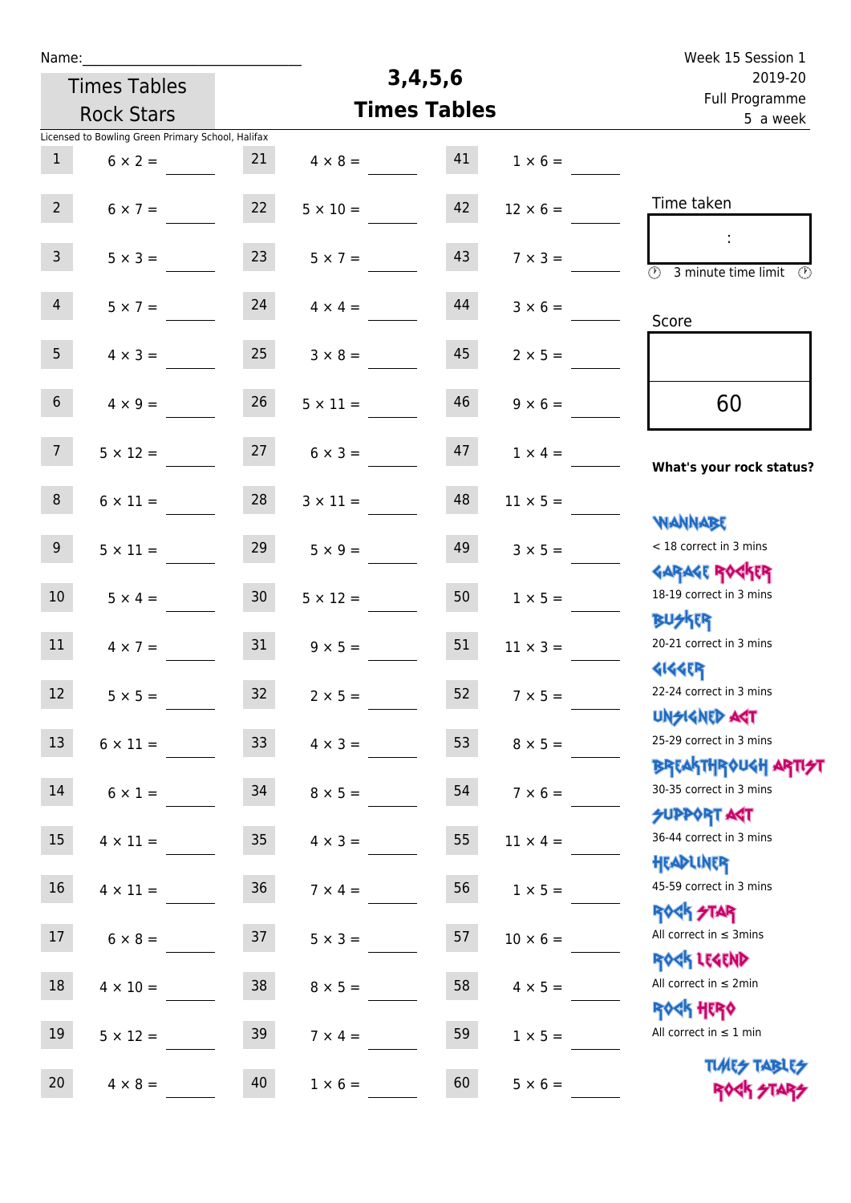Name:\_\_\_\_\_\_\_\_\_\_\_\_\_\_\_\_\_\_\_\_\_\_\_\_\_\_\_\_

Times Tables Rock Stars

# 3,4,5,6 Times Tables

Week 15 Session 1
2019-20
Full Programme
5 a week

Licensed to Bowling Green Primary School, Halifax

| | | | | | |
|---|---|---|---|---|---|
| 1 | 6 × 2 = ____ | 21 | 4 × 8 = ____ | 41 | 1 × 6 = ____ |
| 2 | 6 × 7 = ____ | 22 | 5 × 10 = ____ | 42 | 12 × 6 = ____ |
| 3 | 5 × 3 = ____ | 23 | 5 × 7 = ____ | 43 | 7 × 3 = ____ |
| 4 | 5 × 7 = ____ | 24 | 4 × 4 = ____ | 44 | 3 × 6 = ____ |
| 5 | 4 × 3 = ____ | 25 | 3 × 8 = ____ | 45 | 2 × 5 = ____ |
| 6 | 4 × 9 = ____ | 26 | 5 × 11 = ____ | 46 | 9 × 6 = ____ |
| 7 | 5 × 12 = ____ | 27 | 6 × 3 = ____ | 47 | 1 × 4 = ____ |
| 8 | 6 × 11 = ____ | 28 | 3 × 11 = ____ | 48 | 11 × 5 = ____ |
| 9 | 5 × 11 = ____ | 29 | 5 × 9 = ____ | 49 | 3 × 5 = ____ |
| 10 | 5 × 4 = ____ | 30 | 5 × 12 = ____ | 50 | 1 × 5 = ____ |
| 11 | 4 × 7 = ____ | 31 | 9 × 5 = ____ | 51 | 11 × 3 = ____ |
| 12 | 5 × 5 = ____ | 32 | 2 × 5 = ____ | 52 | 7 × 5 = ____ |
| 13 | 6 × 11 = ____ | 33 | 4 × 3 = ____ | 53 | 8 × 5 = ____ |
| 14 | 6 × 1 = ____ | 34 | 8 × 5 = ____ | 54 | 7 × 6 = ____ |
| 15 | 4 × 11 = ____ | 35 | 4 × 3 = ____ | 55 | 11 × 4 = ____ |
| 16 | 4 × 11 = ____ | 36 | 7 × 4 = ____ | 56 | 1 × 5 = ____ |
| 17 | 6 × 8 = ____ | 37 | 5 × 3 = ____ | 57 | 10 × 6 = ____ |
| 18 | 4 × 10 = ____ | 38 | 8 × 5 = ____ | 58 | 4 × 5 = ____ |
| 19 | 5 × 12 = ____ | 39 | 7 × 4 = ____ | 59 | 1 × 5 = ____ |
| 20 | 4 × 8 = ____ | 40 | 1 × 6 = ____ | 60 | 5 × 6 = ____ |

Time taken

:

3 minute time limit

Score

60

**What's your rock status?**

WANNABE
< 18 correct in 3 mins

GARAGE ROCKER
18-19 correct in 3 mins

BUSKER
20-21 correct in 3 mins

GIGGER
22-24 correct in 3 mins

UNSIGNED ACT
25-29 correct in 3 mins

BREAKTHROUGH ARTIST
30-35 correct in 3 mins

SUPPORT ACT
36-44 correct in 3 mins

HEADLINER
45-59 correct in 3 mins

ROCK STAR
All correct in ≤ 3mins

ROCK LEGEND
All correct in ≤ 2min

ROCK HERO
All correct in ≤ 1 min

TIMES TABLES ROCK STARS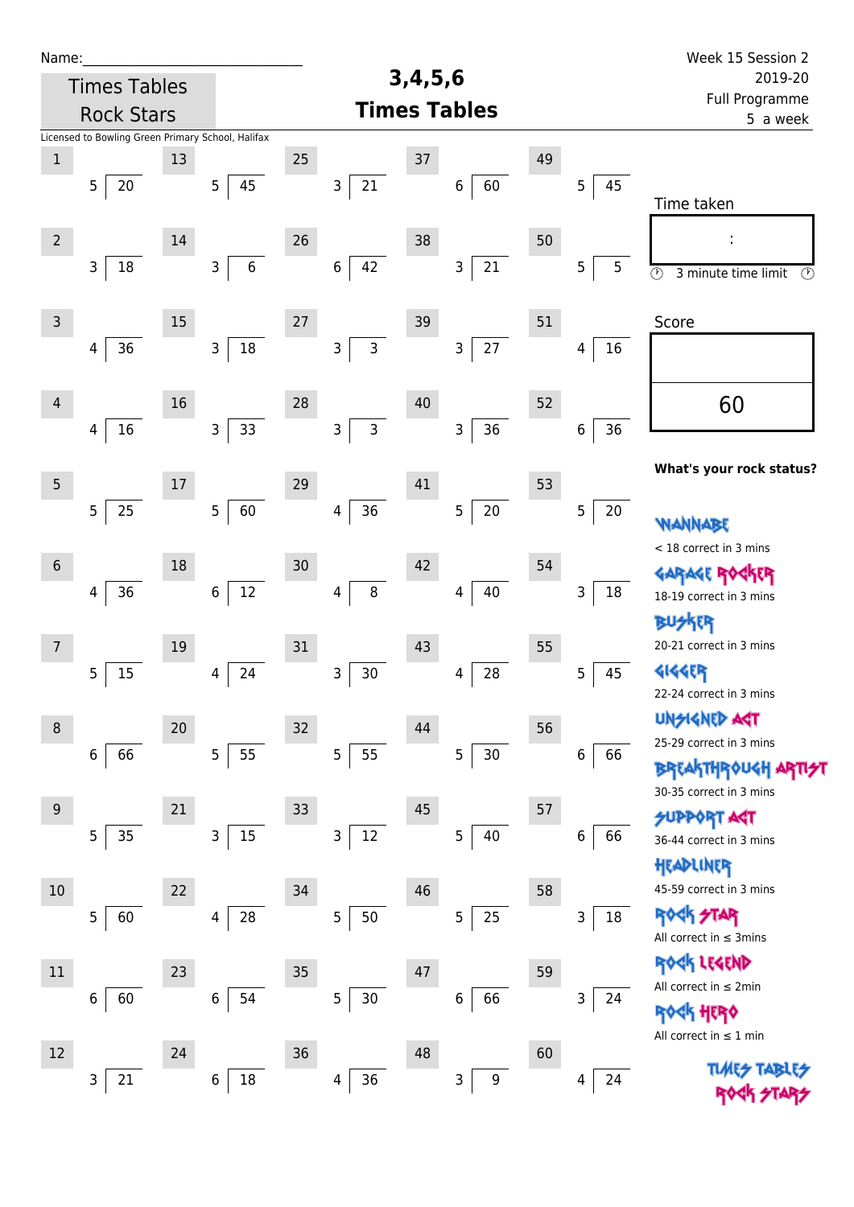Name:\_\_\_\_\_\_\_\_\_\_\_\_\_\_\_\_\_\_\_\_\_\_\_\_\_\_\_\_\_\_

Times Tables Rock Stars

# 3,4,5,6 Times Tables

Week 15 Session 2
2019-20
Full Programme
5 a week

Licensed to Bowling Green Primary School, Halifax

| # | Question | # | Question | # | Question | # | Question | # | Question |
|---|---|---|---|---|---|---|---|---|---|
| 1 | 20 ÷ 5 | 13 | 45 ÷ 5 | 25 | 21 ÷ 3 | 37 | 60 ÷ 6 | 49 | 45 ÷ 5 |
| 2 | 18 ÷ 3 | 14 | 6 ÷ 3 | 26 | 42 ÷ 6 | 38 | 21 ÷ 3 | 50 | 5 ÷ 5 |
| 3 | 36 ÷ 4 | 15 | 18 ÷ 3 | 27 | 3 ÷ 3 | 39 | 27 ÷ 3 | 51 | 16 ÷ 4 |
| 4 | 16 ÷ 4 | 16 | 33 ÷ 3 | 28 | 3 ÷ 3 | 40 | 36 ÷ 3 | 52 | 36 ÷ 6 |
| 5 | 25 ÷ 5 | 17 | 60 ÷ 5 | 29 | 36 ÷ 4 | 41 | 20 ÷ 5 | 53 | 20 ÷ 5 |
| 6 | 36 ÷ 4 | 18 | 12 ÷ 6 | 30 | 8 ÷ 4 | 42 | 40 ÷ 4 | 54 | 18 ÷ 3 |
| 7 | 15 ÷ 5 | 19 | 24 ÷ 4 | 31 | 30 ÷ 3 | 43 | 28 ÷ 4 | 55 | 45 ÷ 5 |
| 8 | 66 ÷ 6 | 20 | 55 ÷ 5 | 32 | 55 ÷ 5 | 44 | 30 ÷ 5 | 56 | 66 ÷ 6 |
| 9 | 35 ÷ 5 | 21 | 15 ÷ 3 | 33 | 12 ÷ 3 | 45 | 40 ÷ 5 | 57 | 66 ÷ 6 |
| 10 | 60 ÷ 5 | 22 | 28 ÷ 4 | 34 | 50 ÷ 5 | 46 | 25 ÷ 5 | 58 | 18 ÷ 3 |
| 11 | 60 ÷ 6 | 23 | 54 ÷ 6 | 35 | 30 ÷ 5 | 47 | 66 ÷ 6 | 59 | 24 ÷ 3 |
| 12 | 21 ÷ 3 | 24 | 18 ÷ 6 | 36 | 36 ÷ 4 | 48 | 9 ÷ 3 | 60 | 24 ÷ 4 |

Time taken

:

3 minute time limit

Score

60

**What's your rock status?**

WANNABE
< 18 correct in 3 mins

GARAGE ROCKER
18-19 correct in 3 mins

BUSKER
20-21 correct in 3 mins

GIGGER
22-24 correct in 3 mins

UNSIGNED ACT
25-29 correct in 3 mins

BREAKTHROUGH ARTIST
30-35 correct in 3 mins

SUPPORT ACT
36-44 correct in 3 mins

HEADLINER
45-59 correct in 3 mins

ROCK STAR
All correct in ≤ 3mins

ROCK LEGEND
All correct in ≤ 2min

ROCK HERO
All correct in ≤ 1 min

TIMES TABLES ROCK STARS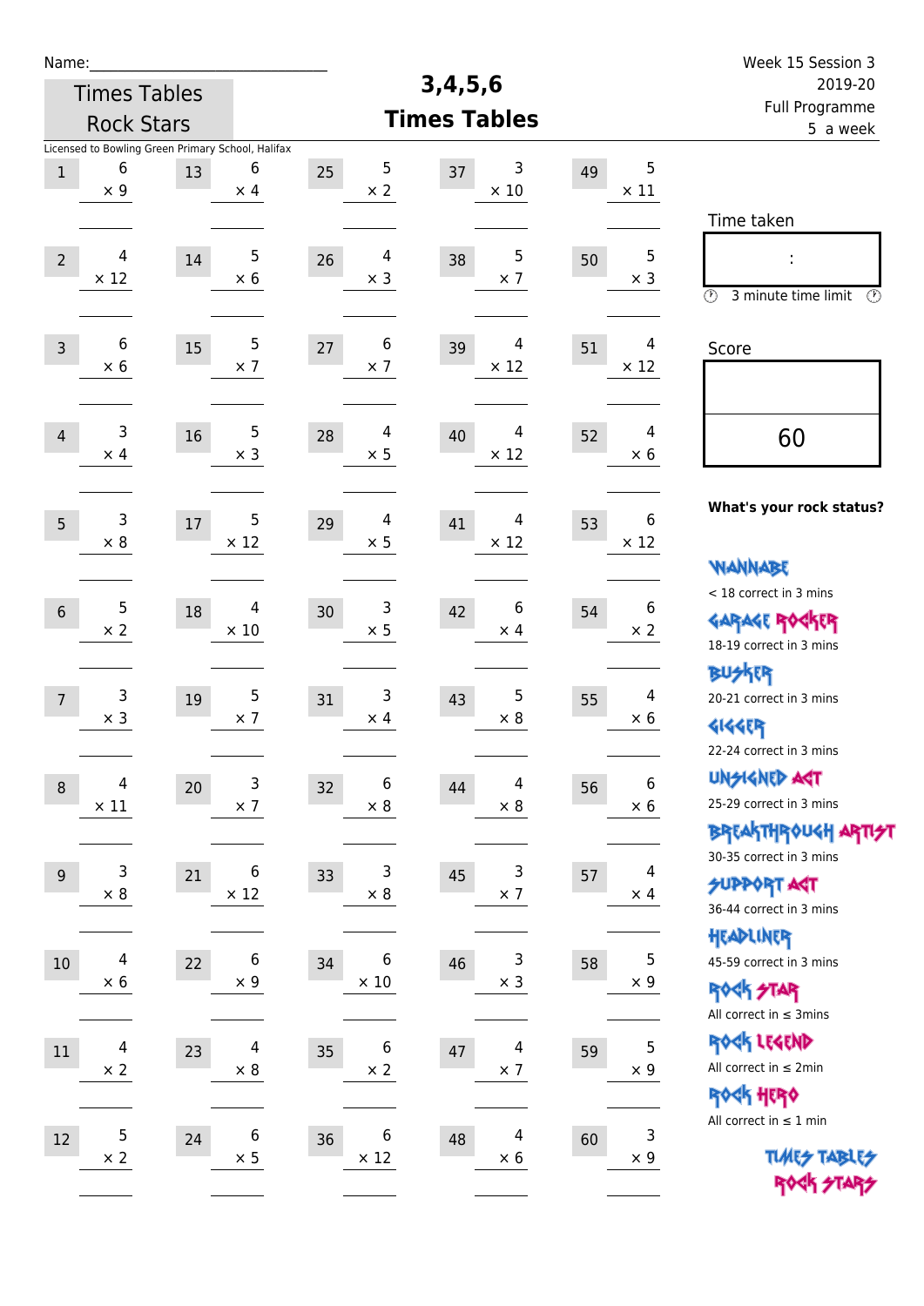Name:_____________________________

Times Tables Rock Stars

# 3,4,5,6 Times Tables

Week 15 Session 3
2019-20
Full Programme
5 a week

Licensed to Bowling Green Primary School, Halifax

| # | Question | # | Question | # | Question | # | Question | # | Question |
|---|---|---|---|---|---|---|---|---|---|
| 1 | 6 × 9 | 13 | 6 × 4 | 25 | 5 × 2 | 37 | 3 × 10 | 49 | 5 × 11 |
| 2 | 4 × 12 | 14 | 5 × 6 | 26 | 4 × 3 | 38 | 5 × 7 | 50 | 5 × 3 |
| 3 | 6 × 6 | 15 | 5 × 7 | 27 | 6 × 7 | 39 | 4 × 12 | 51 | 4 × 12 |
| 4 | 3 × 4 | 16 | 5 × 3 | 28 | 4 × 5 | 40 | 4 × 12 | 52 | 4 × 6 |
| 5 | 3 × 8 | 17 | 5 × 12 | 29 | 4 × 5 | 41 | 4 × 12 | 53 | 6 × 12 |
| 6 | 5 × 2 | 18 | 4 × 10 | 30 | 3 × 5 | 42 | 6 × 4 | 54 | 6 × 2 |
| 7 | 3 × 3 | 19 | 5 × 7 | 31 | 3 × 4 | 43 | 5 × 8 | 55 | 4 × 6 |
| 8 | 4 × 11 | 20 | 3 × 7 | 32 | 6 × 8 | 44 | 4 × 8 | 56 | 6 × 6 |
| 9 | 3 × 8 | 21 | 6 × 12 | 33 | 3 × 8 | 45 | 3 × 7 | 57 | 4 × 4 |
| 10 | 4 × 6 | 22 | 6 × 9 | 34 | 6 × 10 | 46 | 3 × 3 | 58 | 5 × 9 |
| 11 | 4 × 2 | 23 | 4 × 8 | 35 | 6 × 2 | 47 | 4 × 7 | 59 | 5 × 9 |
| 12 | 5 × 2 | 24 | 6 × 5 | 36 | 6 × 12 | 48 | 4 × 6 | 60 | 3 × 9 |

Time taken

:

3 minute time limit

Score

60

**What's your rock status?**

WANNABE
< 18 correct in 3 mins

GARAGE ROCKER
18-19 correct in 3 mins

BUSKER
20-21 correct in 3 mins

GIGGER
22-24 correct in 3 mins

UNSIGNED ACT
25-29 correct in 3 mins

BREAKTHROUGH ARTIST
30-35 correct in 3 mins

SUPPORT ACT
36-44 correct in 3 mins

HEADLINER
45-59 correct in 3 mins

ROCK STAR
All correct in ≤ 3mins

ROCK LEGEND
All correct in ≤ 2min

ROCK HERO
All correct in ≤ 1 min

TIMES TABLES ROCK STARS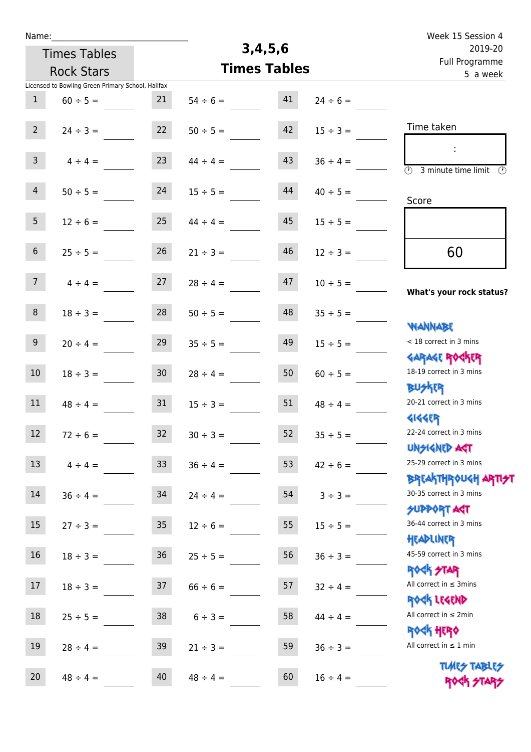Name:\_\_\_\_\_\_\_\_\_\_\_\_\_\_\_\_\_\_\_\_\_\_\_\_\_\_\_\_

Times Tables Rock Stars

# 3,4,5,6 Times Tables

Week 15 Session 4
2019-20
Full Programme
5 a week

Licensed to Bowling Green Primary School, Halifax

| | | | | | |
|---|---|---|---|---|---|
| 1 | $60 \div 5 =$ | 21 | $54 \div 6 =$ | 41 | $24 \div 6 =$ |
| 2 | $24 \div 3 =$ | 22 | $50 \div 5 =$ | 42 | $15 \div 3 =$ |
| 3 | $4 \div 4 =$ | 23 | $44 \div 4 =$ | 43 | $36 \div 4 =$ |
| 4 | $50 \div 5 =$ | 24 | $15 \div 5 =$ | 44 | $40 \div 5 =$ |
| 5 | $12 \div 6 =$ | 25 | $44 \div 4 =$ | 45 | $15 \div 5 =$ |
| 6 | $25 \div 5 =$ | 26 | $21 \div 3 =$ | 46 | $12 \div 3 =$ |
| 7 | $4 \div 4 =$ | 27 | $28 \div 4 =$ | 47 | $10 \div 5 =$ |
| 8 | $18 \div 3 =$ | 28 | $50 \div 5 =$ | 48 | $35 \div 5 =$ |
| 9 | $20 \div 4 =$ | 29 | $35 \div 5 =$ | 49 | $15 \div 5 =$ |
| 10 | $18 \div 3 =$ | 30 | $28 \div 4 =$ | 50 | $60 \div 5 =$ |
| 11 | $48 \div 4 =$ | 31 | $15 \div 3 =$ | 51 | $48 \div 4 =$ |
| 12 | $72 \div 6 =$ | 32 | $30 \div 3 =$ | 52 | $35 \div 5 =$ |
| 13 | $4 \div 4 =$ | 33 | $36 \div 4 =$ | 53 | $42 \div 6 =$ |
| 14 | $36 \div 4 =$ | 34 | $24 \div 4 =$ | 54 | $3 \div 3 =$ |
| 15 | $27 \div 3 =$ | 35 | $12 \div 6 =$ | 55 | $15 \div 5 =$ |
| 16 | $18 \div 3 =$ | 36 | $25 \div 5 =$ | 56 | $36 \div 3 =$ |
| 17 | $18 \div 3 =$ | 37 | $66 \div 6 =$ | 57 | $32 \div 4 =$ |
| 18 | $25 \div 5 =$ | 38 | $6 \div 3 =$ | 58 | $44 \div 4 =$ |
| 19 | $28 \div 4 =$ | 39 | $21 \div 3 =$ | 59 | $36 \div 3 =$ |
| 20 | $48 \div 4 =$ | 40 | $48 \div 4 =$ | 60 | $16 \div 4 =$ |

Time taken

:

3 minute time limit

Score

60

**What's your rock status?**

WANNABE
< 18 correct in 3 mins

GARAGE ROCKER
18-19 correct in 3 mins

BUSKER
20-21 correct in 3 mins

GIGGER
22-24 correct in 3 mins

UNSIGNED ACT
25-29 correct in 3 mins

BREAKTHROUGH ARTIST
30-35 correct in 3 mins

SUPPORT ACT
36-44 correct in 3 mins

HEADLINER
45-59 correct in 3 mins

ROCK STAR
All correct in ≤ 3mins

ROCK LEGEND
All correct in ≤ 2min

ROCK HERO
All correct in ≤ 1 min

TIMES TABLES ROCK STARS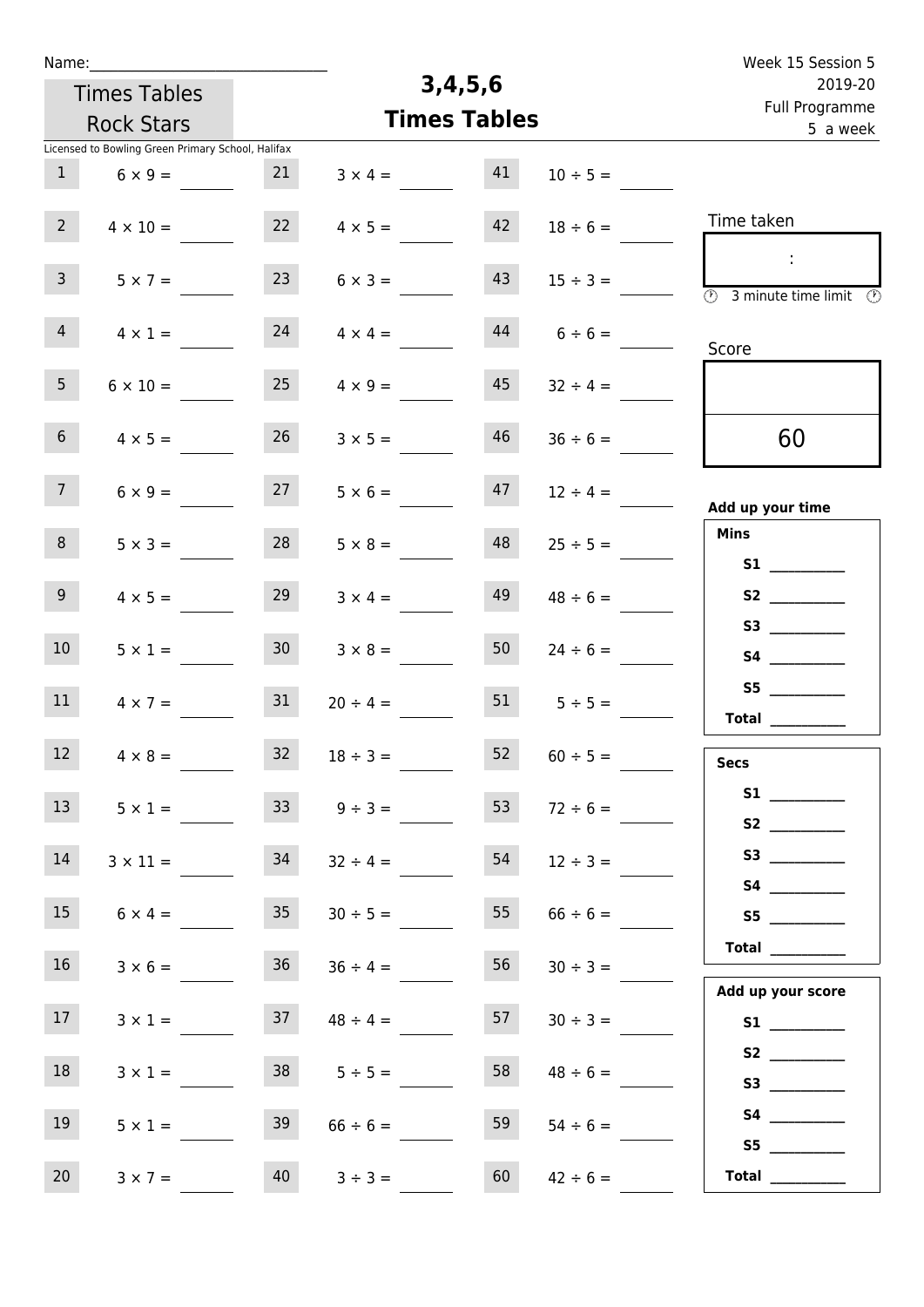Name:\_\_\_\_\_\_\_\_\_\_\_\_\_\_\_\_\_\_\_\_\_\_\_\_\_\_\_\_\_\_

Times Tables Rock Stars

Licensed to Bowling Green Primary School, Halifax

# 3,4,5,6 Times Tables

Week 15 Session 5
2019-20
Full Programme
5 a week

| | | | | | |
|---|---|---|---|---|---|
| 1 | $6 \times 9 =$ | 21 | $3 \times 4 =$ | 41 | $10 \div 5 =$ |
| 2 | $4 \times 10 =$ | 22 | $4 \times 5 =$ | 42 | $18 \div 6 =$ |
| 3 | $5 \times 7 =$ | 23 | $6 \times 3 =$ | 43 | $15 \div 3 =$ |
| 4 | $4 \times 1 =$ | 24 | $4 \times 4 =$ | 44 | $6 \div 6 =$ |
| 5 | $6 \times 10 =$ | 25 | $4 \times 9 =$ | 45 | $32 \div 4 =$ |
| 6 | $4 \times 5 =$ | 26 | $3 \times 5 =$ | 46 | $36 \div 6 =$ |
| 7 | $6 \times 9 =$ | 27 | $5 \times 6 =$ | 47 | $12 \div 4 =$ |
| 8 | $5 \times 3 =$ | 28 | $5 \times 8 =$ | 48 | $25 \div 5 =$ |
| 9 | $4 \times 5 =$ | 29 | $3 \times 4 =$ | 49 | $48 \div 6 =$ |
| 10 | $5 \times 1 =$ | 30 | $3 \times 8 =$ | 50 | $24 \div 6 =$ |
| 11 | $4 \times 7 =$ | 31 | $20 \div 4 =$ | 51 | $5 \div 5 =$ |
| 12 | $4 \times 8 =$ | 32 | $18 \div 3 =$ | 52 | $60 \div 5 =$ |
| 13 | $5 \times 1 =$ | 33 | $9 \div 3 =$ | 53 | $72 \div 6 =$ |
| 14 | $3 \times 11 =$ | 34 | $32 \div 4 =$ | 54 | $12 \div 3 =$ |
| 15 | $6 \times 4 =$ | 35 | $30 \div 5 =$ | 55 | $66 \div 6 =$ |
| 16 | $3 \times 6 =$ | 36 | $36 \div 4 =$ | 56 | $30 \div 3 =$ |
| 17 | $3 \times 1 =$ | 37 | $48 \div 4 =$ | 57 | $30 \div 3 =$ |
| 18 | $3 \times 1 =$ | 38 | $5 \div 5 =$ | 58 | $48 \div 6 =$ |
| 19 | $5 \times 1 =$ | 39 | $66 \div 6 =$ | 59 | $54 \div 6 =$ |
| 20 | $3 \times 7 =$ | 40 | $3 \div 3 =$ | 60 | $42 \div 6 =$ |

Time taken

:

3 minute time limit

Score

60

**Add up your time**

**Mins**

**S1** \_\_\_\_\_\_\_\_\_\_
**S2** \_\_\_\_\_\_\_\_\_\_
**S3** \_\_\_\_\_\_\_\_\_\_
**S4** \_\_\_\_\_\_\_\_\_\_
**S5** \_\_\_\_\_\_\_\_\_\_
**Total** \_\_\_\_\_\_\_\_\_\_

**Secs**

**S1** \_\_\_\_\_\_\_\_\_\_
**S2** \_\_\_\_\_\_\_\_\_\_
**S3** \_\_\_\_\_\_\_\_\_\_
**S4** \_\_\_\_\_\_\_\_\_\_
**S5** \_\_\_\_\_\_\_\_\_\_
**Total** \_\_\_\_\_\_\_\_\_\_

**Add up your score**

**S1** \_\_\_\_\_\_\_\_\_\_
**S2** \_\_\_\_\_\_\_\_\_\_
**S3** \_\_\_\_\_\_\_\_\_\_
**S4** \_\_\_\_\_\_\_\_\_\_
**S5** \_\_\_\_\_\_\_\_\_\_
**Total** \_\_\_\_\_\_\_\_\_\_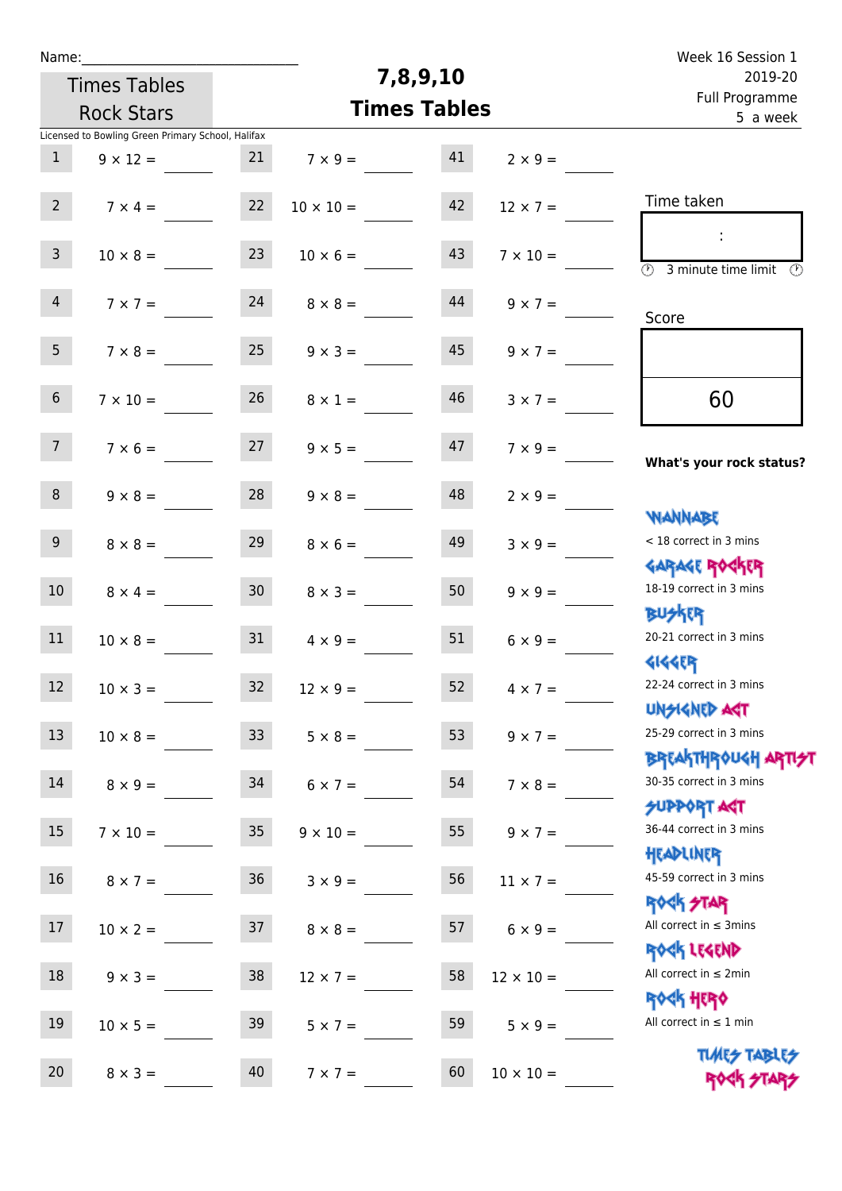Name:\_\_\_\_\_\_\_\_\_\_\_\_\_\_\_\_\_\_\_\_\_\_\_\_\_\_\_\_

Times Tables Rock Stars

# 7,8,9,10 Times Tables

Week 16 Session 1
2019-20
Full Programme
5 a week

Licensed to Bowling Green Primary School, Halifax

| | | | | | |
|---|---|---|---|---|---|
| 1 | $9 \times 12 =$ | 21 | $7 \times 9 =$ | 41 | $2 \times 9 =$ |
| 2 | $7 \times 4 =$ | 22 | $10 \times 10 =$ | 42 | $12 \times 7 =$ |
| 3 | $10 \times 8 =$ | 23 | $10 \times 6 =$ | 43 | $7 \times 10 =$ |
| 4 | $7 \times 7 =$ | 24 | $8 \times 8 =$ | 44 | $9 \times 7 =$ |
| 5 | $7 \times 8 =$ | 25 | $9 \times 3 =$ | 45 | $9 \times 7 =$ |
| 6 | $7 \times 10 =$ | 26 | $8 \times 1 =$ | 46 | $3 \times 7 =$ |
| 7 | $7 \times 6 =$ | 27 | $9 \times 5 =$ | 47 | $7 \times 9 =$ |
| 8 | $9 \times 8 =$ | 28 | $9 \times 8 =$ | 48 | $2 \times 9 =$ |
| 9 | $8 \times 8 =$ | 29 | $8 \times 6 =$ | 49 | $3 \times 9 =$ |
| 10 | $8 \times 4 =$ | 30 | $8 \times 3 =$ | 50 | $9 \times 9 =$ |
| 11 | $10 \times 8 =$ | 31 | $4 \times 9 =$ | 51 | $6 \times 9 =$ |
| 12 | $10 \times 3 =$ | 32 | $12 \times 9 =$ | 52 | $4 \times 7 =$ |
| 13 | $10 \times 8 =$ | 33 | $5 \times 8 =$ | 53 | $9 \times 7 =$ |
| 14 | $8 \times 9 =$ | 34 | $6 \times 7 =$ | 54 | $7 \times 8 =$ |
| 15 | $7 \times 10 =$ | 35 | $9 \times 10 =$ | 55 | $9 \times 7 =$ |
| 16 | $8 \times 7 =$ | 36 | $3 \times 9 =$ | 56 | $11 \times 7 =$ |
| 17 | $10 \times 2 =$ | 37 | $8 \times 8 =$ | 57 | $6 \times 9 =$ |
| 18 | $9 \times 3 =$ | 38 | $12 \times 7 =$ | 58 | $12 \times 10 =$ |
| 19 | $10 \times 5 =$ | 39 | $5 \times 7 =$ | 59 | $5 \times 9 =$ |
| 20 | $8 \times 3 =$ | 40 | $7 \times 7 =$ | 60 | $10 \times 10 =$ |

Time taken

:

3 minute time limit

Score

60

**What's your rock status?**

WANNABE
< 18 correct in 3 mins

GARAGE ROCKER
18-19 correct in 3 mins

BUSKER
20-21 correct in 3 mins

GIGGER
22-24 correct in 3 mins

UNSIGNED ACT
25-29 correct in 3 mins

BREAKTHROUGH ARTIST
30-35 correct in 3 mins

SUPPORT ACT
36-44 correct in 3 mins

HEADLINER
45-59 correct in 3 mins

ROCK STAR
All correct in ≤ 3mins

ROCK LEGEND
All correct in ≤ 2min

ROCK HERO
All correct in ≤ 1 min

TIMES TABLES ROCK STARS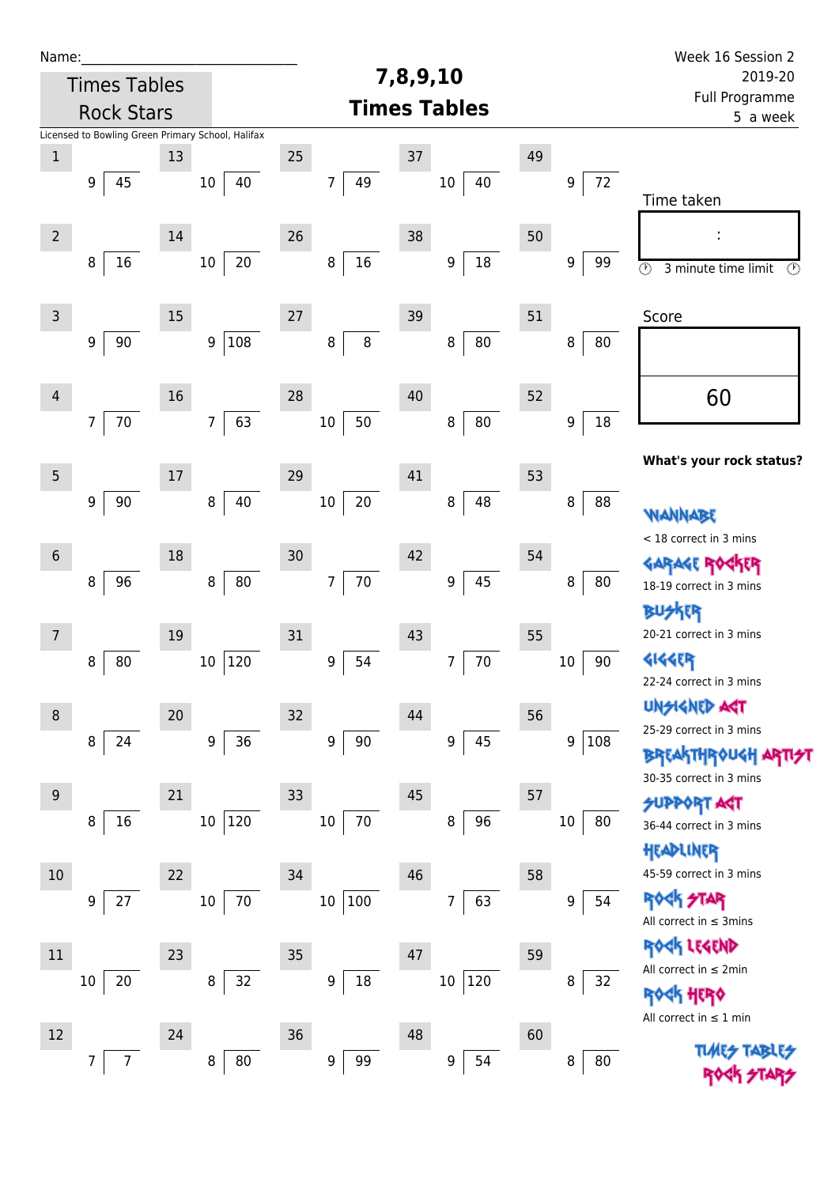Name:_____________________________

Times Tables Rock Stars

# 7,8,9,10 Times Tables

Week 16 Session 2
2019-20
Full Programme
5 a week

Licensed to Bowling Green Primary School, Halifax

| # | Divisor | Dividend | # | Divisor | Dividend | # | Divisor | Dividend | # | Divisor | Dividend | # | Divisor | Dividend |
|---|---|---|---|---|---|---|---|---|---|---|---|---|---|---|
| 1 | 9 | 45 | 13 | 10 | 40 | 25 | 7 | 49 | 37 | 10 | 40 | 49 | 9 | 72 |
| 2 | 8 | 16 | 14 | 10 | 20 | 26 | 8 | 16 | 38 | 9 | 18 | 50 | 9 | 99 |
| 3 | 9 | 90 | 15 | 9 | 108 | 27 | 8 | 8 | 39 | 8 | 80 | 51 | 8 | 80 |
| 4 | 7 | 70 | 16 | 7 | 63 | 28 | 10 | 50 | 40 | 8 | 80 | 52 | 9 | 18 |
| 5 | 9 | 90 | 17 | 8 | 40 | 29 | 10 | 20 | 41 | 8 | 48 | 53 | 8 | 88 |
| 6 | 8 | 96 | 18 | 8 | 80 | 30 | 7 | 70 | 42 | 9 | 45 | 54 | 8 | 80 |
| 7 | 8 | 80 | 19 | 10 | 120 | 31 | 9 | 54 | 43 | 7 | 70 | 55 | 10 | 90 |
| 8 | 8 | 24 | 20 | 9 | 36 | 32 | 9 | 90 | 44 | 9 | 45 | 56 | 9 | 108 |
| 9 | 8 | 16 | 21 | 10 | 120 | 33 | 10 | 70 | 45 | 8 | 96 | 57 | 10 | 80 |
| 10 | 9 | 27 | 22 | 10 | 70 | 34 | 10 | 100 | 46 | 7 | 63 | 58 | 9 | 54 |
| 11 | 10 | 20 | 23 | 8 | 32 | 35 | 9 | 18 | 47 | 10 | 120 | 59 | 8 | 32 |
| 12 | 7 | 7 | 24 | 8 | 80 | 36 | 9 | 99 | 48 | 9 | 54 | 60 | 8 | 80 |

Time taken

:

3 minute time limit

Score

60

**What's your rock status?**

WANNABE
< 18 correct in 3 mins

GARAGE ROCKER
18-19 correct in 3 mins

BUSKER
20-21 correct in 3 mins

GIGGER
22-24 correct in 3 mins

UNSIGNED ACT
25-29 correct in 3 mins

BREAKTHROUGH ARTIST
30-35 correct in 3 mins

SUPPORT ACT
36-44 correct in 3 mins

HEADLINER
45-59 correct in 3 mins

ROCK STAR
All correct in ≤ 3mins

ROCK LEGEND
All correct in ≤ 2min

ROCK HERO
All correct in ≤ 1 min

TIMES TABLES ROCK STARS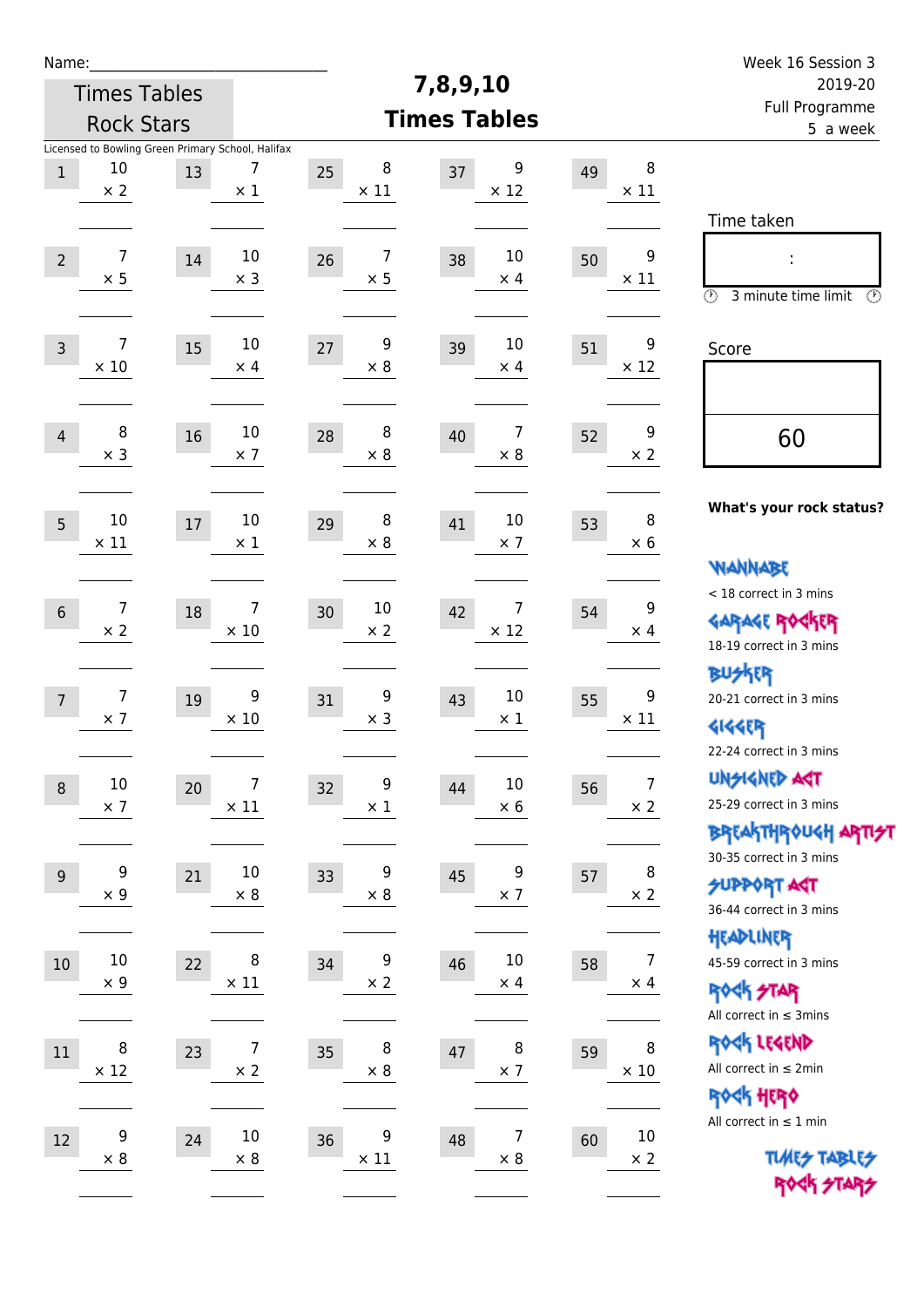Name:\_\_\_\_\_\_\_\_\_\_\_\_\_\_\_\_\_\_\_\_\_\_\_\_\_\_\_\_

Times Tables Rock Stars

# 7,8,9,10 Times Tables

Week 16 Session 3
2019-20
Full Programme
5 a week

Licensed to Bowling Green Primary School, Halifax

| # | Question | # | Question | # | Question | # | Question | # | Question |
|---|---|---|---|---|---|---|---|---|---|
| 1 | 10 × 2 | 13 | 7 × 1 | 25 | 8 × 11 | 37 | 9 × 12 | 49 | 8 × 11 |
| 2 | 7 × 5 | 14 | 10 × 3 | 26 | 7 × 5 | 38 | 10 × 4 | 50 | 9 × 11 |
| 3 | 7 × 10 | 15 | 10 × 4 | 27 | 9 × 8 | 39 | 10 × 4 | 51 | 9 × 12 |
| 4 | 8 × 3 | 16 | 10 × 7 | 28 | 8 × 8 | 40 | 7 × 8 | 52 | 9 × 2 |
| 5 | 10 × 11 | 17 | 10 × 1 | 29 | 8 × 8 | 41 | 10 × 7 | 53 | 8 × 6 |
| 6 | 7 × 2 | 18 | 7 × 10 | 30 | 10 × 2 | 42 | 7 × 12 | 54 | 9 × 4 |
| 7 | 7 × 7 | 19 | 9 × 10 | 31 | 9 × 3 | 43 | 10 × 1 | 55 | 9 × 11 |
| 8 | 10 × 7 | 20 | 7 × 11 | 32 | 9 × 1 | 44 | 10 × 6 | 56 | 7 × 2 |
| 9 | 9 × 9 | 21 | 10 × 8 | 33 | 9 × 8 | 45 | 9 × 7 | 57 | 8 × 2 |
| 10 | 10 × 9 | 22 | 8 × 11 | 34 | 9 × 2 | 46 | 10 × 4 | 58 | 7 × 4 |
| 11 | 8 × 12 | 23 | 7 × 2 | 35 | 8 × 8 | 47 | 8 × 7 | 59 | 8 × 10 |
| 12 | 9 × 8 | 24 | 10 × 8 | 36 | 9 × 11 | 48 | 7 × 8 | 60 | 10 × 2 |

Time taken

:

3 minute time limit

Score

60

**What's your rock status?**

WANNABE
< 18 correct in 3 mins

GARAGE ROCKER
18-19 correct in 3 mins

BUSKER
20-21 correct in 3 mins

GIGGER
22-24 correct in 3 mins

UNSIGNED ACT
25-29 correct in 3 mins

BREAKTHROUGH ARTIST
30-35 correct in 3 mins

SUPPORT ACT
36-44 correct in 3 mins

HEADLINER
45-59 correct in 3 mins

ROCK STAR
All correct in ≤ 3mins

ROCK LEGEND
All correct in ≤ 2min

ROCK HERO
All correct in ≤ 1 min

TIMES TABLES ROCK STARS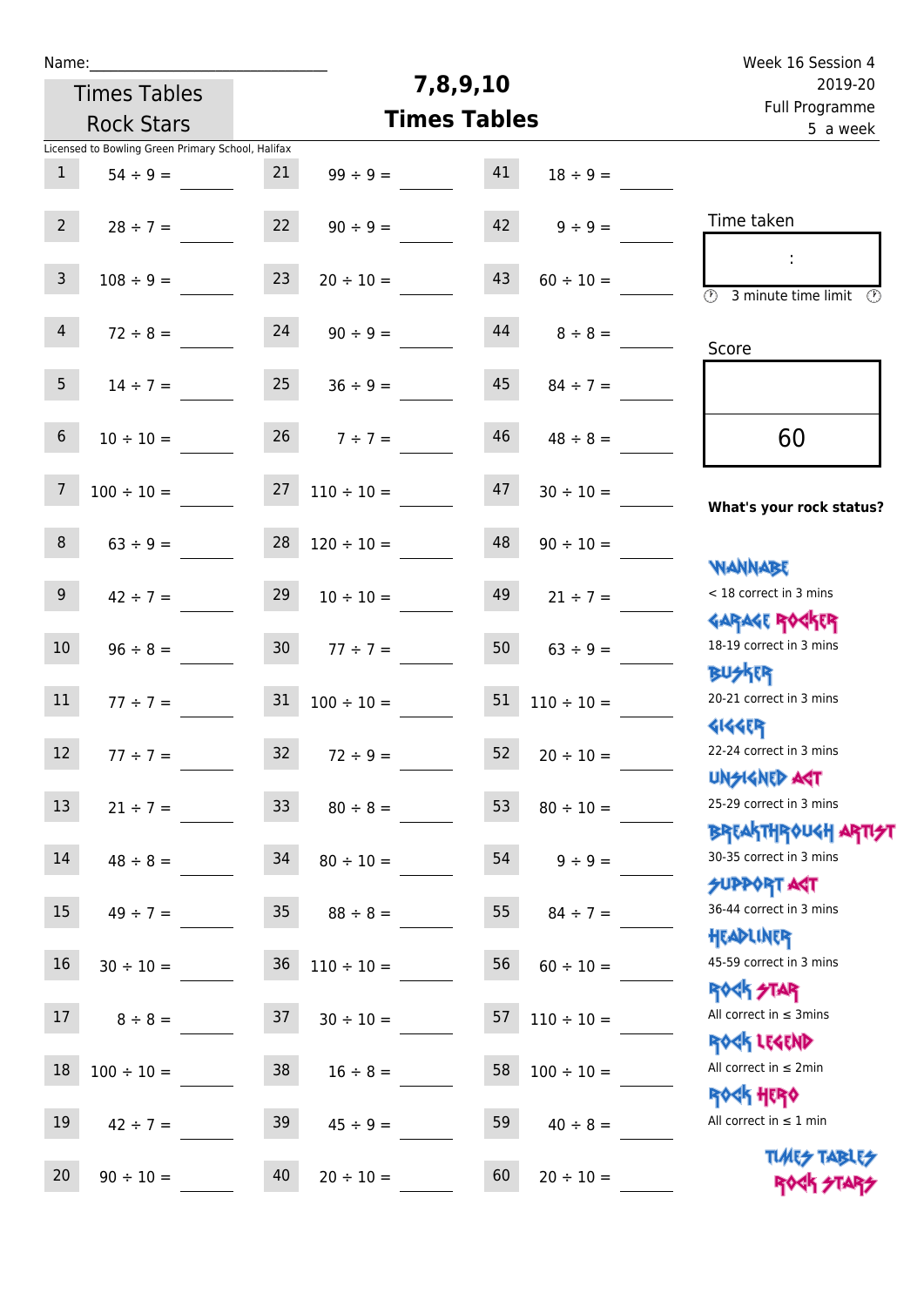Name:\_\_\_\_\_\_\_\_\_\_\_\_\_\_\_\_\_\_\_\_\_\_\_\_\_\_\_\_\_\_

Times Tables Rock Stars

# 7,8,9,10 Times Tables

Week 16 Session 4
2019-20
Full Programme
5 a week

Licensed to Bowling Green Primary School, Halifax

| | | | | | |
|---|---|---|---|---|---|
| 1 | 54 ÷ 9 = | 21 | 99 ÷ 9 = | 41 | 18 ÷ 9 = |
| 2 | 28 ÷ 7 = | 22 | 90 ÷ 9 = | 42 | 9 ÷ 9 = |
| 3 | 108 ÷ 9 = | 23 | 20 ÷ 10 = | 43 | 60 ÷ 10 = |
| 4 | 72 ÷ 8 = | 24 | 90 ÷ 9 = | 44 | 8 ÷ 8 = |
| 5 | 14 ÷ 7 = | 25 | 36 ÷ 9 = | 45 | 84 ÷ 7 = |
| 6 | 10 ÷ 10 = | 26 | 7 ÷ 7 = | 46 | 48 ÷ 8 = |
| 7 | 100 ÷ 10 = | 27 | 110 ÷ 10 = | 47 | 30 ÷ 10 = |
| 8 | 63 ÷ 9 = | 28 | 120 ÷ 10 = | 48 | 90 ÷ 10 = |
| 9 | 42 ÷ 7 = | 29 | 10 ÷ 10 = | 49 | 21 ÷ 7 = |
| 10 | 96 ÷ 8 = | 30 | 77 ÷ 7 = | 50 | 63 ÷ 9 = |
| 11 | 77 ÷ 7 = | 31 | 100 ÷ 10 = | 51 | 110 ÷ 10 = |
| 12 | 77 ÷ 7 = | 32 | 72 ÷ 9 = | 52 | 20 ÷ 10 = |
| 13 | 21 ÷ 7 = | 33 | 80 ÷ 8 = | 53 | 80 ÷ 10 = |
| 14 | 48 ÷ 8 = | 34 | 80 ÷ 10 = | 54 | 9 ÷ 9 = |
| 15 | 49 ÷ 7 = | 35 | 88 ÷ 8 = | 55 | 84 ÷ 7 = |
| 16 | 30 ÷ 10 = | 36 | 110 ÷ 10 = | 56 | 60 ÷ 10 = |
| 17 | 8 ÷ 8 = | 37 | 30 ÷ 10 = | 57 | 110 ÷ 10 = |
| 18 | 100 ÷ 10 = | 38 | 16 ÷ 8 = | 58 | 100 ÷ 10 = |
| 19 | 42 ÷ 7 = | 39 | 45 ÷ 9 = | 59 | 40 ÷ 8 = |
| 20 | 90 ÷ 10 = | 40 | 20 ÷ 10 = | 60 | 20 ÷ 10 = |

Time taken

:

3 minute time limit

Score

60

**What's your rock status?**

WANNABE
< 18 correct in 3 mins

GARAGE ROCKER
18-19 correct in 3 mins

BUSKER
20-21 correct in 3 mins

GIGGER
22-24 correct in 3 mins

UNSIGNED ACT
25-29 correct in 3 mins

BREAKTHROUGH ARTIST
30-35 correct in 3 mins

SUPPORT ACT
36-44 correct in 3 mins

HEADLINER
45-59 correct in 3 mins

ROCK STAR
All correct in ≤ 3mins

ROCK LEGEND
All correct in ≤ 2min

ROCK HERO
All correct in ≤ 1 min

TIMES TABLES ROCK STARS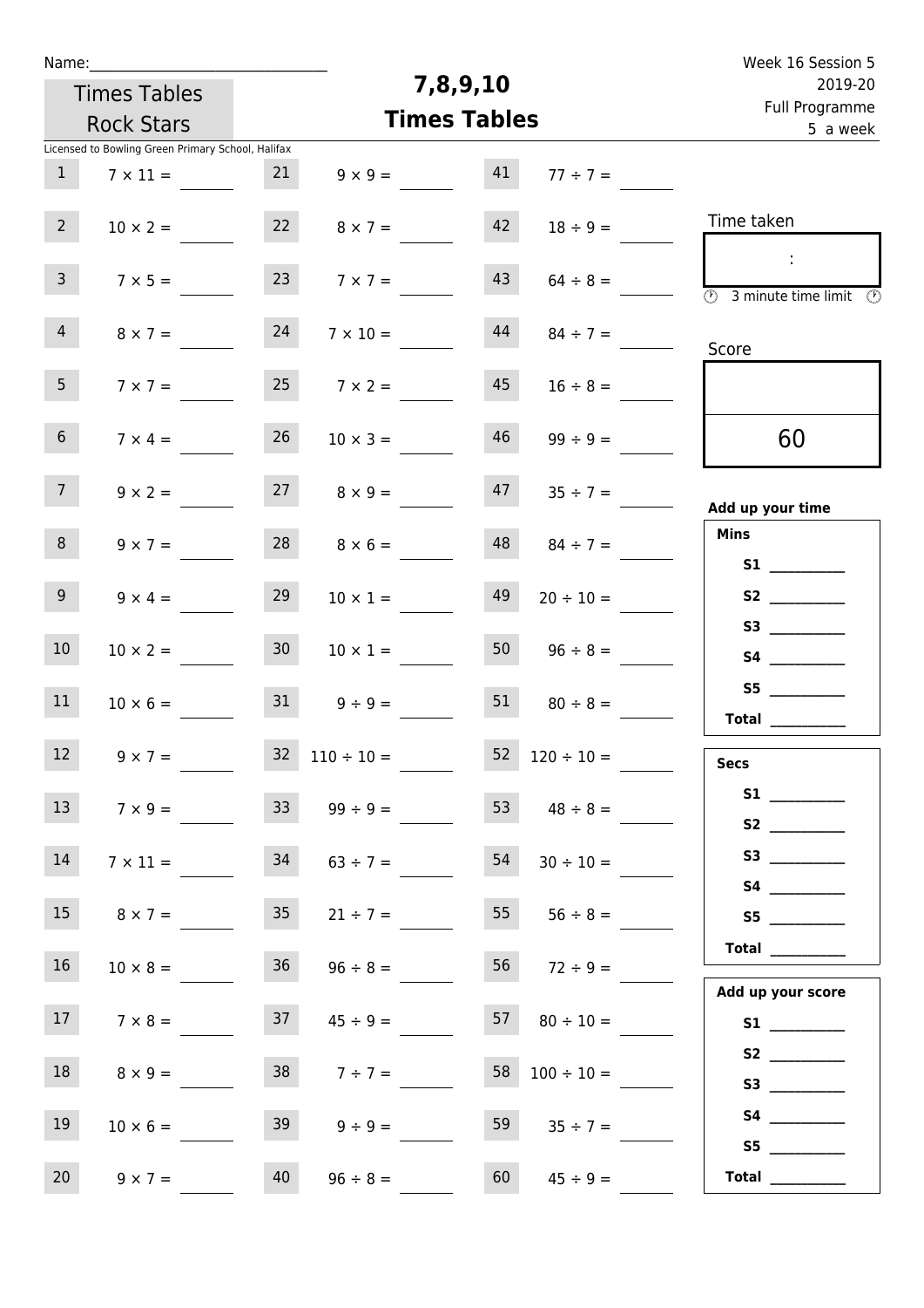Name:_______________________________

Times Tables Rock Stars

# 7,8,9,10
## Times Tables

Week 16 Session 5
2019-20
Full Programme
5 a week

Licensed to Bowling Green Primary School, Halifax

| | | | | | |
|---|---|---|---|---|---|
| 1 | $7 \times 11 =$ | 21 | $9 \times 9 =$ | 41 | $77 \div 7 =$ |
| 2 | $10 \times 2 =$ | 22 | $8 \times 7 =$ | 42 | $18 \div 9 =$ |
| 3 | $7 \times 5 =$ | 23 | $7 \times 7 =$ | 43 | $64 \div 8 =$ |
| 4 | $8 \times 7 =$ | 24 | $7 \times 10 =$ | 44 | $84 \div 7 =$ |
| 5 | $7 \times 7 =$ | 25 | $7 \times 2 =$ | 45 | $16 \div 8 =$ |
| 6 | $7 \times 4 =$ | 26 | $10 \times 3 =$ | 46 | $99 \div 9 =$ |
| 7 | $9 \times 2 =$ | 27 | $8 \times 9 =$ | 47 | $35 \div 7 =$ |
| 8 | $9 \times 7 =$ | 28 | $8 \times 6 =$ | 48 | $84 \div 7 =$ |
| 9 | $9 \times 4 =$ | 29 | $10 \times 1 =$ | 49 | $20 \div 10 =$ |
| 10 | $10 \times 2 =$ | 30 | $10 \times 1 =$ | 50 | $96 \div 8 =$ |
| 11 | $10 \times 6 =$ | 31 | $9 \div 9 =$ | 51 | $80 \div 8 =$ |
| 12 | $9 \times 7 =$ | 32 | $110 \div 10 =$ | 52 | $120 \div 10 =$ |
| 13 | $7 \times 9 =$ | 33 | $99 \div 9 =$ | 53 | $48 \div 8 =$ |
| 14 | $7 \times 11 =$ | 34 | $63 \div 7 =$ | 54 | $30 \div 10 =$ |
| 15 | $8 \times 7 =$ | 35 | $21 \div 7 =$ | 55 | $56 \div 8 =$ |
| 16 | $10 \times 8 =$ | 36 | $96 \div 8 =$ | 56 | $72 \div 9 =$ |
| 17 | $7 \times 8 =$ | 37 | $45 \div 9 =$ | 57 | $80 \div 10 =$ |
| 18 | $8 \times 9 =$ | 38 | $7 \div 7 =$ | 58 | $100 \div 10 =$ |
| 19 | $10 \times 6 =$ | 39 | $9 \div 9 =$ | 59 | $35 \div 7 =$ |
| 20 | $9 \times 7 =$ | 40 | $96 \div 8 =$ | 60 | $45 \div 9 =$ |

Time taken

:

3 minute time limit

Score

60

**Add up your time**

**Mins**

**S1** __________
**S2** __________
**S3** __________
**S4** __________
**S5** __________
**Total** __________

**Secs**

**S1** __________
**S2** __________
**S3** __________
**S4** __________
**S5** __________
**Total** __________

**Add up your score**

**S1** __________
**S2** __________
**S3** __________
**S4** __________
**S5** __________
**Total** __________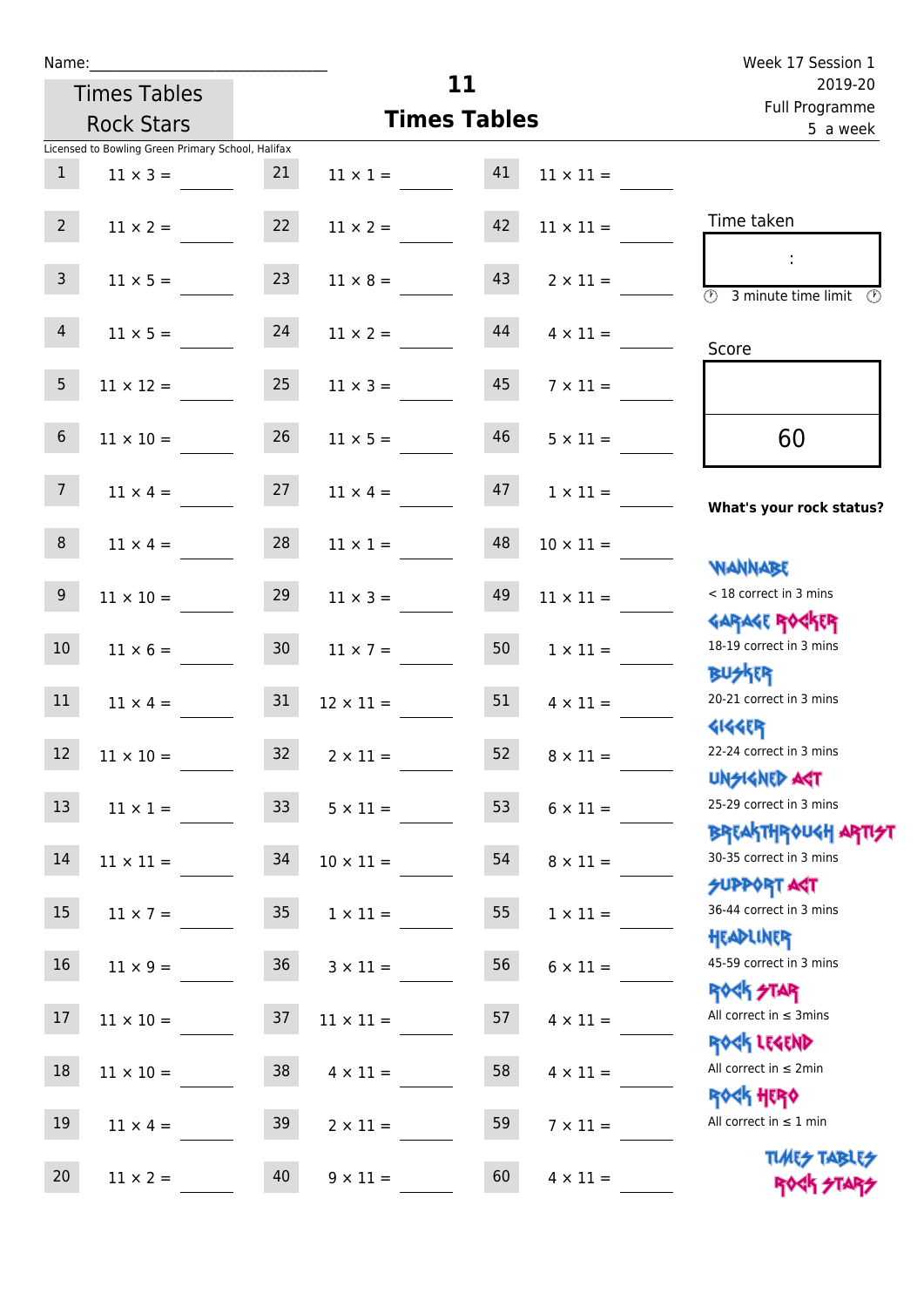Name:\_\_\_\_\_\_\_\_\_\_\_\_\_\_\_\_\_\_\_\_\_\_\_\_\_\_\_\_

Times Tables Rock Stars

# 11 Times Tables

Week 17 Session 1
2019-20
Full Programme
5 a week

Licensed to Bowling Green Primary School, Halifax

| # | Question | # | Question | # | Question |
|---|---|---|---|---|---|
| 1 | 11 × 3 = | 21 | 11 × 1 = | 41 | 11 × 11 = |
| 2 | 11 × 2 = | 22 | 11 × 2 = | 42 | 11 × 11 = |
| 3 | 11 × 5 = | 23 | 11 × 8 = | 43 | 2 × 11 = |
| 4 | 11 × 5 = | 24 | 11 × 2 = | 44 | 4 × 11 = |
| 5 | 11 × 12 = | 25 | 11 × 3 = | 45 | 7 × 11 = |
| 6 | 11 × 10 = | 26 | 11 × 5 = | 46 | 5 × 11 = |
| 7 | 11 × 4 = | 27 | 11 × 4 = | 47 | 1 × 11 = |
| 8 | 11 × 4 = | 28 | 11 × 1 = | 48 | 10 × 11 = |
| 9 | 11 × 10 = | 29 | 11 × 3 = | 49 | 11 × 11 = |
| 10 | 11 × 6 = | 30 | 11 × 7 = | 50 | 1 × 11 = |
| 11 | 11 × 4 = | 31 | 12 × 11 = | 51 | 4 × 11 = |
| 12 | 11 × 10 = | 32 | 2 × 11 = | 52 | 8 × 11 = |
| 13 | 11 × 1 = | 33 | 5 × 11 = | 53 | 6 × 11 = |
| 14 | 11 × 11 = | 34 | 10 × 11 = | 54 | 8 × 11 = |
| 15 | 11 × 7 = | 35 | 1 × 11 = | 55 | 1 × 11 = |
| 16 | 11 × 9 = | 36 | 3 × 11 = | 56 | 6 × 11 = |
| 17 | 11 × 10 = | 37 | 11 × 11 = | 57 | 4 × 11 = |
| 18 | 11 × 10 = | 38 | 4 × 11 = | 58 | 4 × 11 = |
| 19 | 11 × 4 = | 39 | 2 × 11 = | 59 | 7 × 11 = |
| 20 | 11 × 2 = | 40 | 9 × 11 = | 60 | 4 × 11 = |

Time taken

:

3 minute time limit

Score

60

**What's your rock status?**

- WANNABE: < 18 correct in 3 mins
- GARAGE ROCKER: 18-19 correct in 3 mins
- BUSKER: 20-21 correct in 3 mins
- GIGGER: 22-24 correct in 3 mins
- UNSIGNED ACT: 25-29 correct in 3 mins
- BREAKTHROUGH ARTIST: 30-35 correct in 3 mins
- SUPPORT ACT: 36-44 correct in 3 mins
- HEADLINER: 45-59 correct in 3 mins
- ROCK STAR: All correct in ≤ 3mins
- ROCK LEGEND: All correct in ≤ 2min
- ROCK HERO: All correct in ≤ 1 min

TIMES TABLES ROCK STARS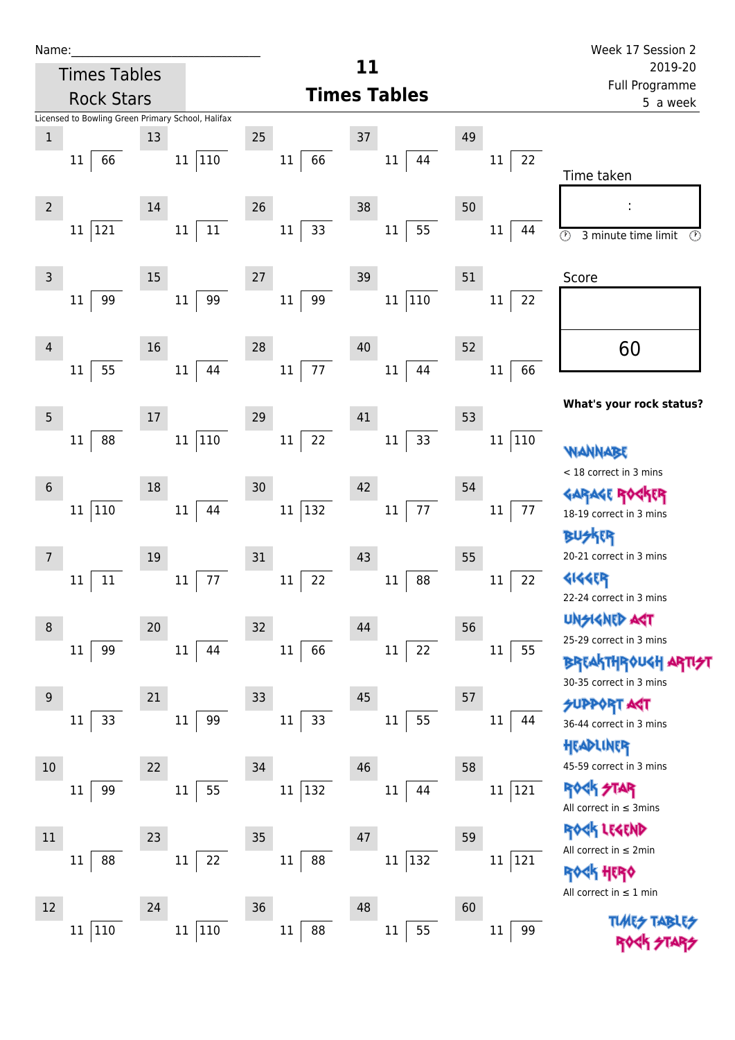Name:\_\_\_\_\_\_\_\_\_\_\_\_\_\_\_\_\_\_\_\_\_\_\_\_\_\_\_\_\_\_

Times Tables Rock Stars

Licensed to Bowling Green Primary School, Halifax

# 11 Times Tables

Week 17 Session 2
2019-20
Full Programme
5 a week

| # | Question | # | Question | # | Question | # | Question | # | Question |
|---|---|---|---|---|---|---|---|---|---|
| 1 | 11 ⟌ 66 | 13 | 11 ⟌ 110 | 25 | 11 ⟌ 66 | 37 | 11 ⟌ 44 | 49 | 11 ⟌ 22 |
| 2 | 11 ⟌ 121 | 14 | 11 ⟌ 11 | 26 | 11 ⟌ 33 | 38 | 11 ⟌ 55 | 50 | 11 ⟌ 44 |
| 3 | 11 ⟌ 99 | 15 | 11 ⟌ 99 | 27 | 11 ⟌ 99 | 39 | 11 ⟌ 110 | 51 | 11 ⟌ 22 |
| 4 | 11 ⟌ 55 | 16 | 11 ⟌ 44 | 28 | 11 ⟌ 77 | 40 | 11 ⟌ 44 | 52 | 11 ⟌ 66 |
| 5 | 11 ⟌ 88 | 17 | 11 ⟌ 110 | 29 | 11 ⟌ 22 | 41 | 11 ⟌ 33 | 53 | 11 ⟌ 110 |
| 6 | 11 ⟌ 110 | 18 | 11 ⟌ 44 | 30 | 11 ⟌ 132 | 42 | 11 ⟌ 77 | 54 | 11 ⟌ 77 |
| 7 | 11 ⟌ 11 | 19 | 11 ⟌ 77 | 31 | 11 ⟌ 22 | 43 | 11 ⟌ 88 | 55 | 11 ⟌ 22 |
| 8 | 11 ⟌ 99 | 20 | 11 ⟌ 44 | 32 | 11 ⟌ 66 | 44 | 11 ⟌ 22 | 56 | 11 ⟌ 55 |
| 9 | 11 ⟌ 33 | 21 | 11 ⟌ 99 | 33 | 11 ⟌ 33 | 45 | 11 ⟌ 55 | 57 | 11 ⟌ 44 |
| 10 | 11 ⟌ 99 | 22 | 11 ⟌ 55 | 34 | 11 ⟌ 132 | 46 | 11 ⟌ 44 | 58 | 11 ⟌ 121 |
| 11 | 11 ⟌ 88 | 23 | 11 ⟌ 22 | 35 | 11 ⟌ 88 | 47 | 11 ⟌ 132 | 59 | 11 ⟌ 121 |
| 12 | 11 ⟌ 110 | 24 | 11 ⟌ 110 | 36 | 11 ⟌ 88 | 48 | 11 ⟌ 55 | 60 | 11 ⟌ 99 |

Time taken

:

3 minute time limit

Score

60

**What's your rock status?**

WANNABE
< 18 correct in 3 mins

GARAGE ROCKER
18-19 correct in 3 mins

BUSKER
20-21 correct in 3 mins

GIGGER
22-24 correct in 3 mins

UNSIGNED ACT
25-29 correct in 3 mins

BREAKTHROUGH ARTIST
30-35 correct in 3 mins

SUPPORT ACT
36-44 correct in 3 mins

HEADLINER
45-59 correct in 3 mins

ROCK STAR
All correct in ≤ 3mins

ROCK LEGEND
All correct in ≤ 2min

ROCK HERO
All correct in ≤ 1 min

TIMES TABLES ROCK STARS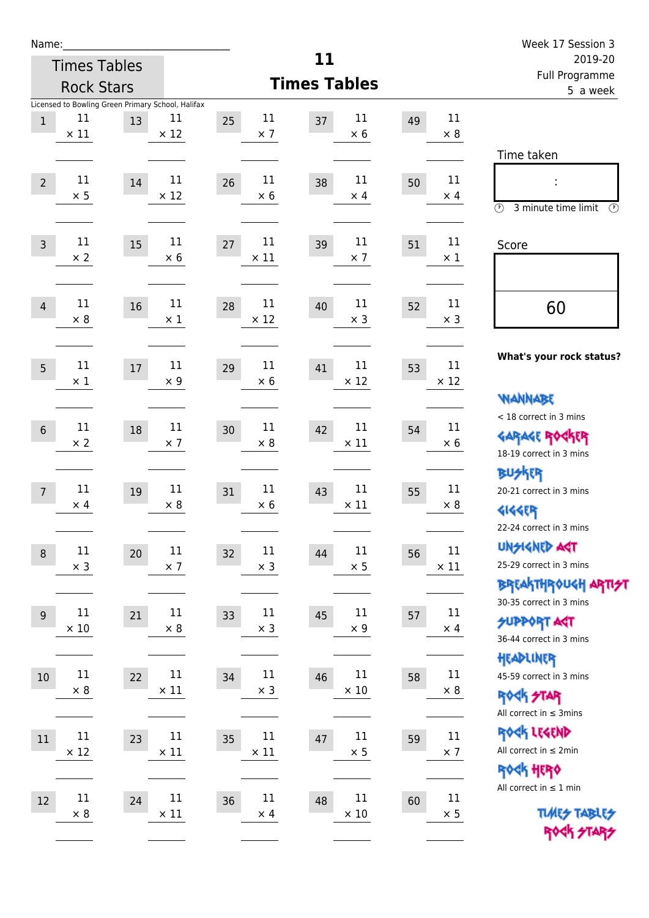Name:______________________________

Times Tables Rock Stars

# 11 Times Tables

Week 17 Session 3
2019-20
Full Programme
5 a week

Licensed to Bowling Green Primary School, Halifax

| # | Question | # | Question | # | Question | # | Question | # | Question |
|---|---|---|---|---|---|---|---|---|---|
| 1 | 11 × 11 | 13 | 11 × 12 | 25 | 11 × 7 | 37 | 11 × 6 | 49 | 11 × 8 |
| 2 | 11 × 5 | 14 | 11 × 12 | 26 | 11 × 6 | 38 | 11 × 4 | 50 | 11 × 4 |
| 3 | 11 × 2 | 15 | 11 × 6 | 27 | 11 × 11 | 39 | 11 × 7 | 51 | 11 × 1 |
| 4 | 11 × 8 | 16 | 11 × 1 | 28 | 11 × 12 | 40 | 11 × 3 | 52 | 11 × 3 |
| 5 | 11 × 1 | 17 | 11 × 9 | 29 | 11 × 6 | 41 | 11 × 12 | 53 | 11 × 12 |
| 6 | 11 × 2 | 18 | 11 × 7 | 30 | 11 × 8 | 42 | 11 × 11 | 54 | 11 × 6 |
| 7 | 11 × 4 | 19 | 11 × 8 | 31 | 11 × 6 | 43 | 11 × 11 | 55 | 11 × 8 |
| 8 | 11 × 3 | 20 | 11 × 7 | 32 | 11 × 3 | 44 | 11 × 5 | 56 | 11 × 11 |
| 9 | 11 × 10 | 21 | 11 × 8 | 33 | 11 × 3 | 45 | 11 × 9 | 57 | 11 × 4 |
| 10 | 11 × 8 | 22 | 11 × 11 | 34 | 11 × 3 | 46 | 11 × 10 | 58 | 11 × 8 |
| 11 | 11 × 12 | 23 | 11 × 11 | 35 | 11 × 11 | 47 | 11 × 5 | 59 | 11 × 7 |
| 12 | 11 × 8 | 24 | 11 × 11 | 36 | 11 × 4 | 48 | 11 × 10 | 60 | 11 × 5 |

Time taken

:

3 minute time limit

Score

60

**What's your rock status?**

WANNABE
< 18 correct in 3 mins

GARAGE ROCKER
18-19 correct in 3 mins

BUSKER
20-21 correct in 3 mins

GIGGER
22-24 correct in 3 mins

UNSIGNED ACT
25-29 correct in 3 mins

BREAKTHROUGH ARTIST
30-35 correct in 3 mins

SUPPORT ACT
36-44 correct in 3 mins

HEADLINER
45-59 correct in 3 mins

ROCK STAR
All correct in ≤ 3mins

ROCK LEGEND
All correct in ≤ 2min

ROCK HERO
All correct in ≤ 1 min

TIMES TABLES ROCK STARS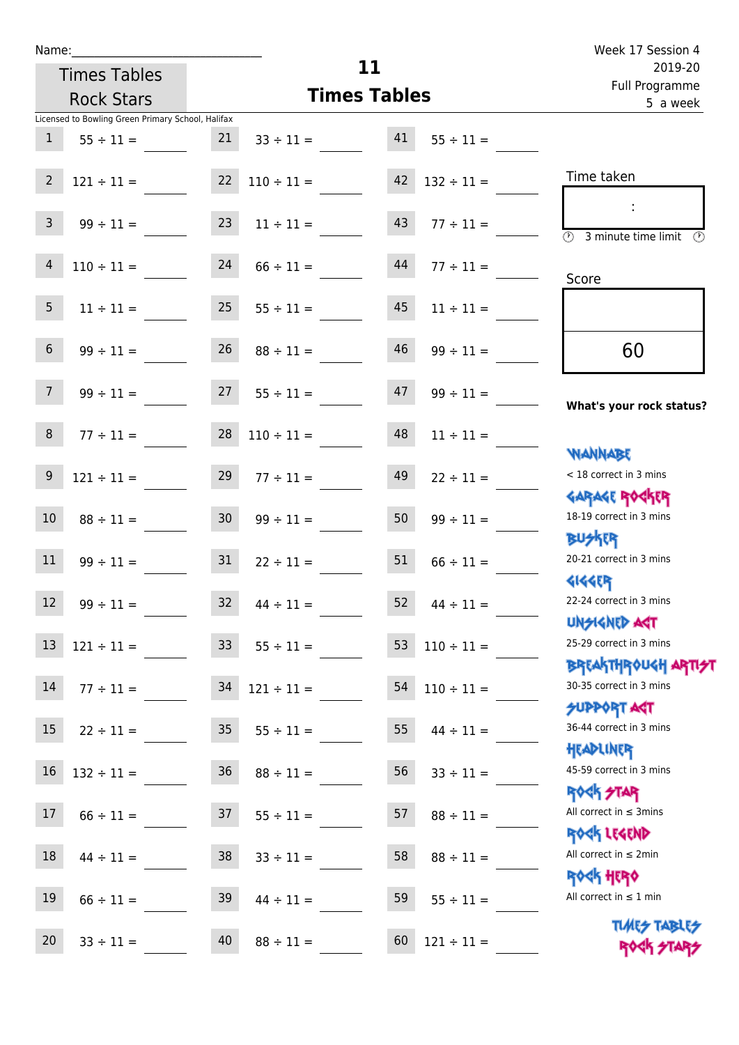Name:______________________________

Times Tables Rock Stars

# 11 Times Tables

Week 17 Session 4
2019-20
Full Programme
5 a week

Licensed to Bowling Green Primary School, Halifax

| | | | | | |
|---|---|---|---|---|---|
| 1 | 55 ÷ 11 = ____ | 21 | 33 ÷ 11 = ____ | 41 | 55 ÷ 11 = ____ |
| 2 | 121 ÷ 11 = ____ | 22 | 110 ÷ 11 = ____ | 42 | 132 ÷ 11 = ____ |
| 3 | 99 ÷ 11 = ____ | 23 | 11 ÷ 11 = ____ | 43 | 77 ÷ 11 = ____ |
| 4 | 110 ÷ 11 = ____ | 24 | 66 ÷ 11 = ____ | 44 | 77 ÷ 11 = ____ |
| 5 | 11 ÷ 11 = ____ | 25 | 55 ÷ 11 = ____ | 45 | 11 ÷ 11 = ____ |
| 6 | 99 ÷ 11 = ____ | 26 | 88 ÷ 11 = ____ | 46 | 99 ÷ 11 = ____ |
| 7 | 99 ÷ 11 = ____ | 27 | 55 ÷ 11 = ____ | 47 | 99 ÷ 11 = ____ |
| 8 | 77 ÷ 11 = ____ | 28 | 110 ÷ 11 = ____ | 48 | 11 ÷ 11 = ____ |
| 9 | 121 ÷ 11 = ____ | 29 | 77 ÷ 11 = ____ | 49 | 22 ÷ 11 = ____ |
| 10 | 88 ÷ 11 = ____ | 30 | 99 ÷ 11 = ____ | 50 | 99 ÷ 11 = ____ |
| 11 | 99 ÷ 11 = ____ | 31 | 22 ÷ 11 = ____ | 51 | 66 ÷ 11 = ____ |
| 12 | 99 ÷ 11 = ____ | 32 | 44 ÷ 11 = ____ | 52 | 44 ÷ 11 = ____ |
| 13 | 121 ÷ 11 = ____ | 33 | 55 ÷ 11 = ____ | 53 | 110 ÷ 11 = ____ |
| 14 | 77 ÷ 11 = ____ | 34 | 121 ÷ 11 = ____ | 54 | 110 ÷ 11 = ____ |
| 15 | 22 ÷ 11 = ____ | 35 | 55 ÷ 11 = ____ | 55 | 44 ÷ 11 = ____ |
| 16 | 132 ÷ 11 = ____ | 36 | 88 ÷ 11 = ____ | 56 | 33 ÷ 11 = ____ |
| 17 | 66 ÷ 11 = ____ | 37 | 55 ÷ 11 = ____ | 57 | 88 ÷ 11 = ____ |
| 18 | 44 ÷ 11 = ____ | 38 | 33 ÷ 11 = ____ | 58 | 88 ÷ 11 = ____ |
| 19 | 66 ÷ 11 = ____ | 39 | 44 ÷ 11 = ____ | 59 | 55 ÷ 11 = ____ |
| 20 | 33 ÷ 11 = ____ | 40 | 88 ÷ 11 = ____ | 60 | 121 ÷ 11 = ____ |

Time taken

:

3 minute time limit

Score

60

**What's your rock status?**

WANNABE
< 18 correct in 3 mins

GARAGE ROCKER
18-19 correct in 3 mins

BUSKER
20-21 correct in 3 mins

GIGGER
22-24 correct in 3 mins

UNSIGNED ACT
25-29 correct in 3 mins

BREAKTHROUGH ARTIST
30-35 correct in 3 mins

SUPPORT ACT
36-44 correct in 3 mins

HEADLINER
45-59 correct in 3 mins

ROCK STAR
All correct in ≤ 3mins

ROCK LEGEND
All correct in ≤ 2min

ROCK HERO
All correct in ≤ 1 min

TIMES TABLES ROCK STARS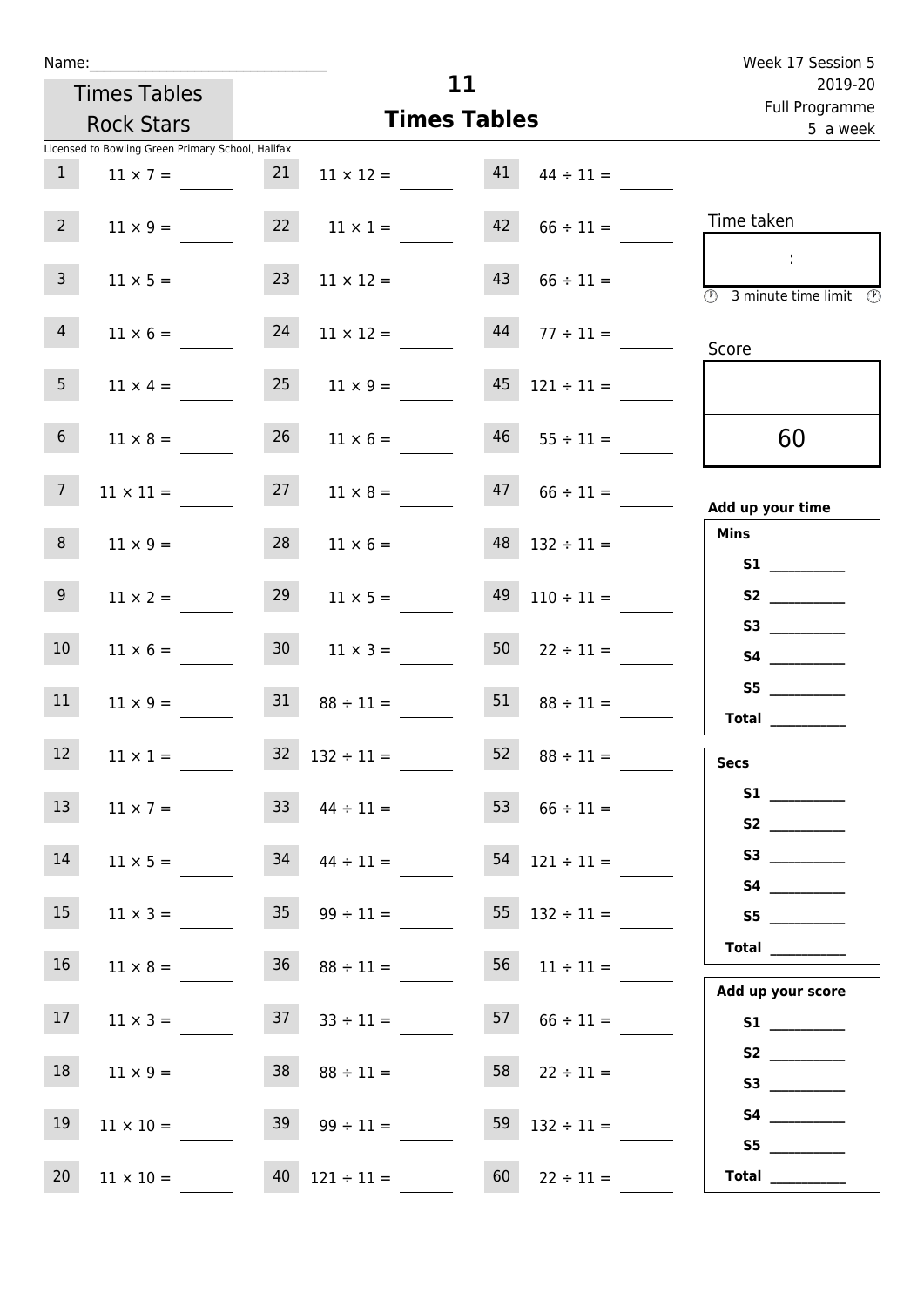Name:\_\_\_\_\_\_\_\_\_\_\_\_\_\_\_\_\_\_\_\_\_\_\_\_\_\_\_\_\_\_

Times Tables Rock Stars

# 11 Times Tables

Week 17 Session 5
2019-20
Full Programme
5 a week

Licensed to Bowling Green Primary School, Halifax

| | | | | | |
|---|---|---|---|---|---|
| 1 | 11 × 7 = | 21 | 11 × 12 = | 41 | 44 ÷ 11 = |
| 2 | 11 × 9 = | 22 | 11 × 1 = | 42 | 66 ÷ 11 = |
| 3 | 11 × 5 = | 23 | 11 × 12 = | 43 | 66 ÷ 11 = |
| 4 | 11 × 6 = | 24 | 11 × 12 = | 44 | 77 ÷ 11 = |
| 5 | 11 × 4 = | 25 | 11 × 9 = | 45 | 121 ÷ 11 = |
| 6 | 11 × 8 = | 26 | 11 × 6 = | 46 | 55 ÷ 11 = |
| 7 | 11 × 11 = | 27 | 11 × 8 = | 47 | 66 ÷ 11 = |
| 8 | 11 × 9 = | 28 | 11 × 6 = | 48 | 132 ÷ 11 = |
| 9 | 11 × 2 = | 29 | 11 × 5 = | 49 | 110 ÷ 11 = |
| 10 | 11 × 6 = | 30 | 11 × 3 = | 50 | 22 ÷ 11 = |
| 11 | 11 × 9 = | 31 | 88 ÷ 11 = | 51 | 88 ÷ 11 = |
| 12 | 11 × 1 = | 32 | 132 ÷ 11 = | 52 | 88 ÷ 11 = |
| 13 | 11 × 7 = | 33 | 44 ÷ 11 = | 53 | 66 ÷ 11 = |
| 14 | 11 × 5 = | 34 | 44 ÷ 11 = | 54 | 121 ÷ 11 = |
| 15 | 11 × 3 = | 35 | 99 ÷ 11 = | 55 | 132 ÷ 11 = |
| 16 | 11 × 8 = | 36 | 88 ÷ 11 = | 56 | 11 ÷ 11 = |
| 17 | 11 × 3 = | 37 | 33 ÷ 11 = | 57 | 66 ÷ 11 = |
| 18 | 11 × 9 = | 38 | 88 ÷ 11 = | 58 | 22 ÷ 11 = |
| 19 | 11 × 10 = | 39 | 99 ÷ 11 = | 59 | 132 ÷ 11 = |
| 20 | 11 × 10 = | 40 | 121 ÷ 11 = | 60 | 22 ÷ 11 = |

Time taken

:

3 minute time limit

Score

60

**Add up your time**

**Mins**

**S1** \_\_\_\_\_\_\_\_\_\_
**S2** \_\_\_\_\_\_\_\_\_\_
**S3** \_\_\_\_\_\_\_\_\_\_
**S4** \_\_\_\_\_\_\_\_\_\_
**S5** \_\_\_\_\_\_\_\_\_\_
**Total** \_\_\_\_\_\_\_\_\_\_

**Secs**

**S1** \_\_\_\_\_\_\_\_\_\_
**S2** \_\_\_\_\_\_\_\_\_\_
**S3** \_\_\_\_\_\_\_\_\_\_
**S4** \_\_\_\_\_\_\_\_\_\_
**S5** \_\_\_\_\_\_\_\_\_\_
**Total** \_\_\_\_\_\_\_\_\_\_

**Add up your score**

**S1** \_\_\_\_\_\_\_\_\_\_
**S2** \_\_\_\_\_\_\_\_\_\_
**S3** \_\_\_\_\_\_\_\_\_\_
**S4** \_\_\_\_\_\_\_\_\_\_
**S5** \_\_\_\_\_\_\_\_\_\_
**Total** \_\_\_\_\_\_\_\_\_\_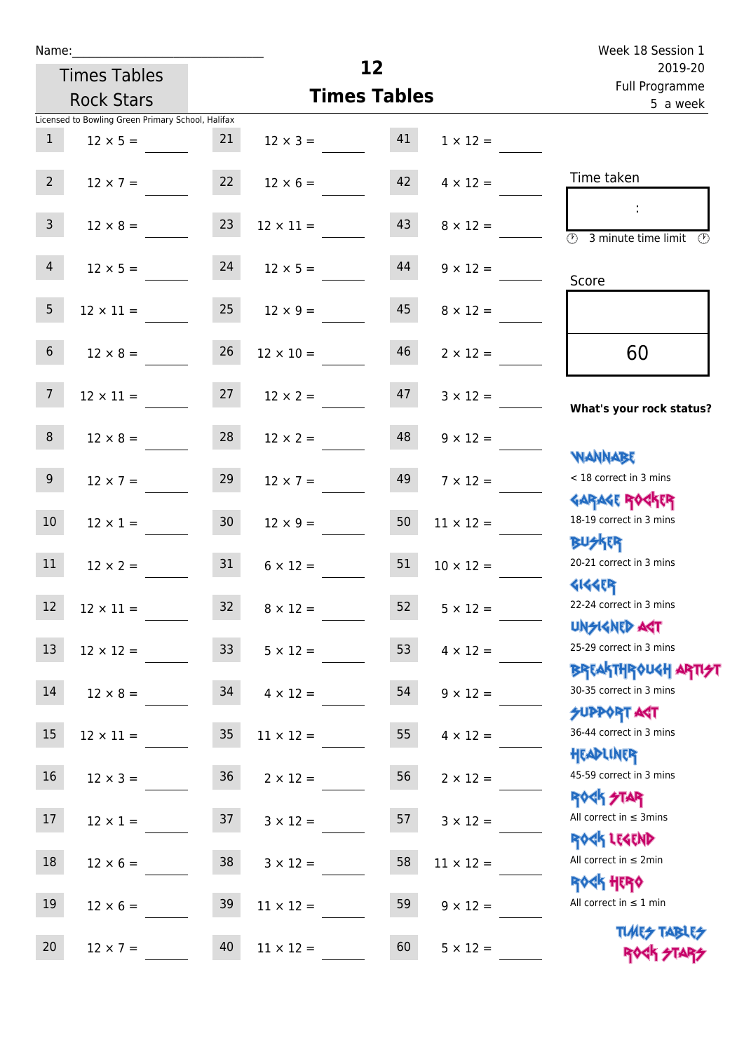Name:\_\_\_\_\_\_\_\_\_\_\_\_\_\_\_\_\_\_\_\_\_\_\_\_\_\_\_\_

Times Tables Rock Stars

# 12 Times Tables

Week 18 Session 1
2019-20
Full Programme
5 a week

Licensed to Bowling Green Primary School, Halifax

| | | | | | |
|---|---|---|---|---|---|
| 1 | $12 \times 5 =$ | 21 | $12 \times 3 =$ | 41 | $1 \times 12 =$ |
| 2 | $12 \times 7 =$ | 22 | $12 \times 6 =$ | 42 | $4 \times 12 =$ |
| 3 | $12 \times 8 =$ | 23 | $12 \times 11 =$ | 43 | $8 \times 12 =$ |
| 4 | $12 \times 5 =$ | 24 | $12 \times 5 =$ | 44 | $9 \times 12 =$ |
| 5 | $12 \times 11 =$ | 25 | $12 \times 9 =$ | 45 | $8 \times 12 =$ |
| 6 | $12 \times 8 =$ | 26 | $12 \times 10 =$ | 46 | $2 \times 12 =$ |
| 7 | $12 \times 11 =$ | 27 | $12 \times 2 =$ | 47 | $3 \times 12 =$ |
| 8 | $12 \times 8 =$ | 28 | $12 \times 2 =$ | 48 | $9 \times 12 =$ |
| 9 | $12 \times 7 =$ | 29 | $12 \times 7 =$ | 49 | $7 \times 12 =$ |
| 10 | $12 \times 1 =$ | 30 | $12 \times 9 =$ | 50 | $11 \times 12 =$ |
| 11 | $12 \times 2 =$ | 31 | $6 \times 12 =$ | 51 | $10 \times 12 =$ |
| 12 | $12 \times 11 =$ | 32 | $8 \times 12 =$ | 52 | $5 \times 12 =$ |
| 13 | $12 \times 12 =$ | 33 | $5 \times 12 =$ | 53 | $4 \times 12 =$ |
| 14 | $12 \times 8 =$ | 34 | $4 \times 12 =$ | 54 | $9 \times 12 =$ |
| 15 | $12 \times 11 =$ | 35 | $11 \times 12 =$ | 55 | $4 \times 12 =$ |
| 16 | $12 \times 3 =$ | 36 | $2 \times 12 =$ | 56 | $2 \times 12 =$ |
| 17 | $12 \times 1 =$ | 37 | $3 \times 12 =$ | 57 | $3 \times 12 =$ |
| 18 | $12 \times 6 =$ | 38 | $3 \times 12 =$ | 58 | $11 \times 12 =$ |
| 19 | $12 \times 6 =$ | 39 | $11 \times 12 =$ | 59 | $9 \times 12 =$ |
| 20 | $12 \times 7 =$ | 40 | $11 \times 12 =$ | 60 | $5 \times 12 =$ |

Time taken

:

3 minute time limit

Score

60

**What's your rock status?**

WANNABE
< 18 correct in 3 mins

GARAGE ROCKER
18-19 correct in 3 mins

BUSKER
20-21 correct in 3 mins

GIGGER
22-24 correct in 3 mins

UNSIGNED ACT
25-29 correct in 3 mins

BREAKTHROUGH ARTIST
30-35 correct in 3 mins

SUPPORT ACT
36-44 correct in 3 mins

HEADLINER
45-59 correct in 3 mins

ROCK STAR
All correct in ≤ 3mins

ROCK LEGEND
All correct in ≤ 2min

ROCK HERO
All correct in ≤ 1 min

TIMES TABLES ROCK STARS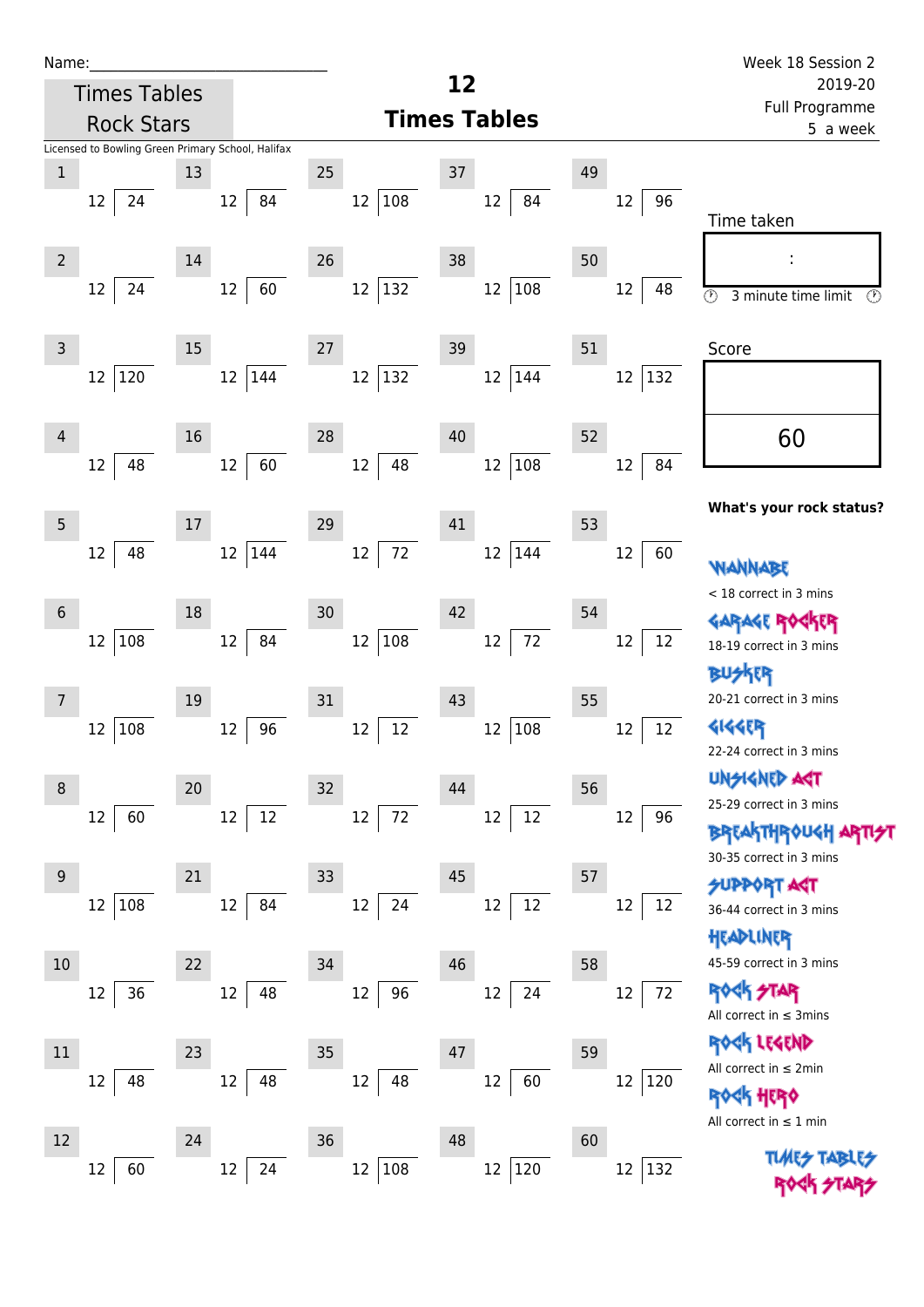Name:\_\_\_\_\_\_\_\_\_\_\_\_\_\_\_\_\_\_\_\_\_\_\_\_\_\_\_\_\_

Times Tables Rock Stars

# 12 Times Tables

Week 18 Session 2
2019-20
Full Programme
5 a week

Licensed to Bowling Green Primary School, Halifax

| # | | # | | # | | # | | # | |
|---|---|---|---|---|---|---|---|---|---|
| 1 | 12 ⟌ 24 | 13 | 12 ⟌ 84 | 25 | 12 ⟌ 108 | 37 | 12 ⟌ 84 | 49 | 12 ⟌ 96 |
| 2 | 12 ⟌ 24 | 14 | 12 ⟌ 60 | 26 | 12 ⟌ 132 | 38 | 12 ⟌ 108 | 50 | 12 ⟌ 48 |
| 3 | 12 ⟌ 120 | 15 | 12 ⟌ 144 | 27 | 12 ⟌ 132 | 39 | 12 ⟌ 144 | 51 | 12 ⟌ 132 |
| 4 | 12 ⟌ 48 | 16 | 12 ⟌ 60 | 28 | 12 ⟌ 48 | 40 | 12 ⟌ 108 | 52 | 12 ⟌ 84 |
| 5 | 12 ⟌ 48 | 17 | 12 ⟌ 144 | 29 | 12 ⟌ 72 | 41 | 12 ⟌ 144 | 53 | 12 ⟌ 60 |
| 6 | 12 ⟌ 108 | 18 | 12 ⟌ 84 | 30 | 12 ⟌ 108 | 42 | 12 ⟌ 72 | 54 | 12 ⟌ 12 |
| 7 | 12 ⟌ 108 | 19 | 12 ⟌ 96 | 31 | 12 ⟌ 12 | 43 | 12 ⟌ 108 | 55 | 12 ⟌ 12 |
| 8 | 12 ⟌ 60 | 20 | 12 ⟌ 12 | 32 | 12 ⟌ 72 | 44 | 12 ⟌ 12 | 56 | 12 ⟌ 96 |
| 9 | 12 ⟌ 108 | 21 | 12 ⟌ 84 | 33 | 12 ⟌ 24 | 45 | 12 ⟌ 12 | 57 | 12 ⟌ 12 |
| 10 | 12 ⟌ 36 | 22 | 12 ⟌ 48 | 34 | 12 ⟌ 96 | 46 | 12 ⟌ 24 | 58 | 12 ⟌ 72 |
| 11 | 12 ⟌ 48 | 23 | 12 ⟌ 48 | 35 | 12 ⟌ 48 | 47 | 12 ⟌ 60 | 59 | 12 ⟌ 120 |
| 12 | 12 ⟌ 60 | 24 | 12 ⟌ 24 | 36 | 12 ⟌ 108 | 48 | 12 ⟌ 120 | 60 | 12 ⟌ 132 |

Time taken

:

3 minute time limit

Score

60

**What's your rock status?**

WANNABE
< 18 correct in 3 mins

GARAGE ROCKER
18-19 correct in 3 mins

BUSKER
20-21 correct in 3 mins

GIGGER
22-24 correct in 3 mins

UNSIGNED ACT
25-29 correct in 3 mins

BREAKTHROUGH ARTIST
30-35 correct in 3 mins

SUPPORT ACT
36-44 correct in 3 mins

HEADLINER
45-59 correct in 3 mins

ROCK STAR
All correct in ≤ 3mins

ROCK LEGEND
All correct in ≤ 2min

ROCK HERO
All correct in ≤ 1 min

TIMES TABLES ROCK STARS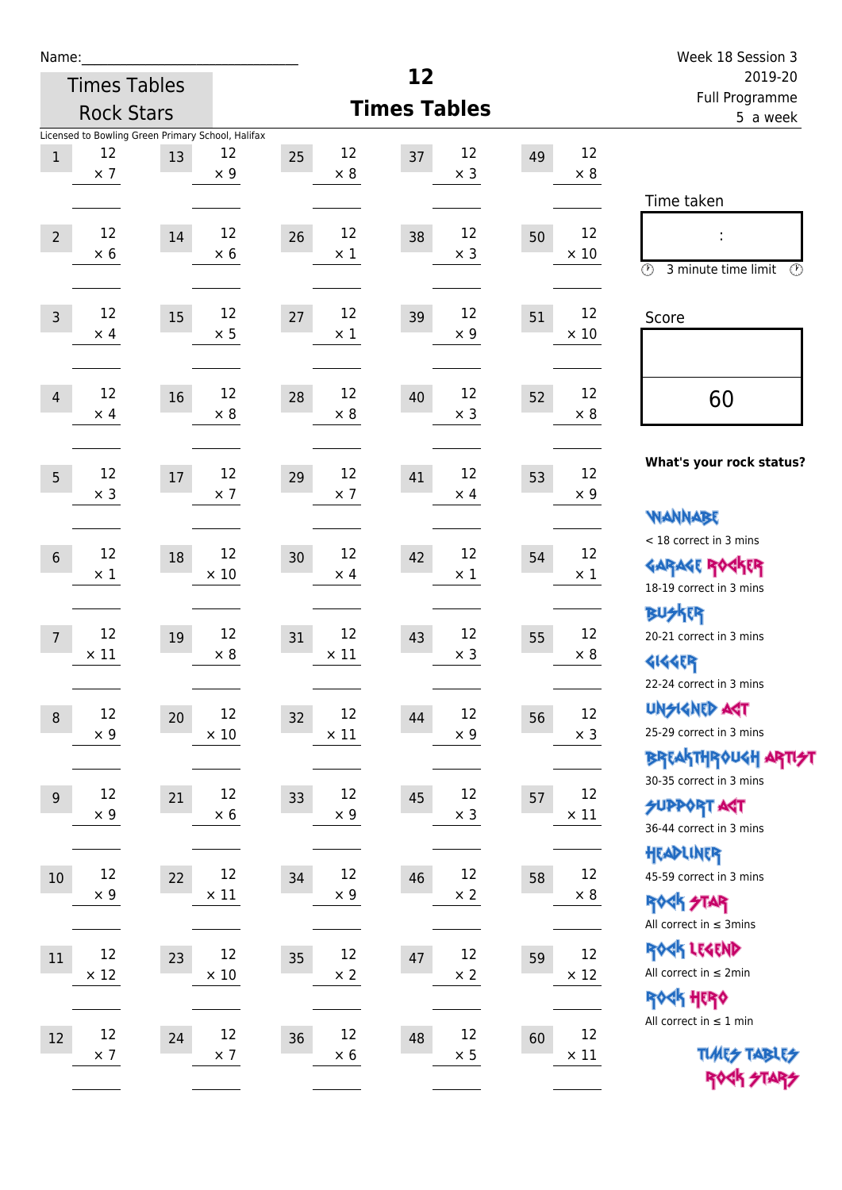Name:______________________________

Times Tables Rock Stars

# 12 Times Tables

Week 18 Session 3
2019-20
Full Programme
5 a week

Licensed to Bowling Green Primary School, Halifax

| # | Question | # | Question | # | Question | # | Question | # | Question |
|---|---|---|---|---|---|---|---|---|---|
| 1 | 12 × 7 | 13 | 12 × 9 | 25 | 12 × 8 | 37 | 12 × 3 | 49 | 12 × 8 |
| 2 | 12 × 6 | 14 | 12 × 6 | 26 | 12 × 1 | 38 | 12 × 3 | 50 | 12 × 10 |
| 3 | 12 × 4 | 15 | 12 × 5 | 27 | 12 × 1 | 39 | 12 × 9 | 51 | 12 × 10 |
| 4 | 12 × 4 | 16 | 12 × 8 | 28 | 12 × 8 | 40 | 12 × 3 | 52 | 12 × 8 |
| 5 | 12 × 3 | 17 | 12 × 7 | 29 | 12 × 7 | 41 | 12 × 4 | 53 | 12 × 9 |
| 6 | 12 × 1 | 18 | 12 × 10 | 30 | 12 × 4 | 42 | 12 × 1 | 54 | 12 × 1 |
| 7 | 12 × 11 | 19 | 12 × 8 | 31 | 12 × 11 | 43 | 12 × 3 | 55 | 12 × 8 |
| 8 | 12 × 9 | 20 | 12 × 10 | 32 | 12 × 11 | 44 | 12 × 9 | 56 | 12 × 3 |
| 9 | 12 × 9 | 21 | 12 × 6 | 33 | 12 × 9 | 45 | 12 × 3 | 57 | 12 × 11 |
| 10 | 12 × 9 | 22 | 12 × 11 | 34 | 12 × 9 | 46 | 12 × 2 | 58 | 12 × 8 |
| 11 | 12 × 12 | 23 | 12 × 10 | 35 | 12 × 2 | 47 | 12 × 2 | 59 | 12 × 12 |
| 12 | 12 × 7 | 24 | 12 × 7 | 36 | 12 × 6 | 48 | 12 × 5 | 60 | 12 × 11 |

Time taken

:

3 minute time limit

Score

60

**What's your rock status?**

WANNABE
< 18 correct in 3 mins

GARAGE ROCKER
18-19 correct in 3 mins

BUSKER
20-21 correct in 3 mins

GIGGER
22-24 correct in 3 mins

UNSIGNED ACT
25-29 correct in 3 mins

BREAKTHROUGH ARTIST
30-35 correct in 3 mins

SUPPORT ACT
36-44 correct in 3 mins

HEADLINER
45-59 correct in 3 mins

ROCK STAR
All correct in ≤ 3mins

ROCK LEGEND
All correct in ≤ 2min

ROCK HERO
All correct in ≤ 1 min

TIMES TABLES ROCK STARS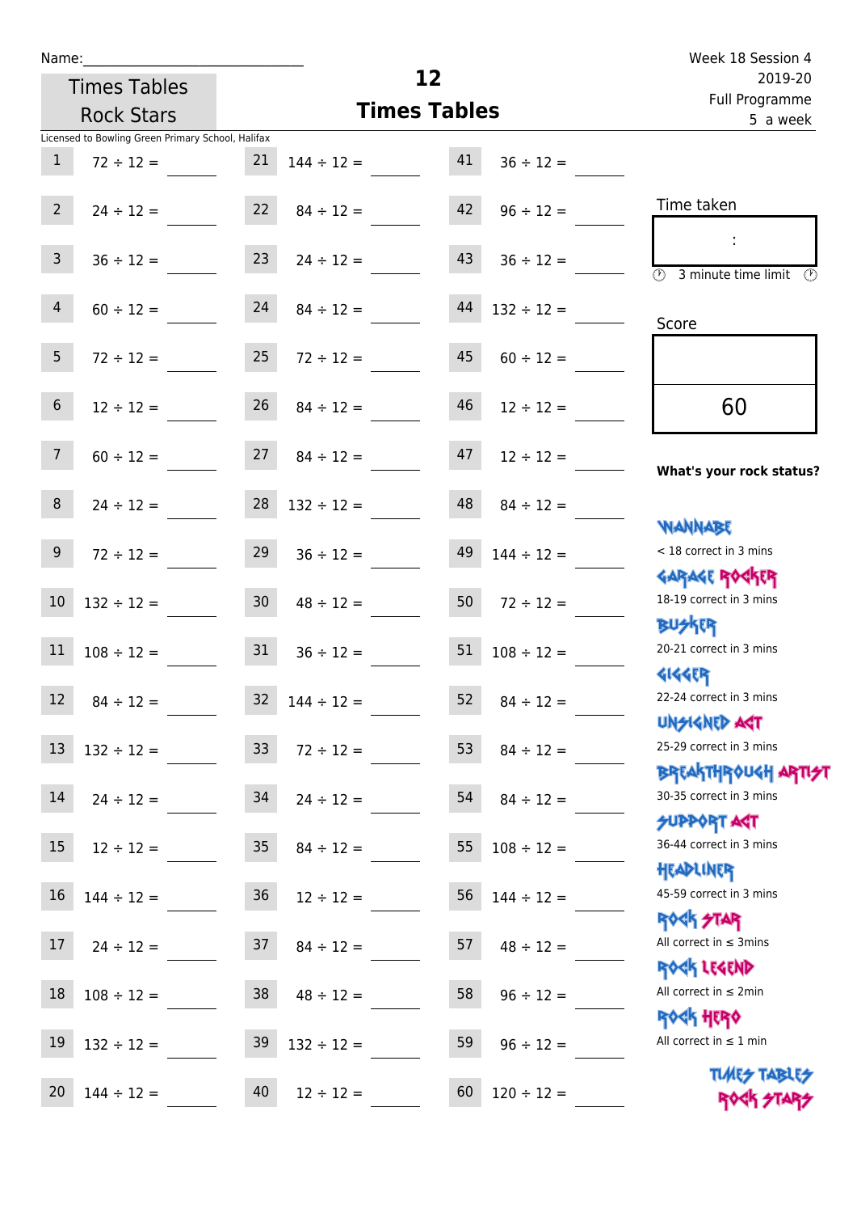Name:______________________________

Times Tables Rock Stars

# 12 Times Tables

Week 18 Session 4
2019-20
Full Programme
5 a week

Licensed to Bowling Green Primary School, Halifax

| # | Question | # | Question | # | Question |
|---|---|---|---|---|---|
| 1 | 72 ÷ 12 = | 21 | 144 ÷ 12 = | 41 | 36 ÷ 12 = |
| 2 | 24 ÷ 12 = | 22 | 84 ÷ 12 = | 42 | 96 ÷ 12 = |
| 3 | 36 ÷ 12 = | 23 | 24 ÷ 12 = | 43 | 36 ÷ 12 = |
| 4 | 60 ÷ 12 = | 24 | 84 ÷ 12 = | 44 | 132 ÷ 12 = |
| 5 | 72 ÷ 12 = | 25 | 72 ÷ 12 = | 45 | 60 ÷ 12 = |
| 6 | 12 ÷ 12 = | 26 | 84 ÷ 12 = | 46 | 12 ÷ 12 = |
| 7 | 60 ÷ 12 = | 27 | 84 ÷ 12 = | 47 | 12 ÷ 12 = |
| 8 | 24 ÷ 12 = | 28 | 132 ÷ 12 = | 48 | 84 ÷ 12 = |
| 9 | 72 ÷ 12 = | 29 | 36 ÷ 12 = | 49 | 144 ÷ 12 = |
| 10 | 132 ÷ 12 = | 30 | 48 ÷ 12 = | 50 | 72 ÷ 12 = |
| 11 | 108 ÷ 12 = | 31 | 36 ÷ 12 = | 51 | 108 ÷ 12 = |
| 12 | 84 ÷ 12 = | 32 | 144 ÷ 12 = | 52 | 84 ÷ 12 = |
| 13 | 132 ÷ 12 = | 33 | 72 ÷ 12 = | 53 | 84 ÷ 12 = |
| 14 | 24 ÷ 12 = | 34 | 24 ÷ 12 = | 54 | 84 ÷ 12 = |
| 15 | 12 ÷ 12 = | 35 | 84 ÷ 12 = | 55 | 108 ÷ 12 = |
| 16 | 144 ÷ 12 = | 36 | 12 ÷ 12 = | 56 | 144 ÷ 12 = |
| 17 | 24 ÷ 12 = | 37 | 84 ÷ 12 = | 57 | 48 ÷ 12 = |
| 18 | 108 ÷ 12 = | 38 | 48 ÷ 12 = | 58 | 96 ÷ 12 = |
| 19 | 132 ÷ 12 = | 39 | 132 ÷ 12 = | 59 | 96 ÷ 12 = |
| 20 | 144 ÷ 12 = | 40 | 12 ÷ 12 = | 60 | 120 ÷ 12 = |

Time taken

:

3 minute time limit

Score

60

**What's your rock status?**

- WANNABE: < 18 correct in 3 mins
- GARAGE ROCKER: 18-19 correct in 3 mins
- BUSKER: 20-21 correct in 3 mins
- GIGGER: 22-24 correct in 3 mins
- UNSIGNED ACT: 25-29 correct in 3 mins
- BREAKTHROUGH ARTIST: 30-35 correct in 3 mins
- SUPPORT ACT: 36-44 correct in 3 mins
- HEADLINER: 45-59 correct in 3 mins
- ROCK STAR: All correct in ≤ 3mins
- ROCK LEGEND: All correct in ≤ 2min
- ROCK HERO: All correct in ≤ 1 min

TIMES TABLES ROCK STARS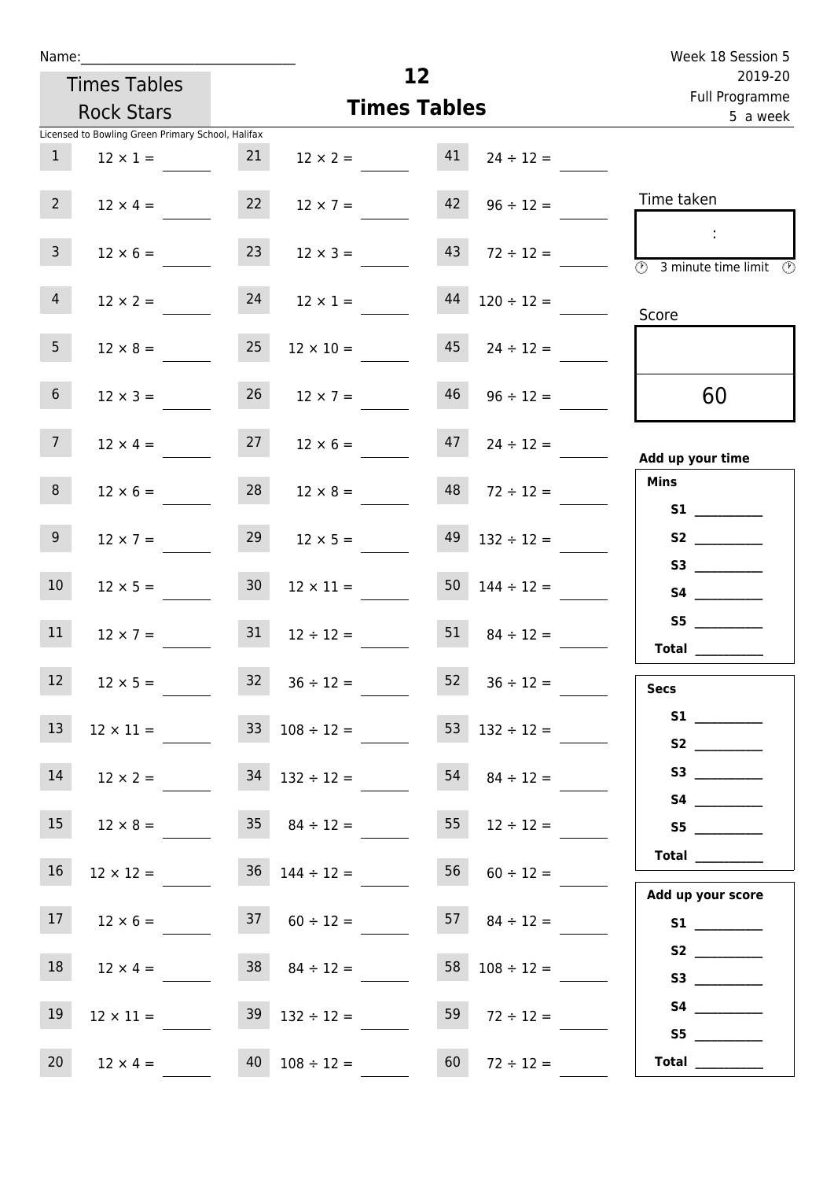Name:______________________________

Times Tables Rock Stars

# 12 Times Tables

Week 18 Session 5
2019-20
Full Programme
5 a week

Licensed to Bowling Green Primary School, Halifax

| | | | | | |
|---|---|---|---|---|---|
| 1 | $12 \times 1 =$ | 21 | $12 \times 2 =$ | 41 | $24 \div 12 =$ |
| 2 | $12 \times 4 =$ | 22 | $12 \times 7 =$ | 42 | $96 \div 12 =$ |
| 3 | $12 \times 6 =$ | 23 | $12 \times 3 =$ | 43 | $72 \div 12 =$ |
| 4 | $12 \times 2 =$ | 24 | $12 \times 1 =$ | 44 | $120 \div 12 =$ |
| 5 | $12 \times 8 =$ | 25 | $12 \times 10 =$ | 45 | $24 \div 12 =$ |
| 6 | $12 \times 3 =$ | 26 | $12 \times 7 =$ | 46 | $96 \div 12 =$ |
| 7 | $12 \times 4 =$ | 27 | $12 \times 6 =$ | 47 | $24 \div 12 =$ |
| 8 | $12 \times 6 =$ | 28 | $12 \times 8 =$ | 48 | $72 \div 12 =$ |
| 9 | $12 \times 7 =$ | 29 | $12 \times 5 =$ | 49 | $132 \div 12 =$ |
| 10 | $12 \times 5 =$ | 30 | $12 \times 11 =$ | 50 | $144 \div 12 =$ |
| 11 | $12 \times 7 =$ | 31 | $12 \div 12 =$ | 51 | $84 \div 12 =$ |
| 12 | $12 \times 5 =$ | 32 | $36 \div 12 =$ | 52 | $36 \div 12 =$ |
| 13 | $12 \times 11 =$ | 33 | $108 \div 12 =$ | 53 | $132 \div 12 =$ |
| 14 | $12 \times 2 =$ | 34 | $132 \div 12 =$ | 54 | $84 \div 12 =$ |
| 15 | $12 \times 8 =$ | 35 | $84 \div 12 =$ | 55 | $12 \div 12 =$ |
| 16 | $12 \times 12 =$ | 36 | $144 \div 12 =$ | 56 | $60 \div 12 =$ |
| 17 | $12 \times 6 =$ | 37 | $60 \div 12 =$ | 57 | $84 \div 12 =$ |
| 18 | $12 \times 4 =$ | 38 | $84 \div 12 =$ | 58 | $108 \div 12 =$ |
| 19 | $12 \times 11 =$ | 39 | $132 \div 12 =$ | 59 | $72 \div 12 =$ |
| 20 | $12 \times 4 =$ | 40 | $108 \div 12 =$ | 60 | $72 \div 12 =$ |

Time taken

:

3 minute time limit

Score

60

**Add up your time**

**Mins**
- **S1** ________
- **S2** ________
- **S3** ________
- **S4** ________
- **S5** ________
- **Total** ________

**Secs**
- **S1** ________
- **S2** ________
- **S3** ________
- **S4** ________
- **S5** ________
- **Total** ________

**Add up your score**
- **S1** ________
- **S2** ________
- **S3** ________
- **S4** ________
- **S5** ________
- **Total** ________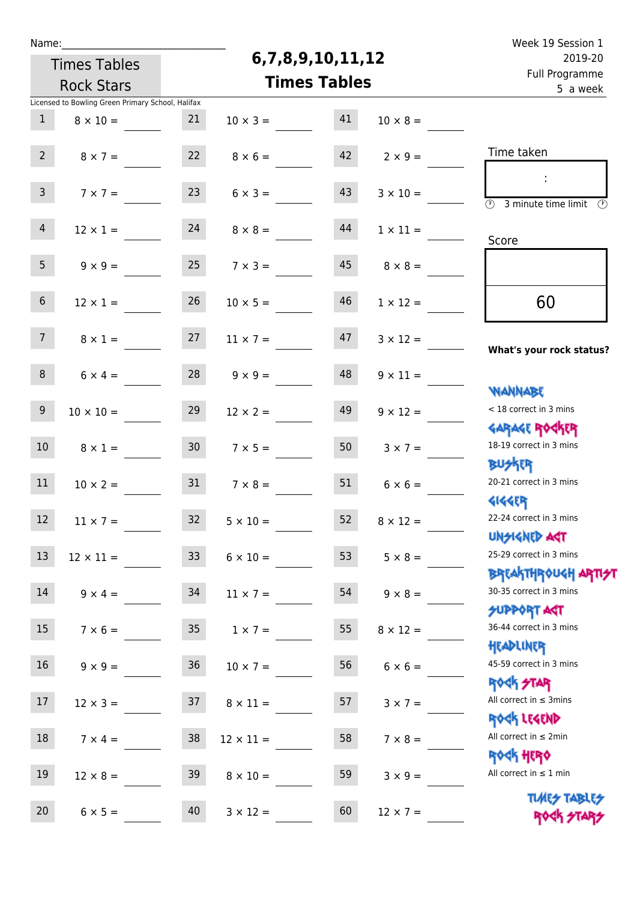Name:______________________________

Times Tables Rock Stars

# 6,7,8,9,10,11,12 Times Tables

Week 19 Session 1
2019-20
Full Programme
5 a week

Licensed to Bowling Green Primary School, Halifax

| | | | | | |
|---|---|---|---|---|---|
| 1 | 8 × 10 = | 21 | 10 × 3 = | 41 | 10 × 8 = |
| 2 | 8 × 7 = | 22 | 8 × 6 = | 42 | 2 × 9 = |
| 3 | 7 × 7 = | 23 | 6 × 3 = | 43 | 3 × 10 = |
| 4 | 12 × 1 = | 24 | 8 × 8 = | 44 | 1 × 11 = |
| 5 | 9 × 9 = | 25 | 7 × 3 = | 45 | 8 × 8 = |
| 6 | 12 × 1 = | 26 | 10 × 5 = | 46 | 1 × 12 = |
| 7 | 8 × 1 = | 27 | 11 × 7 = | 47 | 3 × 12 = |
| 8 | 6 × 4 = | 28 | 9 × 9 = | 48 | 9 × 11 = |
| 9 | 10 × 10 = | 29 | 12 × 2 = | 49 | 9 × 12 = |
| 10 | 8 × 1 = | 30 | 7 × 5 = | 50 | 3 × 7 = |
| 11 | 10 × 2 = | 31 | 7 × 8 = | 51 | 6 × 6 = |
| 12 | 11 × 7 = | 32 | 5 × 10 = | 52 | 8 × 12 = |
| 13 | 12 × 11 = | 33 | 6 × 10 = | 53 | 5 × 8 = |
| 14 | 9 × 4 = | 34 | 11 × 7 = | 54 | 9 × 8 = |
| 15 | 7 × 6 = | 35 | 1 × 7 = | 55 | 8 × 12 = |
| 16 | 9 × 9 = | 36 | 10 × 7 = | 56 | 6 × 6 = |
| 17 | 12 × 3 = | 37 | 8 × 11 = | 57 | 3 × 7 = |
| 18 | 7 × 4 = | 38 | 12 × 11 = | 58 | 7 × 8 = |
| 19 | 12 × 8 = | 39 | 8 × 10 = | 59 | 3 × 9 = |
| 20 | 6 × 5 = | 40 | 3 × 12 = | 60 | 12 × 7 = |

Time taken

:

3 minute time limit

Score

60

**What's your rock status?**

WANNABE
< 18 correct in 3 mins

GARAGE ROCKER
18-19 correct in 3 mins

BUSKER
20-21 correct in 3 mins

GIGGER
22-24 correct in 3 mins

UNSIGNED ACT
25-29 correct in 3 mins

BREAKTHROUGH ARTIST
30-35 correct in 3 mins

SUPPORT ACT
36-44 correct in 3 mins

HEADLINER
45-59 correct in 3 mins

ROCK STAR
All correct in ≤ 3mins

ROCK LEGEND
All correct in ≤ 2min

ROCK HERO
All correct in ≤ 1 min

TIMES TABLES ROCK STARS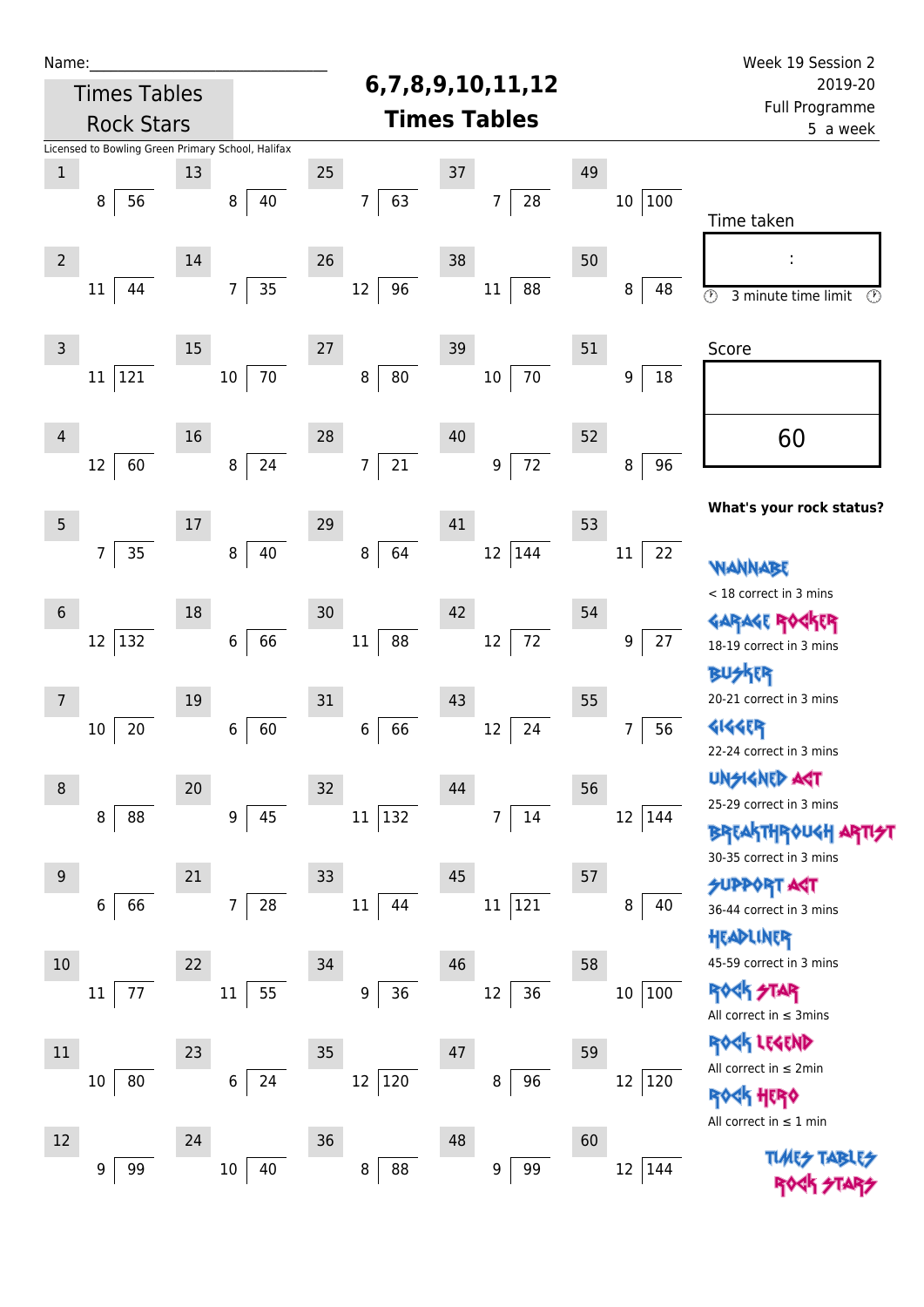Name:\_\_\_\_\_\_\_\_\_\_\_\_\_\_\_\_\_\_\_\_\_\_\_\_\_\_\_\_

**Times Tables Rock Stars**

# 6,7,8,9,10,11,12 Times Tables

Week 19 Session 2
2019-20
Full Programme
5 a week

Licensed to Bowling Green Primary School, Halifax

| # | Divisor | Dividend | # | Divisor | Dividend | # | Divisor | Dividend | # | Divisor | Dividend | # | Divisor | Dividend |
|---|---|---|---|---|---|---|---|---|---|---|---|---|---|---|
| 1 | 8 | 56 | 13 | 8 | 40 | 25 | 7 | 63 | 37 | 7 | 28 | 49 | 10 | 100 |
| 2 | 11 | 44 | 14 | 7 | 35 | 26 | 12 | 96 | 38 | 11 | 88 | 50 | 8 | 48 |
| 3 | 11 | 121 | 15 | 10 | 70 | 27 | 8 | 80 | 39 | 10 | 70 | 51 | 9 | 18 |
| 4 | 12 | 60 | 16 | 8 | 24 | 28 | 7 | 21 | 40 | 9 | 72 | 52 | 8 | 96 |
| 5 | 7 | 35 | 17 | 8 | 40 | 29 | 8 | 64 | 41 | 12 | 144 | 53 | 11 | 22 |
| 6 | 12 | 132 | 18 | 6 | 66 | 30 | 11 | 88 | 42 | 12 | 72 | 54 | 9 | 27 |
| 7 | 10 | 20 | 19 | 6 | 60 | 31 | 6 | 66 | 43 | 12 | 24 | 55 | 7 | 56 |
| 8 | 8 | 88 | 20 | 9 | 45 | 32 | 11 | 132 | 44 | 7 | 14 | 56 | 12 | 144 |
| 9 | 6 | 66 | 21 | 7 | 28 | 33 | 11 | 44 | 45 | 11 | 121 | 57 | 8 | 40 |
| 10 | 11 | 77 | 22 | 11 | 55 | 34 | 9 | 36 | 46 | 12 | 36 | 58 | 10 | 100 |
| 11 | 10 | 80 | 23 | 6 | 24 | 35 | 12 | 120 | 47 | 8 | 96 | 59 | 12 | 120 |
| 12 | 9 | 99 | 24 | 10 | 40 | 36 | 8 | 88 | 48 | 9 | 99 | 60 | 12 | 144 |

Time taken

:

3 minute time limit

Score

60

**What's your rock status?**

WANNABE
< 18 correct in 3 mins

GARAGE ROCKER
18-19 correct in 3 mins

BUSKER
20-21 correct in 3 mins

GIGGER
22-24 correct in 3 mins

UNSIGNED ACT
25-29 correct in 3 mins

BREAKTHROUGH ARTIST
30-35 correct in 3 mins

SUPPORT ACT
36-44 correct in 3 mins

HEADLINER
45-59 correct in 3 mins

ROCK STAR
All correct in ≤ 3mins

ROCK LEGEND
All correct in ≤ 2min

ROCK HERO
All correct in ≤ 1 min

TIMES TABLES ROCK STARS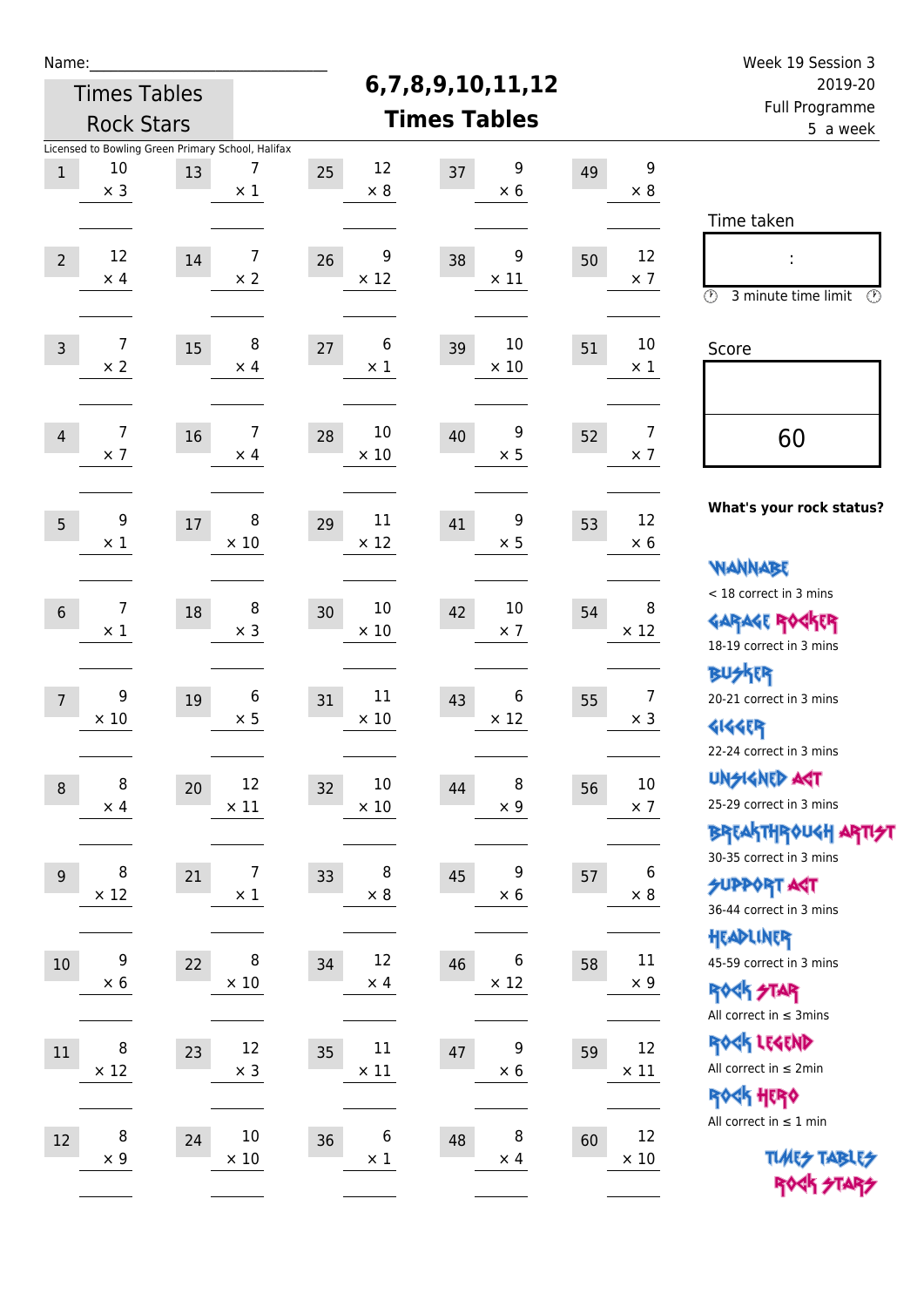Name:\_\_\_\_\_\_\_\_\_\_\_\_\_\_\_\_\_\_\_\_\_\_\_\_\_\_\_\_

Times Tables Rock Stars

# 6,7,8,9,10,11,12 Times Tables

Week 19 Session 3
2019-20
Full Programme
5 a week

Licensed to Bowling Green Primary School, Halifax

| # | Question | # | Question | # | Question | # | Question | # | Question |
|---|---|---|---|---|---|---|---|---|---|
| 1 | 10 × 3 | 13 | 7 × 1 | 25 | 12 × 8 | 37 | 9 × 6 | 49 | 9 × 8 |
| 2 | 12 × 4 | 14 | 7 × 2 | 26 | 9 × 12 | 38 | 9 × 11 | 50 | 12 × 7 |
| 3 | 7 × 2 | 15 | 8 × 4 | 27 | 6 × 1 | 39 | 10 × 10 | 51 | 10 × 1 |
| 4 | 7 × 7 | 16 | 7 × 4 | 28 | 10 × 10 | 40 | 9 × 5 | 52 | 7 × 7 |
| 5 | 9 × 1 | 17 | 8 × 10 | 29 | 11 × 12 | 41 | 9 × 5 | 53 | 12 × 6 |
| 6 | 7 × 1 | 18 | 8 × 3 | 30 | 10 × 10 | 42 | 10 × 7 | 54 | 8 × 12 |
| 7 | 9 × 10 | 19 | 6 × 5 | 31 | 11 × 10 | 43 | 6 × 12 | 55 | 7 × 3 |
| 8 | 8 × 4 | 20 | 12 × 11 | 32 | 10 × 10 | 44 | 8 × 9 | 56 | 10 × 7 |
| 9 | 8 × 12 | 21 | 7 × 1 | 33 | 8 × 8 | 45 | 9 × 6 | 57 | 6 × 8 |
| 10 | 9 × 6 | 22 | 8 × 10 | 34 | 12 × 4 | 46 | 6 × 12 | 58 | 11 × 9 |
| 11 | 8 × 12 | 23 | 12 × 3 | 35 | 11 × 11 | 47 | 9 × 6 | 59 | 12 × 11 |
| 12 | 8 × 9 | 24 | 10 × 10 | 36 | 6 × 1 | 48 | 8 × 4 | 60 | 12 × 10 |

Time taken

:

3 minute time limit

Score

60

**What's your rock status?**

WANNABE
< 18 correct in 3 mins

GARAGE ROCKER
18-19 correct in 3 mins

BUSKER
20-21 correct in 3 mins

GIGGER
22-24 correct in 3 mins

UNSIGNED ACT
25-29 correct in 3 mins

BREAKTHROUGH ARTIST
30-35 correct in 3 mins

SUPPORT ACT
36-44 correct in 3 mins

HEADLINER
45-59 correct in 3 mins

ROCK STAR
All correct in ≤ 3mins

ROCK LEGEND
All correct in ≤ 2min

ROCK HERO
All correct in ≤ 1 min

TIMES TABLES ROCK STARS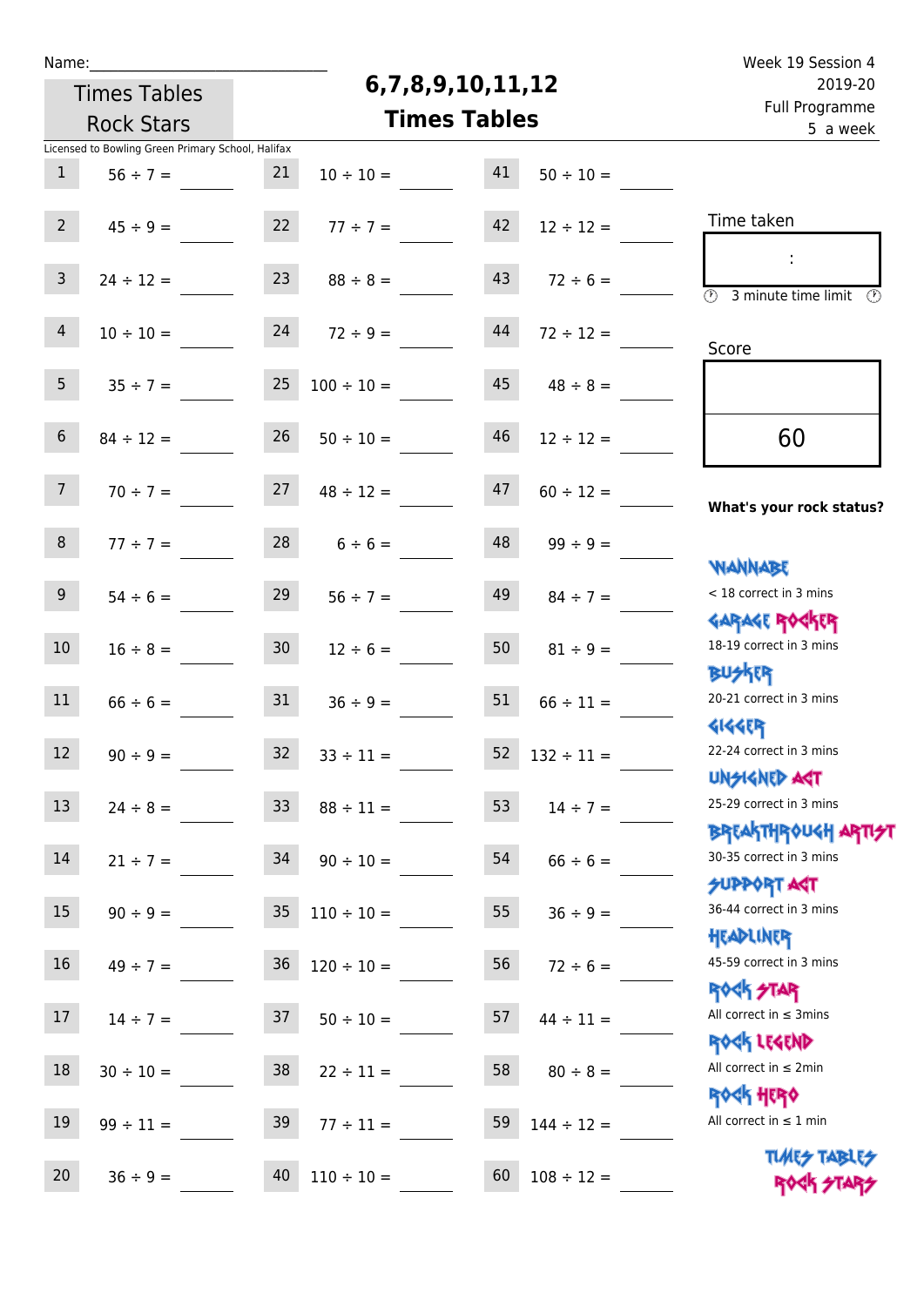Name:______________________________

Times Tables Rock Stars

# 6,7,8,9,10,11,12 Times Tables

Week 19 Session 4
2019-20
Full Programme
5 a week

Licensed to Bowling Green Primary School, Halifax

| | | | | | |
|---|---|---|---|---|---|
| 1 | 56 ÷ 7 = ____ | 21 | 10 ÷ 10 = ____ | 41 | 50 ÷ 10 = ____ |
| 2 | 45 ÷ 9 = ____ | 22 | 77 ÷ 7 = ____ | 42 | 12 ÷ 12 = ____ |
| 3 | 24 ÷ 12 = ____ | 23 | 88 ÷ 8 = ____ | 43 | 72 ÷ 6 = ____ |
| 4 | 10 ÷ 10 = ____ | 24 | 72 ÷ 9 = ____ | 44 | 72 ÷ 12 = ____ |
| 5 | 35 ÷ 7 = ____ | 25 | 100 ÷ 10 = ____ | 45 | 48 ÷ 8 = ____ |
| 6 | 84 ÷ 12 = ____ | 26 | 50 ÷ 10 = ____ | 46 | 12 ÷ 12 = ____ |
| 7 | 70 ÷ 7 = ____ | 27 | 48 ÷ 12 = ____ | 47 | 60 ÷ 12 = ____ |
| 8 | 77 ÷ 7 = ____ | 28 | 6 ÷ 6 = ____ | 48 | 99 ÷ 9 = ____ |
| 9 | 54 ÷ 6 = ____ | 29 | 56 ÷ 7 = ____ | 49 | 84 ÷ 7 = ____ |
| 10 | 16 ÷ 8 = ____ | 30 | 12 ÷ 6 = ____ | 50 | 81 ÷ 9 = ____ |
| 11 | 66 ÷ 6 = ____ | 31 | 36 ÷ 9 = ____ | 51 | 66 ÷ 11 = ____ |
| 12 | 90 ÷ 9 = ____ | 32 | 33 ÷ 11 = ____ | 52 | 132 ÷ 11 = ____ |
| 13 | 24 ÷ 8 = ____ | 33 | 88 ÷ 11 = ____ | 53 | 14 ÷ 7 = ____ |
| 14 | 21 ÷ 7 = ____ | 34 | 90 ÷ 10 = ____ | 54 | 66 ÷ 6 = ____ |
| 15 | 90 ÷ 9 = ____ | 35 | 110 ÷ 10 = ____ | 55 | 36 ÷ 9 = ____ |
| 16 | 49 ÷ 7 = ____ | 36 | 120 ÷ 10 = ____ | 56 | 72 ÷ 6 = ____ |
| 17 | 14 ÷ 7 = ____ | 37 | 50 ÷ 10 = ____ | 57 | 44 ÷ 11 = ____ |
| 18 | 30 ÷ 10 = ____ | 38 | 22 ÷ 11 = ____ | 58 | 80 ÷ 8 = ____ |
| 19 | 99 ÷ 11 = ____ | 39 | 77 ÷ 11 = ____ | 59 | 144 ÷ 12 = ____ |
| 20 | 36 ÷ 9 = ____ | 40 | 110 ÷ 10 = ____ | 60 | 108 ÷ 12 = ____ |

Time taken

:

3 minute time limit

Score

60

**What's your rock status?**

- WANNABE: < 18 correct in 3 mins
- GARAGE ROCKER: 18-19 correct in 3 mins
- BUSKER: 20-21 correct in 3 mins
- GIGGER: 22-24 correct in 3 mins
- UNSIGNED ACT: 25-29 correct in 3 mins
- BREAKTHROUGH ARTIST: 30-35 correct in 3 mins
- SUPPORT ACT: 36-44 correct in 3 mins
- HEADLINER: 45-59 correct in 3 mins
- ROCK STAR: All correct in ≤ 3mins
- ROCK LEGEND: All correct in ≤ 2min
- ROCK HERO: All correct in ≤ 1 min

TIMES TABLES ROCK STARS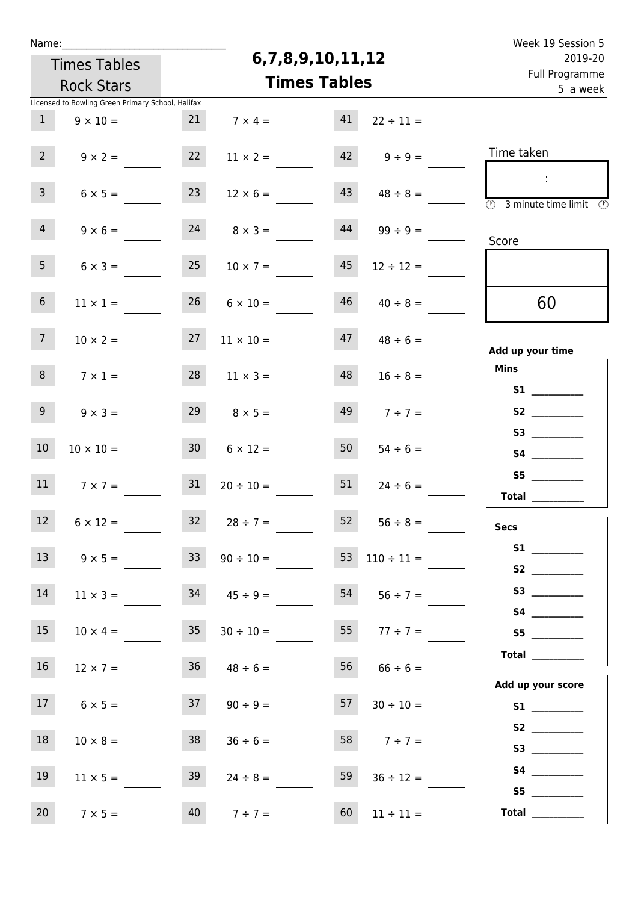Name:_______________________________

Times Tables Rock Stars

# 6,7,8,9,10,11,12 Times Tables

Week 19 Session 5
2019-20
Full Programme
5 a week

Licensed to Bowling Green Primary School, Halifax

| | | | | | |
|---|---|---|---|---|---|
| 1 | 9 × 10 = ____ | 21 | 7 × 4 = ____ | 41 | 22 ÷ 11 = ____ |
| 2 | 9 × 2 = ____ | 22 | 11 × 2 = ____ | 42 | 9 ÷ 9 = ____ |
| 3 | 6 × 5 = ____ | 23 | 12 × 6 = ____ | 43 | 48 ÷ 8 = ____ |
| 4 | 9 × 6 = ____ | 24 | 8 × 3 = ____ | 44 | 99 ÷ 9 = ____ |
| 5 | 6 × 3 = ____ | 25 | 10 × 7 = ____ | 45 | 12 ÷ 12 = ____ |
| 6 | 11 × 1 = ____ | 26 | 6 × 10 = ____ | 46 | 40 ÷ 8 = ____ |
| 7 | 10 × 2 = ____ | 27 | 11 × 10 = ____ | 47 | 48 ÷ 6 = ____ |
| 8 | 7 × 1 = ____ | 28 | 11 × 3 = ____ | 48 | 16 ÷ 8 = ____ |
| 9 | 9 × 3 = ____ | 29 | 8 × 5 = ____ | 49 | 7 ÷ 7 = ____ |
| 10 | 10 × 10 = ____ | 30 | 6 × 12 = ____ | 50 | 54 ÷ 6 = ____ |
| 11 | 7 × 7 = ____ | 31 | 20 ÷ 10 = ____ | 51 | 24 ÷ 6 = ____ |
| 12 | 6 × 12 = ____ | 32 | 28 ÷ 7 = ____ | 52 | 56 ÷ 8 = ____ |
| 13 | 9 × 5 = ____ | 33 | 90 ÷ 10 = ____ | 53 | 110 ÷ 11 = ____ |
| 14 | 11 × 3 = ____ | 34 | 45 ÷ 9 = ____ | 54 | 56 ÷ 7 = ____ |
| 15 | 10 × 4 = ____ | 35 | 30 ÷ 10 = ____ | 55 | 77 ÷ 7 = ____ |
| 16 | 12 × 7 = ____ | 36 | 48 ÷ 6 = ____ | 56 | 66 ÷ 6 = ____ |
| 17 | 6 × 5 = ____ | 37 | 90 ÷ 9 = ____ | 57 | 30 ÷ 10 = ____ |
| 18 | 10 × 8 = ____ | 38 | 36 ÷ 6 = ____ | 58 | 7 ÷ 7 = ____ |
| 19 | 11 × 5 = ____ | 39 | 24 ÷ 8 = ____ | 59 | 36 ÷ 12 = ____ |
| 20 | 7 × 5 = ____ | 40 | 7 ÷ 7 = ____ | 60 | 11 ÷ 11 = ____ |

Time taken

:

3 minute time limit

Score

60

**Add up your time**

**Mins**

**S1** ________
**S2** ________
**S3** ________
**S4** ________
**S5** ________
**Total** ________

**Secs**

**S1** ________
**S2** ________
**S3** ________
**S4** ________
**S5** ________
**Total** ________

**Add up your score**

**S1** ________
**S2** ________
**S3** ________
**S4** ________
**S5** ________
**Total** ________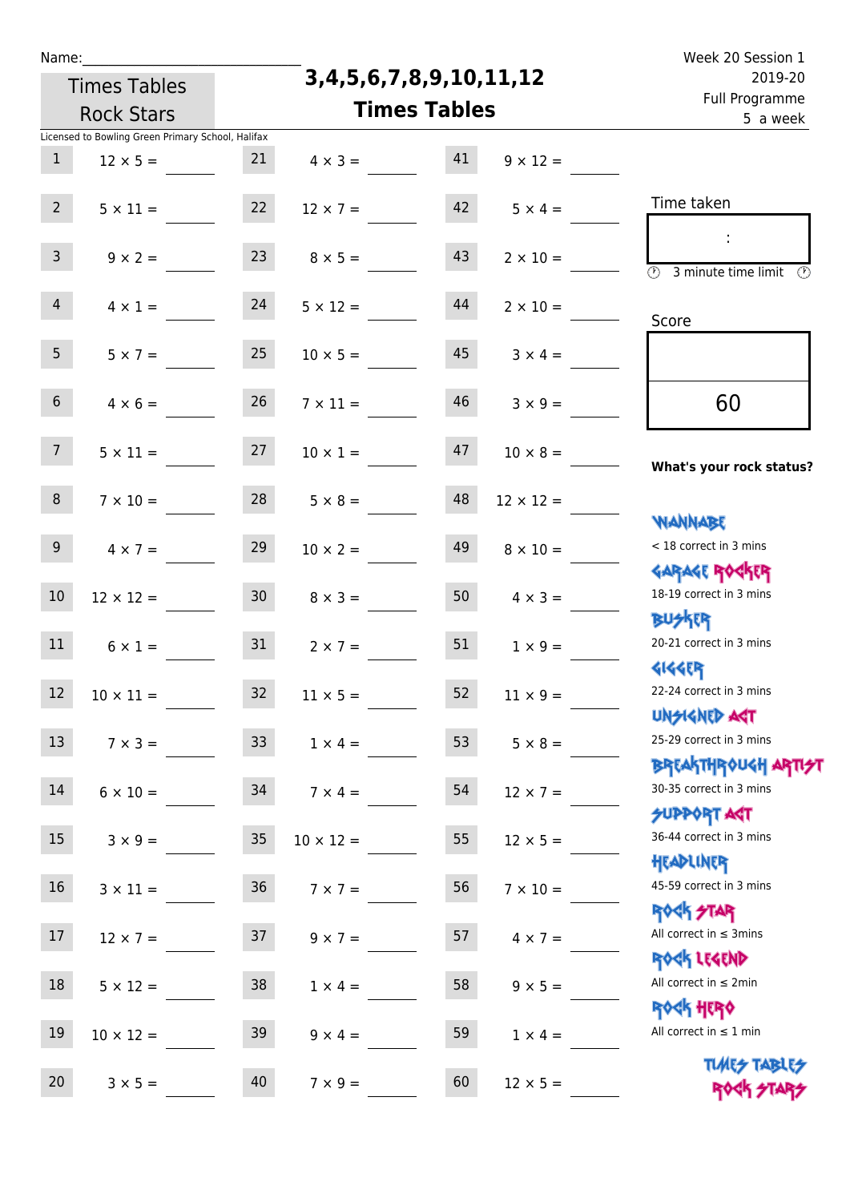Name:______________________________

Times Tables Rock Stars

# 3,4,5,6,7,8,9,10,11,12 Times Tables

Week 20 Session 1
2019-20
Full Programme
5 a week

Licensed to Bowling Green Primary School, Halifax

| | | | | | |
|---|---|---|---|---|---|
| 1 | 12 × 5 = ____ | 21 | 4 × 3 = ____ | 41 | 9 × 12 = ____ |
| 2 | 5 × 11 = ____ | 22 | 12 × 7 = ____ | 42 | 5 × 4 = ____ |
| 3 | 9 × 2 = ____ | 23 | 8 × 5 = ____ | 43 | 2 × 10 = ____ |
| 4 | 4 × 1 = ____ | 24 | 5 × 12 = ____ | 44 | 2 × 10 = ____ |
| 5 | 5 × 7 = ____ | 25 | 10 × 5 = ____ | 45 | 3 × 4 = ____ |
| 6 | 4 × 6 = ____ | 26 | 7 × 11 = ____ | 46 | 3 × 9 = ____ |
| 7 | 5 × 11 = ____ | 27 | 10 × 1 = ____ | 47 | 10 × 8 = ____ |
| 8 | 7 × 10 = ____ | 28 | 5 × 8 = ____ | 48 | 12 × 12 = ____ |
| 9 | 4 × 7 = ____ | 29 | 10 × 2 = ____ | 49 | 8 × 10 = ____ |
| 10 | 12 × 12 = ____ | 30 | 8 × 3 = ____ | 50 | 4 × 3 = ____ |
| 11 | 6 × 1 = ____ | 31 | 2 × 7 = ____ | 51 | 1 × 9 = ____ |
| 12 | 10 × 11 = ____ | 32 | 11 × 5 = ____ | 52 | 11 × 9 = ____ |
| 13 | 7 × 3 = ____ | 33 | 1 × 4 = ____ | 53 | 5 × 8 = ____ |
| 14 | 6 × 10 = ____ | 34 | 7 × 4 = ____ | 54 | 12 × 7 = ____ |
| 15 | 3 × 9 = ____ | 35 | 10 × 12 = ____ | 55 | 12 × 5 = ____ |
| 16 | 3 × 11 = ____ | 36 | 7 × 7 = ____ | 56 | 7 × 10 = ____ |
| 17 | 12 × 7 = ____ | 37 | 9 × 7 = ____ | 57 | 4 × 7 = ____ |
| 18 | 5 × 12 = ____ | 38 | 1 × 4 = ____ | 58 | 9 × 5 = ____ |
| 19 | 10 × 12 = ____ | 39 | 9 × 4 = ____ | 59 | 1 × 4 = ____ |
| 20 | 3 × 5 = ____ | 40 | 7 × 9 = ____ | 60 | 12 × 5 = ____ |

Time taken

:

3 minute time limit

Score

60

**What's your rock status?**

WANNABE
< 18 correct in 3 mins

GARAGE ROCKER
18-19 correct in 3 mins

BUSKER
20-21 correct in 3 mins

GIGGER
22-24 correct in 3 mins

UNSIGNED ACT
25-29 correct in 3 mins

BREAKTHROUGH ARTIST
30-35 correct in 3 mins

SUPPORT ACT
36-44 correct in 3 mins

HEADLINER
45-59 correct in 3 mins

ROCK STAR
All correct in ≤ 3mins

ROCK LEGEND
All correct in ≤ 2min

ROCK HERO
All correct in ≤ 1 min

TIMES TABLES ROCK STARS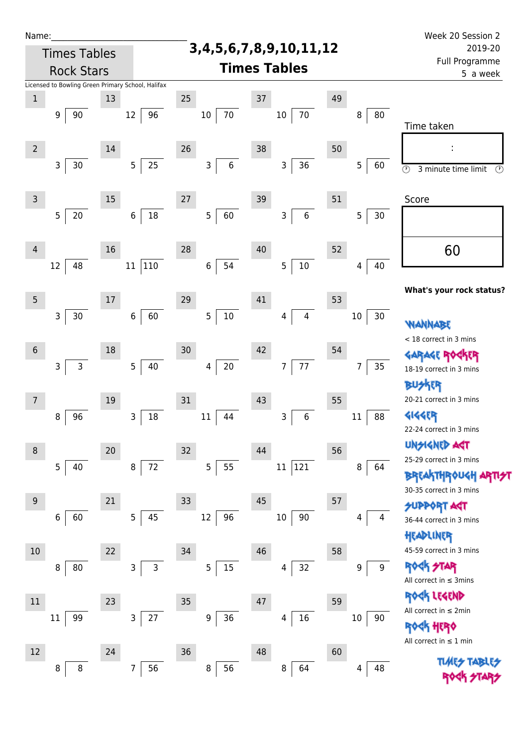Name:\_\_\_\_\_\_\_\_\_\_\_\_\_\_\_\_\_\_\_\_\_\_\_\_\_\_\_\_

Times Tables Rock Stars

# 3,4,5,6,7,8,9,10,11,12 Times Tables

Week 20 Session 2
2019-20
Full Programme
5 a week

Licensed to Bowling Green Primary School, Halifax

| # | Question | # | Question | # | Question | # | Question | # | Question |
|---|---|---|---|---|---|---|---|---|---|
| 1 | 9 ⟌ 90 | 13 | 12 ⟌ 96 | 25 | 10 ⟌ 70 | 37 | 10 ⟌ 70 | 49 | 8 ⟌ 80 |
| 2 | 3 ⟌ 30 | 14 | 5 ⟌ 25 | 26 | 3 ⟌ 6 | 38 | 3 ⟌ 36 | 50 | 5 ⟌ 60 |
| 3 | 5 ⟌ 20 | 15 | 6 ⟌ 18 | 27 | 5 ⟌ 60 | 39 | 3 ⟌ 6 | 51 | 5 ⟌ 30 |
| 4 | 12 ⟌ 48 | 16 | 11 ⟌ 110 | 28 | 6 ⟌ 54 | 40 | 5 ⟌ 10 | 52 | 4 ⟌ 40 |
| 5 | 3 ⟌ 30 | 17 | 6 ⟌ 60 | 29 | 5 ⟌ 10 | 41 | 4 ⟌ 4 | 53 | 10 ⟌ 30 |
| 6 | 3 ⟌ 3 | 18 | 5 ⟌ 40 | 30 | 4 ⟌ 20 | 42 | 7 ⟌ 77 | 54 | 7 ⟌ 35 |
| 7 | 8 ⟌ 96 | 19 | 3 ⟌ 18 | 31 | 11 ⟌ 44 | 43 | 3 ⟌ 6 | 55 | 11 ⟌ 88 |
| 8 | 5 ⟌ 40 | 20 | 8 ⟌ 72 | 32 | 5 ⟌ 55 | 44 | 11 ⟌ 121 | 56 | 8 ⟌ 64 |
| 9 | 6 ⟌ 60 | 21 | 5 ⟌ 45 | 33 | 12 ⟌ 96 | 45 | 10 ⟌ 90 | 57 | 4 ⟌ 4 |
| 10 | 8 ⟌ 80 | 22 | 3 ⟌ 3 | 34 | 5 ⟌ 15 | 46 | 4 ⟌ 32 | 58 | 9 ⟌ 9 |
| 11 | 11 ⟌ 99 | 23 | 3 ⟌ 27 | 35 | 9 ⟌ 36 | 47 | 4 ⟌ 16 | 59 | 10 ⟌ 90 |
| 12 | 8 ⟌ 8 | 24 | 7 ⟌ 56 | 36 | 8 ⟌ 56 | 48 | 8 ⟌ 64 | 60 | 4 ⟌ 48 |

Time taken

:

3 minute time limit

Score

60

**What's your rock status?**

WANNABE
< 18 correct in 3 mins

GARAGE ROCKER
18-19 correct in 3 mins

BUSKER
20-21 correct in 3 mins

GIGGER
22-24 correct in 3 mins

UNSIGNED ACT
25-29 correct in 3 mins

BREAKTHROUGH ARTIST
30-35 correct in 3 mins

SUPPORT ACT
36-44 correct in 3 mins

HEADLINER
45-59 correct in 3 mins

ROCK STAR
All correct in ≤ 3mins

ROCK LEGEND
All correct in ≤ 2min

ROCK HERO
All correct in ≤ 1 min

TIMES TABLES ROCK STARS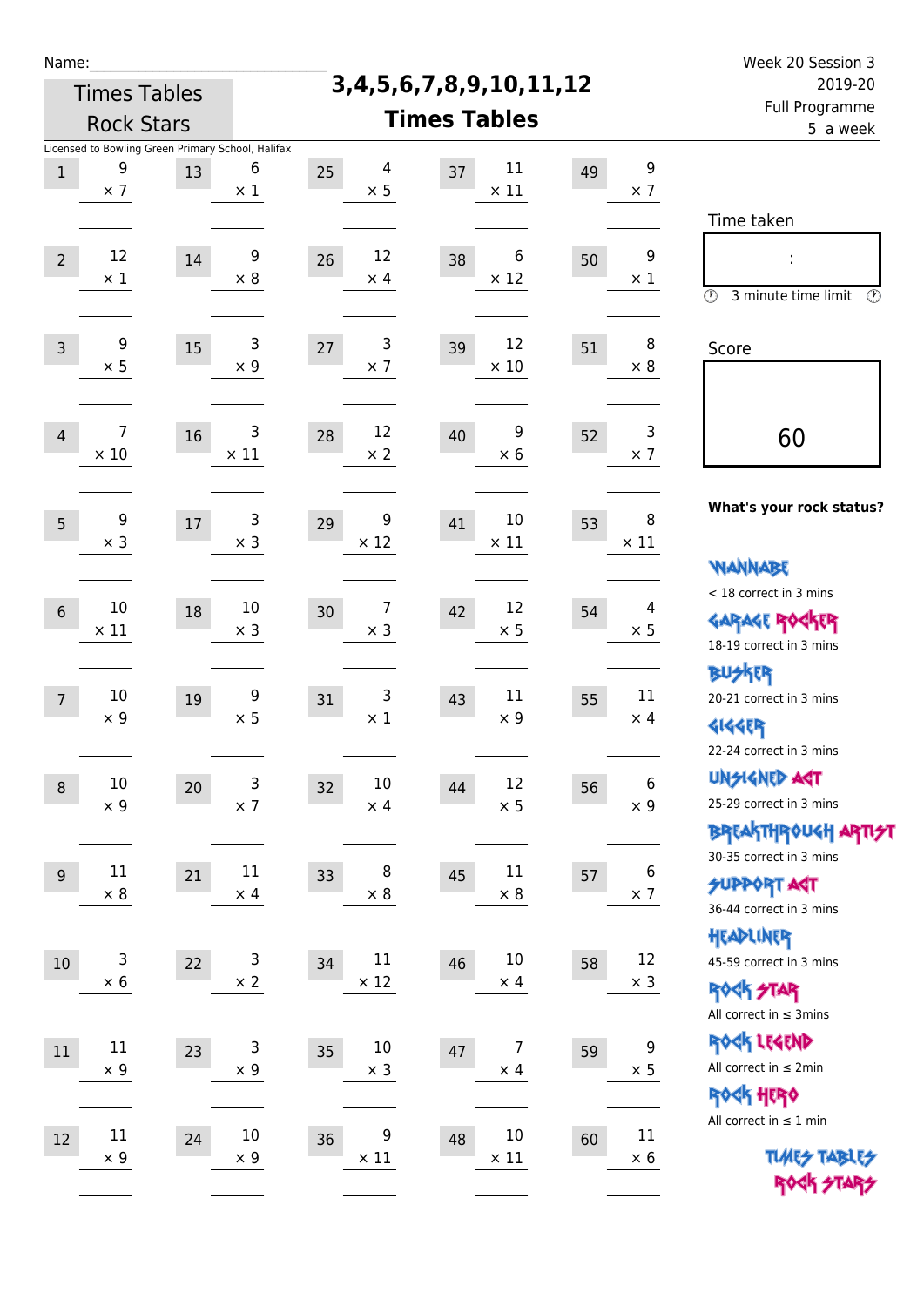Name:\_\_\_\_\_\_\_\_\_\_\_\_\_\_\_\_\_\_\_\_\_\_\_\_\_\_\_

Times Tables Rock Stars

# 3,4,5,6,7,8,9,10,11,12 Times Tables

Week 20 Session 3
2019-20
Full Programme
5 a week

Licensed to Bowling Green Primary School, Halifax

| | | | | | | | | | |
|---|---|---|---|---|---|---|---|---|---|
| 1 | 9 × 7 | 13 | 6 × 1 | 25 | 4 × 5 | 37 | 11 × 11 | 49 | 9 × 7 |
| 2 | 12 × 1 | 14 | 9 × 8 | 26 | 12 × 4 | 38 | 6 × 12 | 50 | 9 × 1 |
| 3 | 9 × 5 | 15 | 3 × 9 | 27 | 3 × 7 | 39 | 12 × 10 | 51 | 8 × 8 |
| 4 | 7 × 10 | 16 | 3 × 11 | 28 | 12 × 2 | 40 | 9 × 6 | 52 | 3 × 7 |
| 5 | 9 × 3 | 17 | 3 × 3 | 29 | 9 × 12 | 41 | 10 × 11 | 53 | 8 × 11 |
| 6 | 10 × 11 | 18 | 10 × 3 | 30 | 7 × 3 | 42 | 12 × 5 | 54 | 4 × 5 |
| 7 | 10 × 9 | 19 | 9 × 5 | 31 | 3 × 1 | 43 | 11 × 9 | 55 | 11 × 4 |
| 8 | 10 × 9 | 20 | 3 × 7 | 32 | 10 × 4 | 44 | 12 × 5 | 56 | 6 × 9 |
| 9 | 11 × 8 | 21 | 11 × 4 | 33 | 8 × 8 | 45 | 11 × 8 | 57 | 6 × 7 |
| 10 | 3 × 6 | 22 | 3 × 2 | 34 | 11 × 12 | 46 | 10 × 4 | 58 | 12 × 3 |
| 11 | 11 × 9 | 23 | 3 × 9 | 35 | 10 × 3 | 47 | 7 × 4 | 59 | 9 × 5 |
| 12 | 11 × 9 | 24 | 10 × 9 | 36 | 9 × 11 | 48 | 10 × 11 | 60 | 11 × 6 |

Time taken

:

3 minute time limit

Score

60

**What's your rock status?**

WANNABE
< 18 correct in 3 mins

GARAGE ROCKER
18-19 correct in 3 mins

BUSKER
20-21 correct in 3 mins

GIGGER
22-24 correct in 3 mins

UNSIGNED ACT
25-29 correct in 3 mins

BREAKTHROUGH ARTIST
30-35 correct in 3 mins

SUPPORT ACT
36-44 correct in 3 mins

HEADLINER
45-59 correct in 3 mins

ROCK STAR
All correct in ≤ 3mins

ROCK LEGEND
All correct in ≤ 2min

ROCK HERO
All correct in ≤ 1 min

TIMES TABLES ROCK STARS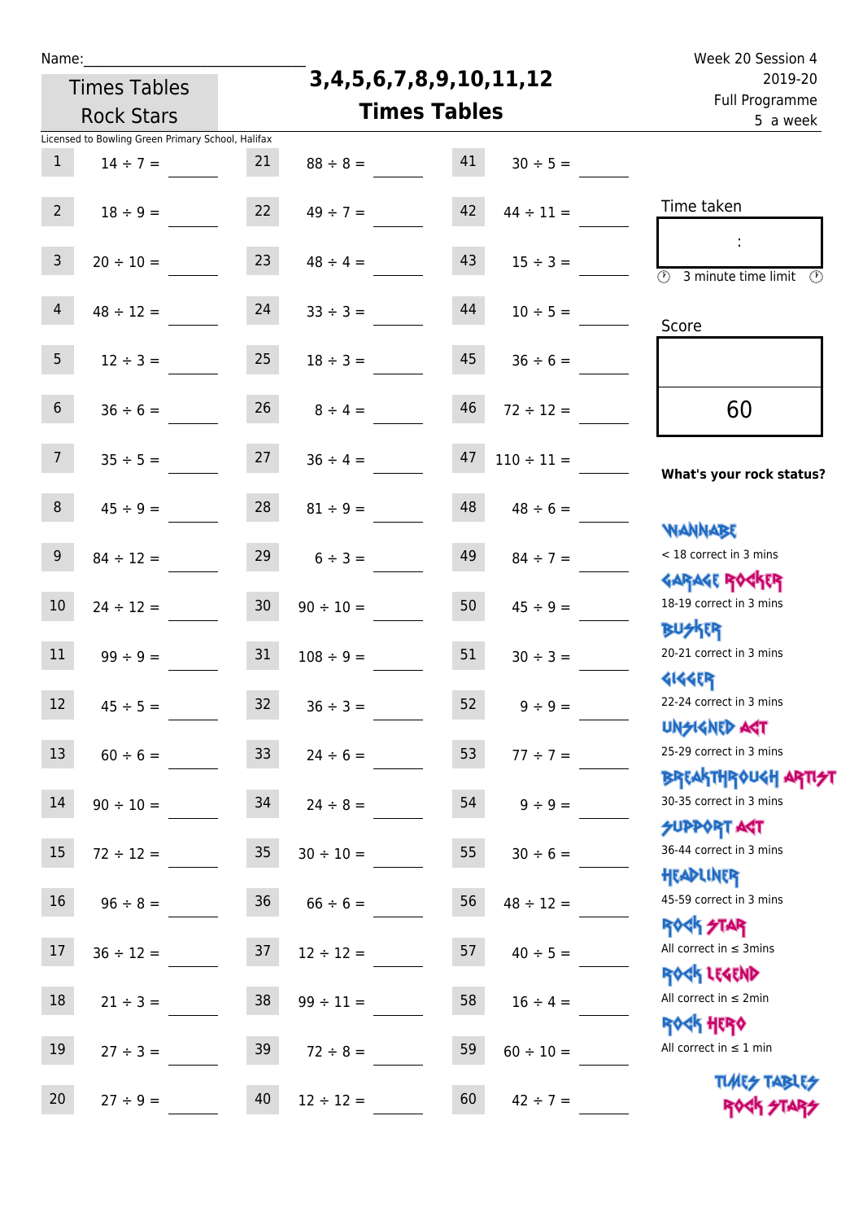Name:\_\_\_\_\_\_\_\_\_\_\_\_\_\_\_\_\_\_\_\_\_\_\_\_\_\_\_\_

Times Tables Rock Stars

# 3,4,5,6,7,8,9,10,11,12 Times Tables

Week 20 Session 4
2019-20
Full Programme
5 a week

Licensed to Bowling Green Primary School, Halifax

| | | | | | |
|---|---|---|---|---|---|
| 1 | 14 ÷ 7 = | 21 | 88 ÷ 8 = | 41 | 30 ÷ 5 = |
| 2 | 18 ÷ 9 = | 22 | 49 ÷ 7 = | 42 | 44 ÷ 11 = |
| 3 | 20 ÷ 10 = | 23 | 48 ÷ 4 = | 43 | 15 ÷ 3 = |
| 4 | 48 ÷ 12 = | 24 | 33 ÷ 3 = | 44 | 10 ÷ 5 = |
| 5 | 12 ÷ 3 = | 25 | 18 ÷ 3 = | 45 | 36 ÷ 6 = |
| 6 | 36 ÷ 6 = | 26 | 8 ÷ 4 = | 46 | 72 ÷ 12 = |
| 7 | 35 ÷ 5 = | 27 | 36 ÷ 4 = | 47 | 110 ÷ 11 = |
| 8 | 45 ÷ 9 = | 28 | 81 ÷ 9 = | 48 | 48 ÷ 6 = |
| 9 | 84 ÷ 12 = | 29 | 6 ÷ 3 = | 49 | 84 ÷ 7 = |
| 10 | 24 ÷ 12 = | 30 | 90 ÷ 10 = | 50 | 45 ÷ 9 = |
| 11 | 99 ÷ 9 = | 31 | 108 ÷ 9 = | 51 | 30 ÷ 3 = |
| 12 | 45 ÷ 5 = | 32 | 36 ÷ 3 = | 52 | 9 ÷ 9 = |
| 13 | 60 ÷ 6 = | 33 | 24 ÷ 6 = | 53 | 77 ÷ 7 = |
| 14 | 90 ÷ 10 = | 34 | 24 ÷ 8 = | 54 | 9 ÷ 9 = |
| 15 | 72 ÷ 12 = | 35 | 30 ÷ 10 = | 55 | 30 ÷ 6 = |
| 16 | 96 ÷ 8 = | 36 | 66 ÷ 6 = | 56 | 48 ÷ 12 = |
| 17 | 36 ÷ 12 = | 37 | 12 ÷ 12 = | 57 | 40 ÷ 5 = |
| 18 | 21 ÷ 3 = | 38 | 99 ÷ 11 = | 58 | 16 ÷ 4 = |
| 19 | 27 ÷ 3 = | 39 | 72 ÷ 8 = | 59 | 60 ÷ 10 = |
| 20 | 27 ÷ 9 = | 40 | 12 ÷ 12 = | 60 | 42 ÷ 7 = |

Time taken

:

3 minute time limit

Score

60

**What's your rock status?**

WANNABE
< 18 correct in 3 mins

GARAGE ROCKER
18-19 correct in 3 mins

BUSKER
20-21 correct in 3 mins

GIGGER
22-24 correct in 3 mins

UNSIGNED ACT
25-29 correct in 3 mins

BREAKTHROUGH ARTIST
30-35 correct in 3 mins

SUPPORT ACT
36-44 correct in 3 mins

HEADLINER
45-59 correct in 3 mins

ROCK STAR
All correct in ≤ 3mins

ROCK LEGEND
All correct in ≤ 2min

ROCK HERO
All correct in ≤ 1 min

TIMES TABLES ROCK STARS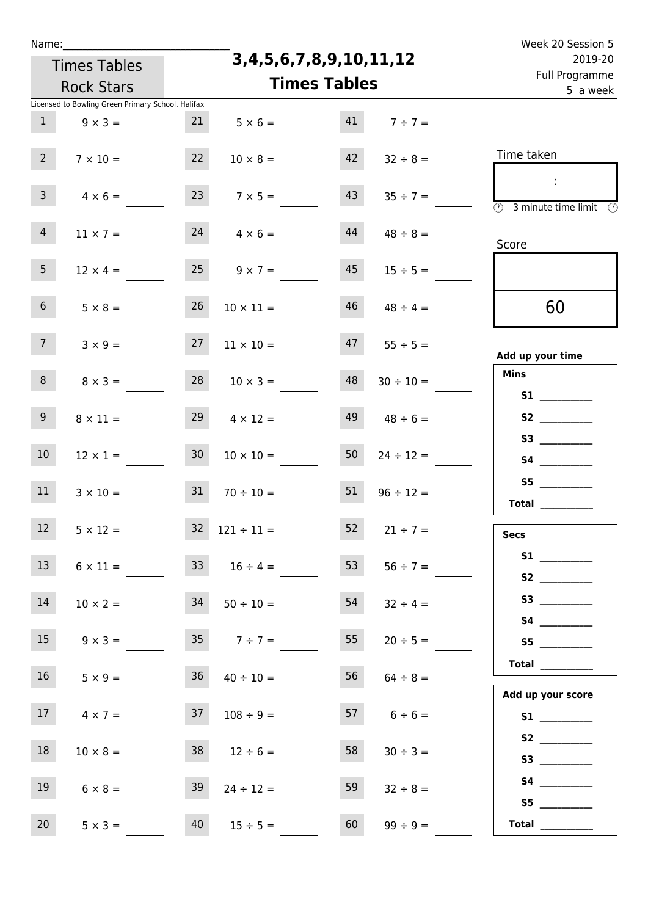Name:______________________________

Times Tables Rock Stars

# 3,4,5,6,7,8,9,10,11,12 Times Tables

Week 20 Session 5
2019-20
Full Programme
5 a week

Licensed to Bowling Green Primary School, Halifax

| | | | | | |
|---|---|---|---|---|---|
| 1 | $9 \times 3 =$ | 21 | $5 \times 6 =$ | 41 | $7 \div 7 =$ |
| 2 | $7 \times 10 =$ | 22 | $10 \times 8 =$ | 42 | $32 \div 8 =$ |
| 3 | $4 \times 6 =$ | 23 | $7 \times 5 =$ | 43 | $35 \div 7 =$ |
| 4 | $11 \times 7 =$ | 24 | $4 \times 6 =$ | 44 | $48 \div 8 =$ |
| 5 | $12 \times 4 =$ | 25 | $9 \times 7 =$ | 45 | $15 \div 5 =$ |
| 6 | $5 \times 8 =$ | 26 | $10 \times 11 =$ | 46 | $48 \div 4 =$ |
| 7 | $3 \times 9 =$ | 27 | $11 \times 10 =$ | 47 | $55 \div 5 =$ |
| 8 | $8 \times 3 =$ | 28 | $10 \times 3 =$ | 48 | $30 \div 10 =$ |
| 9 | $8 \times 11 =$ | 29 | $4 \times 12 =$ | 49 | $48 \div 6 =$ |
| 10 | $12 \times 1 =$ | 30 | $10 \times 10 =$ | 50 | $24 \div 12 =$ |
| 11 | $3 \times 10 =$ | 31 | $70 \div 10 =$ | 51 | $96 \div 12 =$ |
| 12 | $5 \times 12 =$ | 32 | $121 \div 11 =$ | 52 | $21 \div 7 =$ |
| 13 | $6 \times 11 =$ | 33 | $16 \div 4 =$ | 53 | $56 \div 7 =$ |
| 14 | $10 \times 2 =$ | 34 | $50 \div 10 =$ | 54 | $32 \div 4 =$ |
| 15 | $9 \times 3 =$ | 35 | $7 \div 7 =$ | 55 | $20 \div 5 =$ |
| 16 | $5 \times 9 =$ | 36 | $40 \div 10 =$ | 56 | $64 \div 8 =$ |
| 17 | $4 \times 7 =$ | 37 | $108 \div 9 =$ | 57 | $6 \div 6 =$ |
| 18 | $10 \times 8 =$ | 38 | $12 \div 6 =$ | 58 | $30 \div 3 =$ |
| 19 | $6 \times 8 =$ | 39 | $24 \div 12 =$ | 59 | $32 \div 8 =$ |
| 20 | $5 \times 3 =$ | 40 | $15 \div 5 =$ | 60 | $99 \div 9 =$ |

Time taken

:

3 minute time limit

Score

60

**Add up your time**

**Mins**

**S1** __________
**S2** __________
**S3** __________
**S4** __________
**S5** __________
**Total** __________

**Secs**

**S1** __________
**S2** __________
**S3** __________
**S4** __________
**S5** __________
**Total** __________

**Add up your score**

**S1** __________
**S2** __________
**S3** __________
**S4** __________
**S5** __________
**Total** __________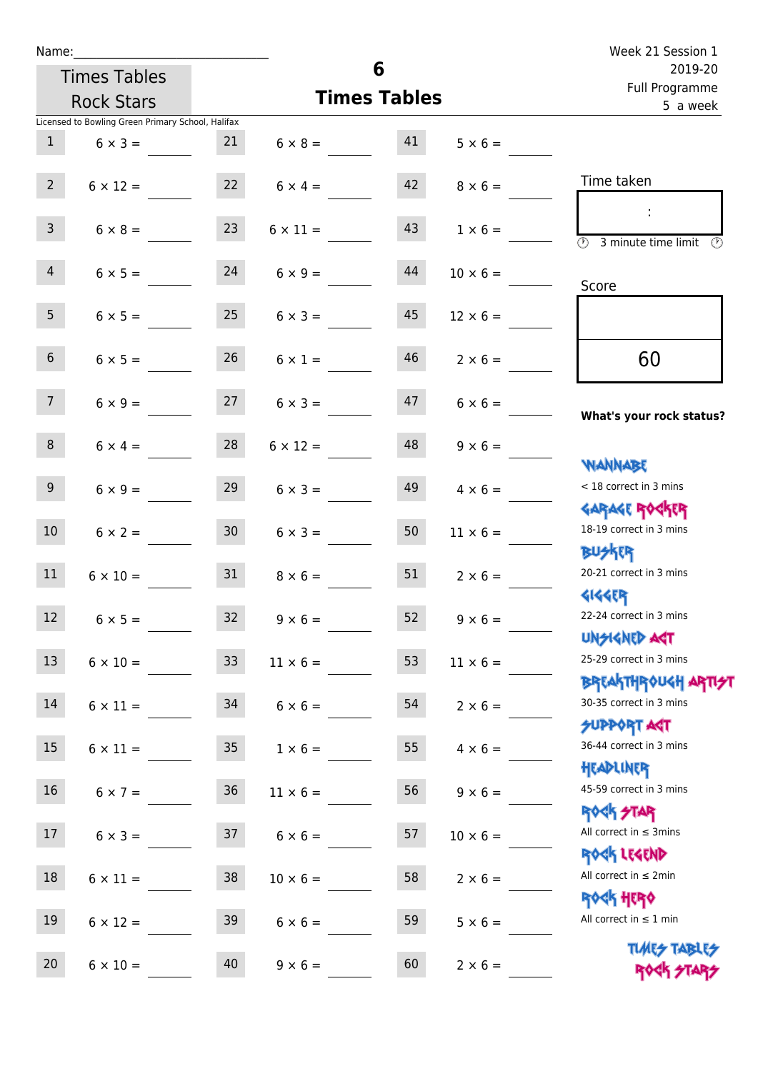Name:\_\_\_\_\_\_\_\_\_\_\_\_\_\_\_\_\_\_\_\_\_\_\_\_\_\_\_\_

Times Tables Rock Stars

# 6
## Times Tables

Week 21 Session 1
2019-20
Full Programme
5 a week

Licensed to Bowling Green Primary School, Halifax

| | | | | | |
|---|---|---|---|---|---|
| 1 | $6 \times 3 =$ | 21 | $6 \times 8 =$ | 41 | $5 \times 6 =$ |
| 2 | $6 \times 12 =$ | 22 | $6 \times 4 =$ | 42 | $8 \times 6 =$ |
| 3 | $6 \times 8 =$ | 23 | $6 \times 11 =$ | 43 | $1 \times 6 =$ |
| 4 | $6 \times 5 =$ | 24 | $6 \times 9 =$ | 44 | $10 \times 6 =$ |
| 5 | $6 \times 5 =$ | 25 | $6 \times 3 =$ | 45 | $12 \times 6 =$ |
| 6 | $6 \times 5 =$ | 26 | $6 \times 1 =$ | 46 | $2 \times 6 =$ |
| 7 | $6 \times 9 =$ | 27 | $6 \times 3 =$ | 47 | $6 \times 6 =$ |
| 8 | $6 \times 4 =$ | 28 | $6 \times 12 =$ | 48 | $9 \times 6 =$ |
| 9 | $6 \times 9 =$ | 29 | $6 \times 3 =$ | 49 | $4 \times 6 =$ |
| 10 | $6 \times 2 =$ | 30 | $6 \times 3 =$ | 50 | $11 \times 6 =$ |
| 11 | $6 \times 10 =$ | 31 | $8 \times 6 =$ | 51 | $2 \times 6 =$ |
| 12 | $6 \times 5 =$ | 32 | $9 \times 6 =$ | 52 | $9 \times 6 =$ |
| 13 | $6 \times 10 =$ | 33 | $11 \times 6 =$ | 53 | $11 \times 6 =$ |
| 14 | $6 \times 11 =$ | 34 | $6 \times 6 =$ | 54 | $2 \times 6 =$ |
| 15 | $6 \times 11 =$ | 35 | $1 \times 6 =$ | 55 | $4 \times 6 =$ |
| 16 | $6 \times 7 =$ | 36 | $11 \times 6 =$ | 56 | $9 \times 6 =$ |
| 17 | $6 \times 3 =$ | 37 | $6 \times 6 =$ | 57 | $10 \times 6 =$ |
| 18 | $6 \times 11 =$ | 38 | $10 \times 6 =$ | 58 | $2 \times 6 =$ |
| 19 | $6 \times 12 =$ | 39 | $6 \times 6 =$ | 59 | $5 \times 6 =$ |
| 20 | $6 \times 10 =$ | 40 | $9 \times 6 =$ | 60 | $2 \times 6 =$ |

Time taken

:

3 minute time limit

Score

60

**What's your rock status?**

WANNABE
< 18 correct in 3 mins

GARAGE ROCKER
18-19 correct in 3 mins

BUSKER
20-21 correct in 3 mins

GIGGER
22-24 correct in 3 mins

UNSIGNED ACT
25-29 correct in 3 mins

BREAKTHROUGH ARTIST
30-35 correct in 3 mins

SUPPORT ACT
36-44 correct in 3 mins

HEADLINER
45-59 correct in 3 mins

ROCK STAR
All correct in ≤ 3mins

ROCK LEGEND
All correct in ≤ 2min

ROCK HERO
All correct in ≤ 1 min

TIMES TABLES ROCK STARS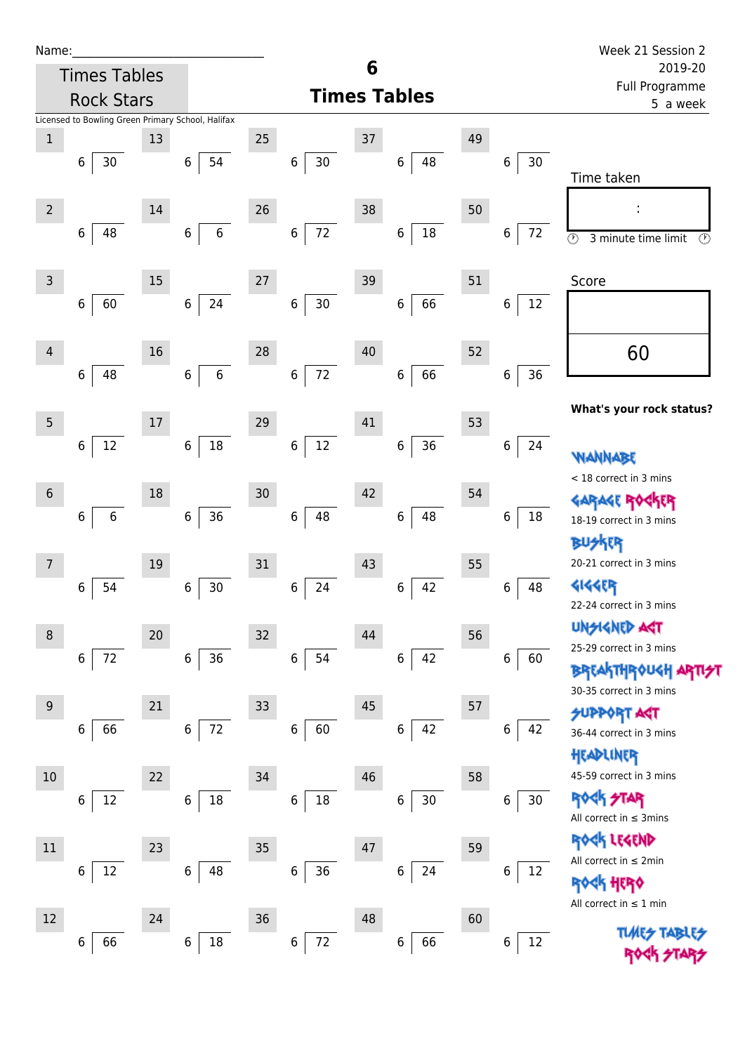Name:______________________________

Week 21 Session 2
2019-20
Full Programme
5 a week

Times Tables
Rock Stars

# 6
## Times Tables

Licensed to Bowling Green Primary School, Halifax

| # | Question | # | Question | # | Question | # | Question | # | Question |
|---|---|---|---|---|---|---|---|---|---|
| 1 | 6 ⟌ 30 | 13 | 6 ⟌ 54 | 25 | 6 ⟌ 30 | 37 | 6 ⟌ 48 | 49 | 6 ⟌ 30 |
| 2 | 6 ⟌ 48 | 14 | 6 ⟌ 6 | 26 | 6 ⟌ 72 | 38 | 6 ⟌ 18 | 50 | 6 ⟌ 72 |
| 3 | 6 ⟌ 60 | 15 | 6 ⟌ 24 | 27 | 6 ⟌ 30 | 39 | 6 ⟌ 66 | 51 | 6 ⟌ 12 |
| 4 | 6 ⟌ 48 | 16 | 6 ⟌ 6 | 28 | 6 ⟌ 72 | 40 | 6 ⟌ 66 | 52 | 6 ⟌ 36 |
| 5 | 6 ⟌ 12 | 17 | 6 ⟌ 18 | 29 | 6 ⟌ 12 | 41 | 6 ⟌ 36 | 53 | 6 ⟌ 24 |
| 6 | 6 ⟌ 6 | 18 | 6 ⟌ 36 | 30 | 6 ⟌ 48 | 42 | 6 ⟌ 48 | 54 | 6 ⟌ 18 |
| 7 | 6 ⟌ 54 | 19 | 6 ⟌ 30 | 31 | 6 ⟌ 24 | 43 | 6 ⟌ 42 | 55 | 6 ⟌ 48 |
| 8 | 6 ⟌ 72 | 20 | 6 ⟌ 36 | 32 | 6 ⟌ 54 | 44 | 6 ⟌ 42 | 56 | 6 ⟌ 60 |
| 9 | 6 ⟌ 66 | 21 | 6 ⟌ 72 | 33 | 6 ⟌ 60 | 45 | 6 ⟌ 42 | 57 | 6 ⟌ 42 |
| 10 | 6 ⟌ 12 | 22 | 6 ⟌ 18 | 34 | 6 ⟌ 18 | 46 | 6 ⟌ 30 | 58 | 6 ⟌ 30 |
| 11 | 6 ⟌ 12 | 23 | 6 ⟌ 48 | 35 | 6 ⟌ 36 | 47 | 6 ⟌ 24 | 59 | 6 ⟌ 12 |
| 12 | 6 ⟌ 66 | 24 | 6 ⟌ 18 | 36 | 6 ⟌ 72 | 48 | 6 ⟌ 66 | 60 | 6 ⟌ 12 |

Time taken

:

3 minute time limit

Score

60

**What's your rock status?**

- WANNABE: < 18 correct in 3 mins
- GARAGE ROCKER: 18-19 correct in 3 mins
- BUSKER: 20-21 correct in 3 mins
- GIGGER: 22-24 correct in 3 mins
- UNSIGNED ACT: 25-29 correct in 3 mins
- BREAKTHROUGH ARTIST: 30-35 correct in 3 mins
- SUPPORT ACT: 36-44 correct in 3 mins
- HEADLINER: 45-59 correct in 3 mins
- ROCK STAR: All correct in ≤ 3mins
- ROCK LEGEND: All correct in ≤ 2min
- ROCK HERO: All correct in ≤ 1 min

TIMES TABLES ROCK STARS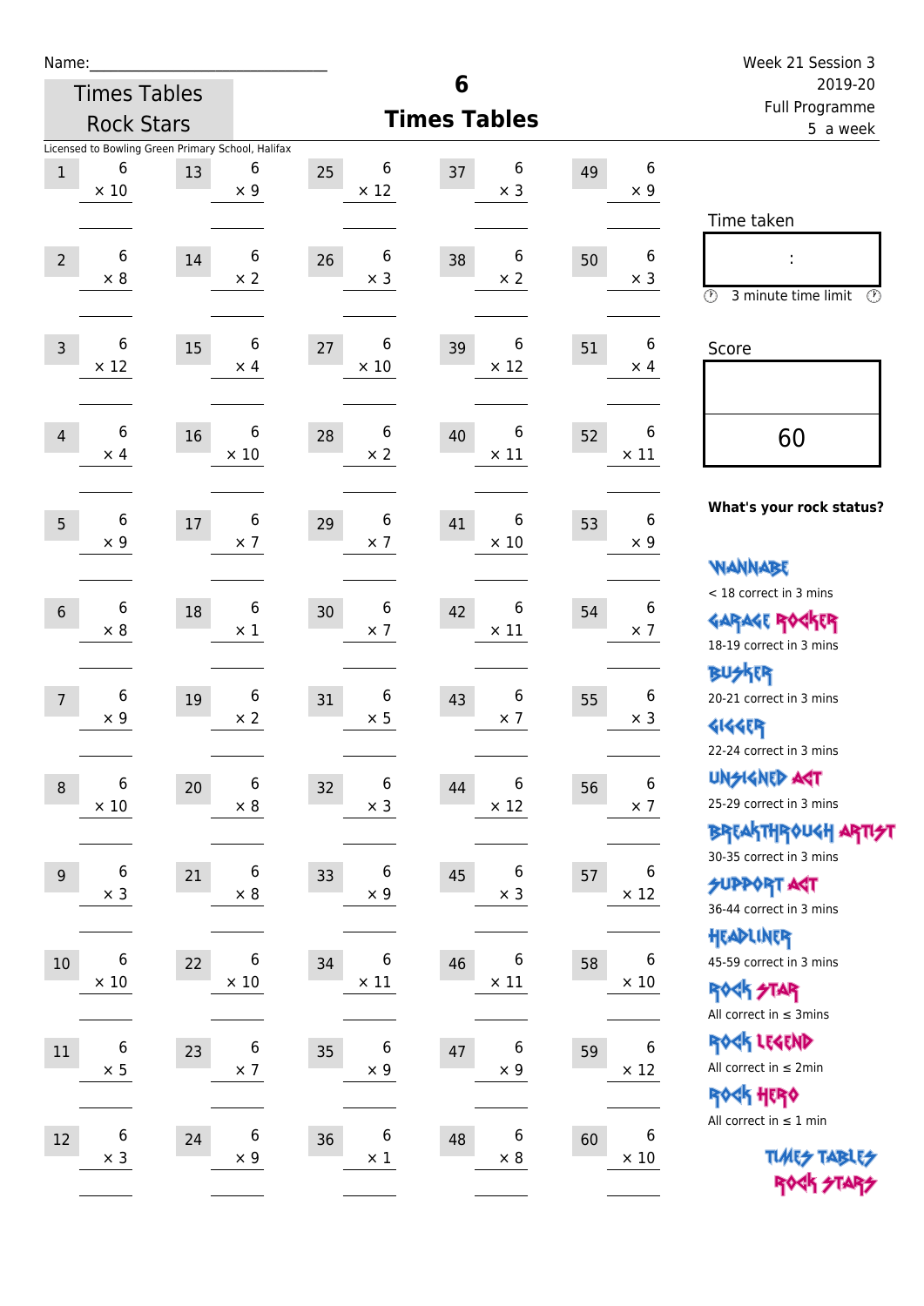Name:

Times Tables Rock Stars

# 6 Times Tables

Week 21 Session 3
2019-20
Full Programme
5 a week

Licensed to Bowling Green Primary School, Halifax

| # | Question | # | Question | # | Question | # | Question | # | Question |
|---|---|---|---|---|---|---|---|---|---|
| 1 | 6 × 10 | 13 | 6 × 9 | 25 | 6 × 12 | 37 | 6 × 3 | 49 | 6 × 9 |
| 2 | 6 × 8 | 14 | 6 × 2 | 26 | 6 × 3 | 38 | 6 × 2 | 50 | 6 × 3 |
| 3 | 6 × 12 | 15 | 6 × 4 | 27 | 6 × 10 | 39 | 6 × 12 | 51 | 6 × 4 |
| 4 | 6 × 4 | 16 | 6 × 10 | 28 | 6 × 2 | 40 | 6 × 11 | 52 | 6 × 11 |
| 5 | 6 × 9 | 17 | 6 × 7 | 29 | 6 × 7 | 41 | 6 × 10 | 53 | 6 × 9 |
| 6 | 6 × 8 | 18 | 6 × 1 | 30 | 6 × 7 | 42 | 6 × 11 | 54 | 6 × 7 |
| 7 | 6 × 9 | 19 | 6 × 2 | 31 | 6 × 5 | 43 | 6 × 7 | 55 | 6 × 3 |
| 8 | 6 × 10 | 20 | 6 × 8 | 32 | 6 × 3 | 44 | 6 × 12 | 56 | 6 × 7 |
| 9 | 6 × 3 | 21 | 6 × 8 | 33 | 6 × 9 | 45 | 6 × 3 | 57 | 6 × 12 |
| 10 | 6 × 10 | 22 | 6 × 10 | 34 | 6 × 11 | 46 | 6 × 11 | 58 | 6 × 10 |
| 11 | 6 × 5 | 23 | 6 × 7 | 35 | 6 × 9 | 47 | 6 × 9 | 59 | 6 × 12 |
| 12 | 6 × 3 | 24 | 6 × 9 | 36 | 6 × 1 | 48 | 6 × 8 | 60 | 6 × 10 |

Time taken

:

3 minute time limit

Score

60

**What's your rock status?**

WANNABE
< 18 correct in 3 mins

GARAGE ROCKER
18-19 correct in 3 mins

BUSKER
20-21 correct in 3 mins

GIGGER
22-24 correct in 3 mins

UNSIGNED ACT
25-29 correct in 3 mins

BREAKTHROUGH ARTIST
30-35 correct in 3 mins

SUPPORT ACT
36-44 correct in 3 mins

HEADLINER
45-59 correct in 3 mins

ROCK STAR
All correct in ≤ 3mins

ROCK LEGEND
All correct in ≤ 2min

ROCK HERO
All correct in ≤ 1 min

TIMES TABLES ROCK STARS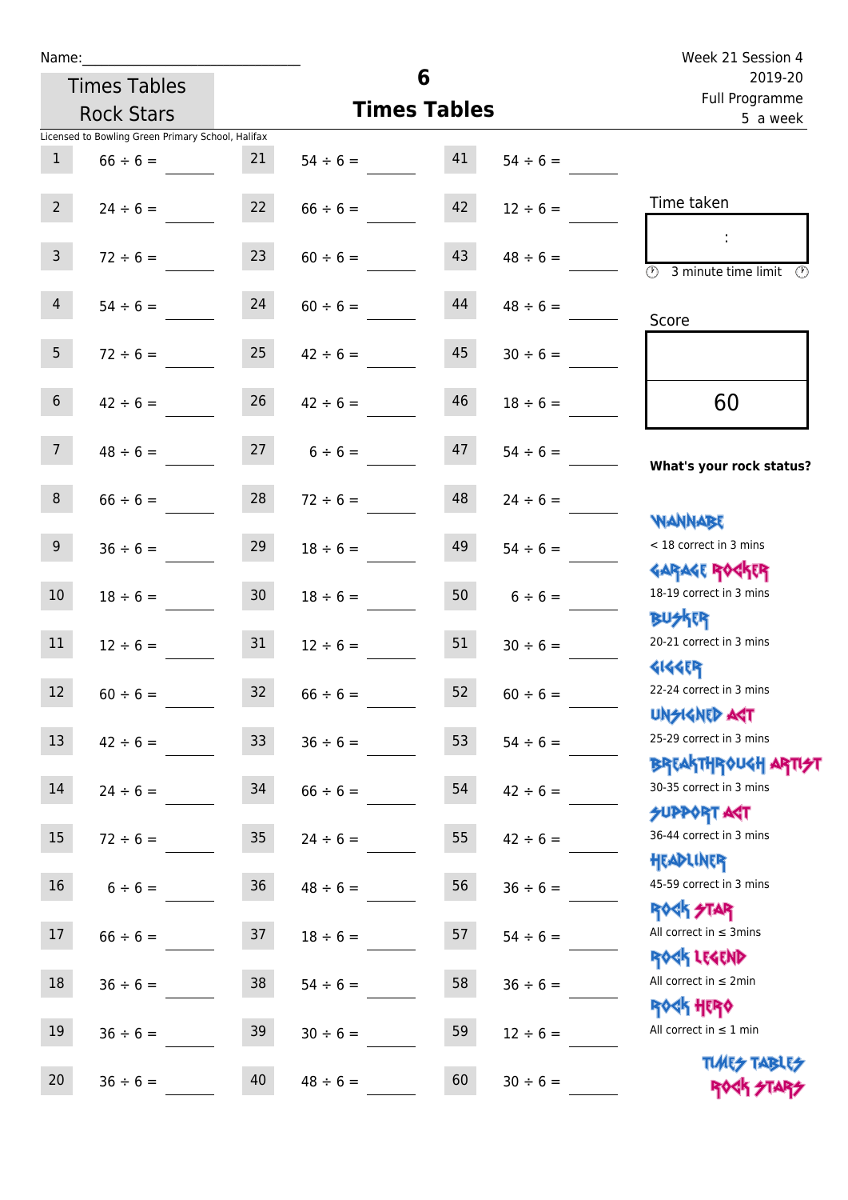Name:\_\_\_\_\_\_\_\_\_\_\_\_\_\_\_\_\_\_\_\_\_\_\_\_\_\_\_\_

Times Tables Rock Stars

# 6 Times Tables

Week 21 Session 4
2019-20
Full Programme
5 a week

Licensed to Bowling Green Primary School, Halifax

| | | | | | |
|---|---|---|---|---|---|
| 1 | 66 ÷ 6 = | 21 | 54 ÷ 6 = | 41 | 54 ÷ 6 = |
| 2 | 24 ÷ 6 = | 22 | 66 ÷ 6 = | 42 | 12 ÷ 6 = |
| 3 | 72 ÷ 6 = | 23 | 60 ÷ 6 = | 43 | 48 ÷ 6 = |
| 4 | 54 ÷ 6 = | 24 | 60 ÷ 6 = | 44 | 48 ÷ 6 = |
| 5 | 72 ÷ 6 = | 25 | 42 ÷ 6 = | 45 | 30 ÷ 6 = |
| 6 | 42 ÷ 6 = | 26 | 42 ÷ 6 = | 46 | 18 ÷ 6 = |
| 7 | 48 ÷ 6 = | 27 | 6 ÷ 6 = | 47 | 54 ÷ 6 = |
| 8 | 66 ÷ 6 = | 28 | 72 ÷ 6 = | 48 | 24 ÷ 6 = |
| 9 | 36 ÷ 6 = | 29 | 18 ÷ 6 = | 49 | 54 ÷ 6 = |
| 10 | 18 ÷ 6 = | 30 | 18 ÷ 6 = | 50 | 6 ÷ 6 = |
| 11 | 12 ÷ 6 = | 31 | 12 ÷ 6 = | 51 | 30 ÷ 6 = |
| 12 | 60 ÷ 6 = | 32 | 66 ÷ 6 = | 52 | 60 ÷ 6 = |
| 13 | 42 ÷ 6 = | 33 | 36 ÷ 6 = | 53 | 54 ÷ 6 = |
| 14 | 24 ÷ 6 = | 34 | 66 ÷ 6 = | 54 | 42 ÷ 6 = |
| 15 | 72 ÷ 6 = | 35 | 24 ÷ 6 = | 55 | 42 ÷ 6 = |
| 16 | 6 ÷ 6 = | 36 | 48 ÷ 6 = | 56 | 36 ÷ 6 = |
| 17 | 66 ÷ 6 = | 37 | 18 ÷ 6 = | 57 | 54 ÷ 6 = |
| 18 | 36 ÷ 6 = | 38 | 54 ÷ 6 = | 58 | 36 ÷ 6 = |
| 19 | 36 ÷ 6 = | 39 | 30 ÷ 6 = | 59 | 12 ÷ 6 = |
| 20 | 36 ÷ 6 = | 40 | 48 ÷ 6 = | 60 | 30 ÷ 6 = |

Time taken

:

3 minute time limit

Score

60

**What's your rock status?**

WANNABE
< 18 correct in 3 mins

GARAGE ROCKER
18-19 correct in 3 mins

BUSKER
20-21 correct in 3 mins

GIGGER
22-24 correct in 3 mins

UNSIGNED ACT
25-29 correct in 3 mins

BREAKTHROUGH ARTIST
30-35 correct in 3 mins

SUPPORT ACT
36-44 correct in 3 mins

HEADLINER
45-59 correct in 3 mins

ROCK STAR
All correct in ≤ 3mins

ROCK LEGEND
All correct in ≤ 2min

ROCK HERO
All correct in ≤ 1 min

TIMES TABLES ROCK STARS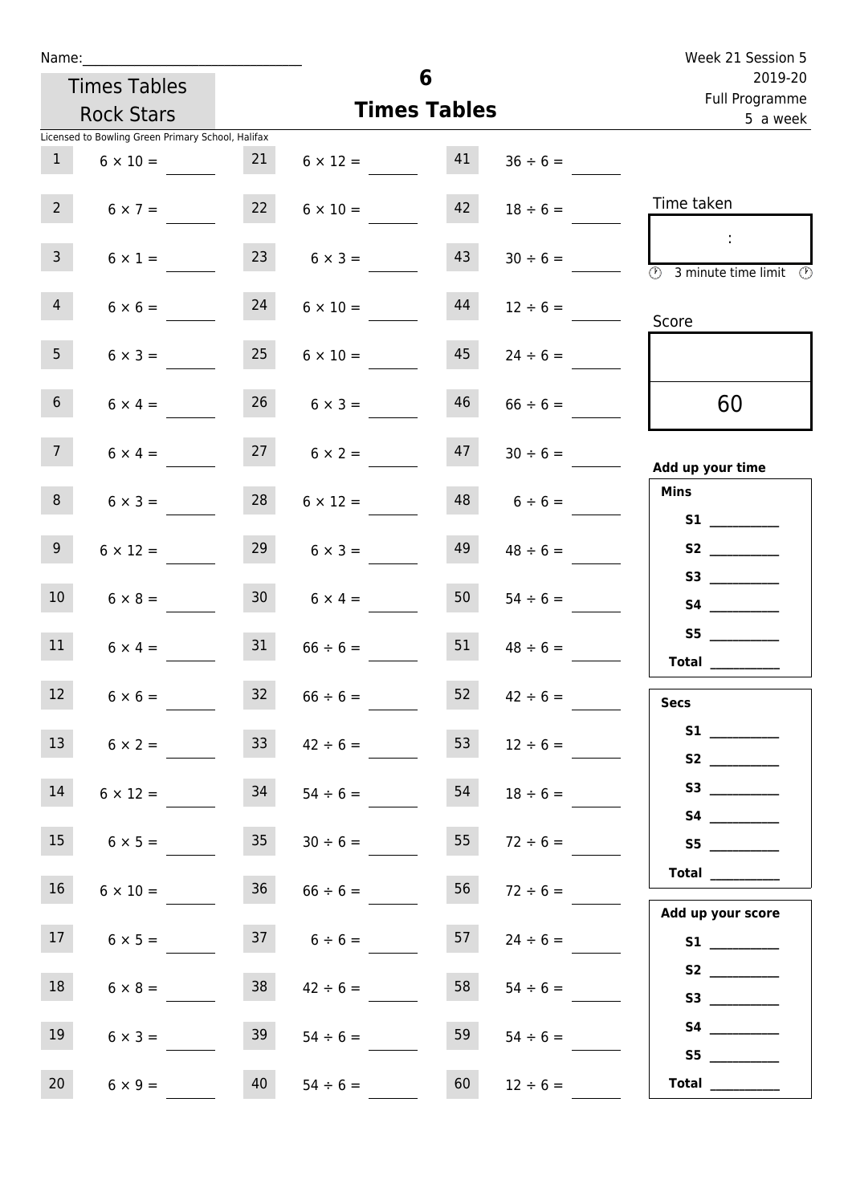Name:______________________________

Times Tables Rock Stars

Licensed to Bowling Green Primary School, Halifax

# 6
## Times Tables

Week 21 Session 5
2019-20
Full Programme
5 a week

| | | | | | |
|---|---|---|---|---|---|
| 1 | $6 \times 10 =$ ____ | 21 | $6 \times 12 =$ ____ | 41 | $36 \div 6 =$ ____ |
| 2 | $6 \times 7 =$ ____ | 22 | $6 \times 10 =$ ____ | 42 | $18 \div 6 =$ ____ |
| 3 | $6 \times 1 =$ ____ | 23 | $6 \times 3 =$ ____ | 43 | $30 \div 6 =$ ____ |
| 4 | $6 \times 6 =$ ____ | 24 | $6 \times 10 =$ ____ | 44 | $12 \div 6 =$ ____ |
| 5 | $6 \times 3 =$ ____ | 25 | $6 \times 10 =$ ____ | 45 | $24 \div 6 =$ ____ |
| 6 | $6 \times 4 =$ ____ | 26 | $6 \times 3 =$ ____ | 46 | $66 \div 6 =$ ____ |
| 7 | $6 \times 4 =$ ____ | 27 | $6 \times 2 =$ ____ | 47 | $30 \div 6 =$ ____ |
| 8 | $6 \times 3 =$ ____ | 28 | $6 \times 12 =$ ____ | 48 | $6 \div 6 =$ ____ |
| 9 | $6 \times 12 =$ ____ | 29 | $6 \times 3 =$ ____ | 49 | $48 \div 6 =$ ____ |
| 10 | $6 \times 8 =$ ____ | 30 | $6 \times 4 =$ ____ | 50 | $54 \div 6 =$ ____ |
| 11 | $6 \times 4 =$ ____ | 31 | $66 \div 6 =$ ____ | 51 | $48 \div 6 =$ ____ |
| 12 | $6 \times 6 =$ ____ | 32 | $66 \div 6 =$ ____ | 52 | $42 \div 6 =$ ____ |
| 13 | $6 \times 2 =$ ____ | 33 | $42 \div 6 =$ ____ | 53 | $12 \div 6 =$ ____ |
| 14 | $6 \times 12 =$ ____ | 34 | $54 \div 6 =$ ____ | 54 | $18 \div 6 =$ ____ |
| 15 | $6 \times 5 =$ ____ | 35 | $30 \div 6 =$ ____ | 55 | $72 \div 6 =$ ____ |
| 16 | $6 \times 10 =$ ____ | 36 | $66 \div 6 =$ ____ | 56 | $72 \div 6 =$ ____ |
| 17 | $6 \times 5 =$ ____ | 37 | $6 \div 6 =$ ____ | 57 | $24 \div 6 =$ ____ |
| 18 | $6 \times 8 =$ ____ | 38 | $42 \div 6 =$ ____ | 58 | $54 \div 6 =$ ____ |
| 19 | $6 \times 3 =$ ____ | 39 | $54 \div 6 =$ ____ | 59 | $54 \div 6 =$ ____ |
| 20 | $6 \times 9 =$ ____ | 40 | $54 \div 6 =$ ____ | 60 | $12 \div 6 =$ ____ |

Time taken

:

3 minute time limit

Score

60

**Add up your time**

**Mins**

**S1** ________
**S2** ________
**S3** ________
**S4** ________
**S5** ________
**Total** ________

**Secs**

**S1** ________
**S2** ________
**S3** ________
**S4** ________
**S5** ________
**Total** ________

**Add up your score**

**S1** ________
**S2** ________
**S3** ________
**S4** ________
**S5** ________
**Total** ________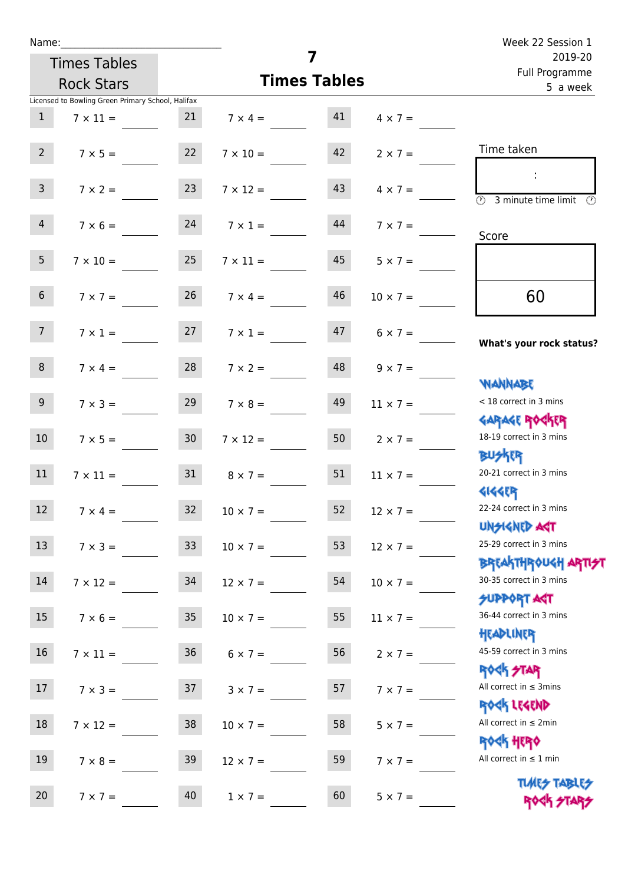Name:\_\_\_\_\_\_\_\_\_\_\_\_\_\_\_\_\_\_\_\_\_\_\_\_\_\_\_\_\_

Times Tables Rock Stars

# 7 Times Tables

Week 22 Session 1
2019-20
Full Programme
5 a week

Licensed to Bowling Green Primary School, Halifax

| | | | | | |
|---|---|---|---|---|---|
| 1 | 7 × 11 = | 21 | 7 × 4 = | 41 | 4 × 7 = |
| 2 | 7 × 5 = | 22 | 7 × 10 = | 42 | 2 × 7 = |
| 3 | 7 × 2 = | 23 | 7 × 12 = | 43 | 4 × 7 = |
| 4 | 7 × 6 = | 24 | 7 × 1 = | 44 | 7 × 7 = |
| 5 | 7 × 10 = | 25 | 7 × 11 = | 45 | 5 × 7 = |
| 6 | 7 × 7 = | 26 | 7 × 4 = | 46 | 10 × 7 = |
| 7 | 7 × 1 = | 27 | 7 × 1 = | 47 | 6 × 7 = |
| 8 | 7 × 4 = | 28 | 7 × 2 = | 48 | 9 × 7 = |
| 9 | 7 × 3 = | 29 | 7 × 8 = | 49 | 11 × 7 = |
| 10 | 7 × 5 = | 30 | 7 × 12 = | 50 | 2 × 7 = |
| 11 | 7 × 11 = | 31 | 8 × 7 = | 51 | 11 × 7 = |
| 12 | 7 × 4 = | 32 | 10 × 7 = | 52 | 12 × 7 = |
| 13 | 7 × 3 = | 33 | 10 × 7 = | 53 | 12 × 7 = |
| 14 | 7 × 12 = | 34 | 12 × 7 = | 54 | 10 × 7 = |
| 15 | 7 × 6 = | 35 | 10 × 7 = | 55 | 11 × 7 = |
| 16 | 7 × 11 = | 36 | 6 × 7 = | 56 | 2 × 7 = |
| 17 | 7 × 3 = | 37 | 3 × 7 = | 57 | 7 × 7 = |
| 18 | 7 × 12 = | 38 | 10 × 7 = | 58 | 5 × 7 = |
| 19 | 7 × 8 = | 39 | 12 × 7 = | 59 | 7 × 7 = |
| 20 | 7 × 7 = | 40 | 1 × 7 = | 60 | 5 × 7 = |

Time taken

:

3 minute time limit

Score

60

**What's your rock status?**

- WANNABE: < 18 correct in 3 mins
- GARAGE ROCKER: 18-19 correct in 3 mins
- BUSKER: 20-21 correct in 3 mins
- GIGGER: 22-24 correct in 3 mins
- UNSIGNED ACT: 25-29 correct in 3 mins
- BREAKTHROUGH ARTIST: 30-35 correct in 3 mins
- SUPPORT ACT: 36-44 correct in 3 mins
- HEADLINER: 45-59 correct in 3 mins
- ROCK STAR: All correct in ≤ 3mins
- ROCK LEGEND: All correct in ≤ 2min
- ROCK HERO: All correct in ≤ 1 min

TIMES TABLES ROCK STARS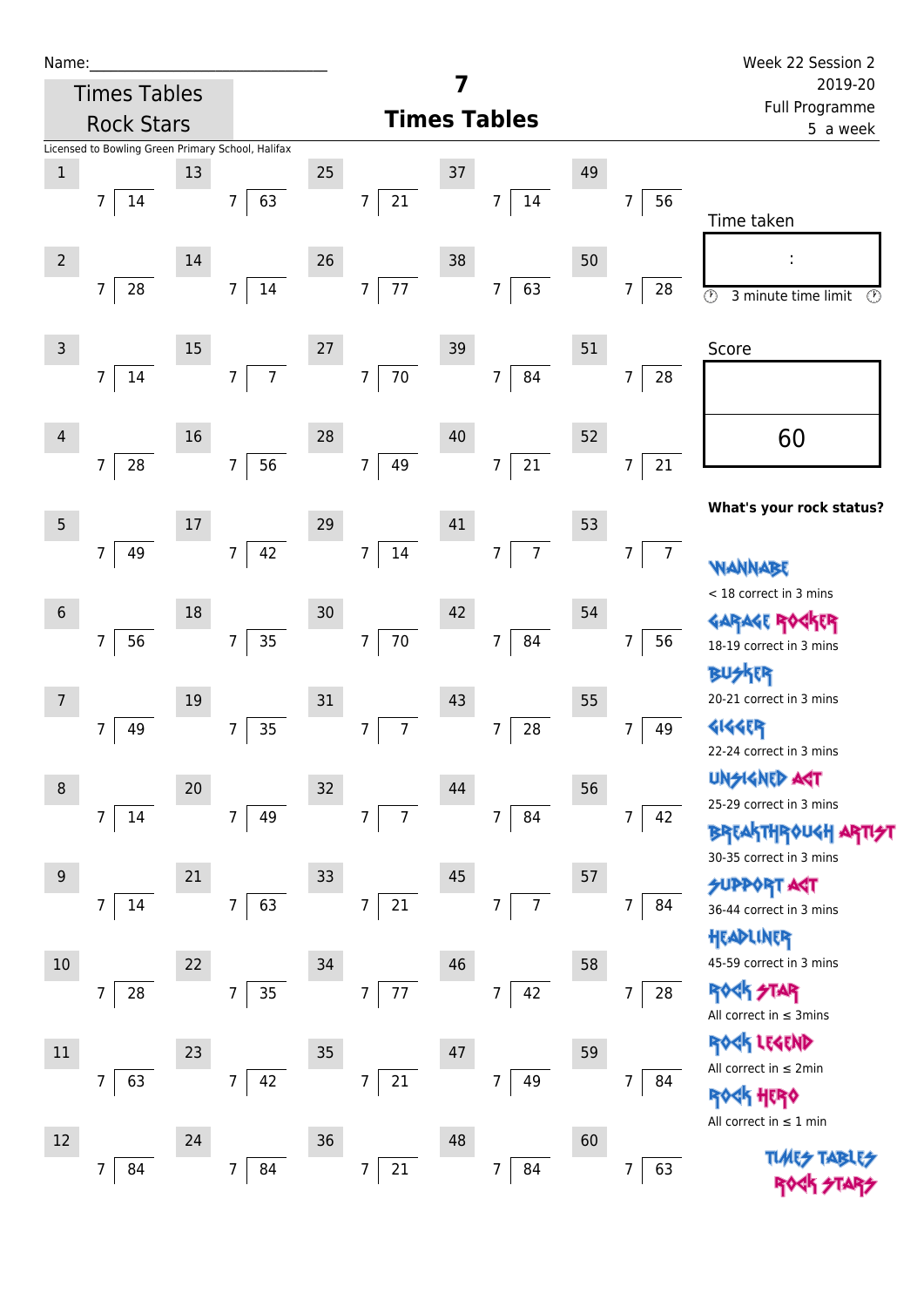Name:\_\_\_\_\_\_\_\_\_\_\_\_\_\_\_\_\_\_\_\_\_\_\_\_\_\_\_\_

Times Tables Rock Stars

Licensed to Bowling Green Primary School, Halifax

# 7 Times Tables

Week 22 Session 2
2019-20
Full Programme
5 a week

| # | Question | # | Question | # | Question | # | Question | # | Question |
|---|---|---|---|---|---|---|---|---|---|
| 1 | 7 ⟌ 14 | 13 | 7 ⟌ 63 | 25 | 7 ⟌ 21 | 37 | 7 ⟌ 14 | 49 | 7 ⟌ 56 |
| 2 | 7 ⟌ 28 | 14 | 7 ⟌ 14 | 26 | 7 ⟌ 77 | 38 | 7 ⟌ 63 | 50 | 7 ⟌ 28 |
| 3 | 7 ⟌ 14 | 15 | 7 ⟌ 7 | 27 | 7 ⟌ 70 | 39 | 7 ⟌ 84 | 51 | 7 ⟌ 28 |
| 4 | 7 ⟌ 28 | 16 | 7 ⟌ 56 | 28 | 7 ⟌ 49 | 40 | 7 ⟌ 21 | 52 | 7 ⟌ 21 |
| 5 | 7 ⟌ 49 | 17 | 7 ⟌ 42 | 29 | 7 ⟌ 14 | 41 | 7 ⟌ 7 | 53 | 7 ⟌ 7 |
| 6 | 7 ⟌ 56 | 18 | 7 ⟌ 35 | 30 | 7 ⟌ 70 | 42 | 7 ⟌ 84 | 54 | 7 ⟌ 56 |
| 7 | 7 ⟌ 49 | 19 | 7 ⟌ 35 | 31 | 7 ⟌ 7 | 43 | 7 ⟌ 28 | 55 | 7 ⟌ 49 |
| 8 | 7 ⟌ 14 | 20 | 7 ⟌ 49 | 32 | 7 ⟌ 7 | 44 | 7 ⟌ 84 | 56 | 7 ⟌ 42 |
| 9 | 7 ⟌ 14 | 21 | 7 ⟌ 63 | 33 | 7 ⟌ 21 | 45 | 7 ⟌ 7 | 57 | 7 ⟌ 84 |
| 10 | 7 ⟌ 28 | 22 | 7 ⟌ 35 | 34 | 7 ⟌ 77 | 46 | 7 ⟌ 42 | 58 | 7 ⟌ 28 |
| 11 | 7 ⟌ 63 | 23 | 7 ⟌ 42 | 35 | 7 ⟌ 21 | 47 | 7 ⟌ 49 | 59 | 7 ⟌ 84 |
| 12 | 7 ⟌ 84 | 24 | 7 ⟌ 84 | 36 | 7 ⟌ 21 | 48 | 7 ⟌ 84 | 60 | 7 ⟌ 63 |

Time taken

:

3 minute time limit

Score

60

**What's your rock status?**

WANNABE
< 18 correct in 3 mins

GARAGE ROCKER
18-19 correct in 3 mins

BUSKER
20-21 correct in 3 mins

GIGGER
22-24 correct in 3 mins

UNSIGNED ACT
25-29 correct in 3 mins

BREAKTHROUGH ARTIST
30-35 correct in 3 mins

SUPPORT ACT
36-44 correct in 3 mins

HEADLINER
45-59 correct in 3 mins

ROCK STAR
All correct in ≤ 3mins

ROCK LEGEND
All correct in ≤ 2min

ROCK HERO
All correct in ≤ 1 min

TIMES TABLES ROCK STARS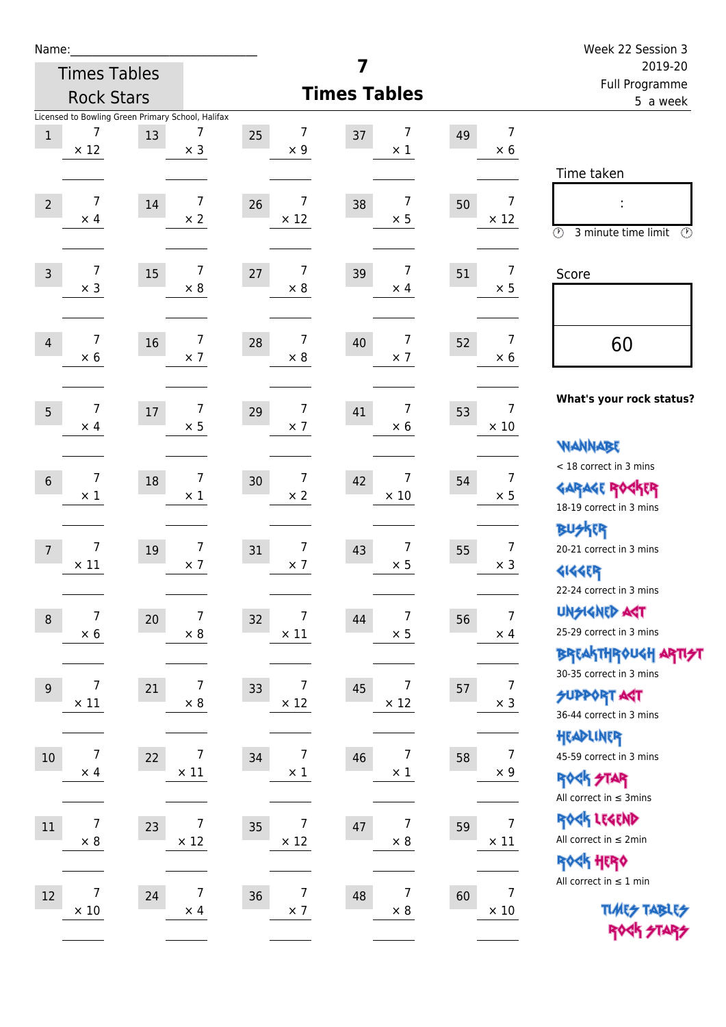Name:_______________________________

Times Tables Rock Stars

# 7 Times Tables

Week 22 Session 3
2019-20
Full Programme
5 a week

Licensed to Bowling Green Primary School, Halifax

| # | Question | # | Question | # | Question | # | Question | # | Question |
|---|---|---|---|---|---|---|---|---|---|
| 1 | 7 × 12 | 13 | 7 × 3 | 25 | 7 × 9 | 37 | 7 × 1 | 49 | 7 × 6 |
| 2 | 7 × 4 | 14 | 7 × 2 | 26 | 7 × 12 | 38 | 7 × 5 | 50 | 7 × 12 |
| 3 | 7 × 3 | 15 | 7 × 8 | 27 | 7 × 8 | 39 | 7 × 4 | 51 | 7 × 5 |
| 4 | 7 × 6 | 16 | 7 × 7 | 28 | 7 × 8 | 40 | 7 × 7 | 52 | 7 × 6 |
| 5 | 7 × 4 | 17 | 7 × 5 | 29 | 7 × 7 | 41 | 7 × 6 | 53 | 7 × 10 |
| 6 | 7 × 1 | 18 | 7 × 1 | 30 | 7 × 2 | 42 | 7 × 10 | 54 | 7 × 5 |
| 7 | 7 × 11 | 19 | 7 × 7 | 31 | 7 × 7 | 43 | 7 × 5 | 55 | 7 × 3 |
| 8 | 7 × 6 | 20 | 7 × 8 | 32 | 7 × 11 | 44 | 7 × 5 | 56 | 7 × 4 |
| 9 | 7 × 11 | 21 | 7 × 8 | 33 | 7 × 12 | 45 | 7 × 12 | 57 | 7 × 3 |
| 10 | 7 × 4 | 22 | 7 × 11 | 34 | 7 × 1 | 46 | 7 × 1 | 58 | 7 × 9 |
| 11 | 7 × 8 | 23 | 7 × 12 | 35 | 7 × 12 | 47 | 7 × 8 | 59 | 7 × 11 |
| 12 | 7 × 10 | 24 | 7 × 4 | 36 | 7 × 7 | 48 | 7 × 8 | 60 | 7 × 10 |

Time taken

:

3 minute time limit

Score

60

**What's your rock status?**

Wannabe
< 18 correct in 3 mins

Garage Rocker
18-19 correct in 3 mins

Busker
20-21 correct in 3 mins

Gigger
22-24 correct in 3 mins

Unsigned Act
25-29 correct in 3 mins

Breakthrough Artist
30-35 correct in 3 mins

Support Act
36-44 correct in 3 mins

Headliner
45-59 correct in 3 mins

Rock Star
All correct in ≤ 3mins

Rock Legend
All correct in ≤ 2min

Rock Hero
All correct in ≤ 1 min

Times Tables Rock Stars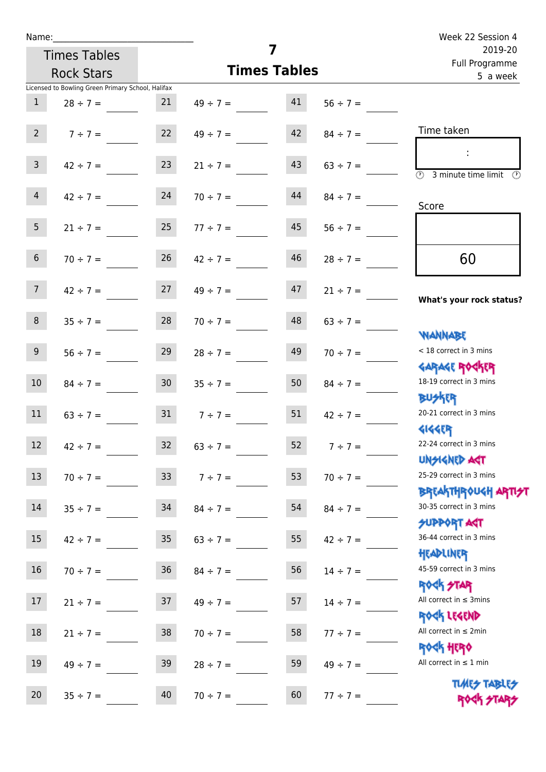Name:

Times Tables Rock Stars

# 7 Times Tables

Week 22 Session 4
2019-20
Full Programme
5 a week

Licensed to Bowling Green Primary School, Halifax

| | | | | | |
|---|---|---|---|---|---|
| 1 | 28 ÷ 7 = | 21 | 49 ÷ 7 = | 41 | 56 ÷ 7 = |
| 2 | 7 ÷ 7 = | 22 | 49 ÷ 7 = | 42 | 84 ÷ 7 = |
| 3 | 42 ÷ 7 = | 23 | 21 ÷ 7 = | 43 | 63 ÷ 7 = |
| 4 | 42 ÷ 7 = | 24 | 70 ÷ 7 = | 44 | 84 ÷ 7 = |
| 5 | 21 ÷ 7 = | 25 | 77 ÷ 7 = | 45 | 56 ÷ 7 = |
| 6 | 70 ÷ 7 = | 26 | 42 ÷ 7 = | 46 | 28 ÷ 7 = |
| 7 | 42 ÷ 7 = | 27 | 49 ÷ 7 = | 47 | 21 ÷ 7 = |
| 8 | 35 ÷ 7 = | 28 | 70 ÷ 7 = | 48 | 63 ÷ 7 = |
| 9 | 56 ÷ 7 = | 29 | 28 ÷ 7 = | 49 | 70 ÷ 7 = |
| 10 | 84 ÷ 7 = | 30 | 35 ÷ 7 = | 50 | 84 ÷ 7 = |
| 11 | 63 ÷ 7 = | 31 | 7 ÷ 7 = | 51 | 42 ÷ 7 = |
| 12 | 42 ÷ 7 = | 32 | 63 ÷ 7 = | 52 | 7 ÷ 7 = |
| 13 | 70 ÷ 7 = | 33 | 7 ÷ 7 = | 53 | 70 ÷ 7 = |
| 14 | 35 ÷ 7 = | 34 | 84 ÷ 7 = | 54 | 84 ÷ 7 = |
| 15 | 42 ÷ 7 = | 35 | 63 ÷ 7 = | 55 | 42 ÷ 7 = |
| 16 | 70 ÷ 7 = | 36 | 84 ÷ 7 = | 56 | 14 ÷ 7 = |
| 17 | 21 ÷ 7 = | 37 | 49 ÷ 7 = | 57 | 14 ÷ 7 = |
| 18 | 21 ÷ 7 = | 38 | 70 ÷ 7 = | 58 | 77 ÷ 7 = |
| 19 | 49 ÷ 7 = | 39 | 28 ÷ 7 = | 59 | 49 ÷ 7 = |
| 20 | 35 ÷ 7 = | 40 | 70 ÷ 7 = | 60 | 77 ÷ 7 = |

Time taken

:

3 minute time limit

Score

60

**What's your rock status?**

WANNABE
< 18 correct in 3 mins

GARAGE ROCKER
18-19 correct in 3 mins

BUSKER
20-21 correct in 3 mins

GIGGER
22-24 correct in 3 mins

UNSIGNED ACT
25-29 correct in 3 mins

BREAKTHROUGH ARTIST
30-35 correct in 3 mins

SUPPORT ACT
36-44 correct in 3 mins

HEADLINER
45-59 correct in 3 mins

ROCK STAR
All correct in ≤ 3mins

ROCK LEGEND
All correct in ≤ 2min

ROCK HERO
All correct in ≤ 1 min

TIMES TABLES ROCK STARS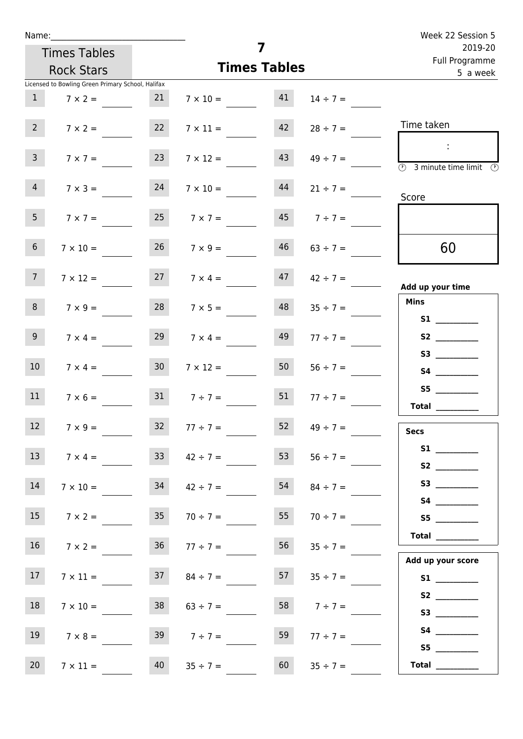Name:

Times Tables Rock Stars

# 7 Times Tables

Week 22 Session 5
2019-20
Full Programme
5 a week

Licensed to Bowling Green Primary School, Halifax

| | | | | | |
|---|---|---|---|---|---|
| 1 | 7 × 2 = | 21 | 7 × 10 = | 41 | 14 ÷ 7 = |
| 2 | 7 × 2 = | 22 | 7 × 11 = | 42 | 28 ÷ 7 = |
| 3 | 7 × 7 = | 23 | 7 × 12 = | 43 | 49 ÷ 7 = |
| 4 | 7 × 3 = | 24 | 7 × 10 = | 44 | 21 ÷ 7 = |
| 5 | 7 × 7 = | 25 | 7 × 7 = | 45 | 7 ÷ 7 = |
| 6 | 7 × 10 = | 26 | 7 × 9 = | 46 | 63 ÷ 7 = |
| 7 | 7 × 12 = | 27 | 7 × 4 = | 47 | 42 ÷ 7 = |
| 8 | 7 × 9 = | 28 | 7 × 5 = | 48 | 35 ÷ 7 = |
| 9 | 7 × 4 = | 29 | 7 × 4 = | 49 | 77 ÷ 7 = |
| 10 | 7 × 4 = | 30 | 7 × 12 = | 50 | 56 ÷ 7 = |
| 11 | 7 × 6 = | 31 | 7 ÷ 7 = | 51 | 77 ÷ 7 = |
| 12 | 7 × 9 = | 32 | 77 ÷ 7 = | 52 | 49 ÷ 7 = |
| 13 | 7 × 4 = | 33 | 42 ÷ 7 = | 53 | 56 ÷ 7 = |
| 14 | 7 × 10 = | 34 | 42 ÷ 7 = | 54 | 84 ÷ 7 = |
| 15 | 7 × 2 = | 35 | 70 ÷ 7 = | 55 | 70 ÷ 7 = |
| 16 | 7 × 2 = | 36 | 77 ÷ 7 = | 56 | 35 ÷ 7 = |
| 17 | 7 × 11 = | 37 | 84 ÷ 7 = | 57 | 35 ÷ 7 = |
| 18 | 7 × 10 = | 38 | 63 ÷ 7 = | 58 | 7 ÷ 7 = |
| 19 | 7 × 8 = | 39 | 7 ÷ 7 = | 59 | 77 ÷ 7 = |
| 20 | 7 × 11 = | 40 | 35 ÷ 7 = | 60 | 35 ÷ 7 = |

Time taken

:

3 minute time limit

Score

60

**Add up your time**

**Mins**

**S1**
**S2**
**S3**
**S4**
**S5**
**Total**

**Secs**

**S1**
**S2**
**S3**
**S4**
**S5**
**Total**

**Add up your score**

**S1**
**S2**
**S3**
**S4**
**S5**
**Total**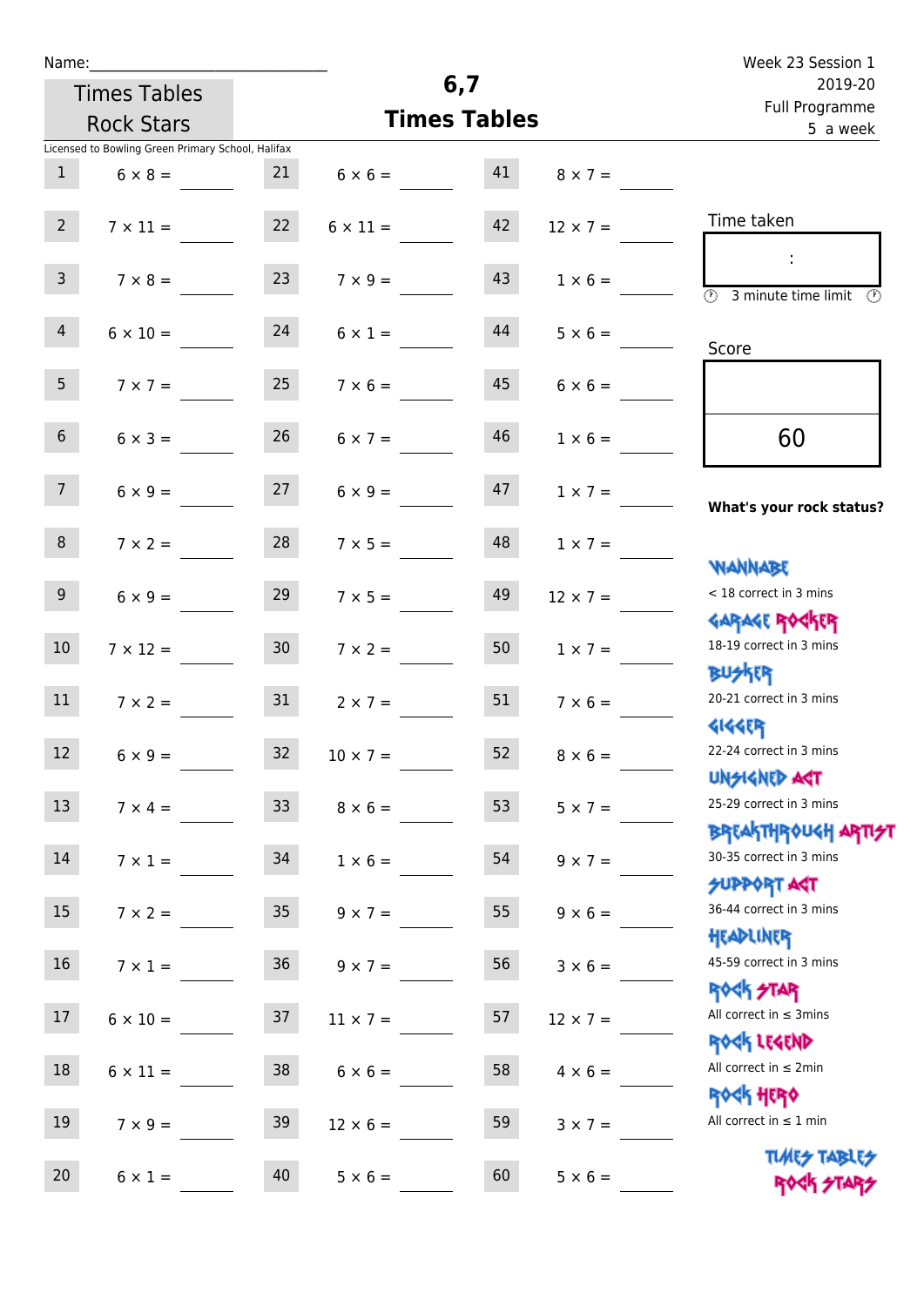Name:\_\_\_\_\_\_\_\_\_\_\_\_\_\_\_\_\_\_\_\_\_\_\_\_\_\_\_\_

Times Tables Rock Stars

# 6,7 Times Tables

Week 23 Session 1
2019-20
Full Programme
5 a week

Licensed to Bowling Green Primary School, Halifax

| | | | | | |
|---|---|---|---|---|---|
| 1 | 6 × 8 = | 21 | 6 × 6 = | 41 | 8 × 7 = |
| 2 | 7 × 11 = | 22 | 6 × 11 = | 42 | 12 × 7 = |
| 3 | 7 × 8 = | 23 | 7 × 9 = | 43 | 1 × 6 = |
| 4 | 6 × 10 = | 24 | 6 × 1 = | 44 | 5 × 6 = |
| 5 | 7 × 7 = | 25 | 7 × 6 = | 45 | 6 × 6 = |
| 6 | 6 × 3 = | 26 | 6 × 7 = | 46 | 1 × 6 = |
| 7 | 6 × 9 = | 27 | 6 × 9 = | 47 | 1 × 7 = |
| 8 | 7 × 2 = | 28 | 7 × 5 = | 48 | 1 × 7 = |
| 9 | 6 × 9 = | 29 | 7 × 5 = | 49 | 12 × 7 = |
| 10 | 7 × 12 = | 30 | 7 × 2 = | 50 | 1 × 7 = |
| 11 | 7 × 2 = | 31 | 2 × 7 = | 51 | 7 × 6 = |
| 12 | 6 × 9 = | 32 | 10 × 7 = | 52 | 8 × 6 = |
| 13 | 7 × 4 = | 33 | 8 × 6 = | 53 | 5 × 7 = |
| 14 | 7 × 1 = | 34 | 1 × 6 = | 54 | 9 × 7 = |
| 15 | 7 × 2 = | 35 | 9 × 7 = | 55 | 9 × 6 = |
| 16 | 7 × 1 = | 36 | 9 × 7 = | 56 | 3 × 6 = |
| 17 | 6 × 10 = | 37 | 11 × 7 = | 57 | 12 × 7 = |
| 18 | 6 × 11 = | 38 | 6 × 6 = | 58 | 4 × 6 = |
| 19 | 7 × 9 = | 39 | 12 × 6 = | 59 | 3 × 7 = |
| 20 | 6 × 1 = | 40 | 5 × 6 = | 60 | 5 × 6 = |

Time taken

:

3 minute time limit

Score

60

**What's your rock status?**

WANNABE
< 18 correct in 3 mins

GARAGE ROCKER
18-19 correct in 3 mins

BUSKER
20-21 correct in 3 mins

GIGGER
22-24 correct in 3 mins

UNSIGNED ACT
25-29 correct in 3 mins

BREAKTHROUGH ARTIST
30-35 correct in 3 mins

SUPPORT ACT
36-44 correct in 3 mins

HEADLINER
45-59 correct in 3 mins

ROCK STAR
All correct in ≤ 3mins

ROCK LEGEND
All correct in ≤ 2min

ROCK HERO
All correct in ≤ 1 min

TIMES TABLES ROCK STARS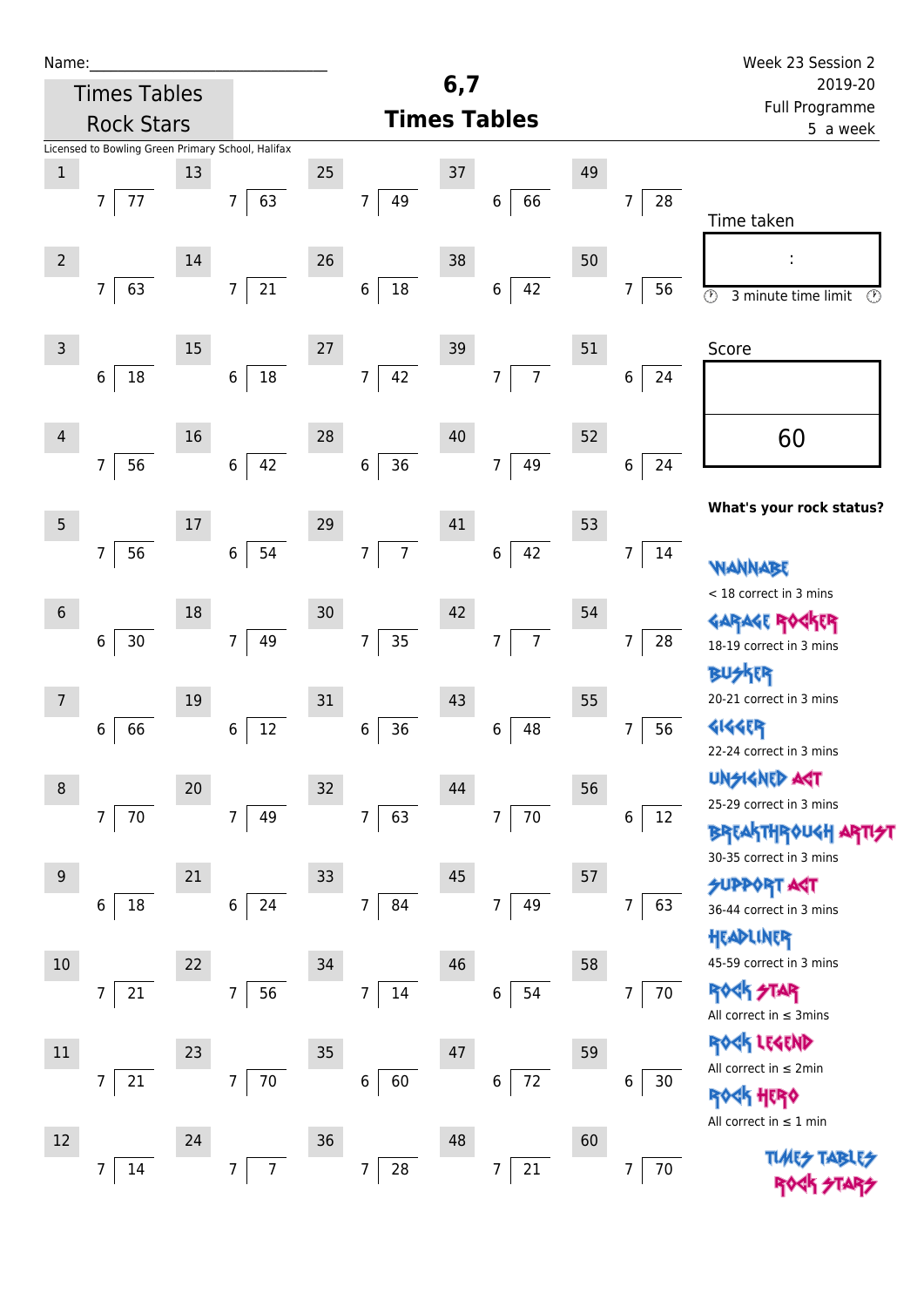Name:______________________________

Times Tables Rock Stars

# 6,7 Times Tables

Week 23 Session 2
2019-20
Full Programme
5 a week

Licensed to Bowling Green Primary School, Halifax

| # | Question | # | Question | # | Question | # | Question | # | Question |
|---|---|---|---|---|---|---|---|---|---|
| 1 | 7 ) 77 | 13 | 7 ) 63 | 25 | 7 ) 49 | 37 | 6 ) 66 | 49 | 7 ) 28 |
| 2 | 7 ) 63 | 14 | 7 ) 21 | 26 | 6 ) 18 | 38 | 6 ) 42 | 50 | 7 ) 56 |
| 3 | 6 ) 18 | 15 | 6 ) 18 | 27 | 7 ) 42 | 39 | 7 ) 7 | 51 | 6 ) 24 |
| 4 | 7 ) 56 | 16 | 6 ) 42 | 28 | 6 ) 36 | 40 | 7 ) 49 | 52 | 6 ) 24 |
| 5 | 7 ) 56 | 17 | 6 ) 54 | 29 | 7 ) 7 | 41 | 6 ) 42 | 53 | 7 ) 14 |
| 6 | 6 ) 30 | 18 | 7 ) 49 | 30 | 7 ) 35 | 42 | 7 ) 7 | 54 | 7 ) 28 |
| 7 | 6 ) 66 | 19 | 6 ) 12 | 31 | 6 ) 36 | 43 | 6 ) 48 | 55 | 7 ) 56 |
| 8 | 7 ) 70 | 20 | 7 ) 49 | 32 | 7 ) 63 | 44 | 7 ) 70 | 56 | 6 ) 12 |
| 9 | 6 ) 18 | 21 | 6 ) 24 | 33 | 7 ) 84 | 45 | 7 ) 49 | 57 | 7 ) 63 |
| 10 | 7 ) 21 | 22 | 7 ) 56 | 34 | 7 ) 14 | 46 | 6 ) 54 | 58 | 7 ) 70 |
| 11 | 7 ) 21 | 23 | 7 ) 70 | 35 | 6 ) 60 | 47 | 6 ) 72 | 59 | 6 ) 30 |
| 12 | 7 ) 14 | 24 | 7 ) 7 | 36 | 7 ) 28 | 48 | 7 ) 21 | 60 | 7 ) 70 |

Time taken

:

3 minute time limit

Score

60

**What's your rock status?**

WANNABE
< 18 correct in 3 mins

GARAGE ROCKER
18-19 correct in 3 mins

BUSKER
20-21 correct in 3 mins

GIGGER
22-24 correct in 3 mins

UNSIGNED ACT
25-29 correct in 3 mins

BREAKTHROUGH ARTIST
30-35 correct in 3 mins

SUPPORT ACT
36-44 correct in 3 mins

HEADLINER
45-59 correct in 3 mins

ROCK STAR
All correct in ≤ 3mins

ROCK LEGEND
All correct in ≤ 2min

ROCK HERO
All correct in ≤ 1 min

TIMES TABLES ROCK STARS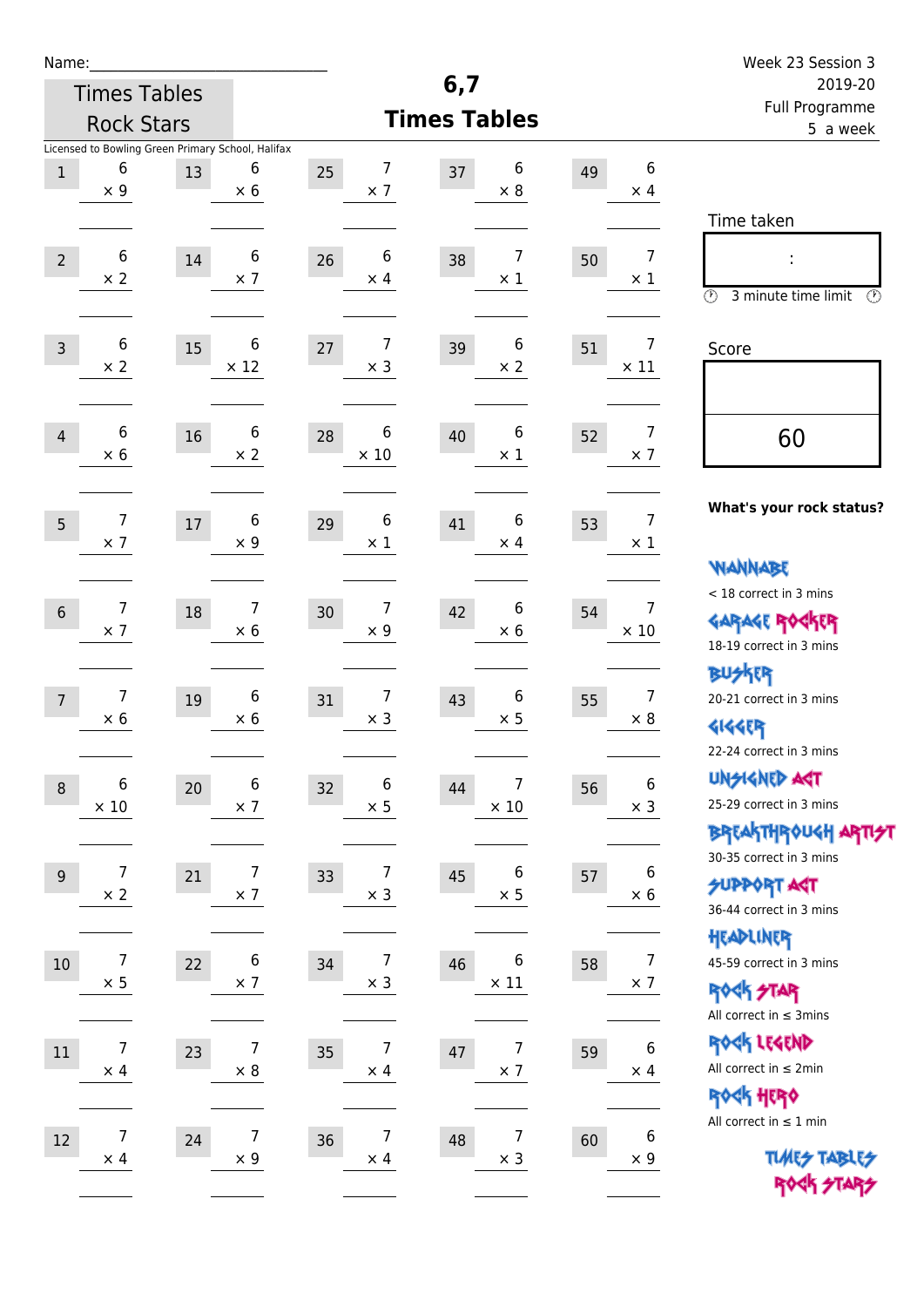Name:\_\_\_\_\_\_\_\_\_\_\_\_\_\_\_\_\_\_\_\_\_\_\_\_\_\_\_\_

Times Tables Rock Stars

# 6,7 Times Tables

Week 23 Session 3
2019-20
Full Programme
5 a week

Licensed to Bowling Green Primary School, Halifax

| # | Question | # | Question | # | Question | # | Question | # | Question |
|---|---|---|---|---|---|---|---|---|---|
| 1 | 6 × 9 | 13 | 6 × 6 | 25 | 7 × 7 | 37 | 6 × 8 | 49 | 6 × 4 |
| 2 | 6 × 2 | 14 | 6 × 7 | 26 | 6 × 4 | 38 | 7 × 1 | 50 | 7 × 1 |
| 3 | 6 × 2 | 15 | 6 × 12 | 27 | 7 × 3 | 39 | 6 × 2 | 51 | 7 × 11 |
| 4 | 6 × 6 | 16 | 6 × 2 | 28 | 6 × 10 | 40 | 6 × 1 | 52 | 7 × 7 |
| 5 | 7 × 7 | 17 | 6 × 9 | 29 | 6 × 1 | 41 | 6 × 4 | 53 | 7 × 1 |
| 6 | 7 × 7 | 18 | 7 × 6 | 30 | 7 × 9 | 42 | 6 × 6 | 54 | 7 × 10 |
| 7 | 7 × 6 | 19 | 6 × 6 | 31 | 7 × 3 | 43 | 6 × 5 | 55 | 7 × 8 |
| 8 | 6 × 10 | 20 | 6 × 7 | 32 | 6 × 5 | 44 | 7 × 10 | 56 | 6 × 3 |
| 9 | 7 × 2 | 21 | 7 × 7 | 33 | 7 × 3 | 45 | 6 × 5 | 57 | 6 × 6 |
| 10 | 7 × 5 | 22 | 6 × 7 | 34 | 7 × 3 | 46 | 6 × 11 | 58 | 7 × 7 |
| 11 | 7 × 4 | 23 | 7 × 8 | 35 | 7 × 4 | 47 | 7 × 7 | 59 | 6 × 4 |
| 12 | 7 × 4 | 24 | 7 × 9 | 36 | 7 × 4 | 48 | 7 × 3 | 60 | 6 × 9 |

Time taken

:

3 minute time limit

Score

60

**What's your rock status?**

WANNABE
< 18 correct in 3 mins

GARAGE ROCKER
18-19 correct in 3 mins

BUSKER
20-21 correct in 3 mins

GIGGER
22-24 correct in 3 mins

UNSIGNED ACT
25-29 correct in 3 mins

BREAKTHROUGH ARTIST
30-35 correct in 3 mins

SUPPORT ACT
36-44 correct in 3 mins

HEADLINER
45-59 correct in 3 mins

ROCK STAR
All correct in ≤ 3mins

ROCK LEGEND
All correct in ≤ 2min

ROCK HERO
All correct in ≤ 1 min

TIMES TABLES ROCK STARS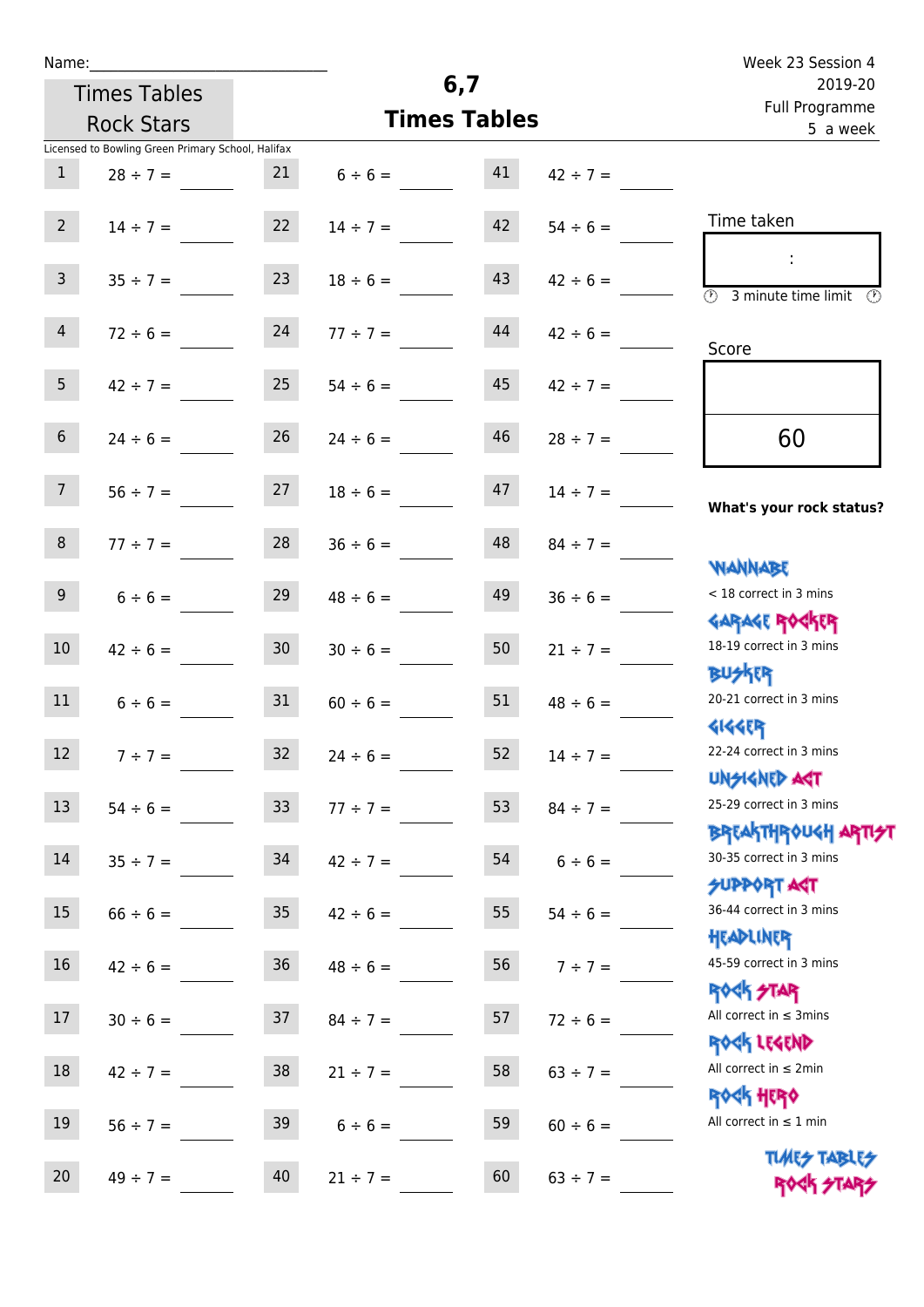Name:\_\_\_\_\_\_\_\_\_\_\_\_\_\_\_\_\_\_\_\_\_\_\_\_\_\_\_\_

Times Tables Rock Stars

# 6,7 Times Tables

Week 23 Session 4
2019-20
Full Programme
5 a week

Licensed to Bowling Green Primary School, Halifax

| | | | | | |
|---|---|---|---|---|---|
| 1 | 28 ÷ 7 = \_\_\_\_ | 21 | 6 ÷ 6 = \_\_\_\_ | 41 | 42 ÷ 7 = \_\_\_\_ |
| 2 | 14 ÷ 7 = \_\_\_\_ | 22 | 14 ÷ 7 = \_\_\_\_ | 42 | 54 ÷ 6 = \_\_\_\_ |
| 3 | 35 ÷ 7 = \_\_\_\_ | 23 | 18 ÷ 6 = \_\_\_\_ | 43 | 42 ÷ 6 = \_\_\_\_ |
| 4 | 72 ÷ 6 = \_\_\_\_ | 24 | 77 ÷ 7 = \_\_\_\_ | 44 | 42 ÷ 6 = \_\_\_\_ |
| 5 | 42 ÷ 7 = \_\_\_\_ | 25 | 54 ÷ 6 = \_\_\_\_ | 45 | 42 ÷ 7 = \_\_\_\_ |
| 6 | 24 ÷ 6 = \_\_\_\_ | 26 | 24 ÷ 6 = \_\_\_\_ | 46 | 28 ÷ 7 = \_\_\_\_ |
| 7 | 56 ÷ 7 = \_\_\_\_ | 27 | 18 ÷ 6 = \_\_\_\_ | 47 | 14 ÷ 7 = \_\_\_\_ |
| 8 | 77 ÷ 7 = \_\_\_\_ | 28 | 36 ÷ 6 = \_\_\_\_ | 48 | 84 ÷ 7 = \_\_\_\_ |
| 9 | 6 ÷ 6 = \_\_\_\_ | 29 | 48 ÷ 6 = \_\_\_\_ | 49 | 36 ÷ 6 = \_\_\_\_ |
| 10 | 42 ÷ 6 = \_\_\_\_ | 30 | 30 ÷ 6 = \_\_\_\_ | 50 | 21 ÷ 7 = \_\_\_\_ |
| 11 | 6 ÷ 6 = \_\_\_\_ | 31 | 60 ÷ 6 = \_\_\_\_ | 51 | 48 ÷ 6 = \_\_\_\_ |
| 12 | 7 ÷ 7 = \_\_\_\_ | 32 | 24 ÷ 6 = \_\_\_\_ | 52 | 14 ÷ 7 = \_\_\_\_ |
| 13 | 54 ÷ 6 = \_\_\_\_ | 33 | 77 ÷ 7 = \_\_\_\_ | 53 | 84 ÷ 7 = \_\_\_\_ |
| 14 | 35 ÷ 7 = \_\_\_\_ | 34 | 42 ÷ 7 = \_\_\_\_ | 54 | 6 ÷ 6 = \_\_\_\_ |
| 15 | 66 ÷ 6 = \_\_\_\_ | 35 | 42 ÷ 6 = \_\_\_\_ | 55 | 54 ÷ 6 = \_\_\_\_ |
| 16 | 42 ÷ 6 = \_\_\_\_ | 36 | 48 ÷ 6 = \_\_\_\_ | 56 | 7 ÷ 7 = \_\_\_\_ |
| 17 | 30 ÷ 6 = \_\_\_\_ | 37 | 84 ÷ 7 = \_\_\_\_ | 57 | 72 ÷ 6 = \_\_\_\_ |
| 18 | 42 ÷ 7 = \_\_\_\_ | 38 | 21 ÷ 7 = \_\_\_\_ | 58 | 63 ÷ 7 = \_\_\_\_ |
| 19 | 56 ÷ 7 = \_\_\_\_ | 39 | 6 ÷ 6 = \_\_\_\_ | 59 | 60 ÷ 6 = \_\_\_\_ |
| 20 | 49 ÷ 7 = \_\_\_\_ | 40 | 21 ÷ 7 = \_\_\_\_ | 60 | 63 ÷ 7 = \_\_\_\_ |

Time taken

:

3 minute time limit

Score

60

**What's your rock status?**

WANNABE
< 18 correct in 3 mins

GARAGE ROCKER
18-19 correct in 3 mins

BUSKER
20-21 correct in 3 mins

GIGGER
22-24 correct in 3 mins

UNSIGNED ACT
25-29 correct in 3 mins

BREAKTHROUGH ARTIST
30-35 correct in 3 mins

SUPPORT ACT
36-44 correct in 3 mins

HEADLINER
45-59 correct in 3 mins

ROCK STAR
All correct in ≤ 3mins

ROCK LEGEND
All correct in ≤ 2min

ROCK HERO
All correct in ≤ 1 min

TIMES TABLES ROCK STARS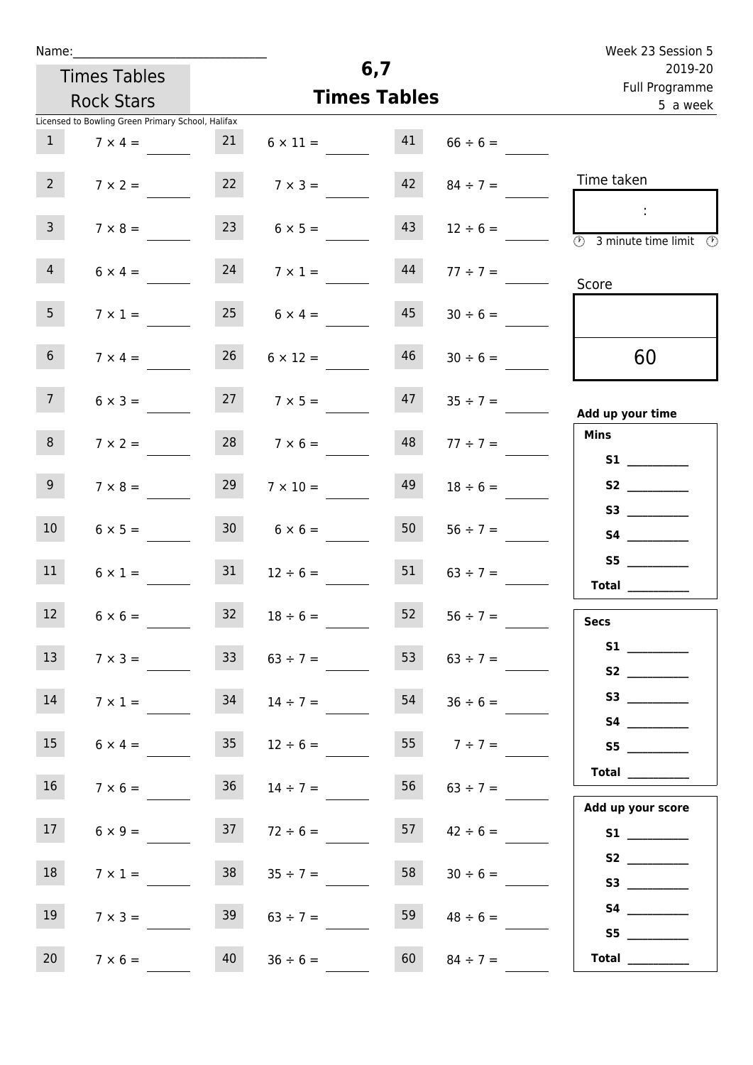Name:_______________________________

Week 23 Session 5
2019-20
Full Programme
5 a week

Times Tables Rock Stars

# 6,7 Times Tables

Licensed to Bowling Green Primary School, Halifax

| | | | | | |
|---|---|---|---|---|---|
| 1 | 7 × 4 = | 21 | 6 × 11 = | 41 | 66 ÷ 6 = |
| 2 | 7 × 2 = | 22 | 7 × 3 = | 42 | 84 ÷ 7 = |
| 3 | 7 × 8 = | 23 | 6 × 5 = | 43 | 12 ÷ 6 = |
| 4 | 6 × 4 = | 24 | 7 × 1 = | 44 | 77 ÷ 7 = |
| 5 | 7 × 1 = | 25 | 6 × 4 = | 45 | 30 ÷ 6 = |
| 6 | 7 × 4 = | 26 | 6 × 12 = | 46 | 30 ÷ 6 = |
| 7 | 6 × 3 = | 27 | 7 × 5 = | 47 | 35 ÷ 7 = |
| 8 | 7 × 2 = | 28 | 7 × 6 = | 48 | 77 ÷ 7 = |
| 9 | 7 × 8 = | 29 | 7 × 10 = | 49 | 18 ÷ 6 = |
| 10 | 6 × 5 = | 30 | 6 × 6 = | 50 | 56 ÷ 7 = |
| 11 | 6 × 1 = | 31 | 12 ÷ 6 = | 51 | 63 ÷ 7 = |
| 12 | 6 × 6 = | 32 | 18 ÷ 6 = | 52 | 56 ÷ 7 = |
| 13 | 7 × 3 = | 33 | 63 ÷ 7 = | 53 | 63 ÷ 7 = |
| 14 | 7 × 1 = | 34 | 14 ÷ 7 = | 54 | 36 ÷ 6 = |
| 15 | 6 × 4 = | 35 | 12 ÷ 6 = | 55 | 7 ÷ 7 = |
| 16 | 7 × 6 = | 36 | 14 ÷ 7 = | 56 | 63 ÷ 7 = |
| 17 | 6 × 9 = | 37 | 72 ÷ 6 = | 57 | 42 ÷ 6 = |
| 18 | 7 × 1 = | 38 | 35 ÷ 7 = | 58 | 30 ÷ 6 = |
| 19 | 7 × 3 = | 39 | 63 ÷ 7 = | 59 | 48 ÷ 6 = |
| 20 | 7 × 6 = | 40 | 36 ÷ 6 = | 60 | 84 ÷ 7 = |

Time taken

:

3 minute time limit

Score

60

**Add up your time**

**Mins**

**S1** __________
**S2** __________
**S3** __________
**S4** __________
**S5** __________
**Total** __________

**Secs**

**S1** __________
**S2** __________
**S3** __________
**S4** __________
**S5** __________
**Total** __________

**Add up your score**

**S1** __________
**S2** __________
**S3** __________
**S4** __________
**S5** __________
**Total** __________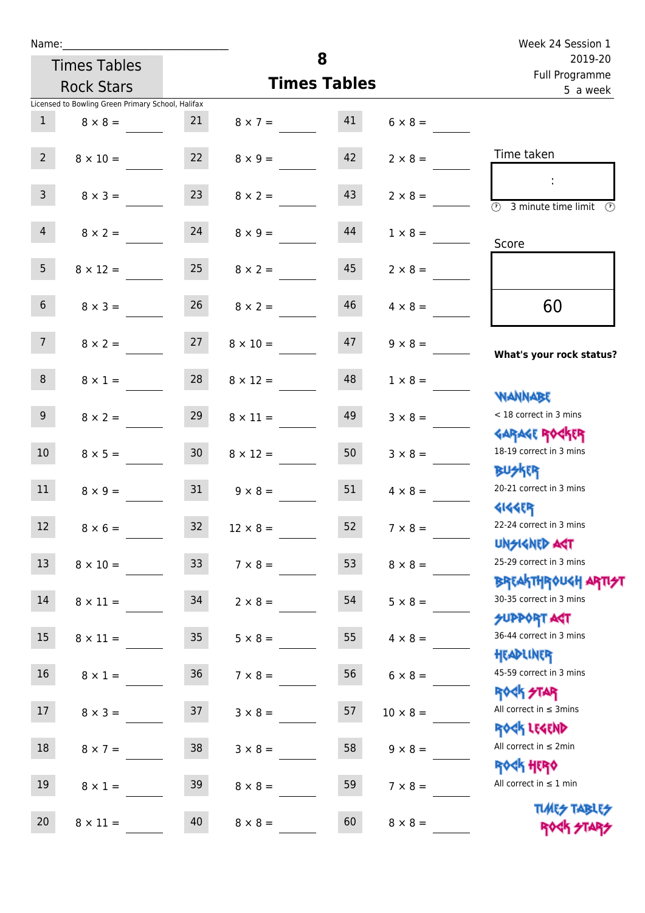Name:

# Times Tables Rock Stars

## 8 Times Tables

Week 24 Session 1
2019-20
Full Programme
5 a week

Licensed to Bowling Green Primary School, Halifax

| | | | | | |
|---|---|---|---|---|---|
| 1 | 8 × 8 = | 21 | 8 × 7 = | 41 | 6 × 8 = |
| 2 | 8 × 10 = | 22 | 8 × 9 = | 42 | 2 × 8 = |
| 3 | 8 × 3 = | 23 | 8 × 2 = | 43 | 2 × 8 = |
| 4 | 8 × 2 = | 24 | 8 × 9 = | 44 | 1 × 8 = |
| 5 | 8 × 12 = | 25 | 8 × 2 = | 45 | 2 × 8 = |
| 6 | 8 × 3 = | 26 | 8 × 2 = | 46 | 4 × 8 = |
| 7 | 8 × 2 = | 27 | 8 × 10 = | 47 | 9 × 8 = |
| 8 | 8 × 1 = | 28 | 8 × 12 = | 48 | 1 × 8 = |
| 9 | 8 × 2 = | 29 | 8 × 11 = | 49 | 3 × 8 = |
| 10 | 8 × 5 = | 30 | 8 × 12 = | 50 | 3 × 8 = |
| 11 | 8 × 9 = | 31 | 9 × 8 = | 51 | 4 × 8 = |
| 12 | 8 × 6 = | 32 | 12 × 8 = | 52 | 7 × 8 = |
| 13 | 8 × 10 = | 33 | 7 × 8 = | 53 | 8 × 8 = |
| 14 | 8 × 11 = | 34 | 2 × 8 = | 54 | 5 × 8 = |
| 15 | 8 × 11 = | 35 | 5 × 8 = | 55 | 4 × 8 = |
| 16 | 8 × 1 = | 36 | 7 × 8 = | 56 | 6 × 8 = |
| 17 | 8 × 3 = | 37 | 3 × 8 = | 57 | 10 × 8 = |
| 18 | 8 × 7 = | 38 | 3 × 8 = | 58 | 9 × 8 = |
| 19 | 8 × 1 = | 39 | 8 × 8 = | 59 | 7 × 8 = |
| 20 | 8 × 11 = | 40 | 8 × 8 = | 60 | 8 × 8 = |

Time taken

:

3 minute time limit

Score

60

**What's your rock status?**

WANNABE
< 18 correct in 3 mins

GARAGE ROCKER
18-19 correct in 3 mins

BUSKER
20-21 correct in 3 mins

GIGGER
22-24 correct in 3 mins

UNSIGNED ACT
25-29 correct in 3 mins

BREAKTHROUGH ARTIST
30-35 correct in 3 mins

SUPPORT ACT
36-44 correct in 3 mins

HEADLINER
45-59 correct in 3 mins

ROCK STAR
All correct in ≤ 3mins

ROCK LEGEND
All correct in ≤ 2min

ROCK HERO
All correct in ≤ 1 min

TIMES TABLES ROCK STARS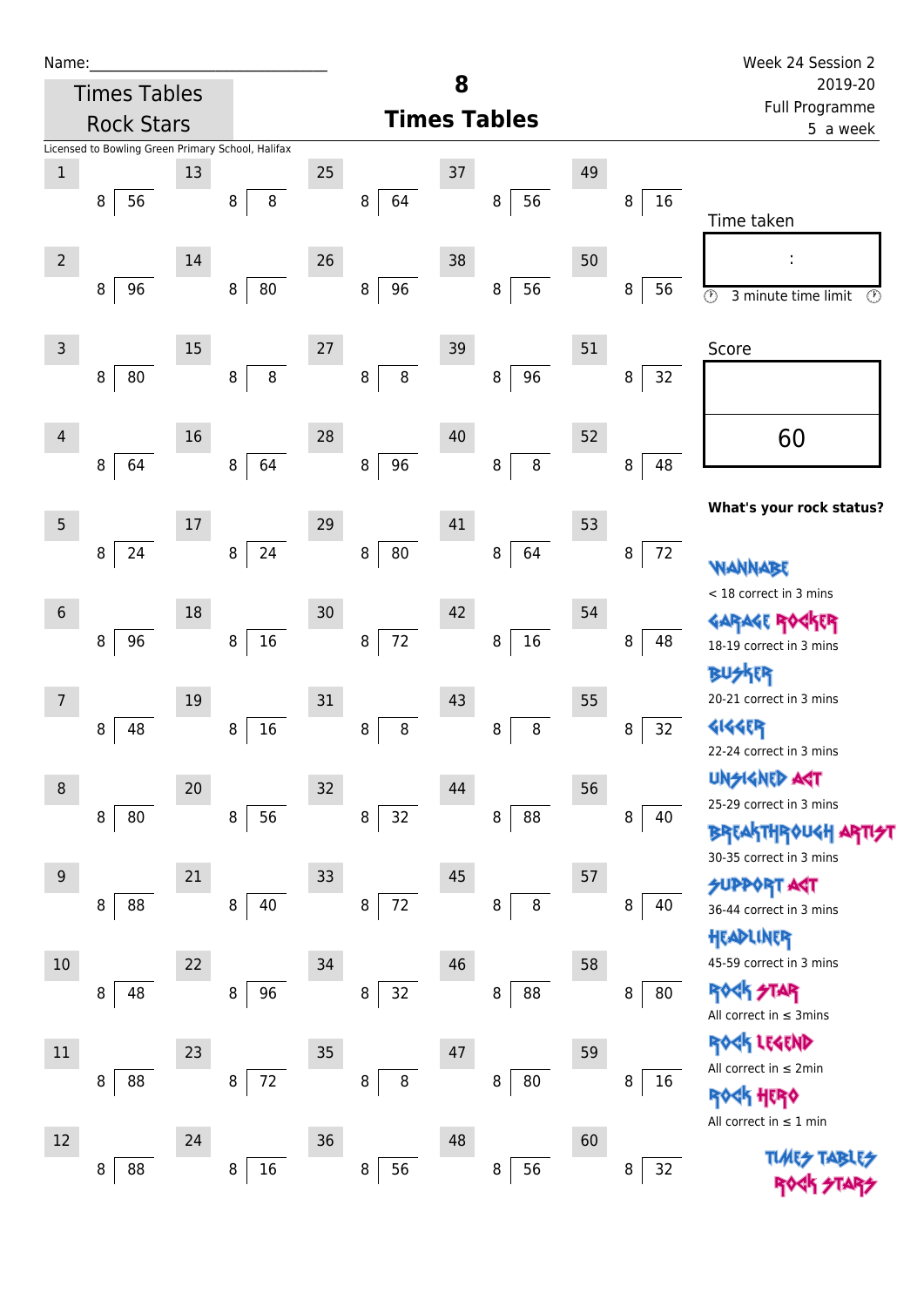Name:_____________________________

Week 24 Session 2
2019-20
Full Programme
5 a week

Times Tables Rock Stars

# 8
# Times Tables

Licensed to Bowling Green Primary School, Halifax

| # | | | # | | | # | | | # | | | # | | |
|---|---|---|---|---|---|---|---|---|---|---|---|---|---|---|
| 1 | 8 | 56 | 13 | 8 | 8 | 25 | 8 | 64 | 37 | 8 | 56 | 49 | 8 | 16 |
| 2 | 8 | 96 | 14 | 8 | 80 | 26 | 8 | 96 | 38 | 8 | 56 | 50 | 8 | 56 |
| 3 | 8 | 80 | 15 | 8 | 8 | 27 | 8 | 8 | 39 | 8 | 96 | 51 | 8 | 32 |
| 4 | 8 | 64 | 16 | 8 | 64 | 28 | 8 | 96 | 40 | 8 | 8 | 52 | 8 | 48 |
| 5 | 8 | 24 | 17 | 8 | 24 | 29 | 8 | 80 | 41 | 8 | 64 | 53 | 8 | 72 |
| 6 | 8 | 96 | 18 | 8 | 16 | 30 | 8 | 72 | 42 | 8 | 16 | 54 | 8 | 48 |
| 7 | 8 | 48 | 19 | 8 | 16 | 31 | 8 | 8 | 43 | 8 | 8 | 55 | 8 | 32 |
| 8 | 8 | 80 | 20 | 8 | 56 | 32 | 8 | 32 | 44 | 8 | 88 | 56 | 8 | 40 |
| 9 | 8 | 88 | 21 | 8 | 40 | 33 | 8 | 72 | 45 | 8 | 8 | 57 | 8 | 40 |
| 10 | 8 | 48 | 22 | 8 | 96 | 34 | 8 | 32 | 46 | 8 | 88 | 58 | 8 | 80 |
| 11 | 8 | 88 | 23 | 8 | 72 | 35 | 8 | 8 | 47 | 8 | 80 | 59 | 8 | 16 |
| 12 | 8 | 88 | 24 | 8 | 16 | 36 | 8 | 56 | 48 | 8 | 56 | 60 | 8 | 32 |

Time taken

:

3 minute time limit

Score

60

**What's your rock status?**

WANNABE
< 18 correct in 3 mins

GARAGE ROCKER
18-19 correct in 3 mins

BUSKER
20-21 correct in 3 mins

GIGGER
22-24 correct in 3 mins

UNSIGNED ACT
25-29 correct in 3 mins

BREAKTHROUGH ARTIST
30-35 correct in 3 mins

SUPPORT ACT
36-44 correct in 3 mins

HEADLINER
45-59 correct in 3 mins

ROCK STAR
All correct in ≤ 3mins

ROCK LEGEND
All correct in ≤ 2min

ROCK HERO
All correct in ≤ 1 min

TIMES TABLES ROCK STARS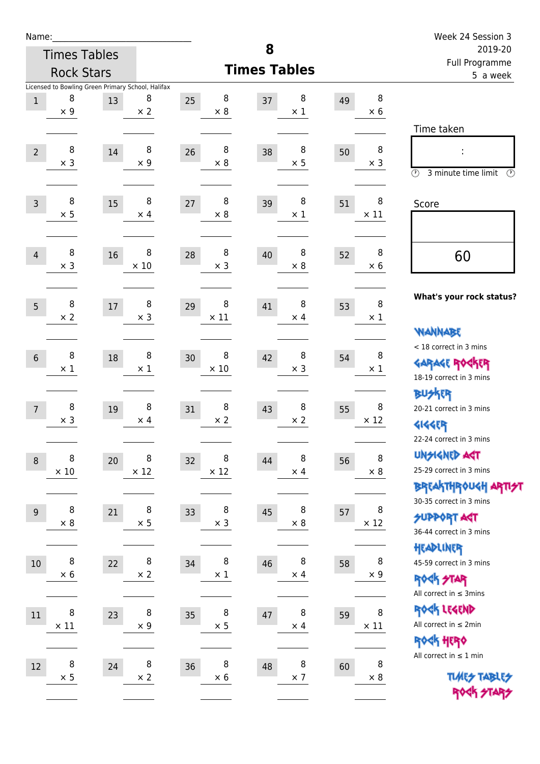Name:\_\_\_\_\_\_\_\_\_\_\_\_\_\_\_\_\_\_\_\_\_\_\_\_\_\_\_\_

Times Tables Rock Stars

# 8 Times Tables

Week 24 Session 3
2019-20
Full Programme
5 a week

Licensed to Bowling Green Primary School, Halifax

| # | Question | # | Question | # | Question | # | Question | # | Question |
|---|---|---|---|---|---|---|---|---|---|
| 1 | 8 × 9 | 13 | 8 × 2 | 25 | 8 × 8 | 37 | 8 × 1 | 49 | 8 × 6 |
| 2 | 8 × 3 | 14 | 8 × 9 | 26 | 8 × 8 | 38 | 8 × 5 | 50 | 8 × 3 |
| 3 | 8 × 5 | 15 | 8 × 4 | 27 | 8 × 8 | 39 | 8 × 1 | 51 | 8 × 11 |
| 4 | 8 × 3 | 16 | 8 × 10 | 28 | 8 × 3 | 40 | 8 × 8 | 52 | 8 × 6 |
| 5 | 8 × 2 | 17 | 8 × 3 | 29 | 8 × 11 | 41 | 8 × 4 | 53 | 8 × 1 |
| 6 | 8 × 1 | 18 | 8 × 1 | 30 | 8 × 10 | 42 | 8 × 3 | 54 | 8 × 1 |
| 7 | 8 × 3 | 19 | 8 × 4 | 31 | 8 × 2 | 43 | 8 × 2 | 55 | 8 × 12 |
| 8 | 8 × 10 | 20 | 8 × 12 | 32 | 8 × 12 | 44 | 8 × 4 | 56 | 8 × 8 |
| 9 | 8 × 8 | 21 | 8 × 5 | 33 | 8 × 3 | 45 | 8 × 8 | 57 | 8 × 12 |
| 10 | 8 × 6 | 22 | 8 × 2 | 34 | 8 × 1 | 46 | 8 × 4 | 58 | 8 × 9 |
| 11 | 8 × 11 | 23 | 8 × 9 | 35 | 8 × 5 | 47 | 8 × 4 | 59 | 8 × 11 |
| 12 | 8 × 5 | 24 | 8 × 2 | 36 | 8 × 6 | 48 | 8 × 7 | 60 | 8 × 8 |

Time taken

:

3 minute time limit

Score

60

**What's your rock status?**

Wannabe
< 18 correct in 3 mins

Garage Rocker
18-19 correct in 3 mins

Busker
20-21 correct in 3 mins

Gigger
22-24 correct in 3 mins

Unsigned Act
25-29 correct in 3 mins

Breakthrough Artist
30-35 correct in 3 mins

Support Act
36-44 correct in 3 mins

Headliner
45-59 correct in 3 mins

Rock Star
All correct in ≤ 3mins

Rock Legend
All correct in ≤ 2min

Rock Hero
All correct in ≤ 1 min

Times Tables Rock Stars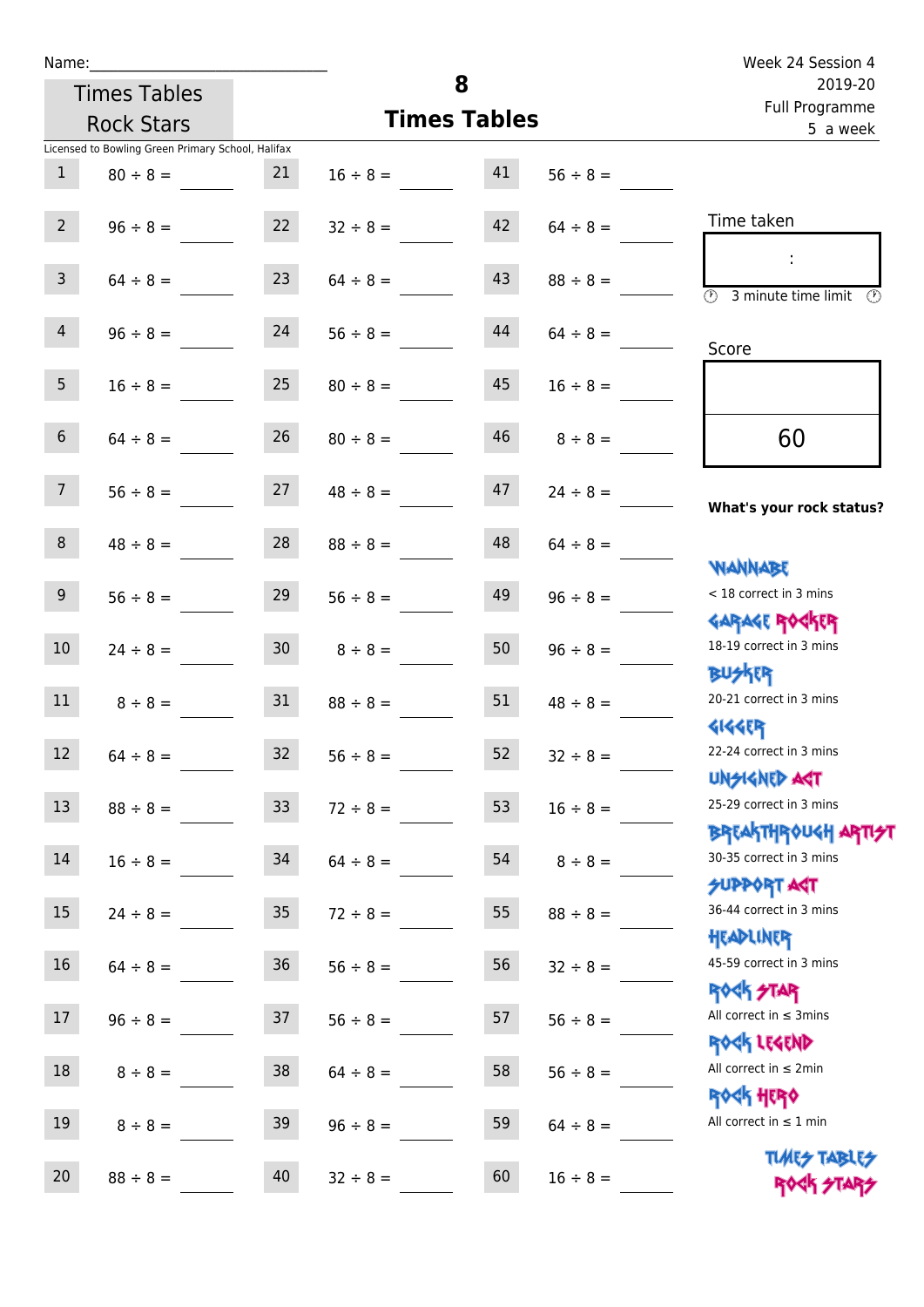Name:\_\_\_\_\_\_\_\_\_\_\_\_\_\_\_\_\_\_\_\_\_\_\_\_\_\_\_\_

Times Tables Rock Stars

# 8 Times Tables

Week 24 Session 4
2019-20
Full Programme
5 a week

Licensed to Bowling Green Primary School, Halifax

| | | | | | |
|---|---|---|---|---|---|
| 1 | 80 ÷ 8 = | 21 | 16 ÷ 8 = | 41 | 56 ÷ 8 = |
| 2 | 96 ÷ 8 = | 22 | 32 ÷ 8 = | 42 | 64 ÷ 8 = |
| 3 | 64 ÷ 8 = | 23 | 64 ÷ 8 = | 43 | 88 ÷ 8 = |
| 4 | 96 ÷ 8 = | 24 | 56 ÷ 8 = | 44 | 64 ÷ 8 = |
| 5 | 16 ÷ 8 = | 25 | 80 ÷ 8 = | 45 | 16 ÷ 8 = |
| 6 | 64 ÷ 8 = | 26 | 80 ÷ 8 = | 46 | 8 ÷ 8 = |
| 7 | 56 ÷ 8 = | 27 | 48 ÷ 8 = | 47 | 24 ÷ 8 = |
| 8 | 48 ÷ 8 = | 28 | 88 ÷ 8 = | 48 | 64 ÷ 8 = |
| 9 | 56 ÷ 8 = | 29 | 56 ÷ 8 = | 49 | 96 ÷ 8 = |
| 10 | 24 ÷ 8 = | 30 | 8 ÷ 8 = | 50 | 96 ÷ 8 = |
| 11 | 8 ÷ 8 = | 31 | 88 ÷ 8 = | 51 | 48 ÷ 8 = |
| 12 | 64 ÷ 8 = | 32 | 56 ÷ 8 = | 52 | 32 ÷ 8 = |
| 13 | 88 ÷ 8 = | 33 | 72 ÷ 8 = | 53 | 16 ÷ 8 = |
| 14 | 16 ÷ 8 = | 34 | 64 ÷ 8 = | 54 | 8 ÷ 8 = |
| 15 | 24 ÷ 8 = | 35 | 72 ÷ 8 = | 55 | 88 ÷ 8 = |
| 16 | 64 ÷ 8 = | 36 | 56 ÷ 8 = | 56 | 32 ÷ 8 = |
| 17 | 96 ÷ 8 = | 37 | 56 ÷ 8 = | 57 | 56 ÷ 8 = |
| 18 | 8 ÷ 8 = | 38 | 64 ÷ 8 = | 58 | 56 ÷ 8 = |
| 19 | 8 ÷ 8 = | 39 | 96 ÷ 8 = | 59 | 64 ÷ 8 = |
| 20 | 88 ÷ 8 = | 40 | 32 ÷ 8 = | 60 | 16 ÷ 8 = |

Time taken

:

3 minute time limit

Score

60

**What's your rock status?**

WANNABE
< 18 correct in 3 mins

GARAGE ROCKER
18-19 correct in 3 mins

BUSKER
20-21 correct in 3 mins

GIGGER
22-24 correct in 3 mins

UNSIGNED ACT
25-29 correct in 3 mins

BREAKTHROUGH ARTIST
30-35 correct in 3 mins

SUPPORT ACT
36-44 correct in 3 mins

HEADLINER
45-59 correct in 3 mins

ROCK STAR
All correct in ≤ 3mins

ROCK LEGEND
All correct in ≤ 2min

ROCK HERO
All correct in ≤ 1 min

TIMES TABLES ROCK STARS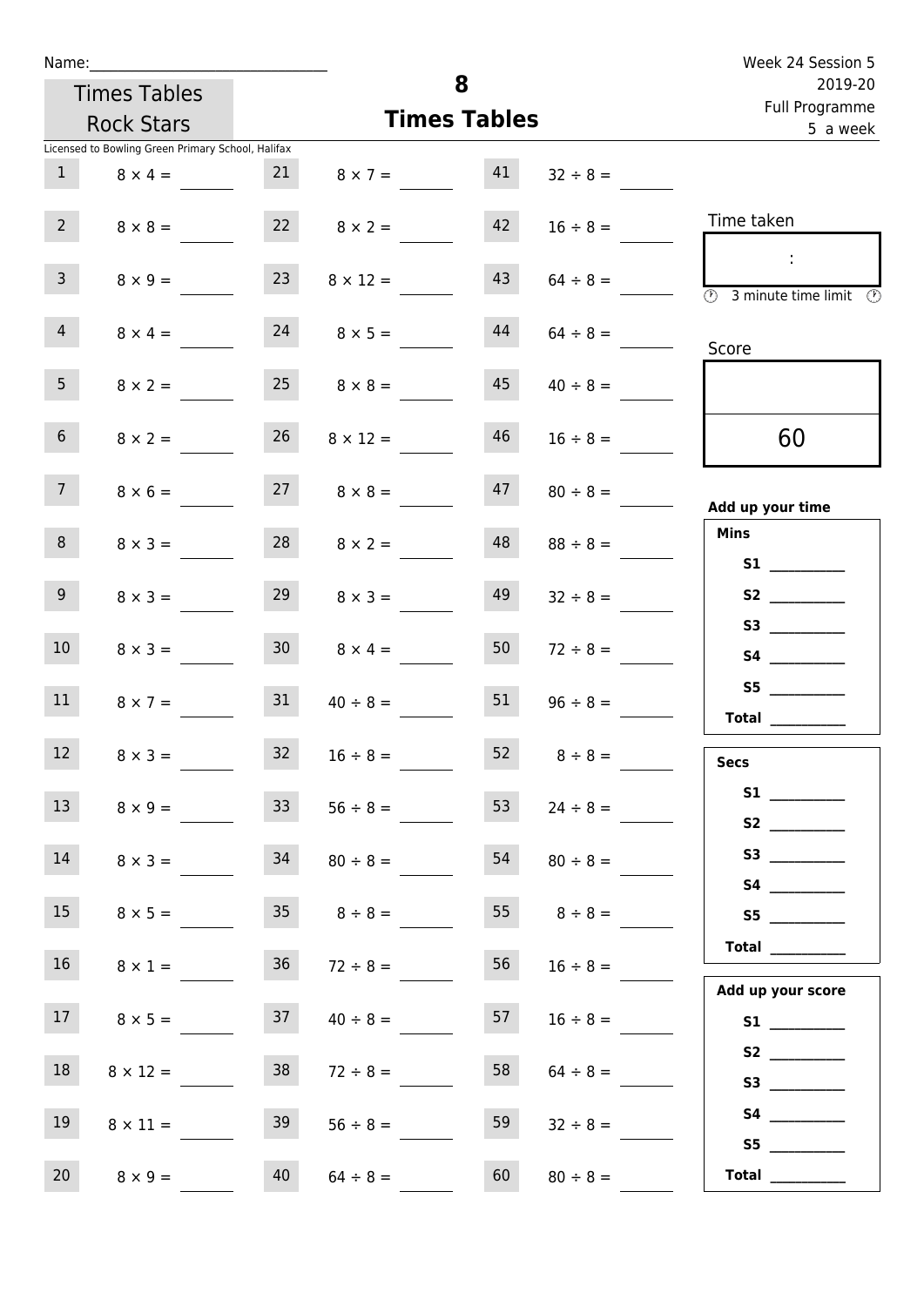Name:______________________________

Times Tables Rock Stars

Licensed to Bowling Green Primary School, Halifax

# 8
## Times Tables

Week 24 Session 5
2019-20
Full Programme
5 a week

| | | | | | |
|---|---|---|---|---|---|
| 1 | $8 \times 4 =$ | 21 | $8 \times 7 =$ | 41 | $32 \div 8 =$ |
| 2 | $8 \times 8 =$ | 22 | $8 \times 2 =$ | 42 | $16 \div 8 =$ |
| 3 | $8 \times 9 =$ | 23 | $8 \times 12 =$ | 43 | $64 \div 8 =$ |
| 4 | $8 \times 4 =$ | 24 | $8 \times 5 =$ | 44 | $64 \div 8 =$ |
| 5 | $8 \times 2 =$ | 25 | $8 \times 8 =$ | 45 | $40 \div 8 =$ |
| 6 | $8 \times 2 =$ | 26 | $8 \times 12 =$ | 46 | $16 \div 8 =$ |
| 7 | $8 \times 6 =$ | 27 | $8 \times 8 =$ | 47 | $80 \div 8 =$ |
| 8 | $8 \times 3 =$ | 28 | $8 \times 2 =$ | 48 | $88 \div 8 =$ |
| 9 | $8 \times 3 =$ | 29 | $8 \times 3 =$ | 49 | $32 \div 8 =$ |
| 10 | $8 \times 3 =$ | 30 | $8 \times 4 =$ | 50 | $72 \div 8 =$ |
| 11 | $8 \times 7 =$ | 31 | $40 \div 8 =$ | 51 | $96 \div 8 =$ |
| 12 | $8 \times 3 =$ | 32 | $16 \div 8 =$ | 52 | $8 \div 8 =$ |
| 13 | $8 \times 9 =$ | 33 | $56 \div 8 =$ | 53 | $24 \div 8 =$ |
| 14 | $8 \times 3 =$ | 34 | $80 \div 8 =$ | 54 | $80 \div 8 =$ |
| 15 | $8 \times 5 =$ | 35 | $8 \div 8 =$ | 55 | $8 \div 8 =$ |
| 16 | $8 \times 1 =$ | 36 | $72 \div 8 =$ | 56 | $16 \div 8 =$ |
| 17 | $8 \times 5 =$ | 37 | $40 \div 8 =$ | 57 | $16 \div 8 =$ |
| 18 | $8 \times 12 =$ | 38 | $72 \div 8 =$ | 58 | $64 \div 8 =$ |
| 19 | $8 \times 11 =$ | 39 | $56 \div 8 =$ | 59 | $32 \div 8 =$ |
| 20 | $8 \times 9 =$ | 40 | $64 \div 8 =$ | 60 | $80 \div 8 =$ |

Time taken

:

3 minute time limit

Score

60

**Add up your time**

**Mins**

**S1** __________
**S2** __________
**S3** __________
**S4** __________
**S5** __________
**Total** __________

**Secs**

**S1** __________
**S2** __________
**S3** __________
**S4** __________
**S5** __________
**Total** __________

**Add up your score**

**S1** __________
**S2** __________
**S3** __________
**S4** __________
**S5** __________
**Total** __________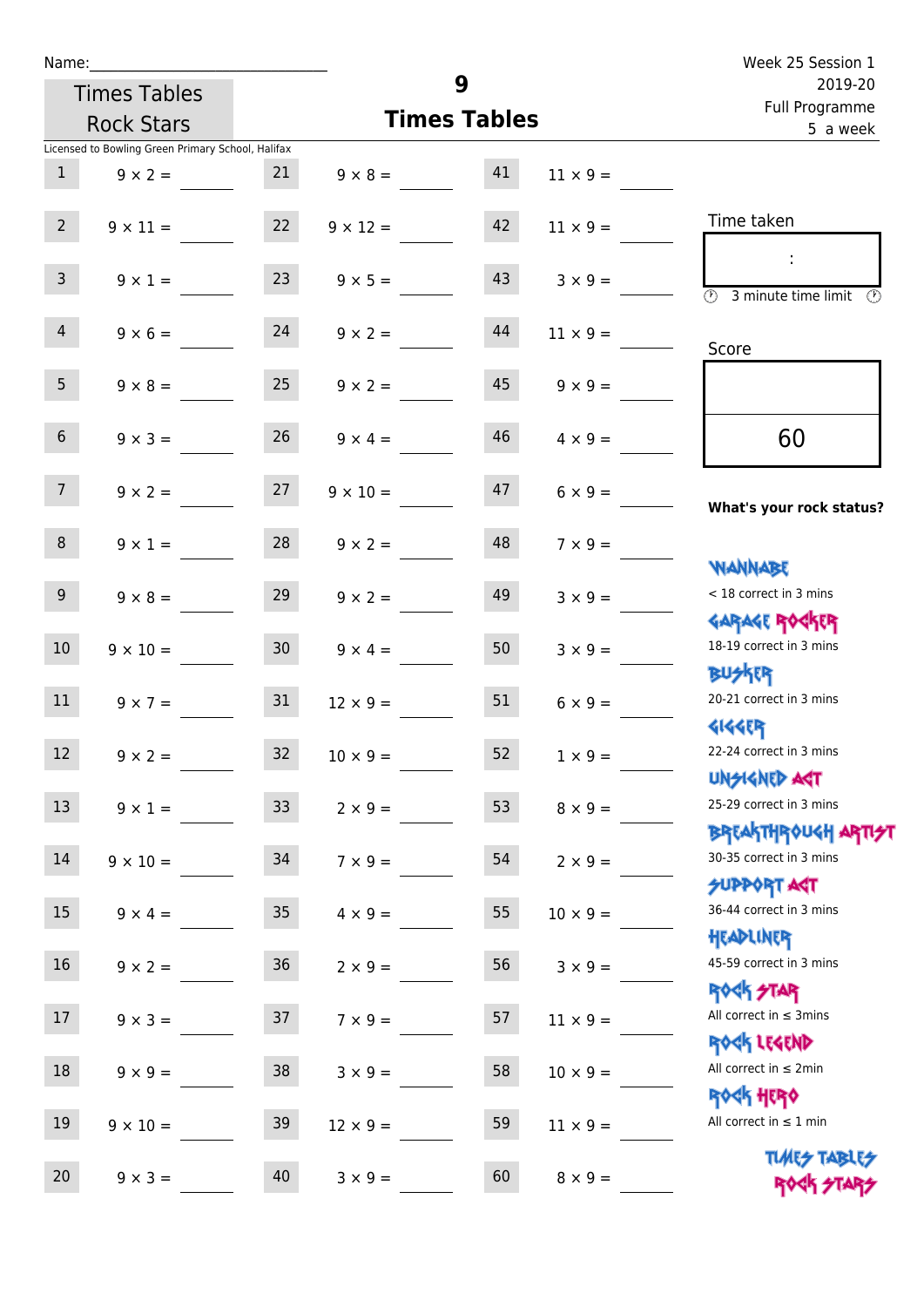Name:______________________________

Times Tables Rock Stars

# 9 Times Tables

Week 25 Session 1
2019-20
Full Programme
5 a week

Licensed to Bowling Green Primary School, Halifax

| | | | | | |
|---|---|---|---|---|---|
| 1 | 9 × 2 = ____ | 21 | 9 × 8 = ____ | 41 | 11 × 9 = ____ |
| 2 | 9 × 11 = ____ | 22 | 9 × 12 = ____ | 42 | 11 × 9 = ____ |
| 3 | 9 × 1 = ____ | 23 | 9 × 5 = ____ | 43 | 3 × 9 = ____ |
| 4 | 9 × 6 = ____ | 24 | 9 × 2 = ____ | 44 | 11 × 9 = ____ |
| 5 | 9 × 8 = ____ | 25 | 9 × 2 = ____ | 45 | 9 × 9 = ____ |
| 6 | 9 × 3 = ____ | 26 | 9 × 4 = ____ | 46 | 4 × 9 = ____ |
| 7 | 9 × 2 = ____ | 27 | 9 × 10 = ____ | 47 | 6 × 9 = ____ |
| 8 | 9 × 1 = ____ | 28 | 9 × 2 = ____ | 48 | 7 × 9 = ____ |
| 9 | 9 × 8 = ____ | 29 | 9 × 2 = ____ | 49 | 3 × 9 = ____ |
| 10 | 9 × 10 = ____ | 30 | 9 × 4 = ____ | 50 | 3 × 9 = ____ |
| 11 | 9 × 7 = ____ | 31 | 12 × 9 = ____ | 51 | 6 × 9 = ____ |
| 12 | 9 × 2 = ____ | 32 | 10 × 9 = ____ | 52 | 1 × 9 = ____ |
| 13 | 9 × 1 = ____ | 33 | 2 × 9 = ____ | 53 | 8 × 9 = ____ |
| 14 | 9 × 10 = ____ | 34 | 7 × 9 = ____ | 54 | 2 × 9 = ____ |
| 15 | 9 × 4 = ____ | 35 | 4 × 9 = ____ | 55 | 10 × 9 = ____ |
| 16 | 9 × 2 = ____ | 36 | 2 × 9 = ____ | 56 | 3 × 9 = ____ |
| 17 | 9 × 3 = ____ | 37 | 7 × 9 = ____ | 57 | 11 × 9 = ____ |
| 18 | 9 × 9 = ____ | 38 | 3 × 9 = ____ | 58 | 10 × 9 = ____ |
| 19 | 9 × 10 = ____ | 39 | 12 × 9 = ____ | 59 | 11 × 9 = ____ |
| 20 | 9 × 3 = ____ | 40 | 3 × 9 = ____ | 60 | 8 × 9 = ____ |

Time taken

:

3 minute time limit

Score

60

**What's your rock status?**

- WANNABE: < 18 correct in 3 mins
- GARAGE ROCKER: 18-19 correct in 3 mins
- BUSKER: 20-21 correct in 3 mins
- GIGGER: 22-24 correct in 3 mins
- UNSIGNED ACT: 25-29 correct in 3 mins
- BREAKTHROUGH ARTIST: 30-35 correct in 3 mins
- SUPPORT ACT: 36-44 correct in 3 mins
- HEADLINER: 45-59 correct in 3 mins
- ROCK STAR: All correct in ≤ 3mins
- ROCK LEGEND: All correct in ≤ 2min
- ROCK HERO: All correct in ≤ 1 min

TIMES TABLES ROCK STARS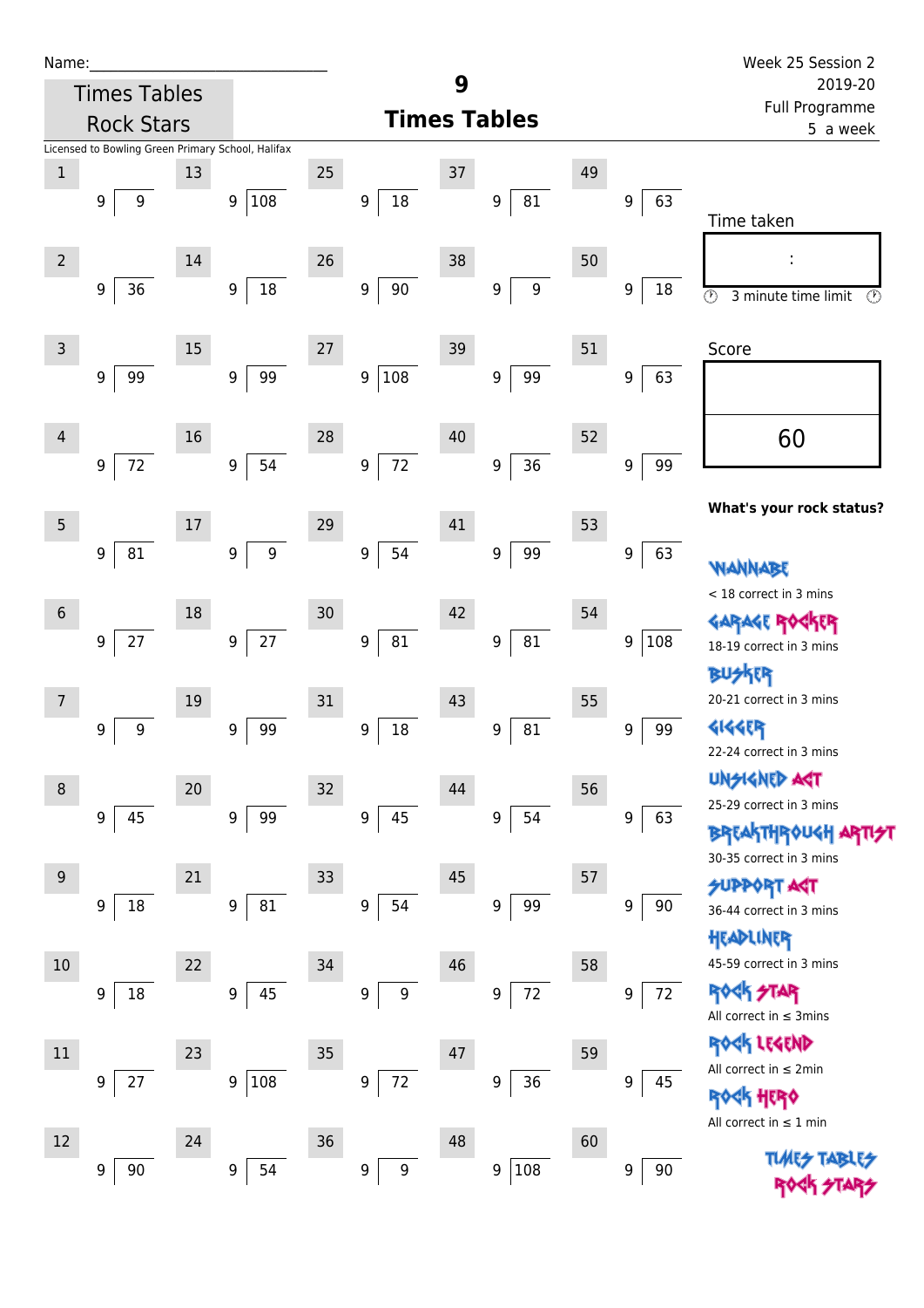Name:______________________________

Times Tables Rock Stars

# 9
## Times Tables

Week 25 Session 2
2019-20
Full Programme
5 a week

Licensed to Bowling Green Primary School, Halifax

| # | | # | | # | | # | | # | |
|---|---|---|---|---|---|---|---|---|---|
| 1 | 9 ) 9 | 13 | 9 ) 108 | 25 | 9 ) 18 | 37 | 9 ) 81 | 49 | 9 ) 63 |
| 2 | 9 ) 36 | 14 | 9 ) 18 | 26 | 9 ) 90 | 38 | 9 ) 9 | 50 | 9 ) 18 |
| 3 | 9 ) 99 | 15 | 9 ) 99 | 27 | 9 ) 108 | 39 | 9 ) 99 | 51 | 9 ) 63 |
| 4 | 9 ) 72 | 16 | 9 ) 54 | 28 | 9 ) 72 | 40 | 9 ) 36 | 52 | 9 ) 99 |
| 5 | 9 ) 81 | 17 | 9 ) 9 | 29 | 9 ) 54 | 41 | 9 ) 99 | 53 | 9 ) 63 |
| 6 | 9 ) 27 | 18 | 9 ) 27 | 30 | 9 ) 81 | 42 | 9 ) 81 | 54 | 9 ) 108 |
| 7 | 9 ) 9 | 19 | 9 ) 99 | 31 | 9 ) 18 | 43 | 9 ) 81 | 55 | 9 ) 99 |
| 8 | 9 ) 45 | 20 | 9 ) 99 | 32 | 9 ) 45 | 44 | 9 ) 54 | 56 | 9 ) 63 |
| 9 | 9 ) 18 | 21 | 9 ) 81 | 33 | 9 ) 54 | 45 | 9 ) 99 | 57 | 9 ) 90 |
| 10 | 9 ) 18 | 22 | 9 ) 45 | 34 | 9 ) 9 | 46 | 9 ) 72 | 58 | 9 ) 72 |
| 11 | 9 ) 27 | 23 | 9 ) 108 | 35 | 9 ) 72 | 47 | 9 ) 36 | 59 | 9 ) 45 |
| 12 | 9 ) 90 | 24 | 9 ) 54 | 36 | 9 ) 9 | 48 | 9 ) 108 | 60 | 9 ) 90 |

Time taken

:

3 minute time limit

Score

60

**What's your rock status?**

WANNABE
< 18 correct in 3 mins

GARAGE ROCKER
18-19 correct in 3 mins

BUSKER
20-21 correct in 3 mins

GIGGER
22-24 correct in 3 mins

UNSIGNED ACT
25-29 correct in 3 mins

BREAKTHROUGH ARTIST
30-35 correct in 3 mins

SUPPORT ACT
36-44 correct in 3 mins

HEADLINER
45-59 correct in 3 mins

ROCK STAR
All correct in ≤ 3mins

ROCK LEGEND
All correct in ≤ 2min

ROCK HERO
All correct in ≤ 1 min

TIMES TABLES ROCK STARS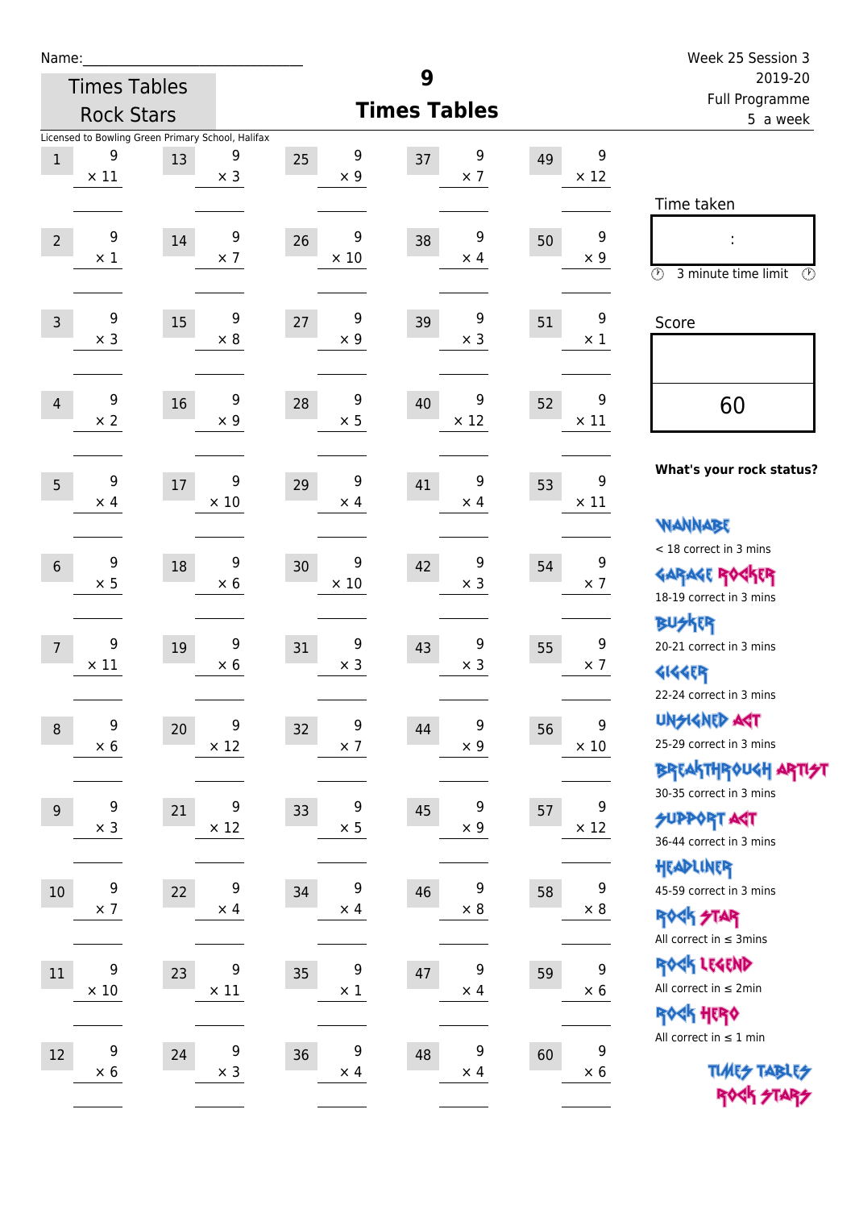Name:______________________________

Times Tables Rock Stars

Licensed to Bowling Green Primary School, Halifax

# 9
## Times Tables

Week 25 Session 3
2019-20
Full Programme
5 a week

| | | | | | | | | | |
|---|---|---|---|---|---|---|---|---|---|
| 1 | 9 × 11 | 13 | 9 × 3 | 25 | 9 × 9 | 37 | 9 × 7 | 49 | 9 × 12 |
| 2 | 9 × 1 | 14 | 9 × 7 | 26 | 9 × 10 | 38 | 9 × 4 | 50 | 9 × 9 |
| 3 | 9 × 3 | 15 | 9 × 8 | 27 | 9 × 9 | 39 | 9 × 3 | 51 | 9 × 1 |
| 4 | 9 × 2 | 16 | 9 × 9 | 28 | 9 × 5 | 40 | 9 × 12 | 52 | 9 × 11 |
| 5 | 9 × 4 | 17 | 9 × 10 | 29 | 9 × 4 | 41 | 9 × 4 | 53 | 9 × 11 |
| 6 | 9 × 5 | 18 | 9 × 6 | 30 | 9 × 10 | 42 | 9 × 3 | 54 | 9 × 7 |
| 7 | 9 × 11 | 19 | 9 × 6 | 31 | 9 × 3 | 43 | 9 × 3 | 55 | 9 × 7 |
| 8 | 9 × 6 | 20 | 9 × 12 | 32 | 9 × 7 | 44 | 9 × 9 | 56 | 9 × 10 |
| 9 | 9 × 3 | 21 | 9 × 12 | 33 | 9 × 5 | 45 | 9 × 9 | 57 | 9 × 12 |
| 10 | 9 × 7 | 22 | 9 × 4 | 34 | 9 × 4 | 46 | 9 × 8 | 58 | 9 × 8 |
| 11 | 9 × 10 | 23 | 9 × 11 | 35 | 9 × 1 | 47 | 9 × 4 | 59 | 9 × 6 |
| 12 | 9 × 6 | 24 | 9 × 3 | 36 | 9 × 4 | 48 | 9 × 4 | 60 | 9 × 6 |

Time taken

:

3 minute time limit

Score

60

**What's your rock status?**

WANNABE
< 18 correct in 3 mins

GARAGE ROCKER
18-19 correct in 3 mins

BUSKER
20-21 correct in 3 mins

GIGGER
22-24 correct in 3 mins

UNSIGNED ACT
25-29 correct in 3 mins

BREAKTHROUGH ARTIST
30-35 correct in 3 mins

SUPPORT ACT
36-44 correct in 3 mins

HEADLINER
45-59 correct in 3 mins

ROCK STAR
All correct in ≤ 3mins

ROCK LEGEND
All correct in ≤ 2min

ROCK HERO
All correct in ≤ 1 min

TIMES TABLES ROCK STARS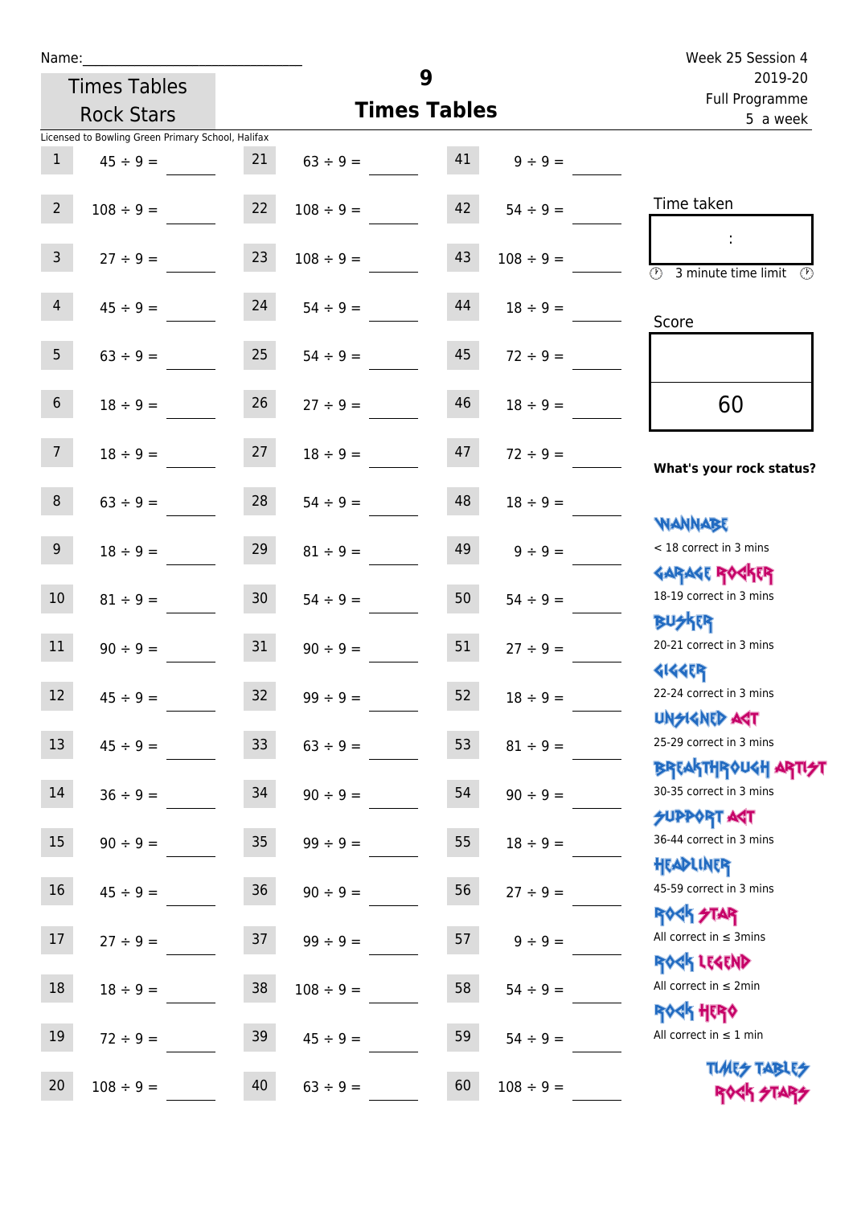Name:______________________________

Week 25 Session 4
2019-20
Full Programme
5 a week

Times Tables Rock Stars

# 9 Times Tables

Licensed to Bowling Green Primary School, Halifax

| | | | | | |
|---|---|---|---|---|---|
| 1 | 45 ÷ 9 = | 21 | 63 ÷ 9 = | 41 | 9 ÷ 9 = |
| 2 | 108 ÷ 9 = | 22 | 108 ÷ 9 = | 42 | 54 ÷ 9 = |
| 3 | 27 ÷ 9 = | 23 | 108 ÷ 9 = | 43 | 108 ÷ 9 = |
| 4 | 45 ÷ 9 = | 24 | 54 ÷ 9 = | 44 | 18 ÷ 9 = |
| 5 | 63 ÷ 9 = | 25 | 54 ÷ 9 = | 45 | 72 ÷ 9 = |
| 6 | 18 ÷ 9 = | 26 | 27 ÷ 9 = | 46 | 18 ÷ 9 = |
| 7 | 18 ÷ 9 = | 27 | 18 ÷ 9 = | 47 | 72 ÷ 9 = |
| 8 | 63 ÷ 9 = | 28 | 54 ÷ 9 = | 48 | 18 ÷ 9 = |
| 9 | 18 ÷ 9 = | 29 | 81 ÷ 9 = | 49 | 9 ÷ 9 = |
| 10 | 81 ÷ 9 = | 30 | 54 ÷ 9 = | 50 | 54 ÷ 9 = |
| 11 | 90 ÷ 9 = | 31 | 90 ÷ 9 = | 51 | 27 ÷ 9 = |
| 12 | 45 ÷ 9 = | 32 | 99 ÷ 9 = | 52 | 18 ÷ 9 = |
| 13 | 45 ÷ 9 = | 33 | 63 ÷ 9 = | 53 | 81 ÷ 9 = |
| 14 | 36 ÷ 9 = | 34 | 90 ÷ 9 = | 54 | 90 ÷ 9 = |
| 15 | 90 ÷ 9 = | 35 | 99 ÷ 9 = | 55 | 18 ÷ 9 = |
| 16 | 45 ÷ 9 = | 36 | 90 ÷ 9 = | 56 | 27 ÷ 9 = |
| 17 | 27 ÷ 9 = | 37 | 99 ÷ 9 = | 57 | 9 ÷ 9 = |
| 18 | 18 ÷ 9 = | 38 | 108 ÷ 9 = | 58 | 54 ÷ 9 = |
| 19 | 72 ÷ 9 = | 39 | 45 ÷ 9 = | 59 | 54 ÷ 9 = |
| 20 | 108 ÷ 9 = | 40 | 63 ÷ 9 = | 60 | 108 ÷ 9 = |

Time taken

:

3 minute time limit

Score

60

**What's your rock status?**

WANNABE
< 18 correct in 3 mins

GARAGE ROCKER
18-19 correct in 3 mins

BUSKER
20-21 correct in 3 mins

GIGGER
22-24 correct in 3 mins

UNSIGNED ACT
25-29 correct in 3 mins

BREAKTHROUGH ARTIST
30-35 correct in 3 mins

SUPPORT ACT
36-44 correct in 3 mins

HEADLINER
45-59 correct in 3 mins

ROCK STAR
All correct in ≤ 3mins

ROCK LEGEND
All correct in ≤ 2min

ROCK HERO
All correct in ≤ 1 min

TIMES TABLES ROCK STARS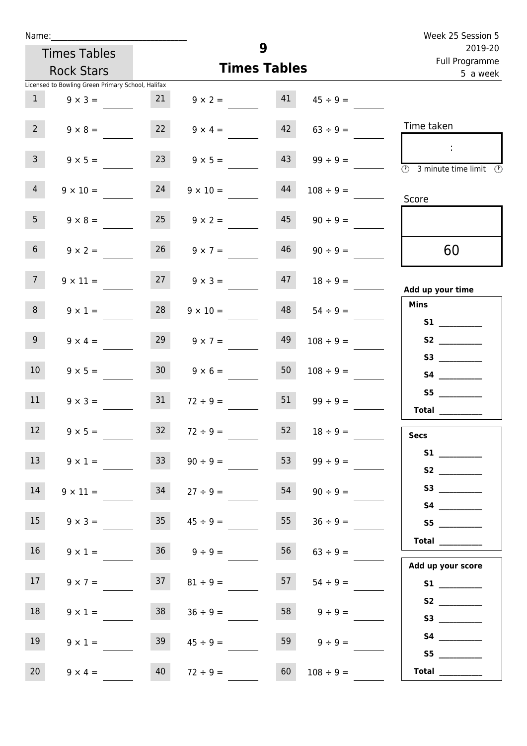Name:\_\_\_\_\_\_\_\_\_\_\_\_\_\_\_\_\_\_\_\_\_\_\_\_\_\_\_\_\_\_

Times Tables Rock Stars

Licensed to Bowling Green Primary School, Halifax

# 9
## Times Tables

Week 25 Session 5
2019-20
Full Programme
5 a week

| | | | | | |
|---|---|---|---|---|---|
| 1 | $9 \times 3 =$ | 21 | $9 \times 2 =$ | 41 | $45 \div 9 =$ |
| 2 | $9 \times 8 =$ | 22 | $9 \times 4 =$ | 42 | $63 \div 9 =$ |
| 3 | $9 \times 5 =$ | 23 | $9 \times 5 =$ | 43 | $99 \div 9 =$ |
| 4 | $9 \times 10 =$ | 24 | $9 \times 10 =$ | 44 | $108 \div 9 =$ |
| 5 | $9 \times 8 =$ | 25 | $9 \times 2 =$ | 45 | $90 \div 9 =$ |
| 6 | $9 \times 2 =$ | 26 | $9 \times 7 =$ | 46 | $90 \div 9 =$ |
| 7 | $9 \times 11 =$ | 27 | $9 \times 3 =$ | 47 | $18 \div 9 =$ |
| 8 | $9 \times 1 =$ | 28 | $9 \times 10 =$ | 48 | $54 \div 9 =$ |
| 9 | $9 \times 4 =$ | 29 | $9 \times 7 =$ | 49 | $108 \div 9 =$ |
| 10 | $9 \times 5 =$ | 30 | $9 \times 6 =$ | 50 | $108 \div 9 =$ |
| 11 | $9 \times 3 =$ | 31 | $72 \div 9 =$ | 51 | $99 \div 9 =$ |
| 12 | $9 \times 5 =$ | 32 | $72 \div 9 =$ | 52 | $18 \div 9 =$ |
| 13 | $9 \times 1 =$ | 33 | $90 \div 9 =$ | 53 | $99 \div 9 =$ |
| 14 | $9 \times 11 =$ | 34 | $27 \div 9 =$ | 54 | $90 \div 9 =$ |
| 15 | $9 \times 3 =$ | 35 | $45 \div 9 =$ | 55 | $36 \div 9 =$ |
| 16 | $9 \times 1 =$ | 36 | $9 \div 9 =$ | 56 | $63 \div 9 =$ |
| 17 | $9 \times 7 =$ | 37 | $81 \div 9 =$ | 57 | $54 \div 9 =$ |
| 18 | $9 \times 1 =$ | 38 | $36 \div 9 =$ | 58 | $9 \div 9 =$ |
| 19 | $9 \times 1 =$ | 39 | $45 \div 9 =$ | 59 | $9 \div 9 =$ |
| 20 | $9 \times 4 =$ | 40 | $72 \div 9 =$ | 60 | $108 \div 9 =$ |

Time taken

:

3 minute time limit

Score

60

**Add up your time**

**Mins**

**S1** \_\_\_\_\_\_\_\_\_\_
**S2** \_\_\_\_\_\_\_\_\_\_
**S3** \_\_\_\_\_\_\_\_\_\_
**S4** \_\_\_\_\_\_\_\_\_\_
**S5** \_\_\_\_\_\_\_\_\_\_
**Total** \_\_\_\_\_\_\_\_\_\_

**Secs**

**S1** \_\_\_\_\_\_\_\_\_\_
**S2** \_\_\_\_\_\_\_\_\_\_
**S3** \_\_\_\_\_\_\_\_\_\_
**S4** \_\_\_\_\_\_\_\_\_\_
**S5** \_\_\_\_\_\_\_\_\_\_
**Total** \_\_\_\_\_\_\_\_\_\_

**Add up your score**

**S1** \_\_\_\_\_\_\_\_\_\_
**S2** \_\_\_\_\_\_\_\_\_\_
**S3** \_\_\_\_\_\_\_\_\_\_
**S4** \_\_\_\_\_\_\_\_\_\_
**S5** \_\_\_\_\_\_\_\_\_\_
**Total** \_\_\_\_\_\_\_\_\_\_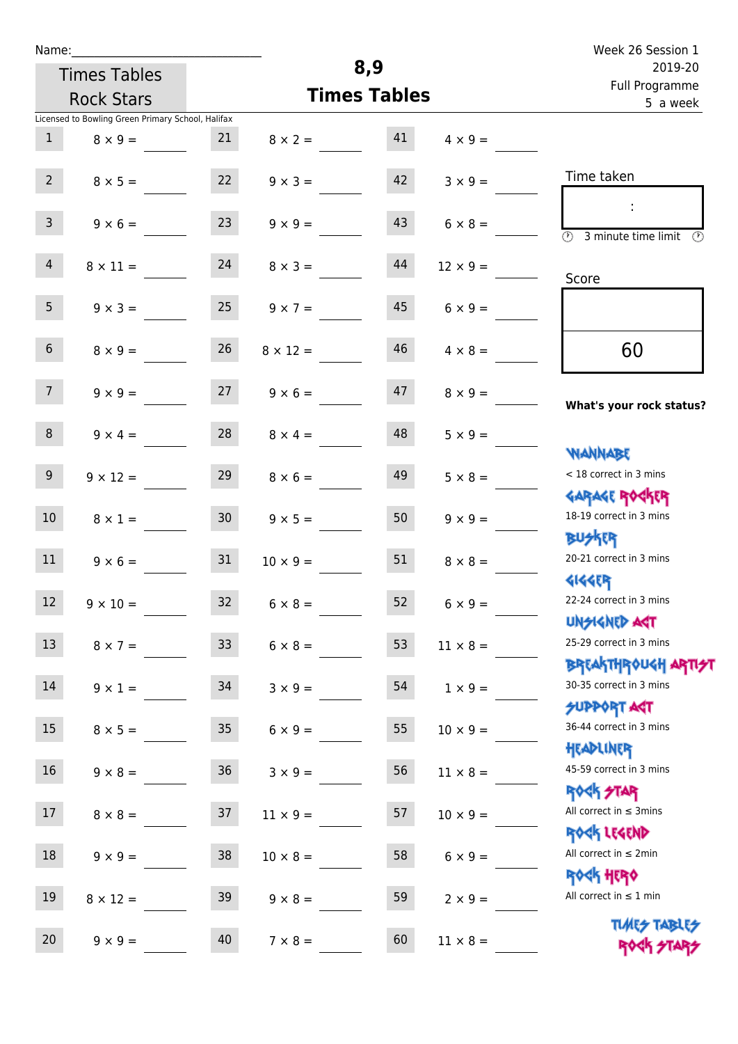Name:\_\_\_\_\_\_\_\_\_\_\_\_\_\_\_\_\_\_\_\_\_\_\_\_\_\_\_\_

Times Tables Rock Stars

# 8,9
## Times Tables

Week 26 Session 1
2019-20
Full Programme
5 a week

Licensed to Bowling Green Primary School, Halifax

| # | Question | # | Question | # | Question |
|---|---|---|---|---|---|
| 1 | $8 \times 9 =$ | 21 | $8 \times 2 =$ | 41 | $4 \times 9 =$ |
| 2 | $8 \times 5 =$ | 22 | $9 \times 3 =$ | 42 | $3 \times 9 =$ |
| 3 | $9 \times 6 =$ | 23 | $9 \times 9 =$ | 43 | $6 \times 8 =$ |
| 4 | $8 \times 11 =$ | 24 | $8 \times 3 =$ | 44 | $12 \times 9 =$ |
| 5 | $9 \times 3 =$ | 25 | $9 \times 7 =$ | 45 | $6 \times 9 =$ |
| 6 | $8 \times 9 =$ | 26 | $8 \times 12 =$ | 46 | $4 \times 8 =$ |
| 7 | $9 \times 9 =$ | 27 | $9 \times 6 =$ | 47 | $8 \times 9 =$ |
| 8 | $9 \times 4 =$ | 28 | $8 \times 4 =$ | 48 | $5 \times 9 =$ |
| 9 | $9 \times 12 =$ | 29 | $8 \times 6 =$ | 49 | $5 \times 8 =$ |
| 10 | $8 \times 1 =$ | 30 | $9 \times 5 =$ | 50 | $9 \times 9 =$ |
| 11 | $9 \times 6 =$ | 31 | $10 \times 9 =$ | 51 | $8 \times 8 =$ |
| 12 | $9 \times 10 =$ | 32 | $6 \times 8 =$ | 52 | $6 \times 9 =$ |
| 13 | $8 \times 7 =$ | 33 | $6 \times 8 =$ | 53 | $11 \times 8 =$ |
| 14 | $9 \times 1 =$ | 34 | $3 \times 9 =$ | 54 | $1 \times 9 =$ |
| 15 | $8 \times 5 =$ | 35 | $6 \times 9 =$ | 55 | $10 \times 9 =$ |
| 16 | $9 \times 8 =$ | 36 | $3 \times 9 =$ | 56 | $11 \times 8 =$ |
| 17 | $8 \times 8 =$ | 37 | $11 \times 9 =$ | 57 | $10 \times 9 =$ |
| 18 | $9 \times 9 =$ | 38 | $10 \times 8 =$ | 58 | $6 \times 9 =$ |
| 19 | $8 \times 12 =$ | 39 | $9 \times 8 =$ | 59 | $2 \times 9 =$ |
| 20 | $9 \times 9 =$ | 40 | $7 \times 8 =$ | 60 | $11 \times 8 =$ |

Time taken

:

3 minute time limit

Score

60

**What's your rock status?**

- WANNABE: < 18 correct in 3 mins
- GARAGE ROCKER: 18-19 correct in 3 mins
- BUSKER: 20-21 correct in 3 mins
- GIGGER: 22-24 correct in 3 mins
- UNSIGNED ACT: 25-29 correct in 3 mins
- BREAKTHROUGH ARTIST: 30-35 correct in 3 mins
- SUPPORT ACT: 36-44 correct in 3 mins
- HEADLINER: 45-59 correct in 3 mins
- ROCK STAR: All correct in ≤ 3mins
- ROCK LEGEND: All correct in ≤ 2min
- ROCK HERO: All correct in ≤ 1 min

TIMES TABLES ROCK STARS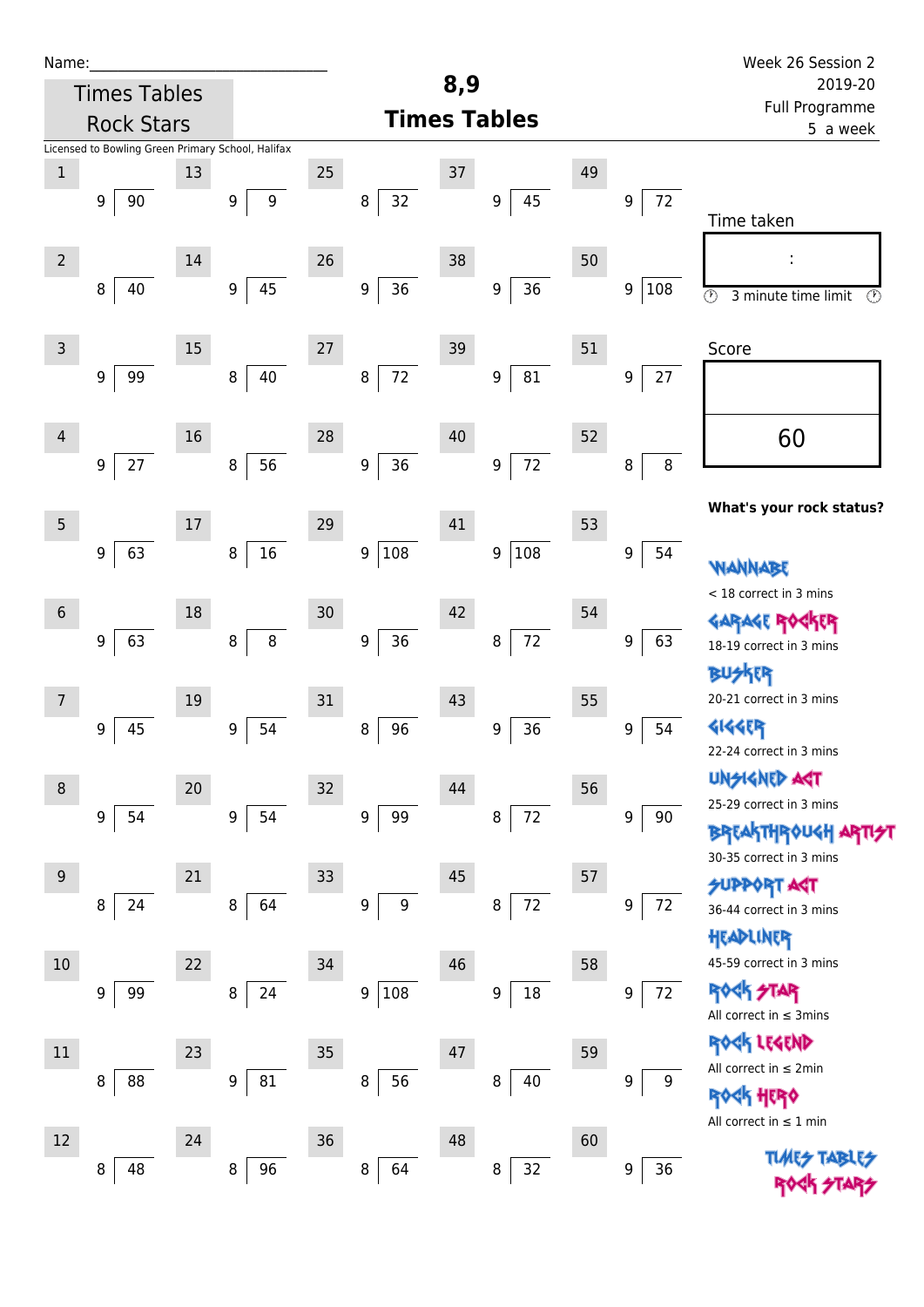Name:\_\_\_\_\_\_\_\_\_\_\_\_\_\_\_\_\_\_\_\_\_\_\_\_\_\_\_\_

Times Tables Rock Stars

# 8,9 Times Tables

Week 26 Session 2
2019-20
Full Programme
5 a week

Licensed to Bowling Green Primary School, Halifax

| # | Divisor | Dividend | # | Divisor | Dividend | # | Divisor | Dividend | # | Divisor | Dividend | # | Divisor | Dividend |
|---|---|---|---|---|---|---|---|---|---|---|---|---|---|---|
| 1 | 9 | 90 | 13 | 9 | 9 | 25 | 8 | 32 | 37 | 9 | 45 | 49 | 9 | 72 |
| 2 | 8 | 40 | 14 | 9 | 45 | 26 | 9 | 36 | 38 | 9 | 36 | 50 | 9 | 108 |
| 3 | 9 | 99 | 15 | 8 | 40 | 27 | 8 | 72 | 39 | 9 | 81 | 51 | 9 | 27 |
| 4 | 9 | 27 | 16 | 8 | 56 | 28 | 9 | 36 | 40 | 9 | 72 | 52 | 8 | 8 |
| 5 | 9 | 63 | 17 | 8 | 16 | 29 | 9 | 108 | 41 | 9 | 108 | 53 | 9 | 54 |
| 6 | 9 | 63 | 18 | 8 | 8 | 30 | 9 | 36 | 42 | 8 | 72 | 54 | 9 | 63 |
| 7 | 9 | 45 | 19 | 9 | 54 | 31 | 8 | 96 | 43 | 9 | 36 | 55 | 9 | 54 |
| 8 | 9 | 54 | 20 | 9 | 54 | 32 | 9 | 99 | 44 | 8 | 72 | 56 | 9 | 90 |
| 9 | 8 | 24 | 21 | 8 | 64 | 33 | 9 | 9 | 45 | 8 | 72 | 57 | 9 | 72 |
| 10 | 9 | 99 | 22 | 8 | 24 | 34 | 9 | 108 | 46 | 9 | 18 | 58 | 9 | 72 |
| 11 | 8 | 88 | 23 | 9 | 81 | 35 | 8 | 56 | 47 | 8 | 40 | 59 | 9 | 9 |
| 12 | 8 | 48 | 24 | 8 | 96 | 36 | 8 | 64 | 48 | 8 | 32 | 60 | 9 | 36 |

Time taken

:

3 minute time limit

Score

60

**What's your rock status?**

WANNABE
< 18 correct in 3 mins

GARAGE ROCKER
18-19 correct in 3 mins

BUSKER
20-21 correct in 3 mins

GIGGER
22-24 correct in 3 mins

UNSIGNED ACT
25-29 correct in 3 mins

BREAKTHROUGH ARTIST
30-35 correct in 3 mins

SUPPORT ACT
36-44 correct in 3 mins

HEADLINER
45-59 correct in 3 mins

ROCK STAR
All correct in ≤ 3mins

ROCK LEGEND
All correct in ≤ 2min

ROCK HERO
All correct in ≤ 1 min

TIMES TABLES ROCK STARS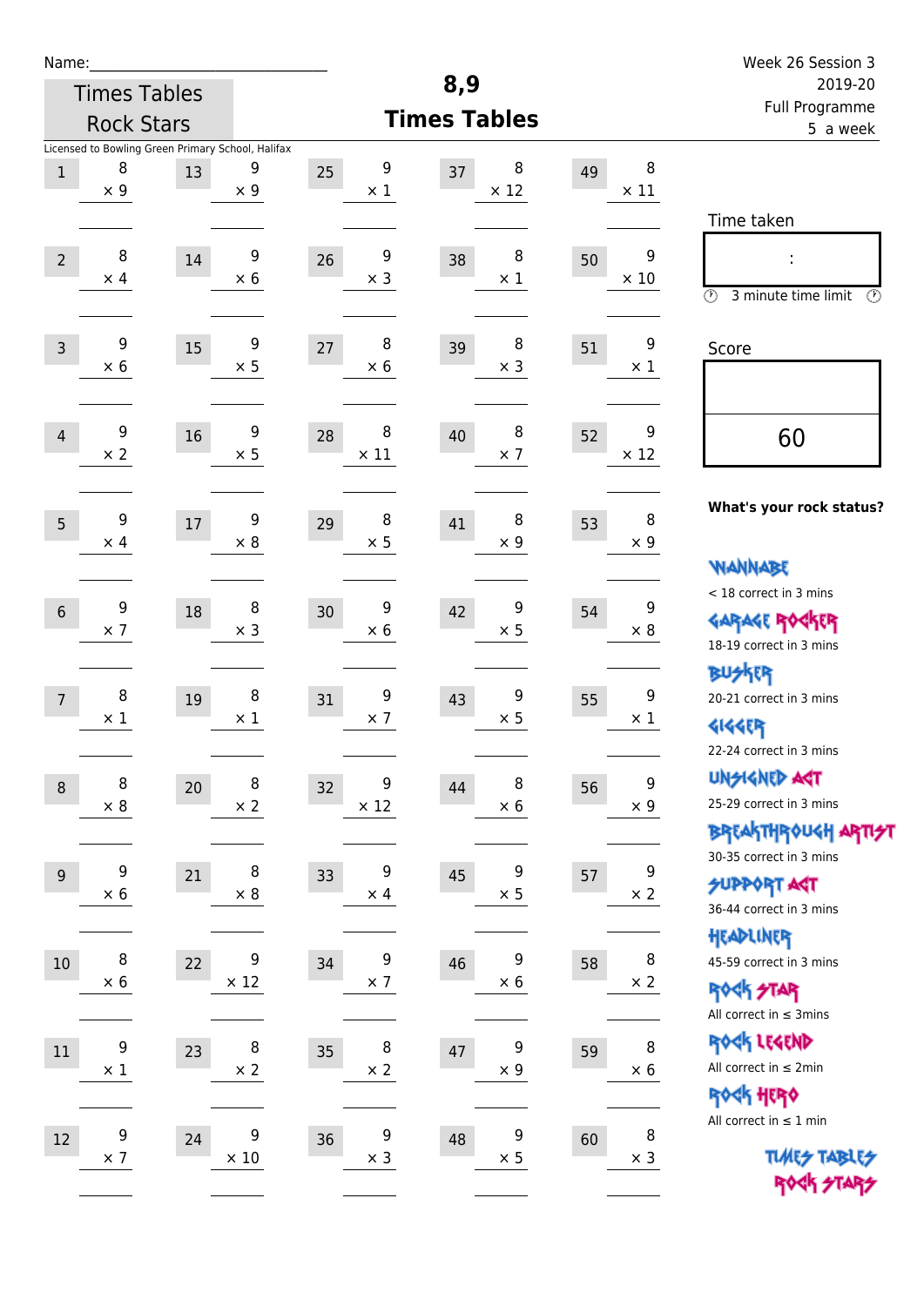Name:

Week 26 Session 3
2019-20
Full Programme
5 a week

Times Tables Rock Stars

# 8,9 Times Tables

Licensed to Bowling Green Primary School, Halifax

| # | Question | # | Question | # | Question | # | Question | # | Question |
|---|---|---|---|---|---|---|---|---|---|
| 1 | 8 × 9 | 13 | 9 × 9 | 25 | 9 × 1 | 37 | 8 × 12 | 49 | 8 × 11 |
| 2 | 8 × 4 | 14 | 9 × 6 | 26 | 9 × 3 | 38 | 8 × 1 | 50 | 9 × 10 |
| 3 | 9 × 6 | 15 | 9 × 5 | 27 | 8 × 6 | 39 | 8 × 3 | 51 | 9 × 1 |
| 4 | 9 × 2 | 16 | 9 × 5 | 28 | 8 × 11 | 40 | 8 × 7 | 52 | 9 × 12 |
| 5 | 9 × 4 | 17 | 9 × 8 | 29 | 8 × 5 | 41 | 8 × 9 | 53 | 8 × 9 |
| 6 | 9 × 7 | 18 | 8 × 3 | 30 | 9 × 6 | 42 | 9 × 5 | 54 | 9 × 8 |
| 7 | 8 × 1 | 19 | 8 × 1 | 31 | 9 × 7 | 43 | 9 × 5 | 55 | 9 × 1 |
| 8 | 8 × 8 | 20 | 8 × 2 | 32 | 9 × 12 | 44 | 8 × 6 | 56 | 9 × 9 |
| 9 | 9 × 6 | 21 | 8 × 8 | 33 | 9 × 4 | 45 | 9 × 5 | 57 | 9 × 2 |
| 10 | 8 × 6 | 22 | 9 × 12 | 34 | 9 × 7 | 46 | 9 × 6 | 58 | 8 × 2 |
| 11 | 9 × 1 | 23 | 8 × 2 | 35 | 8 × 2 | 47 | 9 × 9 | 59 | 8 × 6 |
| 12 | 9 × 7 | 24 | 9 × 10 | 36 | 9 × 3 | 48 | 9 × 5 | 60 | 8 × 3 |

Time taken

:

3 minute time limit

Score

60

**What's your rock status?**

WANNABE
< 18 correct in 3 mins

GARAGE ROCKER
18-19 correct in 3 mins

BUSKER
20-21 correct in 3 mins

GIGGER
22-24 correct in 3 mins

UNSIGNED ACT
25-29 correct in 3 mins

BREAKTHROUGH ARTIST
30-35 correct in 3 mins

SUPPORT ACT
36-44 correct in 3 mins

HEADLINER
45-59 correct in 3 mins

ROCK STAR
All correct in ≤ 3mins

ROCK LEGEND
All correct in ≤ 2min

ROCK HERO
All correct in ≤ 1 min

TIMES TABLES ROCK STARS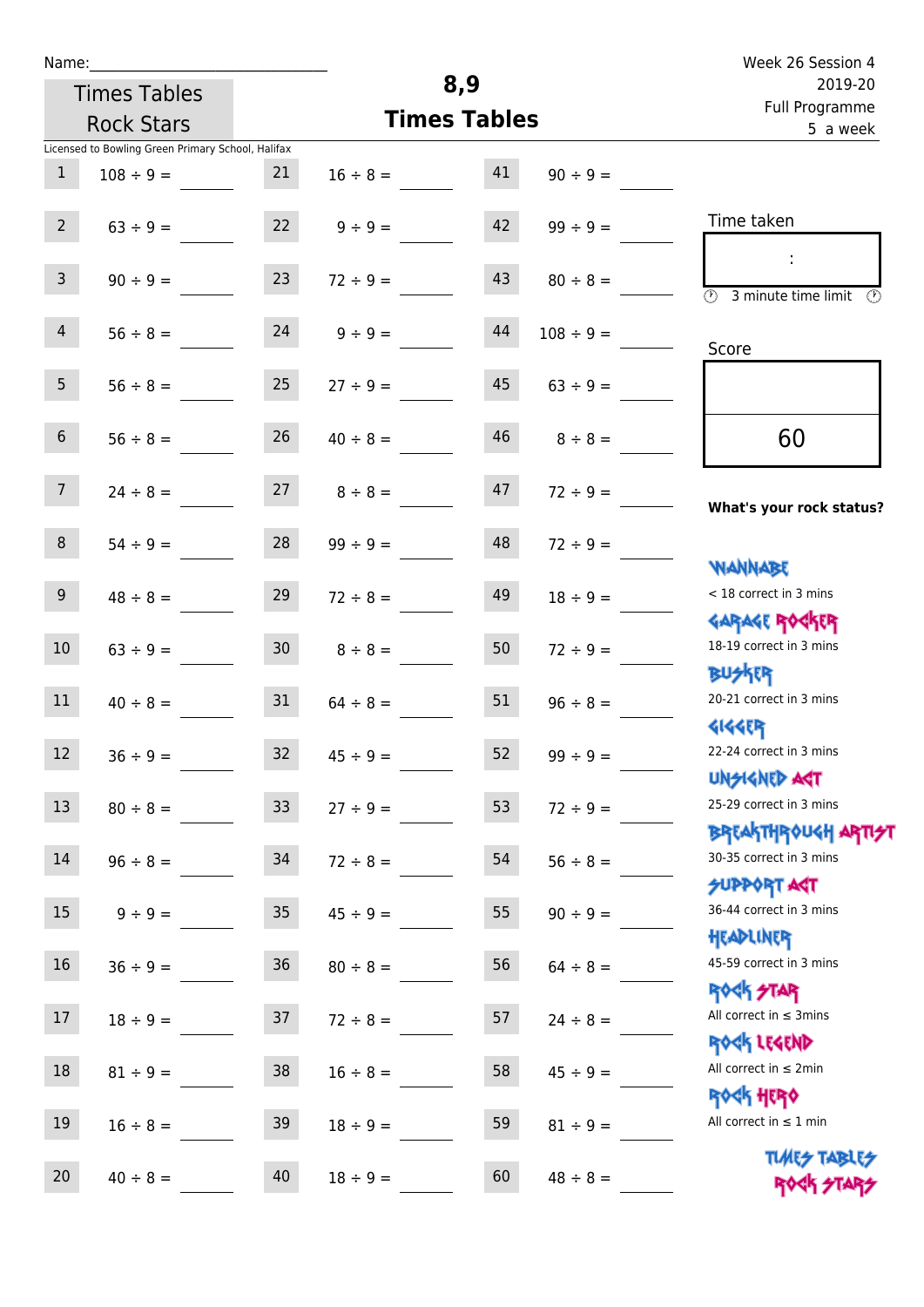Name:_______________________

Times Tables Rock Stars

# 8,9 Times Tables

Week 26 Session 4
2019-20
Full Programme
5 a week

Licensed to Bowling Green Primary School, Halifax

| | | | | | |
|---|---|---|---|---|---|
| 1 | 108 ÷ 9 = | 21 | 16 ÷ 8 = | 41 | 90 ÷ 9 = |
| 2 | 63 ÷ 9 = | 22 | 9 ÷ 9 = | 42 | 99 ÷ 9 = |
| 3 | 90 ÷ 9 = | 23 | 72 ÷ 9 = | 43 | 80 ÷ 8 = |
| 4 | 56 ÷ 8 = | 24 | 9 ÷ 9 = | 44 | 108 ÷ 9 = |
| 5 | 56 ÷ 8 = | 25 | 27 ÷ 9 = | 45 | 63 ÷ 9 = |
| 6 | 56 ÷ 8 = | 26 | 40 ÷ 8 = | 46 | 8 ÷ 8 = |
| 7 | 24 ÷ 8 = | 27 | 8 ÷ 8 = | 47 | 72 ÷ 9 = |
| 8 | 54 ÷ 9 = | 28 | 99 ÷ 9 = | 48 | 72 ÷ 9 = |
| 9 | 48 ÷ 8 = | 29 | 72 ÷ 8 = | 49 | 18 ÷ 9 = |
| 10 | 63 ÷ 9 = | 30 | 8 ÷ 8 = | 50 | 72 ÷ 9 = |
| 11 | 40 ÷ 8 = | 31 | 64 ÷ 8 = | 51 | 96 ÷ 8 = |
| 12 | 36 ÷ 9 = | 32 | 45 ÷ 9 = | 52 | 99 ÷ 9 = |
| 13 | 80 ÷ 8 = | 33 | 27 ÷ 9 = | 53 | 72 ÷ 9 = |
| 14 | 96 ÷ 8 = | 34 | 72 ÷ 8 = | 54 | 56 ÷ 8 = |
| 15 | 9 ÷ 9 = | 35 | 45 ÷ 9 = | 55 | 90 ÷ 9 = |
| 16 | 36 ÷ 9 = | 36 | 80 ÷ 8 = | 56 | 64 ÷ 8 = |
| 17 | 18 ÷ 9 = | 37 | 72 ÷ 8 = | 57 | 24 ÷ 8 = |
| 18 | 81 ÷ 9 = | 38 | 16 ÷ 8 = | 58 | 45 ÷ 9 = |
| 19 | 16 ÷ 8 = | 39 | 18 ÷ 9 = | 59 | 81 ÷ 9 = |
| 20 | 40 ÷ 8 = | 40 | 18 ÷ 9 = | 60 | 48 ÷ 8 = |

Time taken

:

3 minute time limit

Score

60

**What's your rock status?**

WANNABE
< 18 correct in 3 mins

GARAGE ROCKER
18-19 correct in 3 mins

BUSKER
20-21 correct in 3 mins

GIGGER
22-24 correct in 3 mins

UNSIGNED ACT
25-29 correct in 3 mins

BREAKTHROUGH ARTIST
30-35 correct in 3 mins

SUPPORT ACT
36-44 correct in 3 mins

HEADLINER
45-59 correct in 3 mins

ROCK STAR
All correct in ≤ 3mins

ROCK LEGEND
All correct in ≤ 2min

ROCK HERO
All correct in ≤ 1 min

TIMES TABLES ROCK STARS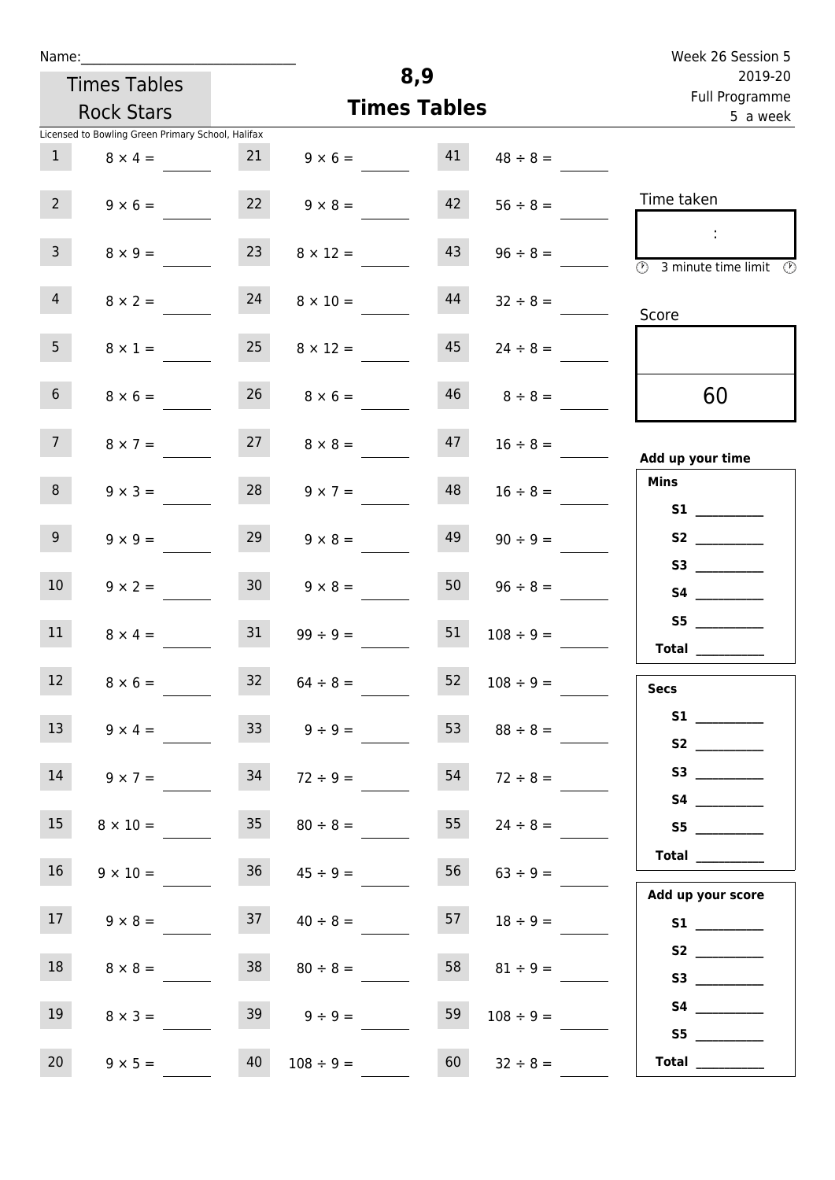Name:\_\_\_\_\_\_\_\_\_\_\_\_\_\_\_\_\_\_\_\_\_\_\_\_\_\_\_\_\_\_

Times Tables Rock Stars

Licensed to Bowling Green Primary School, Halifax

# 8,9
# Times Tables

Week 26 Session 5
2019-20
Full Programme
5 a week

| | | | | | |
|---|---|---|---|---|---|
| 1 | $8 \times 4 =$ | 21 | $9 \times 6 =$ | 41 | $48 \div 8 =$ |
| 2 | $9 \times 6 =$ | 22 | $9 \times 8 =$ | 42 | $56 \div 8 =$ |
| 3 | $8 \times 9 =$ | 23 | $8 \times 12 =$ | 43 | $96 \div 8 =$ |
| 4 | $8 \times 2 =$ | 24 | $8 \times 10 =$ | 44 | $32 \div 8 =$ |
| 5 | $8 \times 1 =$ | 25 | $8 \times 12 =$ | 45 | $24 \div 8 =$ |
| 6 | $8 \times 6 =$ | 26 | $8 \times 6 =$ | 46 | $8 \div 8 =$ |
| 7 | $8 \times 7 =$ | 27 | $8 \times 8 =$ | 47 | $16 \div 8 =$ |
| 8 | $9 \times 3 =$ | 28 | $9 \times 7 =$ | 48 | $16 \div 8 =$ |
| 9 | $9 \times 9 =$ | 29 | $9 \times 8 =$ | 49 | $90 \div 9 =$ |
| 10 | $9 \times 2 =$ | 30 | $9 \times 8 =$ | 50 | $96 \div 8 =$ |
| 11 | $8 \times 4 =$ | 31 | $99 \div 9 =$ | 51 | $108 \div 9 =$ |
| 12 | $8 \times 6 =$ | 32 | $64 \div 8 =$ | 52 | $108 \div 9 =$ |
| 13 | $9 \times 4 =$ | 33 | $9 \div 9 =$ | 53 | $88 \div 8 =$ |
| 14 | $9 \times 7 =$ | 34 | $72 \div 9 =$ | 54 | $72 \div 8 =$ |
| 15 | $8 \times 10 =$ | 35 | $80 \div 8 =$ | 55 | $24 \div 8 =$ |
| 16 | $9 \times 10 =$ | 36 | $45 \div 9 =$ | 56 | $63 \div 9 =$ |
| 17 | $9 \times 8 =$ | 37 | $40 \div 8 =$ | 57 | $18 \div 9 =$ |
| 18 | $8 \times 8 =$ | 38 | $80 \div 8 =$ | 58 | $81 \div 9 =$ |
| 19 | $8 \times 3 =$ | 39 | $9 \div 9 =$ | 59 | $108 \div 9 =$ |
| 20 | $9 \times 5 =$ | 40 | $108 \div 9 =$ | 60 | $32 \div 8 =$ |

Time taken

:

3 minute time limit

Score

60

**Add up your time**

**Mins**

**S1** \_\_\_\_\_\_\_\_\_\_
**S2** \_\_\_\_\_\_\_\_\_\_
**S3** \_\_\_\_\_\_\_\_\_\_
**S4** \_\_\_\_\_\_\_\_\_\_
**S5** \_\_\_\_\_\_\_\_\_\_
**Total** \_\_\_\_\_\_\_\_\_\_

**Secs**

**S1** \_\_\_\_\_\_\_\_\_\_
**S2** \_\_\_\_\_\_\_\_\_\_
**S3** \_\_\_\_\_\_\_\_\_\_
**S4** \_\_\_\_\_\_\_\_\_\_
**S5** \_\_\_\_\_\_\_\_\_\_
**Total** \_\_\_\_\_\_\_\_\_\_

**Add up your score**

**S1** \_\_\_\_\_\_\_\_\_\_
**S2** \_\_\_\_\_\_\_\_\_\_
**S3** \_\_\_\_\_\_\_\_\_\_
**S4** \_\_\_\_\_\_\_\_\_\_
**S5** \_\_\_\_\_\_\_\_\_\_
**Total** \_\_\_\_\_\_\_\_\_\_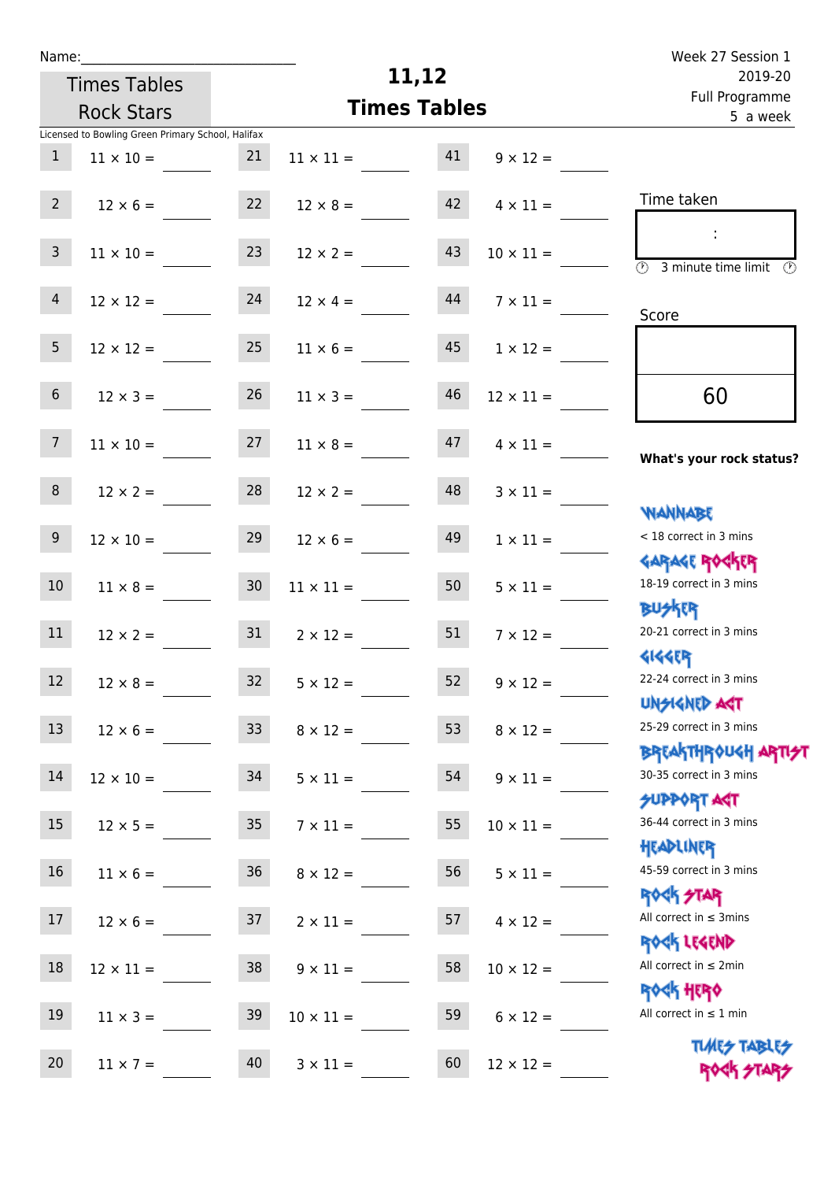Name:\_\_\_\_\_\_\_\_\_\_\_\_\_\_\_\_\_\_\_\_\_\_\_\_\_\_\_\_\_\_

Times Tables Rock Stars

# 11,12 Times Tables

Week 27 Session 1
2019-20
Full Programme
5 a week

Licensed to Bowling Green Primary School, Halifax

| | | | | | |
|---|---|---|---|---|---|
| 1 | 11 × 10 = | 21 | 11 × 11 = | 41 | 9 × 12 = |
| 2 | 12 × 6 = | 22 | 12 × 8 = | 42 | 4 × 11 = |
| 3 | 11 × 10 = | 23 | 12 × 2 = | 43 | 10 × 11 = |
| 4 | 12 × 12 = | 24 | 12 × 4 = | 44 | 7 × 11 = |
| 5 | 12 × 12 = | 25 | 11 × 6 = | 45 | 1 × 12 = |
| 6 | 12 × 3 = | 26 | 11 × 3 = | 46 | 12 × 11 = |
| 7 | 11 × 10 = | 27 | 11 × 8 = | 47 | 4 × 11 = |
| 8 | 12 × 2 = | 28 | 12 × 2 = | 48 | 3 × 11 = |
| 9 | 12 × 10 = | 29 | 12 × 6 = | 49 | 1 × 11 = |
| 10 | 11 × 8 = | 30 | 11 × 11 = | 50 | 5 × 11 = |
| 11 | 12 × 2 = | 31 | 2 × 12 = | 51 | 7 × 12 = |
| 12 | 12 × 8 = | 32 | 5 × 12 = | 52 | 9 × 12 = |
| 13 | 12 × 6 = | 33 | 8 × 12 = | 53 | 8 × 12 = |
| 14 | 12 × 10 = | 34 | 5 × 11 = | 54 | 9 × 11 = |
| 15 | 12 × 5 = | 35 | 7 × 11 = | 55 | 10 × 11 = |
| 16 | 11 × 6 = | 36 | 8 × 12 = | 56 | 5 × 11 = |
| 17 | 12 × 6 = | 37 | 2 × 11 = | 57 | 4 × 12 = |
| 18 | 12 × 11 = | 38 | 9 × 11 = | 58 | 10 × 12 = |
| 19 | 11 × 3 = | 39 | 10 × 11 = | 59 | 6 × 12 = |
| 20 | 11 × 7 = | 40 | 3 × 11 = | 60 | 12 × 12 = |

Time taken

:

3 minute time limit

Score

60

**What's your rock status?**

WANNABE
< 18 correct in 3 mins

GARAGE ROCKER
18-19 correct in 3 mins

BUSKER
20-21 correct in 3 mins

GIGGER
22-24 correct in 3 mins

UNSIGNED ACT
25-29 correct in 3 mins

BREAKTHROUGH ARTIST
30-35 correct in 3 mins

SUPPORT ACT
36-44 correct in 3 mins

HEADLINER
45-59 correct in 3 mins

ROCK STAR
All correct in ≤ 3mins

ROCK LEGEND
All correct in ≤ 2min

ROCK HERO
All correct in ≤ 1 min

TIMES TABLES ROCK STARS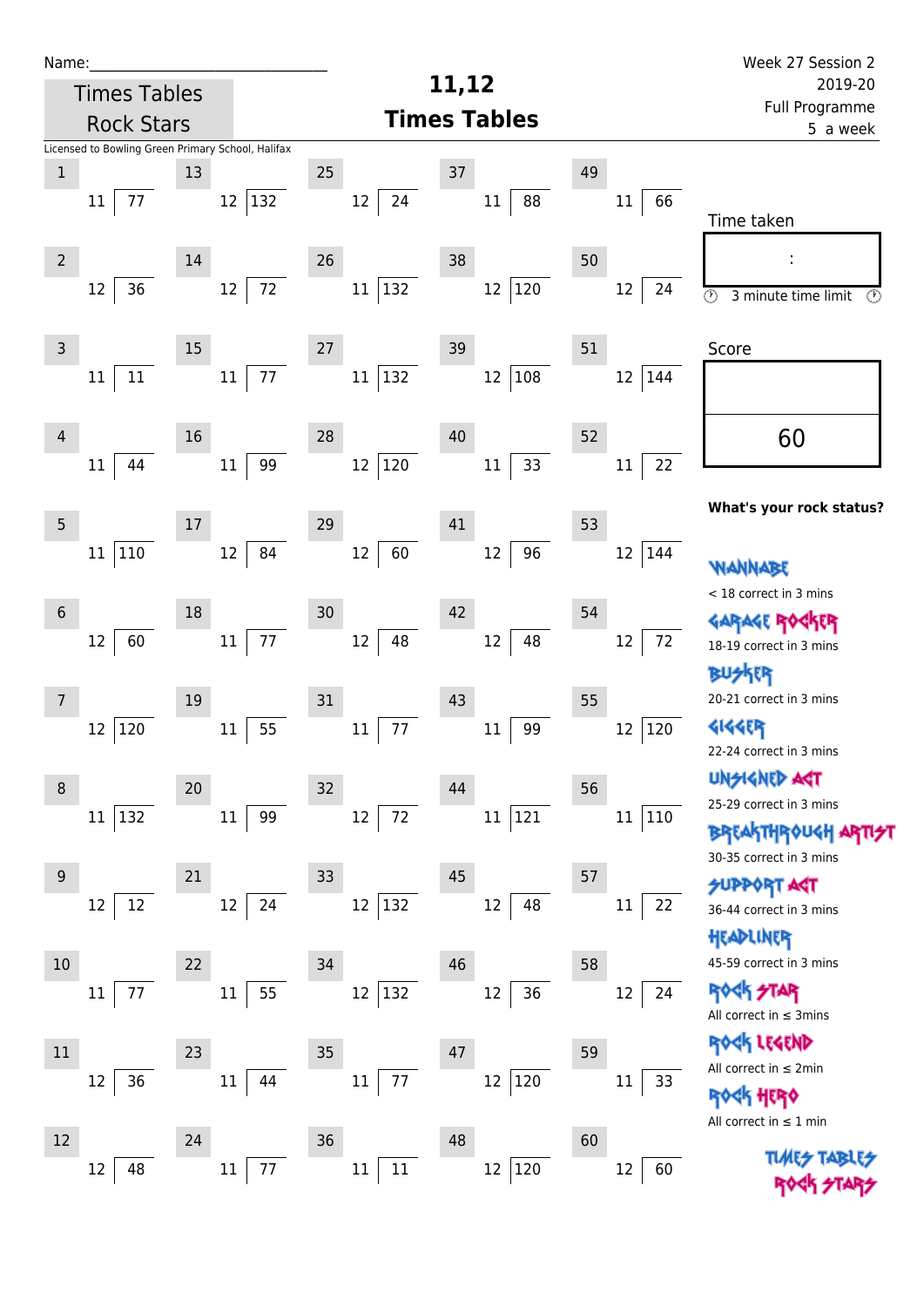Name:_____________________________

Times Tables Rock Stars

# 11,12 Times Tables

Week 27 Session 2
2019-20
Full Programme
5 a week

Licensed to Bowling Green Primary School, Halifax

| # | Question | # | Question | # | Question | # | Question | # | Question |
|---|---|---|---|---|---|---|---|---|---|
| 1 | 11 ⟌ 77 | 13 | 12 ⟌ 132 | 25 | 12 ⟌ 24 | 37 | 11 ⟌ 88 | 49 | 11 ⟌ 66 |
| 2 | 12 ⟌ 36 | 14 | 12 ⟌ 72 | 26 | 11 ⟌ 132 | 38 | 12 ⟌ 120 | 50 | 12 ⟌ 24 |
| 3 | 11 ⟌ 11 | 15 | 11 ⟌ 77 | 27 | 11 ⟌ 132 | 39 | 12 ⟌ 108 | 51 | 12 ⟌ 144 |
| 4 | 11 ⟌ 44 | 16 | 11 ⟌ 99 | 28 | 12 ⟌ 120 | 40 | 11 ⟌ 33 | 52 | 11 ⟌ 22 |
| 5 | 11 ⟌ 110 | 17 | 12 ⟌ 84 | 29 | 12 ⟌ 60 | 41 | 12 ⟌ 96 | 53 | 12 ⟌ 144 |
| 6 | 12 ⟌ 60 | 18 | 11 ⟌ 77 | 30 | 12 ⟌ 48 | 42 | 12 ⟌ 48 | 54 | 12 ⟌ 72 |
| 7 | 12 ⟌ 120 | 19 | 11 ⟌ 55 | 31 | 11 ⟌ 77 | 43 | 11 ⟌ 99 | 55 | 12 ⟌ 120 |
| 8 | 11 ⟌ 132 | 20 | 11 ⟌ 99 | 32 | 12 ⟌ 72 | 44 | 11 ⟌ 121 | 56 | 11 ⟌ 110 |
| 9 | 12 ⟌ 12 | 21 | 12 ⟌ 24 | 33 | 12 ⟌ 132 | 45 | 12 ⟌ 48 | 57 | 11 ⟌ 22 |
| 10 | 11 ⟌ 77 | 22 | 11 ⟌ 55 | 34 | 12 ⟌ 132 | 46 | 12 ⟌ 36 | 58 | 12 ⟌ 24 |
| 11 | 12 ⟌ 36 | 23 | 11 ⟌ 44 | 35 | 11 ⟌ 77 | 47 | 12 ⟌ 120 | 59 | 11 ⟌ 33 |
| 12 | 12 ⟌ 48 | 24 | 11 ⟌ 77 | 36 | 11 ⟌ 11 | 48 | 12 ⟌ 120 | 60 | 12 ⟌ 60 |

Time taken

:

3 minute time limit

Score

60

**What's your rock status?**

WANNABE
< 18 correct in 3 mins

GARAGE ROCKER
18-19 correct in 3 mins

BUSKER
20-21 correct in 3 mins

GIGGER
22-24 correct in 3 mins

UNSIGNED ACT
25-29 correct in 3 mins

BREAKTHROUGH ARTIST
30-35 correct in 3 mins

SUPPORT ACT
36-44 correct in 3 mins

HEADLINER
45-59 correct in 3 mins

ROCK STAR
All correct in ≤ 3mins

ROCK LEGEND
All correct in ≤ 2min

ROCK HERO
All correct in ≤ 1 min

TIMES TABLES ROCK STARS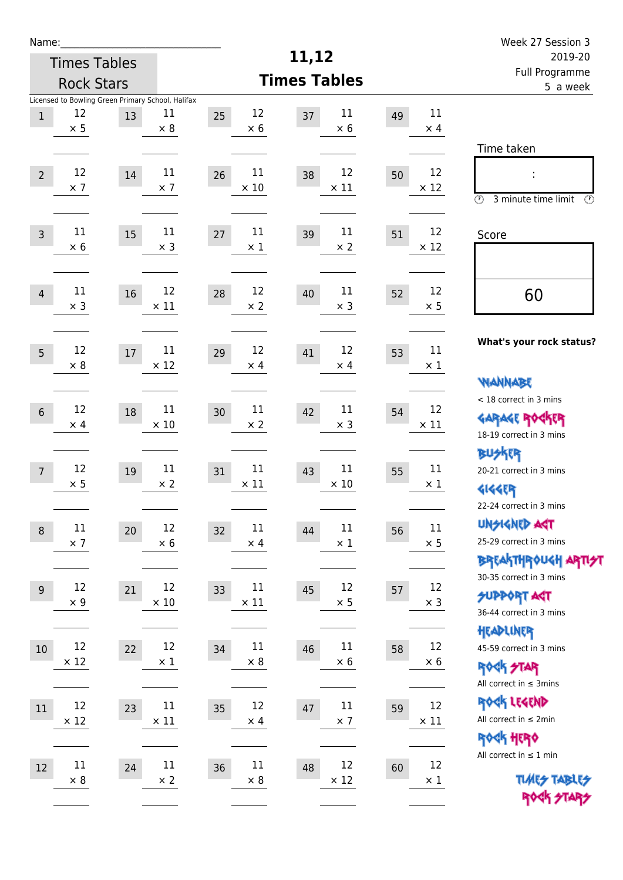Name:______________________________

Times Tables Rock Stars

# 11,12 Times Tables

Week 27 Session 3
2019-20
Full Programme
5 a week

Licensed to Bowling Green Primary School, Halifax

| # | Question | # | Question | # | Question | # | Question | # | Question |
|---|---|---|---|---|---|---|---|---|---|
| 1 | 12 × 5 | 13 | 11 × 8 | 25 | 12 × 6 | 37 | 11 × 6 | 49 | 11 × 4 |
| 2 | 12 × 7 | 14 | 11 × 7 | 26 | 11 × 10 | 38 | 12 × 11 | 50 | 12 × 12 |
| 3 | 11 × 6 | 15 | 11 × 3 | 27 | 11 × 1 | 39 | 11 × 2 | 51 | 12 × 12 |
| 4 | 11 × 3 | 16 | 12 × 11 | 28 | 12 × 2 | 40 | 11 × 3 | 52 | 12 × 5 |
| 5 | 12 × 8 | 17 | 11 × 12 | 29 | 12 × 4 | 41 | 12 × 4 | 53 | 11 × 1 |
| 6 | 12 × 4 | 18 | 11 × 10 | 30 | 11 × 2 | 42 | 11 × 3 | 54 | 12 × 11 |
| 7 | 12 × 5 | 19 | 11 × 2 | 31 | 11 × 11 | 43 | 11 × 10 | 55 | 11 × 1 |
| 8 | 11 × 7 | 20 | 12 × 6 | 32 | 11 × 4 | 44 | 11 × 1 | 56 | 11 × 5 |
| 9 | 12 × 9 | 21 | 12 × 10 | 33 | 11 × 11 | 45 | 12 × 5 | 57 | 12 × 3 |
| 10 | 12 × 12 | 22 | 12 × 1 | 34 | 11 × 8 | 46 | 11 × 6 | 58 | 12 × 6 |
| 11 | 12 × 12 | 23 | 11 × 11 | 35 | 12 × 4 | 47 | 11 × 7 | 59 | 12 × 11 |
| 12 | 11 × 8 | 24 | 11 × 2 | 36 | 11 × 8 | 48 | 12 × 12 | 60 | 12 × 1 |

Time taken

:

3 minute time limit

Score

60

**What's your rock status?**

WANNABE
< 18 correct in 3 mins

GARAGE ROCKER
18-19 correct in 3 mins

BUSKER
20-21 correct in 3 mins

GIGGER
22-24 correct in 3 mins

UNSIGNED ACT
25-29 correct in 3 mins

BREAKTHROUGH ARTIST
30-35 correct in 3 mins

SUPPORT ACT
36-44 correct in 3 mins

HEADLINER
45-59 correct in 3 mins

ROCK STAR
All correct in ≤ 3mins

ROCK LEGEND
All correct in ≤ 2min

ROCK HERO
All correct in ≤ 1 min

TIMES TABLES ROCK STARS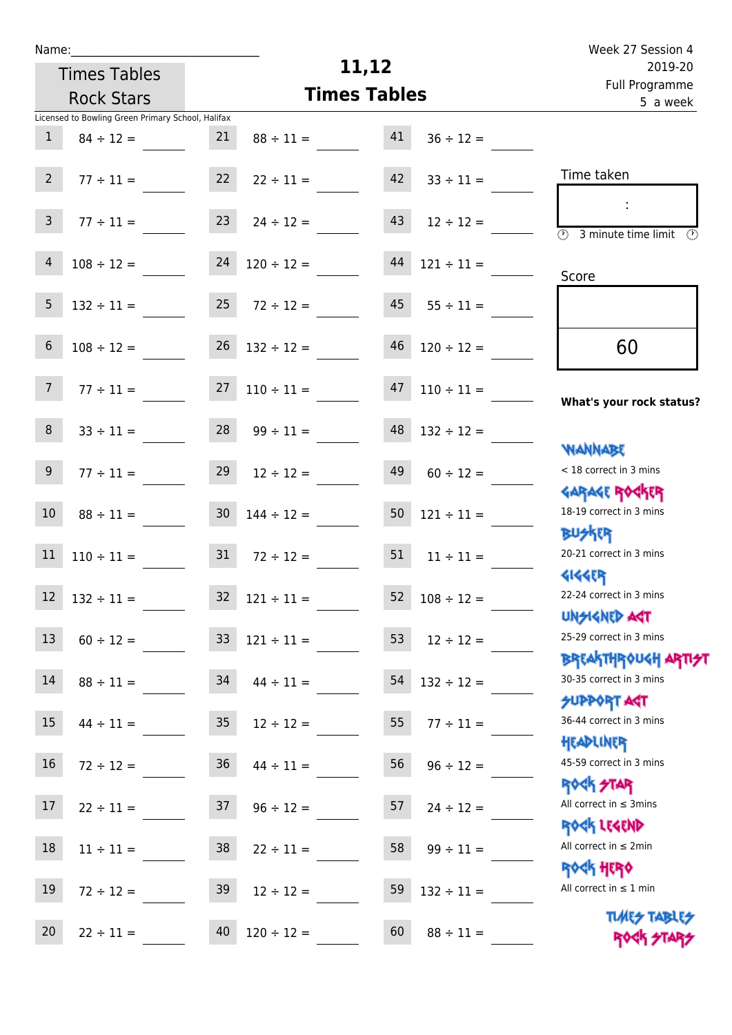Name:\_\_\_\_\_\_\_\_\_\_\_\_\_\_\_\_\_\_\_\_\_\_\_\_\_\_\_\_\_\_

Times Tables Rock Stars

# 11,12 Times Tables

Week 27 Session 4
2019-20
Full Programme
5 a week

Licensed to Bowling Green Primary School, Halifax

| | | | | | |
|---|---|---|---|---|---|
| 1 | 84 ÷ 12 = | 21 | 88 ÷ 11 = | 41 | 36 ÷ 12 = |
| 2 | 77 ÷ 11 = | 22 | 22 ÷ 11 = | 42 | 33 ÷ 11 = |
| 3 | 77 ÷ 11 = | 23 | 24 ÷ 12 = | 43 | 12 ÷ 12 = |
| 4 | 108 ÷ 12 = | 24 | 120 ÷ 12 = | 44 | 121 ÷ 11 = |
| 5 | 132 ÷ 11 = | 25 | 72 ÷ 12 = | 45 | 55 ÷ 11 = |
| 6 | 108 ÷ 12 = | 26 | 132 ÷ 12 = | 46 | 120 ÷ 12 = |
| 7 | 77 ÷ 11 = | 27 | 110 ÷ 11 = | 47 | 110 ÷ 11 = |
| 8 | 33 ÷ 11 = | 28 | 99 ÷ 11 = | 48 | 132 ÷ 12 = |
| 9 | 77 ÷ 11 = | 29 | 12 ÷ 12 = | 49 | 60 ÷ 12 = |
| 10 | 88 ÷ 11 = | 30 | 144 ÷ 12 = | 50 | 121 ÷ 11 = |
| 11 | 110 ÷ 11 = | 31 | 72 ÷ 12 = | 51 | 11 ÷ 11 = |
| 12 | 132 ÷ 11 = | 32 | 121 ÷ 11 = | 52 | 108 ÷ 12 = |
| 13 | 60 ÷ 12 = | 33 | 121 ÷ 11 = | 53 | 12 ÷ 12 = |
| 14 | 88 ÷ 11 = | 34 | 44 ÷ 11 = | 54 | 132 ÷ 12 = |
| 15 | 44 ÷ 11 = | 35 | 12 ÷ 12 = | 55 | 77 ÷ 11 = |
| 16 | 72 ÷ 12 = | 36 | 44 ÷ 11 = | 56 | 96 ÷ 12 = |
| 17 | 22 ÷ 11 = | 37 | 96 ÷ 12 = | 57 | 24 ÷ 12 = |
| 18 | 11 ÷ 11 = | 38 | 22 ÷ 11 = | 58 | 99 ÷ 11 = |
| 19 | 72 ÷ 12 = | 39 | 12 ÷ 12 = | 59 | 132 ÷ 11 = |
| 20 | 22 ÷ 11 = | 40 | 120 ÷ 12 = | 60 | 88 ÷ 11 = |

Time taken

:

3 minute time limit

Score

60

**What's your rock status?**

WANNABE
< 18 correct in 3 mins

GARAGE ROCKER
18-19 correct in 3 mins

BUSKER
20-21 correct in 3 mins

GIGGER
22-24 correct in 3 mins

UNSIGNED ACT
25-29 correct in 3 mins

BREAKTHROUGH ARTIST
30-35 correct in 3 mins

SUPPORT ACT
36-44 correct in 3 mins

HEADLINER
45-59 correct in 3 mins

ROCK STAR
All correct in ≤ 3mins

ROCK LEGEND
All correct in ≤ 2min

ROCK HERO
All correct in ≤ 1 min

TIMES TABLES ROCK STARS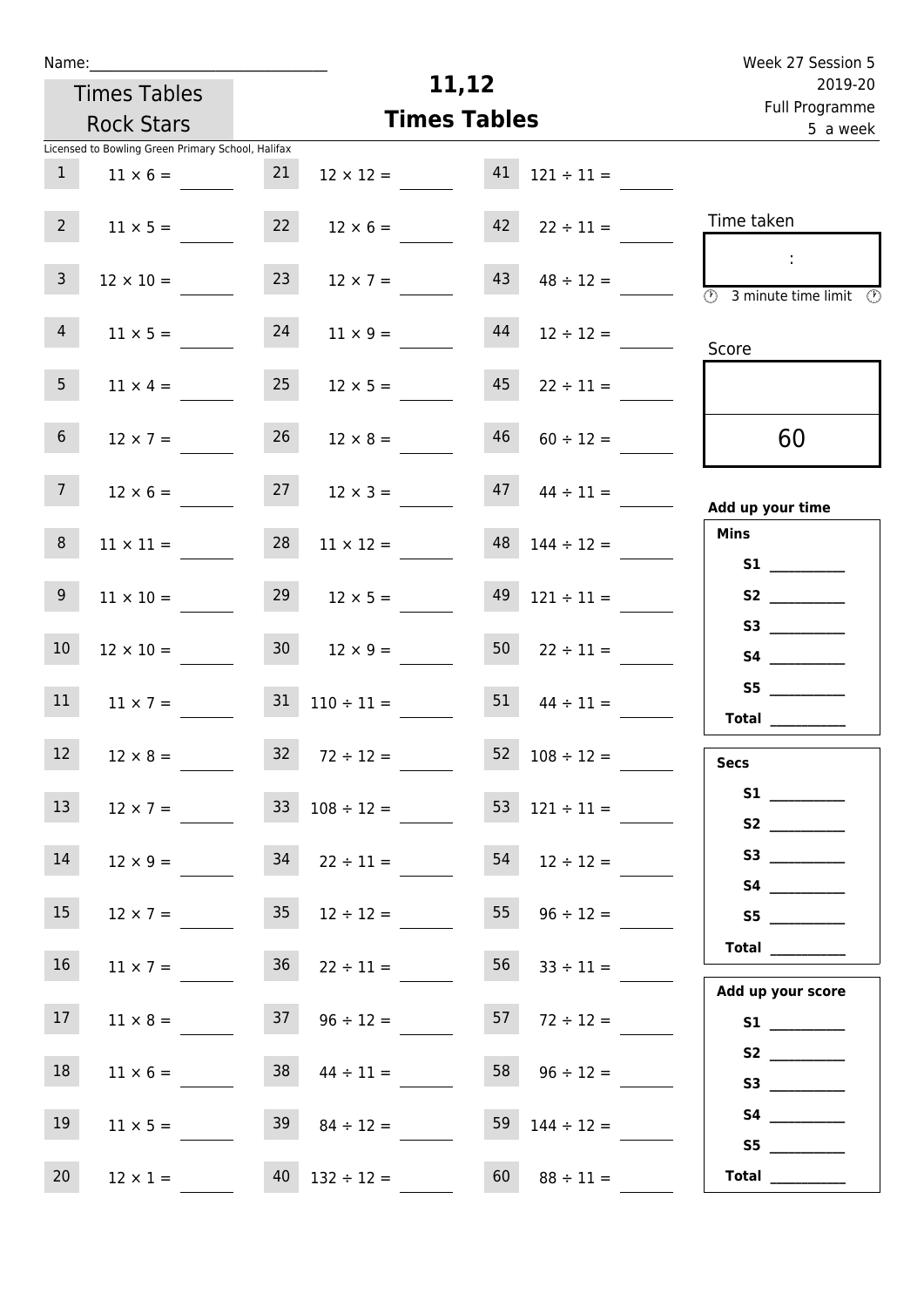Name:_______________________________

Times Tables Rock Stars

# 11,12 Times Tables

Week 27 Session 5
2019-20
Full Programme
5 a week

Licensed to Bowling Green Primary School, Halifax

| | | | | | |
|---|---|---|---|---|---|
| 1 | $11 \times 6 =$ | 21 | $12 \times 12 =$ | 41 | $121 \div 11 =$ |
| 2 | $11 \times 5 =$ | 22 | $12 \times 6 =$ | 42 | $22 \div 11 =$ |
| 3 | $12 \times 10 =$ | 23 | $12 \times 7 =$ | 43 | $48 \div 12 =$ |
| 4 | $11 \times 5 =$ | 24 | $11 \times 9 =$ | 44 | $12 \div 12 =$ |
| 5 | $11 \times 4 =$ | 25 | $12 \times 5 =$ | 45 | $22 \div 11 =$ |
| 6 | $12 \times 7 =$ | 26 | $12 \times 8 =$ | 46 | $60 \div 12 =$ |
| 7 | $12 \times 6 =$ | 27 | $12 \times 3 =$ | 47 | $44 \div 11 =$ |
| 8 | $11 \times 11 =$ | 28 | $11 \times 12 =$ | 48 | $144 \div 12 =$ |
| 9 | $11 \times 10 =$ | 29 | $12 \times 5 =$ | 49 | $121 \div 11 =$ |
| 10 | $12 \times 10 =$ | 30 | $12 \times 9 =$ | 50 | $22 \div 11 =$ |
| 11 | $11 \times 7 =$ | 31 | $110 \div 11 =$ | 51 | $44 \div 11 =$ |
| 12 | $12 \times 8 =$ | 32 | $72 \div 12 =$ | 52 | $108 \div 12 =$ |
| 13 | $12 \times 7 =$ | 33 | $108 \div 12 =$ | 53 | $121 \div 11 =$ |
| 14 | $12 \times 9 =$ | 34 | $22 \div 11 =$ | 54 | $12 \div 12 =$ |
| 15 | $12 \times 7 =$ | 35 | $12 \div 12 =$ | 55 | $96 \div 12 =$ |
| 16 | $11 \times 7 =$ | 36 | $22 \div 11 =$ | 56 | $33 \div 11 =$ |
| 17 | $11 \times 8 =$ | 37 | $96 \div 12 =$ | 57 | $72 \div 12 =$ |
| 18 | $11 \times 6 =$ | 38 | $44 \div 11 =$ | 58 | $96 \div 12 =$ |
| 19 | $11 \times 5 =$ | 39 | $84 \div 12 =$ | 59 | $144 \div 12 =$ |
| 20 | $12 \times 1 =$ | 40 | $132 \div 12 =$ | 60 | $88 \div 11 =$ |

Time taken

:

3 minute time limit

Score

60

**Add up your time**

**Mins**

**S1** __________
**S2** __________
**S3** __________
**S4** __________
**S5** __________
**Total** __________

**Secs**

**S1** __________
**S2** __________
**S3** __________
**S4** __________
**S5** __________
**Total** __________

**Add up your score**

**S1** __________
**S2** __________
**S3** __________
**S4** __________
**S5** __________
**Total** __________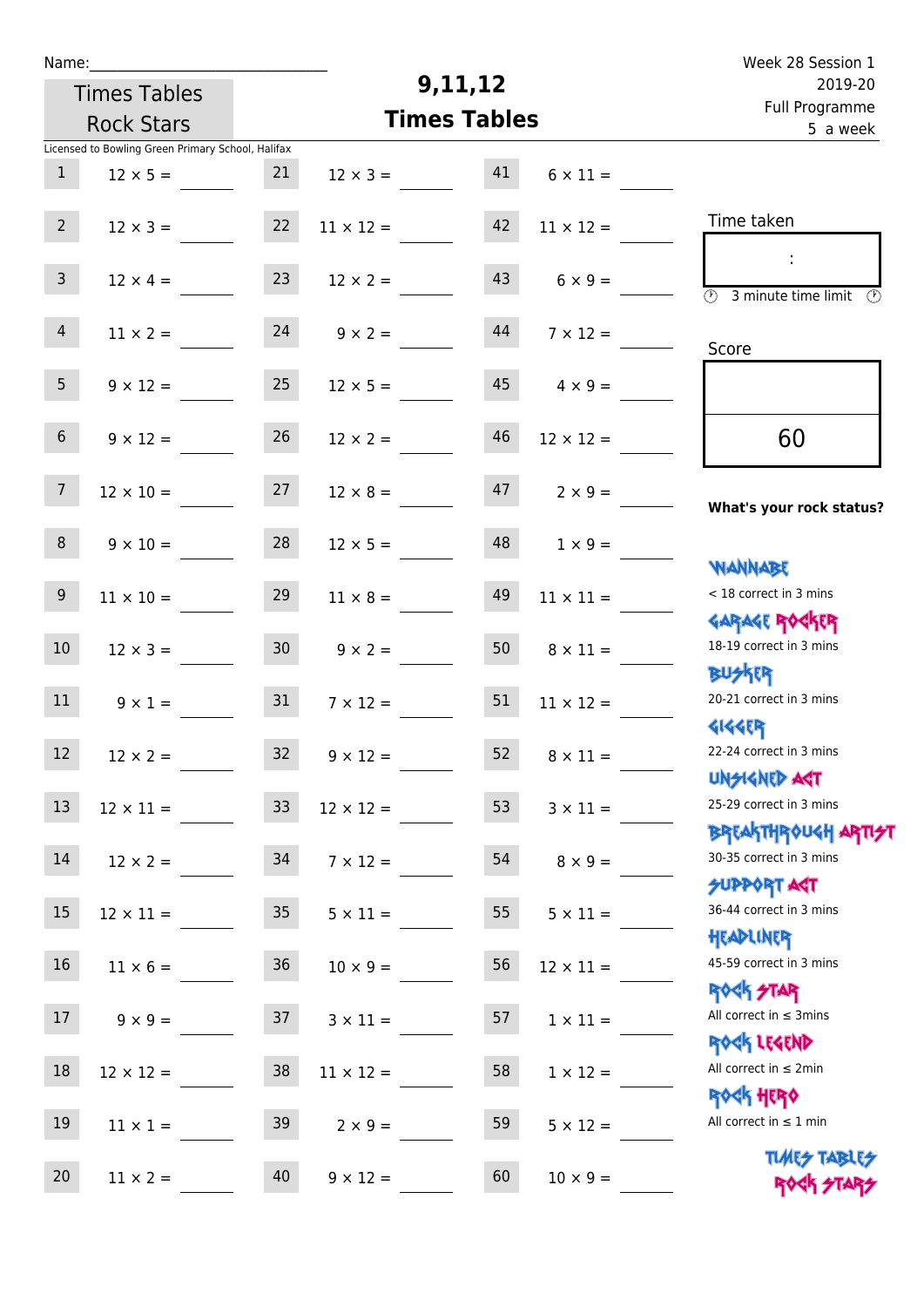Name:\_\_\_\_\_\_\_\_\_\_\_\_\_\_\_\_\_\_\_\_\_\_\_\_\_\_\_\_\_\_

Times Tables Rock Stars

# 9,11,12 Times Tables

Week 28 Session 1
2019-20
Full Programme
5 a week

Licensed to Bowling Green Primary School, Halifax

| | | | | | |
|---|---|---|---|---|---|
| 1 | 12 × 5 = \_\_\_\_ | 21 | 12 × 3 = \_\_\_\_ | 41 | 6 × 11 = \_\_\_\_ |
| 2 | 12 × 3 = \_\_\_\_ | 22 | 11 × 12 = \_\_\_\_ | 42 | 11 × 12 = \_\_\_\_ |
| 3 | 12 × 4 = \_\_\_\_ | 23 | 12 × 2 = \_\_\_\_ | 43 | 6 × 9 = \_\_\_\_ |
| 4 | 11 × 2 = \_\_\_\_ | 24 | 9 × 2 = \_\_\_\_ | 44 | 7 × 12 = \_\_\_\_ |
| 5 | 9 × 12 = \_\_\_\_ | 25 | 12 × 5 = \_\_\_\_ | 45 | 4 × 9 = \_\_\_\_ |
| 6 | 9 × 12 = \_\_\_\_ | 26 | 12 × 2 = \_\_\_\_ | 46 | 12 × 12 = \_\_\_\_ |
| 7 | 12 × 10 = \_\_\_\_ | 27 | 12 × 8 = \_\_\_\_ | 47 | 2 × 9 = \_\_\_\_ |
| 8 | 9 × 10 = \_\_\_\_ | 28 | 12 × 5 = \_\_\_\_ | 48 | 1 × 9 = \_\_\_\_ |
| 9 | 11 × 10 = \_\_\_\_ | 29 | 11 × 8 = \_\_\_\_ | 49 | 11 × 11 = \_\_\_\_ |
| 10 | 12 × 3 = \_\_\_\_ | 30 | 9 × 2 = \_\_\_\_ | 50 | 8 × 11 = \_\_\_\_ |
| 11 | 9 × 1 = \_\_\_\_ | 31 | 7 × 12 = \_\_\_\_ | 51 | 11 × 12 = \_\_\_\_ |
| 12 | 12 × 2 = \_\_\_\_ | 32 | 9 × 12 = \_\_\_\_ | 52 | 8 × 11 = \_\_\_\_ |
| 13 | 12 × 11 = \_\_\_\_ | 33 | 12 × 12 = \_\_\_\_ | 53 | 3 × 11 = \_\_\_\_ |
| 14 | 12 × 2 = \_\_\_\_ | 34 | 7 × 12 = \_\_\_\_ | 54 | 8 × 9 = \_\_\_\_ |
| 15 | 12 × 11 = \_\_\_\_ | 35 | 5 × 11 = \_\_\_\_ | 55 | 5 × 11 = \_\_\_\_ |
| 16 | 11 × 6 = \_\_\_\_ | 36 | 10 × 9 = \_\_\_\_ | 56 | 12 × 11 = \_\_\_\_ |
| 17 | 9 × 9 = \_\_\_\_ | 37 | 3 × 11 = \_\_\_\_ | 57 | 1 × 11 = \_\_\_\_ |
| 18 | 12 × 12 = \_\_\_\_ | 38 | 11 × 12 = \_\_\_\_ | 58 | 1 × 12 = \_\_\_\_ |
| 19 | 11 × 1 = \_\_\_\_ | 39 | 2 × 9 = \_\_\_\_ | 59 | 5 × 12 = \_\_\_\_ |
| 20 | 11 × 2 = \_\_\_\_ | 40 | 9 × 12 = \_\_\_\_ | 60 | 10 × 9 = \_\_\_\_ |

Time taken

:

3 minute time limit

Score

60

**What's your rock status?**

WANNABE
< 18 correct in 3 mins

GARAGE ROCKER
18-19 correct in 3 mins

BUSKER
20-21 correct in 3 mins

GIGGER
22-24 correct in 3 mins

UNSIGNED ACT
25-29 correct in 3 mins

BREAKTHROUGH ARTIST
30-35 correct in 3 mins

SUPPORT ACT
36-44 correct in 3 mins

HEADLINER
45-59 correct in 3 mins

ROCK STAR
All correct in ≤ 3mins

ROCK LEGEND
All correct in ≤ 2min

ROCK HERO
All correct in ≤ 1 min

TIMES TABLES ROCK STARS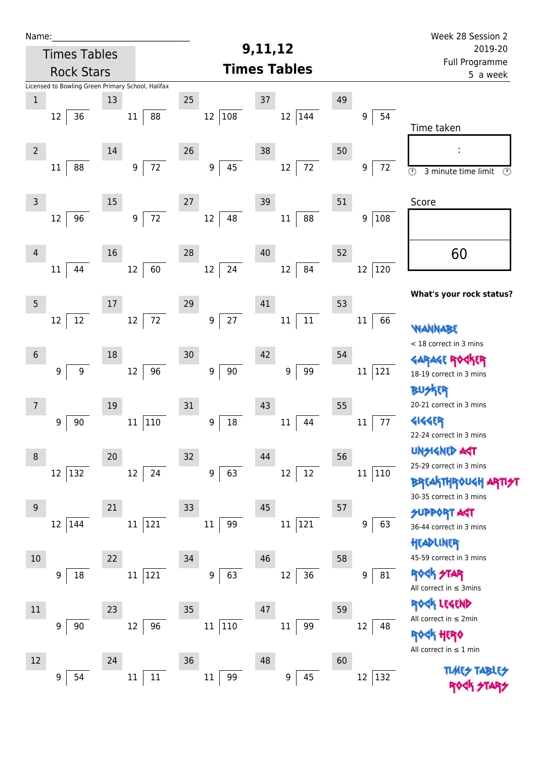Name:\_\_\_\_\_\_\_\_\_\_\_\_\_\_\_\_\_\_\_\_\_\_\_\_\_\_\_\_

Times Tables Rock Stars

Licensed to Bowling Green Primary School, Halifax

# 9,11,12 Times Tables

Week 28 Session 2
2019-20
Full Programme
5 a week

| # | Question | # | Question | # | Question | # | Question | # | Question |
|---|---|---|---|---|---|---|---|---|---|
| 1 | 12 ⟌ 36 | 13 | 11 ⟌ 88 | 25 | 12 ⟌ 108 | 37 | 12 ⟌ 144 | 49 | 9 ⟌ 54 |
| 2 | 11 ⟌ 88 | 14 | 9 ⟌ 72 | 26 | 9 ⟌ 45 | 38 | 12 ⟌ 72 | 50 | 9 ⟌ 72 |
| 3 | 12 ⟌ 96 | 15 | 9 ⟌ 72 | 27 | 12 ⟌ 48 | 39 | 11 ⟌ 88 | 51 | 9 ⟌ 108 |
| 4 | 11 ⟌ 44 | 16 | 12 ⟌ 60 | 28 | 12 ⟌ 24 | 40 | 12 ⟌ 84 | 52 | 12 ⟌ 120 |
| 5 | 12 ⟌ 12 | 17 | 12 ⟌ 72 | 29 | 9 ⟌ 27 | 41 | 11 ⟌ 11 | 53 | 11 ⟌ 66 |
| 6 | 9 ⟌ 9 | 18 | 12 ⟌ 96 | 30 | 9 ⟌ 90 | 42 | 9 ⟌ 99 | 54 | 11 ⟌ 121 |
| 7 | 9 ⟌ 90 | 19 | 11 ⟌ 110 | 31 | 9 ⟌ 18 | 43 | 11 ⟌ 44 | 55 | 11 ⟌ 77 |
| 8 | 12 ⟌ 132 | 20 | 12 ⟌ 24 | 32 | 9 ⟌ 63 | 44 | 12 ⟌ 12 | 56 | 11 ⟌ 110 |
| 9 | 12 ⟌ 144 | 21 | 11 ⟌ 121 | 33 | 11 ⟌ 99 | 45 | 11 ⟌ 121 | 57 | 9 ⟌ 63 |
| 10 | 9 ⟌ 18 | 22 | 11 ⟌ 121 | 34 | 9 ⟌ 63 | 46 | 12 ⟌ 36 | 58 | 9 ⟌ 81 |
| 11 | 9 ⟌ 90 | 23 | 12 ⟌ 96 | 35 | 11 ⟌ 110 | 47 | 11 ⟌ 99 | 59 | 12 ⟌ 48 |
| 12 | 9 ⟌ 54 | 24 | 11 ⟌ 11 | 36 | 11 ⟌ 99 | 48 | 9 ⟌ 45 | 60 | 12 ⟌ 132 |

Time taken

:

3 minute time limit

Score

60

**What's your rock status?**

WANNABE
< 18 correct in 3 mins

GARAGE ROCKER
18-19 correct in 3 mins

BUSKER
20-21 correct in 3 mins

GIGGER
22-24 correct in 3 mins

UNSIGNED ACT
25-29 correct in 3 mins

BREAKTHROUGH ARTIST
30-35 correct in 3 mins

SUPPORT ACT
36-44 correct in 3 mins

HEADLINER
45-59 correct in 3 mins

ROCK STAR
All correct in ≤ 3mins

ROCK LEGEND
All correct in ≤ 2min

ROCK HERO
All correct in ≤ 1 min

TIMES TABLES ROCK STARS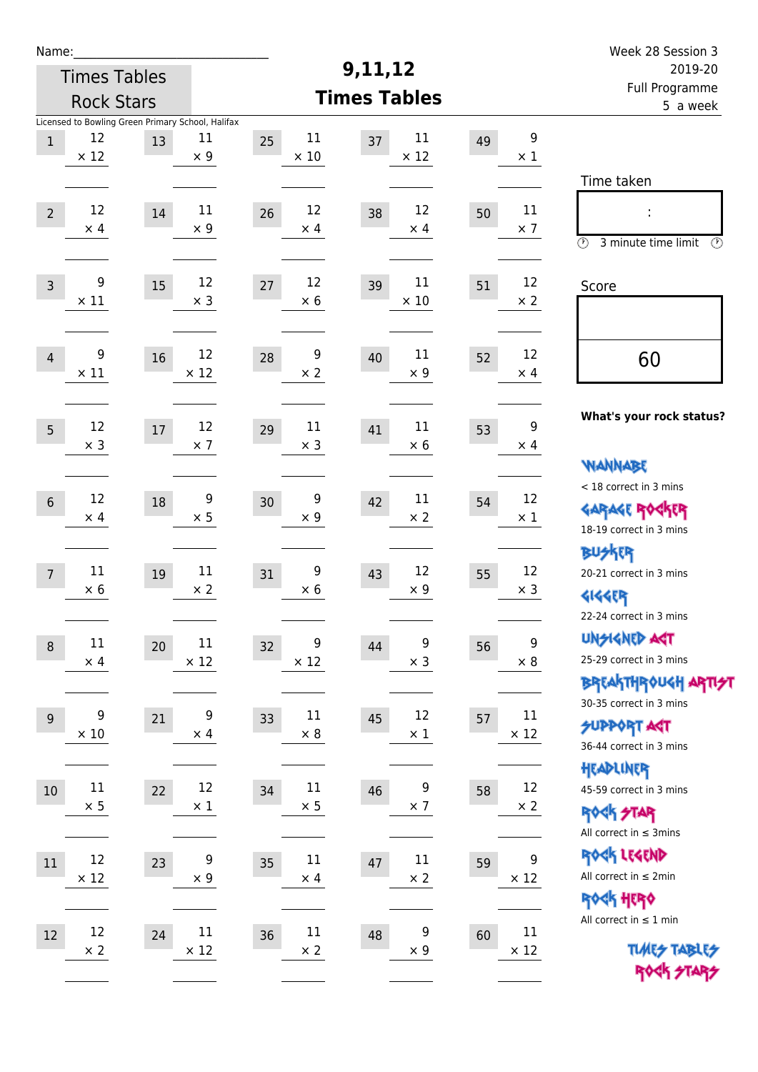Name:\_\_\_\_\_\_\_\_\_\_\_\_\_\_\_\_\_\_\_\_\_\_\_\_\_\_\_\_

Times Tables Rock Stars

# 9,11,12 Times Tables

Week 28 Session 3
2019-20
Full Programme
5 a week

Licensed to Bowling Green Primary School, Halifax

| # | Question | # | Question | # | Question | # | Question | # | Question |
|---|---|---|---|---|---|---|---|---|---|
| 1 | 12 × 12 | 13 | 11 × 9 | 25 | 11 × 10 | 37 | 11 × 12 | 49 | 9 × 1 |
| 2 | 12 × 4 | 14 | 11 × 9 | 26 | 12 × 4 | 38 | 12 × 4 | 50 | 11 × 7 |
| 3 | 9 × 11 | 15 | 12 × 3 | 27 | 12 × 6 | 39 | 11 × 10 | 51 | 12 × 2 |
| 4 | 9 × 11 | 16 | 12 × 12 | 28 | 9 × 2 | 40 | 11 × 9 | 52 | 12 × 4 |
| 5 | 12 × 3 | 17 | 12 × 7 | 29 | 11 × 3 | 41 | 11 × 6 | 53 | 9 × 4 |
| 6 | 12 × 4 | 18 | 9 × 5 | 30 | 9 × 9 | 42 | 11 × 2 | 54 | 12 × 1 |
| 7 | 11 × 6 | 19 | 11 × 2 | 31 | 9 × 6 | 43 | 12 × 9 | 55 | 12 × 3 |
| 8 | 11 × 4 | 20 | 11 × 12 | 32 | 9 × 12 | 44 | 9 × 3 | 56 | 9 × 8 |
| 9 | 9 × 10 | 21 | 9 × 4 | 33 | 11 × 8 | 45 | 12 × 1 | 57 | 11 × 12 |
| 10 | 11 × 5 | 22 | 12 × 1 | 34 | 11 × 5 | 46 | 9 × 7 | 58 | 12 × 2 |
| 11 | 12 × 12 | 23 | 9 × 9 | 35 | 11 × 4 | 47 | 11 × 2 | 59 | 9 × 12 |
| 12 | 12 × 2 | 24 | 11 × 12 | 36 | 11 × 2 | 48 | 9 × 9 | 60 | 11 × 12 |

Time taken

:

3 minute time limit

Score

60

**What's your rock status?**

WANNABE
< 18 correct in 3 mins

GARAGE ROCKER
18-19 correct in 3 mins

BUSKER
20-21 correct in 3 mins

GIGGER
22-24 correct in 3 mins

UNSIGNED ACT
25-29 correct in 3 mins

BREAKTHROUGH ARTIST
30-35 correct in 3 mins

SUPPORT ACT
36-44 correct in 3 mins

HEADLINER
45-59 correct in 3 mins

ROCK STAR
All correct in ≤ 3mins

ROCK LEGEND
All correct in ≤ 2min

ROCK HERO
All correct in ≤ 1 min

TIMES TABLES ROCK STARS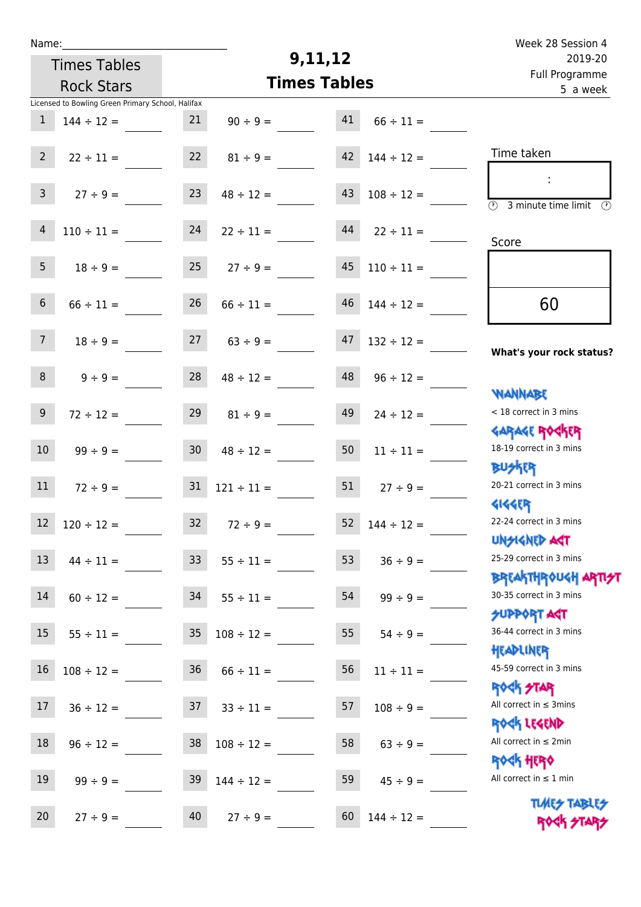Name:\_\_\_\_\_\_\_\_\_\_\_\_\_\_\_\_\_\_\_\_\_\_\_\_\_\_\_\_

Times Tables Rock Stars

# 9,11,12 Times Tables

Week 28 Session 4
2019-20
Full Programme
5 a week

Licensed to Bowling Green Primary School, Halifax

| | | | | | |
|---|---|---|---|---|---|
| 1 | 144 ÷ 12 = | 21 | 90 ÷ 9 = | 41 | 66 ÷ 11 = |
| 2 | 22 ÷ 11 = | 22 | 81 ÷ 9 = | 42 | 144 ÷ 12 = |
| 3 | 27 ÷ 9 = | 23 | 48 ÷ 12 = | 43 | 108 ÷ 12 = |
| 4 | 110 ÷ 11 = | 24 | 22 ÷ 11 = | 44 | 22 ÷ 11 = |
| 5 | 18 ÷ 9 = | 25 | 27 ÷ 9 = | 45 | 110 ÷ 11 = |
| 6 | 66 ÷ 11 = | 26 | 66 ÷ 11 = | 46 | 144 ÷ 12 = |
| 7 | 18 ÷ 9 = | 27 | 63 ÷ 9 = | 47 | 132 ÷ 12 = |
| 8 | 9 ÷ 9 = | 28 | 48 ÷ 12 = | 48 | 96 ÷ 12 = |
| 9 | 72 ÷ 12 = | 29 | 81 ÷ 9 = | 49 | 24 ÷ 12 = |
| 10 | 99 ÷ 9 = | 30 | 48 ÷ 12 = | 50 | 11 ÷ 11 = |
| 11 | 72 ÷ 9 = | 31 | 121 ÷ 11 = | 51 | 27 ÷ 9 = |
| 12 | 120 ÷ 12 = | 32 | 72 ÷ 9 = | 52 | 144 ÷ 12 = |
| 13 | 44 ÷ 11 = | 33 | 55 ÷ 11 = | 53 | 36 ÷ 9 = |
| 14 | 60 ÷ 12 = | 34 | 55 ÷ 11 = | 54 | 99 ÷ 9 = |
| 15 | 55 ÷ 11 = | 35 | 108 ÷ 12 = | 55 | 54 ÷ 9 = |
| 16 | 108 ÷ 12 = | 36 | 66 ÷ 11 = | 56 | 11 ÷ 11 = |
| 17 | 36 ÷ 12 = | 37 | 33 ÷ 11 = | 57 | 108 ÷ 9 = |
| 18 | 96 ÷ 12 = | 38 | 108 ÷ 12 = | 58 | 63 ÷ 9 = |
| 19 | 99 ÷ 9 = | 39 | 144 ÷ 12 = | 59 | 45 ÷ 9 = |
| 20 | 27 ÷ 9 = | 40 | 27 ÷ 9 = | 60 | 144 ÷ 12 = |

Time taken

:

3 minute time limit

Score

60

**What's your rock status?**

WANNABE
< 18 correct in 3 mins

GARAGE ROCKER
18-19 correct in 3 mins

BUSKER
20-21 correct in 3 mins

GIGGER
22-24 correct in 3 mins

UNSIGNED ACT
25-29 correct in 3 mins

BREAKTHROUGH ARTIST
30-35 correct in 3 mins

SUPPORT ACT
36-44 correct in 3 mins

HEADLINER
45-59 correct in 3 mins

ROCK STAR
All correct in ≤ 3mins

ROCK LEGEND
All correct in ≤ 2min

ROCK HERO
All correct in ≤ 1 min

TIMES TABLES ROCK STARS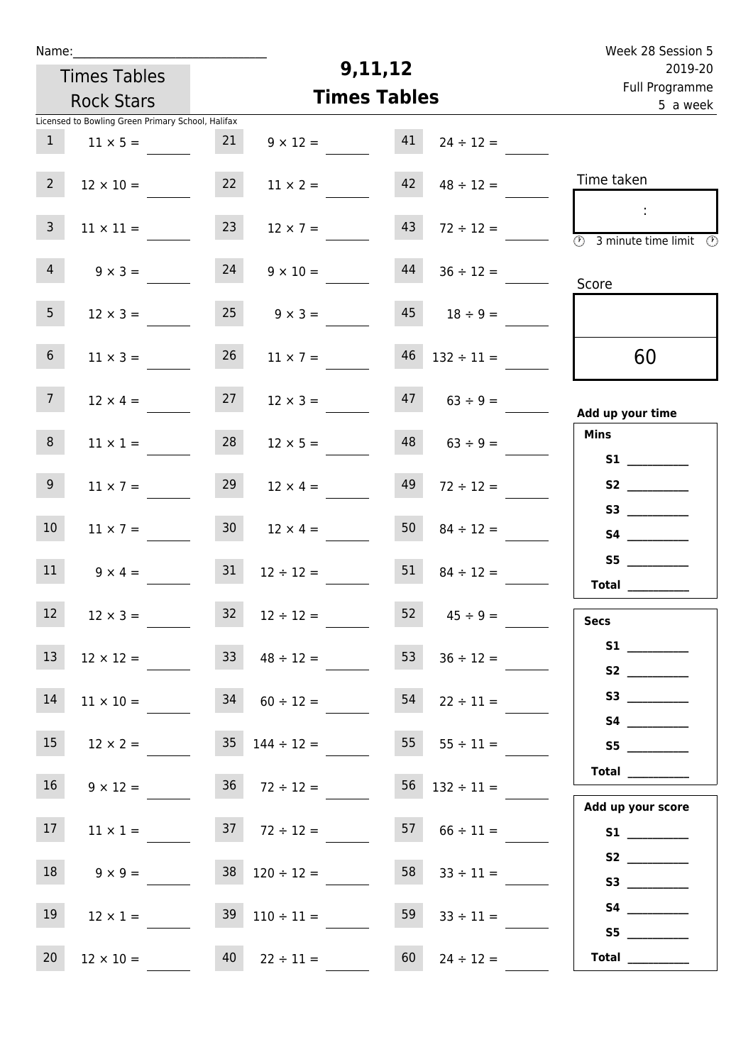Name:______________________________

Times Tables Rock Stars

Licensed to Bowling Green Primary School, Halifax

# 9,11,12 Times Tables

Week 28 Session 5
2019-20
Full Programme
5 a week

| | | | | | |
|---|---|---|---|---|---|
| 1 | 11 × 5 = ____ | 21 | 9 × 12 = ____ | 41 | 24 ÷ 12 = ____ |
| 2 | 12 × 10 = ____ | 22 | 11 × 2 = ____ | 42 | 48 ÷ 12 = ____ |
| 3 | 11 × 11 = ____ | 23 | 12 × 7 = ____ | 43 | 72 ÷ 12 = ____ |
| 4 | 9 × 3 = ____ | 24 | 9 × 10 = ____ | 44 | 36 ÷ 12 = ____ |
| 5 | 12 × 3 = ____ | 25 | 9 × 3 = ____ | 45 | 18 ÷ 9 = ____ |
| 6 | 11 × 3 = ____ | 26 | 11 × 7 = ____ | 46 | 132 ÷ 11 = ____ |
| 7 | 12 × 4 = ____ | 27 | 12 × 3 = ____ | 47 | 63 ÷ 9 = ____ |
| 8 | 11 × 1 = ____ | 28 | 12 × 5 = ____ | 48 | 63 ÷ 9 = ____ |
| 9 | 11 × 7 = ____ | 29 | 12 × 4 = ____ | 49 | 72 ÷ 12 = ____ |
| 10 | 11 × 7 = ____ | 30 | 12 × 4 = ____ | 50 | 84 ÷ 12 = ____ |
| 11 | 9 × 4 = ____ | 31 | 12 ÷ 12 = ____ | 51 | 84 ÷ 12 = ____ |
| 12 | 12 × 3 = ____ | 32 | 12 ÷ 12 = ____ | 52 | 45 ÷ 9 = ____ |
| 13 | 12 × 12 = ____ | 33 | 48 ÷ 12 = ____ | 53 | 36 ÷ 12 = ____ |
| 14 | 11 × 10 = ____ | 34 | 60 ÷ 12 = ____ | 54 | 22 ÷ 11 = ____ |
| 15 | 12 × 2 = ____ | 35 | 144 ÷ 12 = ____ | 55 | 55 ÷ 11 = ____ |
| 16 | 9 × 12 = ____ | 36 | 72 ÷ 12 = ____ | 56 | 132 ÷ 11 = ____ |
| 17 | 11 × 1 = ____ | 37 | 72 ÷ 12 = ____ | 57 | 66 ÷ 11 = ____ |
| 18 | 9 × 9 = ____ | 38 | 120 ÷ 12 = ____ | 58 | 33 ÷ 11 = ____ |
| 19 | 12 × 1 = ____ | 39 | 110 ÷ 11 = ____ | 59 | 33 ÷ 11 = ____ |
| 20 | 12 × 10 = ____ | 40 | 22 ÷ 11 = ____ | 60 | 24 ÷ 12 = ____ |

Time taken

:

3 minute time limit

Score

60

**Add up your time**

**Mins**

**S1** ________
**S2** ________
**S3** ________
**S4** ________
**S5** ________
**Total** ________

**Secs**

**S1** ________
**S2** ________
**S3** ________
**S4** ________
**S5** ________
**Total** ________

**Add up your score**

**S1** ________
**S2** ________
**S3** ________
**S4** ________
**S5** ________
**Total** ________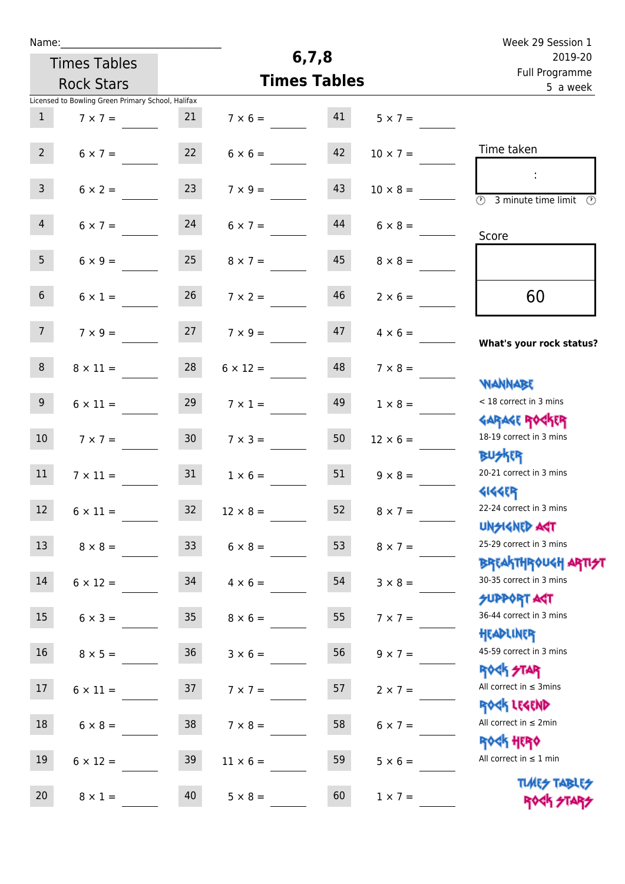Name:\_\_\_\_\_\_\_\_\_\_\_\_\_\_\_\_\_\_\_\_\_\_\_\_\_\_\_\_\_\_

Times Tables Rock Stars

# 6,7,8 Times Tables

Week 29 Session 1
2019-20
Full Programme
5 a week

Licensed to Bowling Green Primary School, Halifax

| | | | | | |
|---|---|---|---|---|---|
| 1 | $7 \times 7 =$ \_\_\_\_ | 21 | $7 \times 6 =$ \_\_\_\_ | 41 | $5 \times 7 =$ \_\_\_\_ |
| 2 | $6 \times 7 =$ \_\_\_\_ | 22 | $6 \times 6 =$ \_\_\_\_ | 42 | $10 \times 7 =$ \_\_\_\_ |
| 3 | $6 \times 2 =$ \_\_\_\_ | 23 | $7 \times 9 =$ \_\_\_\_ | 43 | $10 \times 8 =$ \_\_\_\_ |
| 4 | $6 \times 7 =$ \_\_\_\_ | 24 | $6 \times 7 =$ \_\_\_\_ | 44 | $6 \times 8 =$ \_\_\_\_ |
| 5 | $6 \times 9 =$ \_\_\_\_ | 25 | $8 \times 7 =$ \_\_\_\_ | 45 | $8 \times 8 =$ \_\_\_\_ |
| 6 | $6 \times 1 =$ \_\_\_\_ | 26 | $7 \times 2 =$ \_\_\_\_ | 46 | $2 \times 6 =$ \_\_\_\_ |
| 7 | $7 \times 9 =$ \_\_\_\_ | 27 | $7 \times 9 =$ \_\_\_\_ | 47 | $4 \times 6 =$ \_\_\_\_ |
| 8 | $8 \times 11 =$ \_\_\_\_ | 28 | $6 \times 12 =$ \_\_\_\_ | 48 | $7 \times 8 =$ \_\_\_\_ |
| 9 | $6 \times 11 =$ \_\_\_\_ | 29 | $7 \times 1 =$ \_\_\_\_ | 49 | $1 \times 8 =$ \_\_\_\_ |
| 10 | $7 \times 7 =$ \_\_\_\_ | 30 | $7 \times 3 =$ \_\_\_\_ | 50 | $12 \times 6 =$ \_\_\_\_ |
| 11 | $7 \times 11 =$ \_\_\_\_ | 31 | $1 \times 6 =$ \_\_\_\_ | 51 | $9 \times 8 =$ \_\_\_\_ |
| 12 | $6 \times 11 =$ \_\_\_\_ | 32 | $12 \times 8 =$ \_\_\_\_ | 52 | $8 \times 7 =$ \_\_\_\_ |
| 13 | $8 \times 8 =$ \_\_\_\_ | 33 | $6 \times 8 =$ \_\_\_\_ | 53 | $8 \times 7 =$ \_\_\_\_ |
| 14 | $6 \times 12 =$ \_\_\_\_ | 34 | $4 \times 6 =$ \_\_\_\_ | 54 | $3 \times 8 =$ \_\_\_\_ |
| 15 | $6 \times 3 =$ \_\_\_\_ | 35 | $8 \times 6 =$ \_\_\_\_ | 55 | $7 \times 7 =$ \_\_\_\_ |
| 16 | $8 \times 5 =$ \_\_\_\_ | 36 | $3 \times 6 =$ \_\_\_\_ | 56 | $9 \times 7 =$ \_\_\_\_ |
| 17 | $6 \times 11 =$ \_\_\_\_ | 37 | $7 \times 7 =$ \_\_\_\_ | 57 | $2 \times 7 =$ \_\_\_\_ |
| 18 | $6 \times 8 =$ \_\_\_\_ | 38 | $7 \times 8 =$ \_\_\_\_ | 58 | $6 \times 7 =$ \_\_\_\_ |
| 19 | $6 \times 12 =$ \_\_\_\_ | 39 | $11 \times 6 =$ \_\_\_\_ | 59 | $5 \times 6 =$ \_\_\_\_ |
| 20 | $8 \times 1 =$ \_\_\_\_ | 40 | $5 \times 8 =$ \_\_\_\_ | 60 | $1 \times 7 =$ \_\_\_\_ |

Time taken

:

3 minute time limit

Score

60

**What's your rock status?**

WANNABE
< 18 correct in 3 mins

GARAGE ROCKER
18-19 correct in 3 mins

BUSKER
20-21 correct in 3 mins

GIGGER
22-24 correct in 3 mins

UNSIGNED ACT
25-29 correct in 3 mins

BREAKTHROUGH ARTIST
30-35 correct in 3 mins

SUPPORT ACT
36-44 correct in 3 mins

HEADLINER
45-59 correct in 3 mins

ROCK STAR
All correct in ≤ 3mins

ROCK LEGEND
All correct in ≤ 2min

ROCK HERO
All correct in ≤ 1 min

TIMES TABLES ROCK STARS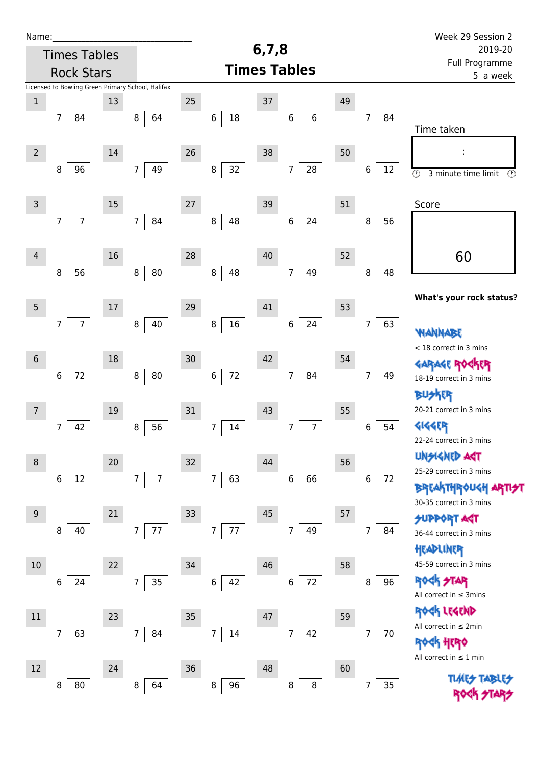Name:______________________________

Times Tables Rock Stars

# 6,7,8 Times Tables

Week 29 Session 2
2019-20
Full Programme
5 a week

Licensed to Bowling Green Primary School, Halifax

| # | Question | # | Question | # | Question | # | Question | # | Question |
|---|---|---|---|---|---|---|---|---|---|
| 1 | 7 ⟌ 84 | 13 | 8 ⟌ 64 | 25 | 6 ⟌ 18 | 37 | 6 ⟌ 6 | 49 | 7 ⟌ 84 |
| 2 | 8 ⟌ 96 | 14 | 7 ⟌ 49 | 26 | 8 ⟌ 32 | 38 | 7 ⟌ 28 | 50 | 6 ⟌ 12 |
| 3 | 7 ⟌ 7 | 15 | 7 ⟌ 84 | 27 | 8 ⟌ 48 | 39 | 6 ⟌ 24 | 51 | 8 ⟌ 56 |
| 4 | 8 ⟌ 56 | 16 | 8 ⟌ 80 | 28 | 8 ⟌ 48 | 40 | 7 ⟌ 49 | 52 | 8 ⟌ 48 |
| 5 | 7 ⟌ 7 | 17 | 8 ⟌ 40 | 29 | 8 ⟌ 16 | 41 | 6 ⟌ 24 | 53 | 7 ⟌ 63 |
| 6 | 6 ⟌ 72 | 18 | 8 ⟌ 80 | 30 | 6 ⟌ 72 | 42 | 7 ⟌ 84 | 54 | 7 ⟌ 49 |
| 7 | 7 ⟌ 42 | 19 | 8 ⟌ 56 | 31 | 7 ⟌ 14 | 43 | 7 ⟌ 7 | 55 | 6 ⟌ 54 |
| 8 | 6 ⟌ 12 | 20 | 7 ⟌ 7 | 32 | 7 ⟌ 63 | 44 | 6 ⟌ 66 | 56 | 6 ⟌ 72 |
| 9 | 8 ⟌ 40 | 21 | 7 ⟌ 77 | 33 | 7 ⟌ 77 | 45 | 7 ⟌ 49 | 57 | 7 ⟌ 84 |
| 10 | 6 ⟌ 24 | 22 | 7 ⟌ 35 | 34 | 6 ⟌ 42 | 46 | 6 ⟌ 72 | 58 | 8 ⟌ 96 |
| 11 | 7 ⟌ 63 | 23 | 7 ⟌ 84 | 35 | 7 ⟌ 14 | 47 | 7 ⟌ 42 | 59 | 7 ⟌ 70 |
| 12 | 8 ⟌ 80 | 24 | 8 ⟌ 64 | 36 | 8 ⟌ 96 | 48 | 8 ⟌ 8 | 60 | 7 ⟌ 35 |

Time taken

:

3 minute time limit

Score

60

**What's your rock status?**

WANNABE
< 18 correct in 3 mins

GARAGE ROCKER
18-19 correct in 3 mins

BUSKER
20-21 correct in 3 mins

GIGGER
22-24 correct in 3 mins

UNSIGNED ACT
25-29 correct in 3 mins

BREAKTHROUGH ARTIST
30-35 correct in 3 mins

SUPPORT ACT
36-44 correct in 3 mins

HEADLINER
45-59 correct in 3 mins

ROCK STAR
All correct in ≤ 3mins

ROCK LEGEND
All correct in ≤ 2min

ROCK HERO
All correct in ≤ 1 min

TIMES TABLES ROCK STARS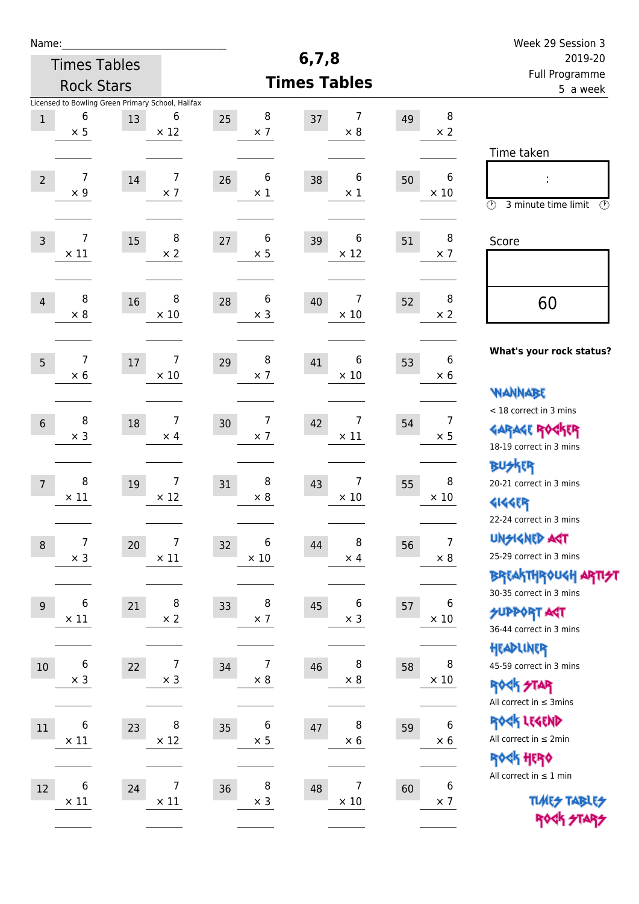Name:______________________________

Times Tables Rock Stars

# 6,7,8 Times Tables

Week 29 Session 3
2019-20
Full Programme
5 a week

Licensed to Bowling Green Primary School, Halifax

| # | Question | # | Question | # | Question | # | Question | # | Question |
|---|---|---|---|---|---|---|---|---|---|
| 1 | 6 × 5 | 13 | 6 × 12 | 25 | 8 × 7 | 37 | 7 × 8 | 49 | 8 × 2 |
| 2 | 7 × 9 | 14 | 7 × 7 | 26 | 6 × 1 | 38 | 6 × 1 | 50 | 6 × 10 |
| 3 | 7 × 11 | 15 | 8 × 2 | 27 | 6 × 5 | 39 | 6 × 12 | 51 | 8 × 7 |
| 4 | 8 × 8 | 16 | 8 × 10 | 28 | 6 × 3 | 40 | 7 × 10 | 52 | 8 × 2 |
| 5 | 7 × 6 | 17 | 7 × 10 | 29 | 8 × 7 | 41 | 6 × 10 | 53 | 6 × 6 |
| 6 | 8 × 3 | 18 | 7 × 4 | 30 | 7 × 7 | 42 | 7 × 11 | 54 | 7 × 5 |
| 7 | 8 × 11 | 19 | 7 × 12 | 31 | 8 × 8 | 43 | 7 × 10 | 55 | 8 × 10 |
| 8 | 7 × 3 | 20 | 7 × 11 | 32 | 6 × 10 | 44 | 8 × 4 | 56 | 7 × 8 |
| 9 | 6 × 11 | 21 | 8 × 2 | 33 | 8 × 7 | 45 | 6 × 3 | 57 | 6 × 10 |
| 10 | 6 × 3 | 22 | 7 × 3 | 34 | 7 × 8 | 46 | 8 × 8 | 58 | 8 × 10 |
| 11 | 6 × 11 | 23 | 8 × 12 | 35 | 6 × 5 | 47 | 8 × 6 | 59 | 6 × 6 |
| 12 | 6 × 11 | 24 | 7 × 11 | 36 | 8 × 3 | 48 | 7 × 10 | 60 | 6 × 7 |

Time taken

:

3 minute time limit

Score

60

**What's your rock status?**

WANNABE
< 18 correct in 3 mins

GARAGE ROCKER
18-19 correct in 3 mins

BUSKER
20-21 correct in 3 mins

GIGGER
22-24 correct in 3 mins

UNSIGNED ACT
25-29 correct in 3 mins

BREAKTHROUGH ARTIST
30-35 correct in 3 mins

SUPPORT ACT
36-44 correct in 3 mins

HEADLINER
45-59 correct in 3 mins

ROCK STAR
All correct in ≤ 3mins

ROCK LEGEND
All correct in ≤ 2min

ROCK HERO
All correct in ≤ 1 min

TIMES TABLES ROCK STARS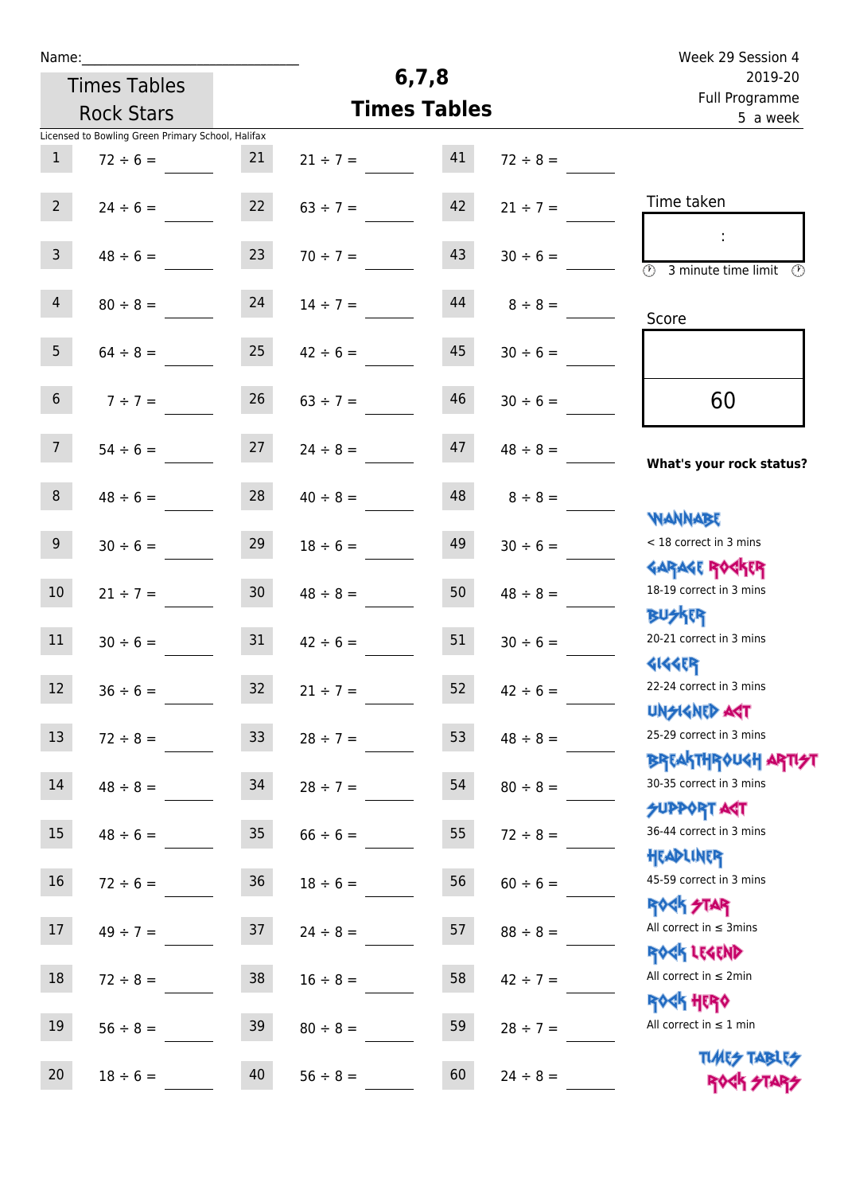Name:______________________________

Times Tables Rock Stars

# 6,7,8 Times Tables

Week 29 Session 4
2019-20
Full Programme
5 a week

Licensed to Bowling Green Primary School, Halifax

| # | Question | # | Question | # | Question |
|---|---|---|---|---|---|
| 1 | 72 ÷ 6 = | 21 | 21 ÷ 7 = | 41 | 72 ÷ 8 = |
| 2 | 24 ÷ 6 = | 22 | 63 ÷ 7 = | 42 | 21 ÷ 7 = |
| 3 | 48 ÷ 6 = | 23 | 70 ÷ 7 = | 43 | 30 ÷ 6 = |
| 4 | 80 ÷ 8 = | 24 | 14 ÷ 7 = | 44 | 8 ÷ 8 = |
| 5 | 64 ÷ 8 = | 25 | 42 ÷ 6 = | 45 | 30 ÷ 6 = |
| 6 | 7 ÷ 7 = | 26 | 63 ÷ 7 = | 46 | 30 ÷ 6 = |
| 7 | 54 ÷ 6 = | 27 | 24 ÷ 8 = | 47 | 48 ÷ 8 = |
| 8 | 48 ÷ 6 = | 28 | 40 ÷ 8 = | 48 | 8 ÷ 8 = |
| 9 | 30 ÷ 6 = | 29 | 18 ÷ 6 = | 49 | 30 ÷ 6 = |
| 10 | 21 ÷ 7 = | 30 | 48 ÷ 8 = | 50 | 48 ÷ 8 = |
| 11 | 30 ÷ 6 = | 31 | 42 ÷ 6 = | 51 | 30 ÷ 6 = |
| 12 | 36 ÷ 6 = | 32 | 21 ÷ 7 = | 52 | 42 ÷ 6 = |
| 13 | 72 ÷ 8 = | 33 | 28 ÷ 7 = | 53 | 48 ÷ 8 = |
| 14 | 48 ÷ 8 = | 34 | 28 ÷ 7 = | 54 | 80 ÷ 8 = |
| 15 | 48 ÷ 6 = | 35 | 66 ÷ 6 = | 55 | 72 ÷ 8 = |
| 16 | 72 ÷ 6 = | 36 | 18 ÷ 6 = | 56 | 60 ÷ 6 = |
| 17 | 49 ÷ 7 = | 37 | 24 ÷ 8 = | 57 | 88 ÷ 8 = |
| 18 | 72 ÷ 8 = | 38 | 16 ÷ 8 = | 58 | 42 ÷ 7 = |
| 19 | 56 ÷ 8 = | 39 | 80 ÷ 8 = | 59 | 28 ÷ 7 = |
| 20 | 18 ÷ 6 = | 40 | 56 ÷ 8 = | 60 | 24 ÷ 8 = |

Time taken

:

3 minute time limit

Score

60

**What's your rock status?**

WANNABE
< 18 correct in 3 mins

GARAGE ROCKER
18-19 correct in 3 mins

BUSKER
20-21 correct in 3 mins

GIGGER
22-24 correct in 3 mins

UNSIGNED ACT
25-29 correct in 3 mins

BREAKTHROUGH ARTIST
30-35 correct in 3 mins

SUPPORT ACT
36-44 correct in 3 mins

HEADLINER
45-59 correct in 3 mins

ROCK STAR
All correct in ≤ 3mins

ROCK LEGEND
All correct in ≤ 2min

ROCK HERO
All correct in ≤ 1 min

TIMES TABLES ROCK STARS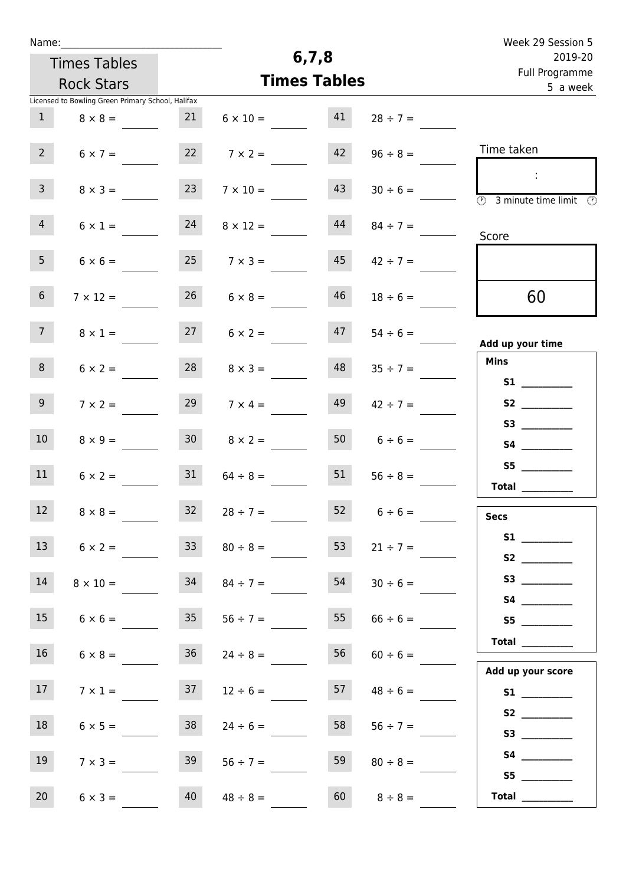Name:\_\_\_\_\_\_\_\_\_\_\_\_\_\_\_\_\_\_\_\_\_\_\_\_\_\_\_\_\_\_

Times Tables Rock Stars

# 6,7,8 Times Tables

Week 29 Session 5
2019-20
Full Programme
5 a week

Licensed to Bowling Green Primary School, Halifax

| | | | | | |
|---|---|---|---|---|---|
| 1 | $8 \times 8 =$ | 21 | $6 \times 10 =$ | 41 | $28 \div 7 =$ |
| 2 | $6 \times 7 =$ | 22 | $7 \times 2 =$ | 42 | $96 \div 8 =$ |
| 3 | $8 \times 3 =$ | 23 | $7 \times 10 =$ | 43 | $30 \div 6 =$ |
| 4 | $6 \times 1 =$ | 24 | $8 \times 12 =$ | 44 | $84 \div 7 =$ |
| 5 | $6 \times 6 =$ | 25 | $7 \times 3 =$ | 45 | $42 \div 7 =$ |
| 6 | $7 \times 12 =$ | 26 | $6 \times 8 =$ | 46 | $18 \div 6 =$ |
| 7 | $8 \times 1 =$ | 27 | $6 \times 2 =$ | 47 | $54 \div 6 =$ |
| 8 | $6 \times 2 =$ | 28 | $8 \times 3 =$ | 48 | $35 \div 7 =$ |
| 9 | $7 \times 2 =$ | 29 | $7 \times 4 =$ | 49 | $42 \div 7 =$ |
| 10 | $8 \times 9 =$ | 30 | $8 \times 2 =$ | 50 | $6 \div 6 =$ |
| 11 | $6 \times 2 =$ | 31 | $64 \div 8 =$ | 51 | $56 \div 8 =$ |
| 12 | $8 \times 8 =$ | 32 | $28 \div 7 =$ | 52 | $6 \div 6 =$ |
| 13 | $6 \times 2 =$ | 33 | $80 \div 8 =$ | 53 | $21 \div 7 =$ |
| 14 | $8 \times 10 =$ | 34 | $84 \div 7 =$ | 54 | $30 \div 6 =$ |
| 15 | $6 \times 6 =$ | 35 | $56 \div 7 =$ | 55 | $66 \div 6 =$ |
| 16 | $6 \times 8 =$ | 36 | $24 \div 8 =$ | 56 | $60 \div 6 =$ |
| 17 | $7 \times 1 =$ | 37 | $12 \div 6 =$ | 57 | $48 \div 6 =$ |
| 18 | $6 \times 5 =$ | 38 | $24 \div 6 =$ | 58 | $56 \div 7 =$ |
| 19 | $7 \times 3 =$ | 39 | $56 \div 7 =$ | 59 | $80 \div 8 =$ |
| 20 | $6 \times 3 =$ | 40 | $48 \div 8 =$ | 60 | $8 \div 8 =$ |

Time taken

:

3 minute time limit

Score

60

**Add up your time**

**Mins**

**S1** \_\_\_\_\_\_\_\_\_\_
**S2** \_\_\_\_\_\_\_\_\_\_
**S3** \_\_\_\_\_\_\_\_\_\_
**S4** \_\_\_\_\_\_\_\_\_\_
**S5** \_\_\_\_\_\_\_\_\_\_
**Total** \_\_\_\_\_\_\_\_\_\_

**Secs**

**S1** \_\_\_\_\_\_\_\_\_\_
**S2** \_\_\_\_\_\_\_\_\_\_
**S3** \_\_\_\_\_\_\_\_\_\_
**S4** \_\_\_\_\_\_\_\_\_\_
**S5** \_\_\_\_\_\_\_\_\_\_
**Total** \_\_\_\_\_\_\_\_\_\_

**Add up your score**

**S1** \_\_\_\_\_\_\_\_\_\_
**S2** \_\_\_\_\_\_\_\_\_\_
**S3** \_\_\_\_\_\_\_\_\_\_
**S4** \_\_\_\_\_\_\_\_\_\_
**S5** \_\_\_\_\_\_\_\_\_\_
**Total** \_\_\_\_\_\_\_\_\_\_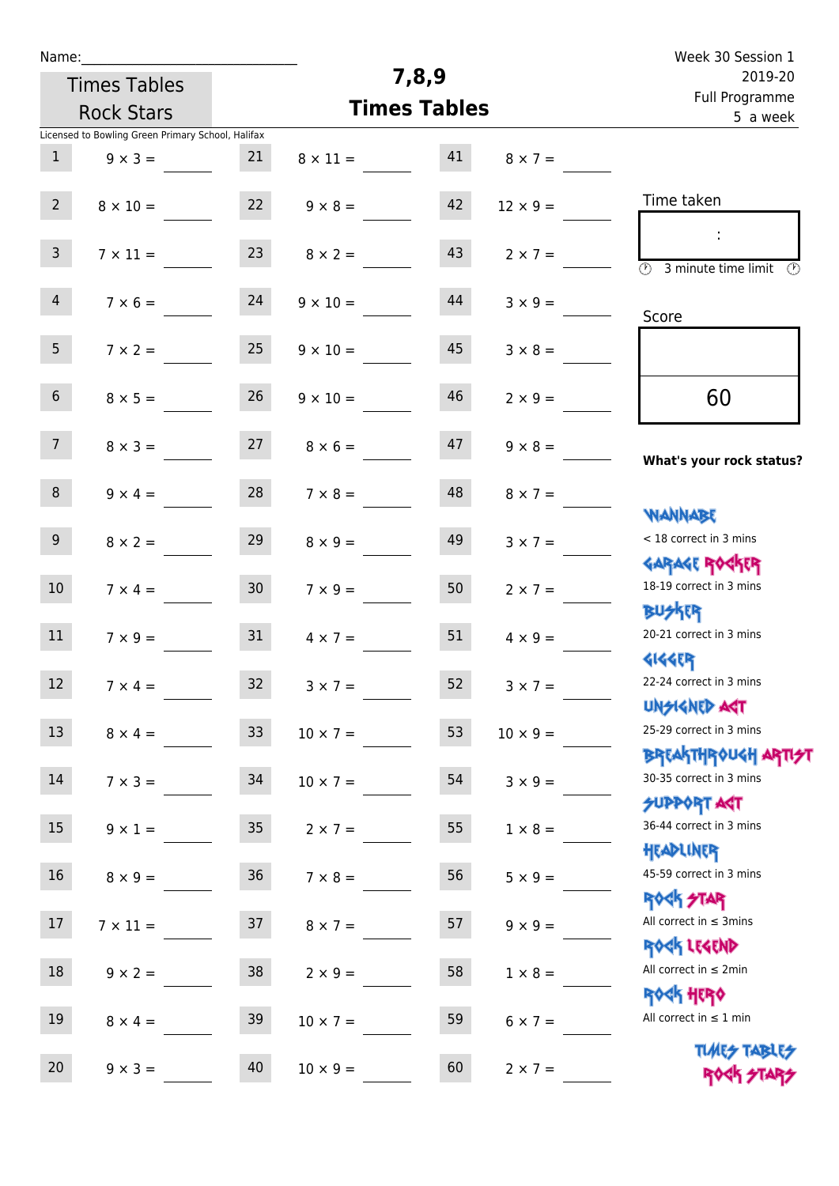Name:\_\_\_\_\_\_\_\_\_\_\_\_\_\_\_\_\_\_\_\_\_\_\_\_\_\_\_\_

Times Tables Rock Stars

# 7,8,9 Times Tables

Week 30 Session 1
2019-20
Full Programme
5 a week

Licensed to Bowling Green Primary School, Halifax

| | | | | | |
|---|---|---|---|---|---|
| 1 | 9 × 3 = | 21 | 8 × 11 = | 41 | 8 × 7 = |
| 2 | 8 × 10 = | 22 | 9 × 8 = | 42 | 12 × 9 = |
| 3 | 7 × 11 = | 23 | 8 × 2 = | 43 | 2 × 7 = |
| 4 | 7 × 6 = | 24 | 9 × 10 = | 44 | 3 × 9 = |
| 5 | 7 × 2 = | 25 | 9 × 10 = | 45 | 3 × 8 = |
| 6 | 8 × 5 = | 26 | 9 × 10 = | 46 | 2 × 9 = |
| 7 | 8 × 3 = | 27 | 8 × 6 = | 47 | 9 × 8 = |
| 8 | 9 × 4 = | 28 | 7 × 8 = | 48 | 8 × 7 = |
| 9 | 8 × 2 = | 29 | 8 × 9 = | 49 | 3 × 7 = |
| 10 | 7 × 4 = | 30 | 7 × 9 = | 50 | 2 × 7 = |
| 11 | 7 × 9 = | 31 | 4 × 7 = | 51 | 4 × 9 = |
| 12 | 7 × 4 = | 32 | 3 × 7 = | 52 | 3 × 7 = |
| 13 | 8 × 4 = | 33 | 10 × 7 = | 53 | 10 × 9 = |
| 14 | 7 × 3 = | 34 | 10 × 7 = | 54 | 3 × 9 = |
| 15 | 9 × 1 = | 35 | 2 × 7 = | 55 | 1 × 8 = |
| 16 | 8 × 9 = | 36 | 7 × 8 = | 56 | 5 × 9 = |
| 17 | 7 × 11 = | 37 | 8 × 7 = | 57 | 9 × 9 = |
| 18 | 9 × 2 = | 38 | 2 × 9 = | 58 | 1 × 8 = |
| 19 | 8 × 4 = | 39 | 10 × 7 = | 59 | 6 × 7 = |
| 20 | 9 × 3 = | 40 | 10 × 9 = | 60 | 2 × 7 = |

Time taken

:

3 minute time limit

Score

60

**What's your rock status?**

WANNABE
< 18 correct in 3 mins

GARAGE ROCKER
18-19 correct in 3 mins

BUSKER
20-21 correct in 3 mins

GIGGER
22-24 correct in 3 mins

UNSIGNED ACT
25-29 correct in 3 mins

BREAKTHROUGH ARTIST
30-35 correct in 3 mins

SUPPORT ACT
36-44 correct in 3 mins

HEADLINER
45-59 correct in 3 mins

ROCK STAR
All correct in ≤ 3mins

ROCK LEGEND
All correct in ≤ 2min

ROCK HERO
All correct in ≤ 1 min

TIMES TABLES ROCK STARS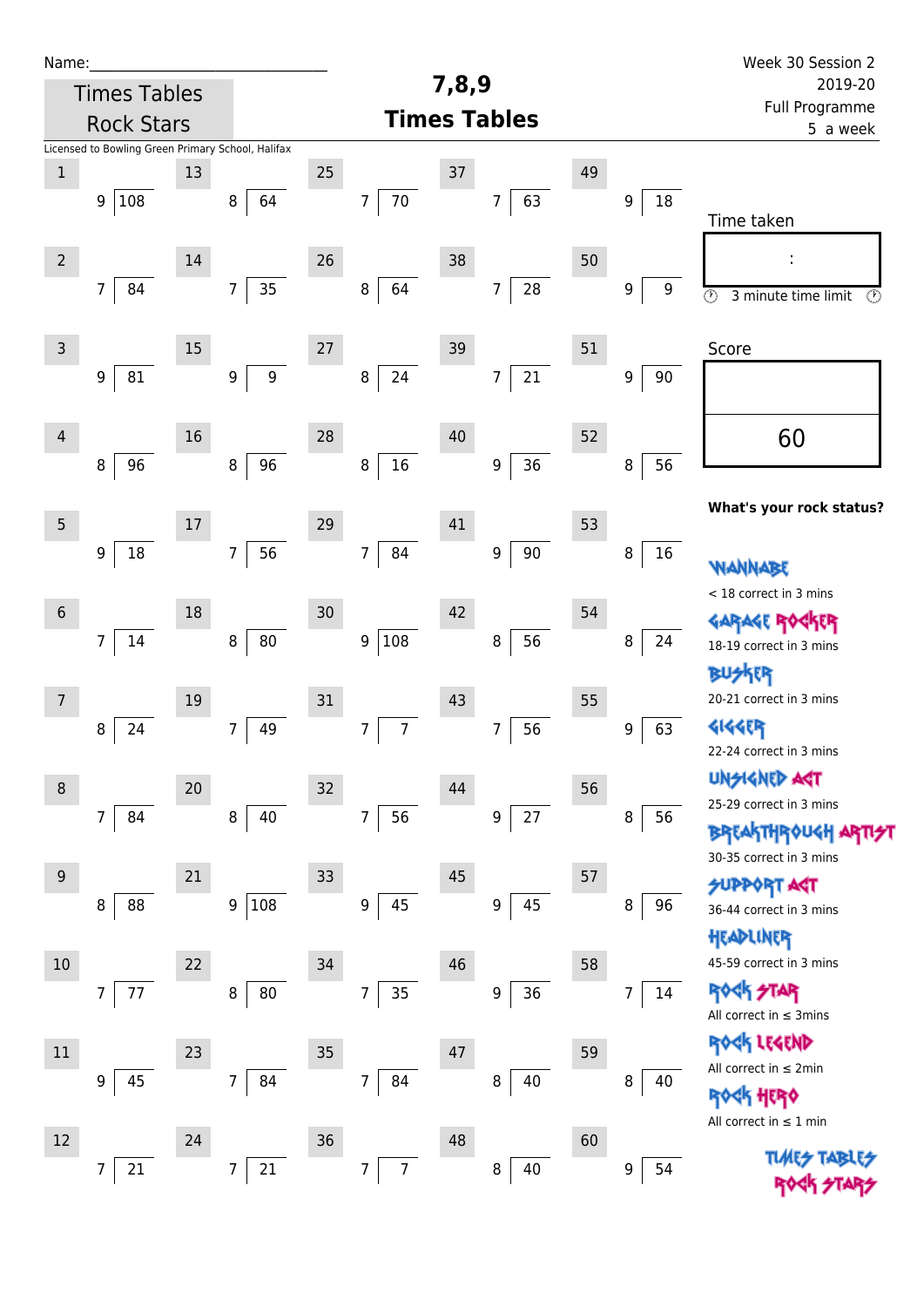Name:______________________________

Times Tables Rock Stars

# 7,8,9 Times Tables

Week 30 Session 2
2019-20
Full Programme
5 a week

Licensed to Bowling Green Primary School, Halifax

| # | Question | # | Question | # | Question | # | Question | # | Question |
|---|---|---|---|---|---|---|---|---|---|
| 1 | 9 ) 108 | 13 | 8 ) 64 | 25 | 7 ) 70 | 37 | 7 ) 63 | 49 | 9 ) 18 |
| 2 | 7 ) 84 | 14 | 7 ) 35 | 26 | 8 ) 64 | 38 | 7 ) 28 | 50 | 9 ) 9 |
| 3 | 9 ) 81 | 15 | 9 ) 9 | 27 | 8 ) 24 | 39 | 7 ) 21 | 51 | 9 ) 90 |
| 4 | 8 ) 96 | 16 | 8 ) 96 | 28 | 8 ) 16 | 40 | 9 ) 36 | 52 | 8 ) 56 |
| 5 | 9 ) 18 | 17 | 7 ) 56 | 29 | 7 ) 84 | 41 | 9 ) 90 | 53 | 8 ) 16 |
| 6 | 7 ) 14 | 18 | 8 ) 80 | 30 | 9 ) 108 | 42 | 8 ) 56 | 54 | 8 ) 24 |
| 7 | 8 ) 24 | 19 | 7 ) 49 | 31 | 7 ) 7 | 43 | 7 ) 56 | 55 | 9 ) 63 |
| 8 | 7 ) 84 | 20 | 8 ) 40 | 32 | 7 ) 56 | 44 | 9 ) 27 | 56 | 8 ) 56 |
| 9 | 8 ) 88 | 21 | 9 ) 108 | 33 | 9 ) 45 | 45 | 9 ) 45 | 57 | 8 ) 96 |
| 10 | 7 ) 77 | 22 | 8 ) 80 | 34 | 7 ) 35 | 46 | 9 ) 36 | 58 | 7 ) 14 |
| 11 | 9 ) 45 | 23 | 7 ) 84 | 35 | 7 ) 84 | 47 | 8 ) 40 | 59 | 8 ) 40 |
| 12 | 7 ) 21 | 24 | 7 ) 21 | 36 | 7 ) 7 | 48 | 8 ) 40 | 60 | 9 ) 54 |

Time taken

:

3 minute time limit

Score

60

**What's your rock status?**

WANNABE
< 18 correct in 3 mins

GARAGE ROCKER
18-19 correct in 3 mins

BUSKER
20-21 correct in 3 mins

GIGGER
22-24 correct in 3 mins

UNSIGNED ACT
25-29 correct in 3 mins

BREAKTHROUGH ARTIST
30-35 correct in 3 mins

SUPPORT ACT
36-44 correct in 3 mins

HEADLINER
45-59 correct in 3 mins

ROCK STAR
All correct in ≤ 3mins

ROCK LEGEND
All correct in ≤ 2min

ROCK HERO
All correct in ≤ 1 min

TIMES TABLES ROCK STARS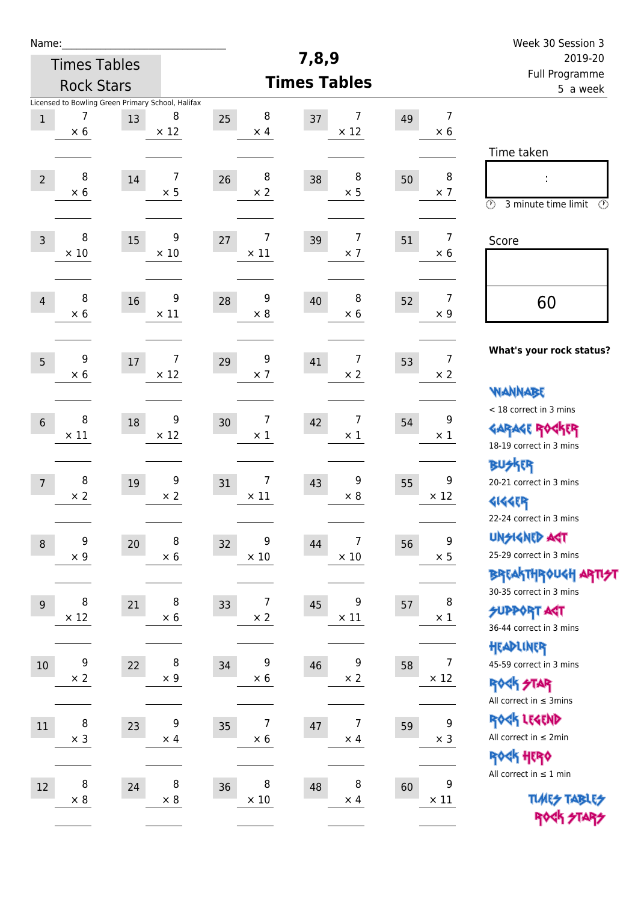Name:\_\_\_\_\_\_\_\_\_\_\_\_\_\_\_\_\_\_\_\_\_\_\_\_\_\_\_\_

Times Tables Rock Stars

# 7,8,9
# Times Tables

Week 30 Session 3
2019-20
Full Programme
5 a week

Licensed to Bowling Green Primary School, Halifax

| | | | | | | | | | |
|---|---|---|---|---|---|---|---|---|---|
| 1 | 7 × 6 | 13 | 8 × 12 | 25 | 8 × 4 | 37 | 7 × 12 | 49 | 7 × 6 |
| 2 | 8 × 6 | 14 | 7 × 5 | 26 | 8 × 2 | 38 | 8 × 5 | 50 | 8 × 7 |
| 3 | 8 × 10 | 15 | 9 × 10 | 27 | 7 × 11 | 39 | 7 × 7 | 51 | 7 × 6 |
| 4 | 8 × 6 | 16 | 9 × 11 | 28 | 9 × 8 | 40 | 8 × 6 | 52 | 7 × 9 |
| 5 | 9 × 6 | 17 | 7 × 12 | 29 | 9 × 7 | 41 | 7 × 2 | 53 | 7 × 2 |
| 6 | 8 × 11 | 18 | 9 × 12 | 30 | 7 × 1 | 42 | 7 × 1 | 54 | 9 × 1 |
| 7 | 8 × 2 | 19 | 9 × 2 | 31 | 7 × 11 | 43 | 9 × 8 | 55 | 9 × 12 |
| 8 | 9 × 9 | 20 | 8 × 6 | 32 | 9 × 10 | 44 | 7 × 10 | 56 | 9 × 5 |
| 9 | 8 × 12 | 21 | 8 × 6 | 33 | 7 × 2 | 45 | 9 × 11 | 57 | 8 × 1 |
| 10 | 9 × 2 | 22 | 8 × 9 | 34 | 9 × 6 | 46 | 9 × 2 | 58 | 7 × 12 |
| 11 | 8 × 3 | 23 | 9 × 4 | 35 | 7 × 6 | 47 | 7 × 4 | 59 | 9 × 3 |
| 12 | 8 × 8 | 24 | 8 × 8 | 36 | 8 × 10 | 48 | 8 × 4 | 60 | 9 × 11 |

Time taken

:

3 minute time limit

Score

60

**What's your rock status?**

Wannabe
< 18 correct in 3 mins

Garage Rocker
18-19 correct in 3 mins

Busker
20-21 correct in 3 mins

Gigger
22-24 correct in 3 mins

Unsigned Act
25-29 correct in 3 mins

Breakthrough Artist
30-35 correct in 3 mins

Support Act
36-44 correct in 3 mins

Headliner
45-59 correct in 3 mins

Rock Star
All correct in ≤ 3mins

Rock Legend
All correct in ≤ 2min

Rock Hero
All correct in ≤ 1 min

Times Tables Rock Stars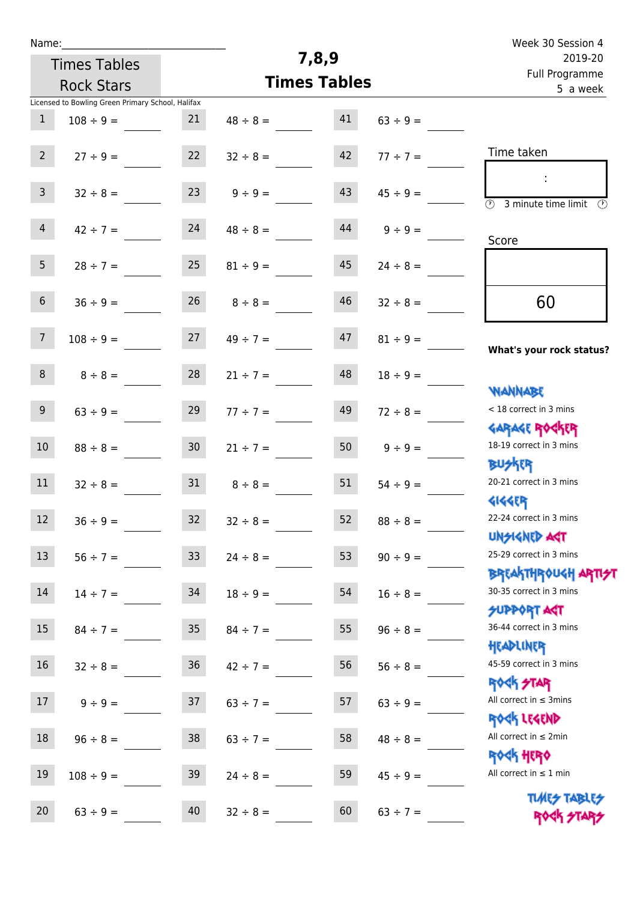Name:______________________________

Times Tables Rock Stars

# 7,8,9 Times Tables

Week 30 Session 4
2019-20
Full Programme
5 a week

Licensed to Bowling Green Primary School, Halifax

| | | | | | |
|---|---|---|---|---|---|
| 1 | 108 ÷ 9 = ____ | 21 | 48 ÷ 8 = ____ | 41 | 63 ÷ 9 = ____ |
| 2 | 27 ÷ 9 = ____ | 22 | 32 ÷ 8 = ____ | 42 | 77 ÷ 7 = ____ |
| 3 | 32 ÷ 8 = ____ | 23 | 9 ÷ 9 = ____ | 43 | 45 ÷ 9 = ____ |
| 4 | 42 ÷ 7 = ____ | 24 | 48 ÷ 8 = ____ | 44 | 9 ÷ 9 = ____ |
| 5 | 28 ÷ 7 = ____ | 25 | 81 ÷ 9 = ____ | 45 | 24 ÷ 8 = ____ |
| 6 | 36 ÷ 9 = ____ | 26 | 8 ÷ 8 = ____ | 46 | 32 ÷ 8 = ____ |
| 7 | 108 ÷ 9 = ____ | 27 | 49 ÷ 7 = ____ | 47 | 81 ÷ 9 = ____ |
| 8 | 8 ÷ 8 = ____ | 28 | 21 ÷ 7 = ____ | 48 | 18 ÷ 9 = ____ |
| 9 | 63 ÷ 9 = ____ | 29 | 77 ÷ 7 = ____ | 49 | 72 ÷ 8 = ____ |
| 10 | 88 ÷ 8 = ____ | 30 | 21 ÷ 7 = ____ | 50 | 9 ÷ 9 = ____ |
| 11 | 32 ÷ 8 = ____ | 31 | 8 ÷ 8 = ____ | 51 | 54 ÷ 9 = ____ |
| 12 | 36 ÷ 9 = ____ | 32 | 32 ÷ 8 = ____ | 52 | 88 ÷ 8 = ____ |
| 13 | 56 ÷ 7 = ____ | 33 | 24 ÷ 8 = ____ | 53 | 90 ÷ 9 = ____ |
| 14 | 14 ÷ 7 = ____ | 34 | 18 ÷ 9 = ____ | 54 | 16 ÷ 8 = ____ |
| 15 | 84 ÷ 7 = ____ | 35 | 84 ÷ 7 = ____ | 55 | 96 ÷ 8 = ____ |
| 16 | 32 ÷ 8 = ____ | 36 | 42 ÷ 7 = ____ | 56 | 56 ÷ 8 = ____ |
| 17 | 9 ÷ 9 = ____ | 37 | 63 ÷ 7 = ____ | 57 | 63 ÷ 9 = ____ |
| 18 | 96 ÷ 8 = ____ | 38 | 63 ÷ 7 = ____ | 58 | 48 ÷ 8 = ____ |
| 19 | 108 ÷ 9 = ____ | 39 | 24 ÷ 8 = ____ | 59 | 45 ÷ 9 = ____ |
| 20 | 63 ÷ 9 = ____ | 40 | 32 ÷ 8 = ____ | 60 | 63 ÷ 7 = ____ |

Time taken

:

3 minute time limit

Score

60

**What's your rock status?**

WANNABE
< 18 correct in 3 mins

GARAGE ROCKER
18-19 correct in 3 mins

BUSKER
20-21 correct in 3 mins

GIGGER
22-24 correct in 3 mins

UNSIGNED ACT
25-29 correct in 3 mins

BREAKTHROUGH ARTIST
30-35 correct in 3 mins

SUPPORT ACT
36-44 correct in 3 mins

HEADLINER
45-59 correct in 3 mins

ROCK STAR
All correct in ≤ 3mins

ROCK LEGEND
All correct in ≤ 2min

ROCK HERO
All correct in ≤ 1 min

TIMES TABLES ROCK STARS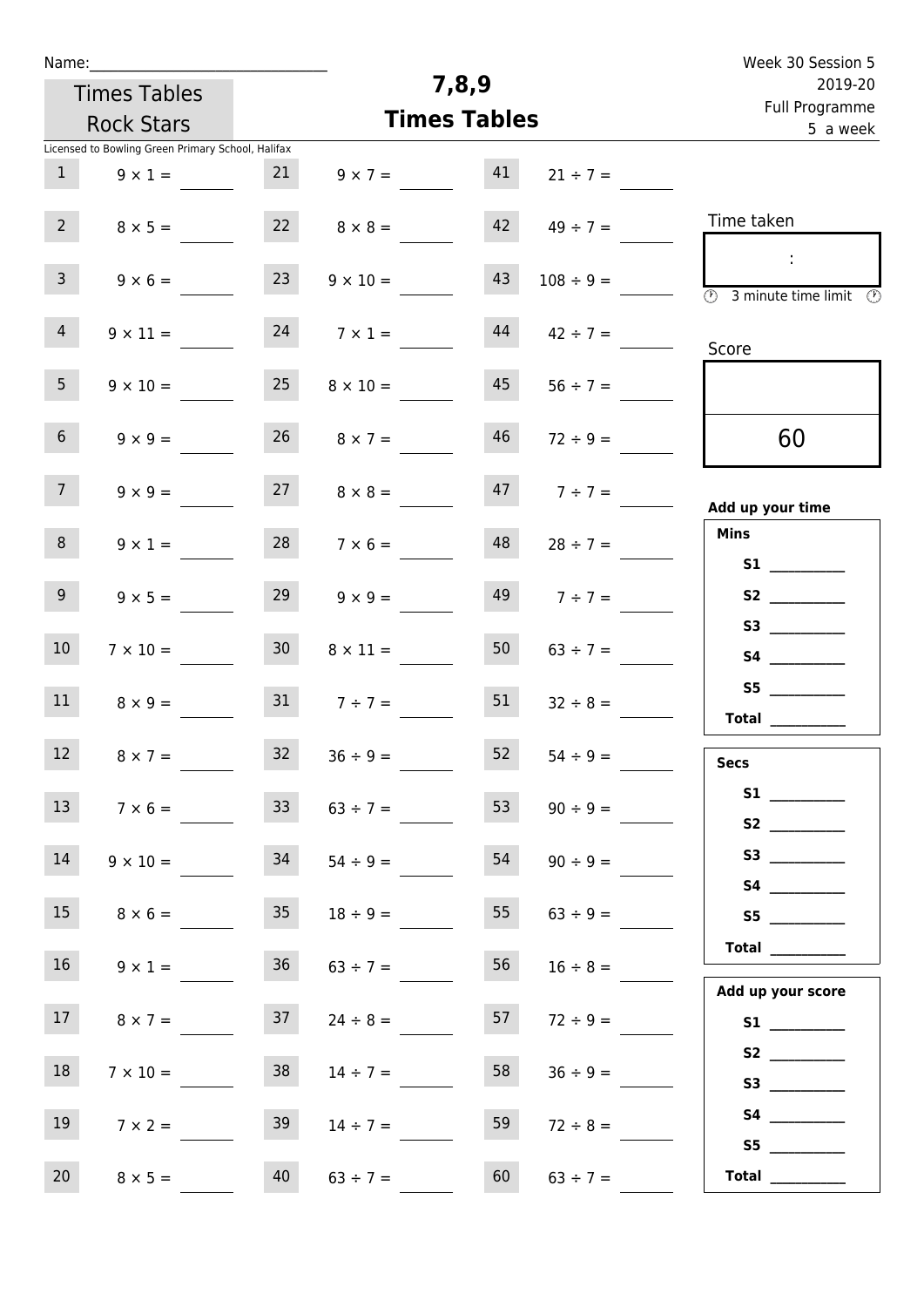Name:_______________________________

Times Tables Rock Stars

Licensed to Bowling Green Primary School, Halifax

# 7,8,9
## Times Tables

Week 30 Session 5
2019-20
Full Programme
5 a week

| | | | | | |
|---|---|---|---|---|---|
| 1 | $9 \times 1 =$ | 21 | $9 \times 7 =$ | 41 | $21 \div 7 =$ |
| 2 | $8 \times 5 =$ | 22 | $8 \times 8 =$ | 42 | $49 \div 7 =$ |
| 3 | $9 \times 6 =$ | 23 | $9 \times 10 =$ | 43 | $108 \div 9 =$ |
| 4 | $9 \times 11 =$ | 24 | $7 \times 1 =$ | 44 | $42 \div 7 =$ |
| 5 | $9 \times 10 =$ | 25 | $8 \times 10 =$ | 45 | $56 \div 7 =$ |
| 6 | $9 \times 9 =$ | 26 | $8 \times 7 =$ | 46 | $72 \div 9 =$ |
| 7 | $9 \times 9 =$ | 27 | $8 \times 8 =$ | 47 | $7 \div 7 =$ |
| 8 | $9 \times 1 =$ | 28 | $7 \times 6 =$ | 48 | $28 \div 7 =$ |
| 9 | $9 \times 5 =$ | 29 | $9 \times 9 =$ | 49 | $7 \div 7 =$ |
| 10 | $7 \times 10 =$ | 30 | $8 \times 11 =$ | 50 | $63 \div 7 =$ |
| 11 | $8 \times 9 =$ | 31 | $7 \div 7 =$ | 51 | $32 \div 8 =$ |
| 12 | $8 \times 7 =$ | 32 | $36 \div 9 =$ | 52 | $54 \div 9 =$ |
| 13 | $7 \times 6 =$ | 33 | $63 \div 7 =$ | 53 | $90 \div 9 =$ |
| 14 | $9 \times 10 =$ | 34 | $54 \div 9 =$ | 54 | $90 \div 9 =$ |
| 15 | $8 \times 6 =$ | 35 | $18 \div 9 =$ | 55 | $63 \div 9 =$ |
| 16 | $9 \times 1 =$ | 36 | $63 \div 7 =$ | 56 | $16 \div 8 =$ |
| 17 | $8 \times 7 =$ | 37 | $24 \div 8 =$ | 57 | $72 \div 9 =$ |
| 18 | $7 \times 10 =$ | 38 | $14 \div 7 =$ | 58 | $36 \div 9 =$ |
| 19 | $7 \times 2 =$ | 39 | $14 \div 7 =$ | 59 | $72 \div 8 =$ |
| 20 | $8 \times 5 =$ | 40 | $63 \div 7 =$ | 60 | $63 \div 7 =$ |

Time taken

:

3 minute time limit

Score

60

**Add up your time**

**Mins**

**S1** __________
**S2** __________
**S3** __________
**S4** __________
**S5** __________
**Total** __________

**Secs**

**S1** __________
**S2** __________
**S3** __________
**S4** __________
**S5** __________
**Total** __________

**Add up your score**

**S1** __________
**S2** __________
**S3** __________
**S4** __________
**S5** __________
**Total** __________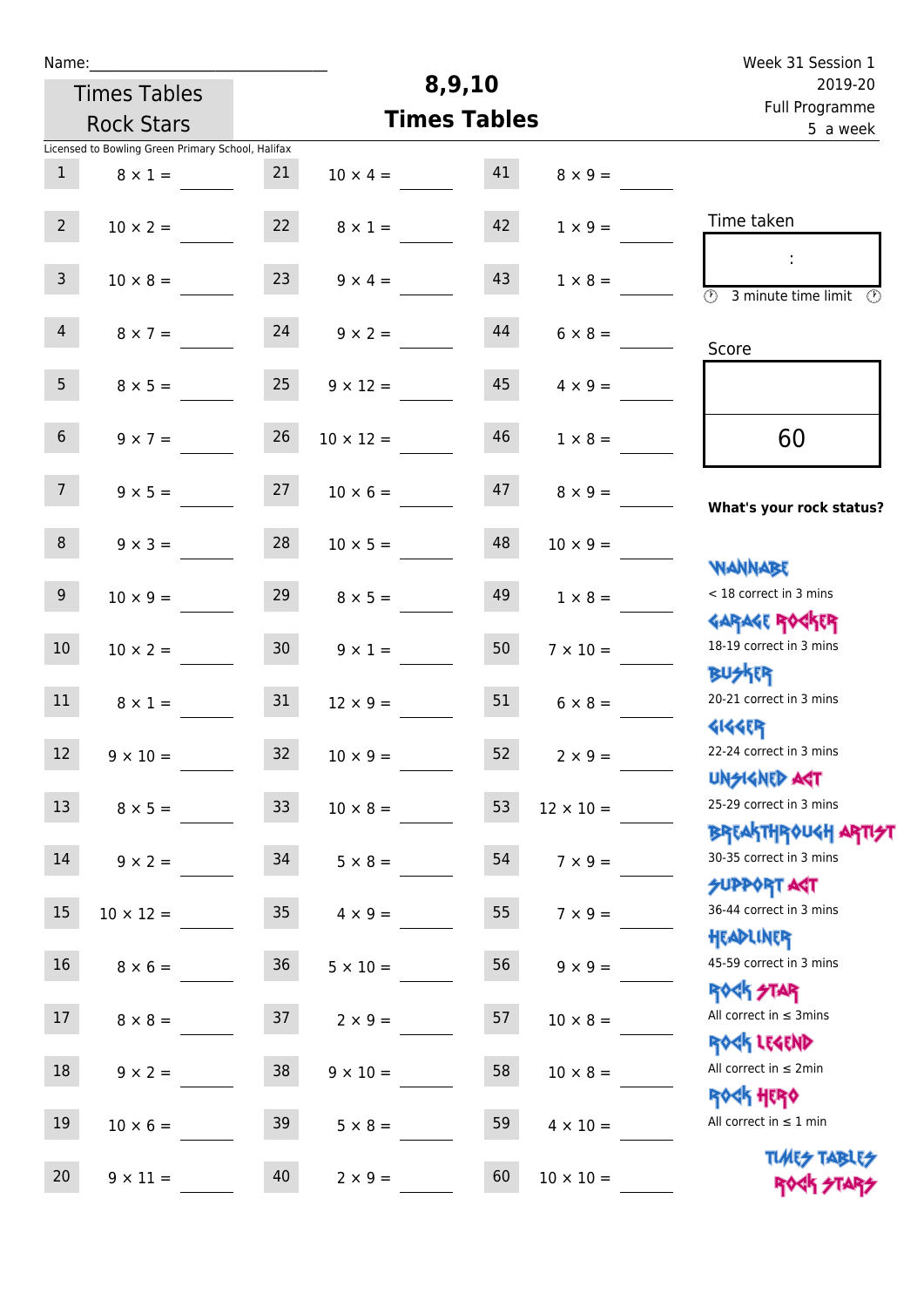Name:\_\_\_\_\_\_\_\_\_\_\_\_\_\_\_\_\_\_\_\_\_\_\_\_\_\_\_\_

Times Tables Rock Stars

# 8,9,10 Times Tables

Week 31 Session 1
2019-20
Full Programme
5 a week

Licensed to Bowling Green Primary School, Halifax

| | | | | | |
|---|---|---|---|---|---|
| 1 | 8 × 1 = | 21 | 10 × 4 = | 41 | 8 × 9 = |
| 2 | 10 × 2 = | 22 | 8 × 1 = | 42 | 1 × 9 = |
| 3 | 10 × 8 = | 23 | 9 × 4 = | 43 | 1 × 8 = |
| 4 | 8 × 7 = | 24 | 9 × 2 = | 44 | 6 × 8 = |
| 5 | 8 × 5 = | 25 | 9 × 12 = | 45 | 4 × 9 = |
| 6 | 9 × 7 = | 26 | 10 × 12 = | 46 | 1 × 8 = |
| 7 | 9 × 5 = | 27 | 10 × 6 = | 47 | 8 × 9 = |
| 8 | 9 × 3 = | 28 | 10 × 5 = | 48 | 10 × 9 = |
| 9 | 10 × 9 = | 29 | 8 × 5 = | 49 | 1 × 8 = |
| 10 | 10 × 2 = | 30 | 9 × 1 = | 50 | 7 × 10 = |
| 11 | 8 × 1 = | 31 | 12 × 9 = | 51 | 6 × 8 = |
| 12 | 9 × 10 = | 32 | 10 × 9 = | 52 | 2 × 9 = |
| 13 | 8 × 5 = | 33 | 10 × 8 = | 53 | 12 × 10 = |
| 14 | 9 × 2 = | 34 | 5 × 8 = | 54 | 7 × 9 = |
| 15 | 10 × 12 = | 35 | 4 × 9 = | 55 | 7 × 9 = |
| 16 | 8 × 6 = | 36 | 5 × 10 = | 56 | 9 × 9 = |
| 17 | 8 × 8 = | 37 | 2 × 9 = | 57 | 10 × 8 = |
| 18 | 9 × 2 = | 38 | 9 × 10 = | 58 | 10 × 8 = |
| 19 | 10 × 6 = | 39 | 5 × 8 = | 59 | 4 × 10 = |
| 20 | 9 × 11 = | 40 | 2 × 9 = | 60 | 10 × 10 = |

Time taken

:

3 minute time limit

Score

60

**What's your rock status?**

WANNABE
< 18 correct in 3 mins

GARAGE ROCKER
18-19 correct in 3 mins

BUSKER
20-21 correct in 3 mins

GIGGER
22-24 correct in 3 mins

UNSIGNED ACT
25-29 correct in 3 mins

BREAKTHROUGH ARTIST
30-35 correct in 3 mins

SUPPORT ACT
36-44 correct in 3 mins

HEADLINER
45-59 correct in 3 mins

ROCK STAR
All correct in ≤ 3mins

ROCK LEGEND
All correct in ≤ 2min

ROCK HERO
All correct in ≤ 1 min

TIMES TABLES ROCK STARS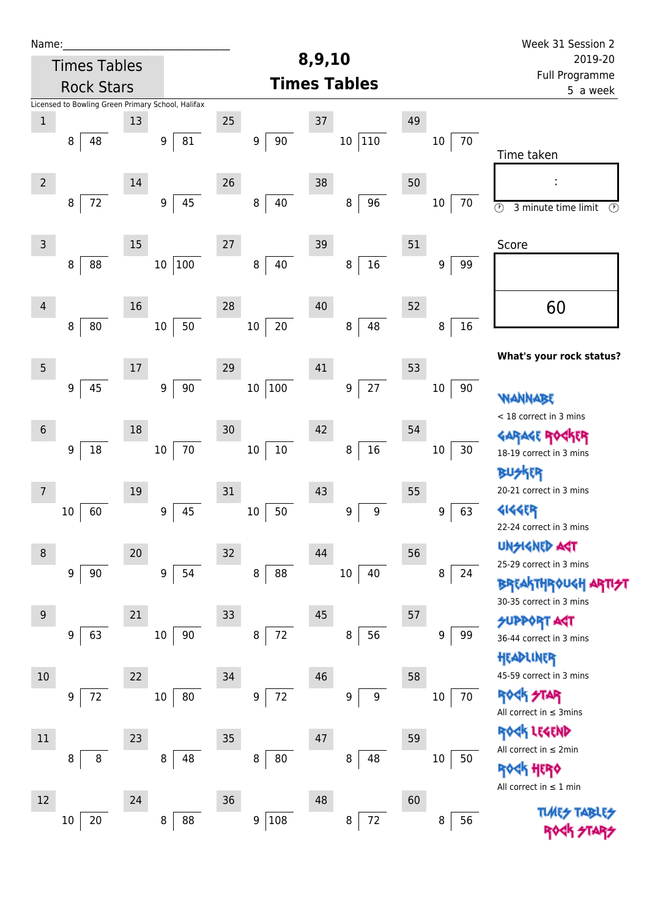Name:\_\_\_\_\_\_\_\_\_\_\_\_\_\_\_\_\_\_\_\_\_\_\_\_\_\_\_\_\_

Times Tables Rock Stars

# 8,9,10 Times Tables

Week 31 Session 2
2019-20
Full Programme
5 a week

Licensed to Bowling Green Primary School, Halifax

| # | Question | # | Question | # | Question | # | Question | # | Question |
|---|---|---|---|---|---|---|---|---|---|
| 1 | 48 ÷ 8 | 13 | 81 ÷ 9 | 25 | 90 ÷ 9 | 37 | 110 ÷ 10 | 49 | 70 ÷ 10 |
| 2 | 72 ÷ 8 | 14 | 45 ÷ 9 | 26 | 40 ÷ 8 | 38 | 96 ÷ 8 | 50 | 70 ÷ 10 |
| 3 | 88 ÷ 8 | 15 | 100 ÷ 10 | 27 | 40 ÷ 8 | 39 | 16 ÷ 8 | 51 | 99 ÷ 9 |
| 4 | 80 ÷ 8 | 16 | 50 ÷ 10 | 28 | 20 ÷ 10 | 40 | 48 ÷ 8 | 52 | 16 ÷ 8 |
| 5 | 45 ÷ 9 | 17 | 90 ÷ 9 | 29 | 100 ÷ 10 | 41 | 27 ÷ 9 | 53 | 90 ÷ 10 |
| 6 | 18 ÷ 9 | 18 | 70 ÷ 10 | 30 | 10 ÷ 10 | 42 | 16 ÷ 8 | 54 | 30 ÷ 10 |
| 7 | 60 ÷ 10 | 19 | 45 ÷ 9 | 31 | 50 ÷ 10 | 43 | 9 ÷ 9 | 55 | 63 ÷ 9 |
| 8 | 90 ÷ 9 | 20 | 54 ÷ 9 | 32 | 88 ÷ 8 | 44 | 40 ÷ 10 | 56 | 24 ÷ 8 |
| 9 | 63 ÷ 9 | 21 | 90 ÷ 10 | 33 | 72 ÷ 8 | 45 | 56 ÷ 8 | 57 | 99 ÷ 9 |
| 10 | 72 ÷ 9 | 22 | 80 ÷ 10 | 34 | 72 ÷ 9 | 46 | 9 ÷ 9 | 58 | 70 ÷ 10 |
| 11 | 8 ÷ 8 | 23 | 48 ÷ 8 | 35 | 80 ÷ 8 | 47 | 48 ÷ 8 | 59 | 50 ÷ 10 |
| 12 | 20 ÷ 10 | 24 | 88 ÷ 8 | 36 | 108 ÷ 9 | 48 | 72 ÷ 8 | 60 | 56 ÷ 8 |

Time taken

:

3 minute time limit

Score

60

**What's your rock status?**

WANNABE
< 18 correct in 3 mins

GARAGE ROCKER
18-19 correct in 3 mins

BUSKER
20-21 correct in 3 mins

GIGGER
22-24 correct in 3 mins

UNSIGNED ACT
25-29 correct in 3 mins

BREAKTHROUGH ARTIST
30-35 correct in 3 mins

SUPPORT ACT
36-44 correct in 3 mins

HEADLINER
45-59 correct in 3 mins

ROCK STAR
All correct in ≤ 3mins

ROCK LEGEND
All correct in ≤ 2min

ROCK HERO
All correct in ≤ 1 min

TIMES TABLES ROCK STARS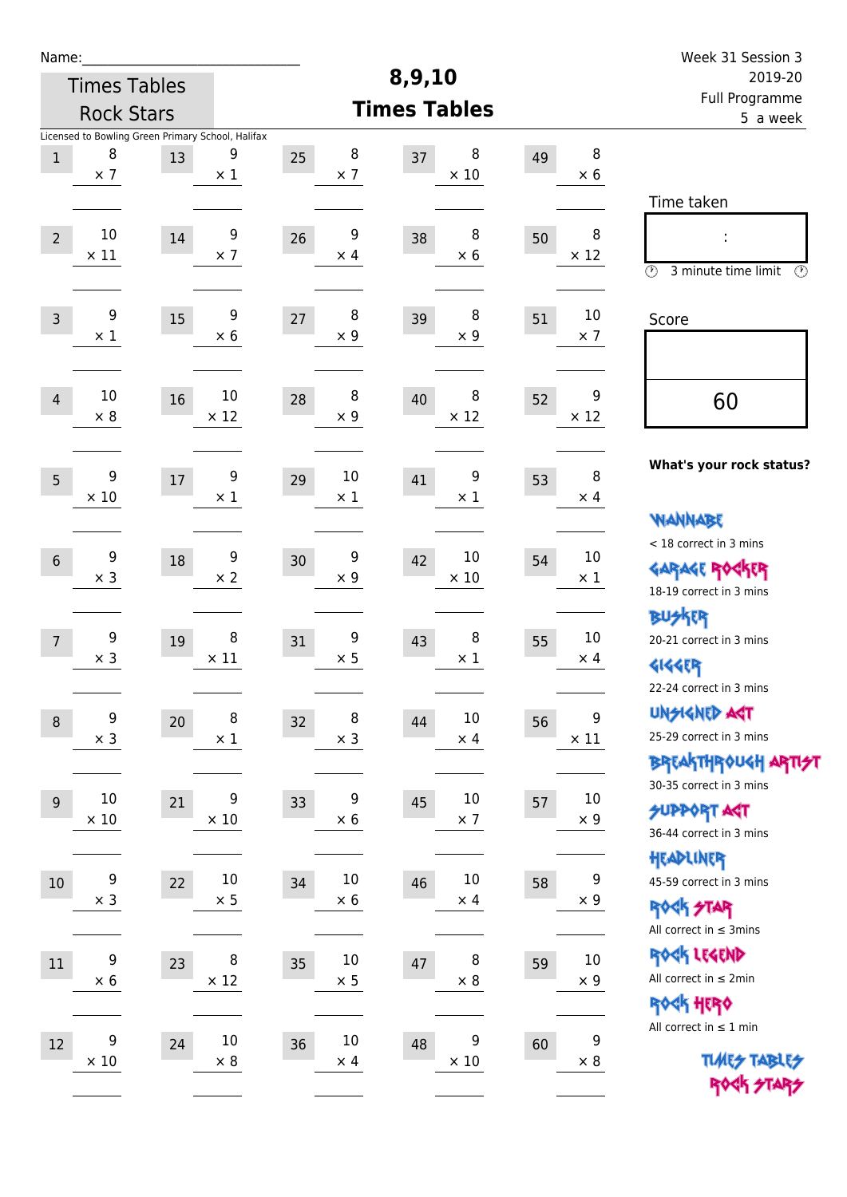Name:______________________________

Times Tables Rock Stars

# 8,9,10 Times Tables

Week 31 Session 3
2019-20
Full Programme
5 a week

Licensed to Bowling Green Primary School, Halifax

| # | | # | | # | | # | | # | |
|---|---|---|---|---|---|---|---|---|---|
| 1 | 8 × 7 | 13 | 9 × 1 | 25 | 8 × 7 | 37 | 8 × 10 | 49 | 8 × 6 |
| 2 | 10 × 11 | 14 | 9 × 7 | 26 | 9 × 4 | 38 | 8 × 6 | 50 | 8 × 12 |
| 3 | 9 × 1 | 15 | 9 × 6 | 27 | 8 × 9 | 39 | 8 × 9 | 51 | 10 × 7 |
| 4 | 10 × 8 | 16 | 10 × 12 | 28 | 8 × 9 | 40 | 8 × 12 | 52 | 9 × 12 |
| 5 | 9 × 10 | 17 | 9 × 1 | 29 | 10 × 1 | 41 | 9 × 1 | 53 | 8 × 4 |
| 6 | 9 × 3 | 18 | 9 × 2 | 30 | 9 × 9 | 42 | 10 × 10 | 54 | 10 × 1 |
| 7 | 9 × 3 | 19 | 8 × 11 | 31 | 9 × 5 | 43 | 8 × 1 | 55 | 10 × 4 |
| 8 | 9 × 3 | 20 | 8 × 1 | 32 | 8 × 3 | 44 | 10 × 4 | 56 | 9 × 11 |
| 9 | 10 × 10 | 21 | 9 × 10 | 33 | 9 × 6 | 45 | 10 × 7 | 57 | 10 × 9 |
| 10 | 9 × 3 | 22 | 10 × 5 | 34 | 10 × 6 | 46 | 10 × 4 | 58 | 9 × 9 |
| 11 | 9 × 6 | 23 | 8 × 12 | 35 | 10 × 5 | 47 | 8 × 8 | 59 | 10 × 9 |
| 12 | 9 × 10 | 24 | 10 × 8 | 36 | 10 × 4 | 48 | 9 × 10 | 60 | 9 × 8 |

Time taken

:

3 minute time limit

Score

60

**What's your rock status?**

WANNABE
< 18 correct in 3 mins

GARAGE ROCKER
18-19 correct in 3 mins

BUSKER
20-21 correct in 3 mins

GIGGER
22-24 correct in 3 mins

UNSIGNED ACT
25-29 correct in 3 mins

BREAKTHROUGH ARTIST
30-35 correct in 3 mins

SUPPORT ACT
36-44 correct in 3 mins

HEADLINER
45-59 correct in 3 mins

ROCK STAR
All correct in ≤ 3mins

ROCK LEGEND
All correct in ≤ 2min

ROCK HERO
All correct in ≤ 1 min

TIMES TABLES ROCK STARS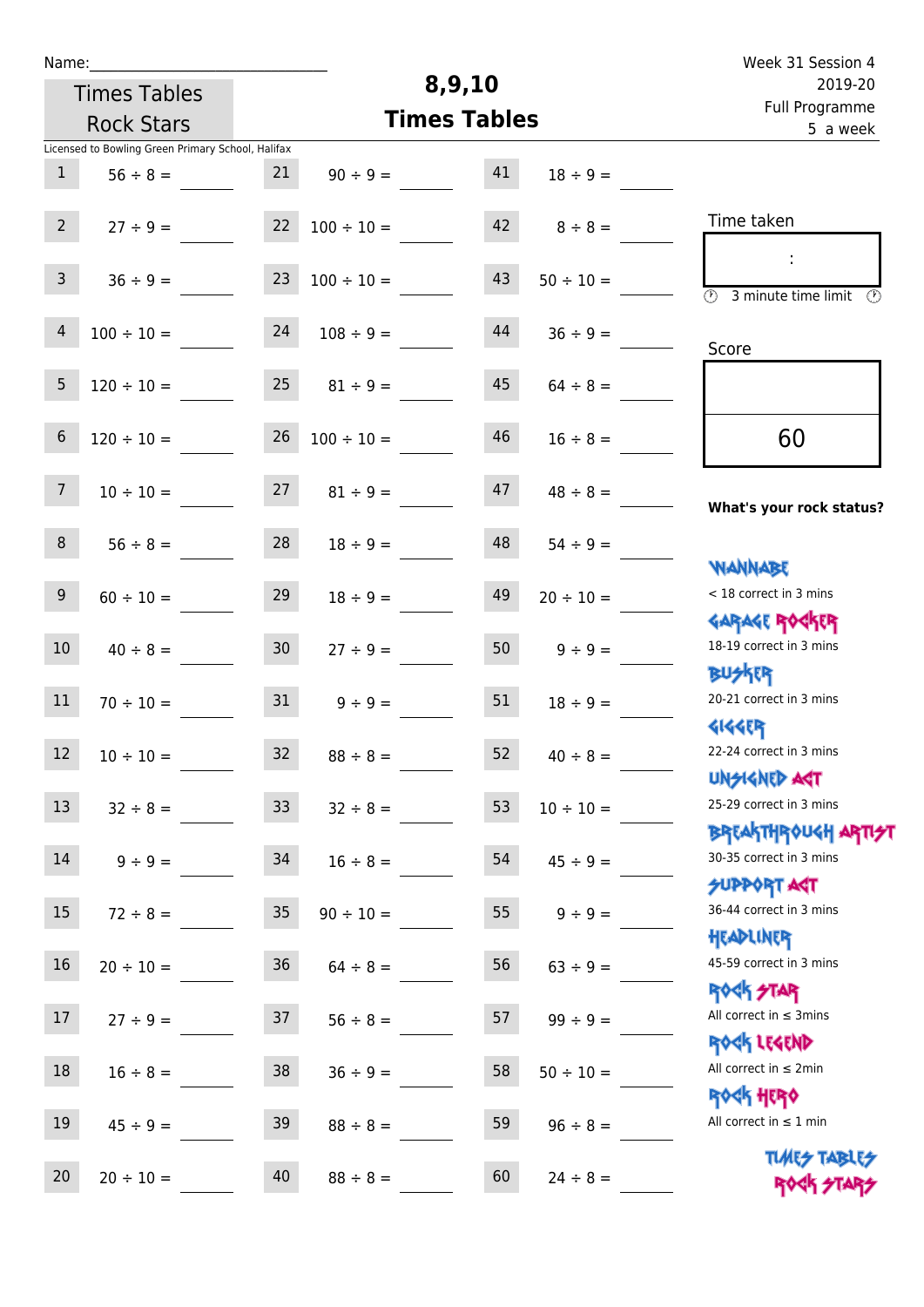Name:\_\_\_\_\_\_\_\_\_\_\_\_\_\_\_\_\_\_\_\_\_\_\_\_\_\_\_\_

Times Tables Rock Stars

# 8,9,10 Times Tables

Week 31 Session 4
2019-20
Full Programme
5 a week

Licensed to Bowling Green Primary School, Halifax

| | | | | | |
|---|---|---|---|---|---|
| 1 | 56 ÷ 8 = | 21 | 90 ÷ 9 = | 41 | 18 ÷ 9 = |
| 2 | 27 ÷ 9 = | 22 | 100 ÷ 10 = | 42 | 8 ÷ 8 = |
| 3 | 36 ÷ 9 = | 23 | 100 ÷ 10 = | 43 | 50 ÷ 10 = |
| 4 | 100 ÷ 10 = | 24 | 108 ÷ 9 = | 44 | 36 ÷ 9 = |
| 5 | 120 ÷ 10 = | 25 | 81 ÷ 9 = | 45 | 64 ÷ 8 = |
| 6 | 120 ÷ 10 = | 26 | 100 ÷ 10 = | 46 | 16 ÷ 8 = |
| 7 | 10 ÷ 10 = | 27 | 81 ÷ 9 = | 47 | 48 ÷ 8 = |
| 8 | 56 ÷ 8 = | 28 | 18 ÷ 9 = | 48 | 54 ÷ 9 = |
| 9 | 60 ÷ 10 = | 29 | 18 ÷ 9 = | 49 | 20 ÷ 10 = |
| 10 | 40 ÷ 8 = | 30 | 27 ÷ 9 = | 50 | 9 ÷ 9 = |
| 11 | 70 ÷ 10 = | 31 | 9 ÷ 9 = | 51 | 18 ÷ 9 = |
| 12 | 10 ÷ 10 = | 32 | 88 ÷ 8 = | 52 | 40 ÷ 8 = |
| 13 | 32 ÷ 8 = | 33 | 32 ÷ 8 = | 53 | 10 ÷ 10 = |
| 14 | 9 ÷ 9 = | 34 | 16 ÷ 8 = | 54 | 45 ÷ 9 = |
| 15 | 72 ÷ 8 = | 35 | 90 ÷ 10 = | 55 | 9 ÷ 9 = |
| 16 | 20 ÷ 10 = | 36 | 64 ÷ 8 = | 56 | 63 ÷ 9 = |
| 17 | 27 ÷ 9 = | 37 | 56 ÷ 8 = | 57 | 99 ÷ 9 = |
| 18 | 16 ÷ 8 = | 38 | 36 ÷ 9 = | 58 | 50 ÷ 10 = |
| 19 | 45 ÷ 9 = | 39 | 88 ÷ 8 = | 59 | 96 ÷ 8 = |
| 20 | 20 ÷ 10 = | 40 | 88 ÷ 8 = | 60 | 24 ÷ 8 = |

Time taken

:

3 minute time limit

Score

60

**What's your rock status?**

WANNABE
< 18 correct in 3 mins

GARAGE ROCKER
18-19 correct in 3 mins

BUSKER
20-21 correct in 3 mins

GIGGER
22-24 correct in 3 mins

UNSIGNED ACT
25-29 correct in 3 mins

BREAKTHROUGH ARTIST
30-35 correct in 3 mins

SUPPORT ACT
36-44 correct in 3 mins

HEADLINER
45-59 correct in 3 mins

ROCK STAR
All correct in ≤ 3mins

ROCK LEGEND
All correct in ≤ 2min

ROCK HERO
All correct in ≤ 1 min

TIMES TABLES ROCK STARS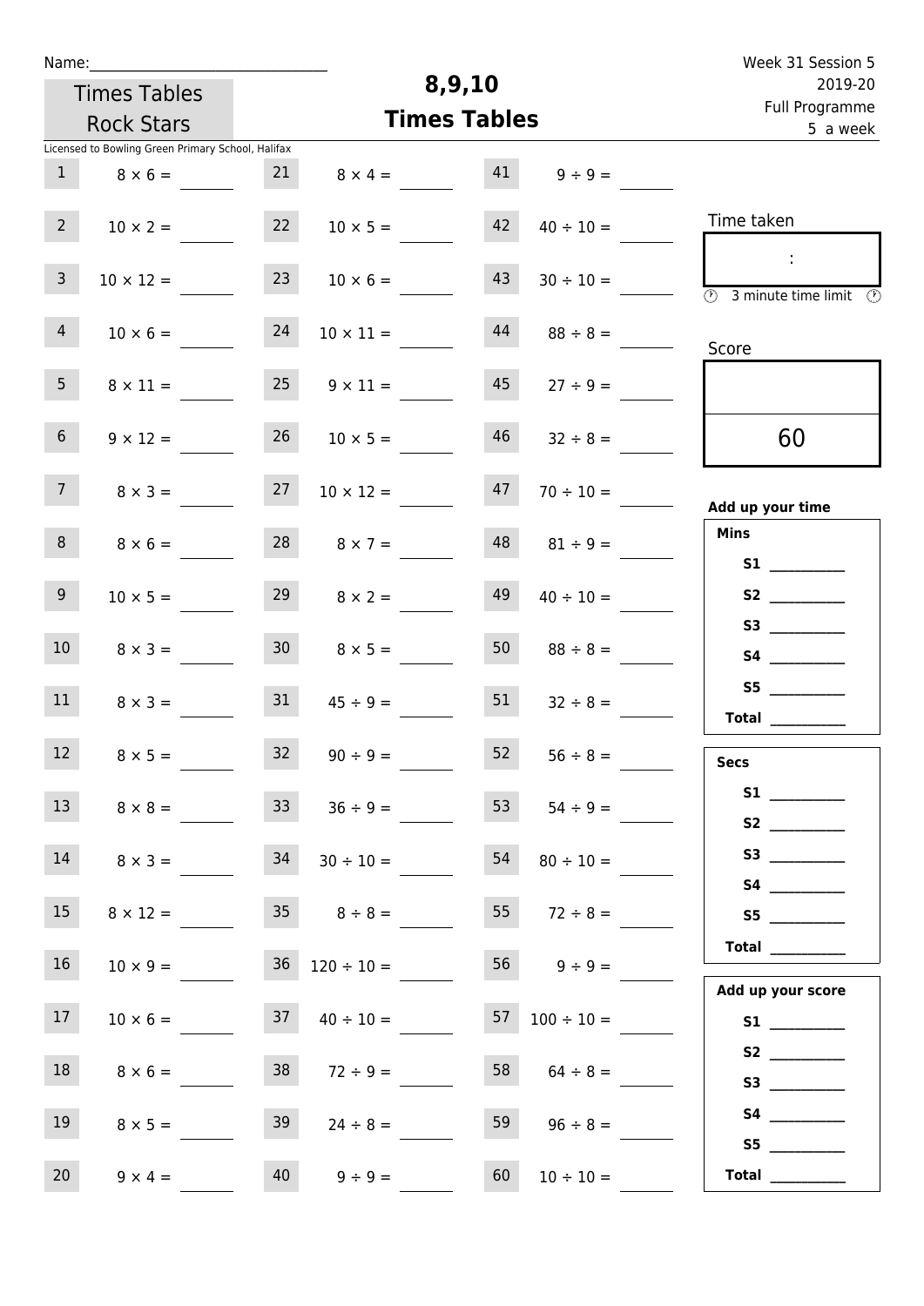Name:______________________________

Times Tables Rock Stars

Licensed to Bowling Green Primary School, Halifax

# 8,9,10 Times Tables

Week 31 Session 5
2019-20
Full Programme
5 a week

| | | | | | |
|---|---|---|---|---|---|
| 1 | $8 \times 6 =$ ____ | 21 | $8 \times 4 =$ ____ | 41 | $9 \div 9 =$ ____ |
| 2 | $10 \times 2 =$ ____ | 22 | $10 \times 5 =$ ____ | 42 | $40 \div 10 =$ ____ |
| 3 | $10 \times 12 =$ ____ | 23 | $10 \times 6 =$ ____ | 43 | $30 \div 10 =$ ____ |
| 4 | $10 \times 6 =$ ____ | 24 | $10 \times 11 =$ ____ | 44 | $88 \div 8 =$ ____ |
| 5 | $8 \times 11 =$ ____ | 25 | $9 \times 11 =$ ____ | 45 | $27 \div 9 =$ ____ |
| 6 | $9 \times 12 =$ ____ | 26 | $10 \times 5 =$ ____ | 46 | $32 \div 8 =$ ____ |
| 7 | $8 \times 3 =$ ____ | 27 | $10 \times 12 =$ ____ | 47 | $70 \div 10 =$ ____ |
| 8 | $8 \times 6 =$ ____ | 28 | $8 \times 7 =$ ____ | 48 | $81 \div 9 =$ ____ |
| 9 | $10 \times 5 =$ ____ | 29 | $8 \times 2 =$ ____ | 49 | $40 \div 10 =$ ____ |
| 10 | $8 \times 3 =$ ____ | 30 | $8 \times 5 =$ ____ | 50 | $88 \div 8 =$ ____ |
| 11 | $8 \times 3 =$ ____ | 31 | $45 \div 9 =$ ____ | 51 | $32 \div 8 =$ ____ |
| 12 | $8 \times 5 =$ ____ | 32 | $90 \div 9 =$ ____ | 52 | $56 \div 8 =$ ____ |
| 13 | $8 \times 8 =$ ____ | 33 | $36 \div 9 =$ ____ | 53 | $54 \div 9 =$ ____ |
| 14 | $8 \times 3 =$ ____ | 34 | $30 \div 10 =$ ____ | 54 | $80 \div 10 =$ ____ |
| 15 | $8 \times 12 =$ ____ | 35 | $8 \div 8 =$ ____ | 55 | $72 \div 8 =$ ____ |
| 16 | $10 \times 9 =$ ____ | 36 | $120 \div 10 =$ ____ | 56 | $9 \div 9 =$ ____ |
| 17 | $10 \times 6 =$ ____ | 37 | $40 \div 10 =$ ____ | 57 | $100 \div 10 =$ ____ |
| 18 | $8 \times 6 =$ ____ | 38 | $72 \div 9 =$ ____ | 58 | $64 \div 8 =$ ____ |
| 19 | $8 \times 5 =$ ____ | 39 | $24 \div 8 =$ ____ | 59 | $96 \div 8 =$ ____ |
| 20 | $9 \times 4 =$ ____ | 40 | $9 \div 9 =$ ____ | 60 | $10 \div 10 =$ ____ |

Time taken

:

3 minute time limit

Score

60

**Add up your time**

**Mins**

**S1** ____
**S2** ____
**S3** ____
**S4** ____
**S5** ____
**Total** ____

**Secs**

**S1** ____
**S2** ____
**S3** ____
**S4** ____
**S5** ____
**Total** ____

**Add up your score**

**S1** ____
**S2** ____
**S3** ____
**S4** ____
**S5** ____
**Total** ____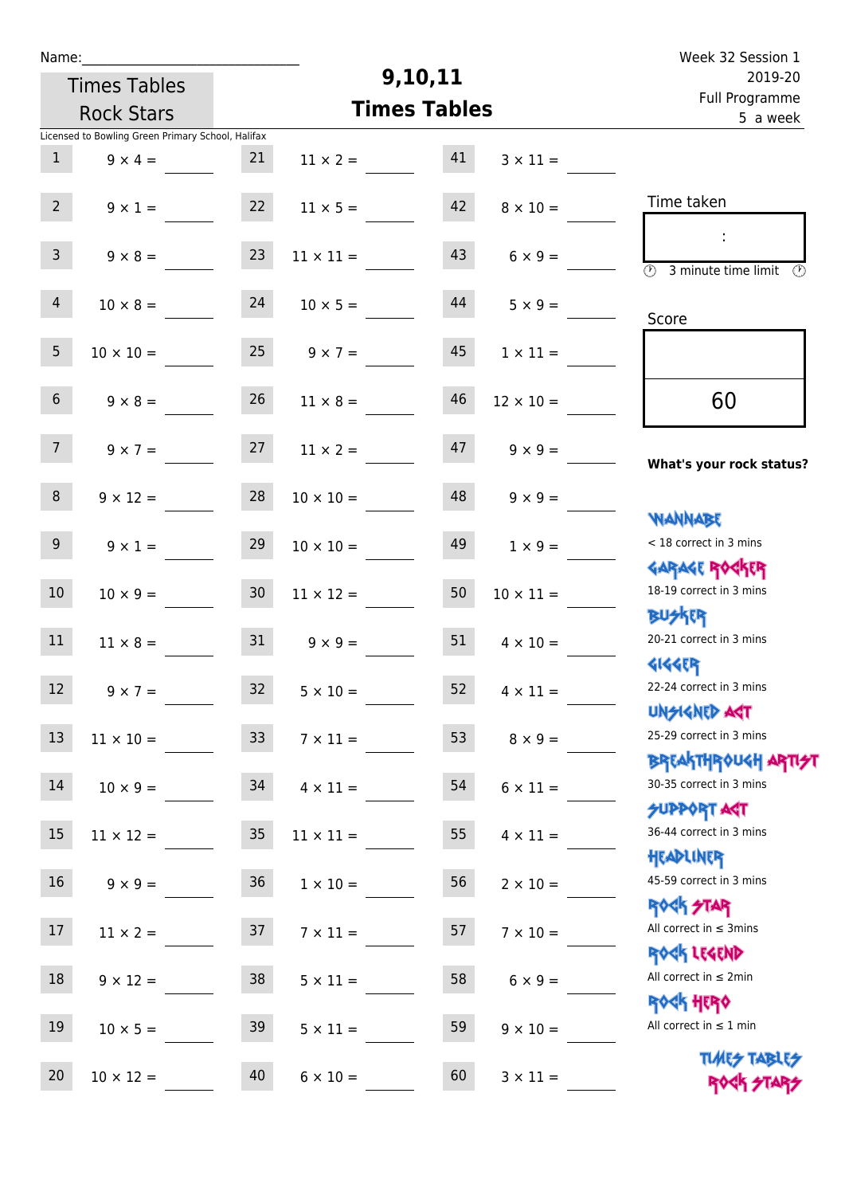Name:\_\_\_\_\_\_\_\_\_\_\_\_\_\_\_\_\_\_\_\_\_\_\_\_\_\_\_\_

Times Tables Rock Stars

# 9,10,11 Times Tables

Week 32 Session 1
2019-20
Full Programme
5 a week

Licensed to Bowling Green Primary School, Halifax

| | | | | | |
|---|---|---|---|---|---|
| 1 | 9 × 4 = | 21 | 11 × 2 = | 41 | 3 × 11 = |
| 2 | 9 × 1 = | 22 | 11 × 5 = | 42 | 8 × 10 = |
| 3 | 9 × 8 = | 23 | 11 × 11 = | 43 | 6 × 9 = |
| 4 | 10 × 8 = | 24 | 10 × 5 = | 44 | 5 × 9 = |
| 5 | 10 × 10 = | 25 | 9 × 7 = | 45 | 1 × 11 = |
| 6 | 9 × 8 = | 26 | 11 × 8 = | 46 | 12 × 10 = |
| 7 | 9 × 7 = | 27 | 11 × 2 = | 47 | 9 × 9 = |
| 8 | 9 × 12 = | 28 | 10 × 10 = | 48 | 9 × 9 = |
| 9 | 9 × 1 = | 29 | 10 × 10 = | 49 | 1 × 9 = |
| 10 | 10 × 9 = | 30 | 11 × 12 = | 50 | 10 × 11 = |
| 11 | 11 × 8 = | 31 | 9 × 9 = | 51 | 4 × 10 = |
| 12 | 9 × 7 = | 32 | 5 × 10 = | 52 | 4 × 11 = |
| 13 | 11 × 10 = | 33 | 7 × 11 = | 53 | 8 × 9 = |
| 14 | 10 × 9 = | 34 | 4 × 11 = | 54 | 6 × 11 = |
| 15 | 11 × 12 = | 35 | 11 × 11 = | 55 | 4 × 11 = |
| 16 | 9 × 9 = | 36 | 1 × 10 = | 56 | 2 × 10 = |
| 17 | 11 × 2 = | 37 | 7 × 11 = | 57 | 7 × 10 = |
| 18 | 9 × 12 = | 38 | 5 × 11 = | 58 | 6 × 9 = |
| 19 | 10 × 5 = | 39 | 5 × 11 = | 59 | 9 × 10 = |
| 20 | 10 × 12 = | 40 | 6 × 10 = | 60 | 3 × 11 = |

Time taken

:

3 minute time limit

Score

60

**What's your rock status?**

WANNABE
< 18 correct in 3 mins

GARAGE ROCKER
18-19 correct in 3 mins

BUSKER
20-21 correct in 3 mins

GIGGER
22-24 correct in 3 mins

UNSIGNED ACT
25-29 correct in 3 mins

BREAKTHROUGH ARTIST
30-35 correct in 3 mins

SUPPORT ACT
36-44 correct in 3 mins

HEADLINER
45-59 correct in 3 mins

ROCK STAR
All correct in ≤ 3mins

ROCK LEGEND
All correct in ≤ 2min

ROCK HERO
All correct in ≤ 1 min

TIMES TABLES ROCK STARS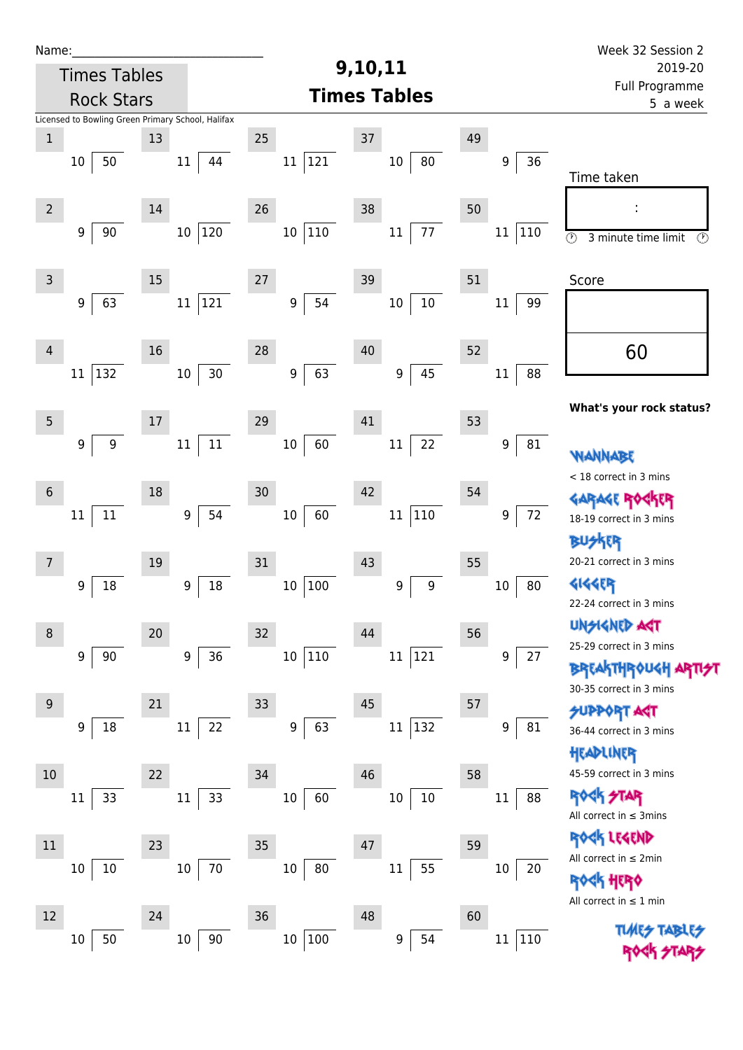Name:\_\_\_\_\_\_\_\_\_\_\_\_\_\_\_\_\_\_\_\_\_\_\_\_\_\_\_\_

Times Tables Rock Stars

# 9,10,11 Times Tables

Week 32 Session 2
2019-20
Full Programme
5 a week

Licensed to Bowling Green Primary School, Halifax

| # | Question | # | Question | # | Question | # | Question | # | Question |
|---|---|---|---|---|---|---|---|---|---|
| 1 | 10 ⟌ 50 | 13 | 11 ⟌ 44 | 25 | 11 ⟌ 121 | 37 | 10 ⟌ 80 | 49 | 9 ⟌ 36 |
| 2 | 9 ⟌ 90 | 14 | 10 ⟌ 120 | 26 | 10 ⟌ 110 | 38 | 11 ⟌ 77 | 50 | 11 ⟌ 110 |
| 3 | 9 ⟌ 63 | 15 | 11 ⟌ 121 | 27 | 9 ⟌ 54 | 39 | 10 ⟌ 10 | 51 | 11 ⟌ 99 |
| 4 | 11 ⟌ 132 | 16 | 10 ⟌ 30 | 28 | 9 ⟌ 63 | 40 | 9 ⟌ 45 | 52 | 11 ⟌ 88 |
| 5 | 9 ⟌ 9 | 17 | 11 ⟌ 11 | 29 | 10 ⟌ 60 | 41 | 11 ⟌ 22 | 53 | 9 ⟌ 81 |
| 6 | 11 ⟌ 11 | 18 | 9 ⟌ 54 | 30 | 10 ⟌ 60 | 42 | 11 ⟌ 110 | 54 | 9 ⟌ 72 |
| 7 | 9 ⟌ 18 | 19 | 9 ⟌ 18 | 31 | 10 ⟌ 100 | 43 | 9 ⟌ 9 | 55 | 10 ⟌ 80 |
| 8 | 9 ⟌ 90 | 20 | 9 ⟌ 36 | 32 | 10 ⟌ 110 | 44 | 11 ⟌ 121 | 56 | 9 ⟌ 27 |
| 9 | 9 ⟌ 18 | 21 | 11 ⟌ 22 | 33 | 9 ⟌ 63 | 45 | 11 ⟌ 132 | 57 | 9 ⟌ 81 |
| 10 | 11 ⟌ 33 | 22 | 11 ⟌ 33 | 34 | 10 ⟌ 60 | 46 | 10 ⟌ 10 | 58 | 11 ⟌ 88 |
| 11 | 10 ⟌ 10 | 23 | 10 ⟌ 70 | 35 | 10 ⟌ 80 | 47 | 11 ⟌ 55 | 59 | 10 ⟌ 20 |
| 12 | 10 ⟌ 50 | 24 | 10 ⟌ 90 | 36 | 10 ⟌ 100 | 48 | 9 ⟌ 54 | 60 | 11 ⟌ 110 |

Time taken

:

3 minute time limit

Score

60

**What's your rock status?**

WANNABE
< 18 correct in 3 mins

GARAGE ROCKER
18-19 correct in 3 mins

BUSKER
20-21 correct in 3 mins

GIGGER
22-24 correct in 3 mins

UNSIGNED ACT
25-29 correct in 3 mins

BREAKTHROUGH ARTIST
30-35 correct in 3 mins

SUPPORT ACT
36-44 correct in 3 mins

HEADLINER
45-59 correct in 3 mins

ROCK STAR
All correct in ≤ 3mins

ROCK LEGEND
All correct in ≤ 2min

ROCK HERO
All correct in ≤ 1 min

TIMES TABLES ROCK STARS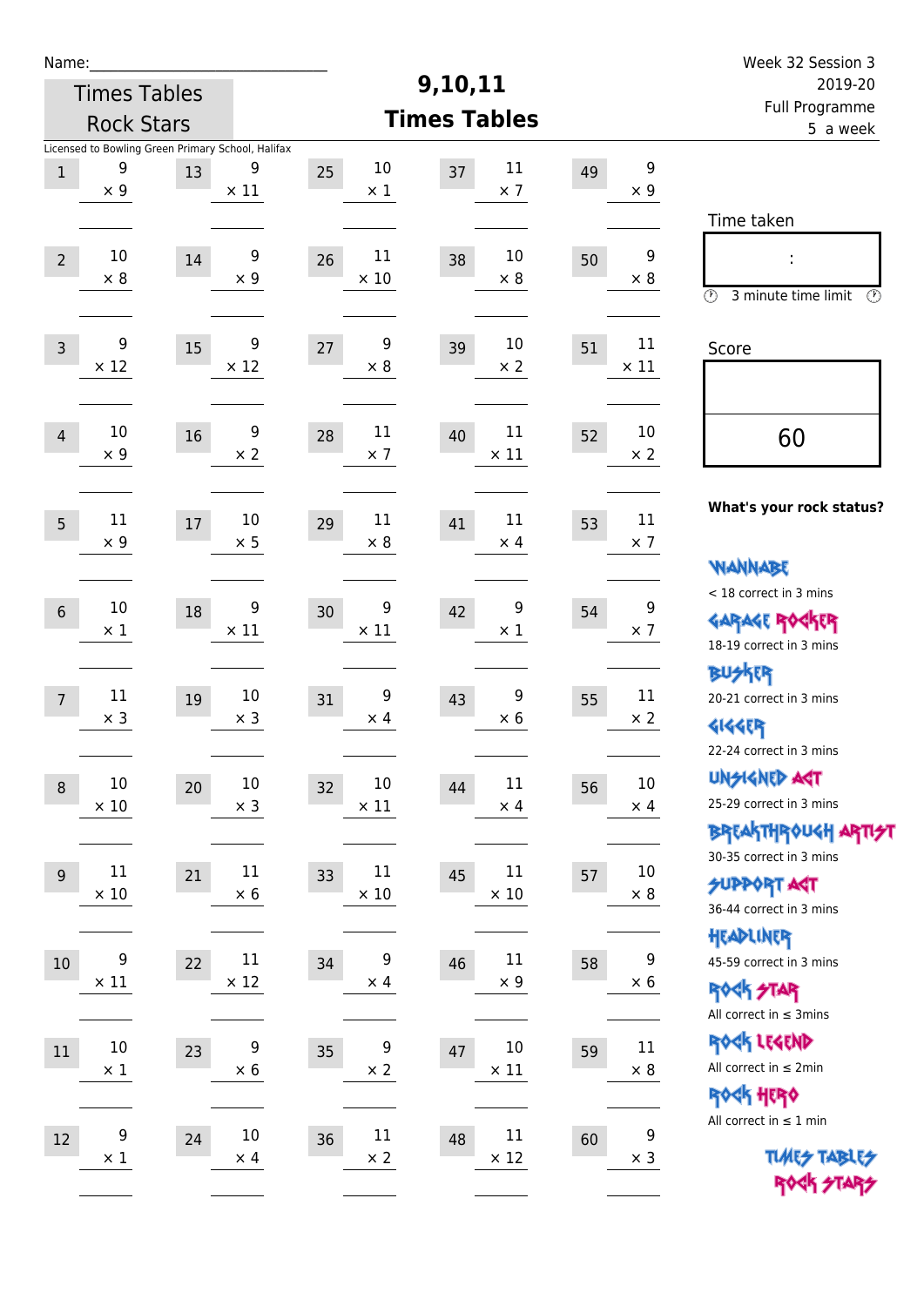Name:_____________________________

Times Tables Rock Stars

# 9,10,11 Times Tables

Week 32 Session 3
2019-20
Full Programme
5 a week

Licensed to Bowling Green Primary School, Halifax

| # | Question | # | Question | # | Question | # | Question | # | Question |
|---|---|---|---|---|---|---|---|---|---|
| 1 | $9 \times 9$ | 13 | $9 \times 11$ | 25 | $10 \times 1$ | 37 | $11 \times 7$ | 49 | $9 \times 9$ |
| 2 | $10 \times 8$ | 14 | $9 \times 9$ | 26 | $11 \times 10$ | 38 | $10 \times 8$ | 50 | $9 \times 8$ |
| 3 | $9 \times 12$ | 15 | $9 \times 12$ | 27 | $9 \times 8$ | 39 | $10 \times 2$ | 51 | $11 \times 11$ |
| 4 | $10 \times 9$ | 16 | $9 \times 2$ | 28 | $11 \times 7$ | 40 | $11 \times 11$ | 52 | $10 \times 2$ |
| 5 | $11 \times 9$ | 17 | $10 \times 5$ | 29 | $11 \times 8$ | 41 | $11 \times 4$ | 53 | $11 \times 7$ |
| 6 | $10 \times 1$ | 18 | $9 \times 11$ | 30 | $9 \times 11$ | 42 | $9 \times 1$ | 54 | $9 \times 7$ |
| 7 | $11 \times 3$ | 19 | $10 \times 3$ | 31 | $9 \times 4$ | 43 | $9 \times 6$ | 55 | $11 \times 2$ |
| 8 | $10 \times 10$ | 20 | $10 \times 3$ | 32 | $10 \times 11$ | 44 | $11 \times 4$ | 56 | $10 \times 4$ |
| 9 | $11 \times 10$ | 21 | $11 \times 6$ | 33 | $11 \times 10$ | 45 | $11 \times 10$ | 57 | $10 \times 8$ |
| 10 | $9 \times 11$ | 22 | $11 \times 12$ | 34 | $9 \times 4$ | 46 | $11 \times 9$ | 58 | $9 \times 6$ |
| 11 | $10 \times 1$ | 23 | $9 \times 6$ | 35 | $9 \times 2$ | 47 | $10 \times 11$ | 59 | $11 \times 8$ |
| 12 | $9 \times 1$ | 24 | $10 \times 4$ | 36 | $11 \times 2$ | 48 | $11 \times 12$ | 60 | $9 \times 3$ |

Time taken

:

3 minute time limit

Score

60

**What's your rock status?**

WANNABE
< 18 correct in 3 mins

GARAGE ROCKER
18-19 correct in 3 mins

BUSKER
20-21 correct in 3 mins

GIGGER
22-24 correct in 3 mins

UNSIGNED ACT
25-29 correct in 3 mins

BREAKTHROUGH ARTIST
30-35 correct in 3 mins

SUPPORT ACT
36-44 correct in 3 mins

HEADLINER
45-59 correct in 3 mins

ROCK STAR
All correct in ≤ 3mins

ROCK LEGEND
All correct in ≤ 2min

ROCK HERO
All correct in ≤ 1 min

TIMES TABLES ROCK STARS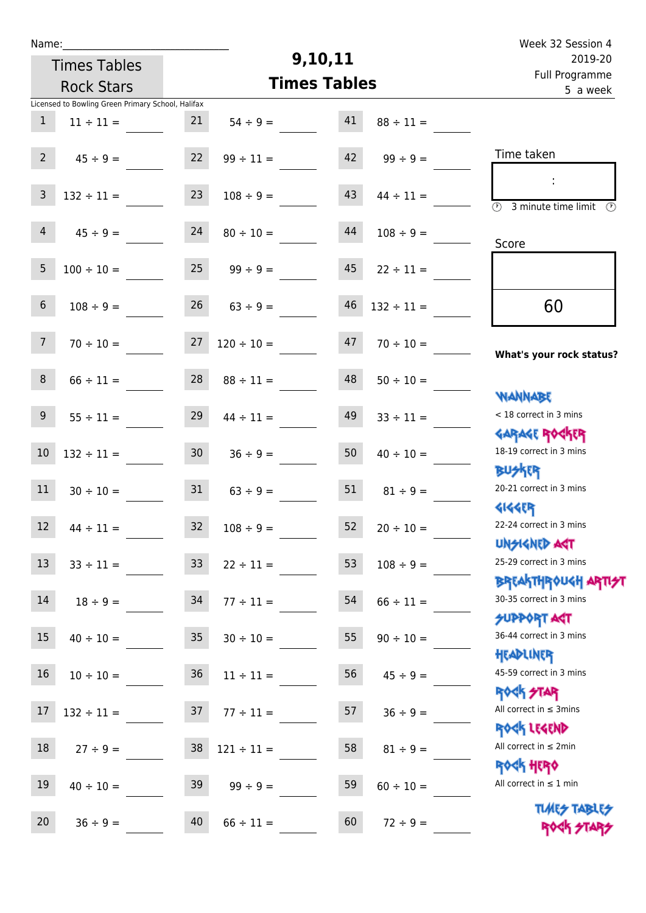Name:\_\_\_\_\_\_\_\_\_\_\_\_\_\_\_\_\_\_\_\_\_\_\_\_\_\_\_\_

Times Tables Rock Stars

# 9,10,11 Times Tables

Week 32 Session 4
2019-20
Full Programme
5 a week

Licensed to Bowling Green Primary School, Halifax

| | | | | | |
|---|---|---|---|---|---|
| 1 | 11 ÷ 11 = | 21 | 54 ÷ 9 = | 41 | 88 ÷ 11 = |
| 2 | 45 ÷ 9 = | 22 | 99 ÷ 11 = | 42 | 99 ÷ 9 = |
| 3 | 132 ÷ 11 = | 23 | 108 ÷ 9 = | 43 | 44 ÷ 11 = |
| 4 | 45 ÷ 9 = | 24 | 80 ÷ 10 = | 44 | 108 ÷ 9 = |
| 5 | 100 ÷ 10 = | 25 | 99 ÷ 9 = | 45 | 22 ÷ 11 = |
| 6 | 108 ÷ 9 = | 26 | 63 ÷ 9 = | 46 | 132 ÷ 11 = |
| 7 | 70 ÷ 10 = | 27 | 120 ÷ 10 = | 47 | 70 ÷ 10 = |
| 8 | 66 ÷ 11 = | 28 | 88 ÷ 11 = | 48 | 50 ÷ 10 = |
| 9 | 55 ÷ 11 = | 29 | 44 ÷ 11 = | 49 | 33 ÷ 11 = |
| 10 | 132 ÷ 11 = | 30 | 36 ÷ 9 = | 50 | 40 ÷ 10 = |
| 11 | 30 ÷ 10 = | 31 | 63 ÷ 9 = | 51 | 81 ÷ 9 = |
| 12 | 44 ÷ 11 = | 32 | 108 ÷ 9 = | 52 | 20 ÷ 10 = |
| 13 | 33 ÷ 11 = | 33 | 22 ÷ 11 = | 53 | 108 ÷ 9 = |
| 14 | 18 ÷ 9 = | 34 | 77 ÷ 11 = | 54 | 66 ÷ 11 = |
| 15 | 40 ÷ 10 = | 35 | 30 ÷ 10 = | 55 | 90 ÷ 10 = |
| 16 | 10 ÷ 10 = | 36 | 11 ÷ 11 = | 56 | 45 ÷ 9 = |
| 17 | 132 ÷ 11 = | 37 | 77 ÷ 11 = | 57 | 36 ÷ 9 = |
| 18 | 27 ÷ 9 = | 38 | 121 ÷ 11 = | 58 | 81 ÷ 9 = |
| 19 | 40 ÷ 10 = | 39 | 99 ÷ 9 = | 59 | 60 ÷ 10 = |
| 20 | 36 ÷ 9 = | 40 | 66 ÷ 11 = | 60 | 72 ÷ 9 = |

Time taken

:

3 minute time limit

Score

60

**What's your rock status?**

WANNABE
< 18 correct in 3 mins

GARAGE ROCKER
18-19 correct in 3 mins

BUSKER
20-21 correct in 3 mins

GIGGER
22-24 correct in 3 mins

UNSIGNED ACT
25-29 correct in 3 mins

BREAKTHROUGH ARTIST
30-35 correct in 3 mins

SUPPORT ACT
36-44 correct in 3 mins

HEADLINER
45-59 correct in 3 mins

ROCK STAR
All correct in ≤ 3mins

ROCK LEGEND
All correct in ≤ 2min

ROCK HERO
All correct in ≤ 1 min

TIMES TABLES ROCK STARS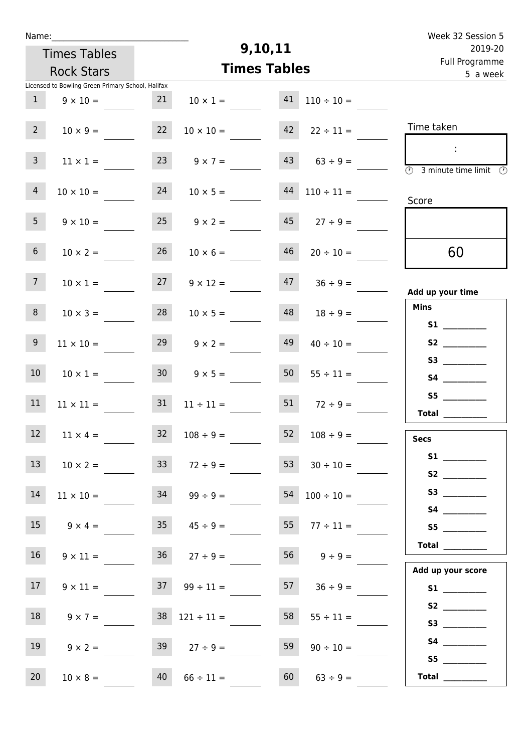Name:______________________________

Times Tables Rock Stars

# 9,10,11 Times Tables

Week 32 Session 5
2019-20
Full Programme
5 a week

Licensed to Bowling Green Primary School, Halifax

| | | | | | |
|---|---|---|---|---|---|
| 1 | $9 \times 10 =$ ____ | 21 | $10 \times 1 =$ ____ | 41 | $110 \div 10 =$ ____ |
| 2 | $10 \times 9 =$ ____ | 22 | $10 \times 10 =$ ____ | 42 | $22 \div 11 =$ ____ |
| 3 | $11 \times 1 =$ ____ | 23 | $9 \times 7 =$ ____ | 43 | $63 \div 9 =$ ____ |
| 4 | $10 \times 10 =$ ____ | 24 | $10 \times 5 =$ ____ | 44 | $110 \div 11 =$ ____ |
| 5 | $9 \times 10 =$ ____ | 25 | $9 \times 2 =$ ____ | 45 | $27 \div 9 =$ ____ |
| 6 | $10 \times 2 =$ ____ | 26 | $10 \times 6 =$ ____ | 46 | $20 \div 10 =$ ____ |
| 7 | $10 \times 1 =$ ____ | 27 | $9 \times 12 =$ ____ | 47 | $36 \div 9 =$ ____ |
| 8 | $10 \times 3 =$ ____ | 28 | $10 \times 5 =$ ____ | 48 | $18 \div 9 =$ ____ |
| 9 | $11 \times 10 =$ ____ | 29 | $9 \times 2 =$ ____ | 49 | $40 \div 10 =$ ____ |
| 10 | $10 \times 1 =$ ____ | 30 | $9 \times 5 =$ ____ | 50 | $55 \div 11 =$ ____ |
| 11 | $11 \times 11 =$ ____ | 31 | $11 \div 11 =$ ____ | 51 | $72 \div 9 =$ ____ |
| 12 | $11 \times 4 =$ ____ | 32 | $108 \div 9 =$ ____ | 52 | $108 \div 9 =$ ____ |
| 13 | $10 \times 2 =$ ____ | 33 | $72 \div 9 =$ ____ | 53 | $30 \div 10 =$ ____ |
| 14 | $11 \times 10 =$ ____ | 34 | $99 \div 9 =$ ____ | 54 | $100 \div 10 =$ ____ |
| 15 | $9 \times 4 =$ ____ | 35 | $45 \div 9 =$ ____ | 55 | $77 \div 11 =$ ____ |
| 16 | $9 \times 11 =$ ____ | 36 | $27 \div 9 =$ ____ | 56 | $9 \div 9 =$ ____ |
| 17 | $9 \times 11 =$ ____ | 37 | $99 \div 11 =$ ____ | 57 | $36 \div 9 =$ ____ |
| 18 | $9 \times 7 =$ ____ | 38 | $121 \div 11 =$ ____ | 58 | $55 \div 11 =$ ____ |
| 19 | $9 \times 2 =$ ____ | 39 | $27 \div 9 =$ ____ | 59 | $90 \div 10 =$ ____ |
| 20 | $10 \times 8 =$ ____ | 40 | $66 \div 11 =$ ____ | 60 | $63 \div 9 =$ ____ |

Time taken

:

3 minute time limit

Score

60

**Add up your time**

**Mins**

**S1** ____
**S2** ____
**S3** ____
**S4** ____
**S5** ____
**Total** ____

**Secs**

**S1** ____
**S2** ____
**S3** ____
**S4** ____
**S5** ____
**Total** ____

**Add up your score**

**S1** ____
**S2** ____
**S3** ____
**S4** ____
**S5** ____
**Total** ____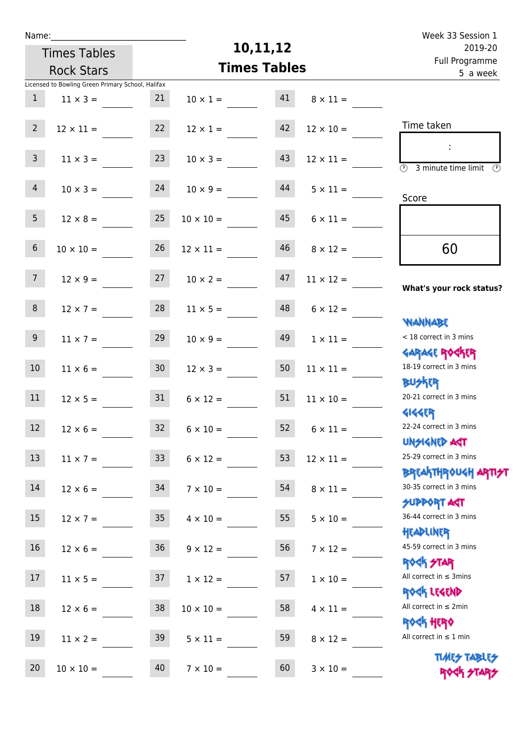Name:______________________________

Times Tables Rock Stars

# 10,11,12 Times Tables

Week 33 Session 1
2019-20
Full Programme
5 a week

Licensed to Bowling Green Primary School, Halifax

| # | Question | # | Question | # | Question |
|---|---|---|---|---|---|
| 1 | 11 × 3 = | 21 | 10 × 1 = | 41 | 8 × 11 = |
| 2 | 12 × 11 = | 22 | 12 × 1 = | 42 | 12 × 10 = |
| 3 | 11 × 3 = | 23 | 10 × 3 = | 43 | 12 × 11 = |
| 4 | 10 × 3 = | 24 | 10 × 9 = | 44 | 5 × 11 = |
| 5 | 12 × 8 = | 25 | 10 × 10 = | 45 | 6 × 11 = |
| 6 | 10 × 10 = | 26 | 12 × 11 = | 46 | 8 × 12 = |
| 7 | 12 × 9 = | 27 | 10 × 2 = | 47 | 11 × 12 = |
| 8 | 12 × 7 = | 28 | 11 × 5 = | 48 | 6 × 12 = |
| 9 | 11 × 7 = | 29 | 10 × 9 = | 49 | 1 × 11 = |
| 10 | 11 × 6 = | 30 | 12 × 3 = | 50 | 11 × 11 = |
| 11 | 12 × 5 = | 31 | 6 × 12 = | 51 | 11 × 10 = |
| 12 | 12 × 6 = | 32 | 6 × 10 = | 52 | 6 × 11 = |
| 13 | 11 × 7 = | 33 | 6 × 12 = | 53 | 12 × 11 = |
| 14 | 12 × 6 = | 34 | 7 × 10 = | 54 | 8 × 11 = |
| 15 | 12 × 7 = | 35 | 4 × 10 = | 55 | 5 × 10 = |
| 16 | 12 × 6 = | 36 | 9 × 12 = | 56 | 7 × 12 = |
| 17 | 11 × 5 = | 37 | 1 × 12 = | 57 | 1 × 10 = |
| 18 | 12 × 6 = | 38 | 10 × 10 = | 58 | 4 × 11 = |
| 19 | 11 × 2 = | 39 | 5 × 11 = | 59 | 8 × 12 = |
| 20 | 10 × 10 = | 40 | 7 × 10 = | 60 | 3 × 10 = |

Time taken

:

3 minute time limit

Score

60

**What's your rock status?**

WANNABE
< 18 correct in 3 mins

GARAGE ROCKER
18-19 correct in 3 mins

BUSKER
20-21 correct in 3 mins

GIGGER
22-24 correct in 3 mins

UNSIGNED ACT
25-29 correct in 3 mins

BREAKTHROUGH ARTIST
30-35 correct in 3 mins

SUPPORT ACT
36-44 correct in 3 mins

HEADLINER
45-59 correct in 3 mins

ROCK STAR
All correct in ≤ 3mins

ROCK LEGEND
All correct in ≤ 2min

ROCK HERO
All correct in ≤ 1 min

TIMES TABLES ROCK STARS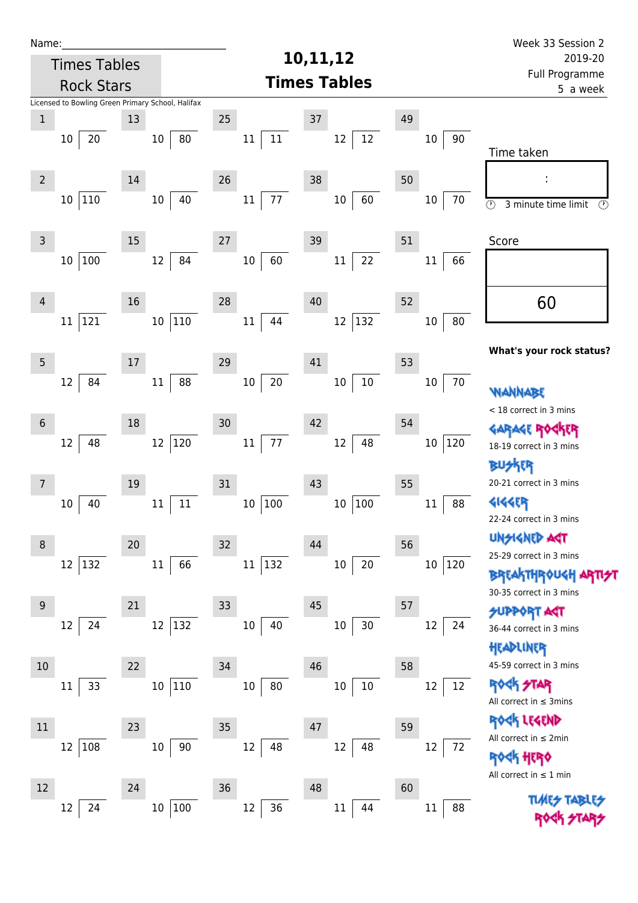Name:\_\_\_\_\_\_\_\_\_\_\_\_\_\_\_\_\_\_\_\_\_\_\_\_\_\_\_\_

Times Tables Rock Stars

# 10,11,12 Times Tables

Week 33 Session 2
2019-20
Full Programme
5 a week

Licensed to Bowling Green Primary School, Halifax

| # | Question | # | Question | # | Question | # | Question | # | Question |
|---|---|---|---|---|---|---|---|---|---|
| 1 | 10 ⟌ 20 | 13 | 10 ⟌ 80 | 25 | 11 ⟌ 11 | 37 | 12 ⟌ 12 | 49 | 10 ⟌ 90 |
| 2 | 10 ⟌ 110 | 14 | 10 ⟌ 40 | 26 | 11 ⟌ 77 | 38 | 10 ⟌ 60 | 50 | 10 ⟌ 70 |
| 3 | 10 ⟌ 100 | 15 | 12 ⟌ 84 | 27 | 10 ⟌ 60 | 39 | 11 ⟌ 22 | 51 | 11 ⟌ 66 |
| 4 | 11 ⟌ 121 | 16 | 10 ⟌ 110 | 28 | 11 ⟌ 44 | 40 | 12 ⟌ 132 | 52 | 10 ⟌ 80 |
| 5 | 12 ⟌ 84 | 17 | 11 ⟌ 88 | 29 | 10 ⟌ 20 | 41 | 10 ⟌ 10 | 53 | 10 ⟌ 70 |
| 6 | 12 ⟌ 48 | 18 | 12 ⟌ 120 | 30 | 11 ⟌ 77 | 42 | 12 ⟌ 48 | 54 | 10 ⟌ 120 |
| 7 | 10 ⟌ 40 | 19 | 11 ⟌ 11 | 31 | 10 ⟌ 100 | 43 | 10 ⟌ 100 | 55 | 11 ⟌ 88 |
| 8 | 12 ⟌ 132 | 20 | 11 ⟌ 66 | 32 | 11 ⟌ 132 | 44 | 10 ⟌ 20 | 56 | 10 ⟌ 120 |
| 9 | 12 ⟌ 24 | 21 | 12 ⟌ 132 | 33 | 10 ⟌ 40 | 45 | 10 ⟌ 30 | 57 | 12 ⟌ 24 |
| 10 | 11 ⟌ 33 | 22 | 10 ⟌ 110 | 34 | 10 ⟌ 80 | 46 | 10 ⟌ 10 | 58 | 12 ⟌ 12 |
| 11 | 12 ⟌ 108 | 23 | 10 ⟌ 90 | 35 | 12 ⟌ 48 | 47 | 12 ⟌ 48 | 59 | 12 ⟌ 72 |
| 12 | 12 ⟌ 24 | 24 | 10 ⟌ 100 | 36 | 12 ⟌ 36 | 48 | 11 ⟌ 44 | 60 | 11 ⟌ 88 |

Time taken

:

3 minute time limit

Score

60

**What's your rock status?**

WANNABE
< 18 correct in 3 mins

GARAGE ROCKER
18-19 correct in 3 mins

BUSKER
20-21 correct in 3 mins

GIGGER
22-24 correct in 3 mins

UNSIGNED ACT
25-29 correct in 3 mins

BREAKTHROUGH ARTIST
30-35 correct in 3 mins

SUPPORT ACT
36-44 correct in 3 mins

HEADLINER
45-59 correct in 3 mins

ROCK STAR
All correct in ≤ 3mins

ROCK LEGEND
All correct in ≤ 2min

ROCK HERO
All correct in ≤ 1 min

TIMES TABLES ROCK STARS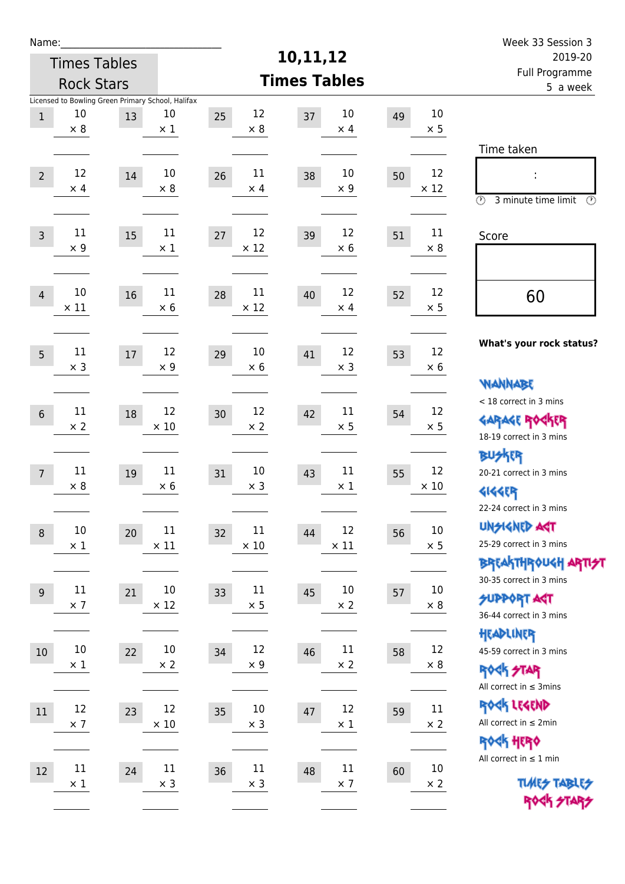Name:\_\_\_\_\_\_\_\_\_\_\_\_\_\_\_\_\_\_\_\_\_\_\_\_\_\_\_\_

Times Tables Rock Stars

# 10,11,12 Times Tables

Week 33 Session 3
2019-20
Full Programme
5 a week

Licensed to Bowling Green Primary School, Halifax

| # | Question | # | Question | # | Question | # | Question | # | Question |
|---|---|---|---|---|---|---|---|---|---|
| 1 | 10 × 8 | 13 | 10 × 1 | 25 | 12 × 8 | 37 | 10 × 4 | 49 | 10 × 5 |
| 2 | 12 × 4 | 14 | 10 × 8 | 26 | 11 × 4 | 38 | 10 × 9 | 50 | 12 × 12 |
| 3 | 11 × 9 | 15 | 11 × 1 | 27 | 12 × 12 | 39 | 12 × 6 | 51 | 11 × 8 |
| 4 | 10 × 11 | 16 | 11 × 6 | 28 | 11 × 12 | 40 | 12 × 4 | 52 | 12 × 5 |
| 5 | 11 × 3 | 17 | 12 × 9 | 29 | 10 × 6 | 41 | 12 × 3 | 53 | 12 × 6 |
| 6 | 11 × 2 | 18 | 12 × 10 | 30 | 12 × 2 | 42 | 11 × 5 | 54 | 12 × 5 |
| 7 | 11 × 8 | 19 | 11 × 6 | 31 | 10 × 3 | 43 | 11 × 1 | 55 | 12 × 10 |
| 8 | 10 × 1 | 20 | 11 × 11 | 32 | 11 × 10 | 44 | 12 × 11 | 56 | 10 × 5 |
| 9 | 11 × 7 | 21 | 10 × 12 | 33 | 11 × 5 | 45 | 10 × 2 | 57 | 10 × 8 |
| 10 | 10 × 1 | 22 | 10 × 2 | 34 | 12 × 9 | 46 | 11 × 2 | 58 | 12 × 8 |
| 11 | 12 × 7 | 23 | 12 × 10 | 35 | 10 × 3 | 47 | 12 × 1 | 59 | 11 × 2 |
| 12 | 11 × 1 | 24 | 11 × 3 | 36 | 11 × 3 | 48 | 11 × 7 | 60 | 10 × 2 |

Time taken

:

3 minute time limit

Score

60

**What's your rock status?**

WANNABE
< 18 correct in 3 mins

GARAGE ROCKER
18-19 correct in 3 mins

BUSKER
20-21 correct in 3 mins

GIGGER
22-24 correct in 3 mins

UNSIGNED ACT
25-29 correct in 3 mins

BREAKTHROUGH ARTIST
30-35 correct in 3 mins

SUPPORT ACT
36-44 correct in 3 mins

HEADLINER
45-59 correct in 3 mins

ROCK STAR
All correct in ≤ 3mins

ROCK LEGEND
All correct in ≤ 2min

ROCK HERO
All correct in ≤ 1 min

TIMES TABLES ROCK STARS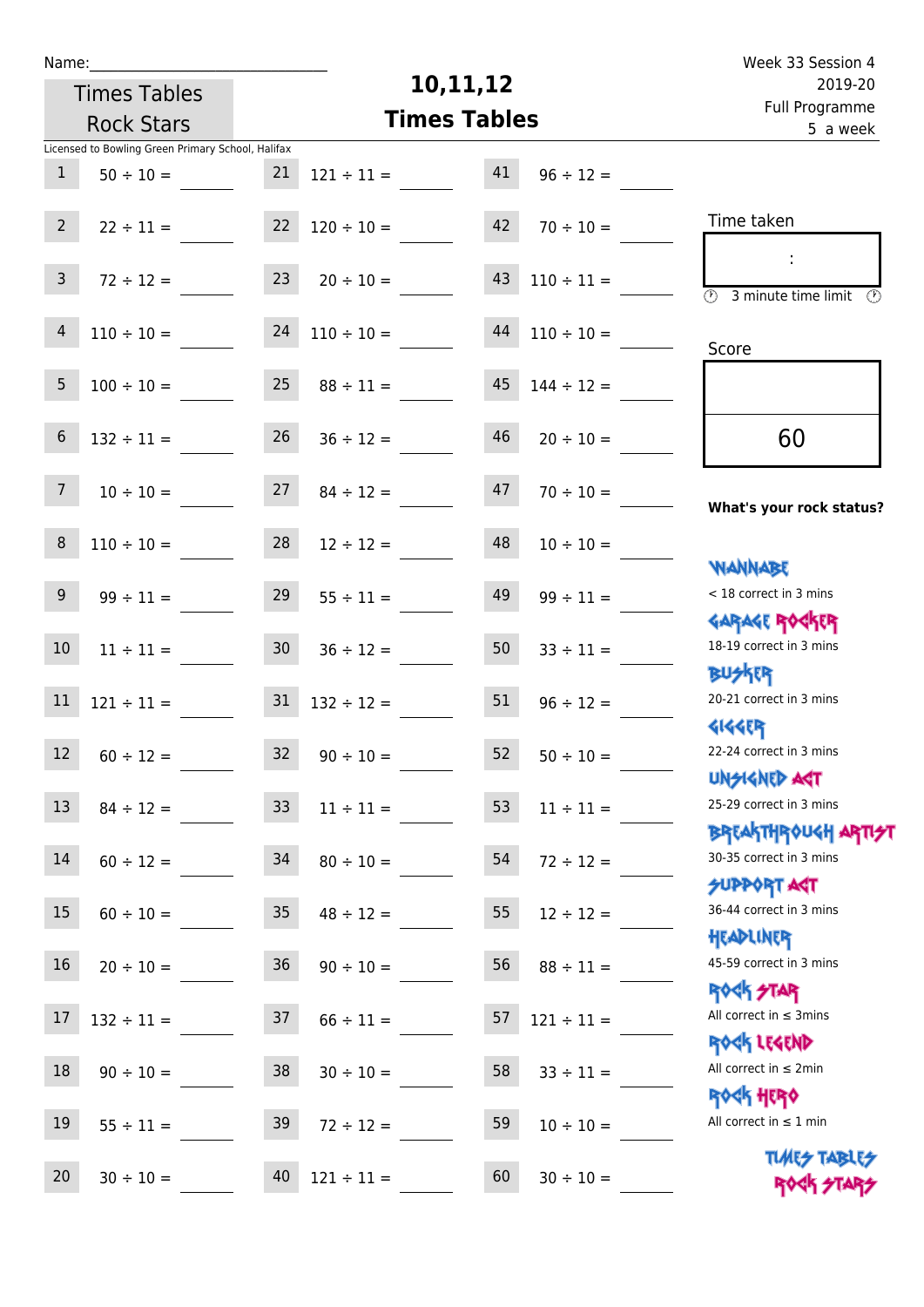Name:\_\_\_\_\_\_\_\_\_\_\_\_\_\_\_\_\_\_\_\_\_\_\_\_\_\_\_\_

Times Tables Rock Stars

# 10,11,12 Times Tables

Week 33 Session 4
2019-20
Full Programme
5 a week

Licensed to Bowling Green Primary School, Halifax

| | | | | | |
|---|---|---|---|---|---|
| 1 | 50 ÷ 10 = | 21 | 121 ÷ 11 = | 41 | 96 ÷ 12 = |
| 2 | 22 ÷ 11 = | 22 | 120 ÷ 10 = | 42 | 70 ÷ 10 = |
| 3 | 72 ÷ 12 = | 23 | 20 ÷ 10 = | 43 | 110 ÷ 11 = |
| 4 | 110 ÷ 10 = | 24 | 110 ÷ 10 = | 44 | 110 ÷ 10 = |
| 5 | 100 ÷ 10 = | 25 | 88 ÷ 11 = | 45 | 144 ÷ 12 = |
| 6 | 132 ÷ 11 = | 26 | 36 ÷ 12 = | 46 | 20 ÷ 10 = |
| 7 | 10 ÷ 10 = | 27 | 84 ÷ 12 = | 47 | 70 ÷ 10 = |
| 8 | 110 ÷ 10 = | 28 | 12 ÷ 12 = | 48 | 10 ÷ 10 = |
| 9 | 99 ÷ 11 = | 29 | 55 ÷ 11 = | 49 | 99 ÷ 11 = |
| 10 | 11 ÷ 11 = | 30 | 36 ÷ 12 = | 50 | 33 ÷ 11 = |
| 11 | 121 ÷ 11 = | 31 | 132 ÷ 12 = | 51 | 96 ÷ 12 = |
| 12 | 60 ÷ 12 = | 32 | 90 ÷ 10 = | 52 | 50 ÷ 10 = |
| 13 | 84 ÷ 12 = | 33 | 11 ÷ 11 = | 53 | 11 ÷ 11 = |
| 14 | 60 ÷ 12 = | 34 | 80 ÷ 10 = | 54 | 72 ÷ 12 = |
| 15 | 60 ÷ 10 = | 35 | 48 ÷ 12 = | 55 | 12 ÷ 12 = |
| 16 | 20 ÷ 10 = | 36 | 90 ÷ 10 = | 56 | 88 ÷ 11 = |
| 17 | 132 ÷ 11 = | 37 | 66 ÷ 11 = | 57 | 121 ÷ 11 = |
| 18 | 90 ÷ 10 = | 38 | 30 ÷ 10 = | 58 | 33 ÷ 11 = |
| 19 | 55 ÷ 11 = | 39 | 72 ÷ 12 = | 59 | 10 ÷ 10 = |
| 20 | 30 ÷ 10 = | 40 | 121 ÷ 11 = | 60 | 30 ÷ 10 = |

Time taken

:

3 minute time limit

Score

60

**What's your rock status?**

- WANNABE: < 18 correct in 3 mins
- GARAGE ROCKER: 18-19 correct in 3 mins
- BUSKER: 20-21 correct in 3 mins
- GIGGER: 22-24 correct in 3 mins
- UNSIGNED ACT: 25-29 correct in 3 mins
- BREAKTHROUGH ARTIST: 30-35 correct in 3 mins
- SUPPORT ACT: 36-44 correct in 3 mins
- HEADLINER: 45-59 correct in 3 mins
- ROCK STAR: All correct in ≤ 3mins
- ROCK LEGEND: All correct in ≤ 2min
- ROCK HERO: All correct in ≤ 1 min

TIMES TABLES ROCK STARS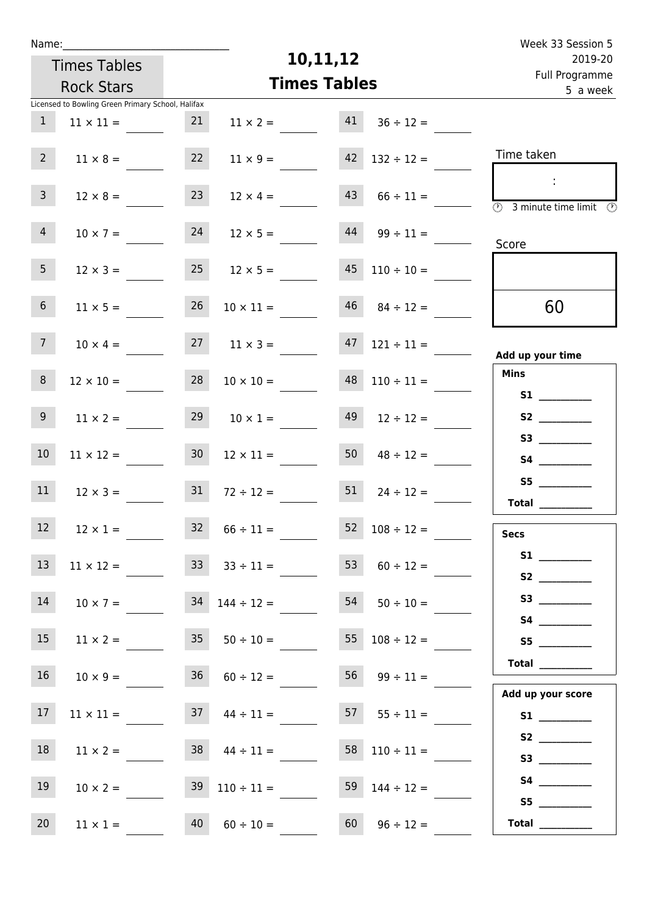Name:_______________________________

Times Tables Rock Stars

# 10,11,12
# Times Tables

Week 33 Session 5
2019-20
Full Programme
5 a week

Licensed to Bowling Green Primary School, Halifax

| | | | | | |
|---|---|---|---|---|---|
| 1 | $11 \times 11 =$ | 21 | $11 \times 2 =$ | 41 | $36 \div 12 =$ |
| 2 | $11 \times 8 =$ | 22 | $11 \times 9 =$ | 42 | $132 \div 12 =$ |
| 3 | $12 \times 8 =$ | 23 | $12 \times 4 =$ | 43 | $66 \div 11 =$ |
| 4 | $10 \times 7 =$ | 24 | $12 \times 5 =$ | 44 | $99 \div 11 =$ |
| 5 | $12 \times 3 =$ | 25 | $12 \times 5 =$ | 45 | $110 \div 10 =$ |
| 6 | $11 \times 5 =$ | 26 | $10 \times 11 =$ | 46 | $84 \div 12 =$ |
| 7 | $10 \times 4 =$ | 27 | $11 \times 3 =$ | 47 | $121 \div 11 =$ |
| 8 | $12 \times 10 =$ | 28 | $10 \times 10 =$ | 48 | $110 \div 11 =$ |
| 9 | $11 \times 2 =$ | 29 | $10 \times 1 =$ | 49 | $12 \div 12 =$ |
| 10 | $11 \times 12 =$ | 30 | $12 \times 11 =$ | 50 | $48 \div 12 =$ |
| 11 | $12 \times 3 =$ | 31 | $72 \div 12 =$ | 51 | $24 \div 12 =$ |
| 12 | $12 \times 1 =$ | 32 | $66 \div 11 =$ | 52 | $108 \div 12 =$ |
| 13 | $11 \times 12 =$ | 33 | $33 \div 11 =$ | 53 | $60 \div 12 =$ |
| 14 | $10 \times 7 =$ | 34 | $144 \div 12 =$ | 54 | $50 \div 10 =$ |
| 15 | $11 \times 2 =$ | 35 | $50 \div 10 =$ | 55 | $108 \div 12 =$ |
| 16 | $10 \times 9 =$ | 36 | $60 \div 12 =$ | 56 | $99 \div 11 =$ |
| 17 | $11 \times 11 =$ | 37 | $44 \div 11 =$ | 57 | $55 \div 11 =$ |
| 18 | $11 \times 2 =$ | 38 | $44 \div 11 =$ | 58 | $110 \div 11 =$ |
| 19 | $10 \times 2 =$ | 39 | $110 \div 11 =$ | 59 | $144 \div 12 =$ |
| 20 | $11 \times 1 =$ | 40 | $60 \div 10 =$ | 60 | $96 \div 12 =$ |

Time taken

:

3 minute time limit

Score

60

**Add up your time**

**Mins**

**S1** __________
**S2** __________
**S3** __________
**S4** __________
**S5** __________
**Total** __________

**Secs**

**S1** __________
**S2** __________
**S3** __________
**S4** __________
**S5** __________
**Total** __________

**Add up your score**

**S1** __________
**S2** __________
**S3** __________
**S4** __________
**S5** __________
**Total** __________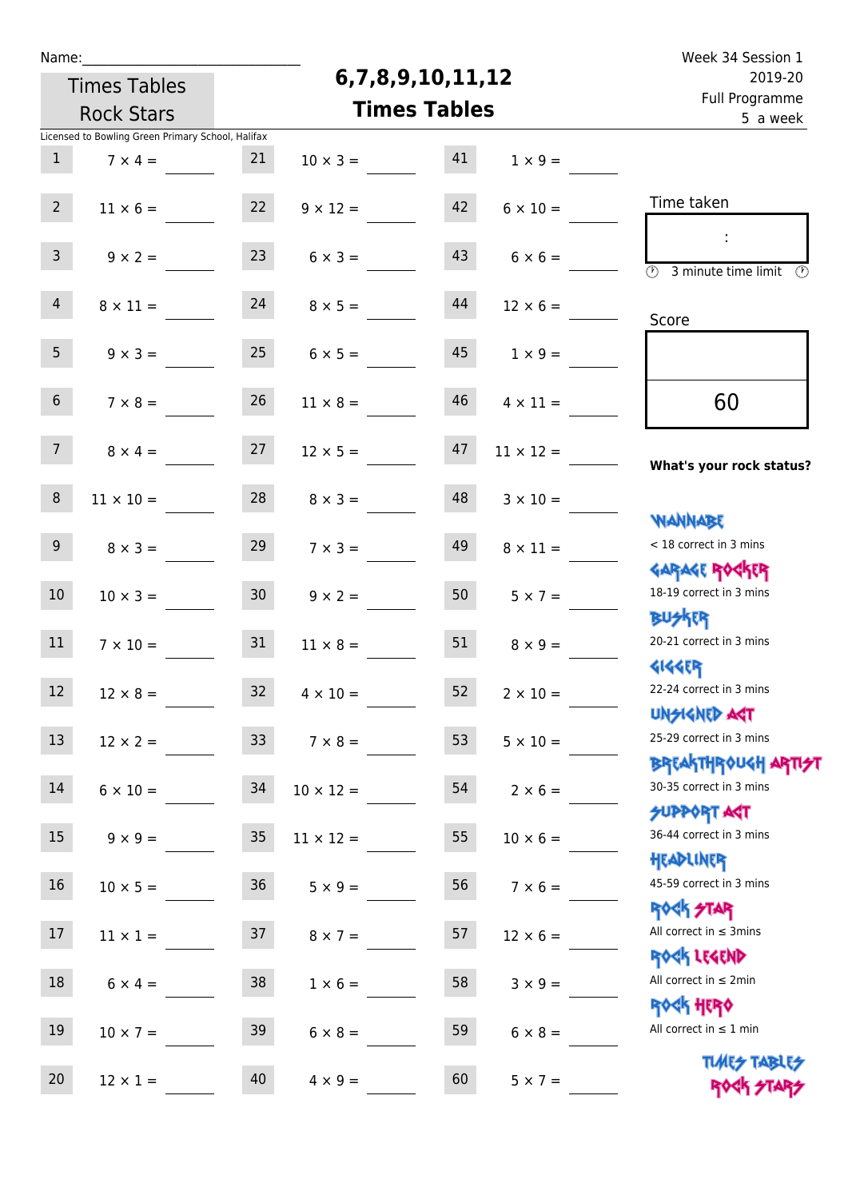Name:\_\_\_\_\_\_\_\_\_\_\_\_\_\_\_\_\_\_\_\_\_\_\_\_\_\_\_\_

Times Tables Rock Stars

# 6,7,8,9,10,11,12 Times Tables

Week 34 Session 1
2019-20
Full Programme
5 a week

Licensed to Bowling Green Primary School, Halifax

| | | | | | |
|---|---|---|---|---|---|
| 1 | 7 × 4 = | 21 | 10 × 3 = | 41 | 1 × 9 = |
| 2 | 11 × 6 = | 22 | 9 × 12 = | 42 | 6 × 10 = |
| 3 | 9 × 2 = | 23 | 6 × 3 = | 43 | 6 × 6 = |
| 4 | 8 × 11 = | 24 | 8 × 5 = | 44 | 12 × 6 = |
| 5 | 9 × 3 = | 25 | 6 × 5 = | 45 | 1 × 9 = |
| 6 | 7 × 8 = | 26 | 11 × 8 = | 46 | 4 × 11 = |
| 7 | 8 × 4 = | 27 | 12 × 5 = | 47 | 11 × 12 = |
| 8 | 11 × 10 = | 28 | 8 × 3 = | 48 | 3 × 10 = |
| 9 | 8 × 3 = | 29 | 7 × 3 = | 49 | 8 × 11 = |
| 10 | 10 × 3 = | 30 | 9 × 2 = | 50 | 5 × 7 = |
| 11 | 7 × 10 = | 31 | 11 × 8 = | 51 | 8 × 9 = |
| 12 | 12 × 8 = | 32 | 4 × 10 = | 52 | 2 × 10 = |
| 13 | 12 × 2 = | 33 | 7 × 8 = | 53 | 5 × 10 = |
| 14 | 6 × 10 = | 34 | 10 × 12 = | 54 | 2 × 6 = |
| 15 | 9 × 9 = | 35 | 11 × 12 = | 55 | 10 × 6 = |
| 16 | 10 × 5 = | 36 | 5 × 9 = | 56 | 7 × 6 = |
| 17 | 11 × 1 = | 37 | 8 × 7 = | 57 | 12 × 6 = |
| 18 | 6 × 4 = | 38 | 1 × 6 = | 58 | 3 × 9 = |
| 19 | 10 × 7 = | 39 | 6 × 8 = | 59 | 6 × 8 = |
| 20 | 12 × 1 = | 40 | 4 × 9 = | 60 | 5 × 7 = |

Time taken

:

3 minute time limit

Score

60

**What's your rock status?**

WANNABE
< 18 correct in 3 mins

GARAGE ROCKER
18-19 correct in 3 mins

BUSKER
20-21 correct in 3 mins

GIGGER
22-24 correct in 3 mins

UNSIGNED ACT
25-29 correct in 3 mins

BREAKTHROUGH ARTIST
30-35 correct in 3 mins

SUPPORT ACT
36-44 correct in 3 mins

HEADLINER
45-59 correct in 3 mins

ROCK STAR
All correct in ≤ 3mins

ROCK LEGEND
All correct in ≤ 2min

ROCK HERO
All correct in ≤ 1 min

TIMES TABLES ROCK STARS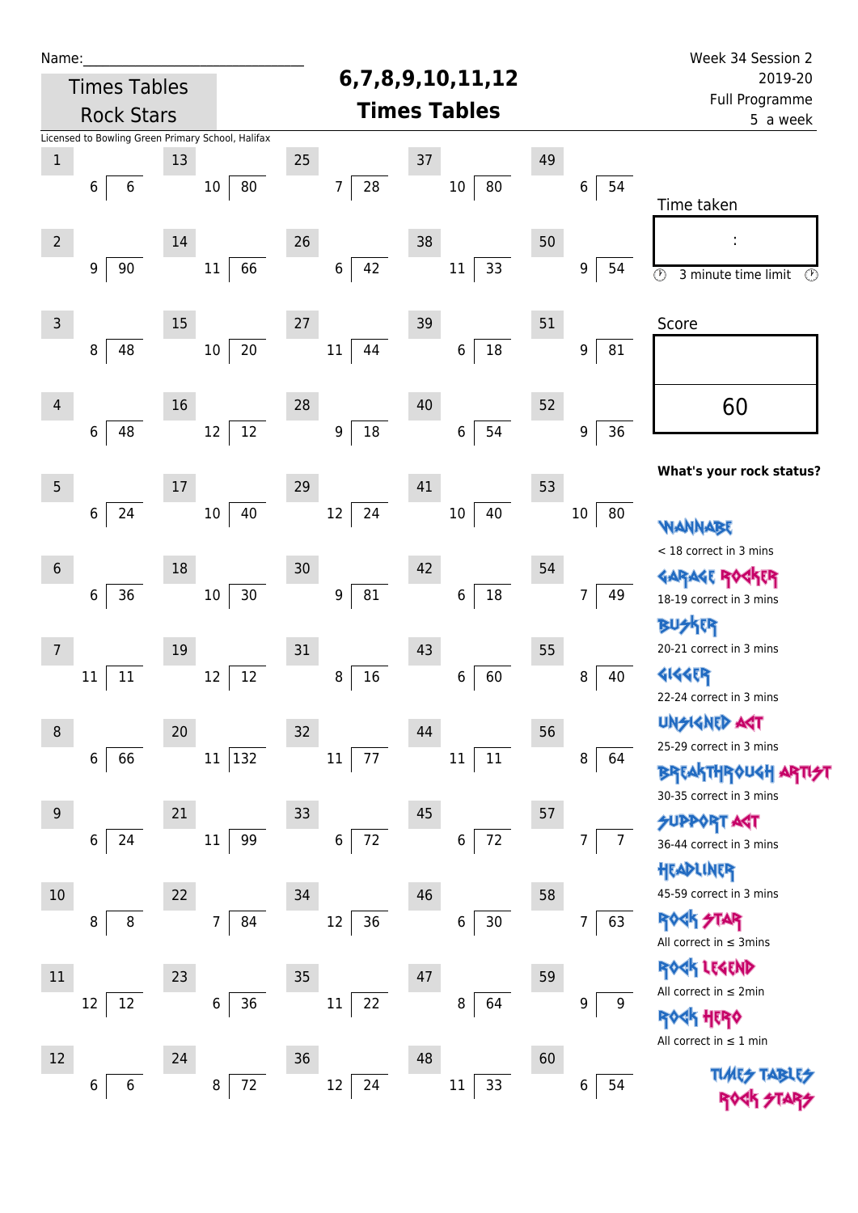Name:______________________________

Times Tables Rock Stars

# 6,7,8,9,10,11,12 Times Tables

Week 34 Session 2
2019-20
Full Programme
5 a week

Licensed to Bowling Green Primary School, Halifax

| # | Question | # | Question | # | Question | # | Question | # | Question |
|---|---|---|---|---|---|---|---|---|---|
| 1 | 6 ⟌ 6 | 13 | 10 ⟌ 80 | 25 | 7 ⟌ 28 | 37 | 10 ⟌ 80 | 49 | 6 ⟌ 54 |
| 2 | 9 ⟌ 90 | 14 | 11 ⟌ 66 | 26 | 6 ⟌ 42 | 38 | 11 ⟌ 33 | 50 | 9 ⟌ 54 |
| 3 | 8 ⟌ 48 | 15 | 10 ⟌ 20 | 27 | 11 ⟌ 44 | 39 | 6 ⟌ 18 | 51 | 9 ⟌ 81 |
| 4 | 6 ⟌ 48 | 16 | 12 ⟌ 12 | 28 | 9 ⟌ 18 | 40 | 6 ⟌ 54 | 52 | 9 ⟌ 36 |
| 5 | 6 ⟌ 24 | 17 | 10 ⟌ 40 | 29 | 12 ⟌ 24 | 41 | 10 ⟌ 40 | 53 | 10 ⟌ 80 |
| 6 | 6 ⟌ 36 | 18 | 10 ⟌ 30 | 30 | 9 ⟌ 81 | 42 | 6 ⟌ 18 | 54 | 7 ⟌ 49 |
| 7 | 11 ⟌ 11 | 19 | 12 ⟌ 12 | 31 | 8 ⟌ 16 | 43 | 6 ⟌ 60 | 55 | 8 ⟌ 40 |
| 8 | 6 ⟌ 66 | 20 | 11 ⟌ 132 | 32 | 11 ⟌ 77 | 44 | 11 ⟌ 11 | 56 | 8 ⟌ 64 |
| 9 | 6 ⟌ 24 | 21 | 11 ⟌ 99 | 33 | 6 ⟌ 72 | 45 | 6 ⟌ 72 | 57 | 7 ⟌ 7 |
| 10 | 8 ⟌ 8 | 22 | 7 ⟌ 84 | 34 | 12 ⟌ 36 | 46 | 6 ⟌ 30 | 58 | 7 ⟌ 63 |
| 11 | 12 ⟌ 12 | 23 | 6 ⟌ 36 | 35 | 11 ⟌ 22 | 47 | 8 ⟌ 64 | 59 | 9 ⟌ 9 |
| 12 | 6 ⟌ 6 | 24 | 8 ⟌ 72 | 36 | 12 ⟌ 24 | 48 | 11 ⟌ 33 | 60 | 6 ⟌ 54 |

Time taken

:

3 minute time limit

Score

60

**What's your rock status?**

WANNABE
< 18 correct in 3 mins

GARAGE ROCKER
18-19 correct in 3 mins

BUSKER
20-21 correct in 3 mins

GIGGER
22-24 correct in 3 mins

UNSIGNED ACT
25-29 correct in 3 mins

BREAKTHROUGH ARTIST
30-35 correct in 3 mins

SUPPORT ACT
36-44 correct in 3 mins

HEADLINER
45-59 correct in 3 mins

ROCK STAR
All correct in ≤ 3mins

ROCK LEGEND
All correct in ≤ 2min

ROCK HERO
All correct in ≤ 1 min

TIMES TABLES ROCK STARS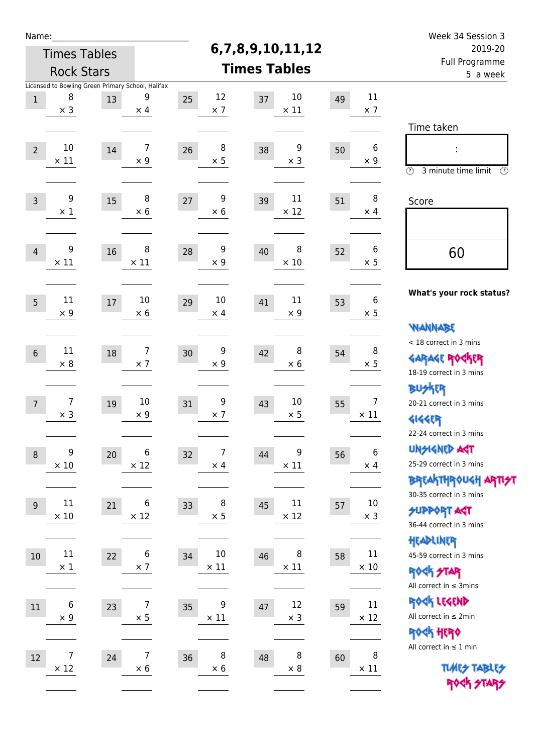Name:______________________________

Times Tables Rock Stars

# 6,7,8,9,10,11,12 Times Tables

Week 34 Session 3
2019-20
Full Programme
5 a week

Licensed to Bowling Green Primary School, Halifax

| # | Question | # | Question | # | Question | # | Question | # | Question |
|---|---|---|---|---|---|---|---|---|---|
| 1 | 8 × 3 | 13 | 9 × 4 | 25 | 12 × 7 | 37 | 10 × 11 | 49 | 11 × 7 |
| 2 | 10 × 11 | 14 | 7 × 9 | 26 | 8 × 5 | 38 | 9 × 3 | 50 | 6 × 9 |
| 3 | 9 × 1 | 15 | 8 × 6 | 27 | 9 × 6 | 39 | 11 × 12 | 51 | 8 × 4 |
| 4 | 9 × 11 | 16 | 8 × 11 | 28 | 9 × 9 | 40 | 8 × 10 | 52 | 6 × 5 |
| 5 | 11 × 9 | 17 | 10 × 6 | 29 | 10 × 4 | 41 | 11 × 9 | 53 | 6 × 5 |
| 6 | 11 × 8 | 18 | 7 × 7 | 30 | 9 × 9 | 42 | 8 × 6 | 54 | 8 × 5 |
| 7 | 7 × 3 | 19 | 10 × 9 | 31 | 9 × 7 | 43 | 10 × 5 | 55 | 7 × 11 |
| 8 | 9 × 10 | 20 | 6 × 12 | 32 | 7 × 4 | 44 | 9 × 11 | 56 | 6 × 4 |
| 9 | 11 × 10 | 21 | 6 × 12 | 33 | 8 × 5 | 45 | 11 × 12 | 57 | 10 × 3 |
| 10 | 11 × 1 | 22 | 6 × 7 | 34 | 10 × 11 | 46 | 8 × 11 | 58 | 11 × 10 |
| 11 | 6 × 9 | 23 | 7 × 5 | 35 | 9 × 11 | 47 | 12 × 3 | 59 | 11 × 12 |
| 12 | 7 × 12 | 24 | 7 × 6 | 36 | 8 × 6 | 48 | 8 × 8 | 60 | 8 × 11 |

Time taken

:

3 minute time limit

Score

60

**What's your rock status?**

Wannabe
< 18 correct in 3 mins

Garage Rocker
18-19 correct in 3 mins

Busker
20-21 correct in 3 mins

Gigger
22-24 correct in 3 mins

Unsigned Act
25-29 correct in 3 mins

Breakthrough Artist
30-35 correct in 3 mins

Support Act
36-44 correct in 3 mins

Headliner
45-59 correct in 3 mins

Rock Star
All correct in ≤ 3mins

Rock Legend
All correct in ≤ 2min

Rock Hero
All correct in ≤ 1 min

Times Tables Rock Stars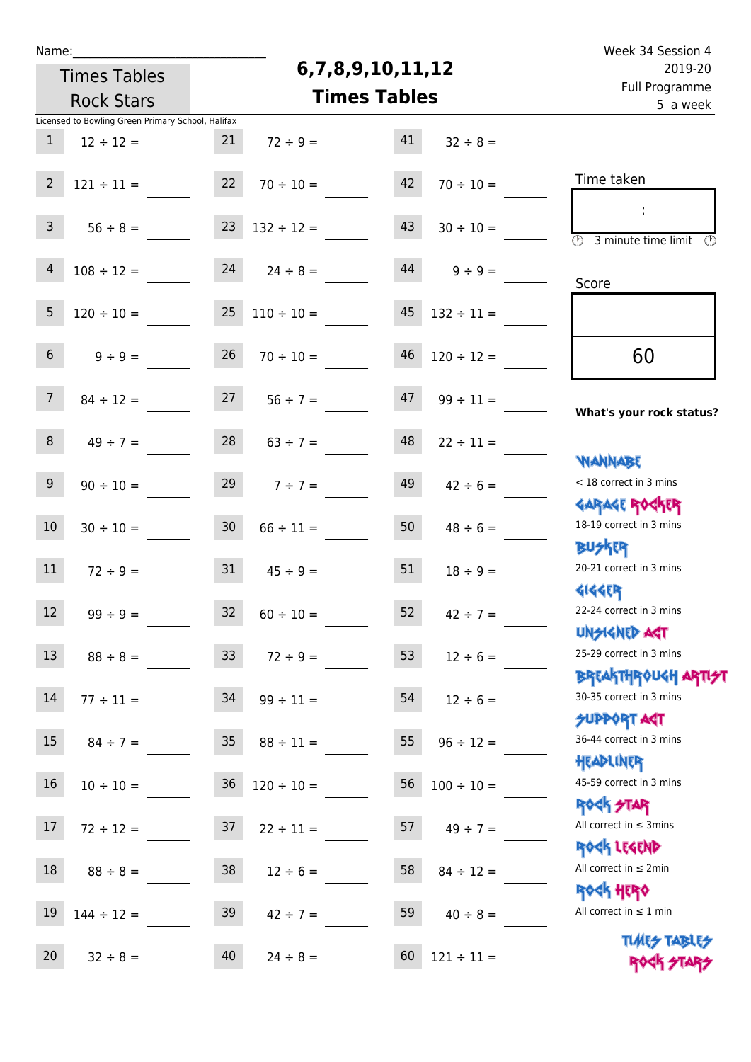Name:\_\_\_\_\_\_\_\_\_\_\_\_\_\_\_\_\_\_\_\_\_\_\_\_\_\_\_\_

Times Tables Rock Stars

# 6,7,8,9,10,11,12 Times Tables

Week 34 Session 4
2019-20
Full Programme
5 a week

Licensed to Bowling Green Primary School, Halifax

| | | | | | |
|---|---|---|---|---|---|
| 1 | 12 ÷ 12 = | 21 | 72 ÷ 9 = | 41 | 32 ÷ 8 = |
| 2 | 121 ÷ 11 = | 22 | 70 ÷ 10 = | 42 | 70 ÷ 10 = |
| 3 | 56 ÷ 8 = | 23 | 132 ÷ 12 = | 43 | 30 ÷ 10 = |
| 4 | 108 ÷ 12 = | 24 | 24 ÷ 8 = | 44 | 9 ÷ 9 = |
| 5 | 120 ÷ 10 = | 25 | 110 ÷ 10 = | 45 | 132 ÷ 11 = |
| 6 | 9 ÷ 9 = | 26 | 70 ÷ 10 = | 46 | 120 ÷ 12 = |
| 7 | 84 ÷ 12 = | 27 | 56 ÷ 7 = | 47 | 99 ÷ 11 = |
| 8 | 49 ÷ 7 = | 28 | 63 ÷ 7 = | 48 | 22 ÷ 11 = |
| 9 | 90 ÷ 10 = | 29 | 7 ÷ 7 = | 49 | 42 ÷ 6 = |
| 10 | 30 ÷ 10 = | 30 | 66 ÷ 11 = | 50 | 48 ÷ 6 = |
| 11 | 72 ÷ 9 = | 31 | 45 ÷ 9 = | 51 | 18 ÷ 9 = |
| 12 | 99 ÷ 9 = | 32 | 60 ÷ 10 = | 52 | 42 ÷ 7 = |
| 13 | 88 ÷ 8 = | 33 | 72 ÷ 9 = | 53 | 12 ÷ 6 = |
| 14 | 77 ÷ 11 = | 34 | 99 ÷ 11 = | 54 | 12 ÷ 6 = |
| 15 | 84 ÷ 7 = | 35 | 88 ÷ 11 = | 55 | 96 ÷ 12 = |
| 16 | 10 ÷ 10 = | 36 | 120 ÷ 10 = | 56 | 100 ÷ 10 = |
| 17 | 72 ÷ 12 = | 37 | 22 ÷ 11 = | 57 | 49 ÷ 7 = |
| 18 | 88 ÷ 8 = | 38 | 12 ÷ 6 = | 58 | 84 ÷ 12 = |
| 19 | 144 ÷ 12 = | 39 | 42 ÷ 7 = | 59 | 40 ÷ 8 = |
| 20 | 32 ÷ 8 = | 40 | 24 ÷ 8 = | 60 | 121 ÷ 11 = |

Time taken

:

3 minute time limit

Score

60

**What's your rock status?**

WANNABE
< 18 correct in 3 mins

GARAGE ROCKER
18-19 correct in 3 mins

BUSKER
20-21 correct in 3 mins

GIGGER
22-24 correct in 3 mins

UNSIGNED ACT
25-29 correct in 3 mins

BREAKTHROUGH ARTIST
30-35 correct in 3 mins

SUPPORT ACT
36-44 correct in 3 mins

HEADLINER
45-59 correct in 3 mins

ROCK STAR
All correct in ≤ 3mins

ROCK LEGEND
All correct in ≤ 2min

ROCK HERO
All correct in ≤ 1 min

TIMES TABLES ROCK STARS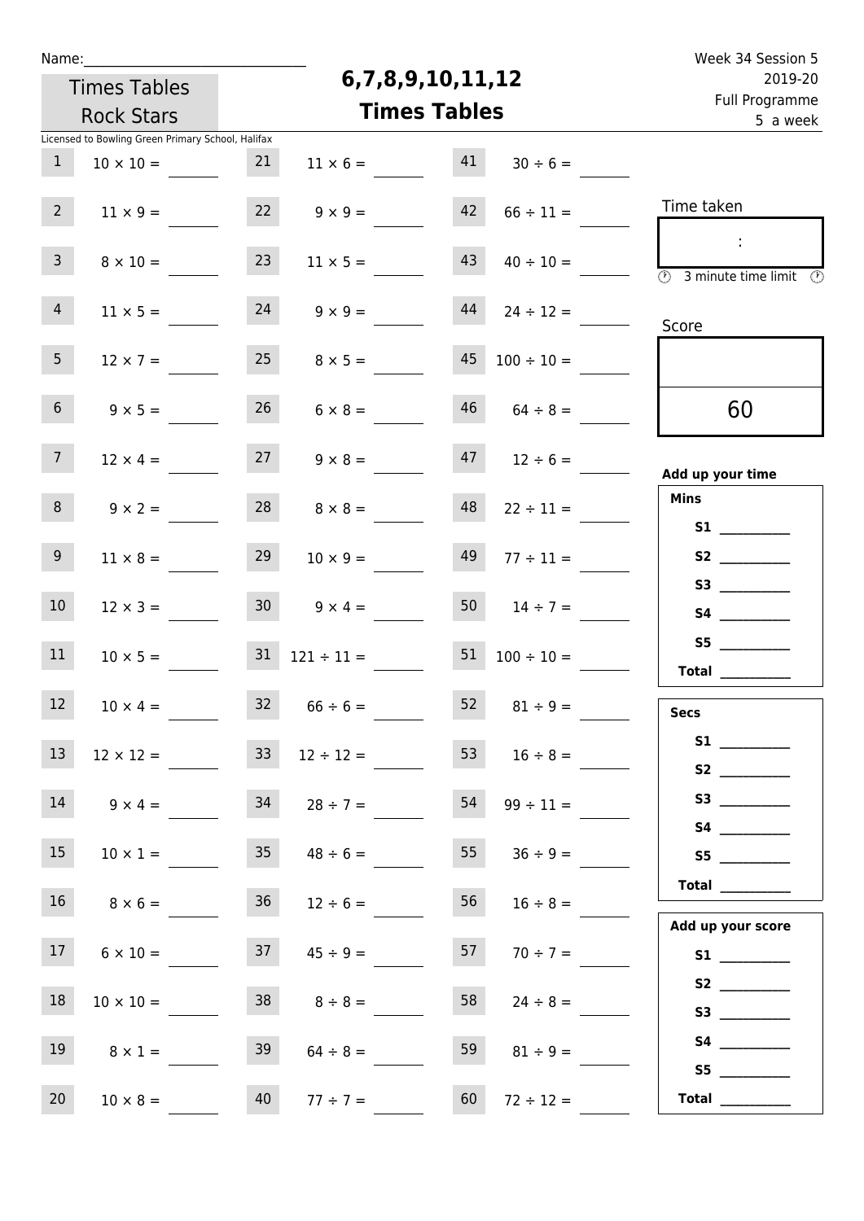Name:______________________________

Times Tables Rock Stars

# 6,7,8,9,10,11,12 Times Tables

Week 34 Session 5
2019-20
Full Programme
5 a week

Licensed to Bowling Green Primary School, Halifax

| | | | | | |
|---|---|---|---|---|---|
| 1 | $10 \times 10 =$ ____ | 21 | $11 \times 6 =$ ____ | 41 | $30 \div 6 =$ ____ |
| 2 | $11 \times 9 =$ ____ | 22 | $9 \times 9 =$ ____ | 42 | $66 \div 11 =$ ____ |
| 3 | $8 \times 10 =$ ____ | 23 | $11 \times 5 =$ ____ | 43 | $40 \div 10 =$ ____ |
| 4 | $11 \times 5 =$ ____ | 24 | $9 \times 9 =$ ____ | 44 | $24 \div 12 =$ ____ |
| 5 | $12 \times 7 =$ ____ | 25 | $8 \times 5 =$ ____ | 45 | $100 \div 10 =$ ____ |
| 6 | $9 \times 5 =$ ____ | 26 | $6 \times 8 =$ ____ | 46 | $64 \div 8 =$ ____ |
| 7 | $12 \times 4 =$ ____ | 27 | $9 \times 8 =$ ____ | 47 | $12 \div 6 =$ ____ |
| 8 | $9 \times 2 =$ ____ | 28 | $8 \times 8 =$ ____ | 48 | $22 \div 11 =$ ____ |
| 9 | $11 \times 8 =$ ____ | 29 | $10 \times 9 =$ ____ | 49 | $77 \div 11 =$ ____ |
| 10 | $12 \times 3 =$ ____ | 30 | $9 \times 4 =$ ____ | 50 | $14 \div 7 =$ ____ |
| 11 | $10 \times 5 =$ ____ | 31 | $121 \div 11 =$ ____ | 51 | $100 \div 10 =$ ____ |
| 12 | $10 \times 4 =$ ____ | 32 | $66 \div 6 =$ ____ | 52 | $81 \div 9 =$ ____ |
| 13 | $12 \times 12 =$ ____ | 33 | $12 \div 12 =$ ____ | 53 | $16 \div 8 =$ ____ |
| 14 | $9 \times 4 =$ ____ | 34 | $28 \div 7 =$ ____ | 54 | $99 \div 11 =$ ____ |
| 15 | $10 \times 1 =$ ____ | 35 | $48 \div 6 =$ ____ | 55 | $36 \div 9 =$ ____ |
| 16 | $8 \times 6 =$ ____ | 36 | $12 \div 6 =$ ____ | 56 | $16 \div 8 =$ ____ |
| 17 | $6 \times 10 =$ ____ | 37 | $45 \div 9 =$ ____ | 57 | $70 \div 7 =$ ____ |
| 18 | $10 \times 10 =$ ____ | 38 | $8 \div 8 =$ ____ | 58 | $24 \div 8 =$ ____ |
| 19 | $8 \times 1 =$ ____ | 39 | $64 \div 8 =$ ____ | 59 | $81 \div 9 =$ ____ |
| 20 | $10 \times 8 =$ ____ | 40 | $77 \div 7 =$ ____ | 60 | $72 \div 12 =$ ____ |

Time taken

:

3 minute time limit

Score

60

**Add up your time**

**Mins**

**S1** ________
**S2** ________
**S3** ________
**S4** ________
**S5** ________
**Total** ________

**Secs**

**S1** ________
**S2** ________
**S3** ________
**S4** ________
**S5** ________
**Total** ________

**Add up your score**

**S1** ________
**S2** ________
**S3** ________
**S4** ________
**S5** ________
**Total** ________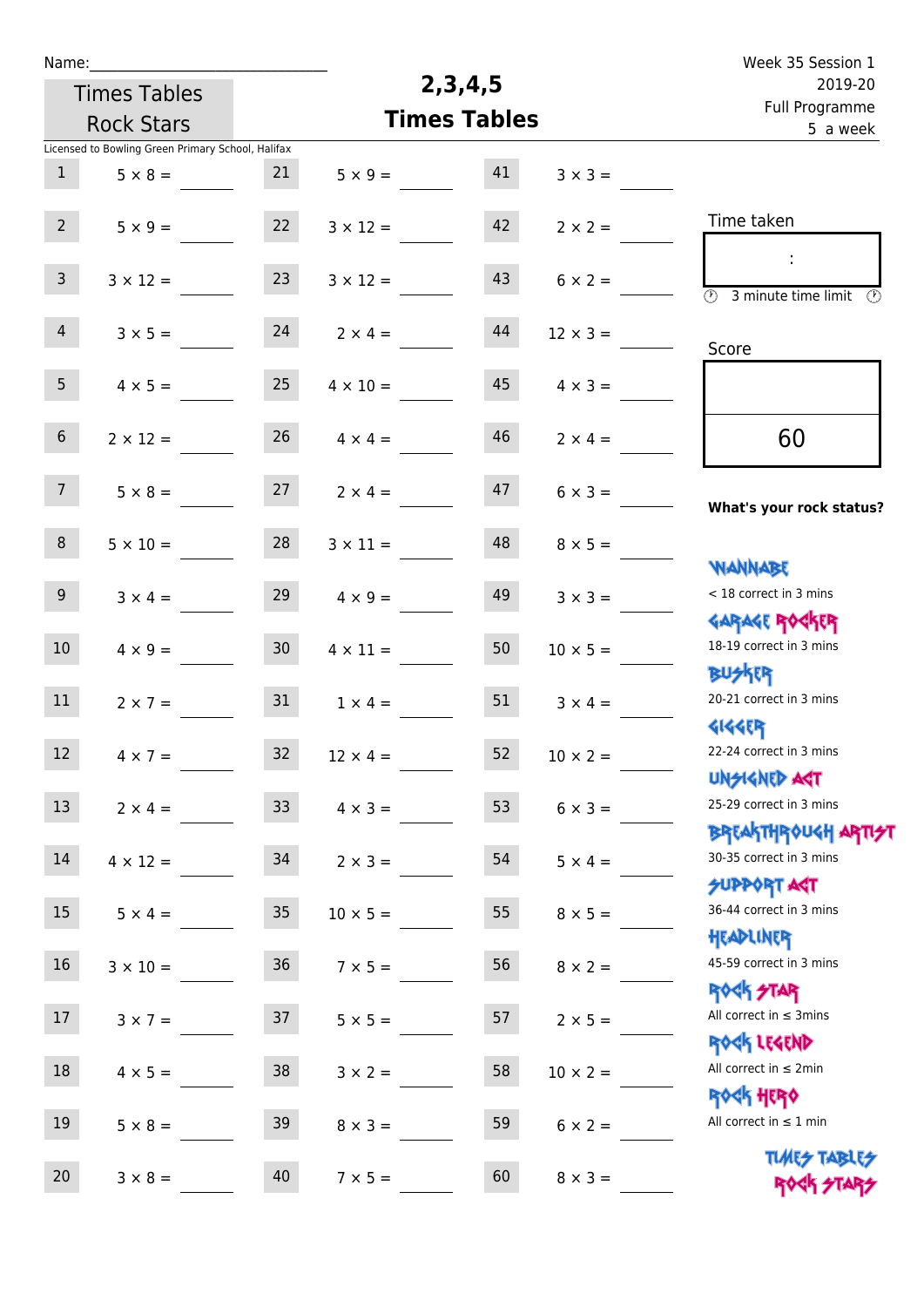Name:______________________________

Times Tables Rock Stars

# 2,3,4,5 Times Tables

Week 35 Session 1
2019-20
Full Programme
5 a week

Licensed to Bowling Green Primary School, Halifax

| # | Question | # | Question | # | Question |
|---|---|---|---|---|---|
| 1 | $5 \times 8 =$ | 21 | $5 \times 9 =$ | 41 | $3 \times 3 =$ |
| 2 | $5 \times 9 =$ | 22 | $3 \times 12 =$ | 42 | $2 \times 2 =$ |
| 3 | $3 \times 12 =$ | 23 | $3 \times 12 =$ | 43 | $6 \times 2 =$ |
| 4 | $3 \times 5 =$ | 24 | $2 \times 4 =$ | 44 | $12 \times 3 =$ |
| 5 | $4 \times 5 =$ | 25 | $4 \times 10 =$ | 45 | $4 \times 3 =$ |
| 6 | $2 \times 12 =$ | 26 | $4 \times 4 =$ | 46 | $2 \times 4 =$ |
| 7 | $5 \times 8 =$ | 27 | $2 \times 4 =$ | 47 | $6 \times 3 =$ |
| 8 | $5 \times 10 =$ | 28 | $3 \times 11 =$ | 48 | $8 \times 5 =$ |
| 9 | $3 \times 4 =$ | 29 | $4 \times 9 =$ | 49 | $3 \times 3 =$ |
| 10 | $4 \times 9 =$ | 30 | $4 \times 11 =$ | 50 | $10 \times 5 =$ |
| 11 | $2 \times 7 =$ | 31 | $1 \times 4 =$ | 51 | $3 \times 4 =$ |
| 12 | $4 \times 7 =$ | 32 | $12 \times 4 =$ | 52 | $10 \times 2 =$ |
| 13 | $2 \times 4 =$ | 33 | $4 \times 3 =$ | 53 | $6 \times 3 =$ |
| 14 | $4 \times 12 =$ | 34 | $2 \times 3 =$ | 54 | $5 \times 4 =$ |
| 15 | $5 \times 4 =$ | 35 | $10 \times 5 =$ | 55 | $8 \times 5 =$ |
| 16 | $3 \times 10 =$ | 36 | $7 \times 5 =$ | 56 | $8 \times 2 =$ |
| 17 | $3 \times 7 =$ | 37 | $5 \times 5 =$ | 57 | $2 \times 5 =$ |
| 18 | $4 \times 5 =$ | 38 | $3 \times 2 =$ | 58 | $10 \times 2 =$ |
| 19 | $5 \times 8 =$ | 39 | $8 \times 3 =$ | 59 | $6 \times 2 =$ |
| 20 | $3 \times 8 =$ | 40 | $7 \times 5 =$ | 60 | $8 \times 3 =$ |

Time taken

:

3 minute time limit

Score

60

**What's your rock status?**

WANNABE
< 18 correct in 3 mins

GARAGE ROCKER
18-19 correct in 3 mins

BUSKER
20-21 correct in 3 mins

GIGGER
22-24 correct in 3 mins

UNSIGNED ACT
25-29 correct in 3 mins

BREAKTHROUGH ARTIST
30-35 correct in 3 mins

SUPPORT ACT
36-44 correct in 3 mins

HEADLINER
45-59 correct in 3 mins

ROCK STAR
All correct in ≤ 3mins

ROCK LEGEND
All correct in ≤ 2min

ROCK HERO
All correct in ≤ 1 min

TIMES TABLES ROCK STARS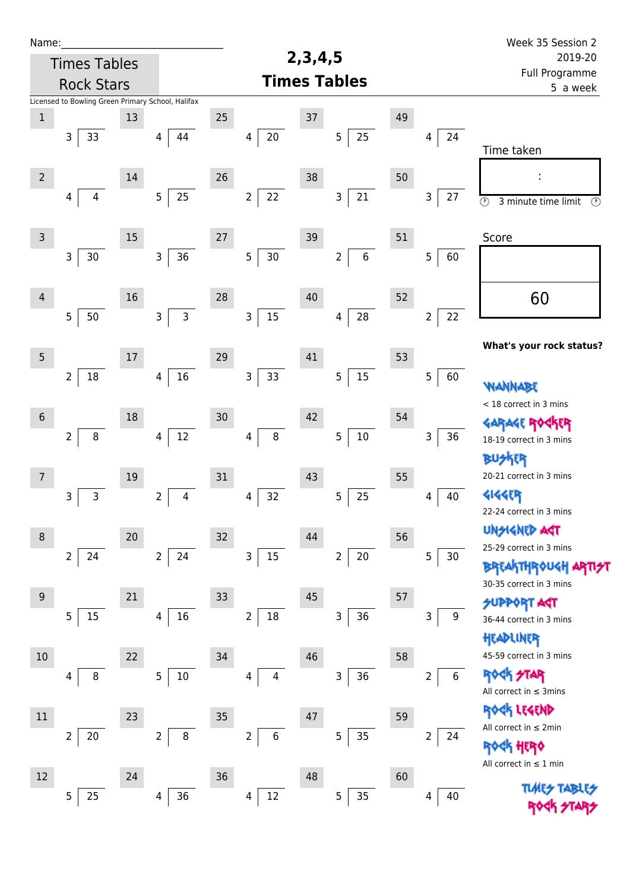Name:_______________________________

Times Tables Rock Stars

# 2,3,4,5 Times Tables

Week 35 Session 2
2019-20
Full Programme
5 a week

Licensed to Bowling Green Primary School, Halifax

| # | Question | # | Question | # | Question | # | Question | # | Question |
|---|---|---|---|---|---|---|---|---|---|
| 1 | 3 ) 33 | 13 | 4 ) 44 | 25 | 4 ) 20 | 37 | 5 ) 25 | 49 | 4 ) 24 |
| 2 | 4 ) 4 | 14 | 5 ) 25 | 26 | 2 ) 22 | 38 | 3 ) 21 | 50 | 3 ) 27 |
| 3 | 3 ) 30 | 15 | 3 ) 36 | 27 | 5 ) 30 | 39 | 2 ) 6 | 51 | 5 ) 60 |
| 4 | 5 ) 50 | 16 | 3 ) 3 | 28 | 3 ) 15 | 40 | 4 ) 28 | 52 | 2 ) 22 |
| 5 | 2 ) 18 | 17 | 4 ) 16 | 29 | 3 ) 33 | 41 | 5 ) 15 | 53 | 5 ) 60 |
| 6 | 2 ) 8 | 18 | 4 ) 12 | 30 | 4 ) 8 | 42 | 5 ) 10 | 54 | 3 ) 36 |
| 7 | 3 ) 3 | 19 | 2 ) 4 | 31 | 4 ) 32 | 43 | 5 ) 25 | 55 | 4 ) 40 |
| 8 | 2 ) 24 | 20 | 2 ) 24 | 32 | 3 ) 15 | 44 | 2 ) 20 | 56 | 5 ) 30 |
| 9 | 5 ) 15 | 21 | 4 ) 16 | 33 | 2 ) 18 | 45 | 3 ) 36 | 57 | 3 ) 9 |
| 10 | 4 ) 8 | 22 | 5 ) 10 | 34 | 4 ) 4 | 46 | 3 ) 36 | 58 | 2 ) 6 |
| 11 | 2 ) 20 | 23 | 2 ) 8 | 35 | 2 ) 6 | 47 | 5 ) 35 | 59 | 2 ) 24 |
| 12 | 5 ) 25 | 24 | 4 ) 36 | 36 | 4 ) 12 | 48 | 5 ) 35 | 60 | 4 ) 40 |

Time taken

:

3 minute time limit

Score

60

**What's your rock status?**

WANNABE
< 18 correct in 3 mins

GARAGE ROCKER
18-19 correct in 3 mins

BUSKER
20-21 correct in 3 mins

GIGGER
22-24 correct in 3 mins

UNSIGNED ACT
25-29 correct in 3 mins

BREAKTHROUGH ARTIST
30-35 correct in 3 mins

SUPPORT ACT
36-44 correct in 3 mins

HEADLINER
45-59 correct in 3 mins

ROCK STAR
All correct in ≤ 3mins

ROCK LEGEND
All correct in ≤ 2min

ROCK HERO
All correct in ≤ 1 min

TIMES TABLES ROCK STARS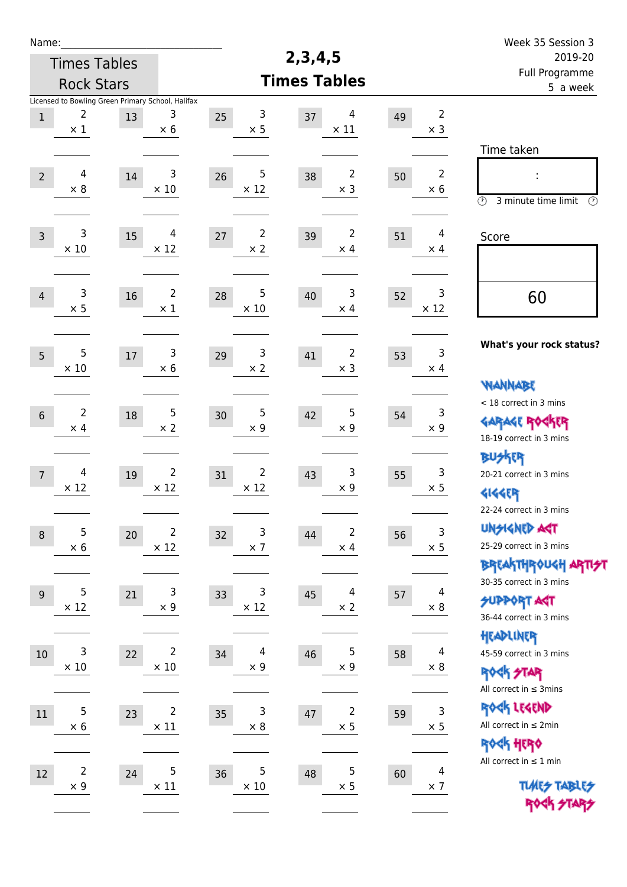Name:_______________________

Times Tables Rock Stars

# 2,3,4,5 Times Tables

Week 35 Session 3
2019-20
Full Programme
5 a week

Licensed to Bowling Green Primary School, Halifax

| # | Question | # | Question | # | Question | # | Question | # | Question |
|---|---|---|---|---|---|---|---|---|---|
| 1 | $2 \times 1$ | 13 | $3 \times 6$ | 25 | $3 \times 5$ | 37 | $4 \times 11$ | 49 | $2 \times 3$ |
| 2 | $4 \times 8$ | 14 | $3 \times 10$ | 26 | $5 \times 12$ | 38 | $2 \times 3$ | 50 | $2 \times 6$ |
| 3 | $3 \times 10$ | 15 | $4 \times 12$ | 27 | $2 \times 2$ | 39 | $2 \times 4$ | 51 | $4 \times 4$ |
| 4 | $3 \times 5$ | 16 | $2 \times 1$ | 28 | $5 \times 10$ | 40 | $3 \times 4$ | 52 | $3 \times 12$ |
| 5 | $5 \times 10$ | 17 | $3 \times 6$ | 29 | $3 \times 2$ | 41 | $2 \times 3$ | 53 | $3 \times 4$ |
| 6 | $2 \times 4$ | 18 | $5 \times 2$ | 30 | $5 \times 9$ | 42 | $5 \times 9$ | 54 | $3 \times 9$ |
| 7 | $4 \times 12$ | 19 | $2 \times 12$ | 31 | $2 \times 12$ | 43 | $3 \times 9$ | 55 | $3 \times 5$ |
| 8 | $5 \times 6$ | 20 | $2 \times 12$ | 32 | $3 \times 7$ | 44 | $2 \times 4$ | 56 | $3 \times 5$ |
| 9 | $5 \times 12$ | 21 | $3 \times 9$ | 33 | $3 \times 12$ | 45 | $4 \times 2$ | 57 | $4 \times 8$ |
| 10 | $3 \times 10$ | 22 | $2 \times 10$ | 34 | $4 \times 9$ | 46 | $5 \times 9$ | 58 | $4 \times 8$ |
| 11 | $5 \times 6$ | 23 | $2 \times 11$ | 35 | $3 \times 8$ | 47 | $2 \times 5$ | 59 | $3 \times 5$ |
| 12 | $2 \times 9$ | 24 | $5 \times 11$ | 36 | $5 \times 10$ | 48 | $5 \times 5$ | 60 | $4 \times 7$ |

Time taken

:

3 minute time limit

Score

60

**What's your rock status?**

WANNABE
< 18 correct in 3 mins

GARAGE ROCKER
18-19 correct in 3 mins

BUSKER
20-21 correct in 3 mins

GIGGER
22-24 correct in 3 mins

UNSIGNED ACT
25-29 correct in 3 mins

BREAKTHROUGH ARTIST
30-35 correct in 3 mins

SUPPORT ACT
36-44 correct in 3 mins

HEADLINER
45-59 correct in 3 mins

ROCK STAR
All correct in ≤ 3mins

ROCK LEGEND
All correct in ≤ 2min

ROCK HERO
All correct in ≤ 1 min

TIMES TABLES ROCK STARS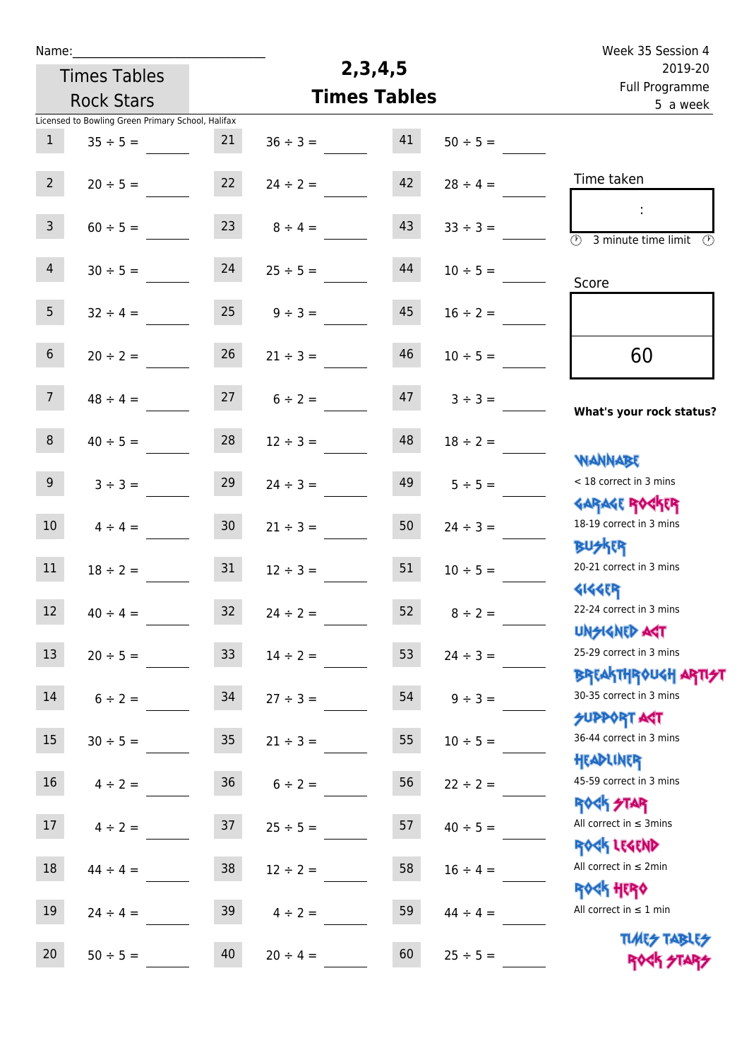Name:\_\_\_\_\_\_\_\_\_\_\_\_\_\_\_\_\_\_\_\_\_\_\_\_\_\_\_\_

Times Tables Rock Stars

# 2,3,4,5 Times Tables

Week 35 Session 4
2019-20
Full Programme
5 a week

Licensed to Bowling Green Primary School, Halifax

| | | | | | |
|---|---|---|---|---|---|
| 1 | 35 ÷ 5 = \_\_\_\_ | 21 | 36 ÷ 3 = \_\_\_\_ | 41 | 50 ÷ 5 = \_\_\_\_ |
| 2 | 20 ÷ 5 = \_\_\_\_ | 22 | 24 ÷ 2 = \_\_\_\_ | 42 | 28 ÷ 4 = \_\_\_\_ |
| 3 | 60 ÷ 5 = \_\_\_\_ | 23 | 8 ÷ 4 = \_\_\_\_ | 43 | 33 ÷ 3 = \_\_\_\_ |
| 4 | 30 ÷ 5 = \_\_\_\_ | 24 | 25 ÷ 5 = \_\_\_\_ | 44 | 10 ÷ 5 = \_\_\_\_ |
| 5 | 32 ÷ 4 = \_\_\_\_ | 25 | 9 ÷ 3 = \_\_\_\_ | 45 | 16 ÷ 2 = \_\_\_\_ |
| 6 | 20 ÷ 2 = \_\_\_\_ | 26 | 21 ÷ 3 = \_\_\_\_ | 46 | 10 ÷ 5 = \_\_\_\_ |
| 7 | 48 ÷ 4 = \_\_\_\_ | 27 | 6 ÷ 2 = \_\_\_\_ | 47 | 3 ÷ 3 = \_\_\_\_ |
| 8 | 40 ÷ 5 = \_\_\_\_ | 28 | 12 ÷ 3 = \_\_\_\_ | 48 | 18 ÷ 2 = \_\_\_\_ |
| 9 | 3 ÷ 3 = \_\_\_\_ | 29 | 24 ÷ 3 = \_\_\_\_ | 49 | 5 ÷ 5 = \_\_\_\_ |
| 10 | 4 ÷ 4 = \_\_\_\_ | 30 | 21 ÷ 3 = \_\_\_\_ | 50 | 24 ÷ 3 = \_\_\_\_ |
| 11 | 18 ÷ 2 = \_\_\_\_ | 31 | 12 ÷ 3 = \_\_\_\_ | 51 | 10 ÷ 5 = \_\_\_\_ |
| 12 | 40 ÷ 4 = \_\_\_\_ | 32 | 24 ÷ 2 = \_\_\_\_ | 52 | 8 ÷ 2 = \_\_\_\_ |
| 13 | 20 ÷ 5 = \_\_\_\_ | 33 | 14 ÷ 2 = \_\_\_\_ | 53 | 24 ÷ 3 = \_\_\_\_ |
| 14 | 6 ÷ 2 = \_\_\_\_ | 34 | 27 ÷ 3 = \_\_\_\_ | 54 | 9 ÷ 3 = \_\_\_\_ |
| 15 | 30 ÷ 5 = \_\_\_\_ | 35 | 21 ÷ 3 = \_\_\_\_ | 55 | 10 ÷ 5 = \_\_\_\_ |
| 16 | 4 ÷ 2 = \_\_\_\_ | 36 | 6 ÷ 2 = \_\_\_\_ | 56 | 22 ÷ 2 = \_\_\_\_ |
| 17 | 4 ÷ 2 = \_\_\_\_ | 37 | 25 ÷ 5 = \_\_\_\_ | 57 | 40 ÷ 5 = \_\_\_\_ |
| 18 | 44 ÷ 4 = \_\_\_\_ | 38 | 12 ÷ 2 = \_\_\_\_ | 58 | 16 ÷ 4 = \_\_\_\_ |
| 19 | 24 ÷ 4 = \_\_\_\_ | 39 | 4 ÷ 2 = \_\_\_\_ | 59 | 44 ÷ 4 = \_\_\_\_ |
| 20 | 50 ÷ 5 = \_\_\_\_ | 40 | 20 ÷ 4 = \_\_\_\_ | 60 | 25 ÷ 5 = \_\_\_\_ |

Time taken

:

3 minute time limit

Score

60

**What's your rock status?**

- WANNABE: < 18 correct in 3 mins
- GARAGE ROCKER: 18-19 correct in 3 mins
- BUSKER: 20-21 correct in 3 mins
- GIGGER: 22-24 correct in 3 mins
- UNSIGNED ACT: 25-29 correct in 3 mins
- BREAKTHROUGH ARTIST: 30-35 correct in 3 mins
- SUPPORT ACT: 36-44 correct in 3 mins
- HEADLINER: 45-59 correct in 3 mins
- ROCK STAR: All correct in ≤ 3mins
- ROCK LEGEND: All correct in ≤ 2min
- ROCK HERO: All correct in ≤ 1 min

TIMES TABLES ROCK STARS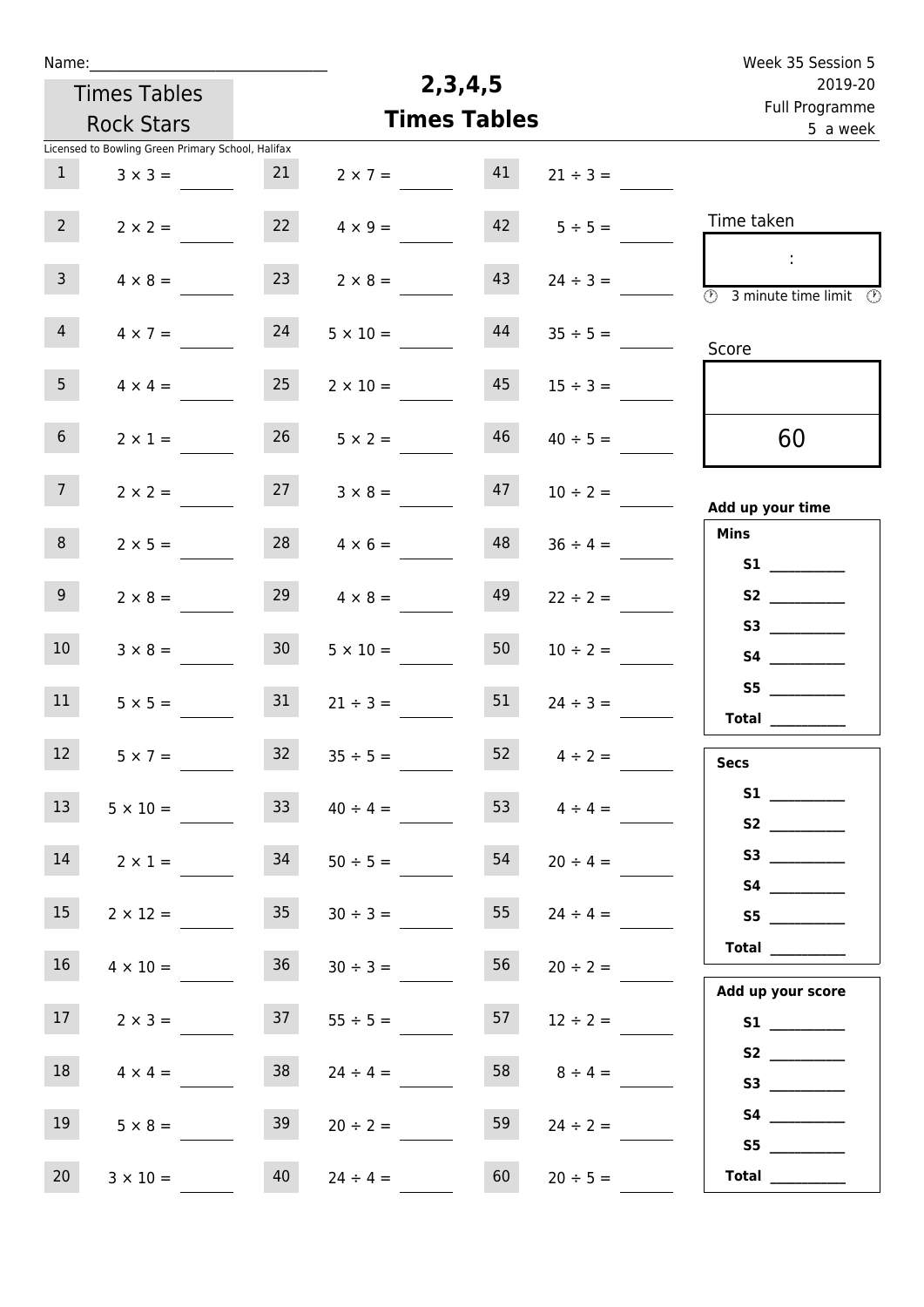Name:\_\_\_\_\_\_\_\_\_\_\_\_\_\_\_\_\_\_\_\_\_\_\_\_\_\_\_\_\_\_

Times Tables Rock Stars

Licensed to Bowling Green Primary School, Halifax

# 2,3,4,5 Times Tables

Week 35 Session 5
2019-20
Full Programme
5 a week

| | | | | | |
|---|---|---|---|---|---|
| 1 | $3 \times 3 =$ | 21 | $2 \times 7 =$ | 41 | $21 \div 3 =$ |
| 2 | $2 \times 2 =$ | 22 | $4 \times 9 =$ | 42 | $5 \div 5 =$ |
| 3 | $4 \times 8 =$ | 23 | $2 \times 8 =$ | 43 | $24 \div 3 =$ |
| 4 | $4 \times 7 =$ | 24 | $5 \times 10 =$ | 44 | $35 \div 5 =$ |
| 5 | $4 \times 4 =$ | 25 | $2 \times 10 =$ | 45 | $15 \div 3 =$ |
| 6 | $2 \times 1 =$ | 26 | $5 \times 2 =$ | 46 | $40 \div 5 =$ |
| 7 | $2 \times 2 =$ | 27 | $3 \times 8 =$ | 47 | $10 \div 2 =$ |
| 8 | $2 \times 5 =$ | 28 | $4 \times 6 =$ | 48 | $36 \div 4 =$ |
| 9 | $2 \times 8 =$ | 29 | $4 \times 8 =$ | 49 | $22 \div 2 =$ |
| 10 | $3 \times 8 =$ | 30 | $5 \times 10 =$ | 50 | $10 \div 2 =$ |
| 11 | $5 \times 5 =$ | 31 | $21 \div 3 =$ | 51 | $24 \div 3 =$ |
| 12 | $5 \times 7 =$ | 32 | $35 \div 5 =$ | 52 | $4 \div 2 =$ |
| 13 | $5 \times 10 =$ | 33 | $40 \div 4 =$ | 53 | $4 \div 4 =$ |
| 14 | $2 \times 1 =$ | 34 | $50 \div 5 =$ | 54 | $20 \div 4 =$ |
| 15 | $2 \times 12 =$ | 35 | $30 \div 3 =$ | 55 | $24 \div 4 =$ |
| 16 | $4 \times 10 =$ | 36 | $30 \div 3 =$ | 56 | $20 \div 2 =$ |
| 17 | $2 \times 3 =$ | 37 | $55 \div 5 =$ | 57 | $12 \div 2 =$ |
| 18 | $4 \times 4 =$ | 38 | $24 \div 4 =$ | 58 | $8 \div 4 =$ |
| 19 | $5 \times 8 =$ | 39 | $20 \div 2 =$ | 59 | $24 \div 2 =$ |
| 20 | $3 \times 10 =$ | 40 | $24 \div 4 =$ | 60 | $20 \div 5 =$ |

Time taken

:

3 minute time limit

Score

60

**Add up your time**

**Mins**

**S1** \_\_\_\_\_\_\_\_\_\_
**S2** \_\_\_\_\_\_\_\_\_\_
**S3** \_\_\_\_\_\_\_\_\_\_
**S4** \_\_\_\_\_\_\_\_\_\_
**S5** \_\_\_\_\_\_\_\_\_\_
**Total** \_\_\_\_\_\_\_\_\_\_

**Secs**

**S1** \_\_\_\_\_\_\_\_\_\_
**S2** \_\_\_\_\_\_\_\_\_\_
**S3** \_\_\_\_\_\_\_\_\_\_
**S4** \_\_\_\_\_\_\_\_\_\_
**S5** \_\_\_\_\_\_\_\_\_\_
**Total** \_\_\_\_\_\_\_\_\_\_

**Add up your score**

**S1** \_\_\_\_\_\_\_\_\_\_
**S2** \_\_\_\_\_\_\_\_\_\_
**S3** \_\_\_\_\_\_\_\_\_\_
**S4** \_\_\_\_\_\_\_\_\_\_
**S5** \_\_\_\_\_\_\_\_\_\_
**Total** \_\_\_\_\_\_\_\_\_\_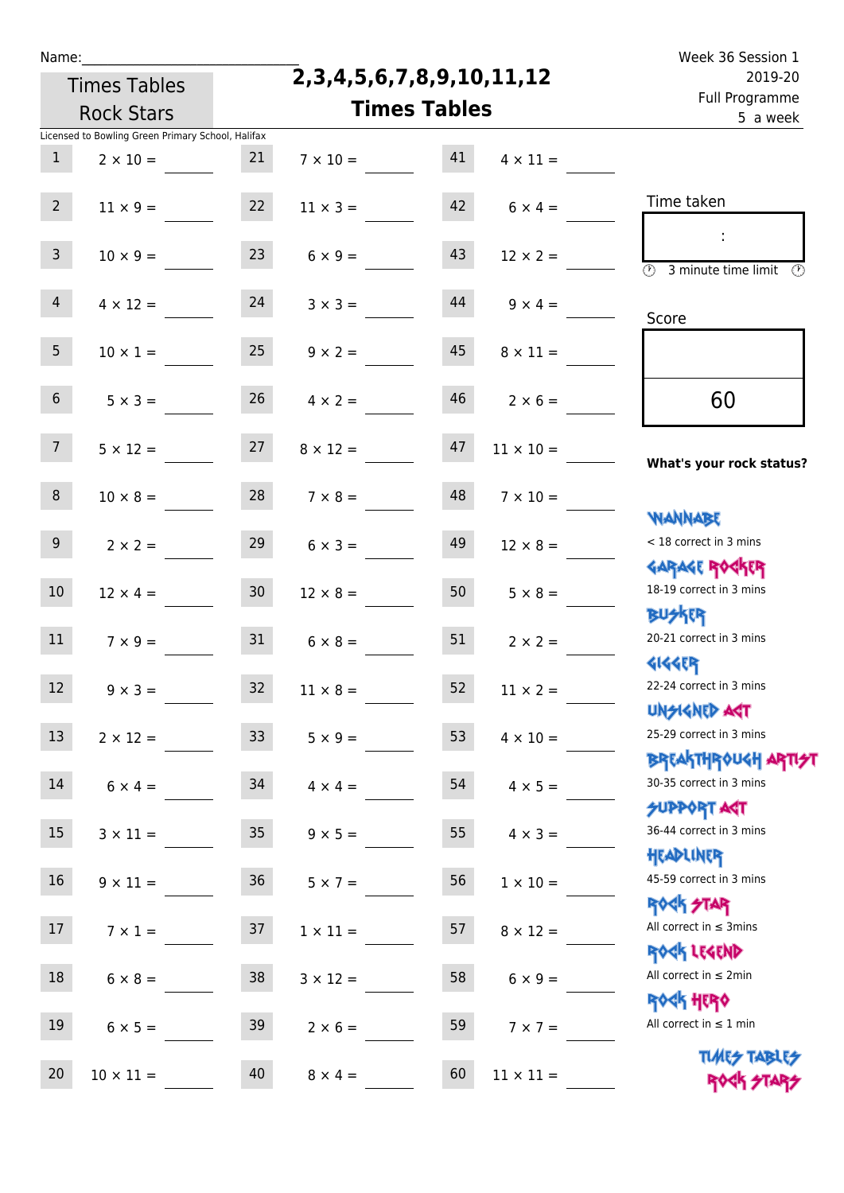Name:\_\_\_\_\_\_\_\_\_\_\_\_\_\_\_\_\_\_\_\_\_\_\_\_\_\_\_\_

Times Tables Rock Stars

# 2,3,4,5,6,7,8,9,10,11,12 Times Tables

Week 36 Session 1
2019-20
Full Programme
5 a week

Licensed to Bowling Green Primary School, Halifax

| | | | | | |
|---|---|---|---|---|---|
| 1 | $2 \times 10 =$ | 21 | $7 \times 10 =$ | 41 | $4 \times 11 =$ |
| 2 | $11 \times 9 =$ | 22 | $11 \times 3 =$ | 42 | $6 \times 4 =$ |
| 3 | $10 \times 9 =$ | 23 | $6 \times 9 =$ | 43 | $12 \times 2 =$ |
| 4 | $4 \times 12 =$ | 24 | $3 \times 3 =$ | 44 | $9 \times 4 =$ |
| 5 | $10 \times 1 =$ | 25 | $9 \times 2 =$ | 45 | $8 \times 11 =$ |
| 6 | $5 \times 3 =$ | 26 | $4 \times 2 =$ | 46 | $2 \times 6 =$ |
| 7 | $5 \times 12 =$ | 27 | $8 \times 12 =$ | 47 | $11 \times 10 =$ |
| 8 | $10 \times 8 =$ | 28 | $7 \times 8 =$ | 48 | $7 \times 10 =$ |
| 9 | $2 \times 2 =$ | 29 | $6 \times 3 =$ | 49 | $12 \times 8 =$ |
| 10 | $12 \times 4 =$ | 30 | $12 \times 8 =$ | 50 | $5 \times 8 =$ |
| 11 | $7 \times 9 =$ | 31 | $6 \times 8 =$ | 51 | $2 \times 2 =$ |
| 12 | $9 \times 3 =$ | 32 | $11 \times 8 =$ | 52 | $11 \times 2 =$ |
| 13 | $2 \times 12 =$ | 33 | $5 \times 9 =$ | 53 | $4 \times 10 =$ |
| 14 | $6 \times 4 =$ | 34 | $4 \times 4 =$ | 54 | $4 \times 5 =$ |
| 15 | $3 \times 11 =$ | 35 | $9 \times 5 =$ | 55 | $4 \times 3 =$ |
| 16 | $9 \times 11 =$ | 36 | $5 \times 7 =$ | 56 | $1 \times 10 =$ |
| 17 | $7 \times 1 =$ | 37 | $1 \times 11 =$ | 57 | $8 \times 12 =$ |
| 18 | $6 \times 8 =$ | 38 | $3 \times 12 =$ | 58 | $6 \times 9 =$ |
| 19 | $6 \times 5 =$ | 39 | $2 \times 6 =$ | 59 | $7 \times 7 =$ |
| 20 | $10 \times 11 =$ | 40 | $8 \times 4 =$ | 60 | $11 \times 11 =$ |

Time taken

:

3 minute time limit

Score

60

**What's your rock status?**

WANNABE
< 18 correct in 3 mins

GARAGE ROCKER
18-19 correct in 3 mins

BUSKER
20-21 correct in 3 mins

GIGGER
22-24 correct in 3 mins

UNSIGNED ACT
25-29 correct in 3 mins

BREAKTHROUGH ARTIST
30-35 correct in 3 mins

SUPPORT ACT
36-44 correct in 3 mins

HEADLINER
45-59 correct in 3 mins

ROCK STAR
All correct in ≤ 3mins

ROCK LEGEND
All correct in ≤ 2min

ROCK HERO
All correct in ≤ 1 min

TIMES TABLES ROCK STARS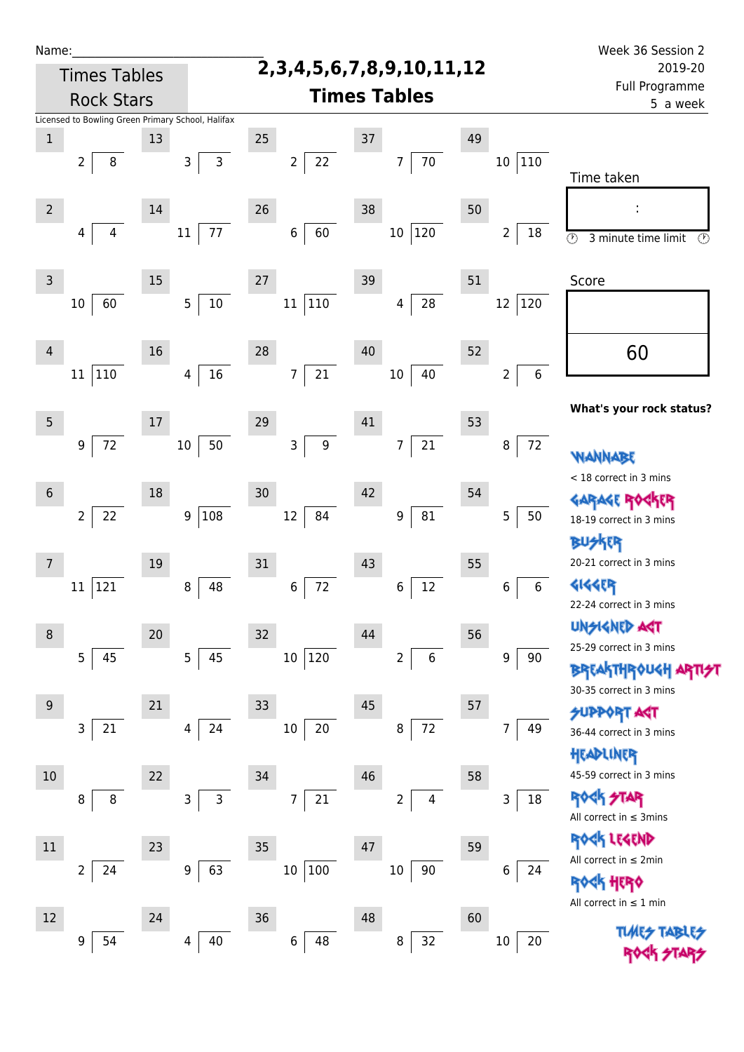Name:______________________________

Week 36 Session 2
2019-20
Full Programme
5 a week

Times Tables Rock Stars

# 2,3,4,5,6,7,8,9,10,11,12 Times Tables

Licensed to Bowling Green Primary School, Halifax

| # | Question | # | Question | # | Question | # | Question | # | Question |
|---|---|---|---|---|---|---|---|---|---|
| 1 | 2 ⟌ 8 | 13 | 3 ⟌ 3 | 25 | 2 ⟌ 22 | 37 | 7 ⟌ 70 | 49 | 10 ⟌ 110 |
| 2 | 4 ⟌ 4 | 14 | 11 ⟌ 77 | 26 | 6 ⟌ 60 | 38 | 10 ⟌ 120 | 50 | 2 ⟌ 18 |
| 3 | 10 ⟌ 60 | 15 | 5 ⟌ 10 | 27 | 11 ⟌ 110 | 39 | 4 ⟌ 28 | 51 | 12 ⟌ 120 |
| 4 | 11 ⟌ 110 | 16 | 4 ⟌ 16 | 28 | 7 ⟌ 21 | 40 | 10 ⟌ 40 | 52 | 2 ⟌ 6 |
| 5 | 9 ⟌ 72 | 17 | 10 ⟌ 50 | 29 | 3 ⟌ 9 | 41 | 7 ⟌ 21 | 53 | 8 ⟌ 72 |
| 6 | 2 ⟌ 22 | 18 | 9 ⟌ 108 | 30 | 12 ⟌ 84 | 42 | 9 ⟌ 81 | 54 | 5 ⟌ 50 |
| 7 | 11 ⟌ 121 | 19 | 8 ⟌ 48 | 31 | 6 ⟌ 72 | 43 | 6 ⟌ 12 | 55 | 6 ⟌ 6 |
| 8 | 5 ⟌ 45 | 20 | 5 ⟌ 45 | 32 | 10 ⟌ 120 | 44 | 2 ⟌ 6 | 56 | 9 ⟌ 90 |
| 9 | 3 ⟌ 21 | 21 | 4 ⟌ 24 | 33 | 10 ⟌ 20 | 45 | 8 ⟌ 72 | 57 | 7 ⟌ 49 |
| 10 | 8 ⟌ 8 | 22 | 3 ⟌ 3 | 34 | 7 ⟌ 21 | 46 | 2 ⟌ 4 | 58 | 3 ⟌ 18 |
| 11 | 2 ⟌ 24 | 23 | 9 ⟌ 63 | 35 | 10 ⟌ 100 | 47 | 10 ⟌ 90 | 59 | 6 ⟌ 24 |
| 12 | 9 ⟌ 54 | 24 | 4 ⟌ 40 | 36 | 6 ⟌ 48 | 48 | 8 ⟌ 32 | 60 | 10 ⟌ 20 |

Time taken

:

3 minute time limit

Score

60

**What's your rock status?**

WANNABE
< 18 correct in 3 mins

GARAGE ROCKER
18-19 correct in 3 mins

BUSKER
20-21 correct in 3 mins

GIGGER
22-24 correct in 3 mins

UNSIGNED ACT
25-29 correct in 3 mins

BREAKTHROUGH ARTIST
30-35 correct in 3 mins

SUPPORT ACT
36-44 correct in 3 mins

HEADLINER
45-59 correct in 3 mins

ROCK STAR
All correct in ≤ 3mins

ROCK LEGEND
All correct in ≤ 2min

ROCK HERO
All correct in ≤ 1 min

TIMES TABLES ROCK STARS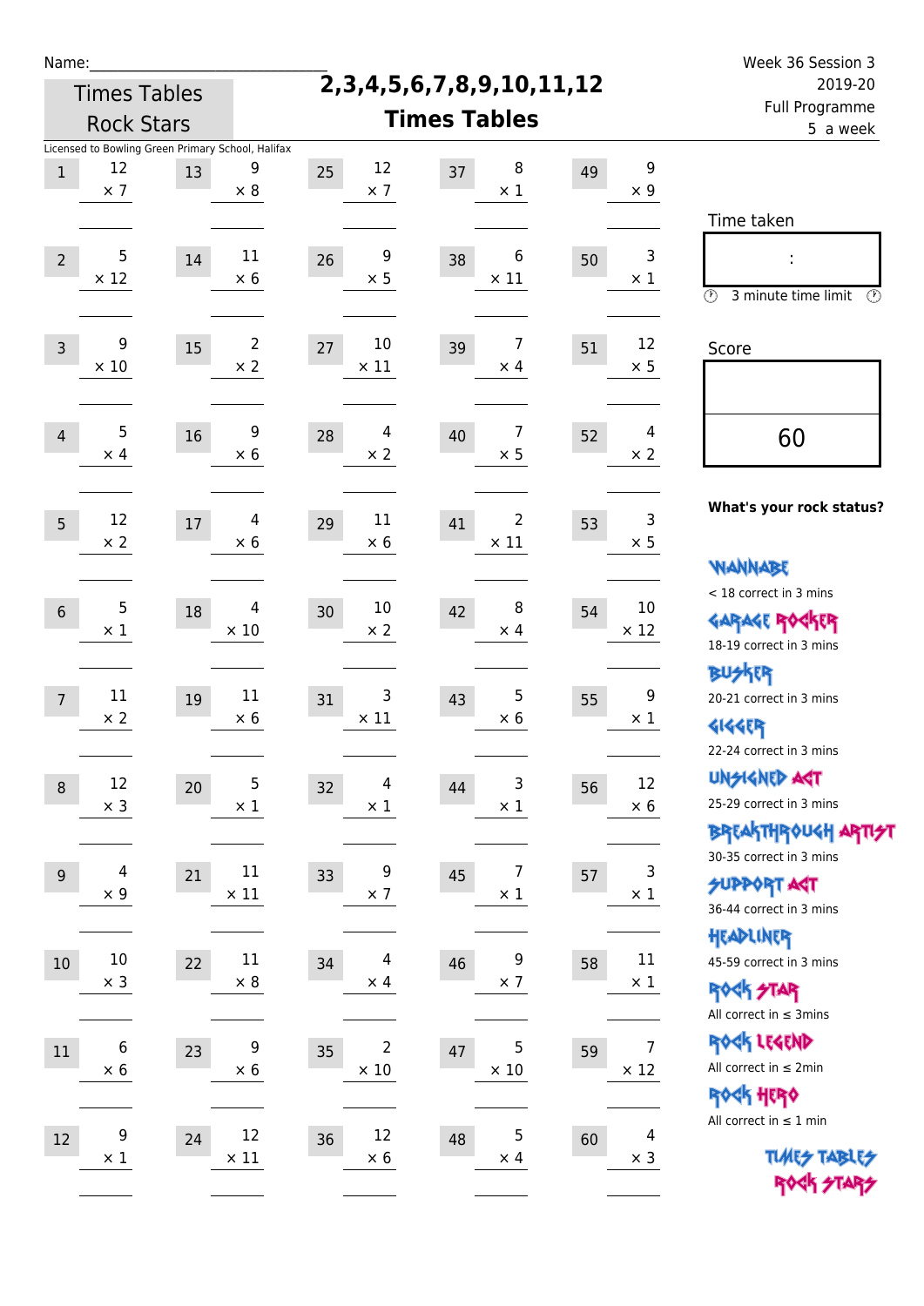Name:______________________________

Times Tables Rock Stars

# 2,3,4,5,6,7,8,9,10,11,12 Times Tables

Week 36 Session 3
2019-20
Full Programme
5 a week

Licensed to Bowling Green Primary School, Halifax

| # | Question | # | Question | # | Question | # | Question | # | Question |
|---|---|---|---|---|---|---|---|---|---|
| 1 | 12 × 7 | 13 | 9 × 8 | 25 | 12 × 7 | 37 | 8 × 1 | 49 | 9 × 9 |
| 2 | 5 × 12 | 14 | 11 × 6 | 26 | 9 × 5 | 38 | 6 × 11 | 50 | 3 × 1 |
| 3 | 9 × 10 | 15 | 2 × 2 | 27 | 10 × 11 | 39 | 7 × 4 | 51 | 12 × 5 |
| 4 | 5 × 4 | 16 | 9 × 6 | 28 | 4 × 2 | 40 | 7 × 5 | 52 | 4 × 2 |
| 5 | 12 × 2 | 17 | 4 × 6 | 29 | 11 × 6 | 41 | 2 × 11 | 53 | 3 × 5 |
| 6 | 5 × 1 | 18 | 4 × 10 | 30 | 10 × 2 | 42 | 8 × 4 | 54 | 10 × 12 |
| 7 | 11 × 2 | 19 | 11 × 6 | 31 | 3 × 11 | 43 | 5 × 6 | 55 | 9 × 1 |
| 8 | 12 × 3 | 20 | 5 × 1 | 32 | 4 × 1 | 44 | 3 × 1 | 56 | 12 × 6 |
| 9 | 4 × 9 | 21 | 11 × 11 | 33 | 9 × 7 | 45 | 7 × 1 | 57 | 3 × 1 |
| 10 | 10 × 3 | 22 | 11 × 8 | 34 | 4 × 4 | 46 | 9 × 7 | 58 | 11 × 1 |
| 11 | 6 × 6 | 23 | 9 × 6 | 35 | 2 × 10 | 47 | 5 × 10 | 59 | 7 × 12 |
| 12 | 9 × 1 | 24 | 12 × 11 | 36 | 12 × 6 | 48 | 5 × 4 | 60 | 4 × 3 |

Time taken

:

3 minute time limit

Score

60

**What's your rock status?**

WANNABE
< 18 correct in 3 mins

GARAGE ROCKER
18-19 correct in 3 mins

BUSKER
20-21 correct in 3 mins

GIGGER
22-24 correct in 3 mins

UNSIGNED ACT
25-29 correct in 3 mins

BREAKTHROUGH ARTIST
30-35 correct in 3 mins

SUPPORT ACT
36-44 correct in 3 mins

HEADLINER
45-59 correct in 3 mins

ROCK STAR
All correct in ≤ 3mins

ROCK LEGEND
All correct in ≤ 2min

ROCK HERO
All correct in ≤ 1 min

TIMES TABLES ROCK STARS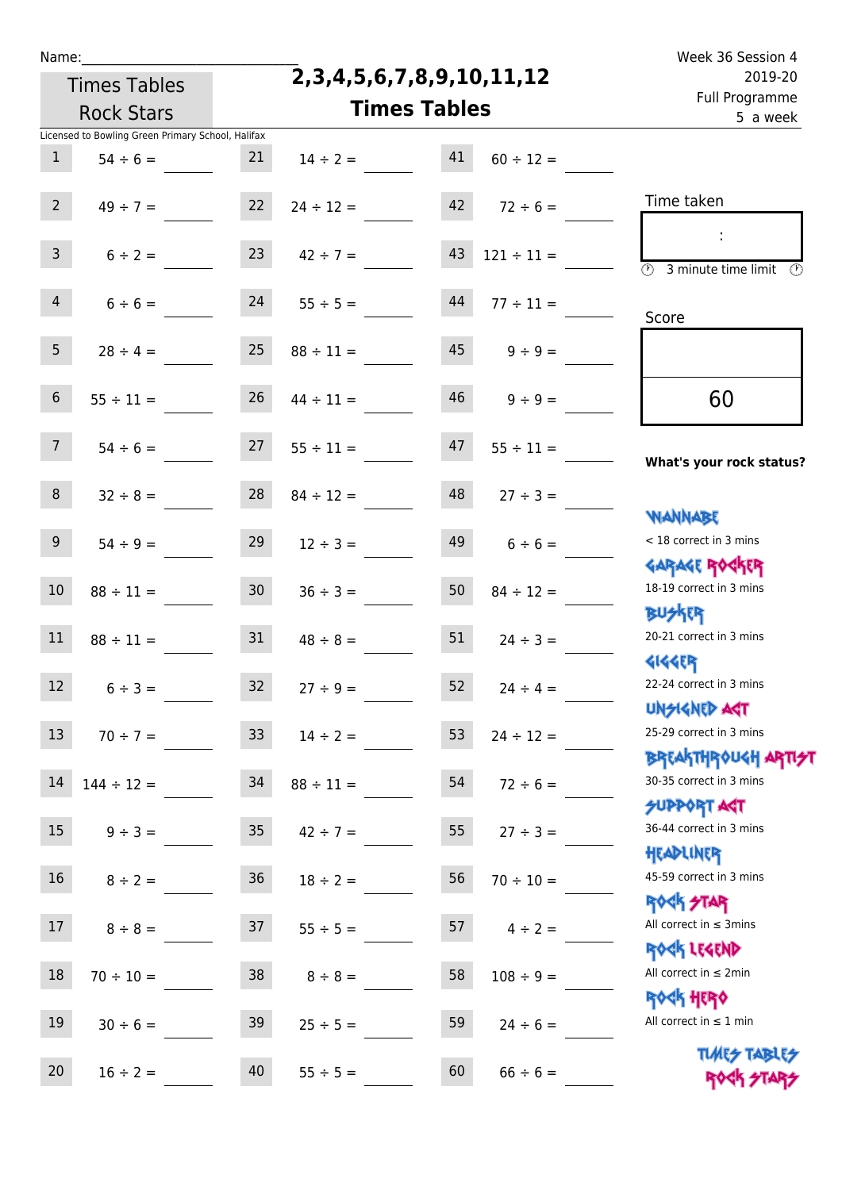Name:______________________________

Times Tables Rock Stars

# 2,3,4,5,6,7,8,9,10,11,12 Times Tables

Week 36 Session 4
2019-20
Full Programme
5 a week

Licensed to Bowling Green Primary School, Halifax

| | | | | | |
|---|---|---|---|---|---|
| 1 | 54 ÷ 6 = ____ | 21 | 14 ÷ 2 = ____ | 41 | 60 ÷ 12 = ____ |
| 2 | 49 ÷ 7 = ____ | 22 | 24 ÷ 12 = ____ | 42 | 72 ÷ 6 = ____ |
| 3 | 6 ÷ 2 = ____ | 23 | 42 ÷ 7 = ____ | 43 | 121 ÷ 11 = ____ |
| 4 | 6 ÷ 6 = ____ | 24 | 55 ÷ 5 = ____ | 44 | 77 ÷ 11 = ____ |
| 5 | 28 ÷ 4 = ____ | 25 | 88 ÷ 11 = ____ | 45 | 9 ÷ 9 = ____ |
| 6 | 55 ÷ 11 = ____ | 26 | 44 ÷ 11 = ____ | 46 | 9 ÷ 9 = ____ |
| 7 | 54 ÷ 6 = ____ | 27 | 55 ÷ 11 = ____ | 47 | 55 ÷ 11 = ____ |
| 8 | 32 ÷ 8 = ____ | 28 | 84 ÷ 12 = ____ | 48 | 27 ÷ 3 = ____ |
| 9 | 54 ÷ 9 = ____ | 29 | 12 ÷ 3 = ____ | 49 | 6 ÷ 6 = ____ |
| 10 | 88 ÷ 11 = ____ | 30 | 36 ÷ 3 = ____ | 50 | 84 ÷ 12 = ____ |
| 11 | 88 ÷ 11 = ____ | 31 | 48 ÷ 8 = ____ | 51 | 24 ÷ 3 = ____ |
| 12 | 6 ÷ 3 = ____ | 32 | 27 ÷ 9 = ____ | 52 | 24 ÷ 4 = ____ |
| 13 | 70 ÷ 7 = ____ | 33 | 14 ÷ 2 = ____ | 53 | 24 ÷ 12 = ____ |
| 14 | 144 ÷ 12 = ____ | 34 | 88 ÷ 11 = ____ | 54 | 72 ÷ 6 = ____ |
| 15 | 9 ÷ 3 = ____ | 35 | 42 ÷ 7 = ____ | 55 | 27 ÷ 3 = ____ |
| 16 | 8 ÷ 2 = ____ | 36 | 18 ÷ 2 = ____ | 56 | 70 ÷ 10 = ____ |
| 17 | 8 ÷ 8 = ____ | 37 | 55 ÷ 5 = ____ | 57 | 4 ÷ 2 = ____ |
| 18 | 70 ÷ 10 = ____ | 38 | 8 ÷ 8 = ____ | 58 | 108 ÷ 9 = ____ |
| 19 | 30 ÷ 6 = ____ | 39 | 25 ÷ 5 = ____ | 59 | 24 ÷ 6 = ____ |
| 20 | 16 ÷ 2 = ____ | 40 | 55 ÷ 5 = ____ | 60 | 66 ÷ 6 = ____ |

Time taken

:

3 minute time limit

Score

60

**What's your rock status?**

WANNABE
< 18 correct in 3 mins

GARAGE ROCKER
18-19 correct in 3 mins

BUSKER
20-21 correct in 3 mins

GIGGER
22-24 correct in 3 mins

UNSIGNED ACT
25-29 correct in 3 mins

BREAKTHROUGH ARTIST
30-35 correct in 3 mins

SUPPORT ACT
36-44 correct in 3 mins

HEADLINER
45-59 correct in 3 mins

ROCK STAR
All correct in ≤ 3mins

ROCK LEGEND
All correct in ≤ 2min

ROCK HERO
All correct in ≤ 1 min

TIMES TABLES ROCK STARS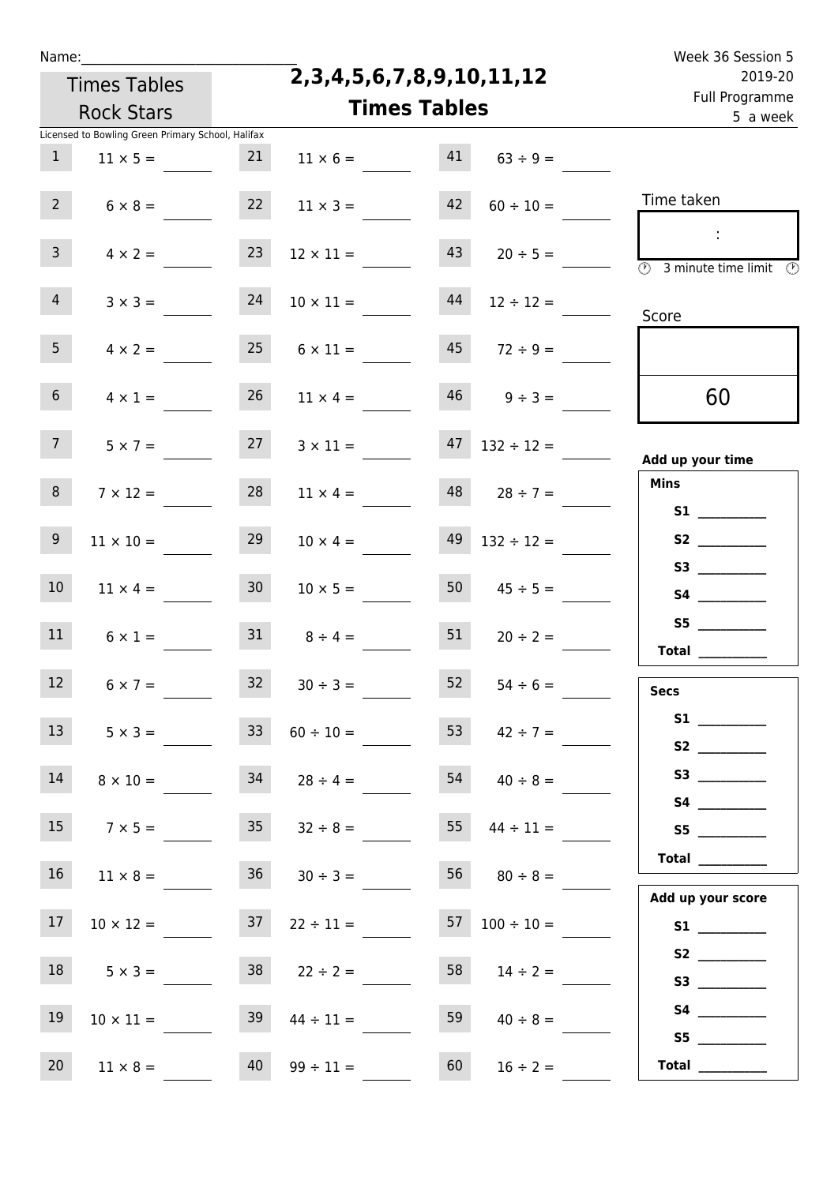Name:______________________________

Times Tables Rock Stars

# 2,3,4,5,6,7,8,9,10,11,12 Times Tables

Week 36 Session 5
2019-20
Full Programme
5 a week

Licensed to Bowling Green Primary School, Halifax

| | | | | | |
|---|---|---|---|---|---|
| 1 | $11 \times 5 =$ | 21 | $11 \times 6 =$ | 41 | $63 \div 9 =$ |
| 2 | $6 \times 8 =$ | 22 | $11 \times 3 =$ | 42 | $60 \div 10 =$ |
| 3 | $4 \times 2 =$ | 23 | $12 \times 11 =$ | 43 | $20 \div 5 =$ |
| 4 | $3 \times 3 =$ | 24 | $10 \times 11 =$ | 44 | $12 \div 12 =$ |
| 5 | $4 \times 2 =$ | 25 | $6 \times 11 =$ | 45 | $72 \div 9 =$ |
| 6 | $4 \times 1 =$ | 26 | $11 \times 4 =$ | 46 | $9 \div 3 =$ |
| 7 | $5 \times 7 =$ | 27 | $3 \times 11 =$ | 47 | $132 \div 12 =$ |
| 8 | $7 \times 12 =$ | 28 | $11 \times 4 =$ | 48 | $28 \div 7 =$ |
| 9 | $11 \times 10 =$ | 29 | $10 \times 4 =$ | 49 | $132 \div 12 =$ |
| 10 | $11 \times 4 =$ | 30 | $10 \times 5 =$ | 50 | $45 \div 5 =$ |
| 11 | $6 \times 1 =$ | 31 | $8 \div 4 =$ | 51 | $20 \div 2 =$ |
| 12 | $6 \times 7 =$ | 32 | $30 \div 3 =$ | 52 | $54 \div 6 =$ |
| 13 | $5 \times 3 =$ | 33 | $60 \div 10 =$ | 53 | $42 \div 7 =$ |
| 14 | $8 \times 10 =$ | 34 | $28 \div 4 =$ | 54 | $40 \div 8 =$ |
| 15 | $7 \times 5 =$ | 35 | $32 \div 8 =$ | 55 | $44 \div 11 =$ |
| 16 | $11 \times 8 =$ | 36 | $30 \div 3 =$ | 56 | $80 \div 8 =$ |
| 17 | $10 \times 12 =$ | 37 | $22 \div 11 =$ | 57 | $100 \div 10 =$ |
| 18 | $5 \times 3 =$ | 38 | $22 \div 2 =$ | 58 | $14 \div 2 =$ |
| 19 | $10 \times 11 =$ | 39 | $44 \div 11 =$ | 59 | $40 \div 8 =$ |
| 20 | $11 \times 8 =$ | 40 | $99 \div 11 =$ | 60 | $16 \div 2 =$ |

Time taken

:

3 minute time limit

Score

60

**Add up your time**

**Mins**

**S1** __________
**S2** __________
**S3** __________
**S4** __________
**S5** __________
**Total** __________

**Secs**

**S1** __________
**S2** __________
**S3** __________
**S4** __________
**S5** __________
**Total** __________

**Add up your score**

**S1** __________
**S2** __________
**S3** __________
**S4** __________
**S5** __________
**Total** __________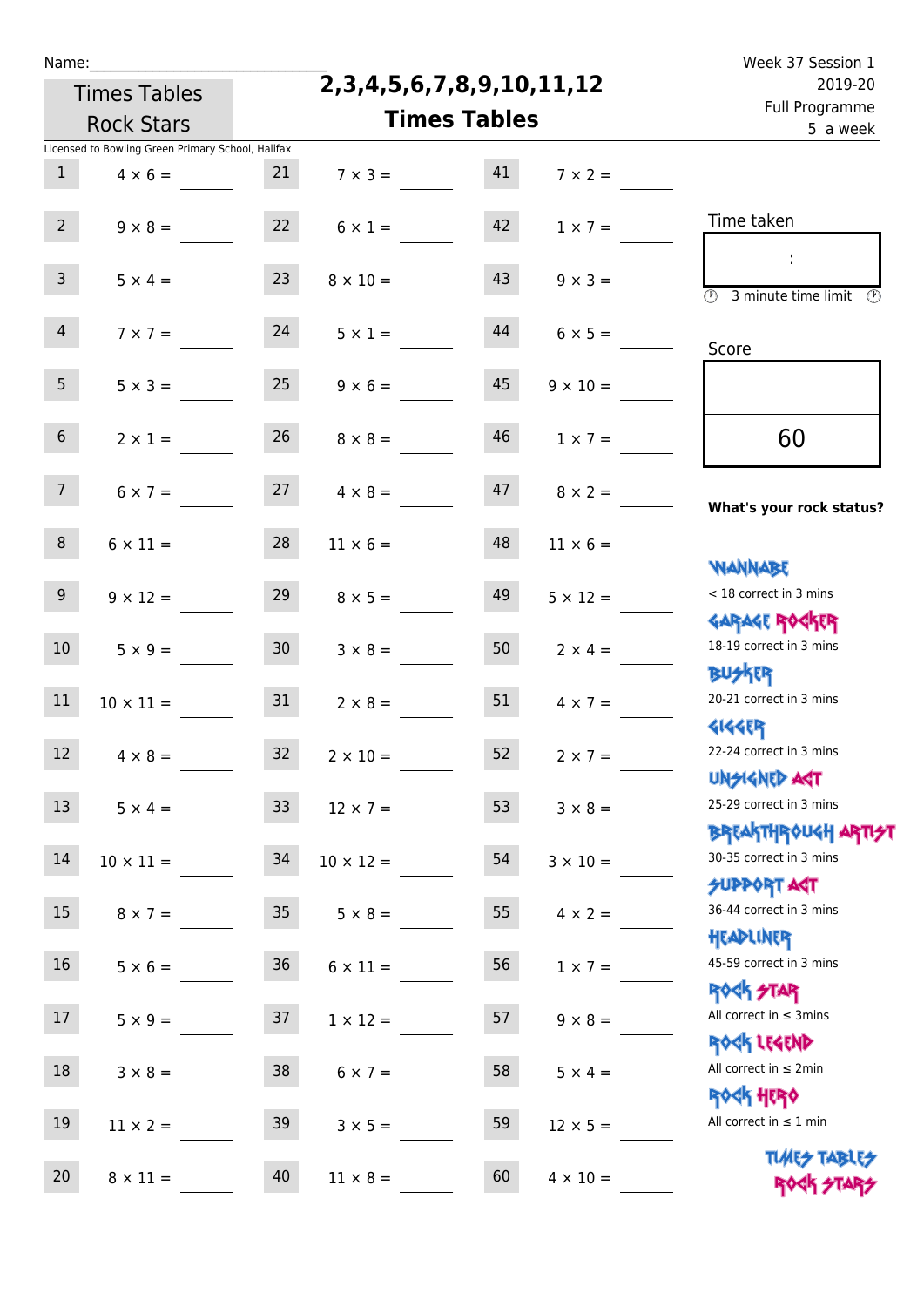Name:\_\_\_\_\_\_\_\_\_\_\_\_\_\_\_\_\_\_\_\_\_\_\_\_\_\_\_\_

Times Tables Rock Stars

# 2,3,4,5,6,7,8,9,10,11,12 Times Tables

Week 37 Session 1
2019-20
Full Programme
5 a week

Licensed to Bowling Green Primary School, Halifax

| | | | | | |
|---|---|---|---|---|---|
| 1 | 4 × 6 = | 21 | 7 × 3 = | 41 | 7 × 2 = |
| 2 | 9 × 8 = | 22 | 6 × 1 = | 42 | 1 × 7 = |
| 3 | 5 × 4 = | 23 | 8 × 10 = | 43 | 9 × 3 = |
| 4 | 7 × 7 = | 24 | 5 × 1 = | 44 | 6 × 5 = |
| 5 | 5 × 3 = | 25 | 9 × 6 = | 45 | 9 × 10 = |
| 6 | 2 × 1 = | 26 | 8 × 8 = | 46 | 1 × 7 = |
| 7 | 6 × 7 = | 27 | 4 × 8 = | 47 | 8 × 2 = |
| 8 | 6 × 11 = | 28 | 11 × 6 = | 48 | 11 × 6 = |
| 9 | 9 × 12 = | 29 | 8 × 5 = | 49 | 5 × 12 = |
| 10 | 5 × 9 = | 30 | 3 × 8 = | 50 | 2 × 4 = |
| 11 | 10 × 11 = | 31 | 2 × 8 = | 51 | 4 × 7 = |
| 12 | 4 × 8 = | 32 | 2 × 10 = | 52 | 2 × 7 = |
| 13 | 5 × 4 = | 33 | 12 × 7 = | 53 | 3 × 8 = |
| 14 | 10 × 11 = | 34 | 10 × 12 = | 54 | 3 × 10 = |
| 15 | 8 × 7 = | 35 | 5 × 8 = | 55 | 4 × 2 = |
| 16 | 5 × 6 = | 36 | 6 × 11 = | 56 | 1 × 7 = |
| 17 | 5 × 9 = | 37 | 1 × 12 = | 57 | 9 × 8 = |
| 18 | 3 × 8 = | 38 | 6 × 7 = | 58 | 5 × 4 = |
| 19 | 11 × 2 = | 39 | 3 × 5 = | 59 | 12 × 5 = |
| 20 | 8 × 11 = | 40 | 11 × 8 = | 60 | 4 × 10 = |

Time taken

:

3 minute time limit

Score

60

**What's your rock status?**

WANNABE
< 18 correct in 3 mins

GARAGE ROCKER
18-19 correct in 3 mins

BUSKER
20-21 correct in 3 mins

GIGGER
22-24 correct in 3 mins

UNSIGNED ACT
25-29 correct in 3 mins

BREAKTHROUGH ARTIST
30-35 correct in 3 mins

SUPPORT ACT
36-44 correct in 3 mins

HEADLINER
45-59 correct in 3 mins

ROCK STAR
All correct in ≤ 3mins

ROCK LEGEND
All correct in ≤ 2min

ROCK HERO
All correct in ≤ 1 min

TIMES TABLES ROCK STARS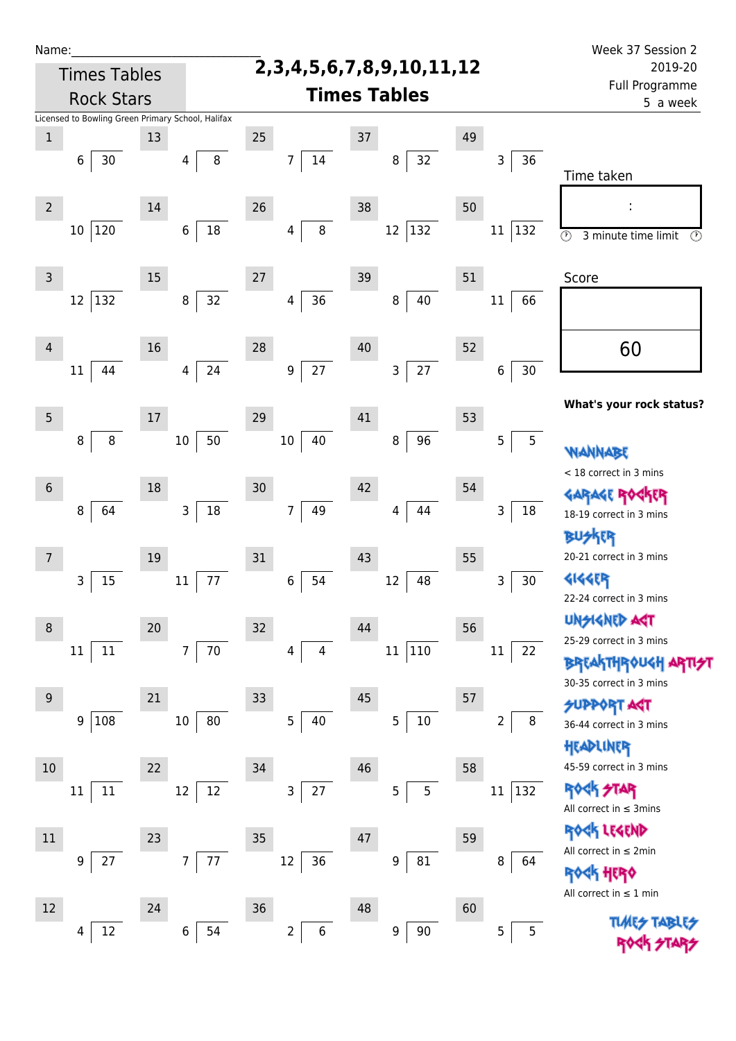Name:\_\_\_\_\_\_\_\_\_\_\_\_\_\_\_\_\_\_\_\_\_\_\_\_\_\_\_\_\_\_

Times Tables Rock Stars

# 2,3,4,5,6,7,8,9,10,11,12 Times Tables

Week 37 Session 2
2019-20
Full Programme
5 a week

Licensed to Bowling Green Primary School, Halifax

| # | Question | # | Question | # | Question | # | Question | # | Question |
|---|---|---|---|---|---|---|---|---|---|
| 1 | 6 ⟌ 30 | 13 | 4 ⟌ 8 | 25 | 7 ⟌ 14 | 37 | 8 ⟌ 32 | 49 | 3 ⟌ 36 |
| 2 | 10 ⟌ 120 | 14 | 6 ⟌ 18 | 26 | 4 ⟌ 8 | 38 | 12 ⟌ 132 | 50 | 11 ⟌ 132 |
| 3 | 12 ⟌ 132 | 15 | 8 ⟌ 32 | 27 | 4 ⟌ 36 | 39 | 8 ⟌ 40 | 51 | 11 ⟌ 66 |
| 4 | 11 ⟌ 44 | 16 | 4 ⟌ 24 | 28 | 9 ⟌ 27 | 40 | 3 ⟌ 27 | 52 | 6 ⟌ 30 |
| 5 | 8 ⟌ 8 | 17 | 10 ⟌ 50 | 29 | 10 ⟌ 40 | 41 | 8 ⟌ 96 | 53 | 5 ⟌ 5 |
| 6 | 8 ⟌ 64 | 18 | 3 ⟌ 18 | 30 | 7 ⟌ 49 | 42 | 4 ⟌ 44 | 54 | 3 ⟌ 18 |
| 7 | 3 ⟌ 15 | 19 | 11 ⟌ 77 | 31 | 6 ⟌ 54 | 43 | 12 ⟌ 48 | 55 | 3 ⟌ 30 |
| 8 | 11 ⟌ 11 | 20 | 7 ⟌ 70 | 32 | 4 ⟌ 4 | 44 | 11 ⟌ 110 | 56 | 11 ⟌ 22 |
| 9 | 9 ⟌ 108 | 21 | 10 ⟌ 80 | 33 | 5 ⟌ 40 | 45 | 5 ⟌ 10 | 57 | 2 ⟌ 8 |
| 10 | 11 ⟌ 11 | 22 | 12 ⟌ 12 | 34 | 3 ⟌ 27 | 46 | 5 ⟌ 5 | 58 | 11 ⟌ 132 |
| 11 | 9 ⟌ 27 | 23 | 7 ⟌ 77 | 35 | 12 ⟌ 36 | 47 | 9 ⟌ 81 | 59 | 8 ⟌ 64 |
| 12 | 4 ⟌ 12 | 24 | 6 ⟌ 54 | 36 | 2 ⟌ 6 | 48 | 9 ⟌ 90 | 60 | 5 ⟌ 5 |

Time taken

:

3 minute time limit

Score

60

**What's your rock status?**

WANNABE
< 18 correct in 3 mins

GARAGE ROCKER
18-19 correct in 3 mins

BUSKER
20-21 correct in 3 mins

GIGGER
22-24 correct in 3 mins

UNSIGNED ACT
25-29 correct in 3 mins

BREAKTHROUGH ARTIST
30-35 correct in 3 mins

SUPPORT ACT
36-44 correct in 3 mins

HEADLINER
45-59 correct in 3 mins

ROCK STAR
All correct in ≤ 3mins

ROCK LEGEND
All correct in ≤ 2min

ROCK HERO
All correct in ≤ 1 min

TIMES TABLES ROCK STARS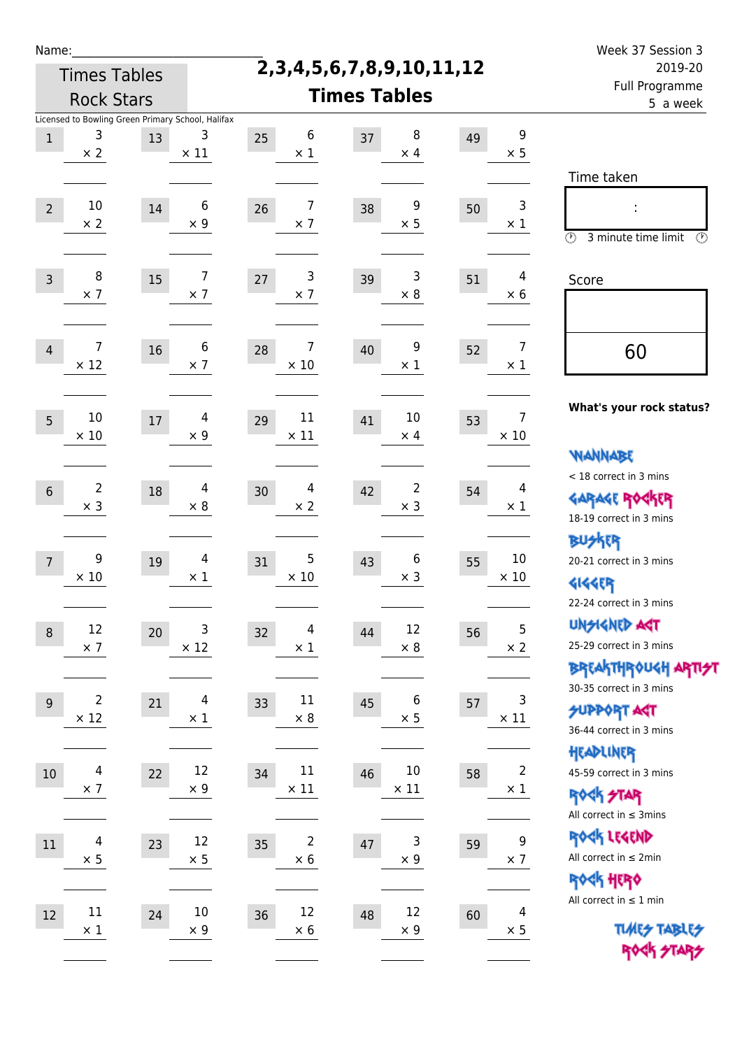Name:\_\_\_\_\_\_\_\_\_\_\_\_\_\_\_\_\_\_\_\_\_\_\_\_\_\_\_\_

Times Tables Rock Stars

# 2,3,4,5,6,7,8,9,10,11,12 Times Tables

Week 37 Session 3
2019-20
Full Programme
5 a week

Licensed to Bowling Green Primary School, Halifax

| | | | | | | | | | |
|---|---|---|---|---|---|---|---|---|---|
| 1 | 3 × 2 | 13 | 3 × 11 | 25 | 6 × 1 | 37 | 8 × 4 | 49 | 9 × 5 |
| 2 | 10 × 2 | 14 | 6 × 9 | 26 | 7 × 7 | 38 | 9 × 5 | 50 | 3 × 1 |
| 3 | 8 × 7 | 15 | 7 × 7 | 27 | 3 × 7 | 39 | 3 × 8 | 51 | 4 × 6 |
| 4 | 7 × 12 | 16 | 6 × 7 | 28 | 7 × 10 | 40 | 9 × 1 | 52 | 7 × 1 |
| 5 | 10 × 10 | 17 | 4 × 9 | 29 | 11 × 11 | 41 | 10 × 4 | 53 | 7 × 10 |
| 6 | 2 × 3 | 18 | 4 × 8 | 30 | 4 × 2 | 42 | 2 × 3 | 54 | 4 × 1 |
| 7 | 9 × 10 | 19 | 4 × 1 | 31 | 5 × 10 | 43 | 6 × 3 | 55 | 10 × 10 |
| 8 | 12 × 7 | 20 | 3 × 12 | 32 | 4 × 1 | 44 | 12 × 8 | 56 | 5 × 2 |
| 9 | 2 × 12 | 21 | 4 × 1 | 33 | 11 × 8 | 45 | 6 × 5 | 57 | 3 × 11 |
| 10 | 4 × 7 | 22 | 12 × 9 | 34 | 11 × 11 | 46 | 10 × 11 | 58 | 2 × 1 |
| 11 | 4 × 5 | 23 | 12 × 5 | 35 | 2 × 6 | 47 | 3 × 9 | 59 | 9 × 7 |
| 12 | 11 × 1 | 24 | 10 × 9 | 36 | 12 × 6 | 48 | 12 × 9 | 60 | 4 × 5 |

Time taken

:

3 minute time limit

Score

60

**What's your rock status?**

WANNABE
< 18 correct in 3 mins

GARAGE ROCKER
18-19 correct in 3 mins

BUSKER
20-21 correct in 3 mins

GIGGER
22-24 correct in 3 mins

UNSIGNED ACT
25-29 correct in 3 mins

BREAKTHROUGH ARTIST
30-35 correct in 3 mins

SUPPORT ACT
36-44 correct in 3 mins

HEADLINER
45-59 correct in 3 mins

ROCK STAR
All correct in ≤ 3mins

ROCK LEGEND
All correct in ≤ 2min

ROCK HERO
All correct in ≤ 1 min

TIMES TABLES ROCK STARS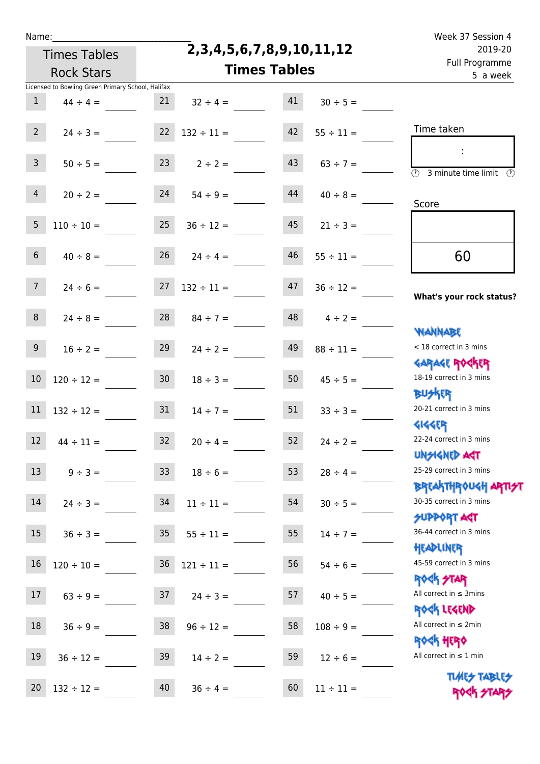Name:\_\_\_\_\_\_\_\_\_\_\_\_\_\_\_\_\_\_\_\_\_\_\_\_\_\_\_\_\_

Times Tables Rock Stars

# 2,3,4,5,6,7,8,9,10,11,12 Times Tables

Week 37 Session 4
2019-20
Full Programme
5 a week

Licensed to Bowling Green Primary School, Halifax

| | | | | | |
|---|---|---|---|---|---|
| 1 | $44 \div 4 =$ | 21 | $32 \div 4 =$ | 41 | $30 \div 5 =$ |
| 2 | $24 \div 3 =$ | 22 | $132 \div 11 =$ | 42 | $55 \div 11 =$ |
| 3 | $50 \div 5 =$ | 23 | $2 \div 2 =$ | 43 | $63 \div 7 =$ |
| 4 | $20 \div 2 =$ | 24 | $54 \div 9 =$ | 44 | $40 \div 8 =$ |
| 5 | $110 \div 10 =$ | 25 | $36 \div 12 =$ | 45 | $21 \div 3 =$ |
| 6 | $40 \div 8 =$ | 26 | $24 \div 4 =$ | 46 | $55 \div 11 =$ |
| 7 | $24 \div 6 =$ | 27 | $132 \div 11 =$ | 47 | $36 \div 12 =$ |
| 8 | $24 \div 8 =$ | 28 | $84 \div 7 =$ | 48 | $4 \div 2 =$ |
| 9 | $16 \div 2 =$ | 29 | $24 \div 2 =$ | 49 | $88 \div 11 =$ |
| 10 | $120 \div 12 =$ | 30 | $18 \div 3 =$ | 50 | $45 \div 5 =$ |
| 11 | $132 \div 12 =$ | 31 | $14 \div 7 =$ | 51 | $33 \div 3 =$ |
| 12 | $44 \div 11 =$ | 32 | $20 \div 4 =$ | 52 | $24 \div 2 =$ |
| 13 | $9 \div 3 =$ | 33 | $18 \div 6 =$ | 53 | $28 \div 4 =$ |
| 14 | $24 \div 3 =$ | 34 | $11 \div 11 =$ | 54 | $30 \div 5 =$ |
| 15 | $36 \div 3 =$ | 35 | $55 \div 11 =$ | 55 | $14 \div 7 =$ |
| 16 | $120 \div 10 =$ | 36 | $121 \div 11 =$ | 56 | $54 \div 6 =$ |
| 17 | $63 \div 9 =$ | 37 | $24 \div 3 =$ | 57 | $40 \div 5 =$ |
| 18 | $36 \div 9 =$ | 38 | $96 \div 12 =$ | 58 | $108 \div 9 =$ |
| 19 | $36 \div 12 =$ | 39 | $14 \div 2 =$ | 59 | $12 \div 6 =$ |
| 20 | $132 \div 12 =$ | 40 | $36 \div 4 =$ | 60 | $11 \div 11 =$ |

Time taken

:

3 minute time limit

Score

60

**What's your rock status?**

WANNABE
< 18 correct in 3 mins

GARAGE ROCKER
18-19 correct in 3 mins

BUSKER
20-21 correct in 3 mins

GIGGER
22-24 correct in 3 mins

UNSIGNED ACT
25-29 correct in 3 mins

BREAKTHROUGH ARTIST
30-35 correct in 3 mins

SUPPORT ACT
36-44 correct in 3 mins

HEADLINER
45-59 correct in 3 mins

ROCK STAR
All correct in ≤ 3mins

ROCK LEGEND
All correct in ≤ 2min

ROCK HERO
All correct in ≤ 1 min

TIMES TABLES ROCK STARS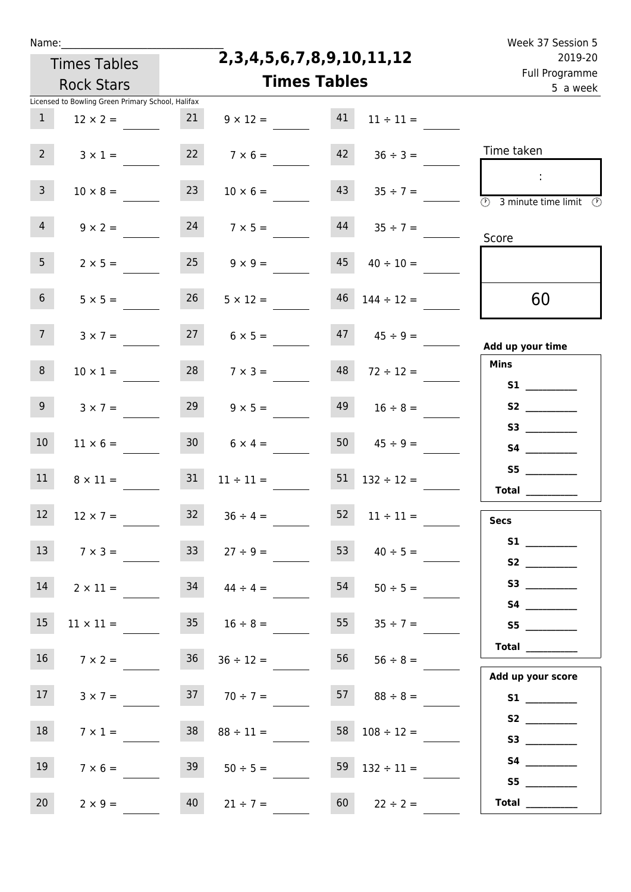Name:______________________________

Times Tables Rock Stars

# 2,3,4,5,6,7,8,9,10,11,12 Times Tables

Week 37 Session 5
2019-20
Full Programme
5 a week

Licensed to Bowling Green Primary School, Halifax

| | | | | | |
|---|---|---|---|---|---|
| 1 | $12 \times 2 =$ | 21 | $9 \times 12 =$ | 41 | $11 \div 11 =$ |
| 2 | $3 \times 1 =$ | 22 | $7 \times 6 =$ | 42 | $36 \div 3 =$ |
| 3 | $10 \times 8 =$ | 23 | $10 \times 6 =$ | 43 | $35 \div 7 =$ |
| 4 | $9 \times 2 =$ | 24 | $7 \times 5 =$ | 44 | $35 \div 7 =$ |
| 5 | $2 \times 5 =$ | 25 | $9 \times 9 =$ | 45 | $40 \div 10 =$ |
| 6 | $5 \times 5 =$ | 26 | $5 \times 12 =$ | 46 | $144 \div 12 =$ |
| 7 | $3 \times 7 =$ | 27 | $6 \times 5 =$ | 47 | $45 \div 9 =$ |
| 8 | $10 \times 1 =$ | 28 | $7 \times 3 =$ | 48 | $72 \div 12 =$ |
| 9 | $3 \times 7 =$ | 29 | $9 \times 5 =$ | 49 | $16 \div 8 =$ |
| 10 | $11 \times 6 =$ | 30 | $6 \times 4 =$ | 50 | $45 \div 9 =$ |
| 11 | $8 \times 11 =$ | 31 | $11 \div 11 =$ | 51 | $132 \div 12 =$ |
| 12 | $12 \times 7 =$ | 32 | $36 \div 4 =$ | 52 | $11 \div 11 =$ |
| 13 | $7 \times 3 =$ | 33 | $27 \div 9 =$ | 53 | $40 \div 5 =$ |
| 14 | $2 \times 11 =$ | 34 | $44 \div 4 =$ | 54 | $50 \div 5 =$ |
| 15 | $11 \times 11 =$ | 35 | $16 \div 8 =$ | 55 | $35 \div 7 =$ |
| 16 | $7 \times 2 =$ | 36 | $36 \div 12 =$ | 56 | $56 \div 8 =$ |
| 17 | $3 \times 7 =$ | 37 | $70 \div 7 =$ | 57 | $88 \div 8 =$ |
| 18 | $7 \times 1 =$ | 38 | $88 \div 11 =$ | 58 | $108 \div 12 =$ |
| 19 | $7 \times 6 =$ | 39 | $50 \div 5 =$ | 59 | $132 \div 11 =$ |
| 20 | $2 \times 9 =$ | 40 | $21 \div 7 =$ | 60 | $22 \div 2 =$ |

Time taken

:

3 minute time limit

Score

60

**Add up your time**

**Mins**

**S1** __________
**S2** __________
**S3** __________
**S4** __________
**S5** __________
**Total** __________

**Secs**

**S1** __________
**S2** __________
**S3** __________
**S4** __________
**S5** __________
**Total** __________

**Add up your score**

**S1** __________
**S2** __________
**S3** __________
**S4** __________
**S5** __________
**Total** __________